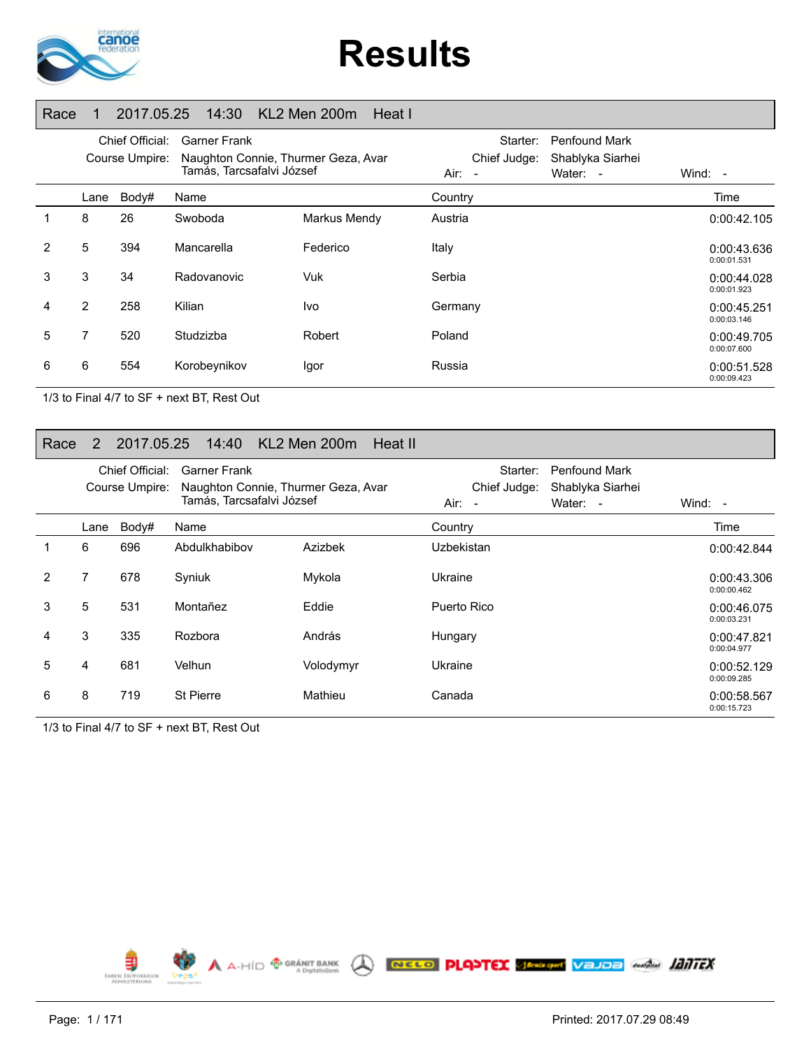# Results

## Race 1 2017.05.25 14:30 KL2 Men 200m Heat I

Chief Official: Garner Frank
Course Umpire: Naughton Connie, Thurmer Geza, Avar Tamás, Tarcsafalvi József
Starter: Penfound Mark
Chief Judge: Shablyka Siarhei
Air: - Water: - Wind: -

| | Lane | Body# | Name | | Country | Time |
|---|---|---|---|---|---|---|
| 1 | 8 | 26 | Swoboda | Markus Mendy | Austria | 0:00:42.105 |
| 2 | 5 | 394 | Mancarella | Federico | Italy | 0:00:43.636<br>0:00:01.531 |
| 3 | 3 | 34 | Radovanovic | Vuk | Serbia | 0:00:44.028<br>0:00:01.923 |
| 4 | 2 | 258 | Kilian | Ivo | Germany | 0:00:45.251<br>0:00:03.146 |
| 5 | 7 | 520 | Studzizba | Robert | Poland | 0:00:49.705<br>0:00:07.600 |
| 6 | 6 | 554 | Korobeynikov | Igor | Russia | 0:00:51.528<br>0:00:09.423 |

1/3 to Final 4/7 to SF + next BT, Rest Out

## Race 2 2017.05.25 14:40 KL2 Men 200m Heat II

Chief Official: Garner Frank
Course Umpire: Naughton Connie, Thurmer Geza, Avar Tamás, Tarcsafalvi József
Starter: Penfound Mark
Chief Judge: Shablyka Siarhei
Air: - Water: - Wind: -

| | Lane | Body# | Name | | Country | Time |
|---|---|---|---|---|---|---|
| 1 | 6 | 696 | Abdulkhabibov | Azizbek | Uzbekistan | 0:00:42.844 |
| 2 | 7 | 678 | Syniuk | Mykola | Ukraine | 0:00:43.306<br>0:00:00.462 |
| 3 | 5 | 531 | Montañez | Eddie | Puerto Rico | 0:00:46.075<br>0:00:03.231 |
| 4 | 3 | 335 | Rozbora | András | Hungary | 0:00:47.821<br>0:00:04.977 |
| 5 | 4 | 681 | Velhun | Volodymyr | Ukraine | 0:00:52.129<br>0:00:09.285 |
| 6 | 8 | 719 | St Pierre | Mathieu | Canada | 0:00:58.567<br>0:00:15.723 |

1/3 to Final 4/7 to SF + next BT, Rest Out

Printed: 2017.07.29 08:49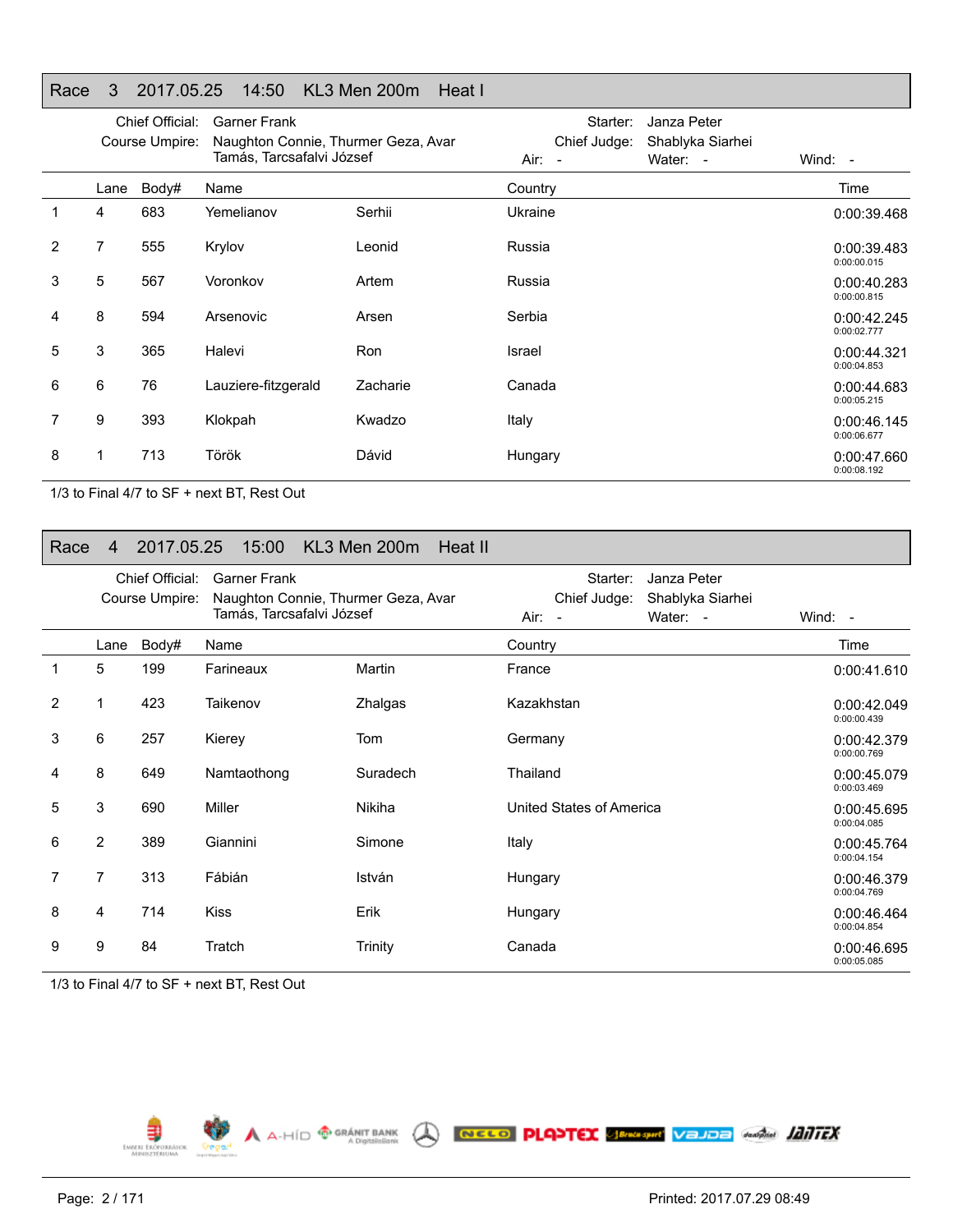## Race 3 2017.05.25 14:50 KL3 Men 200m Heat I

Chief Official: Garner Frank
Course Umpire: Naughton Connie, Thurmer Geza, Avar Tamás, Tarcsafalvi József
Starter: Janza Peter
Chief Judge: Shablyka Siarhei
Air: - Water: - Wind: -

| | Lane | Body# | Name | | Country | Time |
|---|---|---|---|---|---|---|
| 1 | 4 | 683 | Yemelianov | Serhii | Ukraine | 0:00:39.468 |
| 2 | 7 | 555 | Krylov | Leonid | Russia | 0:00:39.483<br>0:00:00.015 |
| 3 | 5 | 567 | Voronkov | Artem | Russia | 0:00:40.283<br>0:00:00.815 |
| 4 | 8 | 594 | Arsenovic | Arsen | Serbia | 0:00:42.245<br>0:00:02.777 |
| 5 | 3 | 365 | Halevi | Ron | Israel | 0:00:44.321<br>0:00:04.853 |
| 6 | 6 | 76 | Lauziere-fitzgerald | Zacharie | Canada | 0:00:44.683<br>0:00:05.215 |
| 7 | 9 | 393 | Klokpah | Kwadzo | Italy | 0:00:46.145<br>0:00:06.677 |
| 8 | 1 | 713 | Török | Dávid | Hungary | 0:00:47.660<br>0:00:08.192 |

1/3 to Final 4/7 to SF + next BT, Rest Out

## Race 4 2017.05.25 15:00 KL3 Men 200m Heat II

Chief Official: Garner Frank
Course Umpire: Naughton Connie, Thurmer Geza, Avar Tamás, Tarcsafalvi József
Starter: Janza Peter
Chief Judge: Shablyka Siarhei
Air: - Water: - Wind: -

| | Lane | Body# | Name | | Country | Time |
|---|---|---|---|---|---|---|
| 1 | 5 | 199 | Farineaux | Martin | France | 0:00:41.610 |
| 2 | 1 | 423 | Taikenov | Zhalgas | Kazakhstan | 0:00:42.049<br>0:00:00.439 |
| 3 | 6 | 257 | Kierey | Tom | Germany | 0:00:42.379<br>0:00:00.769 |
| 4 | 8 | 649 | Namtaothong | Suradech | Thailand | 0:00:45.079<br>0:00:03.469 |
| 5 | 3 | 690 | Miller | Nikiha | United States of America | 0:00:45.695<br>0:00:04.085 |
| 6 | 2 | 389 | Giannini | Simone | Italy | 0:00:45.764<br>0:00:04.154 |
| 7 | 7 | 313 | Fábián | István | Hungary | 0:00:46.379<br>0:00:04.769 |
| 8 | 4 | 714 | Kiss | Erik | Hungary | 0:00:46.464<br>0:00:04.854 |
| 9 | 9 | 84 | Tratch | Trinity | Canada | 0:00:46.695<br>0:00:05.085 |

1/3 to Final 4/7 to SF + next BT, Rest Out

Printed: 2017.07.29 08:49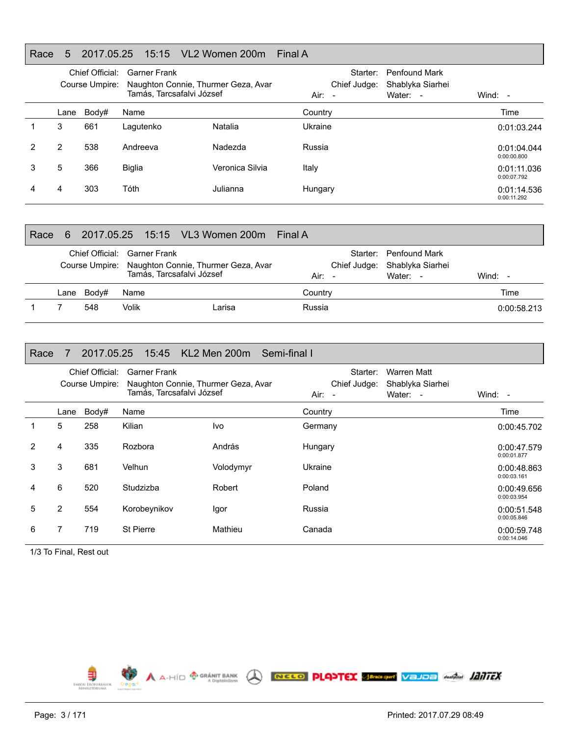## Race 5 2017.05.25 15:15 VL2 Women 200m Final A

Chief Official: Garner Frank
Course Umpire: Naughton Connie, Thurmer Geza, Avar Tamás, Tarcsafalvi József
Starter: Penfound Mark
Chief Judge: Shablyka Siarhei
Air: - Water: - Wind: -

| | Lane | Body# | Name | | Country | Time |
|---|---|---|---|---|---|---|
| 1 | 3 | 661 | Lagutenko | Natalia | Ukraine | 0:01:03.244 |
| 2 | 2 | 538 | Andreeva | Nadezda | Russia | 0:01:04.044<br>0:00:00.800 |
| 3 | 5 | 366 | Biglia | Veronica Silvia | Italy | 0:01:11.036<br>0:00:07.792 |
| 4 | 4 | 303 | Tóth | Julianna | Hungary | 0:01:14.536<br>0:00:11.292 |

## Race 6 2017.05.25 15:15 VL3 Women 200m Final A

Chief Official: Garner Frank
Course Umpire: Naughton Connie, Thurmer Geza, Avar Tamás, Tarcsafalvi József
Starter: Penfound Mark
Chief Judge: Shablyka Siarhei
Air: - Water: - Wind: -

| | Lane | Body# | Name | | Country | Time |
|---|---|---|---|---|---|---|
| 1 | 7 | 548 | Volik | Larisa | Russia | 0:00:58.213 |

## Race 7 2017.05.25 15:45 KL2 Men 200m Semi-final I

Chief Official: Garner Frank
Course Umpire: Naughton Connie, Thurmer Geza, Avar Tamás, Tarcsafalvi József
Starter: Warren Matt
Chief Judge: Shablyka Siarhei
Air: - Water: - Wind: -

| | Lane | Body# | Name | | Country | Time |
|---|---|---|---|---|---|---|
| 1 | 5 | 258 | Kilian | Ivo | Germany | 0:00:45.702 |
| 2 | 4 | 335 | Rozbora | András | Hungary | 0:00:47.579<br>0:00:01.877 |
| 3 | 3 | 681 | Velhun | Volodymyr | Ukraine | 0:00:48.863<br>0:00:03.161 |
| 4 | 6 | 520 | Studzizba | Robert | Poland | 0:00:49.656<br>0:00:03.954 |
| 5 | 2 | 554 | Korobeynikov | Igor | Russia | 0:00:51.548<br>0:00:05.846 |
| 6 | 7 | 719 | St Pierre | Mathieu | Canada | 0:00:59.748<br>0:00:14.046 |

1/3 To Final, Rest out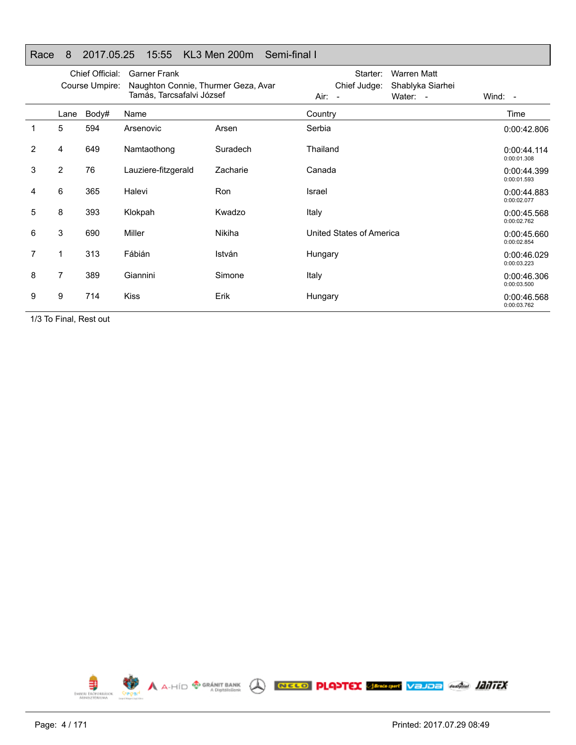## Race 8 2017.05.25 15:55 KL3 Men 200m Semi-final I

Chief Official: Garner Frank
Course Umpire: Naughton Connie, Thurmer Geza, Avar Tamás, Tarcsafalvi József
Starter: Warren Matt
Chief Judge: Shablyka Siarhei
Air: - Water: - Wind: -

| | Lane | Body# | Name | | Country | Time |
|---|---|---|---|---|---|---|
| 1 | 5 | 594 | Arsenovic | Arsen | Serbia | 0:00:42.806 |
| 2 | 4 | 649 | Namtaothong | Suradech | Thailand | 0:00:44.114<br>0:00:01.308 |
| 3 | 2 | 76 | Lauziere-fitzgerald | Zacharie | Canada | 0:00:44.399<br>0:00:01.593 |
| 4 | 6 | 365 | Halevi | Ron | Israel | 0:00:44.883<br>0:00:02.077 |
| 5 | 8 | 393 | Klokpah | Kwadzo | Italy | 0:00:45.568<br>0:00:02.762 |
| 6 | 3 | 690 | Miller | Nikiha | United States of America | 0:00:45.660<br>0:00:02.854 |
| 7 | 1 | 313 | Fábián | István | Hungary | 0:00:46.029<br>0:00:03.223 |
| 8 | 7 | 389 | Giannini | Simone | Italy | 0:00:46.306<br>0:00:03.500 |
| 9 | 9 | 714 | Kiss | Erik | Hungary | 0:00:46.568<br>0:00:03.762 |

1/3 To Final, Rest out

Printed: 2017.07.29 08:49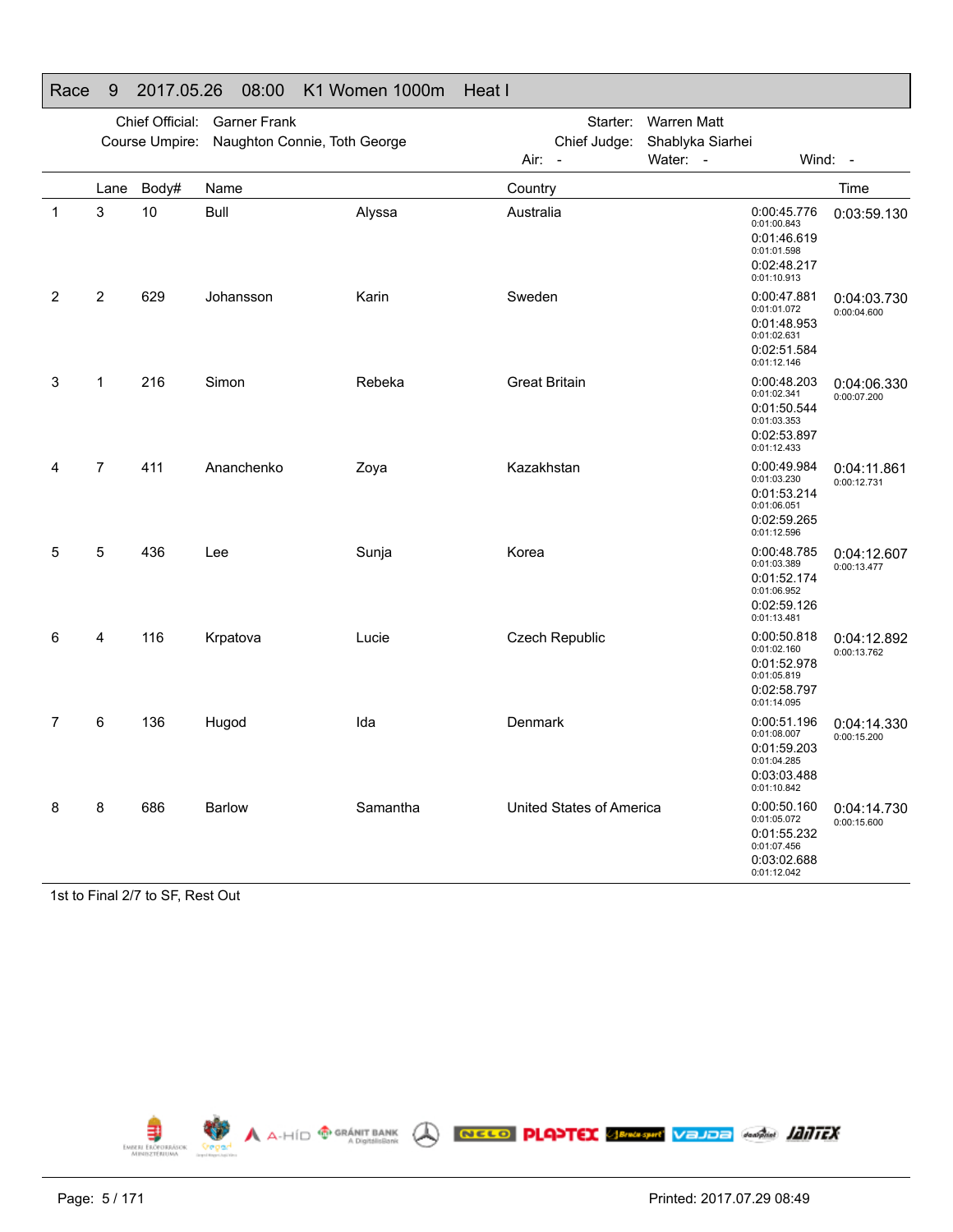# Race 9 2017.05.26 08:00 K1 Women 1000m Heat I

Chief Official: Garner Frank
Course Umpire: Naughton Connie, Toth George
Starter: Warren Matt
Chief Judge: Shablyka Siarhei
Air: - Water: - Wind: -

| | Lane | Body# | Name | | Country | Splits | Time |
|---|---|---|---|---|---|---|---|
| 1 | 3 | 10 | Bull | Alyssa | Australia | 0:00:45.776 / 0:01:00.843<br>0:01:46.619 / 0:01:01.598<br>0:02:48.217 / 0:01:10.913 | 0:03:59.130 |
| 2 | 2 | 629 | Johansson | Karin | Sweden | 0:00:47.881 / 0:01:01.072<br>0:01:48.953 / 0:01:02.631<br>0:02:51.584 / 0:01:12.146 | 0:04:03.730<br>0:00:04.600 |
| 3 | 1 | 216 | Simon | Rebeka | Great Britain | 0:00:48.203 / 0:01:02.341<br>0:01:50.544 / 0:01:03.353<br>0:02:53.897 / 0:01:12.433 | 0:04:06.330<br>0:00:07.200 |
| 4 | 7 | 411 | Ananchenko | Zoya | Kazakhstan | 0:00:49.984 / 0:01:03.230<br>0:01:53.214 / 0:01:06.051<br>0:02:59.265 / 0:01:12.596 | 0:04:11.861<br>0:00:12.731 |
| 5 | 5 | 436 | Lee | Sunja | Korea | 0:00:48.785 / 0:01:03.389<br>0:01:52.174 / 0:01:06.952<br>0:02:59.126 / 0:01:13.481 | 0:04:12.607<br>0:00:13.477 |
| 6 | 4 | 116 | Krpatova | Lucie | Czech Republic | 0:00:50.818 / 0:01:02.160<br>0:01:52.978 / 0:01:05.819<br>0:02:58.797 / 0:01:14.095 | 0:04:12.892<br>0:00:13.762 |
| 7 | 6 | 136 | Hugod | Ida | Denmark | 0:00:51.196 / 0:01:08.007<br>0:01:59.203 / 0:01:04.285<br>0:03:03.488 / 0:01:10.842 | 0:04:14.330<br>0:00:15.200 |
| 8 | 8 | 686 | Barlow | Samantha | United States of America | 0:00:50.160 / 0:01:05.072<br>0:01:55.232 / 0:01:07.456<br>0:03:02.688 / 0:01:12.042 | 0:04:14.730<br>0:00:15.600 |

1st to Final 2/7 to SF, Rest Out

Printed: 2017.07.29 08:49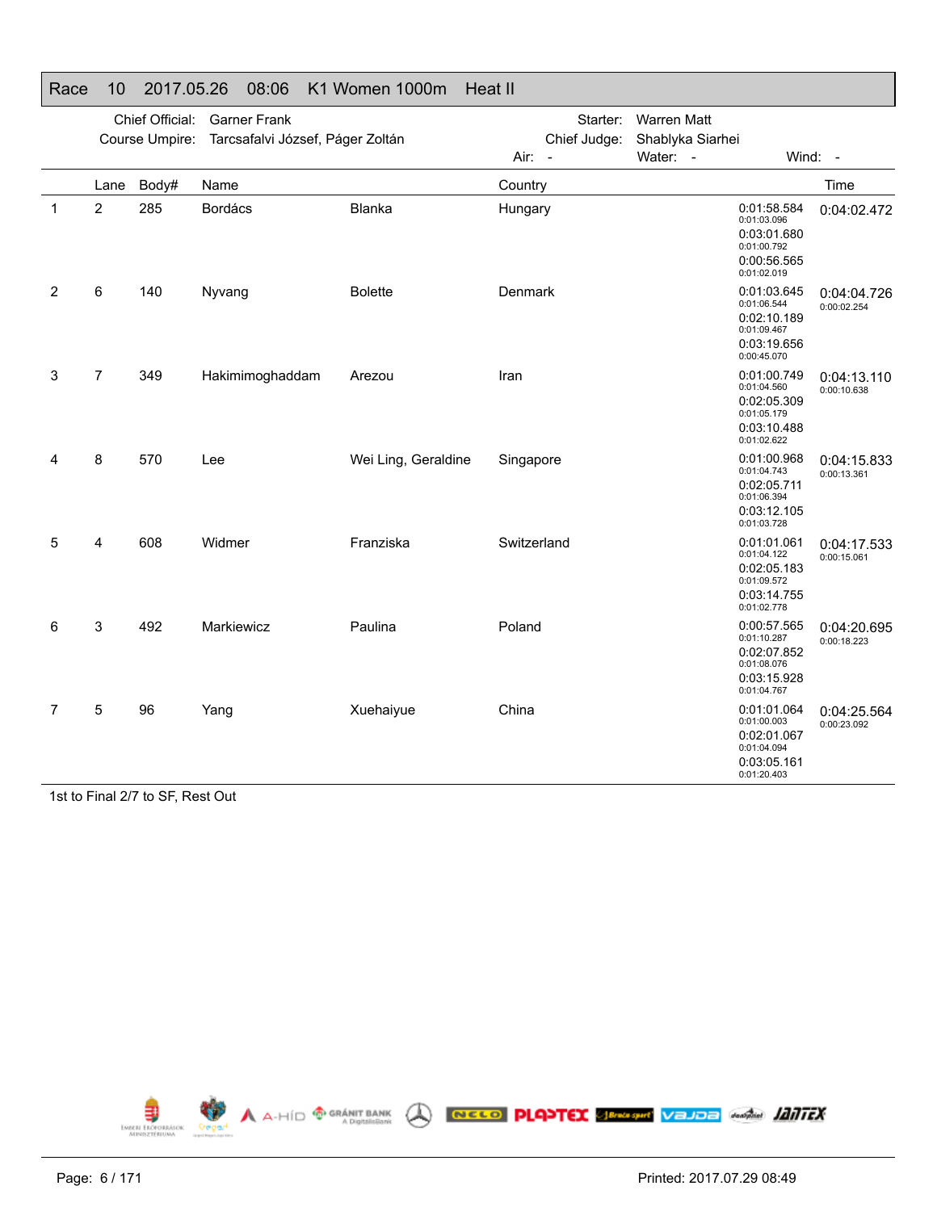## Race 10 2017.05.26 08:06 K1 Women 1000m Heat II

Chief Official: Garner Frank
Course Umpire: Tarcsafalvi József, Páger Zoltán
Starter: Warren Matt
Chief Judge: Shablyka Siarhei
Air: -
Water: -
Wind: -

| | Lane | Body# | Name | | Country | Splits | Time |
|---|---|---|---|---|---|---|---|
| 1 | 2 | 285 | Bordács | Blanka | Hungary | 0:01:58.584 (0:01:03.096) 0:03:01.680 (0:01:00.792) 0:00:56.565 (0:01:02.019) | 0:04:02.472 |
| 2 | 6 | 140 | Nyvang | Bolette | Denmark | 0:01:03.645 (0:01:06.544) 0:02:10.189 (0:01:09.467) 0:03:19.656 (0:00:45.070) | 0:04:04.726 (0:00:02.254) |
| 3 | 7 | 349 | Hakimimoghaddam | Arezou | Iran | 0:01:00.749 (0:01:04.560) 0:02:05.309 (0:01:05.179) 0:03:10.488 (0:01:02.622) | 0:04:13.110 (0:00:10.638) |
| 4 | 8 | 570 | Lee | Wei Ling, Geraldine | Singapore | 0:01:00.968 (0:01:04.743) 0:02:05.711 (0:01:06.394) 0:03:12.105 (0:01:03.728) | 0:04:15.833 (0:00:13.361) |
| 5 | 4 | 608 | Widmer | Franziska | Switzerland | 0:01:01.061 (0:01:04.122) 0:02:05.183 (0:01:09.572) 0:03:14.755 (0:01:02.778) | 0:04:17.533 (0:00:15.061) |
| 6 | 3 | 492 | Markiewicz | Paulina | Poland | 0:00:57.565 (0:01:10.287) 0:02:07.852 (0:01:08.076) 0:03:15.928 (0:01:04.767) | 0:04:20.695 (0:00:18.223) |
| 7 | 5 | 96 | Yang | Xuehaiyue | China | 0:01:01.064 (0:01:00.003) 0:02:01.067 (0:01:04.094) 0:03:05.161 (0:01:20.403) | 0:04:25.564 (0:00:23.092) |

1st to Final 2/7 to SF, Rest Out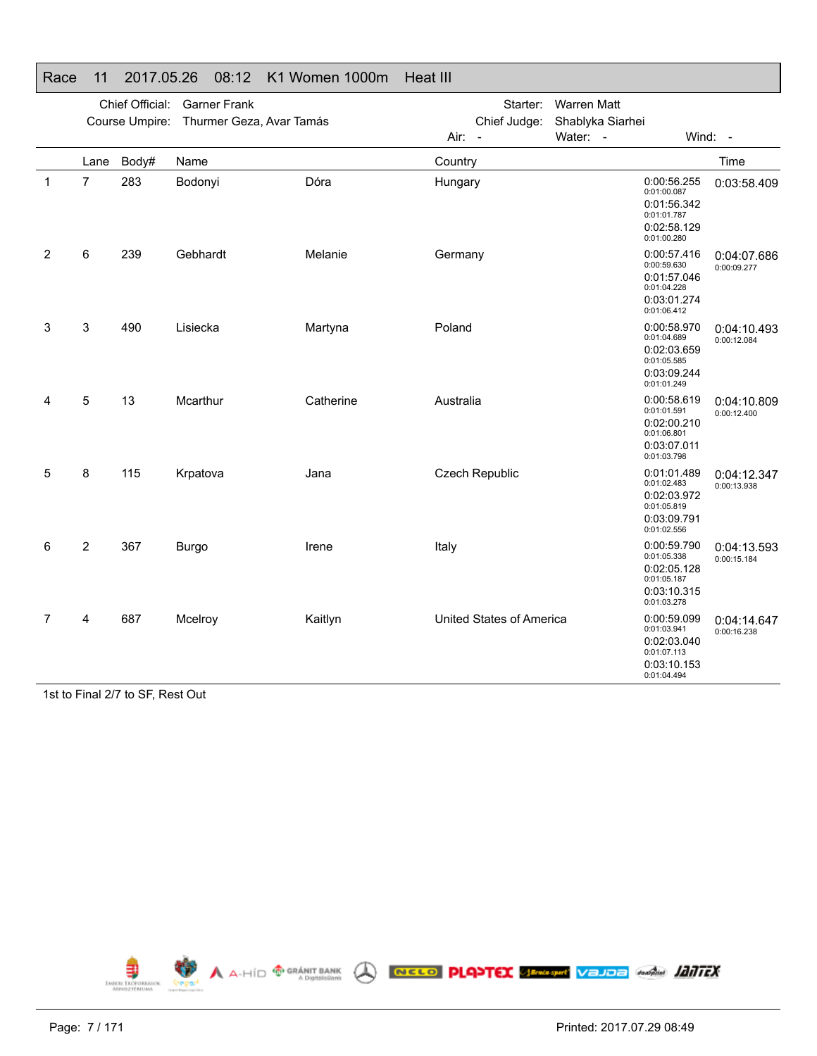# Race 11 2017.05.26 08:12 K1 Women 1000m Heat III

Chief Official: Garner Frank
Course Umpire: Thurmer Geza, Avar Tamás
Starter: Warren Matt
Chief Judge: Shablyka Siarhei
Air: - Water: - Wind: -

| | Lane | Body# | Name | | Country | | Time |
|---|---|---|---|---|---|---|---|
| 1 | 7 | 283 | Bodonyi | Dóra | Hungary | 0:00:56.255<br>0:01:00.087<br>0:01:56.342<br>0:01:01.787<br>0:02:58.129<br>0:01:00.280 | 0:03:58.409 |
| 2 | 6 | 239 | Gebhardt | Melanie | Germany | 0:00:57.416<br>0:00:59.630<br>0:01:57.046<br>0:01:04.228<br>0:03:01.274<br>0:01:06.412 | 0:04:07.686<br>0:00:09.277 |
| 3 | 3 | 490 | Lisiecka | Martyna | Poland | 0:00:58.970<br>0:01:04.689<br>0:02:03.659<br>0:01:05.585<br>0:03:09.244<br>0:01:01.249 | 0:04:10.493<br>0:00:12.084 |
| 4 | 5 | 13 | Mcarthur | Catherine | Australia | 0:00:58.619<br>0:01:01.591<br>0:02:00.210<br>0:01:06.801<br>0:03:07.011<br>0:01:03.798 | 0:04:10.809<br>0:00:12.400 |
| 5 | 8 | 115 | Krpatova | Jana | Czech Republic | 0:01:01.489<br>0:01:02.483<br>0:02:03.972<br>0:01:05.819<br>0:03:09.791<br>0:01:02.556 | 0:04:12.347<br>0:00:13.938 |
| 6 | 2 | 367 | Burgo | Irene | Italy | 0:00:59.790<br>0:01:05.338<br>0:02:05.128<br>0:01:05.187<br>0:03:10.315<br>0:01:03.278 | 0:04:13.593<br>0:00:15.184 |
| 7 | 4 | 687 | Mcelroy | Kaitlyn | United States of America | 0:00:59.099<br>0:01:03.941<br>0:02:03.040<br>0:01:07.113<br>0:03:10.153<br>0:01:04.494 | 0:04:14.647<br>0:00:16.238 |

1st to Final 2/7 to SF, Rest Out

Printed: 2017.07.29 08:49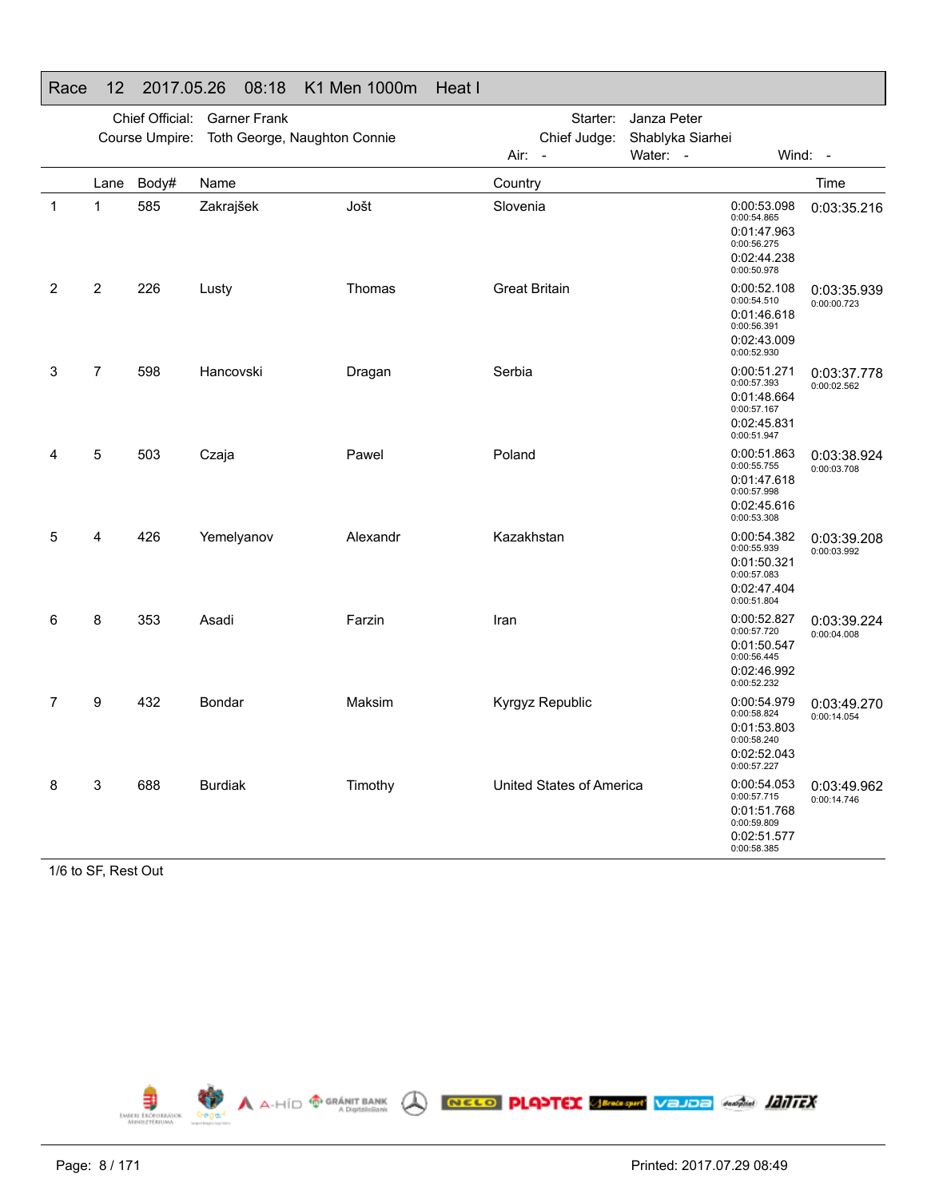# Race 12 2017.05.26 08:18 K1 Men 1000m Heat I

Chief Official: Garner Frank
Course Umpire: Toth George, Naughton Connie
Starter: Janza Peter
Chief Judge: Shablyka Siarhei
Air: - Water: - Wind: -

| | Lane | Body# | Name | | Country | Splits | Time |
|---|---|---|---|---|---|---|---|
| 1 | 1 | 585 | Zakrajšek | Jošt | Slovenia | 0:00:53.098<br>0:00:54.865<br>0:01:47.963<br>0:00:56.275<br>0:02:44.238<br>0:00:50.978 | 0:03:35.216 |
| 2 | 2 | 226 | Lusty | Thomas | Great Britain | 0:00:52.108<br>0:00:54.510<br>0:01:46.618<br>0:00:56.391<br>0:02:43.009<br>0:00:52.930 | 0:03:35.939<br>0:00:00.723 |
| 3 | 7 | 598 | Hancovski | Dragan | Serbia | 0:00:51.271<br>0:00:57.393<br>0:01:48.664<br>0:00:57.167<br>0:02:45.831<br>0:00:51.947 | 0:03:37.778<br>0:00:02.562 |
| 4 | 5 | 503 | Czaja | Pawel | Poland | 0:00:51.863<br>0:00:55.755<br>0:01:47.618<br>0:00:57.998<br>0:02:45.616<br>0:00:53.308 | 0:03:38.924<br>0:00:03.708 |
| 5 | 4 | 426 | Yemelyanov | Alexandr | Kazakhstan | 0:00:54.382<br>0:00:55.939<br>0:01:50.321<br>0:00:57.083<br>0:02:47.404<br>0:00:51.804 | 0:03:39.208<br>0:00:03.992 |
| 6 | 8 | 353 | Asadi | Farzin | Iran | 0:00:52.827<br>0:00:57.720<br>0:01:50.547<br>0:00:56.445<br>0:02:46.992<br>0:00:52.232 | 0:03:39.224<br>0:00:04.008 |
| 7 | 9 | 432 | Bondar | Maksim | Kyrgyz Republic | 0:00:54.979<br>0:00:58.824<br>0:01:53.803<br>0:00:58.240<br>0:02:52.043<br>0:00:57.227 | 0:03:49.270<br>0:00:14.054 |
| 8 | 3 | 688 | Burdiak | Timothy | United States of America | 0:00:54.053<br>0:00:57.715<br>0:01:51.768<br>0:00:59.809<br>0:02:51.577<br>0:00:58.385 | 0:03:49.962<br>0:00:14.746 |

1/6 to SF, Rest Out

Printed: 2017.07.29 08:49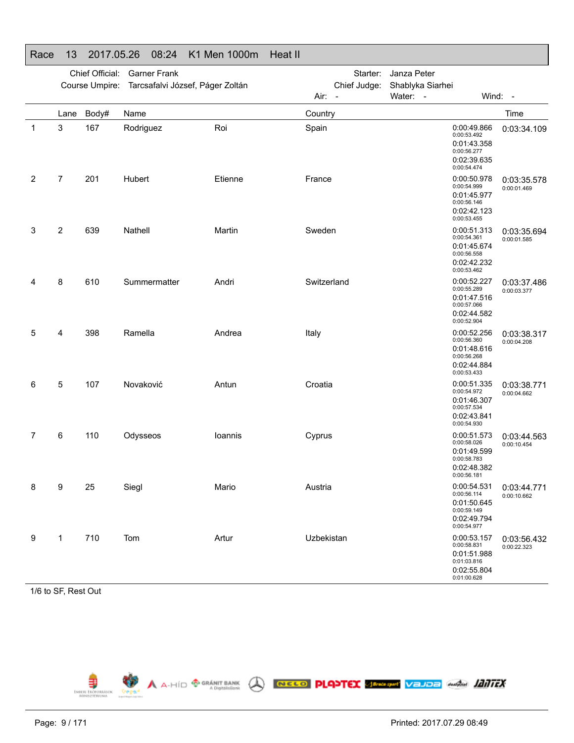## Race 13 2017.05.26 08:24 K1 Men 1000m Heat II

Chief Official: Garner Frank
Course Umpire: Tarcsafalvi József, Páger Zoltán
Starter: Janza Peter
Chief Judge: Shablyka Siarhei
Air: - Water: - Wind: -

| | Lane | Body# | Name | | Country | Splits | Time |
|---|---|---|---|---|---|---|---|
| 1 | 3 | 167 | Rodriguez | Roi | Spain | 0:00:49.866 (0:00:53.492)<br>0:01:43.358 (0:00:56.277)<br>0:02:39.635 (0:00:54.474) | 0:03:34.109 |
| 2 | 7 | 201 | Hubert | Etienne | France | 0:00:50.978 (0:00:54.999)<br>0:01:45.977 (0:00:56.146)<br>0:02:42.123 (0:00:53.455) | 0:03:35.578 (0:00:01.469) |
| 3 | 2 | 639 | Nathell | Martin | Sweden | 0:00:51.313 (0:00:54.361)<br>0:01:45.674 (0:00:56.558)<br>0:02:42.232 (0:00:53.462) | 0:03:35.694 (0:00:01.585) |
| 4 | 8 | 610 | Summermatter | Andri | Switzerland | 0:00:52.227 (0:00:55.289)<br>0:01:47.516 (0:00:57.066)<br>0:02:44.582 (0:00:52.904) | 0:03:37.486 (0:00:03.377) |
| 5 | 4 | 398 | Ramella | Andrea | Italy | 0:00:52.256 (0:00:56.360)<br>0:01:48.616 (0:00:56.268)<br>0:02:44.884 (0:00:53.433) | 0:03:38.317 (0:00:04.208) |
| 6 | 5 | 107 | Novaković | Antun | Croatia | 0:00:51.335 (0:00:54.972)<br>0:01:46.307 (0:00:57.534)<br>0:02:43.841 (0:00:54.930) | 0:03:38.771 (0:00:04.662) |
| 7 | 6 | 110 | Odysseos | Ioannis | Cyprus | 0:00:51.573 (0:00:58.026)<br>0:01:49.599 (0:00:58.783)<br>0:02:48.382 (0:00:56.181) | 0:03:44.563 (0:00:10.454) |
| 8 | 9 | 25 | Siegl | Mario | Austria | 0:00:54.531 (0:00:56.114)<br>0:01:50.645 (0:00:59.149)<br>0:02:49.794 (0:00:54.977) | 0:03:44.771 (0:00:10.662) |
| 9 | 1 | 710 | Tom | Artur | Uzbekistan | 0:00:53.157 (0:00:58.831)<br>0:01:51.988 (0:01:03.816)<br>0:02:55.804 (0:01:00.628) | 0:03:56.432 (0:00:22.323) |

1/6 to SF, Rest Out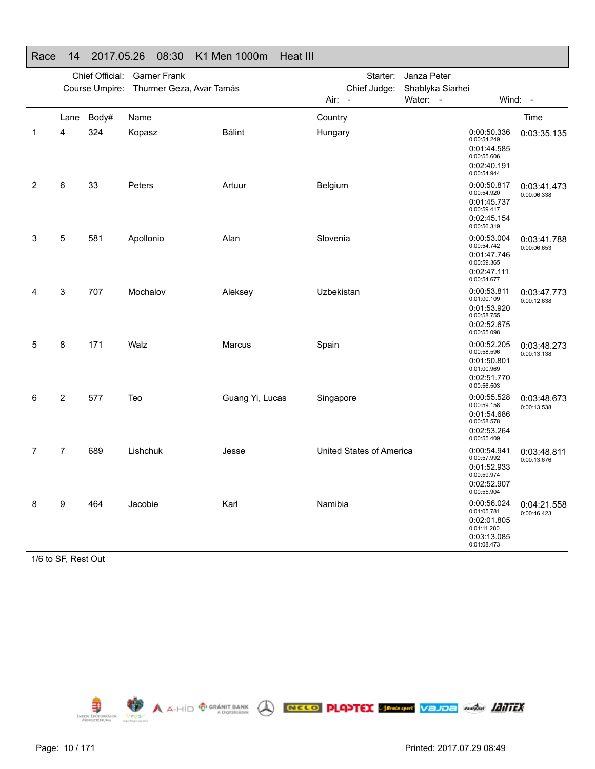# Race 14 2017.05.26 08:30 K1 Men 1000m Heat III

Chief Official: Garner Frank
Course Umpire: Thurmer Geza, Avar Tamás
Starter: Janza Peter
Chief Judge: Shablyka Siarhei
Air: - Water: - Wind: -

| | Lane | Body# | Name | | Country | | Time |
|---|---|---|---|---|---|---|---|
| 1 | 4 | 324 | Kopasz | Bálint | Hungary | 0:00:50.336<br>0:00:54.249<br>0:01:44.585<br>0:00:55.606<br>0:02:40.191<br>0:00:54.944 | 0:03:35.135 |
| 2 | 6 | 33 | Peters | Artuur | Belgium | 0:00:50.817<br>0:00:54.920<br>0:01:45.737<br>0:00:59.417<br>0:02:45.154<br>0:00:56.319 | 0:03:41.473<br>0:00:06.338 |
| 3 | 5 | 581 | Apollonio | Alan | Slovenia | 0:00:53.004<br>0:00:54.742<br>0:01:47.746<br>0:00:59.365<br>0:02:47.111<br>0:00:54.677 | 0:03:41.788<br>0:00:06.653 |
| 4 | 3 | 707 | Mochalov | Aleksey | Uzbekistan | 0:00:53.811<br>0:01:00.109<br>0:01:53.920<br>0:00:58.755<br>0:02:52.675<br>0:00:55.098 | 0:03:47.773<br>0:00:12.638 |
| 5 | 8 | 171 | Walz | Marcus | Spain | 0:00:52.205<br>0:00:58.596<br>0:01:50.801<br>0:01:00.969<br>0:02:51.770<br>0:00:56.503 | 0:03:48.273<br>0:00:13.138 |
| 6 | 2 | 577 | Teo | Guang Yi, Lucas | Singapore | 0:00:55.528<br>0:00:59.158<br>0:01:54.686<br>0:00:58.578<br>0:02:53.264<br>0:00:55.409 | 0:03:48.673<br>0:00:13.538 |
| 7 | 7 | 689 | Lishchuk | Jesse | United States of America | 0:00:54.941<br>0:00:57.992<br>0:01:52.933<br>0:00:59.974<br>0:02:52.907<br>0:00:55.904 | 0:03:48.811<br>0:00:13.676 |
| 8 | 9 | 464 | Jacobie | Karl | Namibia | 0:00:56.024<br>0:01:05.781<br>0:02:01.805<br>0:01:11.280<br>0:03:13.085<br>0:01:08.473 | 0:04:21.558<br>0:00:46.423 |

1/6 to SF, Rest Out

Printed: 2017.07.29 08:49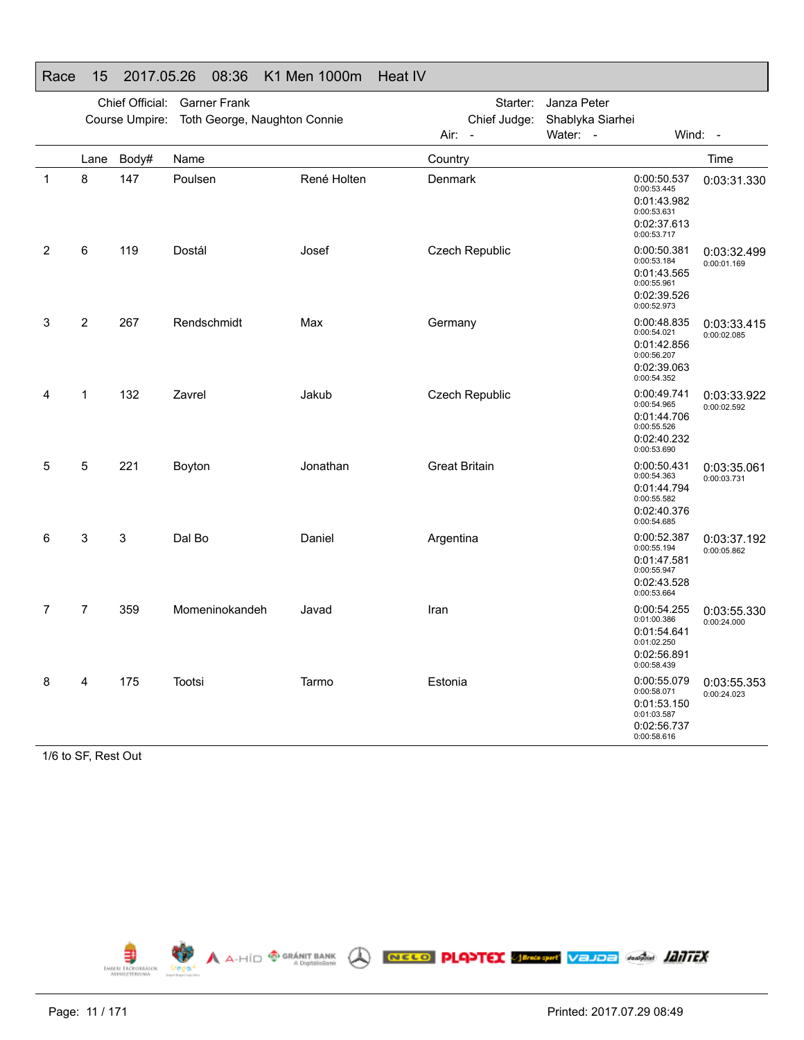# Race 15 2017.05.26 08:36 K1 Men 1000m Heat IV

Chief Official: Garner Frank
Course Umpire: Toth George, Naughton Connie
Starter: Janza Peter
Chief Judge: Shablyka Siarhei
Air: - Water: - Wind: -

| | Lane | Body# | Name | | Country | | Time |
|---|---|---|---|---|---|---|---|
| 1 | 8 | 147 | Poulsen | René Holten | Denmark | 0:00:50.537<br>0:00:53.445<br>0:01:43.982<br>0:00:53.631<br>0:02:37.613<br>0:00:53.717 | 0:03:31.330 |
| 2 | 6 | 119 | Dostál | Josef | Czech Republic | 0:00:50.381<br>0:00:53.184<br>0:01:43.565<br>0:00:55.961<br>0:02:39.526<br>0:00:52.973 | 0:03:32.499<br>0:00:01.169 |
| 3 | 2 | 267 | Rendschmidt | Max | Germany | 0:00:48.835<br>0:00:54.021<br>0:01:42.856<br>0:00:56.207<br>0:02:39.063<br>0:00:54.352 | 0:03:33.415<br>0:00:02.085 |
| 4 | 1 | 132 | Zavrel | Jakub | Czech Republic | 0:00:49.741<br>0:00:54.965<br>0:01:44.706<br>0:00:55.526<br>0:02:40.232<br>0:00:53.690 | 0:03:33.922<br>0:00:02.592 |
| 5 | 5 | 221 | Boyton | Jonathan | Great Britain | 0:00:50.431<br>0:00:54.363<br>0:01:44.794<br>0:00:55.582<br>0:02:40.376<br>0:00:54.685 | 0:03:35.061<br>0:00:03.731 |
| 6 | 3 | 3 | Dal Bo | Daniel | Argentina | 0:00:52.387<br>0:00:55.194<br>0:01:47.581<br>0:00:55.947<br>0:02:43.528<br>0:00:53.664 | 0:03:37.192<br>0:00:05.862 |
| 7 | 7 | 359 | Momeninokandeh | Javad | Iran | 0:00:54.255<br>0:01:00.386<br>0:01:54.641<br>0:01:02.250<br>0:02:56.891<br>0:00:58.439 | 0:03:55.330<br>0:00:24.000 |
| 8 | 4 | 175 | Tootsi | Tarmo | Estonia | 0:00:55.079<br>0:00:58.071<br>0:01:53.150<br>0:01:03.587<br>0:02:56.737<br>0:00:58.616 | 0:03:55.353<br>0:00:24.023 |

1/6 to SF, Rest Out

Printed: 2017.07.29 08:49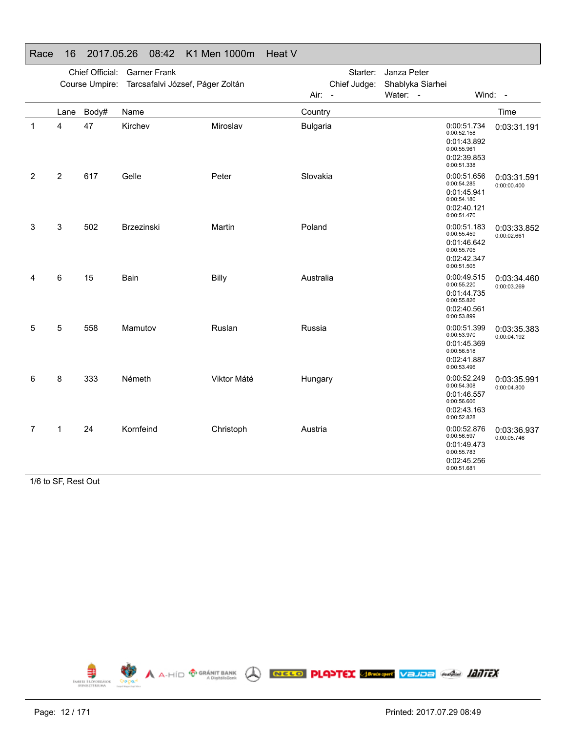## Race 16 2017.05.26 08:42 K1 Men 1000m Heat V

Chief Official: Garner Frank
Course Umpire: Tarcsafalvi József, Páger Zoltán
Starter: Janza Peter
Chief Judge: Shablyka Siarhei
Air: - Water: - Wind: -

| | Lane | Body# | Name | | Country | Splits | Time |
|---|---|---|---|---|---|---|---|
| 1 | 4 | 47 | Kirchev | Miroslav | Bulgaria | 0:00:51.734 / 0:00:52.158 / 0:01:43.892 / 0:00:55.961 / 0:02:39.853 / 0:00:51.338 | 0:03:31.191 |
| 2 | 2 | 617 | Gelle | Peter | Slovakia | 0:00:51.656 / 0:00:54.285 / 0:01:45.941 / 0:00:54.180 / 0:02:40.121 / 0:00:51.470 | 0:03:31.591 / 0:00:00.400 |
| 3 | 3 | 502 | Brzezinski | Martin | Poland | 0:00:51.183 / 0:00:55.459 / 0:01:46.642 / 0:00:55.705 / 0:02:42.347 / 0:00:51.505 | 0:03:33.852 / 0:00:02.661 |
| 4 | 6 | 15 | Bain | Billy | Australia | 0:00:49.515 / 0:00:55.220 / 0:01:44.735 / 0:00:55.826 / 0:02:40.561 / 0:00:53.899 | 0:03:34.460 / 0:00:03.269 |
| 5 | 5 | 558 | Mamutov | Ruslan | Russia | 0:00:51.399 / 0:00:53.970 / 0:01:45.369 / 0:00:56.518 / 0:02:41.887 / 0:00:53.496 | 0:03:35.383 / 0:00:04.192 |
| 6 | 8 | 333 | Németh | Viktor Máté | Hungary | 0:00:52.249 / 0:00:54.308 / 0:01:46.557 / 0:00:56.606 / 0:02:43.163 / 0:00:52.828 | 0:03:35.991 / 0:00:04.800 |
| 7 | 1 | 24 | Kornfeind | Christoph | Austria | 0:00:52.876 / 0:00:56.597 / 0:01:49.473 / 0:00:55.783 / 0:02:45.256 / 0:00:51.681 | 0:03:36.937 / 0:00:05.746 |

1/6 to SF, Rest Out

Printed: 2017.07.29 08:49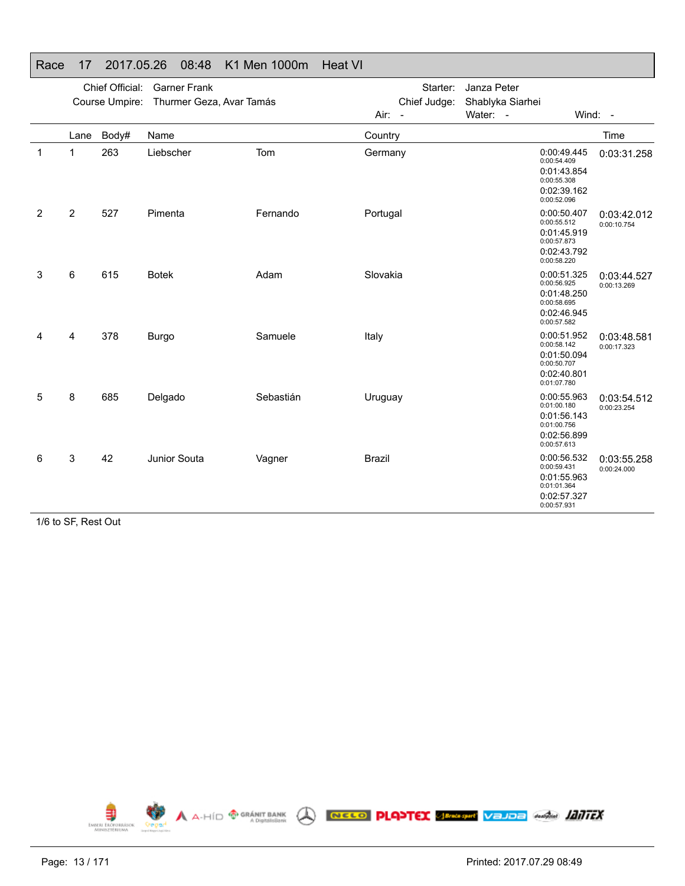# Race 17 2017.05.26 08:48 K1 Men 1000m Heat VI

Chief Official: Garner Frank
Course Umpire: Thurmer Geza, Avar Tamás
Starter: Janza Peter
Chief Judge: Shablyka Siarhei
Air: - Water: - Wind: -

| | Lane | Body# | Name | | Country | | Time |
|---|---|---|---|---|---|---|---|
| 1 | 1 | 263 | Liebscher | Tom | Germany | 0:00:49.445<br>0:00:54.409<br>0:01:43.854<br>0:00:55.308<br>0:02:39.162<br>0:00:52.096 | 0:03:31.258 |
| 2 | 2 | 527 | Pimenta | Fernando | Portugal | 0:00:50.407<br>0:00:55.512<br>0:01:45.919<br>0:00:57.873<br>0:02:43.792<br>0:00:58.220 | 0:03:42.012<br>0:00:10.754 |
| 3 | 6 | 615 | Botek | Adam | Slovakia | 0:00:51.325<br>0:00:56.925<br>0:01:48.250<br>0:00:58.695<br>0:02:46.945<br>0:00:57.582 | 0:03:44.527<br>0:00:13.269 |
| 4 | 4 | 378 | Burgo | Samuele | Italy | 0:00:51.952<br>0:00:58.142<br>0:01:50.094<br>0:00:50.707<br>0:02:40.801<br>0:01:07.780 | 0:03:48.581<br>0:00:17.323 |
| 5 | 8 | 685 | Delgado | Sebastián | Uruguay | 0:00:55.963<br>0:01:00.180<br>0:01:56.143<br>0:01:00.756<br>0:02:56.899<br>0:00:57.613 | 0:03:54.512<br>0:00:23.254 |
| 6 | 3 | 42 | Junior Souta | Vagner | Brazil | 0:00:56.532<br>0:00:59.431<br>0:01:55.963<br>0:01:01.364<br>0:02:57.327<br>0:00:57.931 | 0:03:55.258<br>0:00:24.000 |

1/6 to SF, Rest Out

Printed: 2017.07.29 08:49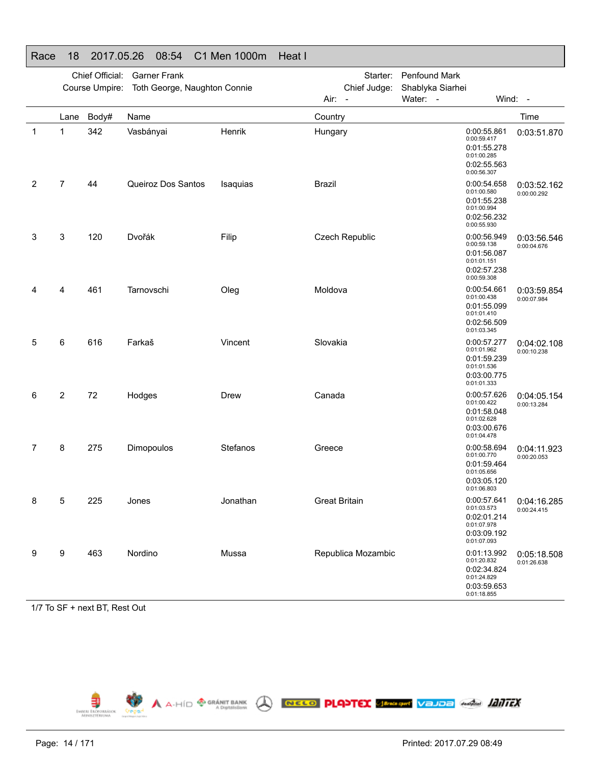## Race 18 2017.05.26 08:54 C1 Men 1000m Heat I

Chief Official: Garner Frank
Course Umpire: Toth George, Naughton Connie
Starter: Penfound Mark
Chief Judge: Shablyka Siarhei
Air: - Water: - Wind: -

| | Lane | Body# | Name | | Country | | Time |
|---|---|---|---|---|---|---|---|
| 1 | 1 | 342 | Vasbányai | Henrik | Hungary | 0:00:55.861<br>0:00:59.417<br>0:01:55.278<br>0:01:00.285<br>0:02:55.563<br>0:00:56.307 | 0:03:51.870 |
| 2 | 7 | 44 | Queiroz Dos Santos | Isaquias | Brazil | 0:00:54.658<br>0:01:00.580<br>0:01:55.238<br>0:01:00.994<br>0:02:56.232<br>0:00:55.930 | 0:03:52.162<br>0:00:00.292 |
| 3 | 3 | 120 | Dvořák | Filip | Czech Republic | 0:00:56.949<br>0:00:59.138<br>0:01:56.087<br>0:01:01.151<br>0:02:57.238<br>0:00:59.308 | 0:03:56.546<br>0:00:04.676 |
| 4 | 4 | 461 | Tarnovschi | Oleg | Moldova | 0:00:54.661<br>0:01:00.438<br>0:01:55.099<br>0:01:01.410<br>0:02:56.509<br>0:01:03.345 | 0:03:59.854<br>0:00:07.984 |
| 5 | 6 | 616 | Farkaš | Vincent | Slovakia | 0:00:57.277<br>0:01:01.962<br>0:01:59.239<br>0:01:01.536<br>0:03:00.775<br>0:01:01.333 | 0:04:02.108<br>0:00:10.238 |
| 6 | 2 | 72 | Hodges | Drew | Canada | 0:00:57.626<br>0:01:00.422<br>0:01:58.048<br>0:01:02.628<br>0:03:00.676<br>0:01:04.478 | 0:04:05.154<br>0:00:13.284 |
| 7 | 8 | 275 | Dimopoulos | Stefanos | Greece | 0:00:58.694<br>0:01:00.770<br>0:01:59.464<br>0:01:05.656<br>0:03:05.120<br>0:01:06.803 | 0:04:11.923<br>0:00:20.053 |
| 8 | 5 | 225 | Jones | Jonathan | Great Britain | 0:00:57.641<br>0:01:03.573<br>0:02:01.214<br>0:01:07.978<br>0:03:09.192<br>0:01:07.093 | 0:04:16.285<br>0:00:24.415 |
| 9 | 9 | 463 | Nordino | Mussa | Republica Mozambic | 0:01:13.992<br>0:01:20.832<br>0:02:34.824<br>0:01:24.829<br>0:03:59.653<br>0:01:18.855 | 0:05:18.508<br>0:01:26.638 |

1/7 To SF + next BT, Rest Out

Printed: 2017.07.29 08:49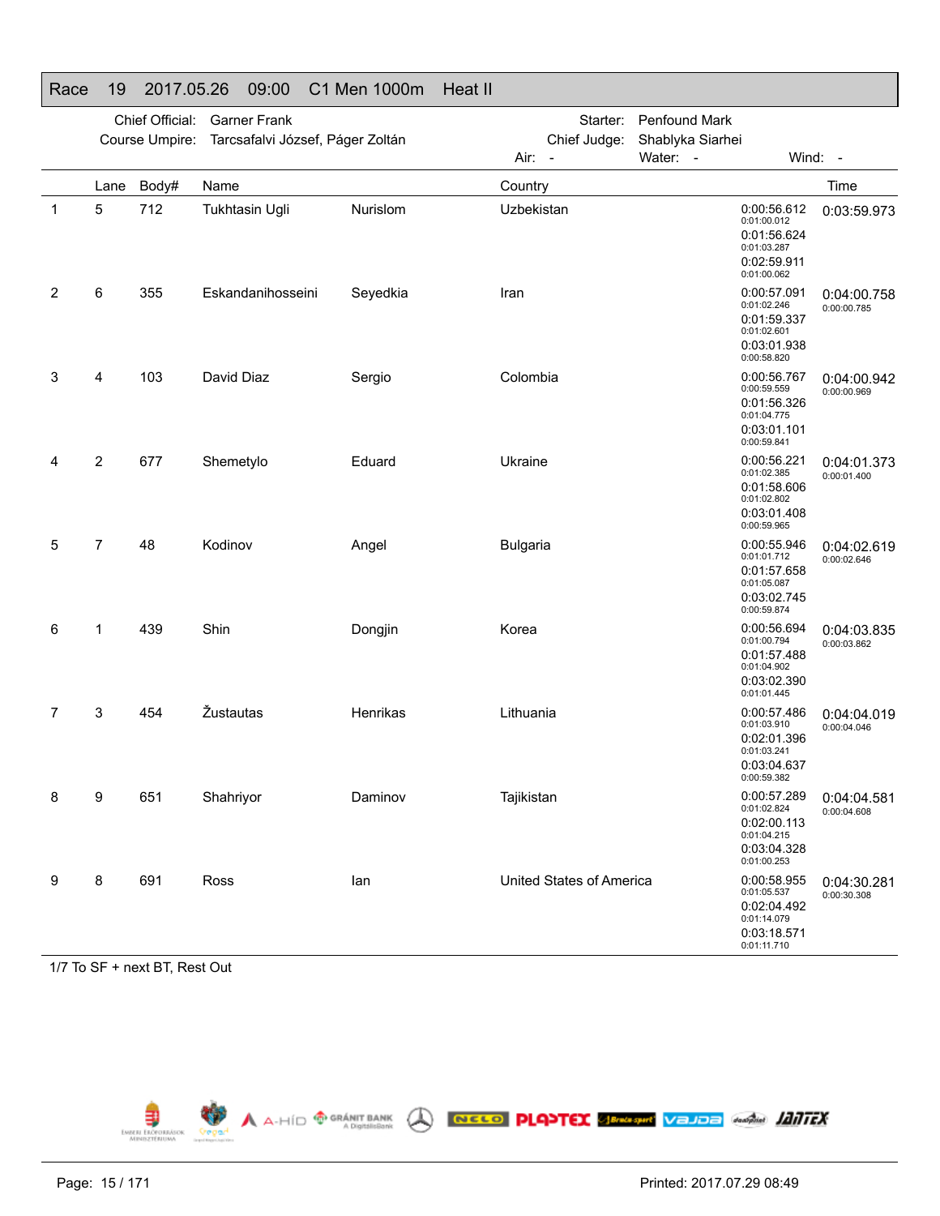# Race 19 2017.05.26 09:00 C1 Men 1000m Heat II

Chief Official: Garner Frank
Course Umpire: Tarcsafalvi József, Páger Zoltán
Starter: Penfound Mark
Chief Judge: Shablyka Siarhei
Air: - Water: - Wind: -

| | Lane | Body# | Name | | Country | Splits | Time |
|---|---|---|---|---|---|---|---|
| 1 | 5 | 712 | Tukhtasin Ugli | Nurislom | Uzbekistan | 0:00:56.612<br>0:01:00.012<br>0:01:56.624<br>0:01:03.287<br>0:02:59.911<br>0:01:00.062 | 0:03:59.973 |
| 2 | 6 | 355 | Eskandanihosseini | Seyedkia | Iran | 0:00:57.091<br>0:01:02.246<br>0:01:59.337<br>0:01:02.601<br>0:03:01.938<br>0:00:58.820 | 0:04:00.758<br>0:00:00.785 |
| 3 | 4 | 103 | David Diaz | Sergio | Colombia | 0:00:56.767<br>0:00:59.559<br>0:01:56.326<br>0:01:04.775<br>0:03:01.101<br>0:00:59.841 | 0:04:00.942<br>0:00:00.969 |
| 4 | 2 | 677 | Shemetylo | Eduard | Ukraine | 0:00:56.221<br>0:01:02.385<br>0:01:58.606<br>0:01:02.802<br>0:03:01.408<br>0:00:59.965 | 0:04:01.373<br>0:00:01.400 |
| 5 | 7 | 48 | Kodinov | Angel | Bulgaria | 0:00:55.946<br>0:01:01.712<br>0:01:57.658<br>0:01:05.087<br>0:03:02.745<br>0:00:59.874 | 0:04:02.619<br>0:00:02.646 |
| 6 | 1 | 439 | Shin | Dongjin | Korea | 0:00:56.694<br>0:01:00.794<br>0:01:57.488<br>0:01:04.902<br>0:03:02.390<br>0:01:01.445 | 0:04:03.835<br>0:00:03.862 |
| 7 | 3 | 454 | Žustautas | Henrikas | Lithuania | 0:00:57.486<br>0:01:03.910<br>0:02:01.396<br>0:01:03.241<br>0:03:04.637<br>0:00:59.382 | 0:04:04.019<br>0:00:04.046 |
| 8 | 9 | 651 | Shahriyor | Daminov | Tajikistan | 0:00:57.289<br>0:01:02.824<br>0:02:00.113<br>0:01:04.215<br>0:03:04.328<br>0:01:00.253 | 0:04:04.581<br>0:00:04.608 |
| 9 | 8 | 691 | Ross | Ian | United States of America | 0:00:58.955<br>0:01:05.537<br>0:02:04.492<br>0:01:14.079<br>0:03:18.571<br>0:01:11.710 | 0:04:30.281<br>0:00:30.308 |

1/7 To SF + next BT, Rest Out

Printed: 2017.07.29 08:49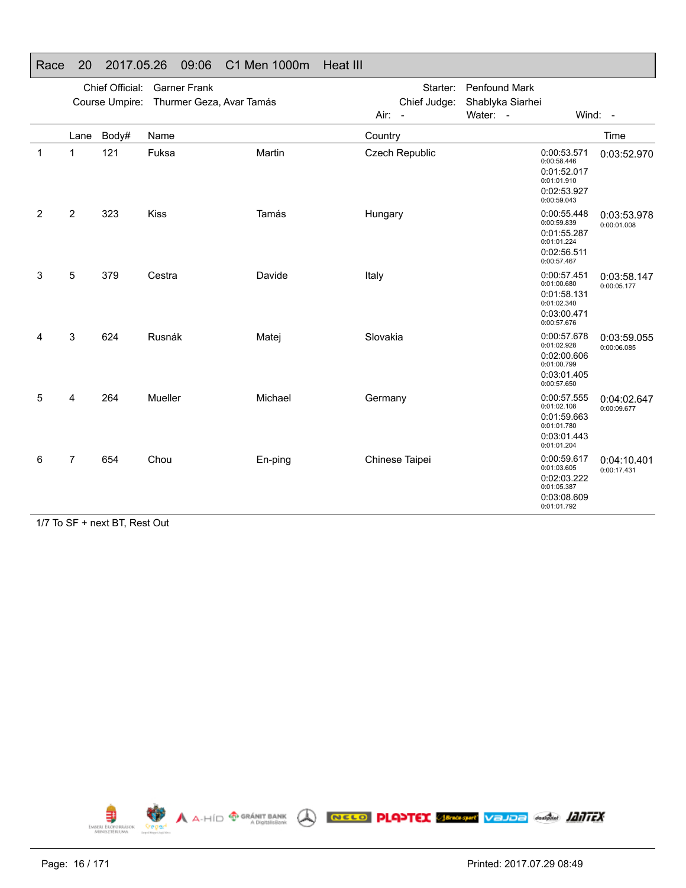# Race 20 2017.05.26 09:06 C1 Men 1000m Heat III

Chief Official: Garner Frank
Course Umpire: Thurmer Geza, Avar Tamás
Starter: Penfound Mark
Chief Judge: Shablyka Siarhei
Air: - Water: - Wind: -

| | Lane | Body# | Name | | Country | | Time |
|---|---|---|---|---|---|---|---|
| 1 | 1 | 121 | Fuksa | Martin | Czech Republic | 0:00:53.571 0:00:58.446 0:01:52.017 0:01:01.910 0:02:53.927 0:00:59.043 | 0:03:52.970 |
| 2 | 2 | 323 | Kiss | Tamás | Hungary | 0:00:55.448 0:00:59.839 0:01:55.287 0:01:01.224 0:02:56.511 0:00:57.467 | 0:03:53.978 0:00:01.008 |
| 3 | 5 | 379 | Cestra | Davide | Italy | 0:00:57.451 0:01:00.680 0:01:58.131 0:01:02.340 0:03:00.471 0:00:57.676 | 0:03:58.147 0:00:05.177 |
| 4 | 3 | 624 | Rusnák | Matej | Slovakia | 0:00:57.678 0:01:02.928 0:02:00.606 0:01:00.799 0:03:01.405 0:00:57.650 | 0:03:59.055 0:00:06.085 |
| 5 | 4 | 264 | Mueller | Michael | Germany | 0:00:57.555 0:01:02.108 0:01:59.663 0:01:01.780 0:03:01.443 0:01:01.204 | 0:04:02.647 0:00:09.677 |
| 6 | 7 | 654 | Chou | En-ping | Chinese Taipei | 0:00:59.617 0:01:03.605 0:02:03.222 0:01:05.387 0:03:08.609 0:01:01.792 | 0:04:10.401 0:00:17.431 |

1/7 To SF + next BT, Rest Out

Printed: 2017.07.29 08:49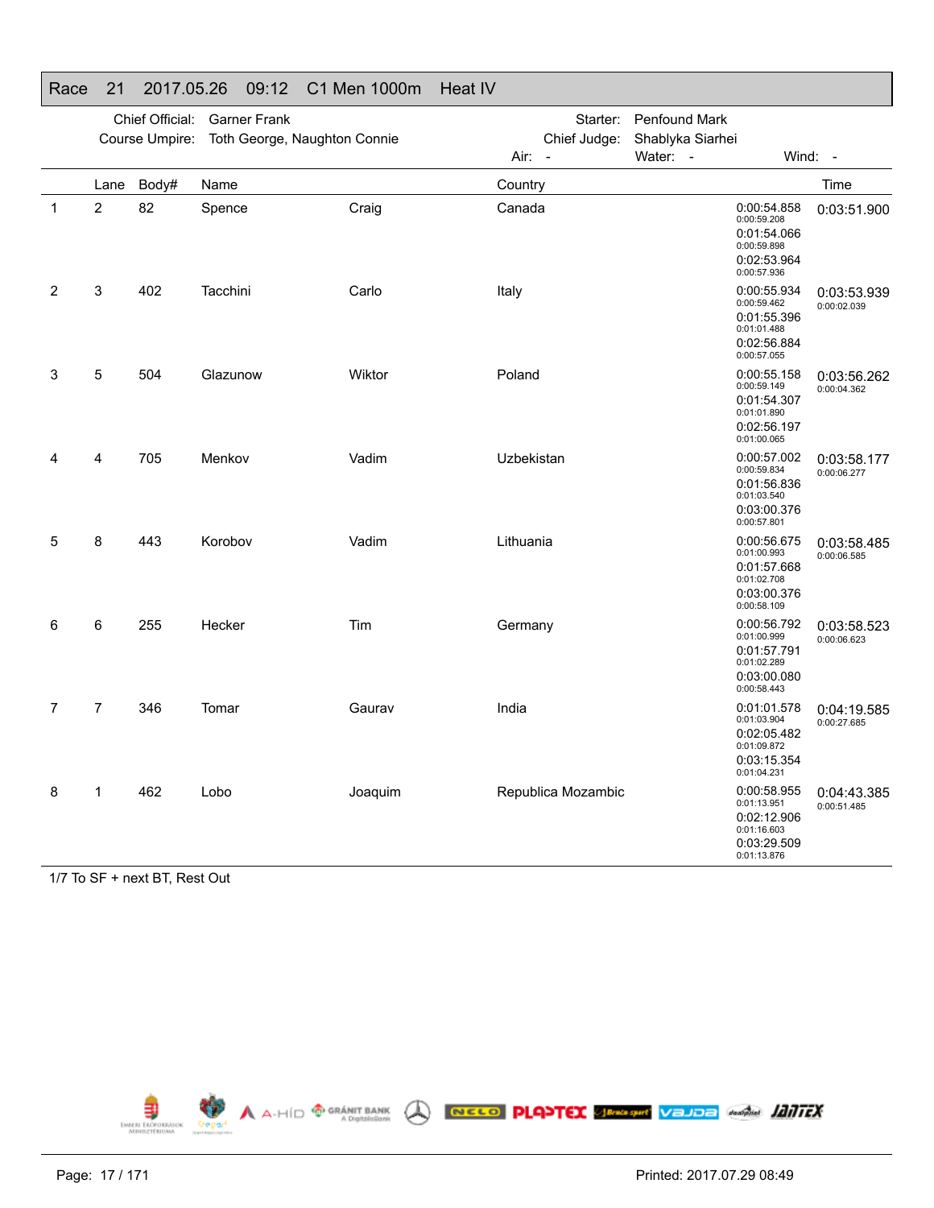## Race 21 2017.05.26 09:12 C1 Men 1000m Heat IV

Chief Official: Garner Frank
Course Umpire: Toth George, Naughton Connie
Starter: Penfound Mark
Chief Judge: Shablyka Siarhei
Air: -
Water: -
Wind: -

| | Lane | Body# | Name | | Country | Splits | Time |
|---|---|---|---|---|---|---|---|
| 1 | 2 | 82 | Spence | Craig | Canada | 0:00:54.858 (0:00:59.208) 0:01:54.066 (0:00:59.898) 0:02:53.964 (0:00:57.936) | 0:03:51.900 |
| 2 | 3 | 402 | Tacchini | Carlo | Italy | 0:00:55.934 (0:00:59.462) 0:01:55.396 (0:01:01.488) 0:02:56.884 (0:00:57.055) | 0:03:53.939 (0:00:02.039) |
| 3 | 5 | 504 | Glazunow | Wiktor | Poland | 0:00:55.158 (0:00:59.149) 0:01:54.307 (0:01:01.890) 0:02:56.197 (0:01:00.065) | 0:03:56.262 (0:00:04.362) |
| 4 | 4 | 705 | Menkov | Vadim | Uzbekistan | 0:00:57.002 (0:00:59.834) 0:01:56.836 (0:01:03.540) 0:03:00.376 (0:00:57.801) | 0:03:58.177 (0:00:06.277) |
| 5 | 8 | 443 | Korobov | Vadim | Lithuania | 0:00:56.675 (0:01:00.993) 0:01:57.668 (0:01:02.708) 0:03:00.376 (0:00:58.109) | 0:03:58.485 (0:00:06.585) |
| 6 | 6 | 255 | Hecker | Tim | Germany | 0:00:56.792 (0:01:00.999) 0:01:57.791 (0:01:02.289) 0:03:00.080 (0:00:58.443) | 0:03:58.523 (0:00:06.623) |
| 7 | 7 | 346 | Tomar | Gaurav | India | 0:01:01.578 (0:01:03.904) 0:02:05.482 (0:01:09.872) 0:03:15.354 (0:01:04.231) | 0:04:19.585 (0:00:27.685) |
| 8 | 1 | 462 | Lobo | Joaquim | Republica Mozambic | 0:00:58.955 (0:01:13.951) 0:02:12.906 (0:01:16.603) 0:03:29.509 (0:01:13.876) | 0:04:43.385 (0:00:51.485) |

1/7 To SF + next BT, Rest Out

Printed: 2017.07.29 08:49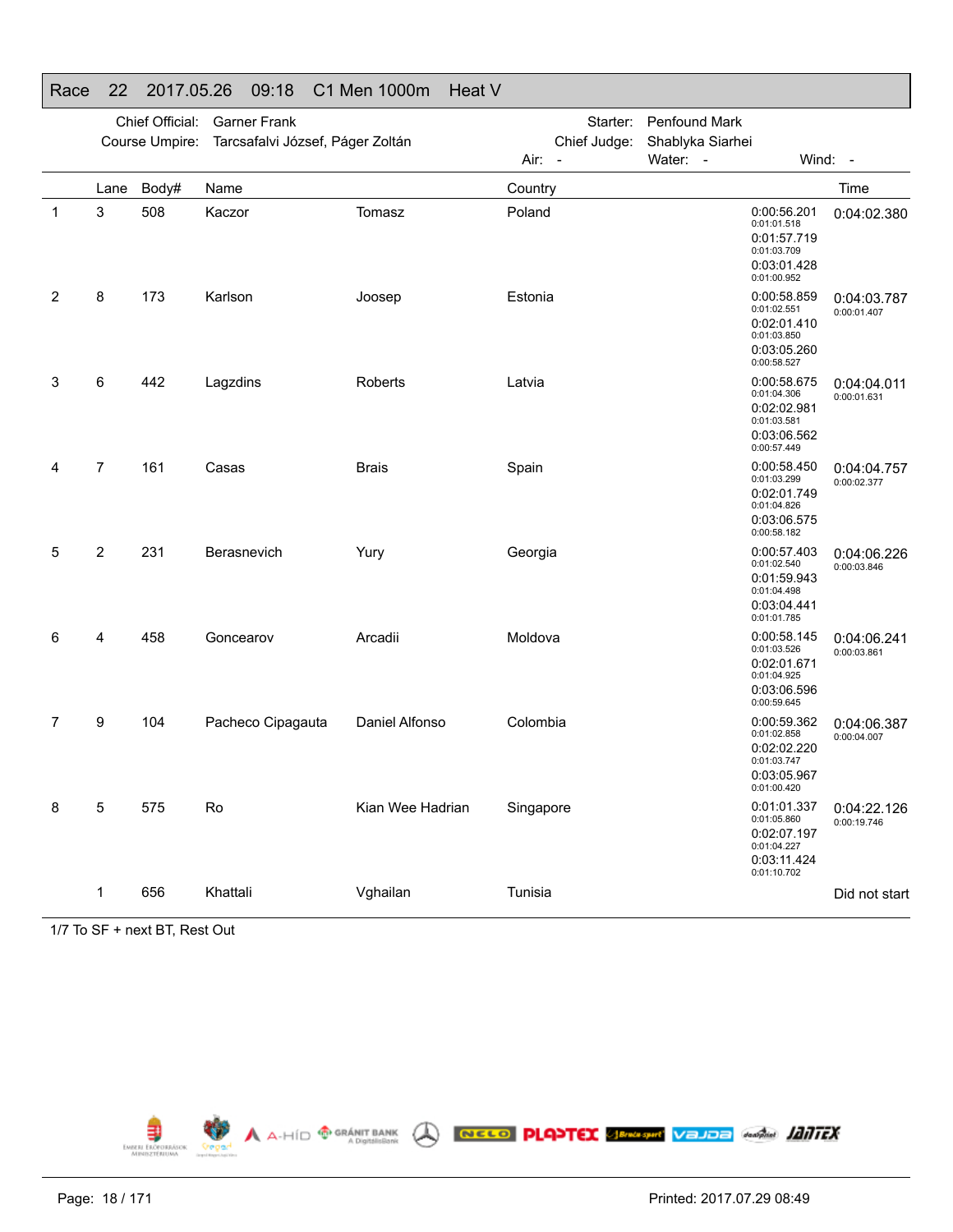## Race 22 2017.05.26 09:18 C1 Men 1000m Heat V

Chief Official: Garner Frank
Course Umpire: Tarcsafalvi József, Páger Zoltán
Starter: Penfound Mark
Chief Judge: Shablyka Siarhei
Air: -
Water: -
Wind: -

| | Lane | Body# | Name | | Country | Splits | Time |
|---|---|---|---|---|---|---|---|
| 1 | 3 | 508 | Kaczor | Tomasz | Poland | 0:00:56.201 (0:01:01.518) / 0:01:57.719 (0:01:03.709) / 0:03:01.428 (0:01:00.952) | 0:04:02.380 |
| 2 | 8 | 173 | Karlson | Joosep | Estonia | 0:00:58.859 (0:01:02.551) / 0:02:01.410 (0:01:03.850) / 0:03:05.260 (0:00:58.527) | 0:04:03.787 (0:00:01.407) |
| 3 | 6 | 442 | Lagzdins | Roberts | Latvia | 0:00:58.675 (0:01:04.306) / 0:02:02.981 (0:01:03.581) / 0:03:06.562 (0:00:57.449) | 0:04:04.011 (0:00:01.631) |
| 4 | 7 | 161 | Casas | Brais | Spain | 0:00:58.450 (0:01:03.299) / 0:02:01.749 (0:01:04.826) / 0:03:06.575 (0:00:58.182) | 0:04:04.757 (0:00:02.377) |
| 5 | 2 | 231 | Berasnevich | Yury | Georgia | 0:00:57.403 (0:01:02.540) / 0:01:59.943 (0:01:04.498) / 0:03:04.441 (0:01:01.785) | 0:04:06.226 (0:00:03.846) |
| 6 | 4 | 458 | Goncearov | Arcadii | Moldova | 0:00:58.145 (0:01:03.526) / 0:02:01.671 (0:01:04.925) / 0:03:06.596 (0:00:59.645) | 0:04:06.241 (0:00:03.861) |
| 7 | 9 | 104 | Pacheco Cipagauta | Daniel Alfonso | Colombia | 0:00:59.362 (0:01:02.858) / 0:02:02.220 (0:01:03.747) / 0:03:05.967 (0:01:00.420) | 0:04:06.387 (0:00:04.007) |
| 8 | 5 | 575 | Ro | Kian Wee Hadrian | Singapore | 0:01:01.337 (0:01:05.860) / 0:02:07.197 (0:01:04.227) / 0:03:11.424 (0:01:10.702) | 0:04:22.126 (0:00:19.746) |
| | 1 | 656 | Khattali | Vghailan | Tunisia | | Did not start |

1/7 To SF + next BT, Rest Out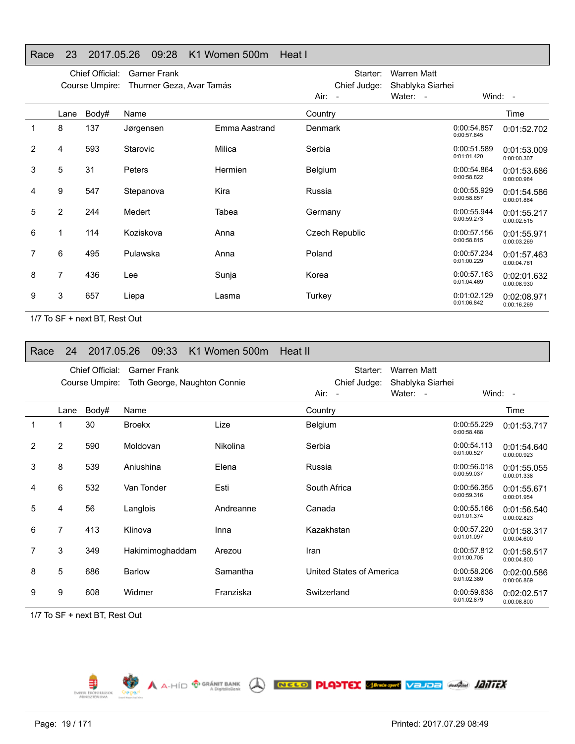## Race 23 2017.05.26 09:28 K1 Women 500m Heat I

Chief Official: Garner Frank
Course Umpire: Thurmer Geza, Avar Tamás
Starter: Warren Matt
Chief Judge: Shablyka Siarhei
Air: - Water: - Wind: -

| | Lane | Body# | Name | | Country | | Time |
|---|---|---|---|---|---|---|---|
| 1 | 8 | 137 | Jørgensen | Emma Aastrand | Denmark | 0:00:54.857 0:00:57.845 | 0:01:52.702 |
| 2 | 4 | 593 | Starovic | Milica | Serbia | 0:00:51.589 0:01:01.420 | 0:01:53.009 0:00:00.307 |
| 3 | 5 | 31 | Peters | Hermien | Belgium | 0:00:54.864 0:00:58.822 | 0:01:53.686 0:00:00.984 |
| 4 | 9 | 547 | Stepanova | Kira | Russia | 0:00:55.929 0:00:58.657 | 0:01:54.586 0:00:01.884 |
| 5 | 2 | 244 | Medert | Tabea | Germany | 0:00:55.944 0:00:59.273 | 0:01:55.217 0:00:02.515 |
| 6 | 1 | 114 | Koziskova | Anna | Czech Republic | 0:00:57.156 0:00:58.815 | 0:01:55.971 0:00:03.269 |
| 7 | 6 | 495 | Pulawska | Anna | Poland | 0:00:57.234 0:01:00.229 | 0:01:57.463 0:00:04.761 |
| 8 | 7 | 436 | Lee | Sunja | Korea | 0:00:57.163 0:01:04.469 | 0:02:01.632 0:00:08.930 |
| 9 | 3 | 657 | Liepa | Lasma | Turkey | 0:01:02.129 0:01:06.842 | 0:02:08.971 0:00:16.269 |

1/7 To SF + next BT, Rest Out

## Race 24 2017.05.26 09:33 K1 Women 500m Heat II

Chief Official: Garner Frank
Course Umpire: Toth George, Naughton Connie
Starter: Warren Matt
Chief Judge: Shablyka Siarhei
Air: - Water: - Wind: -

| | Lane | Body# | Name | | Country | | Time |
|---|---|---|---|---|---|---|---|
| 1 | 1 | 30 | Broekx | Lize | Belgium | 0:00:55.229 0:00:58.488 | 0:01:53.717 |
| 2 | 2 | 590 | Moldovan | Nikolina | Serbia | 0:00:54.113 0:01:00.527 | 0:01:54.640 0:00:00.923 |
| 3 | 8 | 539 | Aniushina | Elena | Russia | 0:00:56.018 0:00:59.037 | 0:01:55.055 0:00:01.338 |
| 4 | 6 | 532 | Van Tonder | Esti | South Africa | 0:00:56.355 0:00:59.316 | 0:01:55.671 0:00:01.954 |
| 5 | 4 | 56 | Langlois | Andreanne | Canada | 0:00:55.166 0:01:01.374 | 0:01:56.540 0:00:02.823 |
| 6 | 7 | 413 | Klinova | Inna | Kazakhstan | 0:00:57.220 0:01:01.097 | 0:01:58.317 0:00:04.600 |
| 7 | 3 | 349 | Hakimimoghaddam | Arezou | Iran | 0:00:57.812 0:01:00.705 | 0:01:58.517 0:00:04.800 |
| 8 | 5 | 686 | Barlow | Samantha | United States of America | 0:00:58.206 0:01:02.380 | 0:02:00.586 0:00:06.869 |
| 9 | 9 | 608 | Widmer | Franziska | Switzerland | 0:00:59.638 0:01:02.879 | 0:02:02.517 0:00:08.800 |

1/7 To SF + next BT, Rest Out

Printed: 2017.07.29 08:49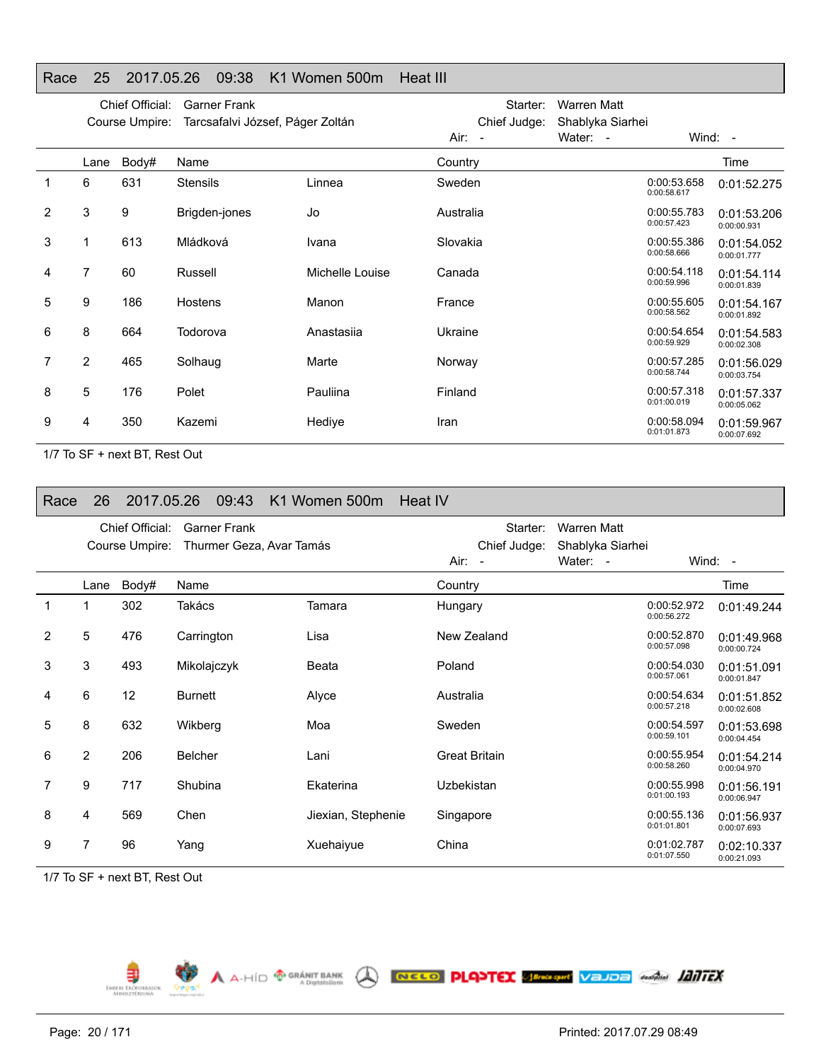## Race 25 2017.05.26 09:38 K1 Women 500m Heat III

Chief Official: Garner Frank | Starter: Warren Matt
Course Umpire: Tarcsafalvi József, Páger Zoltán | Chief Judge: Shablyka Siarhei
Air: - | Water: - | Wind: -

| | Lane | Body# | Name | | Country | | Time |
|---|---|---|---|---|---|---|---|
| 1 | 6 | 631 | Stensils | Linnea | Sweden | 0:00:53.658 / 0:00:58.617 | 0:01:52.275 |
| 2 | 3 | 9 | Brigden-jones | Jo | Australia | 0:00:55.783 / 0:00:57.423 | 0:01:53.206 / 0:00:00.931 |
| 3 | 1 | 613 | Mládková | Ivana | Slovakia | 0:00:55.386 / 0:00:58.666 | 0:01:54.052 / 0:00:01.777 |
| 4 | 7 | 60 | Russell | Michelle Louise | Canada | 0:00:54.118 / 0:00:59.996 | 0:01:54.114 / 0:00:01.839 |
| 5 | 9 | 186 | Hostens | Manon | France | 0:00:55.605 / 0:00:58.562 | 0:01:54.167 / 0:00:01.892 |
| 6 | 8 | 664 | Todorova | Anastasiia | Ukraine | 0:00:54.654 / 0:00:59.929 | 0:01:54.583 / 0:00:02.308 |
| 7 | 2 | 465 | Solhaug | Marte | Norway | 0:00:57.285 / 0:00:58.744 | 0:01:56.029 / 0:00:03.754 |
| 8 | 5 | 176 | Polet | Pauliina | Finland | 0:00:57.318 / 0:01:00.019 | 0:01:57.337 / 0:00:05.062 |
| 9 | 4 | 350 | Kazemi | Hediye | Iran | 0:00:58.094 / 0:01:01.873 | 0:01:59.967 / 0:00:07.692 |

1/7 To SF + next BT, Rest Out

## Race 26 2017.05.26 09:43 K1 Women 500m Heat IV

Chief Official: Garner Frank | Starter: Warren Matt
Course Umpire: Thurmer Geza, Avar Tamás | Chief Judge: Shablyka Siarhei
Air: - | Water: - | Wind: -

| | Lane | Body# | Name | | Country | | Time |
|---|---|---|---|---|---|---|---|
| 1 | 1 | 302 | Takács | Tamara | Hungary | 0:00:52.972 / 0:00:56.272 | 0:01:49.244 |
| 2 | 5 | 476 | Carrington | Lisa | New Zealand | 0:00:52.870 / 0:00:57.098 | 0:01:49.968 / 0:00:00.724 |
| 3 | 3 | 493 | Mikolajczyk | Beata | Poland | 0:00:54.030 / 0:00:57.061 | 0:01:51.091 / 0:00:01.847 |
| 4 | 6 | 12 | Burnett | Alyce | Australia | 0:00:54.634 / 0:00:57.218 | 0:01:51.852 / 0:00:02.608 |
| 5 | 8 | 632 | Wikberg | Moa | Sweden | 0:00:54.597 / 0:00:59.101 | 0:01:53.698 / 0:00:04.454 |
| 6 | 2 | 206 | Belcher | Lani | Great Britain | 0:00:55.954 / 0:00:58.260 | 0:01:54.214 / 0:00:04.970 |
| 7 | 9 | 717 | Shubina | Ekaterina | Uzbekistan | 0:00:55.998 / 0:01:00.193 | 0:01:56.191 / 0:00:06.947 |
| 8 | 4 | 569 | Chen | Jiexian, Stephenie | Singapore | 0:00:55.136 / 0:01:01.801 | 0:01:56.937 / 0:00:07.693 |
| 9 | 7 | 96 | Yang | Xuehaiyue | China | 0:01:02.787 / 0:01:07.550 | 0:02:10.337 / 0:00:21.093 |

1/7 To SF + next BT, Rest Out

Printed: 2017.07.29 08:49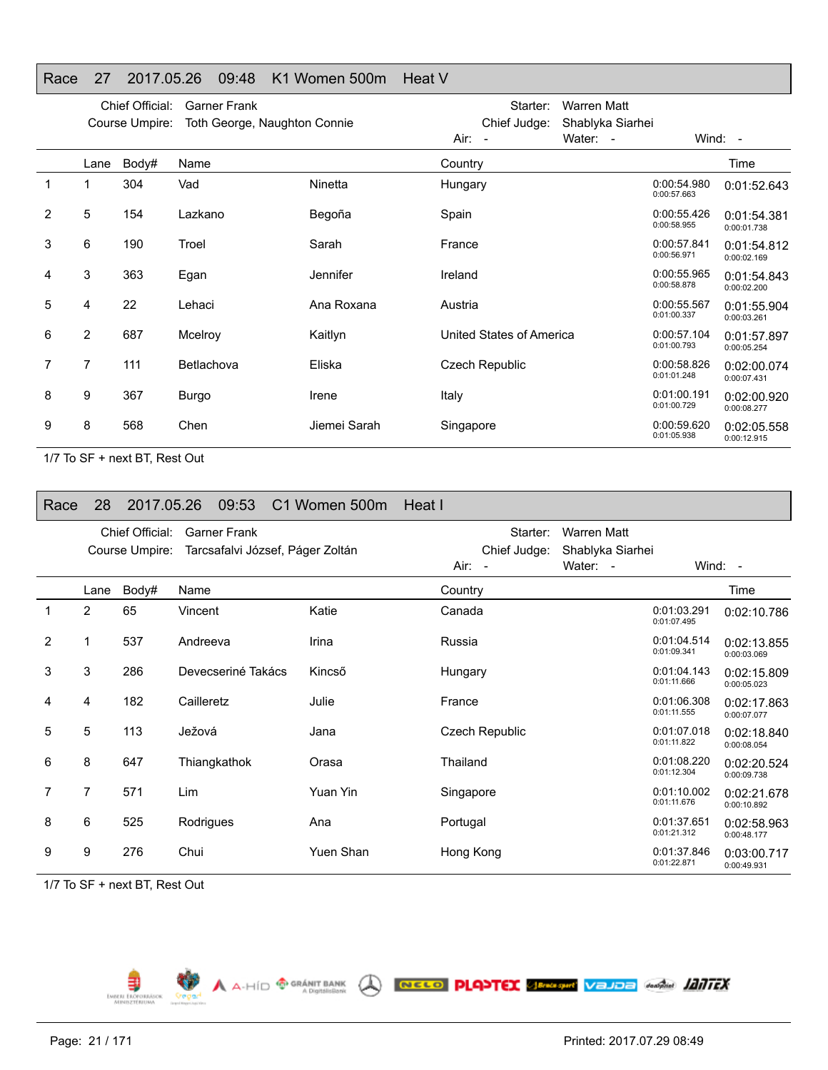## Race 27 2017.05.26 09:48 K1 Women 500m Heat V

Chief Official: Garner Frank
Course Umpire: Toth George, Naughton Connie
Starter: Warren Matt
Chief Judge: Shablyka Siarhei
Air: - Water: - Wind: -

| | Lane | Body# | Name | | Country | | Time |
|---|---|---|---|---|---|---|---|
| 1 | 1 | 304 | Vad | Ninetta | Hungary | 0:00:54.980<br>0:00:57.663 | 0:01:52.643 |
| 2 | 5 | 154 | Lazkano | Begoña | Spain | 0:00:55.426<br>0:00:58.955 | 0:01:54.381<br>0:00:01.738 |
| 3 | 6 | 190 | Troel | Sarah | France | 0:00:57.841<br>0:00:56.971 | 0:01:54.812<br>0:00:02.169 |
| 4 | 3 | 363 | Egan | Jennifer | Ireland | 0:00:55.965<br>0:00:58.878 | 0:01:54.843<br>0:00:02.200 |
| 5 | 4 | 22 | Lehaci | Ana Roxana | Austria | 0:00:55.567<br>0:01:00.337 | 0:01:55.904<br>0:00:03.261 |
| 6 | 2 | 687 | Mcelroy | Kaitlyn | United States of America | 0:00:57.104<br>0:01:00.793 | 0:01:57.897<br>0:00:05.254 |
| 7 | 7 | 111 | Betlachova | Eliska | Czech Republic | 0:00:58.826<br>0:01:01.248 | 0:02:00.074<br>0:00:07.431 |
| 8 | 9 | 367 | Burgo | Irene | Italy | 0:01:00.191<br>0:01:00.729 | 0:02:00.920<br>0:00:08.277 |
| 9 | 8 | 568 | Chen | Jiemei Sarah | Singapore | 0:00:59.620<br>0:01:05.938 | 0:02:05.558<br>0:00:12.915 |

1/7 To SF + next BT, Rest Out

## Race 28 2017.05.26 09:53 C1 Women 500m Heat I

Chief Official: Garner Frank
Course Umpire: Tarcsafalvi József, Páger Zoltán
Starter: Warren Matt
Chief Judge: Shablyka Siarhei
Air: - Water: - Wind: -

| | Lane | Body# | Name | | Country | | Time |
|---|---|---|---|---|---|---|---|
| 1 | 2 | 65 | Vincent | Katie | Canada | 0:01:03.291<br>0:01:07.495 | 0:02:10.786 |
| 2 | 1 | 537 | Andreeva | Irina | Russia | 0:01:04.514<br>0:01:09.341 | 0:02:13.855<br>0:00:03.069 |
| 3 | 3 | 286 | Devecseriné Takács | Kincső | Hungary | 0:01:04.143<br>0:01:11.666 | 0:02:15.809<br>0:00:05.023 |
| 4 | 4 | 182 | Cailleretz | Julie | France | 0:01:06.308<br>0:01:11.555 | 0:02:17.863<br>0:00:07.077 |
| 5 | 5 | 113 | Ježová | Jana | Czech Republic | 0:01:07.018<br>0:01:11.822 | 0:02:18.840<br>0:00:08.054 |
| 6 | 8 | 647 | Thiangkathok | Orasa | Thailand | 0:01:08.220<br>0:01:12.304 | 0:02:20.524<br>0:00:09.738 |
| 7 | 7 | 571 | Lim | Yuan Yin | Singapore | 0:01:10.002<br>0:01:11.676 | 0:02:21.678<br>0:00:10.892 |
| 8 | 6 | 525 | Rodrigues | Ana | Portugal | 0:01:37.651<br>0:01:21.312 | 0:02:58.963<br>0:00:48.177 |
| 9 | 9 | 276 | Chui | Yuen Shan | Hong Kong | 0:01:37.846<br>0:01:22.871 | 0:03:00.717<br>0:00:49.931 |

1/7 To SF + next BT, Rest Out

Printed: 2017.07.29 08:49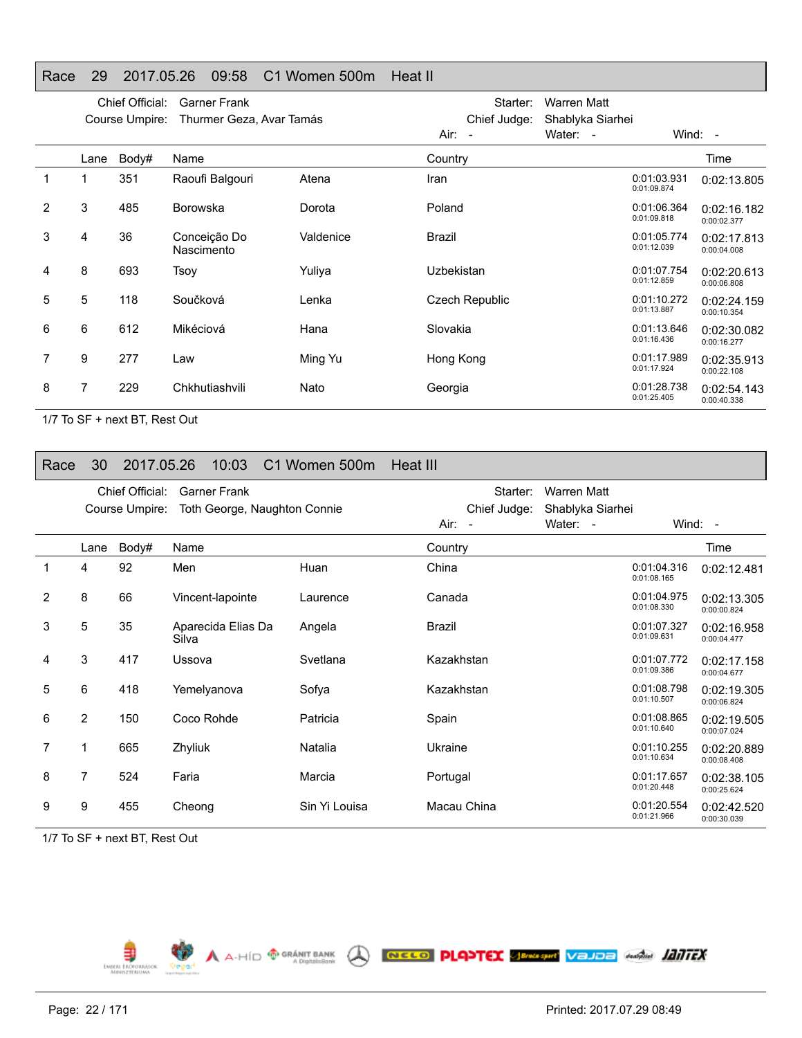## Race 29 2017.05.26 09:58 C1 Women 500m Heat II

Chief Official: Garner Frank
Course Umpire: Thurmer Geza, Avar Tamás
Starter: Warren Matt
Chief Judge: Shablyka Siarhei
Air: - Water: - Wind: -

| | Lane | Body# | Name | | Country | | Time |
|---|---|---|---|---|---|---|---|
| 1 | 1 | 351 | Raoufi Balgouri | Atena | Iran | 0:01:03.931 0:01:09.874 | 0:02:13.805 |
| 2 | 3 | 485 | Borowska | Dorota | Poland | 0:01:06.364 0:01:09.818 | 0:02:16.182 0:00:02.377 |
| 3 | 4 | 36 | Conceição Do Nascimento | Valdenice | Brazil | 0:01:05.774 0:01:12.039 | 0:02:17.813 0:00:04.008 |
| 4 | 8 | 693 | Tsoy | Yuliya | Uzbekistan | 0:01:07.754 0:01:12.859 | 0:02:20.613 0:00:06.808 |
| 5 | 5 | 118 | Součková | Lenka | Czech Republic | 0:01:10.272 0:01:13.887 | 0:02:24.159 0:00:10.354 |
| 6 | 6 | 612 | Mikéciová | Hana | Slovakia | 0:01:13.646 0:01:16.436 | 0:02:30.082 0:00:16.277 |
| 7 | 9 | 277 | Law | Ming Yu | Hong Kong | 0:01:17.989 0:01:17.924 | 0:02:35.913 0:00:22.108 |
| 8 | 7 | 229 | Chkhutiashvili | Nato | Georgia | 0:01:28.738 0:01:25.405 | 0:02:54.143 0:00:40.338 |

1/7 To SF + next BT, Rest Out

## Race 30 2017.05.26 10:03 C1 Women 500m Heat III

Chief Official: Garner Frank
Course Umpire: Toth George, Naughton Connie
Starter: Warren Matt
Chief Judge: Shablyka Siarhei
Air: - Water: - Wind: -

| | Lane | Body# | Name | | Country | | Time |
|---|---|---|---|---|---|---|---|
| 1 | 4 | 92 | Men | Huan | China | 0:01:04.316 0:01:08.165 | 0:02:12.481 |
| 2 | 8 | 66 | Vincent-lapointe | Laurence | Canada | 0:01:04.975 0:01:08.330 | 0:02:13.305 0:00:00.824 |
| 3 | 5 | 35 | Aparecida Elias Da Silva | Angela | Brazil | 0:01:07.327 0:01:09.631 | 0:02:16.958 0:00:04.477 |
| 4 | 3 | 417 | Ussova | Svetlana | Kazakhstan | 0:01:07.772 0:01:09.386 | 0:02:17.158 0:00:04.677 |
| 5 | 6 | 418 | Yemelyanova | Sofya | Kazakhstan | 0:01:08.798 0:01:10.507 | 0:02:19.305 0:00:06.824 |
| 6 | 2 | 150 | Coco Rohde | Patricia | Spain | 0:01:08.865 0:01:10.640 | 0:02:19.505 0:00:07.024 |
| 7 | 1 | 665 | Zhyliuk | Natalia | Ukraine | 0:01:10.255 0:01:10.634 | 0:02:20.889 0:00:08.408 |
| 8 | 7 | 524 | Faria | Marcia | Portugal | 0:01:17.657 0:01:20.448 | 0:02:38.105 0:00:25.624 |
| 9 | 9 | 455 | Cheong | Sin Yi Louisa | Macau China | 0:01:20.554 0:01:21.966 | 0:02:42.520 0:00:30.039 |

1/7 To SF + next BT, Rest Out

Printed: 2017.07.29 08:49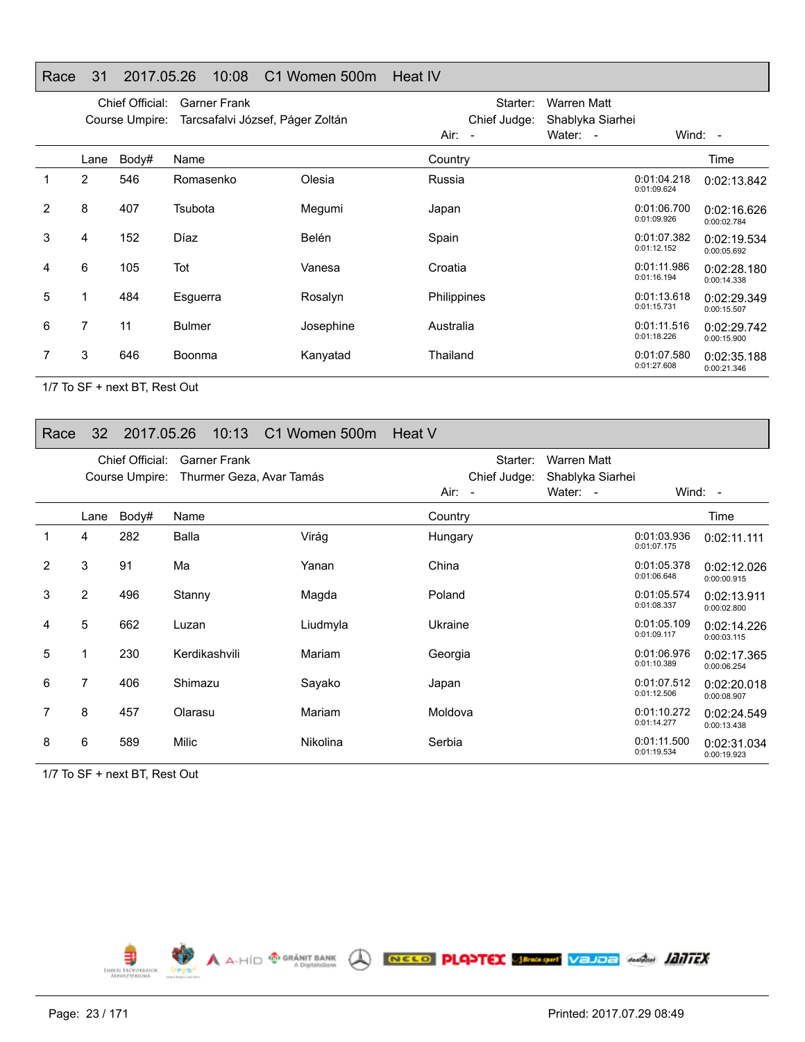## Race 31 2017.05.26 10:08 C1 Women 500m Heat IV

Chief Official: Garner Frank
Course Umpire: Tarcsafalvi József, Páger Zoltán
Starter: Warren Matt
Chief Judge: Shablyka Siarhei
Air: - Water: - Wind: -

| | Lane | Body# | Name | | Country | | Time |
|---|---|---|---|---|---|---|---|
| 1 | 2 | 546 | Romasenko | Olesia | Russia | 0:01:04.218 0:01:09.624 | 0:02:13.842 |
| 2 | 8 | 407 | Tsubota | Megumi | Japan | 0:01:06.700 0:01:09.926 | 0:02:16.626 0:00:02.784 |
| 3 | 4 | 152 | Díaz | Belén | Spain | 0:01:07.382 0:01:12.152 | 0:02:19.534 0:00:05.692 |
| 4 | 6 | 105 | Tot | Vanesa | Croatia | 0:01:11.986 0:01:16.194 | 0:02:28.180 0:00:14.338 |
| 5 | 1 | 484 | Esguerra | Rosalyn | Philippines | 0:01:13.618 0:01:15.731 | 0:02:29.349 0:00:15.507 |
| 6 | 7 | 11 | Bulmer | Josephine | Australia | 0:01:11.516 0:01:18.226 | 0:02:29.742 0:00:15.900 |
| 7 | 3 | 646 | Boonma | Kanyatad | Thailand | 0:01:07.580 0:01:27.608 | 0:02:35.188 0:00:21.346 |

1/7 To SF + next BT, Rest Out

## Race 32 2017.05.26 10:13 C1 Women 500m Heat V

Chief Official: Garner Frank
Course Umpire: Thurmer Geza, Avar Tamás
Starter: Warren Matt
Chief Judge: Shablyka Siarhei
Air: - Water: - Wind: -

| | Lane | Body# | Name | | Country | | Time |
|---|---|---|---|---|---|---|---|
| 1 | 4 | 282 | Balla | Virág | Hungary | 0:01:03.936 0:01:07.175 | 0:02:11.111 |
| 2 | 3 | 91 | Ma | Yanan | China | 0:01:05.378 0:01:06.648 | 0:02:12.026 0:00:00.915 |
| 3 | 2 | 496 | Stanny | Magda | Poland | 0:01:05.574 0:01:08.337 | 0:02:13.911 0:00:02.800 |
| 4 | 5 | 662 | Luzan | Liudmyla | Ukraine | 0:01:05.109 0:01:09.117 | 0:02:14.226 0:00:03.115 |
| 5 | 1 | 230 | Kerdikashvili | Mariam | Georgia | 0:01:06.976 0:01:10.389 | 0:02:17.365 0:00:06.254 |
| 6 | 7 | 406 | Shimazu | Sayako | Japan | 0:01:07.512 0:01:12.506 | 0:02:20.018 0:00:08.907 |
| 7 | 8 | 457 | Olarasu | Mariam | Moldova | 0:01:10.272 0:01:14.277 | 0:02:24.549 0:00:13.438 |
| 8 | 6 | 589 | Milic | Nikolina | Serbia | 0:01:11.500 0:01:19.534 | 0:02:31.034 0:00:19.923 |

1/7 To SF + next BT, Rest Out

Printed: 2017.07.29 08:49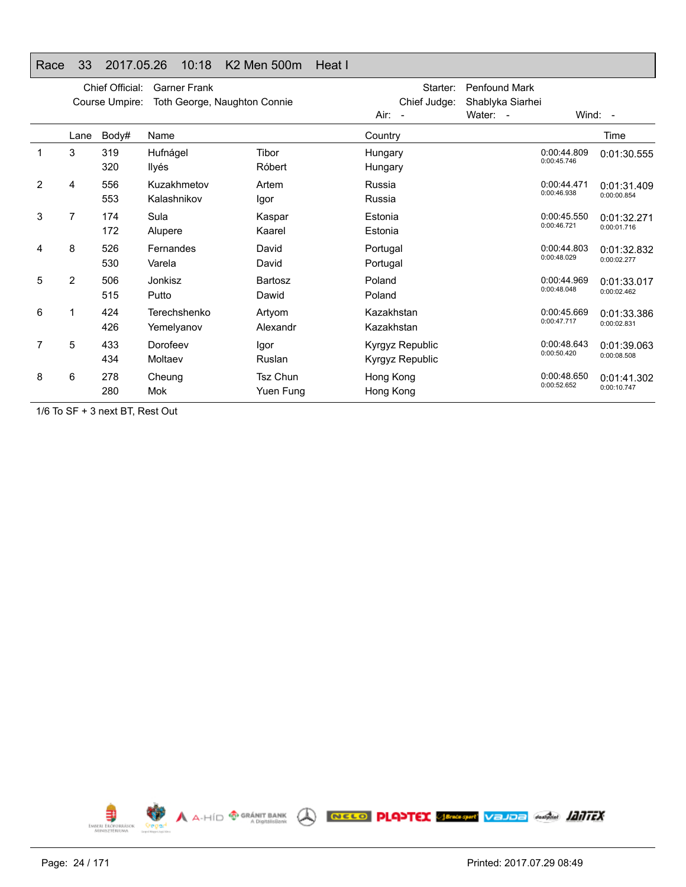## Race 33 2017.05.26 10:18 K2 Men 500m Heat I

Chief Official: Garner Frank
Course Umpire: Toth George, Naughton Connie

Starter: Penfound Mark
Chief Judge: Shablyka Siarhei

Air: - Water: - Wind: -

| | Lane | Body# | Name | | Country | | Time |
|---|---|---|---|---|---|---|---|
| 1 | 3 | 319 | Hufnágel | Tibor | Hungary | 0:00:44.809 | 0:01:30.555 |
| | | 320 | Ilyés | Róbert | Hungary | 0:00:45.746 | |
| 2 | 4 | 556 | Kuzakhmetov | Artem | Russia | 0:00:44.471 | 0:01:31.409 |
| | | 553 | Kalashnikov | Igor | Russia | 0:00:46.938 | 0:00:00.854 |
| 3 | 7 | 174 | Sula | Kaspar | Estonia | 0:00:45.550 | 0:01:32.271 |
| | | 172 | Alupere | Kaarel | Estonia | 0:00:46.721 | 0:00:01.716 |
| 4 | 8 | 526 | Fernandes | David | Portugal | 0:00:44.803 | 0:01:32.832 |
| | | 530 | Varela | David | Portugal | 0:00:48.029 | 0:00:02.277 |
| 5 | 2 | 506 | Jonkisz | Bartosz | Poland | 0:00:44.969 | 0:01:33.017 |
| | | 515 | Putto | Dawid | Poland | 0:00:48.048 | 0:00:02.462 |
| 6 | 1 | 424 | Terechshenko | Artyom | Kazakhstan | 0:00:45.669 | 0:01:33.386 |
| | | 426 | Yemelyanov | Alexandr | Kazakhstan | 0:00:47.717 | 0:00:02.831 |
| 7 | 5 | 433 | Dorofeev | Igor | Kyrgyz Republic | 0:00:48.643 | 0:01:39.063 |
| | | 434 | Moltaev | Ruslan | Kyrgyz Republic | 0:00:50.420 | 0:00:08.508 |
| 8 | 6 | 278 | Cheung | Tsz Chun | Hong Kong | 0:00:48.650 | 0:01:41.302 |
| | | 280 | Mok | Yuen Fung | Hong Kong | 0:00:52.652 | 0:00:10.747 |

1/6 To SF + 3 next BT, Rest Out

Printed: 2017.07.29 08:49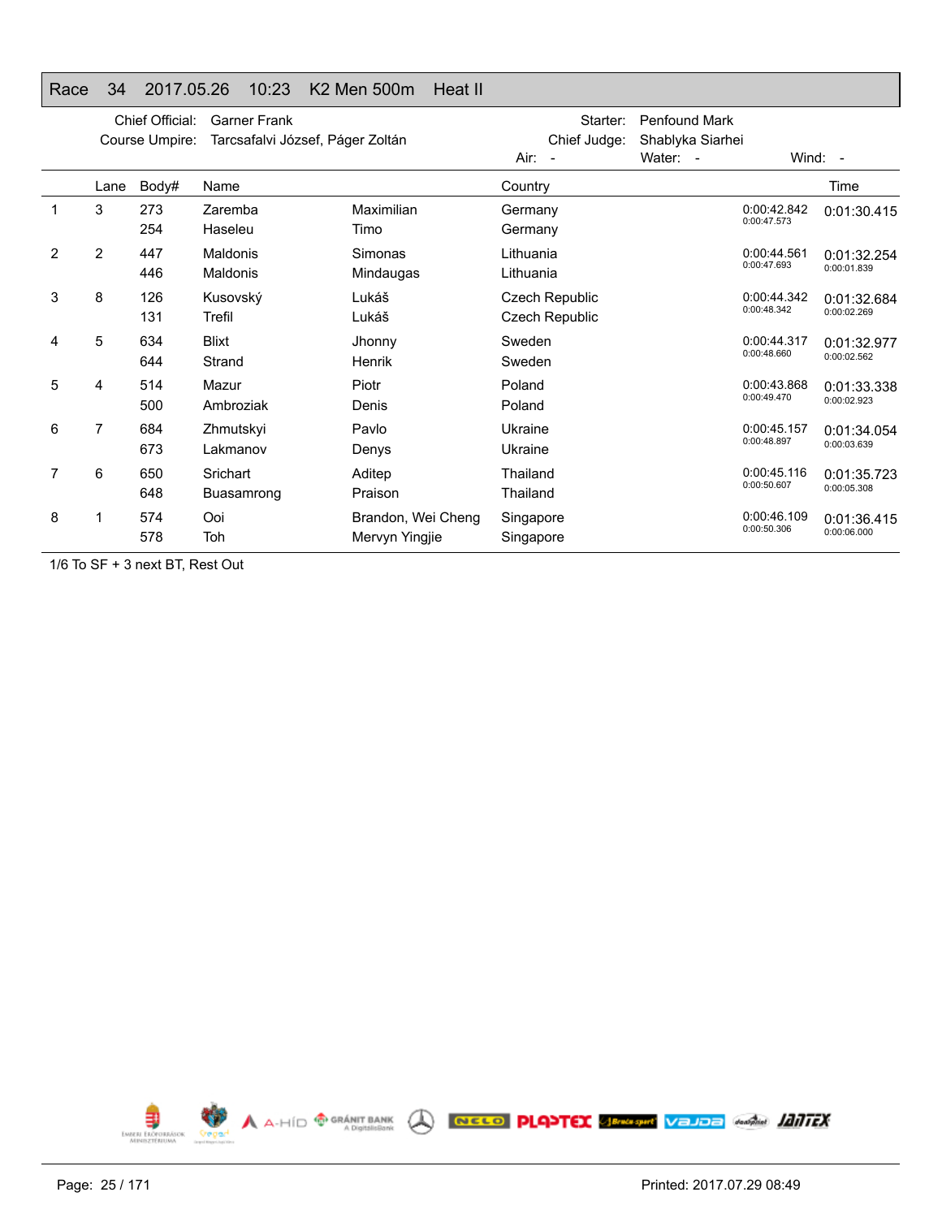# Race 34 2017.05.26 10:23 K2 Men 500m Heat II

Chief Official: Garner Frank
Course Umpire: Tarcsafalvi József, Páger Zoltán
Starter: Penfound Mark
Chief Judge: Shablyka Siarhei
Air: - Water: - Wind: -

| | Lane | Body# | Name | | Country | | Time |
|---|---|---|---|---|---|---|---|
| 1 | 3 | 273 | Zaremba | Maximilian | Germany | 0:00:42.842 | 0:01:30.415 |
| | | 254 | Haseleu | Timo | Germany | 0:00:47.573 | |
| 2 | 2 | 447 | Maldonis | Simonas | Lithuania | 0:00:44.561 | 0:01:32.254 |
| | | 446 | Maldonis | Mindaugas | Lithuania | 0:00:47.693 | 0:00:01.839 |
| 3 | 8 | 126 | Kusovský | Lukáš | Czech Republic | 0:00:44.342 | 0:01:32.684 |
| | | 131 | Trefil | Lukáš | Czech Republic | 0:00:48.342 | 0:00:02.269 |
| 4 | 5 | 634 | Blixt | Jhonny | Sweden | 0:00:44.317 | 0:01:32.977 |
| | | 644 | Strand | Henrik | Sweden | 0:00:48.660 | 0:00:02.562 |
| 5 | 4 | 514 | Mazur | Piotr | Poland | 0:00:43.868 | 0:01:33.338 |
| | | 500 | Ambroziak | Denis | Poland | 0:00:49.470 | 0:00:02.923 |
| 6 | 7 | 684 | Zhmutskyi | Pavlo | Ukraine | 0:00:45.157 | 0:01:34.054 |
| | | 673 | Lakmanov | Denys | Ukraine | 0:00:48.897 | 0:00:03.639 |
| 7 | 6 | 650 | Srichart | Aditep | Thailand | 0:00:45.116 | 0:01:35.723 |
| | | 648 | Buasamrong | Praison | Thailand | 0:00:50.607 | 0:00:05.308 |
| 8 | 1 | 574 | Ooi | Brandon, Wei Cheng | Singapore | 0:00:46.109 | 0:01:36.415 |
| | | 578 | Toh | Mervyn Yingjie | Singapore | 0:00:50.306 | 0:00:06.000 |

1/6 To SF + 3 next BT, Rest Out

Printed: 2017.07.29 08:49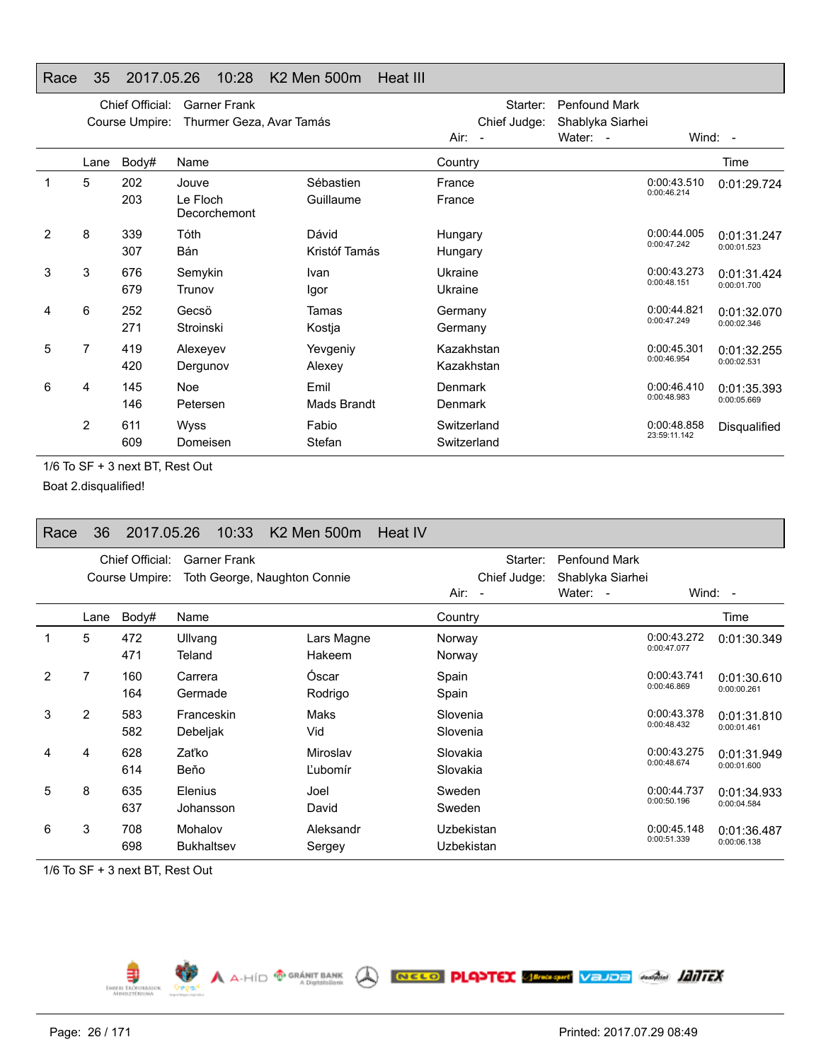## Race 35 2017.05.26 10:28 K2 Men 500m Heat III

Chief Official: Garner Frank
Course Umpire: Thurmer Geza, Avar Tamás
Starter: Penfound Mark
Chief Judge: Shablyka Siarhei
Air: - Water: - Wind: -

| | Lane | Body# | Name | | Country | | Time |
|---|---|---|---|---|---|---|---|
| 1 | 5 | 202 | Jouve | Sébastien | France | 0:00:43.510 | 0:01:29.724 |
| | | 203 | Le Floch Decorchemont | Guillaume | France | 0:00:46.214 | |
| 2 | 8 | 339 | Tóth | Dávid | Hungary | 0:00:44.005 | 0:01:31.247 |
| | | 307 | Bán | Kristóf Tamás | Hungary | 0:00:47.242 | 0:00:01.523 |
| 3 | 3 | 676 | Semykin | Ivan | Ukraine | 0:00:43.273 | 0:01:31.424 |
| | | 679 | Trunov | Igor | Ukraine | 0:00:48.151 | 0:00:01.700 |
| 4 | 6 | 252 | Gecsö | Tamas | Germany | 0:00:44.821 | 0:01:32.070 |
| | | 271 | Stroinski | Kostja | Germany | 0:00:47.249 | 0:00:02.346 |
| 5 | 7 | 419 | Alexeyev | Yevgeniy | Kazakhstan | 0:00:45.301 | 0:01:32.255 |
| | | 420 | Dergunov | Alexey | Kazakhstan | 0:00:46.954 | 0:00:02.531 |
| 6 | 4 | 145 | Noe | Emil | Denmark | 0:00:46.410 | 0:01:35.393 |
| | | 146 | Petersen | Mads Brandt | Denmark | 0:00:48.983 | 0:00:05.669 |
| | 2 | 611 | Wyss | Fabio | Switzerland | 0:00:48.858 | Disqualified |
| | | 609 | Domeisen | Stefan | Switzerland | 23:59:11.142 | |

1/6 To SF + 3 next BT, Rest Out

Boat 2.disqualified!

## Race 36 2017.05.26 10:33 K2 Men 500m Heat IV

Chief Official: Garner Frank
Course Umpire: Toth George, Naughton Connie
Starter: Penfound Mark
Chief Judge: Shablyka Siarhei
Air: - Water: - Wind: -

| | Lane | Body# | Name | | Country | | Time |
|---|---|---|---|---|---|---|---|
| 1 | 5 | 472 | Ullvang | Lars Magne | Norway | 0:00:43.272 | 0:01:30.349 |
| | | 471 | Teland | Hakeem | Norway | 0:00:47.077 | |
| 2 | 7 | 160 | Carrera | Óscar | Spain | 0:00:43.741 | 0:01:30.610 |
| | | 164 | Germade | Rodrigo | Spain | 0:00:46.869 | 0:00:00.261 |
| 3 | 2 | 583 | Franceskin | Maks | Slovenia | 0:00:43.378 | 0:01:31.810 |
| | | 582 | Debeljak | Vid | Slovenia | 0:00:48.432 | 0:00:01.461 |
| 4 | 4 | 628 | Zaťko | Miroslav | Slovakia | 0:00:43.275 | 0:01:31.949 |
| | | 614 | Beňo | Ľubomír | Slovakia | 0:00:48.674 | 0:00:01.600 |
| 5 | 8 | 635 | Elenius | Joel | Sweden | 0:00:44.737 | 0:01:34.933 |
| | | 637 | Johansson | David | Sweden | 0:00:50.196 | 0:00:04.584 |
| 6 | 3 | 708 | Mohalov | Aleksandr | Uzbekistan | 0:00:45.148 | 0:01:36.487 |
| | | 698 | Bukhaltsev | Sergey | Uzbekistan | 0:00:51.339 | 0:00:06.138 |

1/6 To SF + 3 next BT, Rest Out

Printed: 2017.07.29 08:49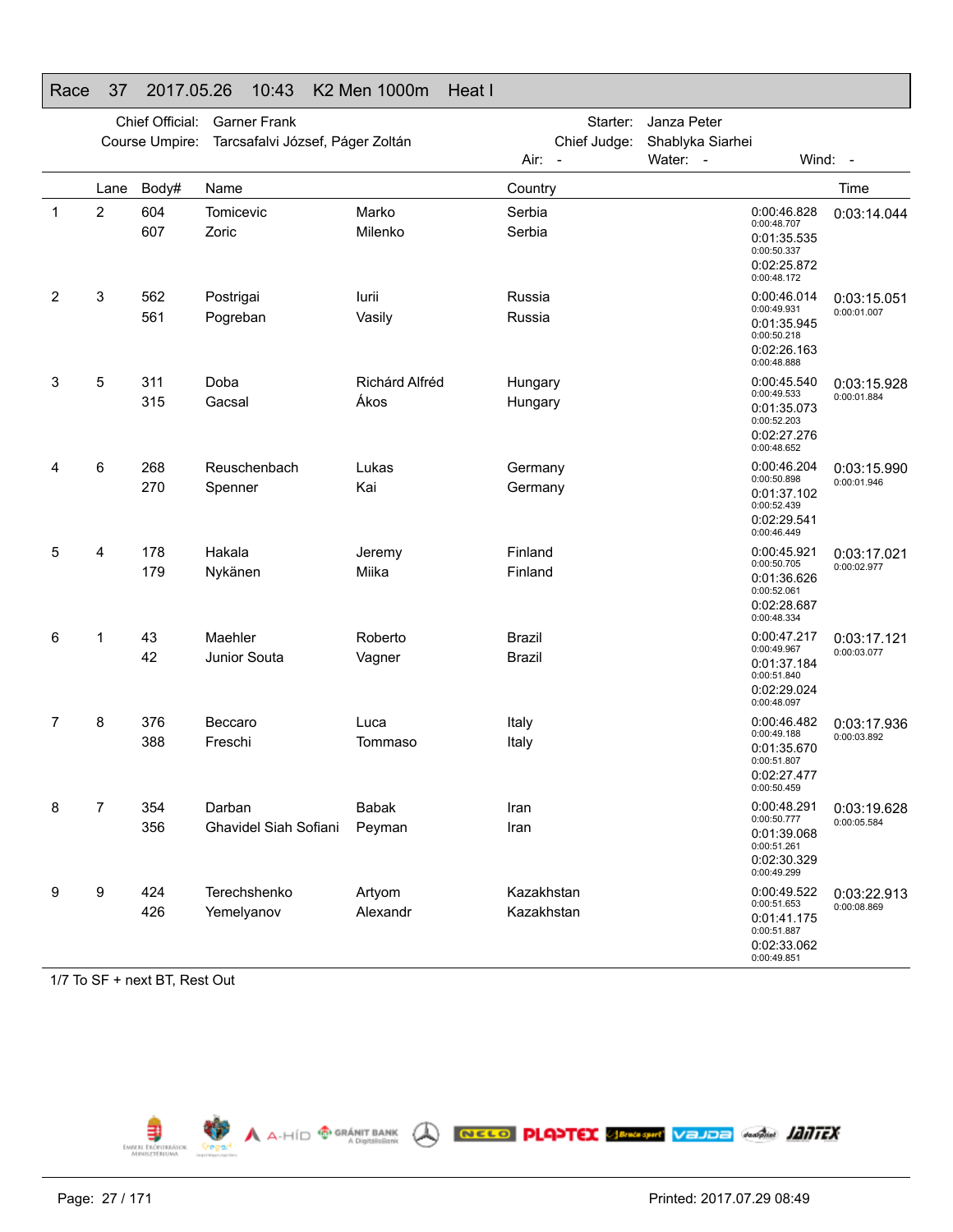# Race 37 2017.05.26 10:43 K2 Men 1000m Heat I

Chief Official: Garner Frank
Course Umpire: Tarcsafalvi József, Páger Zoltán
Starter: Janza Peter
Chief Judge: Shablyka Siarhei
Air: - Water: - Wind: -

| | Lane | Body# | Name | | Country | Splits | Time |
|---|---|---|---|---|---|---|---|
| 1 | 2 | 604 | Tomicevic | Marko | Serbia | 0:00:46.828 / 0:00:48.707 | 0:03:14.044 |
| | | 607 | Zoric | Milenko | Serbia | 0:01:35.535 / 0:00:50.337 | |
| | | | | | | 0:02:25.872 / 0:00:48.172 | |
| 2 | 3 | 562 | Postrigai | Iurii | Russia | 0:00:46.014 / 0:00:49.931 | 0:03:15.051 / 0:00:01.007 |
| | | 561 | Pogreban | Vasily | Russia | 0:01:35.945 / 0:00:50.218 | |
| | | | | | | 0:02:26.163 / 0:00:48.888 | |
| 3 | 5 | 311 | Doba | Richárd Alfréd | Hungary | 0:00:45.540 / 0:00:49.533 | 0:03:15.928 / 0:00:01.884 |
| | | 315 | Gacsal | Ákos | Hungary | 0:01:35.073 / 0:00:52.203 | |
| | | | | | | 0:02:27.276 / 0:00:48.652 | |
| 4 | 6 | 268 | Reuschenbach | Lukas | Germany | 0:00:46.204 / 0:00:50.898 | 0:03:15.990 / 0:00:01.946 |
| | | 270 | Spenner | Kai | Germany | 0:01:37.102 / 0:00:52.439 | |
| | | | | | | 0:02:29.541 / 0:00:46.449 | |
| 5 | 4 | 178 | Hakala | Jeremy | Finland | 0:00:45.921 / 0:00:50.705 | 0:03:17.021 / 0:00:02.977 |
| | | 179 | Nykänen | Miika | Finland | 0:01:36.626 / 0:00:52.061 | |
| | | | | | | 0:02:28.687 / 0:00:48.334 | |
| 6 | 1 | 43 | Maehler | Roberto | Brazil | 0:00:47.217 / 0:00:49.967 | 0:03:17.121 / 0:00:03.077 |
| | | 42 | Junior Souta | Vagner | Brazil | 0:01:37.184 / 0:00:51.840 | |
| | | | | | | 0:02:29.024 / 0:00:48.097 | |
| 7 | 8 | 376 | Beccaro | Luca | Italy | 0:00:46.482 / 0:00:49.188 | 0:03:17.936 / 0:00:03.892 |
| | | 388 | Freschi | Tommaso | Italy | 0:01:35.670 / 0:00:51.807 | |
| | | | | | | 0:02:27.477 / 0:00:50.459 | |
| 8 | 7 | 354 | Darban | Babak | Iran | 0:00:48.291 / 0:00:50.777 | 0:03:19.628 / 0:00:05.584 |
| | | 356 | Ghavidel Siah Sofiani | Peyman | Iran | 0:01:39.068 / 0:00:51.261 | |
| | | | | | | 0:02:30.329 / 0:00:49.299 | |
| 9 | 9 | 424 | Terechshenko | Artyom | Kazakhstan | 0:00:49.522 / 0:00:51.653 | 0:03:22.913 / 0:00:08.869 |
| | | 426 | Yemelyanov | Alexandr | Kazakhstan | 0:01:41.175 / 0:00:51.887 | |
| | | | | | | 0:02:33.062 / 0:00:49.851 | |

1/7 To SF + next BT, Rest Out

Printed: 2017.07.29 08:49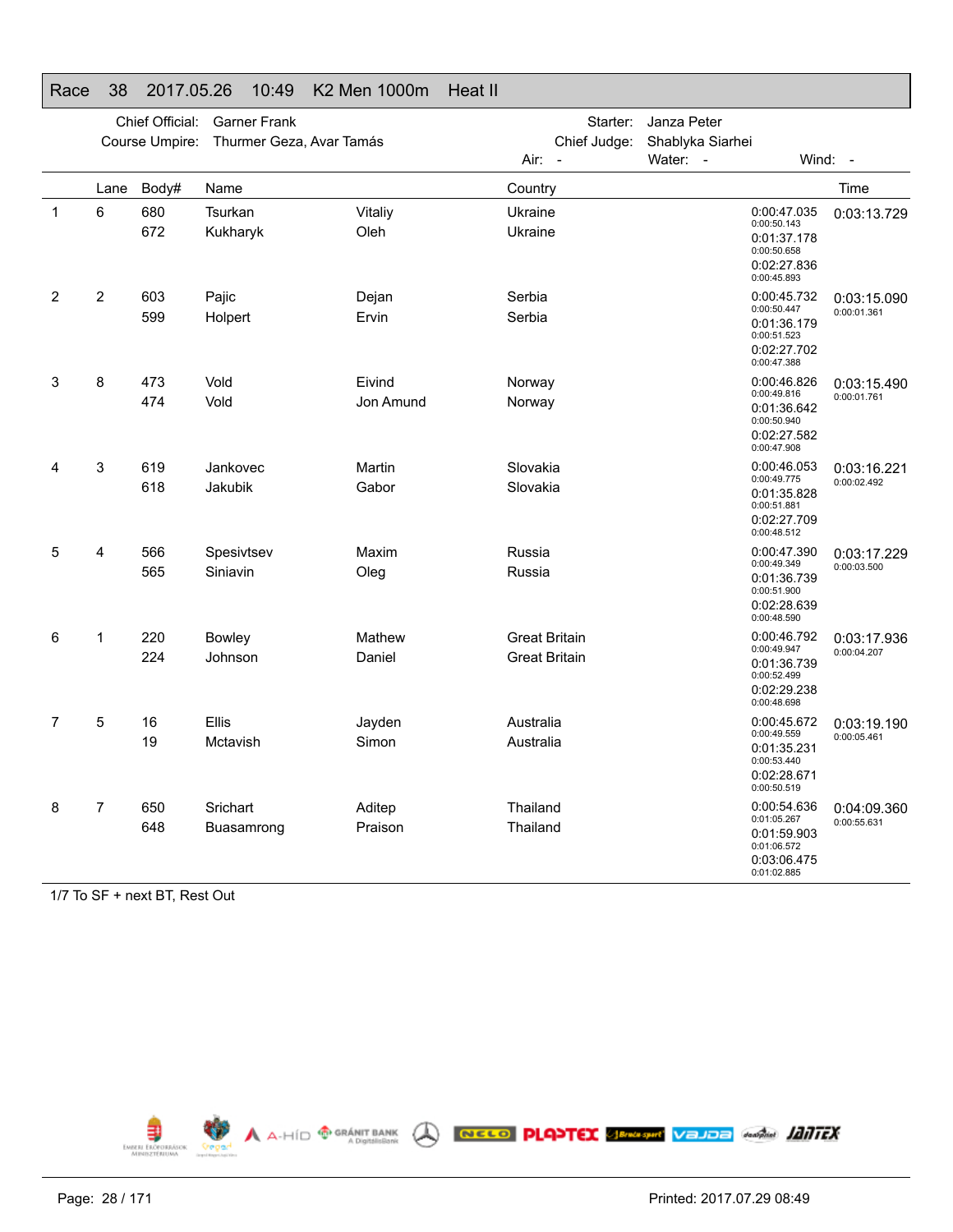# Race 38 2017.05.26 10:49 K2 Men 1000m Heat II

| | | | |
|---|---|---|---|
| Chief Official: | Garner Frank | Starter: | Janza Peter |
| Course Umpire: | Thurmer Geza, Avar Tamás | Chief Judge: | Shablyka Siarhei |

Air: - Water: - Wind: -

| | Lane | Body# | Name | | Country | Splits | Time |
|---|---|---|---|---|---|---|---|
| 1 | 6 | 680 | Tsurkan | Vitaliy | Ukraine | 0:00:47.035 / 0:00:50.143 | 0:03:13.729 |
| | | 672 | Kukharyk | Oleh | Ukraine | 0:01:37.178 / 0:00:50.658 | |
| | | | | | | 0:02:27.836 / 0:00:45.893 | |
| 2 | 2 | 603 | Pajic | Dejan | Serbia | 0:00:45.732 / 0:00:50.447 | 0:03:15.090 / 0:00:01.361 |
| | | 599 | Holpert | Ervin | Serbia | 0:01:36.179 / 0:00:51.523 | |
| | | | | | | 0:02:27.702 / 0:00:47.388 | |
| 3 | 8 | 473 | Vold | Eivind | Norway | 0:00:46.826 / 0:00:49.816 | 0:03:15.490 / 0:00:01.761 |
| | | 474 | Vold | Jon Amund | Norway | 0:01:36.642 / 0:00:50.940 | |
| | | | | | | 0:02:27.582 / 0:00:47.908 | |
| 4 | 3 | 619 | Jankovec | Martin | Slovakia | 0:00:46.053 / 0:00:49.775 | 0:03:16.221 / 0:00:02.492 |
| | | 618 | Jakubik | Gabor | Slovakia | 0:01:35.828 / 0:00:51.881 | |
| | | | | | | 0:02:27.709 / 0:00:48.512 | |
| 5 | 4 | 566 | Spesivtsev | Maxim | Russia | 0:00:47.390 / 0:00:49.349 | 0:03:17.229 / 0:00:03.500 |
| | | 565 | Siniavin | Oleg | Russia | 0:01:36.739 / 0:00:51.900 | |
| | | | | | | 0:02:28.639 / 0:00:48.590 | |
| 6 | 1 | 220 | Bowley | Mathew | Great Britain | 0:00:46.792 / 0:00:49.947 | 0:03:17.936 / 0:00:04.207 |
| | | 224 | Johnson | Daniel | Great Britain | 0:01:36.739 / 0:00:52.499 | |
| | | | | | | 0:02:29.238 / 0:00:48.698 | |
| 7 | 5 | 16 | Ellis | Jayden | Australia | 0:00:45.672 / 0:00:49.559 | 0:03:19.190 / 0:00:05.461 |
| | | 19 | Mctavish | Simon | Australia | 0:01:35.231 / 0:00:53.440 | |
| | | | | | | 0:02:28.671 / 0:00:50.519 | |
| 8 | 7 | 650 | Srichart | Aditep | Thailand | 0:00:54.636 / 0:01:05.267 | 0:04:09.360 / 0:00:55.631 |
| | | 648 | Buasamrong | Praison | Thailand | 0:01:59.903 / 0:01:06.572 | |
| | | | | | | 0:03:06.475 / 0:01:02.885 | |

1/7 To SF + next BT, Rest Out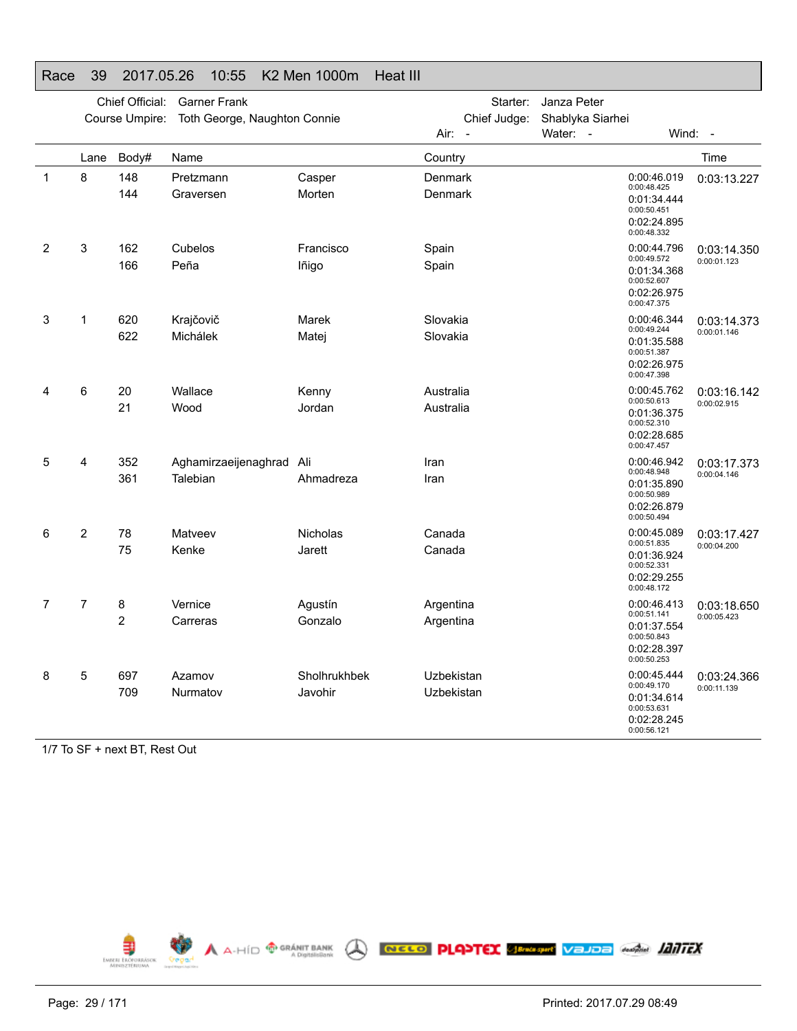## Race 39 2017.05.26 10:55 K2 Men 1000m Heat III

Chief Official: Garner Frank
Course Umpire: Toth George, Naughton Connie
Starter: Janza Peter
Chief Judge: Shablyka Siarhei
Air: - Water: - Wind: -

| | Lane | Body# | Name | | Country | Splits | Time |
|---|---|---|---|---|---|---|---|
| 1 | 8 | 148 | Pretzmann | Casper | Denmark | 0:00:46.019 | 0:03:13.227 |
| | | 144 | Graversen | Morten | Denmark | 0:00:48.425 | |
| | | | | | | 0:01:34.444 | |
| | | | | | | 0:00:50.451 | |
| | | | | | | 0:02:24.895 | |
| | | | | | | 0:00:48.332 | |
| 2 | 3 | 162 | Cubelos | Francisco | Spain | 0:00:44.796 | 0:03:14.350 |
| | | 166 | Peña | Iñigo | Spain | 0:00:49.572 | 0:00:01.123 |
| | | | | | | 0:01:34.368 | |
| | | | | | | 0:00:52.607 | |
| | | | | | | 0:02:26.975 | |
| | | | | | | 0:00:47.375 | |
| 3 | 1 | 620 | Krajčovič | Marek | Slovakia | 0:00:46.344 | 0:03:14.373 |
| | | 622 | Michálek | Matej | Slovakia | 0:00:49.244 | 0:00:01.146 |
| | | | | | | 0:01:35.588 | |
| | | | | | | 0:00:51.387 | |
| | | | | | | 0:02:26.975 | |
| | | | | | | 0:00:47.398 | |
| 4 | 6 | 20 | Wallace | Kenny | Australia | 0:00:45.762 | 0:03:16.142 |
| | | 21 | Wood | Jordan | Australia | 0:00:50.613 | 0:00:02.915 |
| | | | | | | 0:01:36.375 | |
| | | | | | | 0:00:52.310 | |
| | | | | | | 0:02:28.685 | |
| | | | | | | 0:00:47.457 | |
| 5 | 4 | 352 | Aghamirzaeijenaghrad | Ali | Iran | 0:00:46.942 | 0:03:17.373 |
| | | 361 | Talebian | Ahmadreza | Iran | 0:00:48.948 | 0:00:04.146 |
| | | | | | | 0:01:35.890 | |
| | | | | | | 0:00:50.989 | |
| | | | | | | 0:02:26.879 | |
| | | | | | | 0:00:50.494 | |
| 6 | 2 | 78 | Matveev | Nicholas | Canada | 0:00:45.089 | 0:03:17.427 |
| | | 75 | Kenke | Jarett | Canada | 0:00:51.835 | 0:00:04.200 |
| | | | | | | 0:01:36.924 | |
| | | | | | | 0:00:52.331 | |
| | | | | | | 0:02:29.255 | |
| | | | | | | 0:00:48.172 | |
| 7 | 7 | 8 | Vernice | Agustín | Argentina | 0:00:46.413 | 0:03:18.650 |
| | | 2 | Carreras | Gonzalo | Argentina | 0:00:51.141 | 0:00:05.423 |
| | | | | | | 0:01:37.554 | |
| | | | | | | 0:00:50.843 | |
| | | | | | | 0:02:28.397 | |
| | | | | | | 0:00:50.253 | |
| 8 | 5 | 697 | Azamov | Sholhrukhbek | Uzbekistan | 0:00:45.444 | 0:03:24.366 |
| | | 709 | Nurmatov | Javohir | Uzbekistan | 0:00:49.170 | 0:00:11.139 |
| | | | | | | 0:01:34.614 | |
| | | | | | | 0:00:53.631 | |
| | | | | | | 0:02:28.245 | |
| | | | | | | 0:00:56.121 | |

1/7 To SF + next BT, Rest Out

Printed: 2017.07.29 08:49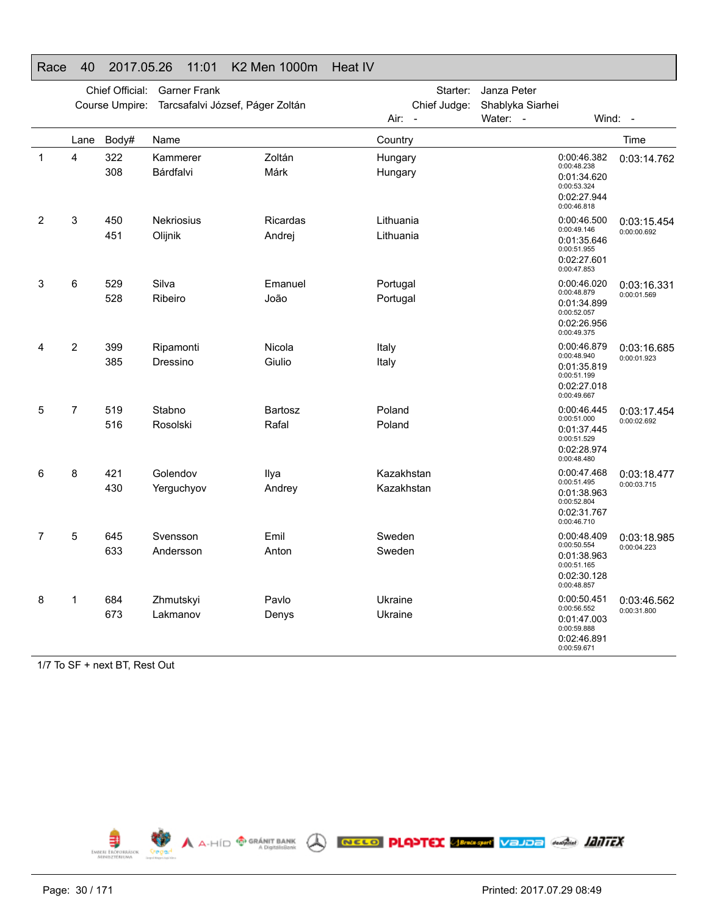## Race 40 2017.05.26 11:01 K2 Men 1000m Heat IV

Chief Official: Garner Frank
Course Umpire: Tarcsafalvi József, Páger Zoltán

Starter: Janza Peter
Chief Judge: Shablyka Siarhei

Air: - Water: - Wind: -

| | Lane | Body# | Name | | Country | Splits | Time |
|---|---|---|---|---|---|---|---|
| 1 | 4 | 322 | Kammerer | Zoltán | Hungary | 0:00:46.382 / 0:00:48.238 | 0:03:14.762 |
| | | 308 | Bárdfalvi | Márk | Hungary | 0:01:34.620 / 0:00:53.324 | |
| | | | | | | 0:02:27.944 / 0:00:46.818 | |
| 2 | 3 | 450 | Nekriosius | Ricardas | Lithuania | 0:00:46.500 / 0:00:49.146 | 0:03:15.454 / 0:00:00.692 |
| | | 451 | Olijnik | Andrej | Lithuania | 0:01:35.646 / 0:00:51.955 | |
| | | | | | | 0:02:27.601 / 0:00:47.853 | |
| 3 | 6 | 529 | Silva | Emanuel | Portugal | 0:00:46.020 / 0:00:48.879 | 0:03:16.331 / 0:00:01.569 |
| | | 528 | Ribeiro | João | Portugal | 0:01:34.899 / 0:00:52.057 | |
| | | | | | | 0:02:26.956 / 0:00:49.375 | |
| 4 | 2 | 399 | Ripamonti | Nicola | Italy | 0:00:46.879 / 0:00:48.940 | 0:03:16.685 / 0:00:01.923 |
| | | 385 | Dressino | Giulio | Italy | 0:01:35.819 / 0:00:51.199 | |
| | | | | | | 0:02:27.018 / 0:00:49.667 | |
| 5 | 7 | 519 | Stabno | Bartosz | Poland | 0:00:46.445 / 0:00:51.000 | 0:03:17.454 / 0:00:02.692 |
| | | 516 | Rosolski | Rafal | Poland | 0:01:37.445 / 0:00:51.529 | |
| | | | | | | 0:02:28.974 / 0:00:48.480 | |
| 6 | 8 | 421 | Golendov | Ilya | Kazakhstan | 0:00:47.468 / 0:00:51.495 | 0:03:18.477 / 0:00:03.715 |
| | | 430 | Yerguchyov | Andrey | Kazakhstan | 0:01:38.963 / 0:00:52.804 | |
| | | | | | | 0:02:31.767 / 0:00:46.710 | |
| 7 | 5 | 645 | Svensson | Emil | Sweden | 0:00:48.409 / 0:00:50.554 | 0:03:18.985 / 0:00:04.223 |
| | | 633 | Andersson | Anton | Sweden | 0:01:38.963 / 0:00:51.165 | |
| | | | | | | 0:02:30.128 / 0:00:48.857 | |
| 8 | 1 | 684 | Zhmutskyi | Pavlo | Ukraine | 0:00:50.451 / 0:00:56.552 | 0:03:46.562 / 0:00:31.800 |
| | | 673 | Lakmanov | Denys | Ukraine | 0:01:47.003 / 0:00:59.888 | |
| | | | | | | 0:02:46.891 / 0:00:59.671 | |

1/7 To SF + next BT, Rest Out

Printed: 2017.07.29 08:49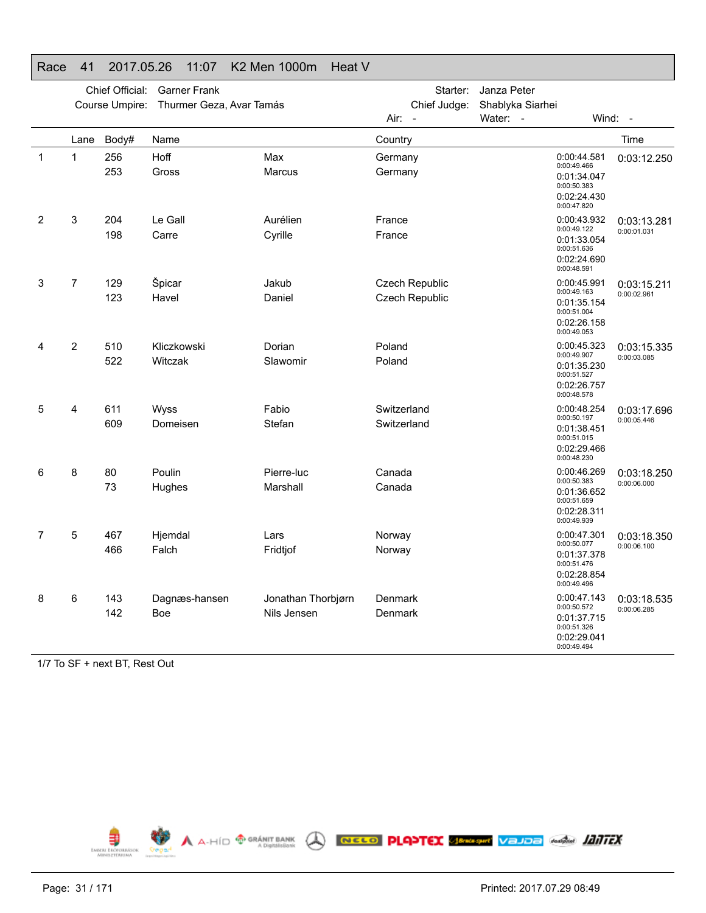## Race 41 2017.05.26 11:07 K2 Men 1000m Heat V

Chief Official: Garner Frank
Course Umpire: Thurmer Geza, Avar Tamás
Starter: Janza Peter
Chief Judge: Shablyka Siarhei
Air: - Water: - Wind: -

| | Lane | Body# | Name | | Country | Splits | Time |
|---|---|---|---|---|---|---|---|
| 1 | 1 | 256 | Hoff | Max | Germany | 0:00:44.581 / 0:00:49.466 | 0:03:12.250 |
| | | 253 | Gross | Marcus | Germany | 0:01:34.047 / 0:00:50.383 | |
| | | | | | | 0:02:24.430 / 0:00:47.820 | |
| 2 | 3 | 204 | Le Gall | Aurélien | France | 0:00:43.932 / 0:00:49.122 | 0:03:13.281 / 0:00:01.031 |
| | | 198 | Carre | Cyrille | France | 0:01:33.054 / 0:00:51.636 | |
| | | | | | | 0:02:24.690 / 0:00:48.591 | |
| 3 | 7 | 129 | Špicar | Jakub | Czech Republic | 0:00:45.991 / 0:00:49.163 | 0:03:15.211 / 0:00:02.961 |
| | | 123 | Havel | Daniel | Czech Republic | 0:01:35.154 / 0:00:51.004 | |
| | | | | | | 0:02:26.158 / 0:00:49.053 | |
| 4 | 2 | 510 | Kliczkowski | Dorian | Poland | 0:00:45.323 / 0:00:49.907 | 0:03:15.335 / 0:00:03.085 |
| | | 522 | Witczak | Slawomir | Poland | 0:01:35.230 / 0:00:51.527 | |
| | | | | | | 0:02:26.757 / 0:00:48.578 | |
| 5 | 4 | 611 | Wyss | Fabio | Switzerland | 0:00:48.254 / 0:00:50.197 | 0:03:17.696 / 0:00:05.446 |
| | | 609 | Domeisen | Stefan | Switzerland | 0:01:38.451 / 0:00:51.015 | |
| | | | | | | 0:02:29.466 / 0:00:48.230 | |
| 6 | 8 | 80 | Poulin | Pierre-luc | Canada | 0:00:46.269 / 0:00:50.383 | 0:03:18.250 / 0:00:06.000 |
| | | 73 | Hughes | Marshall | Canada | 0:01:36.652 / 0:00:51.659 | |
| | | | | | | 0:02:28.311 / 0:00:49.939 | |
| 7 | 5 | 467 | Hjemdal | Lars | Norway | 0:00:47.301 / 0:00:50.077 | 0:03:18.350 / 0:00:06.100 |
| | | 466 | Falch | Fridtjof | Norway | 0:01:37.378 / 0:00:51.476 | |
| | | | | | | 0:02:28.854 / 0:00:49.496 | |
| 8 | 6 | 143 | Dagnæs-hansen | Jonathan Thorbjørn | Denmark | 0:00:47.143 / 0:00:50.572 | 0:03:18.535 / 0:00:06.285 |
| | | 142 | Boe | Nils Jensen | Denmark | 0:01:37.715 / 0:00:51.326 | |
| | | | | | | 0:02:29.041 / 0:00:49.494 | |

1/7 To SF + next BT, Rest Out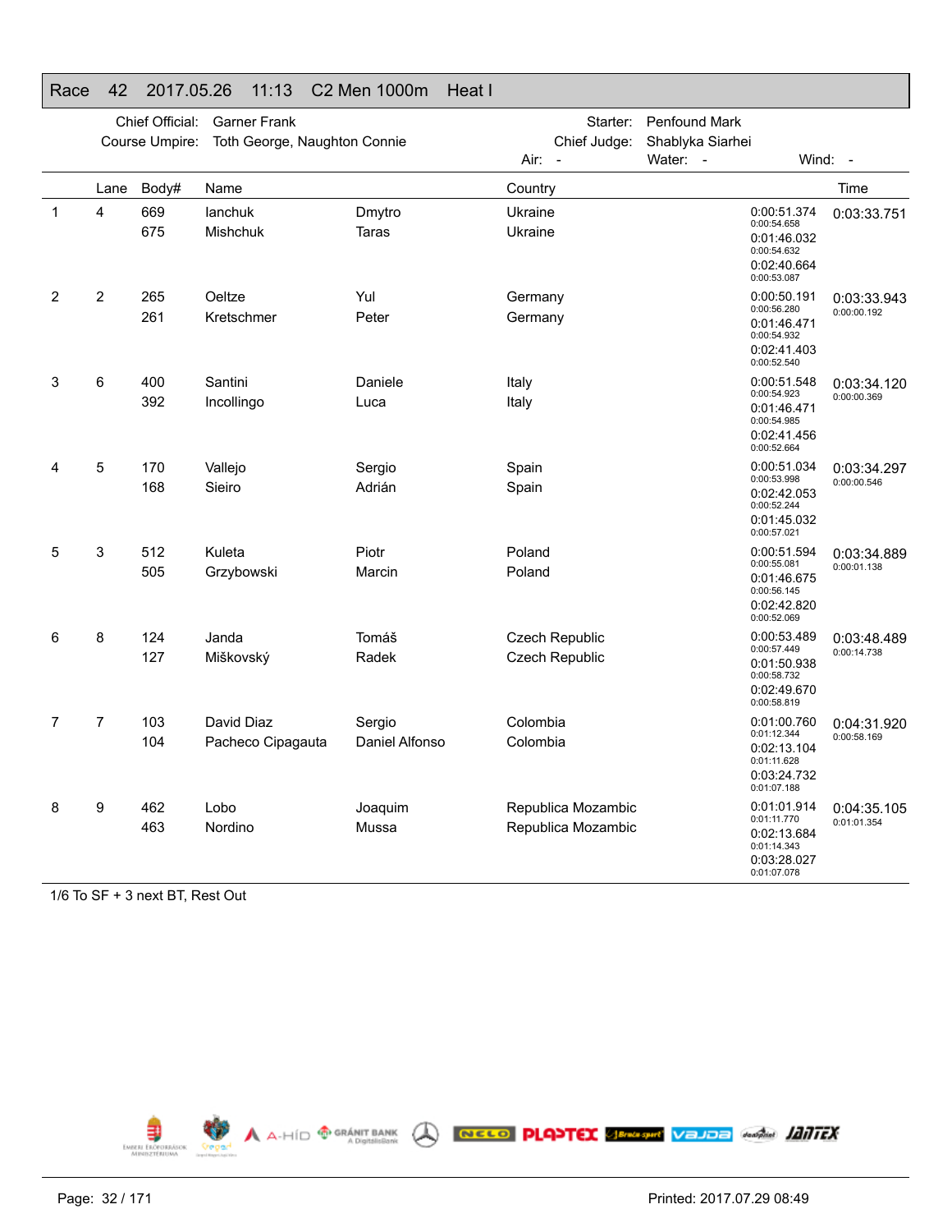# Race 42 2017.05.26 11:13 C2 Men 1000m Heat I

Chief Official: Garner Frank
Course Umpire: Toth George, Naughton Connie
Starter: Penfound Mark
Chief Judge: Shablyka Siarhei
Air: - Water: - Wind: -

| | Lane | Body# | Name | | Country | | Time |
|---|---|---|---|---|---|---|---|
| 1 | 4 | 669 | Ianchuk | Dmytro | Ukraine | 0:00:51.374<br>0:00:54.658<br>0:01:46.032<br>0:00:54.632<br>0:02:40.664<br>0:00:53.087 | 0:03:33.751 |
| | | 675 | Mishchuk | Taras | Ukraine | | |
| 2 | 2 | 265 | Oeltze | Yul | Germany | 0:00:50.191<br>0:00:56.280<br>0:01:46.471<br>0:00:54.932<br>0:02:41.403<br>0:00:52.540 | 0:03:33.943<br>0:00:00.192 |
| | | 261 | Kretschmer | Peter | Germany | | |
| 3 | 6 | 400 | Santini | Daniele | Italy | 0:00:51.548<br>0:00:54.923<br>0:01:46.471<br>0:00:54.985<br>0:02:41.456<br>0:00:52.664 | 0:03:34.120<br>0:00:00.369 |
| | | 392 | Incollingo | Luca | Italy | | |
| 4 | 5 | 170 | Vallejo | Sergio | Spain | 0:00:51.034<br>0:00:53.998<br>0:02:42.053<br>0:00:52.244<br>0:01:45.032<br>0:00:57.021 | 0:03:34.297<br>0:00:00.546 |
| | | 168 | Sieiro | Adrián | Spain | | |
| 5 | 3 | 512 | Kuleta | Piotr | Poland | 0:00:51.594<br>0:00:55.081<br>0:01:46.675<br>0:00:56.145<br>0:02:42.820<br>0:00:52.069 | 0:03:34.889<br>0:00:01.138 |
| | | 505 | Grzybowski | Marcin | Poland | | |
| 6 | 8 | 124 | Janda | Tomáš | Czech Republic | 0:00:53.489<br>0:00:57.449<br>0:01:50.938<br>0:00:58.732<br>0:02:49.670<br>0:00:58.819 | 0:03:48.489<br>0:00:14.738 |
| | | 127 | Miškovský | Radek | Czech Republic | | |
| 7 | 7 | 103 | David Diaz | Sergio | Colombia | 0:01:00.760<br>0:01:12.344<br>0:02:13.104<br>0:01:11.628<br>0:03:24.732<br>0:01:07.188 | 0:04:31.920<br>0:00:58.169 |
| | | 104 | Pacheco Cipagauta | Daniel Alfonso | Colombia | | |
| 8 | 9 | 462 | Lobo | Joaquim | Republica Mozambic | 0:01:01.914<br>0:01:11.770<br>0:02:13.684<br>0:01:14.343<br>0:03:28.027<br>0:01:07.078 | 0:04:35.105<br>0:01:01.354 |
| | | 463 | Nordino | Mussa | Republica Mozambic | | |

1/6 To SF + 3 next BT, Rest Out

Printed: 2017.07.29 08:49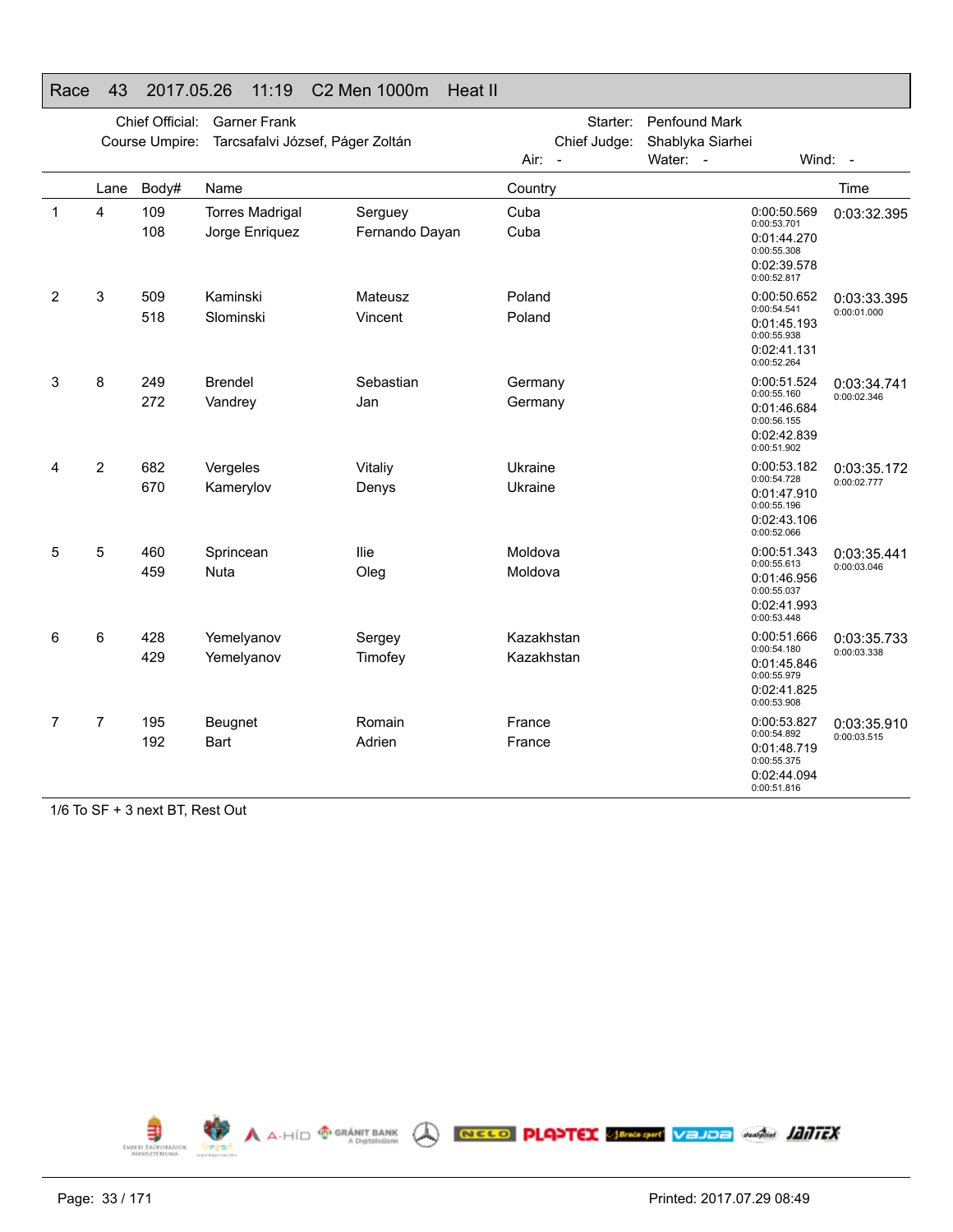# Race 43 2017.05.26 11:19 C2 Men 1000m Heat II

Chief Official: Garner Frank
Course Umpire: Tarcsafalvi József, Páger Zoltán

Starter: Penfound Mark
Chief Judge: Shablyka Siarhei

Air: - Water: - Wind: -

| | Lane | Body# | Name | | Country | Splits | Time |
|---|---|---|---|---|---|---|---|
| 1 | 4 | 109 | Torres Madrigal | Serguey | Cuba | 0:00:50.569 / 0:00:53.701 | 0:03:32.395 |
| | | 108 | Jorge Enriquez | Fernando Dayan | Cuba | 0:01:44.270 / 0:00:55.308 | |
| | | | | | | 0:02:39.578 / 0:00:52.817 | |
| 2 | 3 | 509 | Kaminski | Mateusz | Poland | 0:00:50.652 / 0:00:54.541 | 0:03:33.395 / 0:00:01.000 |
| | | 518 | Slominski | Vincent | Poland | 0:01:45.193 / 0:00:55.938 | |
| | | | | | | 0:02:41.131 / 0:00:52.264 | |
| 3 | 8 | 249 | Brendel | Sebastian | Germany | 0:00:51.524 / 0:00:55.160 | 0:03:34.741 / 0:00:02.346 |
| | | 272 | Vandrey | Jan | Germany | 0:01:46.684 / 0:00:56.155 | |
| | | | | | | 0:02:42.839 / 0:00:51.902 | |
| 4 | 2 | 682 | Vergeles | Vitaliy | Ukraine | 0:00:53.182 / 0:00:54.728 | 0:03:35.172 / 0:00:02.777 |
| | | 670 | Kamerylov | Denys | Ukraine | 0:01:47.910 / 0:00:55.196 | |
| | | | | | | 0:02:43.106 / 0:00:52.066 | |
| 5 | 5 | 460 | Sprincean | Ilie | Moldova | 0:00:51.343 / 0:00:55.613 | 0:03:35.441 / 0:00:03.046 |
| | | 459 | Nuta | Oleg | Moldova | 0:01:46.956 / 0:00:55.037 | |
| | | | | | | 0:02:41.993 / 0:00:53.448 | |
| 6 | 6 | 428 | Yemelyanov | Sergey | Kazakhstan | 0:00:51.666 / 0:00:54.180 | 0:03:35.733 / 0:00:03.338 |
| | | 429 | Yemelyanov | Timofey | Kazakhstan | 0:01:45.846 / 0:00:55.979 | |
| | | | | | | 0:02:41.825 / 0:00:53.908 | |
| 7 | 7 | 195 | Beugnet | Romain | France | 0:00:53.827 / 0:00:54.892 | 0:03:35.910 / 0:00:03.515 |
| | | 192 | Bart | Adrien | France | 0:01:48.719 / 0:00:55.375 | |
| | | | | | | 0:02:44.094 / 0:00:51.816 | |

1/6 To SF + 3 next BT, Rest Out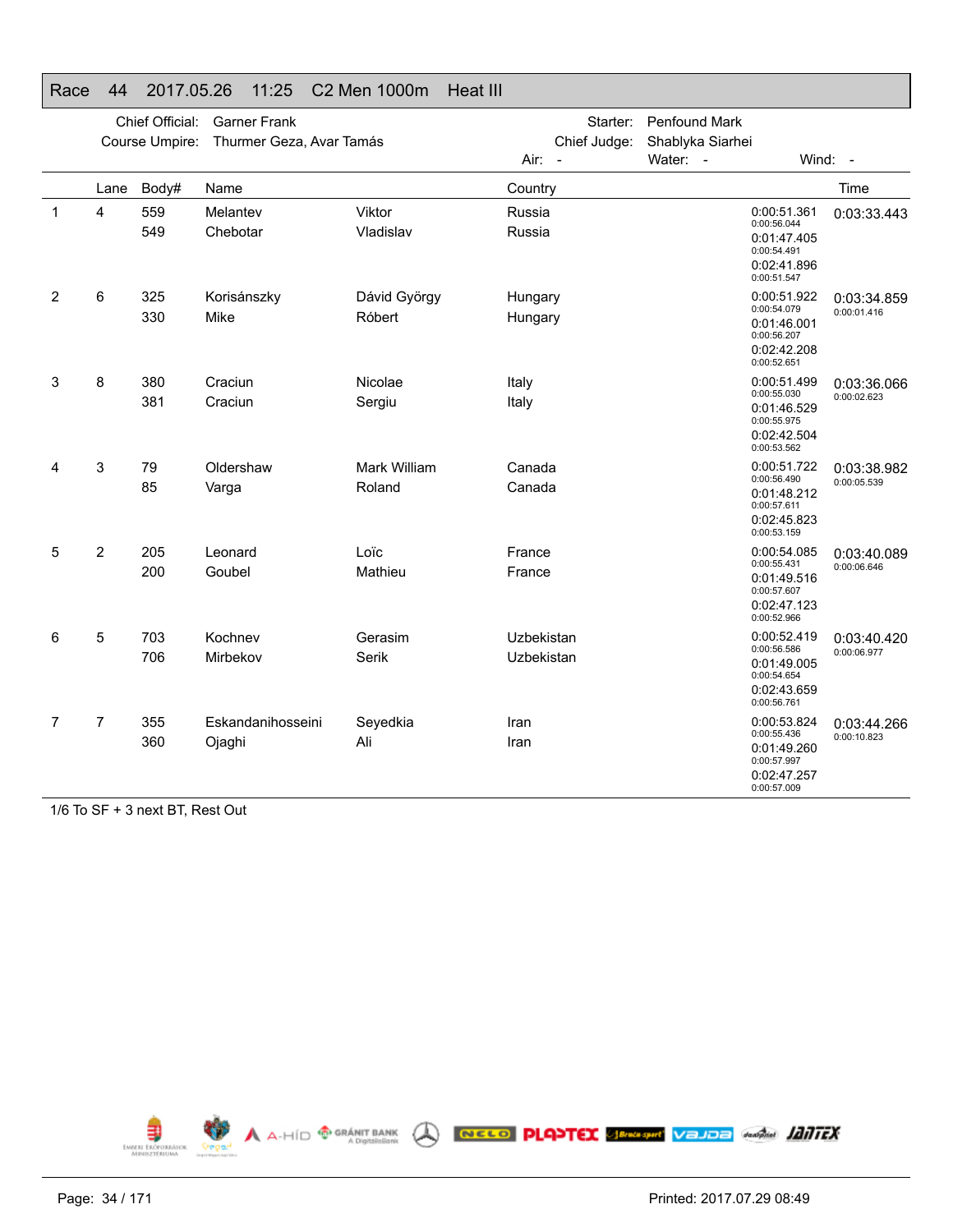## Race 44 2017.05.26 11:25 C2 Men 1000m Heat III

Chief Official: Garner Frank
Course Umpire: Thurmer Geza, Avar Tamás
Starter: Penfound Mark
Chief Judge: Shablyka Siarhei
Air: - Water: - Wind: -

| | Lane | Body# | Name | | Country | Splits | Time |
|---|---|---|---|---|---|---|---|
| 1 | 4 | 559 | Melantev | Viktor | Russia | 0:00:51.361 | 0:03:33.443 |
| | | 549 | Chebotar | Vladislav | Russia | 0:00:56.044 | |
| | | | | | | 0:01:47.405 | |
| | | | | | | 0:00:54.491 | |
| | | | | | | 0:02:41.896 | |
| | | | | | | 0:00:51.547 | |
| 2 | 6 | 325 | Korisánszky | Dávid György | Hungary | 0:00:51.922 | 0:03:34.859 |
| | | 330 | Mike | Róbert | Hungary | 0:00:54.079 | 0:00:01.416 |
| | | | | | | 0:01:46.001 | |
| | | | | | | 0:00:56.207 | |
| | | | | | | 0:02:42.208 | |
| | | | | | | 0:00:52.651 | |
| 3 | 8 | 380 | Craciun | Nicolae | Italy | 0:00:51.499 | 0:03:36.066 |
| | | 381 | Craciun | Sergiu | Italy | 0:00:55.030 | 0:00:02.623 |
| | | | | | | 0:01:46.529 | |
| | | | | | | 0:00:55.975 | |
| | | | | | | 0:02:42.504 | |
| | | | | | | 0:00:53.562 | |
| 4 | 3 | 79 | Oldershaw | Mark William | Canada | 0:00:51.722 | 0:03:38.982 |
| | | 85 | Varga | Roland | Canada | 0:00:56.490 | 0:00:05.539 |
| | | | | | | 0:01:48.212 | |
| | | | | | | 0:00:57.611 | |
| | | | | | | 0:02:45.823 | |
| | | | | | | 0:00:53.159 | |
| 5 | 2 | 205 | Leonard | Loïc | France | 0:00:54.085 | 0:03:40.089 |
| | | 200 | Goubel | Mathieu | France | 0:00:55.431 | 0:00:06.646 |
| | | | | | | 0:01:49.516 | |
| | | | | | | 0:00:57.607 | |
| | | | | | | 0:02:47.123 | |
| | | | | | | 0:00:52.966 | |
| 6 | 5 | 703 | Kochnev | Gerasim | Uzbekistan | 0:00:52.419 | 0:03:40.420 |
| | | 706 | Mirbekov | Serik | Uzbekistan | 0:00:56.586 | 0:00:06.977 |
| | | | | | | 0:01:49.005 | |
| | | | | | | 0:00:54.654 | |
| | | | | | | 0:02:43.659 | |
| | | | | | | 0:00:56.761 | |
| 7 | 7 | 355 | Eskandanihosseini | Seyedkia | Iran | 0:00:53.824 | 0:03:44.266 |
| | | 360 | Ojaghi | Ali | Iran | 0:00:55.436 | 0:00:10.823 |
| | | | | | | 0:01:49.260 | |
| | | | | | | 0:00:57.997 | |
| | | | | | | 0:02:47.257 | |
| | | | | | | 0:00:57.009 | |

1/6 To SF + 3 next BT, Rest Out

Printed: 2017.07.29 08:49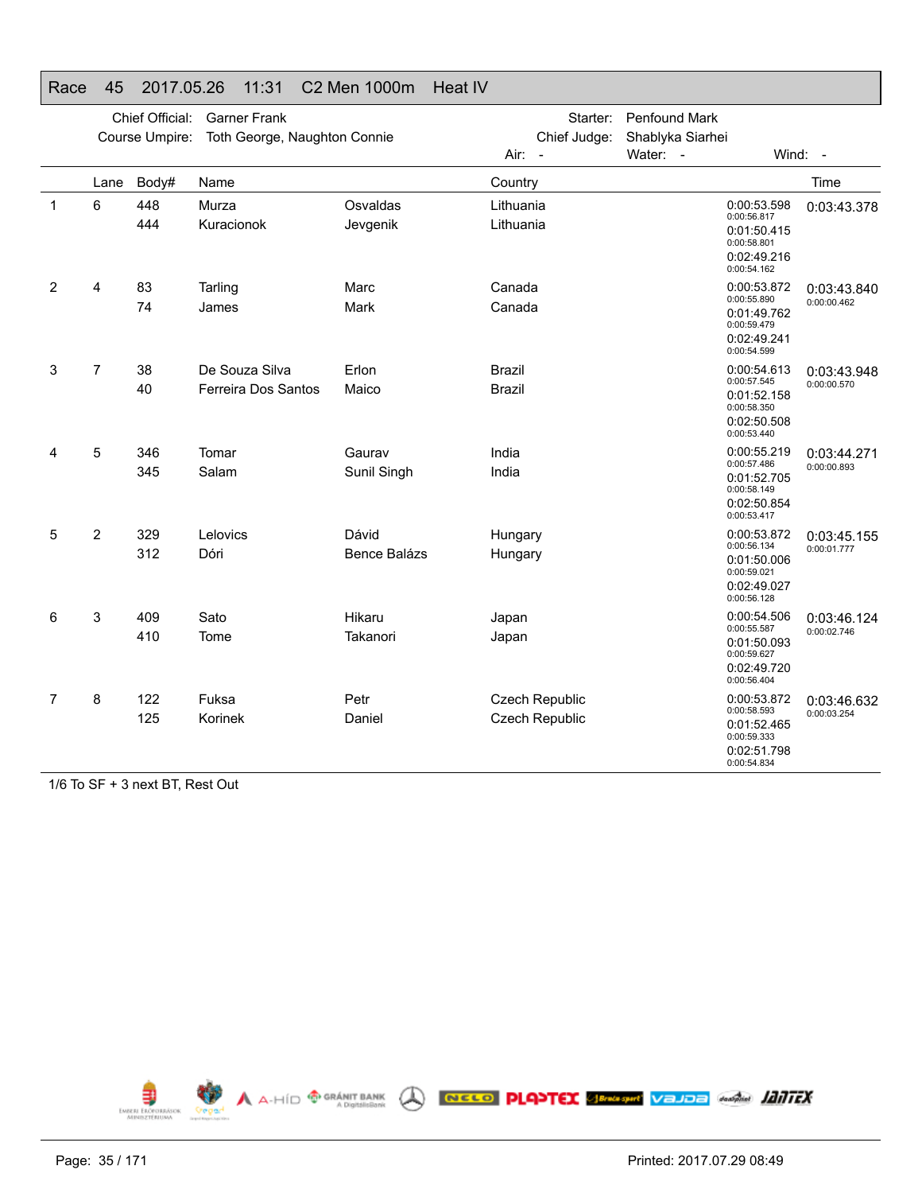## Race 45 2017.05.26 11:31 C2 Men 1000m Heat IV

Chief Official: Garner Frank
Course Umpire: Toth George, Naughton Connie
Starter: Penfound Mark
Chief Judge: Shablyka Siarhei
Air: - Water: - Wind: -

| | Lane | Body# | Name | | Country | Splits | Time |
|---|---|---|---|---|---|---|---|
| 1 | 6 | 448 | Murza | Osvaldas | Lithuania | 0:00:53.598 | 0:03:43.378 |
| | | 444 | Kuracionok | Jevgenik | Lithuania | 0:00:56.817 | |
| | | | | | | 0:01:50.415 | |
| | | | | | | 0:00:58.801 | |
| | | | | | | 0:02:49.216 | |
| | | | | | | 0:00:54.162 | |
| 2 | 4 | 83 | Tarling | Marc | Canada | 0:00:53.872 | 0:03:43.840 |
| | | 74 | James | Mark | Canada | 0:00:55.890 | 0:00:00.462 |
| | | | | | | 0:01:49.762 | |
| | | | | | | 0:00:59.479 | |
| | | | | | | 0:02:49.241 | |
| | | | | | | 0:00:54.599 | |
| 3 | 7 | 38 | De Souza Silva | Erlon | Brazil | 0:00:54.613 | 0:03:43.948 |
| | | 40 | Ferreira Dos Santos | Maico | Brazil | 0:00:57.545 | 0:00:00.570 |
| | | | | | | 0:01:52.158 | |
| | | | | | | 0:00:58.350 | |
| | | | | | | 0:02:50.508 | |
| | | | | | | 0:00:53.440 | |
| 4 | 5 | 346 | Tomar | Gaurav | India | 0:00:55.219 | 0:03:44.271 |
| | | 345 | Salam | Sunil Singh | India | 0:00:57.486 | 0:00:00.893 |
| | | | | | | 0:01:52.705 | |
| | | | | | | 0:00:58.149 | |
| | | | | | | 0:02:50.854 | |
| | | | | | | 0:00:53.417 | |
| 5 | 2 | 329 | Lelovics | Dávid | Hungary | 0:00:53.872 | 0:03:45.155 |
| | | 312 | Dóri | Bence Balázs | Hungary | 0:00:56.134 | 0:00:01.777 |
| | | | | | | 0:01:50.006 | |
| | | | | | | 0:00:59.021 | |
| | | | | | | 0:02:49.027 | |
| | | | | | | 0:00:56.128 | |
| 6 | 3 | 409 | Sato | Hikaru | Japan | 0:00:54.506 | 0:03:46.124 |
| | | 410 | Tome | Takanori | Japan | 0:00:55.587 | 0:00:02.746 |
| | | | | | | 0:01:50.093 | |
| | | | | | | 0:00:59.627 | |
| | | | | | | 0:02:49.720 | |
| | | | | | | 0:00:56.404 | |
| 7 | 8 | 122 | Fuksa | Petr | Czech Republic | 0:00:53.872 | 0:03:46.632 |
| | | 125 | Korinek | Daniel | Czech Republic | 0:00:58.593 | 0:00:03.254 |
| | | | | | | 0:01:52.465 | |
| | | | | | | 0:00:59.333 | |
| | | | | | | 0:02:51.798 | |
| | | | | | | 0:00:54.834 | |

1/6 To SF + 3 next BT, Rest Out

Printed: 2017.07.29 08:49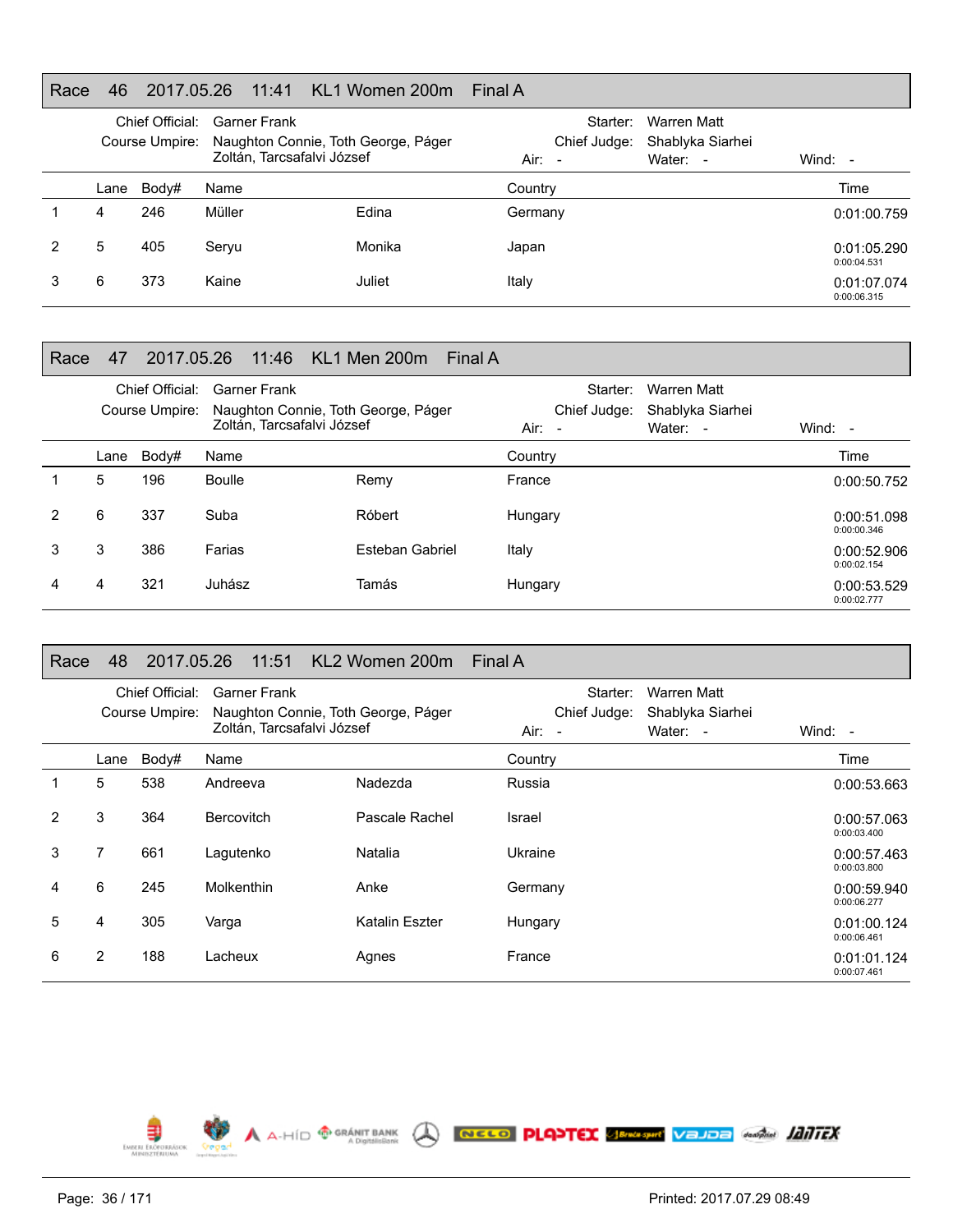## Race 46 2017.05.26 11:41 KL1 Women 200m Final A

Chief Official: Garner Frank
Course Umpire: Naughton Connie, Toth George, Páger Zoltán, Tarcsafalvi József
Starter: Warren Matt
Chief Judge: Shablyka Siarhei
Air: - Water: - Wind: -

| | Lane | Body# | Name | | Country | Time |
|---|---|---|---|---|---|---|
| 1 | 4 | 246 | Müller | Edina | Germany | 0:01:00.759 |
| 2 | 5 | 405 | Seryu | Monika | Japan | 0:01:05.290<br>0:00:04.531 |
| 3 | 6 | 373 | Kaine | Juliet | Italy | 0:01:07.074<br>0:00:06.315 |

## Race 47 2017.05.26 11:46 KL1 Men 200m Final A

Chief Official: Garner Frank
Course Umpire: Naughton Connie, Toth George, Páger Zoltán, Tarcsafalvi József
Starter: Warren Matt
Chief Judge: Shablyka Siarhei
Air: - Water: - Wind: -

| | Lane | Body# | Name | | Country | Time |
|---|---|---|---|---|---|---|
| 1 | 5 | 196 | Boulle | Remy | France | 0:00:50.752 |
| 2 | 6 | 337 | Suba | Róbert | Hungary | 0:00:51.098<br>0:00:00.346 |
| 3 | 3 | 386 | Farias | Esteban Gabriel | Italy | 0:00:52.906<br>0:00:02.154 |
| 4 | 4 | 321 | Juhász | Tamás | Hungary | 0:00:53.529<br>0:00:02.777 |

## Race 48 2017.05.26 11:51 KL2 Women 200m Final A

Chief Official: Garner Frank
Course Umpire: Naughton Connie, Toth George, Páger Zoltán, Tarcsafalvi József
Starter: Warren Matt
Chief Judge: Shablyka Siarhei
Air: - Water: - Wind: -

| | Lane | Body# | Name | | Country | Time |
|---|---|---|---|---|---|---|
| 1 | 5 | 538 | Andreeva | Nadezda | Russia | 0:00:53.663 |
| 2 | 3 | 364 | Bercovitch | Pascale Rachel | Israel | 0:00:57.063<br>0:00:03.400 |
| 3 | 7 | 661 | Lagutenko | Natalia | Ukraine | 0:00:57.463<br>0:00:03.800 |
| 4 | 6 | 245 | Molkenthin | Anke | Germany | 0:00:59.940<br>0:00:06.277 |
| 5 | 4 | 305 | Varga | Katalin Eszter | Hungary | 0:01:00.124<br>0:00:06.461 |
| 6 | 2 | 188 | Lacheux | Agnes | France | 0:01:01.124<br>0:00:07.461 |

Printed: 2017.07.29 08:49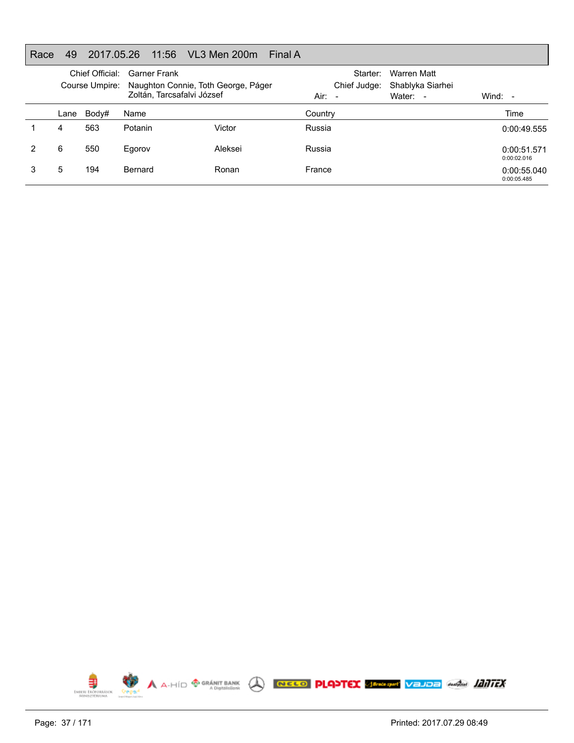# Race 49 2017.05.26 11:56 VL3 Men 200m Final A

Chief Official: Garner Frank
Course Umpire: Naughton Connie, Toth George, Páger Zoltán, Tarcsafalvi József

Starter: Warren Matt
Chief Judge: Shablyka Siarhei

Air: -  Water: -  Wind: -

| | Lane | Body# | Name | | Country | Time |
|---|---|---|---|---|---|---|
| 1 | 4 | 563 | Potanin | Victor | Russia | 0:00:49.555 |
| 2 | 6 | 550 | Egorov | Aleksei | Russia | 0:00:51.571<br>0:00:02.016 |
| 3 | 5 | 194 | Bernard | Ronan | France | 0:00:55.040<br>0:00:05.485 |

Printed: 2017.07.29 08:49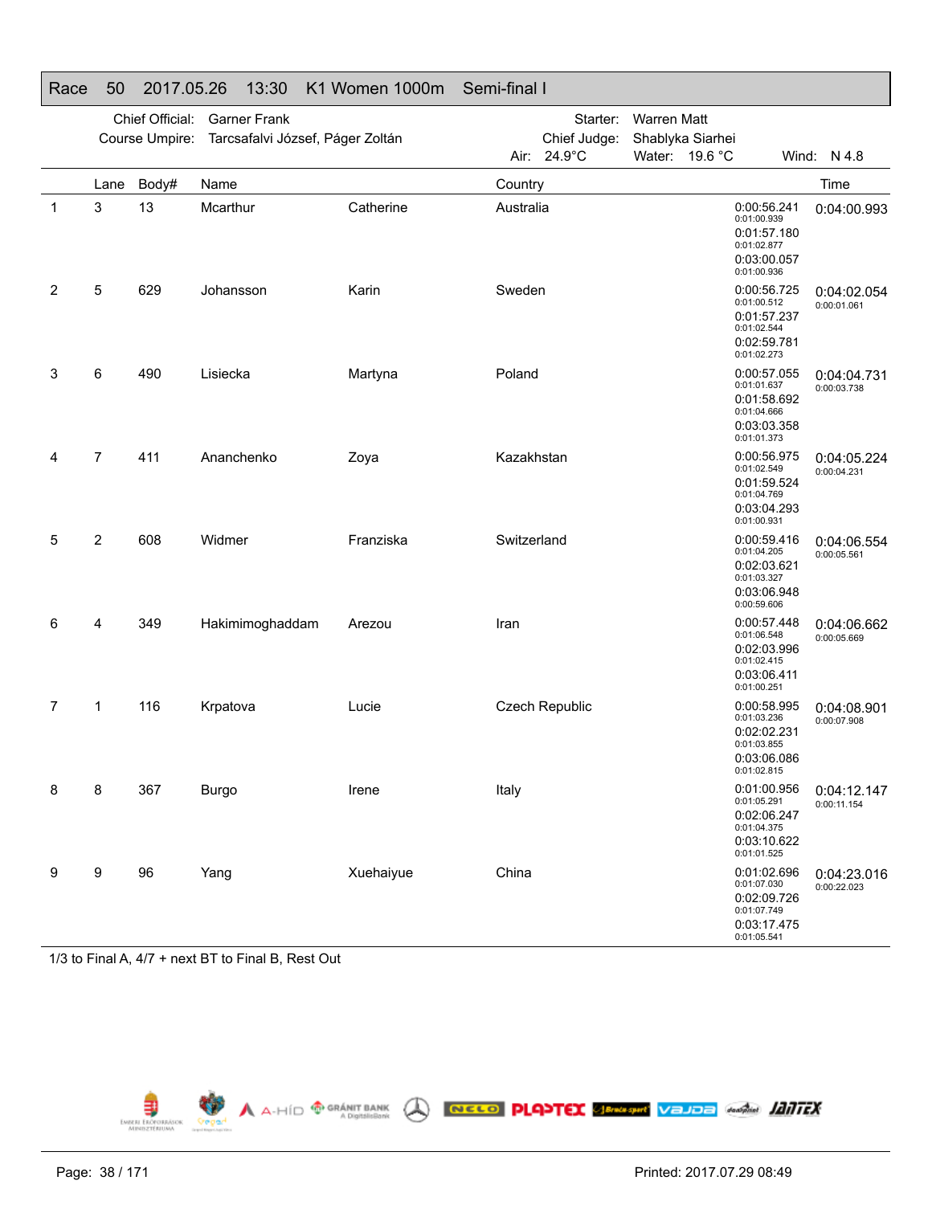## Race 50 2017.05.26 13:30 K1 Women 1000m Semi-final I

Chief Official: Garner Frank
Course Umpire: Tarcsafalvi József, Páger Zoltán
Starter: Warren Matt
Chief Judge: Shablyka Siarhei
Air: 24.9°C Water: 19.6 °C Wind: N 4.8

| | Lane | Body# | Name | | Country | Splits | Time |
|---|---|---|---|---|---|---|---|
| 1 | 3 | 13 | Mcarthur | Catherine | Australia | 0:00:56.241 / 0:01:00.939 / 0:01:57.180 / 0:01:02.877 / 0:03:00.057 / 0:01:00.936 | 0:04:00.993 |
| 2 | 5 | 629 | Johansson | Karin | Sweden | 0:00:56.725 / 0:01:00.512 / 0:01:57.237 / 0:01:02.544 / 0:02:59.781 / 0:01:02.273 | 0:04:02.054 / 0:00:01.061 |
| 3 | 6 | 490 | Lisiecka | Martyna | Poland | 0:00:57.055 / 0:01:01.637 / 0:01:58.692 / 0:01:04.666 / 0:03:03.358 / 0:01:01.373 | 0:04:04.731 / 0:00:03.738 |
| 4 | 7 | 411 | Ananchenko | Zoya | Kazakhstan | 0:00:56.975 / 0:01:02.549 / 0:01:59.524 / 0:01:04.769 / 0:03:04.293 / 0:01:00.931 | 0:04:05.224 / 0:00:04.231 |
| 5 | 2 | 608 | Widmer | Franziska | Switzerland | 0:00:59.416 / 0:01:04.205 / 0:02:03.621 / 0:01:03.327 / 0:03:06.948 / 0:00:59.606 | 0:04:06.554 / 0:00:05.561 |
| 6 | 4 | 349 | Hakimimoghaddam | Arezou | Iran | 0:00:57.448 / 0:01:06.548 / 0:02:03.996 / 0:01:02.415 / 0:03:06.411 / 0:01:00.251 | 0:04:06.662 / 0:00:05.669 |
| 7 | 1 | 116 | Krpatova | Lucie | Czech Republic | 0:00:58.995 / 0:01:03.236 / 0:02:02.231 / 0:01:03.855 / 0:03:06.086 / 0:01:02.815 | 0:04:08.901 / 0:00:07.908 |
| 8 | 8 | 367 | Burgo | Irene | Italy | 0:01:00.956 / 0:01:05.291 / 0:02:06.247 / 0:01:04.375 / 0:03:10.622 / 0:01:01.525 | 0:04:12.147 / 0:00:11.154 |
| 9 | 9 | 96 | Yang | Xuehaiyue | China | 0:01:02.696 / 0:01:07.030 / 0:02:09.726 / 0:01:07.749 / 0:03:17.475 / 0:01:05.541 | 0:04:23.016 / 0:00:22.023 |

1/3 to Final A, 4/7 + next BT to Final B, Rest Out

Printed: 2017.07.29 08:49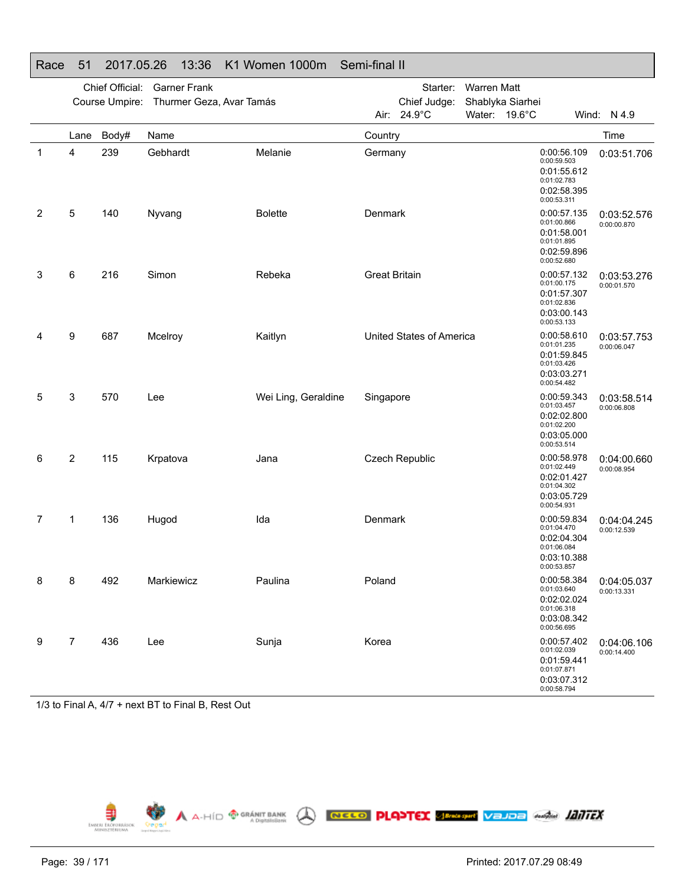## Race 51 2017.05.26 13:36 K1 Women 1000m Semi-final II

Chief Official: Garner Frank
Course Umpire: Thurmer Geza, Avar Tamás
Starter: Warren Matt
Chief Judge: Shablyka Siarhei
Air: 24.9°C Water: 19.6°C Wind: N 4.9

| | Lane | Body# | Name | | Country | Splits | Time |
|---|---|---|---|---|---|---|---|
| 1 | 4 | 239 | Gebhardt | Melanie | Germany | 0:00:56.109<br>0:00:59.503<br>0:01:55.612<br>0:01:02.783<br>0:02:58.395<br>0:00:53.311 | 0:03:51.706 |
| 2 | 5 | 140 | Nyvang | Bolette | Denmark | 0:00:57.135<br>0:01:00.866<br>0:01:58.001<br>0:01:01.895<br>0:02:59.896<br>0:00:52.680 | 0:03:52.576<br>0:00:00.870 |
| 3 | 6 | 216 | Simon | Rebeka | Great Britain | 0:00:57.132<br>0:01:00.175<br>0:01:57.307<br>0:01:02.836<br>0:03:00.143<br>0:00:53.133 | 0:03:53.276<br>0:00:01.570 |
| 4 | 9 | 687 | Mcelroy | Kaitlyn | United States of America | 0:00:58.610<br>0:01:01.235<br>0:01:59.845<br>0:01:03.426<br>0:03:03.271<br>0:00:54.482 | 0:03:57.753<br>0:00:06.047 |
| 5 | 3 | 570 | Lee | Wei Ling, Geraldine | Singapore | 0:00:59.343<br>0:01:03.457<br>0:02:02.800<br>0:01:02.200<br>0:03:05.000<br>0:00:53.514 | 0:03:58.514<br>0:00:06.808 |
| 6 | 2 | 115 | Krpatova | Jana | Czech Republic | 0:00:58.978<br>0:01:02.449<br>0:02:01.427<br>0:01:04.302<br>0:03:05.729<br>0:00:54.931 | 0:04:00.660<br>0:00:08.954 |
| 7 | 1 | 136 | Hugod | Ida | Denmark | 0:00:59.834<br>0:01:04.470<br>0:02:04.304<br>0:01:06.084<br>0:03:10.388<br>0:00:53.857 | 0:04:04.245<br>0:00:12.539 |
| 8 | 8 | 492 | Markiewicz | Paulina | Poland | 0:00:58.384<br>0:01:03.640<br>0:02:02.024<br>0:01:06.318<br>0:03:08.342<br>0:00:56.695 | 0:04:05.037<br>0:00:13.331 |
| 9 | 7 | 436 | Lee | Sunja | Korea | 0:00:57.402<br>0:01:02.039<br>0:01:59.441<br>0:01:07.871<br>0:03:07.312<br>0:00:58.794 | 0:04:06.106<br>0:00:14.400 |

1/3 to Final A, 4/7 + next BT to Final B, Rest Out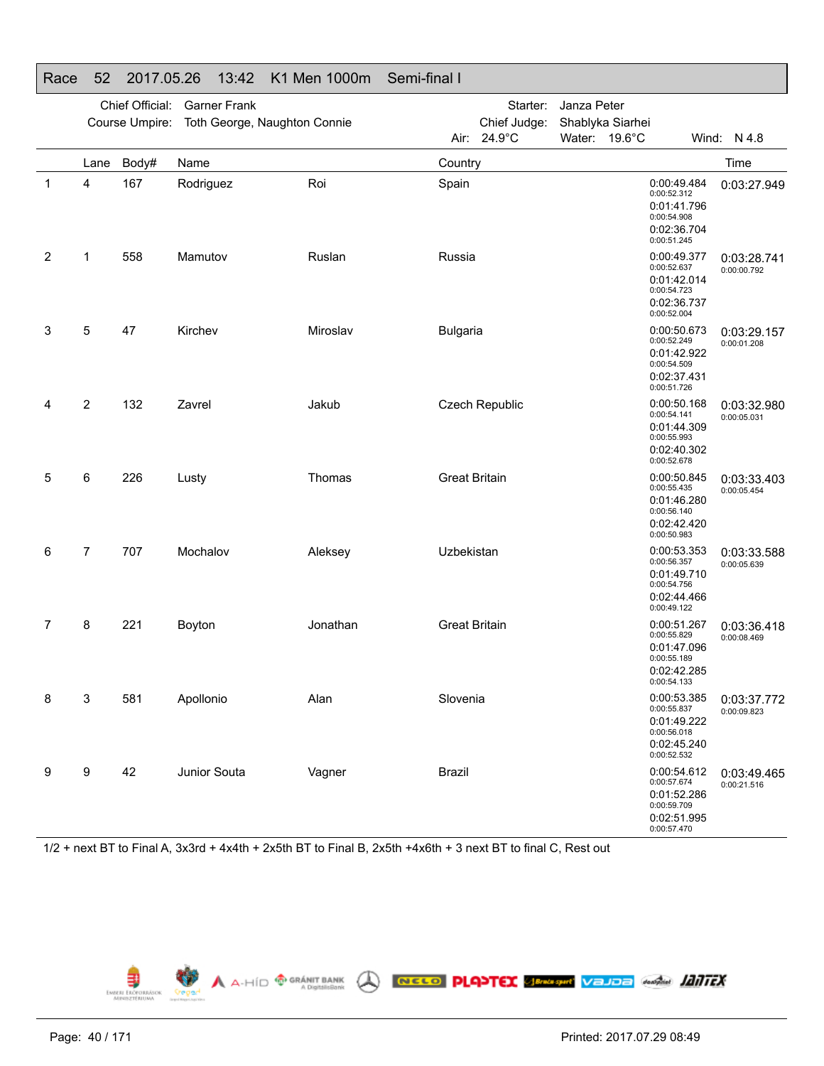## Race 52 2017.05.26 13:42 K1 Men 1000m Semi-final I

Chief Official: Garner Frank
Course Umpire: Toth George, Naughton Connie
Starter: Janza Peter
Chief Judge: Shablyka Siarhei
Air: 24.9°C Water: 19.6°C Wind: N 4.8

| | Lane | Body# | Name | | Country | | Time |
|---|---|---|---|---|---|---|---|
| 1 | 4 | 167 | Rodriguez | Roi | Spain | 0:00:49.484<br>0:00:52.312<br>0:01:41.796<br>0:00:54.908<br>0:02:36.704<br>0:00:51.245 | 0:03:27.949 |
| 2 | 1 | 558 | Mamutov | Ruslan | Russia | 0:00:49.377<br>0:00:52.637<br>0:01:42.014<br>0:00:54.723<br>0:02:36.737<br>0:00:52.004 | 0:03:28.741<br>0:00:00.792 |
| 3 | 5 | 47 | Kirchev | Miroslav | Bulgaria | 0:00:50.673<br>0:00:52.249<br>0:01:42.922<br>0:00:54.509<br>0:02:37.431<br>0:00:51.726 | 0:03:29.157<br>0:00:01.208 |
| 4 | 2 | 132 | Zavrel | Jakub | Czech Republic | 0:00:50.168<br>0:00:54.141<br>0:01:44.309<br>0:00:55.993<br>0:02:40.302<br>0:00:52.678 | 0:03:32.980<br>0:00:05.031 |
| 5 | 6 | 226 | Lusty | Thomas | Great Britain | 0:00:50.845<br>0:00:55.435<br>0:01:46.280<br>0:00:56.140<br>0:02:42.420<br>0:00:50.983 | 0:03:33.403<br>0:00:05.454 |
| 6 | 7 | 707 | Mochalov | Aleksey | Uzbekistan | 0:00:53.353<br>0:00:56.357<br>0:01:49.710<br>0:00:54.756<br>0:02:44.466<br>0:00:49.122 | 0:03:33.588<br>0:00:05.639 |
| 7 | 8 | 221 | Boyton | Jonathan | Great Britain | 0:00:51.267<br>0:00:55.829<br>0:01:47.096<br>0:00:55.189<br>0:02:42.285<br>0:00:54.133 | 0:03:36.418<br>0:00:08.469 |
| 8 | 3 | 581 | Apollonio | Alan | Slovenia | 0:00:53.385<br>0:00:55.837<br>0:01:49.222<br>0:00:56.018<br>0:02:45.240<br>0:00:52.532 | 0:03:37.772<br>0:00:09.823 |
| 9 | 9 | 42 | Junior Souta | Vagner | Brazil | 0:00:54.612<br>0:00:57.674<br>0:01:52.286<br>0:00:59.709<br>0:02:51.995<br>0:00:57.470 | 0:03:49.465<br>0:00:21.516 |

1/2 + next BT to Final A, 3x3rd + 4x4th + 2x5th BT to Final B, 2x5th +4x6th + 3 next BT to final C, Rest out

Printed: 2017.07.29 08:49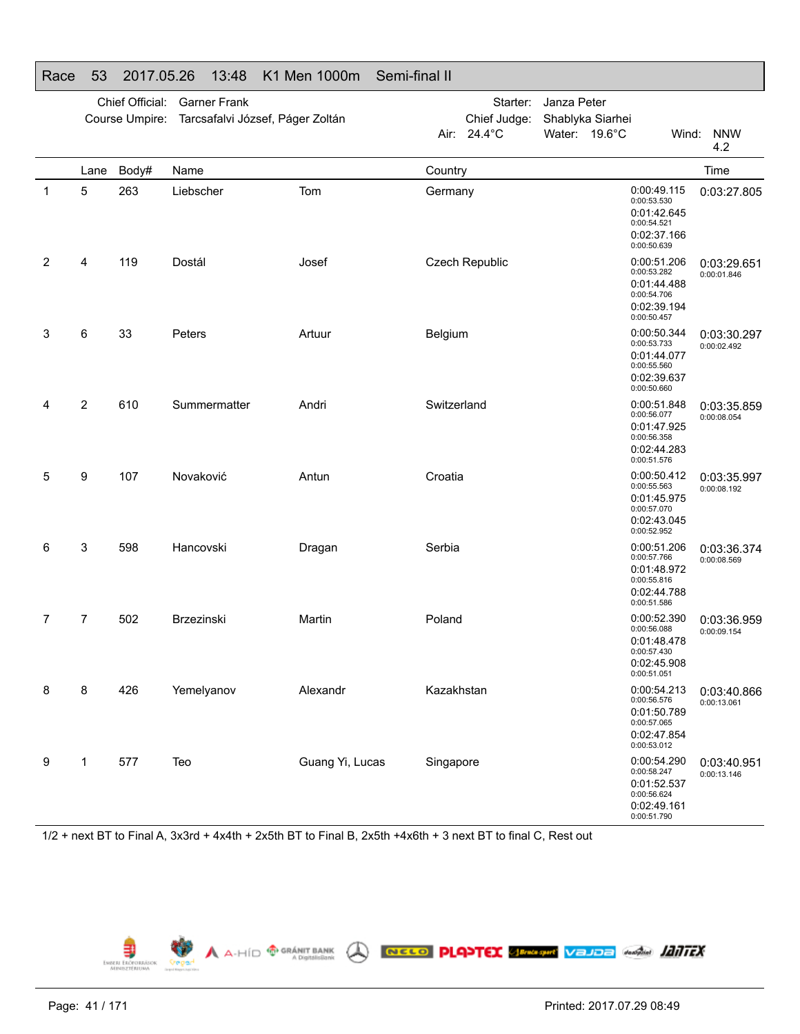## Race 53 2017.05.26 13:48 K1 Men 1000m Semi-final II

Chief Official: Garner Frank
Course Umpire: Tarcsafalvi József, Páger Zoltán

Starter: Janza Peter
Chief Judge: Shablyka Siarhei
Air: 24.4°C Water: 19.6°C Wind: NNW 4.2

| | Lane | Body# | Name | | Country | Splits | Time |
|---|---|---|---|---|---|---|---|
| 1 | 5 | 263 | Liebscher | Tom | Germany | 0:00:49.115 / 0:00:53.530 / 0:01:42.645 / 0:00:54.521 / 0:02:37.166 / 0:00:50.639 | 0:03:27.805 |
| 2 | 4 | 119 | Dostál | Josef | Czech Republic | 0:00:51.206 / 0:00:53.282 / 0:01:44.488 / 0:00:54.706 / 0:02:39.194 / 0:00:50.457 | 0:03:29.651 / 0:00:01.846 |
| 3 | 6 | 33 | Peters | Artuur | Belgium | 0:00:50.344 / 0:00:53.733 / 0:01:44.077 / 0:00:55.560 / 0:02:39.637 / 0:00:50.660 | 0:03:30.297 / 0:00:02.492 |
| 4 | 2 | 610 | Summermatter | Andri | Switzerland | 0:00:51.848 / 0:00:56.077 / 0:01:47.925 / 0:00:56.358 / 0:02:44.283 / 0:00:51.576 | 0:03:35.859 / 0:00:08.054 |
| 5 | 9 | 107 | Novaković | Antun | Croatia | 0:00:50.412 / 0:00:55.563 / 0:01:45.975 / 0:00:57.070 / 0:02:43.045 / 0:00:52.952 | 0:03:35.997 / 0:00:08.192 |
| 6 | 3 | 598 | Hancovski | Dragan | Serbia | 0:00:51.206 / 0:00:57.766 / 0:01:48.972 / 0:00:55.816 / 0:02:44.788 / 0:00:51.586 | 0:03:36.374 / 0:00:08.569 |
| 7 | 7 | 502 | Brzezinski | Martin | Poland | 0:00:52.390 / 0:00:56.088 / 0:01:48.478 / 0:00:57.430 / 0:02:45.908 / 0:00:51.051 | 0:03:36.959 / 0:00:09.154 |
| 8 | 8 | 426 | Yemelyanov | Alexandr | Kazakhstan | 0:00:54.213 / 0:00:56.576 / 0:01:50.789 / 0:00:57.065 / 0:02:47.854 / 0:00:53.012 | 0:03:40.866 / 0:00:13.061 |
| 9 | 1 | 577 | Teo | Guang Yi, Lucas | Singapore | 0:00:54.290 / 0:00:58.247 / 0:01:52.537 / 0:00:56.624 / 0:02:49.161 / 0:00:51.790 | 0:03:40.951 / 0:00:13.146 |

1/2 + next BT to Final A, 3x3rd + 4x4th + 2x5th BT to Final B, 2x5th +4x6th + 3 next BT to final C, Rest out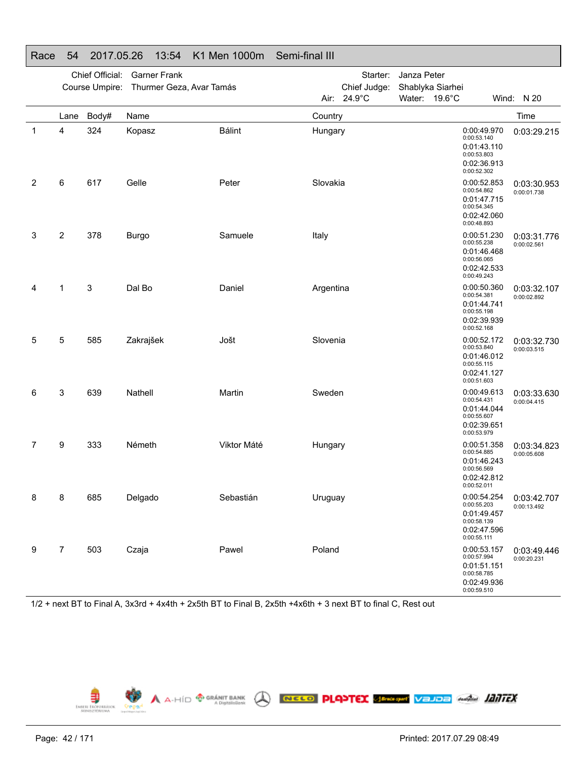# Race 54 2017.05.26 13:54 K1 Men 1000m Semi-final III

Chief Official: Garner Frank
Course Umpire: Thurmer Geza, Avar Tamás

Starter: Janza Peter
Chief Judge: Shablyka Siarhei
Air: 24.9°C Water: 19.6°C Wind: N 20

| | Lane | Body# | Name | | Country | Splits | Time |
|---|---|---|---|---|---|---|---|
| 1 | 4 | 324 | Kopasz | Bálint | Hungary | 0:00:49.970 (0:00:53.140) 0:01:43.110 (0:00:53.803) 0:02:36.913 (0:00:52.302) | 0:03:29.215 |
| 2 | 6 | 617 | Gelle | Peter | Slovakia | 0:00:52.853 (0:00:54.862) 0:01:47.715 (0:00:54.345) 0:02:42.060 (0:00:48.893) | 0:03:30.953 (0:00:01.738) |
| 3 | 2 | 378 | Burgo | Samuele | Italy | 0:00:51.230 (0:00:55.238) 0:01:46.468 (0:00:56.065) 0:02:42.533 (0:00:49.243) | 0:03:31.776 (0:00:02.561) |
| 4 | 1 | 3 | Dal Bo | Daniel | Argentina | 0:00:50.360 (0:00:54.381) 0:01:44.741 (0:00:55.198) 0:02:39.939 (0:00:52.168) | 0:03:32.107 (0:00:02.892) |
| 5 | 5 | 585 | Zakrajšek | Jošt | Slovenia | 0:00:52.172 (0:00:53.840) 0:01:46.012 (0:00:55.115) 0:02:41.127 (0:00:51.603) | 0:03:32.730 (0:00:03.515) |
| 6 | 3 | 639 | Nathell | Martin | Sweden | 0:00:49.613 (0:00:54.431) 0:01:44.044 (0:00:55.607) 0:02:39.651 (0:00:53.979) | 0:03:33.630 (0:00:04.415) |
| 7 | 9 | 333 | Németh | Viktor Máté | Hungary | 0:00:51.358 (0:00:54.885) 0:01:46.243 (0:00:56.569) 0:02:42.812 (0:00:52.011) | 0:03:34.823 (0:00:05.608) |
| 8 | 8 | 685 | Delgado | Sebastián | Uruguay | 0:00:54.254 (0:00:55.203) 0:01:49.457 (0:00:58.139) 0:02:47.596 (0:00:55.111) | 0:03:42.707 (0:00:13.492) |
| 9 | 7 | 503 | Czaja | Pawel | Poland | 0:00:53.157 (0:00:57.994) 0:01:51.151 (0:00:58.785) 0:02:49.936 (0:00:59.510) | 0:03:49.446 (0:00:20.231) |

1/2 + next BT to Final A, 3x3rd + 4x4th + 2x5th BT to Final B, 2x5th +4x6th + 3 next BT to final C, Rest out

Printed: 2017.07.29 08:49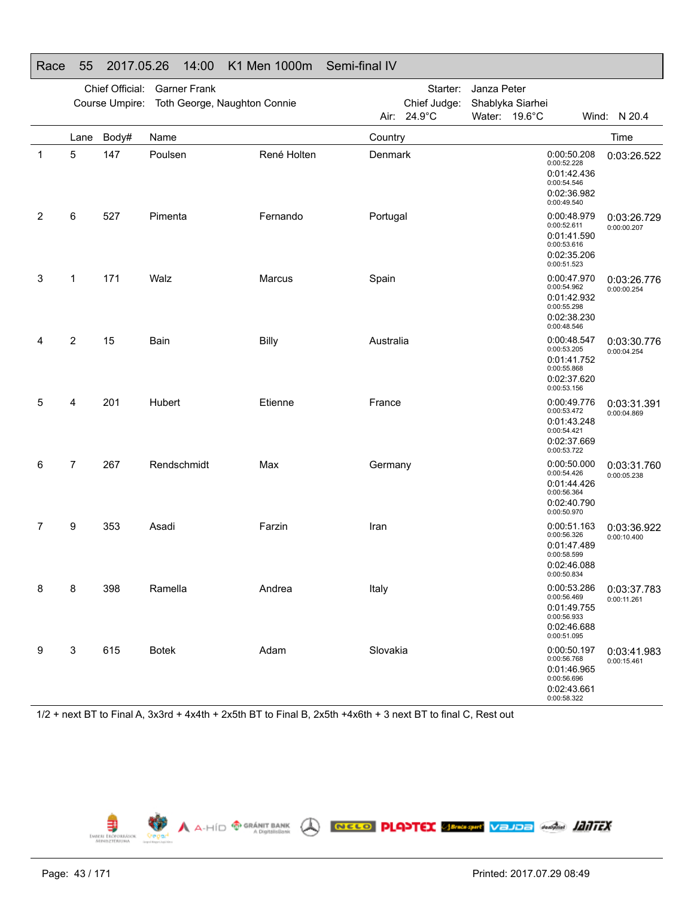# Race 55 2017.05.26 14:00 K1 Men 1000m Semi-final IV

Chief Official: Garner Frank
Course Umpire: Toth George, Naughton Connie

Starter: Janza Peter
Chief Judge: Shablyka Siarhei
Air: 24.9°C Water: 19.6°C Wind: N 20.4

| | Lane | Body# | Name | | Country | Splits | Time |
|---|---|---|---|---|---|---|---|
| 1 | 5 | 147 | Poulsen | René Holten | Denmark | 0:00:50.208 (0:00:52.228) 0:01:42.436 (0:00:54.546) 0:02:36.982 (0:00:49.540) | 0:03:26.522 |
| 2 | 6 | 527 | Pimenta | Fernando | Portugal | 0:00:48.979 (0:00:52.611) 0:01:41.590 (0:00:53.616) 0:02:35.206 (0:00:51.523) | 0:03:26.729 (0:00:00.207) |
| 3 | 1 | 171 | Walz | Marcus | Spain | 0:00:47.970 (0:00:54.962) 0:01:42.932 (0:00:55.298) 0:02:38.230 (0:00:48.546) | 0:03:26.776 (0:00:00.254) |
| 4 | 2 | 15 | Bain | Billy | Australia | 0:00:48.547 (0:00:53.205) 0:01:41.752 (0:00:55.868) 0:02:37.620 (0:00:53.156) | 0:03:30.776 (0:00:04.254) |
| 5 | 4 | 201 | Hubert | Etienne | France | 0:00:49.776 (0:00:53.472) 0:01:43.248 (0:00:54.421) 0:02:37.669 (0:00:53.722) | 0:03:31.391 (0:00:04.869) |
| 6 | 7 | 267 | Rendschmidt | Max | Germany | 0:00:50.000 (0:00:54.426) 0:01:44.426 (0:00:56.364) 0:02:40.790 (0:00:50.970) | 0:03:31.760 (0:00:05.238) |
| 7 | 9 | 353 | Asadi | Farzin | Iran | 0:00:51.163 (0:00:56.326) 0:01:47.489 (0:00:58.599) 0:02:46.088 (0:00:50.834) | 0:03:36.922 (0:00:10.400) |
| 8 | 8 | 398 | Ramella | Andrea | Italy | 0:00:53.286 (0:00:56.469) 0:01:49.755 (0:00:56.933) 0:02:46.688 (0:00:51.095) | 0:03:37.783 (0:00:11.261) |
| 9 | 3 | 615 | Botek | Adam | Slovakia | 0:00:50.197 (0:00:56.768) 0:01:46.965 (0:00:56.696) 0:02:43.661 (0:00:58.322) | 0:03:41.983 (0:00:15.461) |

1/2 + next BT to Final A, 3x3rd + 4x4th + 2x5th BT to Final B, 2x5th +4x6th + 3 next BT to final C, Rest out

Printed: 2017.07.29 08:49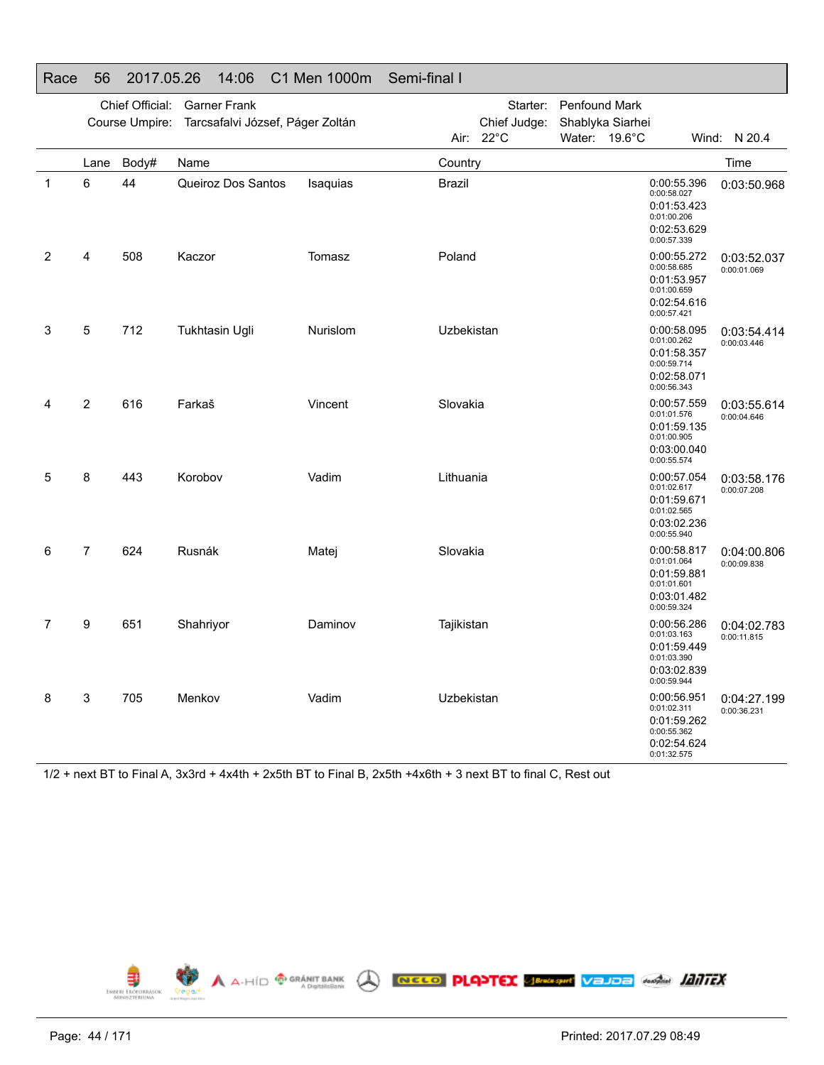## Race 56 2017.05.26 14:06 C1 Men 1000m Semi-final I

Chief Official: Garner Frank
Course Umpire: Tarcsafalvi József, Páger Zoltán
Starter: Penfound Mark
Chief Judge: Shablyka Siarhei
Air: 22°C Water: 19.6°C Wind: N 20.4

| | Lane | Body# | Name | | Country | Splits | Time |
|---|---|---|---|---|---|---|---|
| 1 | 6 | 44 | Queiroz Dos Santos | Isaquias | Brazil | 0:00:55.396 (0:00:58.027) 0:01:53.423 (0:01:00.206) 0:02:53.629 (0:00:57.339) | 0:03:50.968 |
| 2 | 4 | 508 | Kaczor | Tomasz | Poland | 0:00:55.272 (0:00:58.685) 0:01:53.957 (0:01:00.659) 0:02:54.616 (0:00:57.421) | 0:03:52.037 (0:00:01.069) |
| 3 | 5 | 712 | Tukhtasin Ugli | Nurislom | Uzbekistan | 0:00:58.095 (0:01:00.262) 0:01:58.357 (0:00:59.714) 0:02:58.071 (0:00:56.343) | 0:03:54.414 (0:00:03.446) |
| 4 | 2 | 616 | Farkaš | Vincent | Slovakia | 0:00:57.559 (0:01:01.576) 0:01:59.135 (0:01:00.905) 0:03:00.040 (0:00:55.574) | 0:03:55.614 (0:00:04.646) |
| 5 | 8 | 443 | Korobov | Vadim | Lithuania | 0:00:57.054 (0:01:02.617) 0:01:59.671 (0:01:02.565) 0:03:02.236 (0:00:55.940) | 0:03:58.176 (0:00:07.208) |
| 6 | 7 | 624 | Rusnák | Matej | Slovakia | 0:00:58.817 (0:01:01.064) 0:01:59.881 (0:01:01.601) 0:03:01.482 (0:00:59.324) | 0:04:00.806 (0:00:09.838) |
| 7 | 9 | 651 | Shahriyor | Daminov | Tajikistan | 0:00:56.286 (0:01:03.163) 0:01:59.449 (0:01:03.390) 0:03:02.839 (0:00:59.944) | 0:04:02.783 (0:00:11.815) |
| 8 | 3 | 705 | Menkov | Vadim | Uzbekistan | 0:00:56.951 (0:01:02.311) 0:01:59.262 (0:00:55.362) 0:02:54.624 (0:01:32.575) | 0:04:27.199 (0:00:36.231) |

1/2 + next BT to Final A, 3x3rd + 4x4th + 2x5th BT to Final B, 2x5th +4x6th + 3 next BT to final C, Rest out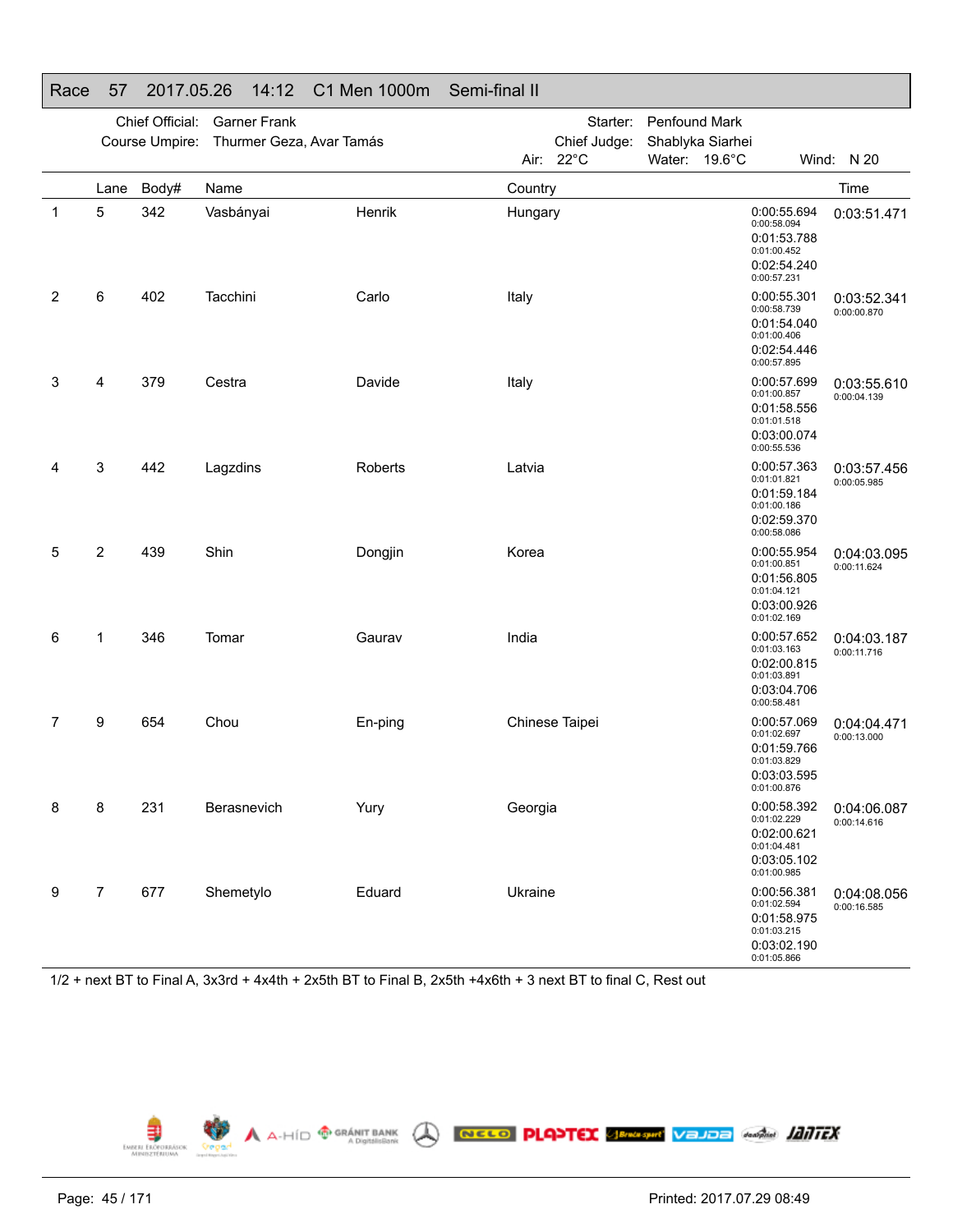## Race 57 2017.05.26 14:12 C1 Men 1000m Semi-final II

Chief Official: Garner Frank
Course Umpire: Thurmer Geza, Avar Tamás
Starter: Penfound Mark
Chief Judge: Shablyka Siarhei
Air: 22°C Water: 19.6°C Wind: N 20

| | Lane | Body# | Name | | Country | Splits | Time |
|---|---|---|---|---|---|---|---|
| 1 | 5 | 342 | Vasbányai | Henrik | Hungary | 0:00:55.694<br>0:00:58.094<br>0:01:53.788<br>0:01:00.452<br>0:02:54.240<br>0:00:57.231 | 0:03:51.471 |
| 2 | 6 | 402 | Tacchini | Carlo | Italy | 0:00:55.301<br>0:00:58.739<br>0:01:54.040<br>0:01:00.406<br>0:02:54.446<br>0:00:57.895 | 0:03:52.341<br>0:00:00.870 |
| 3 | 4 | 379 | Cestra | Davide | Italy | 0:00:57.699<br>0:01:00.857<br>0:01:58.556<br>0:01:01.518<br>0:03:00.074<br>0:00:55.536 | 0:03:55.610<br>0:00:04.139 |
| 4 | 3 | 442 | Lagzdins | Roberts | Latvia | 0:00:57.363<br>0:01:01.821<br>0:01:59.184<br>0:01:00.186<br>0:02:59.370<br>0:00:58.086 | 0:03:57.456<br>0:00:05.985 |
| 5 | 2 | 439 | Shin | Dongjin | Korea | 0:00:55.954<br>0:01:00.851<br>0:01:56.805<br>0:01:04.121<br>0:03:00.926<br>0:01:02.169 | 0:04:03.095<br>0:00:11.624 |
| 6 | 1 | 346 | Tomar | Gaurav | India | 0:00:57.652<br>0:01:03.163<br>0:02:00.815<br>0:01:03.891<br>0:03:04.706<br>0:00:58.481 | 0:04:03.187<br>0:00:11.716 |
| 7 | 9 | 654 | Chou | En-ping | Chinese Taipei | 0:00:57.069<br>0:01:02.697<br>0:01:59.766<br>0:01:03.829<br>0:03:03.595<br>0:01:00.876 | 0:04:04.471<br>0:00:13.000 |
| 8 | 8 | 231 | Berasnevich | Yury | Georgia | 0:00:58.392<br>0:01:02.229<br>0:02:00.621<br>0:01:04.481<br>0:03:05.102<br>0:01:00.985 | 0:04:06.087<br>0:00:14.616 |
| 9 | 7 | 677 | Shemetylo | Eduard | Ukraine | 0:00:56.381<br>0:01:02.594<br>0:01:58.975<br>0:01:03.215<br>0:03:02.190<br>0:01:05.866 | 0:04:08.056<br>0:00:16.585 |

1/2 + next BT to Final A, 3x3rd + 4x4th + 2x5th BT to Final B, 2x5th +4x6th + 3 next BT to final C, Rest out

Printed: 2017.07.29 08:49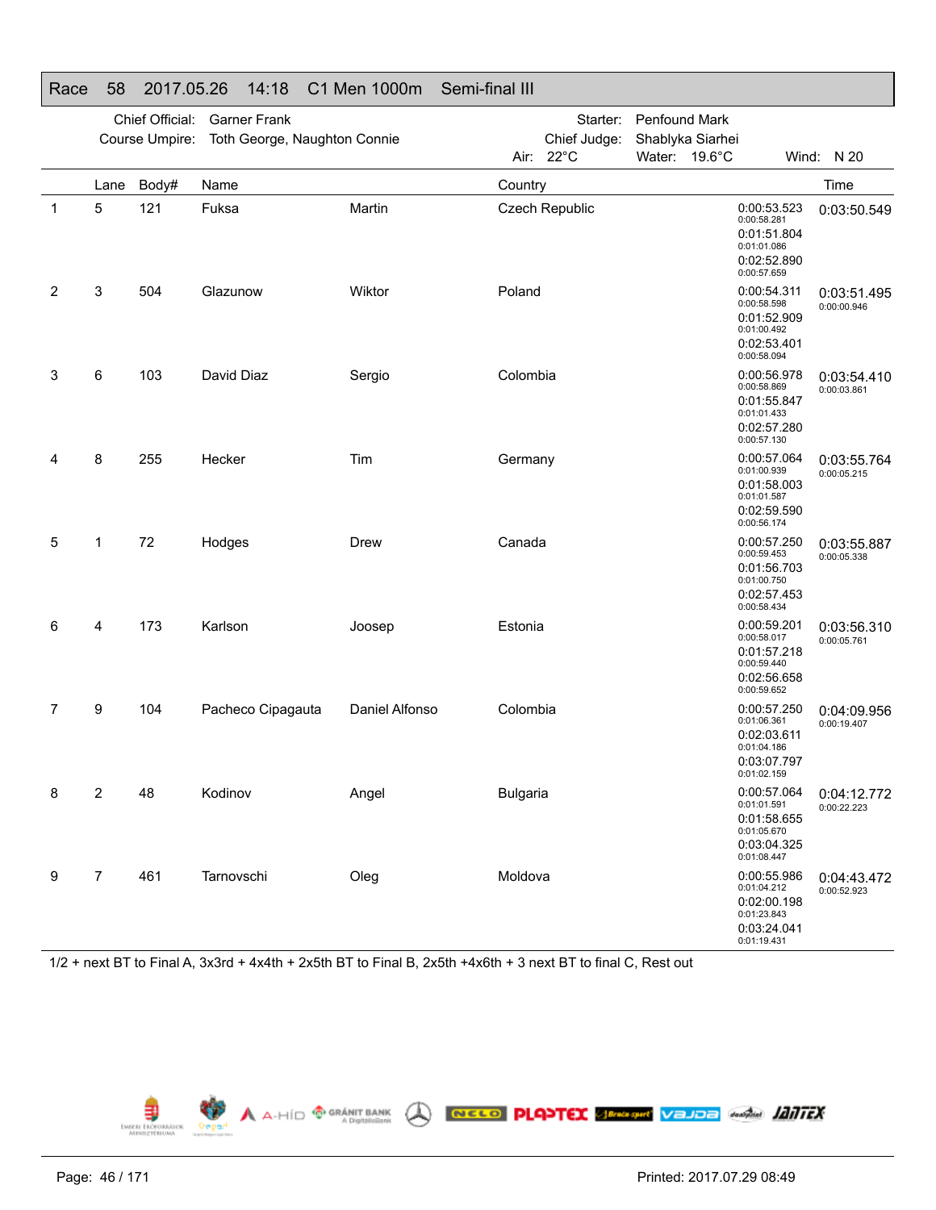## Race 58 2017.05.26 14:18 C1 Men 1000m Semi-final III

Chief Official: Garner Frank  
Course Umpire: Toth George, Naughton Connie  
Starter: Penfound Mark  
Chief Judge: Shablyka Siarhei  
Air: 22°C  Water: 19.6°C  Wind: N 20

| | Lane | Body# | Name | | Country | Splits | Time |
|---|---|---|---|---|---|---|---|
| 1 | 5 | 121 | Fuksa | Martin | Czech Republic | 0:00:53.523 (0:00:58.281) 0:01:51.804 (0:01:01.086) 0:02:52.890 (0:00:57.659) | 0:03:50.549 |
| 2 | 3 | 504 | Glazunow | Wiktor | Poland | 0:00:54.311 (0:00:58.598) 0:01:52.909 (0:01:00.492) 0:02:53.401 (0:00:58.094) | 0:03:51.495 (0:00:00.946) |
| 3 | 6 | 103 | David Diaz | Sergio | Colombia | 0:00:56.978 (0:00:58.869) 0:01:55.847 (0:01:01.433) 0:02:57.280 (0:00:57.130) | 0:03:54.410 (0:00:03.861) |
| 4 | 8 | 255 | Hecker | Tim | Germany | 0:00:57.064 (0:01:00.939) 0:01:58.003 (0:01:01.587) 0:02:59.590 (0:00:56.174) | 0:03:55.764 (0:00:05.215) |
| 5 | 1 | 72 | Hodges | Drew | Canada | 0:00:57.250 (0:00:59.453) 0:01:56.703 (0:01:00.750) 0:02:57.453 (0:00:58.434) | 0:03:55.887 (0:00:05.338) |
| 6 | 4 | 173 | Karlson | Joosep | Estonia | 0:00:59.201 (0:00:58.017) 0:01:57.218 (0:00:59.440) 0:02:56.658 (0:00:59.652) | 0:03:56.310 (0:00:05.761) |
| 7 | 9 | 104 | Pacheco Cipagauta | Daniel Alfonso | Colombia | 0:00:57.250 (0:01:06.361) 0:02:03.611 (0:01:04.186) 0:03:07.797 (0:01:02.159) | 0:04:09.956 (0:00:19.407) |
| 8 | 2 | 48 | Kodinov | Angel | Bulgaria | 0:00:57.064 (0:01:01.591) 0:01:58.655 (0:01:05.670) 0:03:04.325 (0:01:08.447) | 0:04:12.772 (0:00:22.223) |
| 9 | 7 | 461 | Tarnovschi | Oleg | Moldova | 0:00:55.986 (0:01:04.212) 0:02:00.198 (0:01:23.843) 0:03:24.041 (0:01:19.431) | 0:04:43.472 (0:00:52.923) |

1/2 + next BT to Final A, 3x3rd + 4x4th + 2x5th BT to Final B, 2x5th +4x6th + 3 next BT to final C, Rest out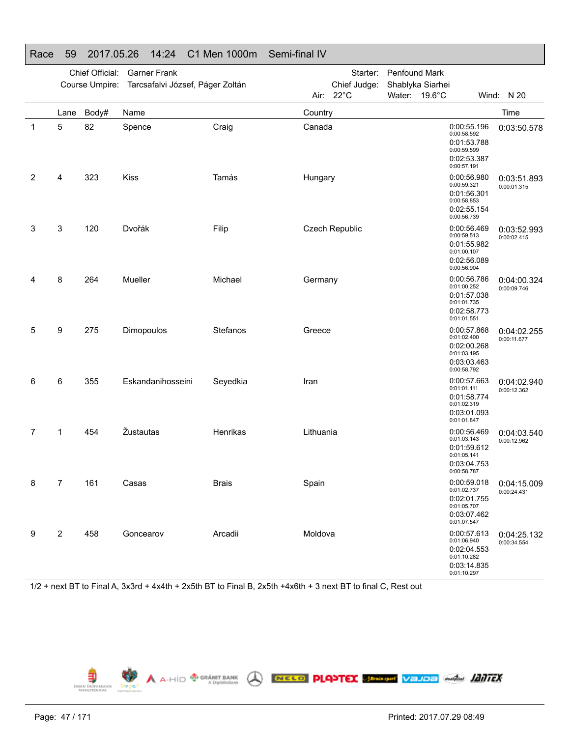# Race 59 2017.05.26 14:24 C1 Men 1000m Semi-final IV

| | | | |
|---|---|---|---|
| Chief Official: | Garner Frank | Starter: | Penfound Mark |
| Course Umpire: | Tarcsafalvi József, Páger Zoltán | Chief Judge: | Shablyka Siarhei |
| | | Air: 22°C | Water: 19.6°C | Wind: N 20 |

| Rank | Lane | Body# | Name | | Country | Splits | Time |
|---|---|---|---|---|---|---|---|
| 1 | 5 | 82 | Spence | Craig | Canada | 0:00:55.196 (0:00:58.592) 0:01:53.788 (0:00:59.599) 0:02:53.387 (0:00:57.191) | 0:03:50.578 |
| 2 | 4 | 323 | Kiss | Tamás | Hungary | 0:00:56.980 (0:00:59.321) 0:01:56.301 (0:00:58.853) 0:02:55.154 (0:00:56.739) | 0:03:51.893 (0:00:01.315) |
| 3 | 3 | 120 | Dvořák | Filip | Czech Republic | 0:00:56.469 (0:00:59.513) 0:01:55.982 (0:01:00.107) 0:02:56.089 (0:00:56.904) | 0:03:52.993 (0:00:02.415) |
| 4 | 8 | 264 | Mueller | Michael | Germany | 0:00:56.786 (0:01:00.252) 0:01:57.038 (0:01:01.735) 0:02:58.773 (0:01:01.551) | 0:04:00.324 (0:00:09.746) |
| 5 | 9 | 275 | Dimopoulos | Stefanos | Greece | 0:00:57.868 (0:01:02.400) 0:02:00.268 (0:01:03.195) 0:03:03.463 (0:00:58.792) | 0:04:02.255 (0:00:11.677) |
| 6 | 6 | 355 | Eskandanihosseini | Seyedkia | Iran | 0:00:57.663 (0:01:01.111) 0:01:58.774 (0:01:02.319) 0:03:01.093 (0:01:01.847) | 0:04:02.940 (0:00:12.362) |
| 7 | 1 | 454 | Žustautas | Henrikas | Lithuania | 0:00:56.469 (0:01:03.143) 0:01:59.612 (0:01:05.141) 0:03:04.753 (0:00:58.787) | 0:04:03.540 (0:00:12.962) |
| 8 | 7 | 161 | Casas | Brais | Spain | 0:00:59.018 (0:01:02.737) 0:02:01.755 (0:01:05.707) 0:03:07.462 (0:01:07.547) | 0:04:15.009 (0:00:24.431) |
| 9 | 2 | 458 | Goncearov | Arcadii | Moldova | 0:00:57.613 (0:01:06.940) 0:02:04.553 (0:01:10.282) 0:03:14.835 (0:01:10.297) | 0:04:25.132 (0:00:34.554) |

1/2 + next BT to Final A, 3x3rd + 4x4th + 2x5th BT to Final B, 2x5th +4x6th + 3 next BT to final C, Rest out

Printed: 2017.07.29 08:49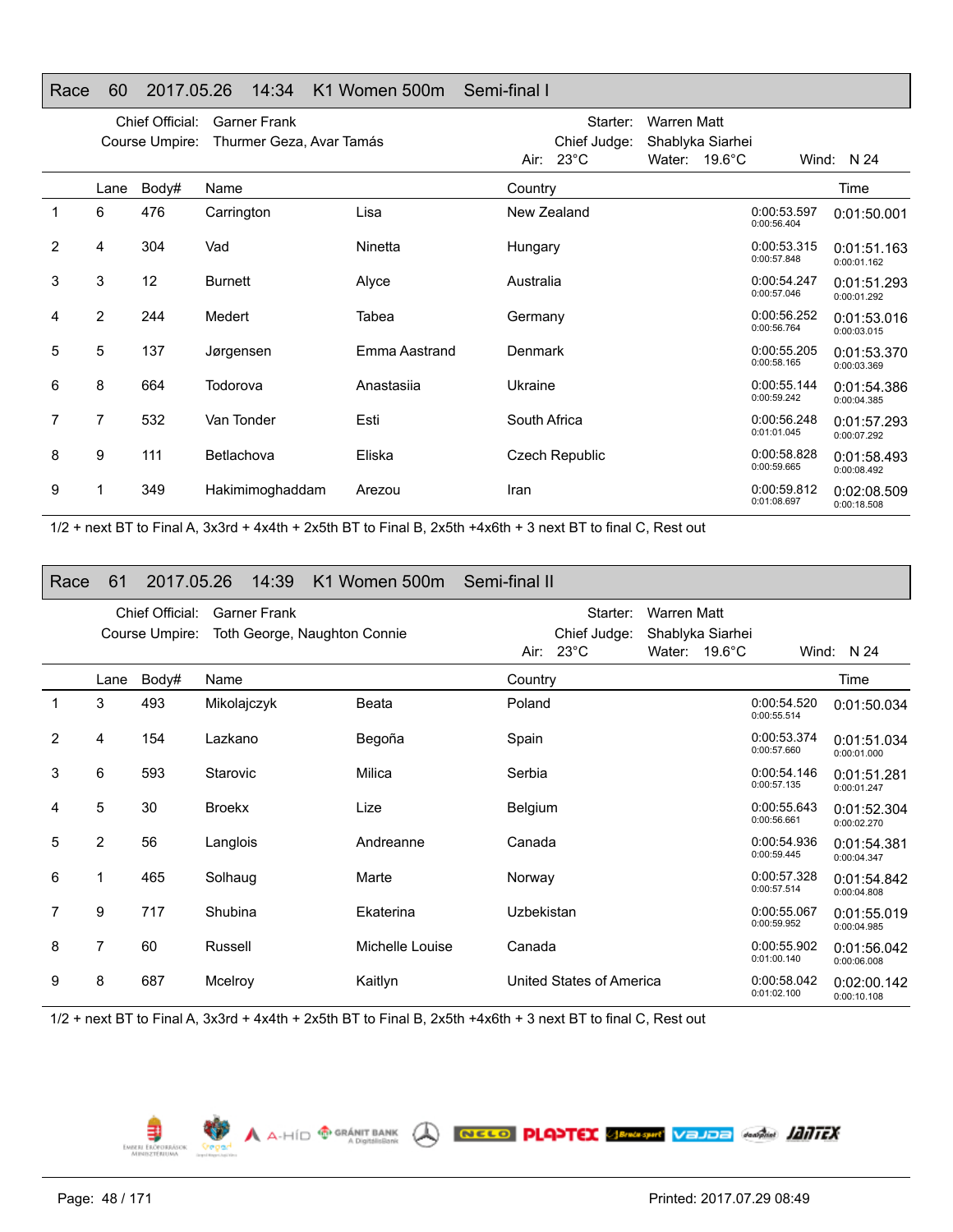## Race 60 2017.05.26 14:34 K1 Women 500m Semi-final I

Chief Official: Garner Frank
Course Umpire: Thurmer Geza, Avar Tamás
Starter: Warren Matt
Chief Judge: Shablyka Siarhei
Air: 23°C Water: 19.6°C Wind: N 24

| | Lane | Body# | Name | | Country | | Time |
|---|---|---|---|---|---|---|---|
| 1 | 6 | 476 | Carrington | Lisa | New Zealand | 0:00:53.597<br>0:00:56.404 | 0:01:50.001 |
| 2 | 4 | 304 | Vad | Ninetta | Hungary | 0:00:53.315<br>0:00:57.848 | 0:01:51.163<br>0:00:01.162 |
| 3 | 3 | 12 | Burnett | Alyce | Australia | 0:00:54.247<br>0:00:57.046 | 0:01:51.293<br>0:00:01.292 |
| 4 | 2 | 244 | Medert | Tabea | Germany | 0:00:56.252<br>0:00:56.764 | 0:01:53.016<br>0:00:03.015 |
| 5 | 5 | 137 | Jørgensen | Emma Aastrand | Denmark | 0:00:55.205<br>0:00:58.165 | 0:01:53.370<br>0:00:03.369 |
| 6 | 8 | 664 | Todorova | Anastasiia | Ukraine | 0:00:55.144<br>0:00:59.242 | 0:01:54.386<br>0:00:04.385 |
| 7 | 7 | 532 | Van Tonder | Esti | South Africa | 0:00:56.248<br>0:01:01.045 | 0:01:57.293<br>0:00:07.292 |
| 8 | 9 | 111 | Betlachova | Eliska | Czech Republic | 0:00:58.828<br>0:00:59.665 | 0:01:58.493<br>0:00:08.492 |
| 9 | 1 | 349 | Hakimimoghaddam | Arezou | Iran | 0:00:59.812<br>0:01:08.697 | 0:02:08.509<br>0:00:18.508 |

1/2 + next BT to Final A, 3x3rd + 4x4th + 2x5th BT to Final B, 2x5th +4x6th + 3 next BT to final C, Rest out

## Race 61 2017.05.26 14:39 K1 Women 500m Semi-final II

Chief Official: Garner Frank
Course Umpire: Toth George, Naughton Connie
Starter: Warren Matt
Chief Judge: Shablyka Siarhei
Air: 23°C Water: 19.6°C Wind: N 24

| | Lane | Body# | Name | | Country | | Time |
|---|---|---|---|---|---|---|---|
| 1 | 3 | 493 | Mikolajczyk | Beata | Poland | 0:00:54.520<br>0:00:55.514 | 0:01:50.034 |
| 2 | 4 | 154 | Lazkano | Begoña | Spain | 0:00:53.374<br>0:00:57.660 | 0:01:51.034<br>0:00:01.000 |
| 3 | 6 | 593 | Starovic | Milica | Serbia | 0:00:54.146<br>0:00:57.135 | 0:01:51.281<br>0:00:01.247 |
| 4 | 5 | 30 | Broekx | Lize | Belgium | 0:00:55.643<br>0:00:56.661 | 0:01:52.304<br>0:00:02.270 |
| 5 | 2 | 56 | Langlois | Andreanne | Canada | 0:00:54.936<br>0:00:59.445 | 0:01:54.381<br>0:00:04.347 |
| 6 | 1 | 465 | Solhaug | Marte | Norway | 0:00:57.328<br>0:00:57.514 | 0:01:54.842<br>0:00:04.808 |
| 7 | 9 | 717 | Shubina | Ekaterina | Uzbekistan | 0:00:55.067<br>0:00:59.952 | 0:01:55.019<br>0:00:04.985 |
| 8 | 7 | 60 | Russell | Michelle Louise | Canada | 0:00:55.902<br>0:01:00.140 | 0:01:56.042<br>0:00:06.008 |
| 9 | 8 | 687 | Mcelroy | Kaitlyn | United States of America | 0:00:58.042<br>0:01:02.100 | 0:02:00.142<br>0:00:10.108 |

1/2 + next BT to Final A, 3x3rd + 4x4th + 2x5th BT to Final B, 2x5th +4x6th + 3 next BT to final C, Rest out

Printed: 2017.07.29 08:49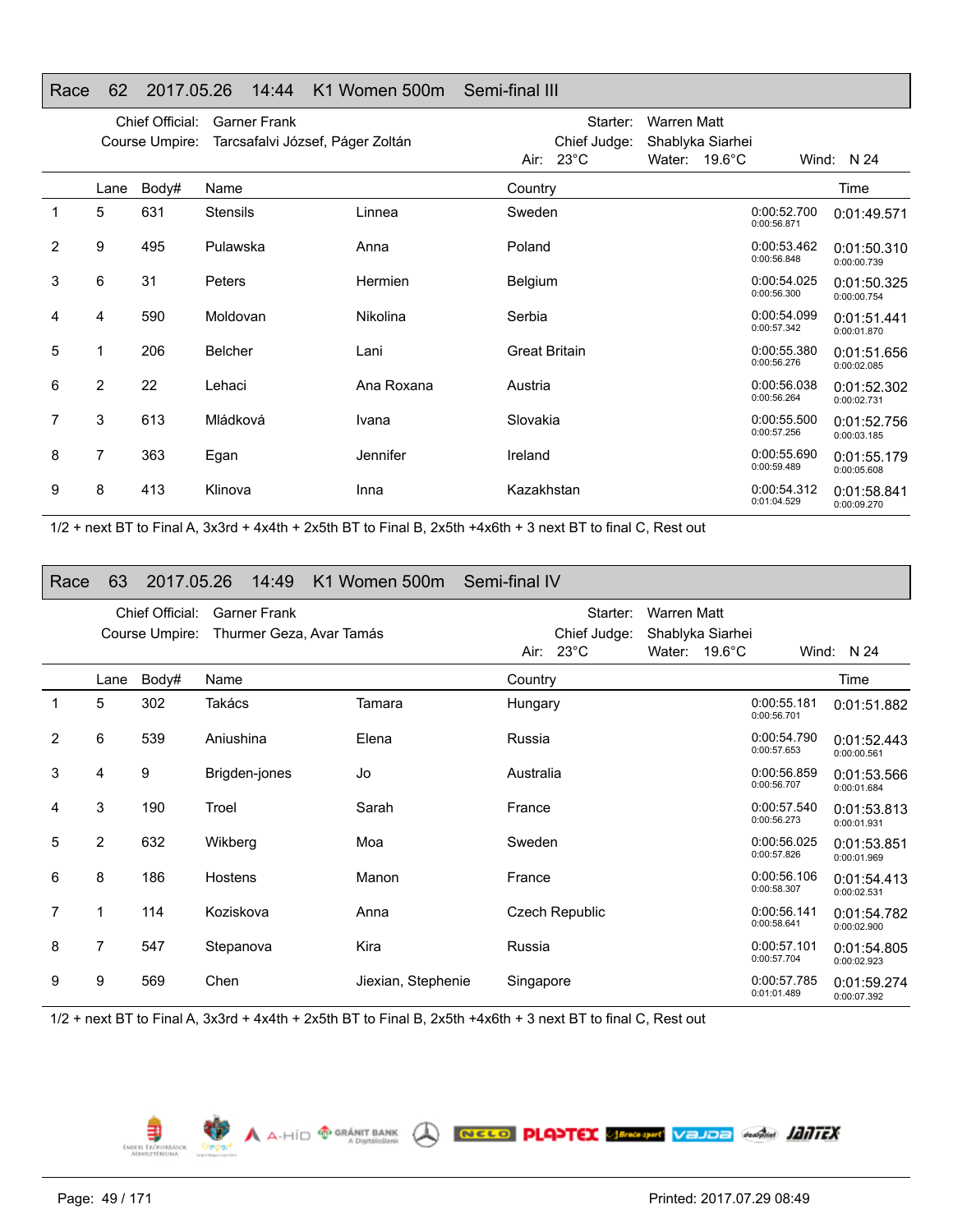## Race 62 2017.05.26 14:44 K1 Women 500m Semi-final III

Chief Official: Garner Frank  
Course Umpire: Tarcsafalvi József, Páger Zoltán  
Starter: Warren Matt  
Chief Judge: Shablyka Siarhei  
Air: 23°C Water: 19.6°C Wind: N 24

| | Lane | Body# | Name | | Country | | Time |
|---|---|---|---|---|---|---|---|
| 1 | 5 | 631 | Stensils | Linnea | Sweden | 0:00:52.700 0:00:56.871 | 0:01:49.571 |
| 2 | 9 | 495 | Pulawska | Anna | Poland | 0:00:53.462 0:00:56.848 | 0:01:50.310 0:00:00.739 |
| 3 | 6 | 31 | Peters | Hermien | Belgium | 0:00:54.025 0:00:56.300 | 0:01:50.325 0:00:00.754 |
| 4 | 4 | 590 | Moldovan | Nikolina | Serbia | 0:00:54.099 0:00:57.342 | 0:01:51.441 0:00:01.870 |
| 5 | 1 | 206 | Belcher | Lani | Great Britain | 0:00:55.380 0:00:56.276 | 0:01:51.656 0:00:02.085 |
| 6 | 2 | 22 | Lehaci | Ana Roxana | Austria | 0:00:56.038 0:00:56.264 | 0:01:52.302 0:00:02.731 |
| 7 | 3 | 613 | Mládková | Ivana | Slovakia | 0:00:55.500 0:00:57.256 | 0:01:52.756 0:00:03.185 |
| 8 | 7 | 363 | Egan | Jennifer | Ireland | 0:00:55.690 0:00:59.489 | 0:01:55.179 0:00:05.608 |
| 9 | 8 | 413 | Klinova | Inna | Kazakhstan | 0:00:54.312 0:01:04.529 | 0:01:58.841 0:00:09.270 |

1/2 + next BT to Final A, 3x3rd + 4x4th + 2x5th BT to Final B, 2x5th +4x6th + 3 next BT to final C, Rest out

## Race 63 2017.05.26 14:49 K1 Women 500m Semi-final IV

Chief Official: Garner Frank  
Course Umpire: Thurmer Geza, Avar Tamás  
Starter: Warren Matt  
Chief Judge: Shablyka Siarhei  
Air: 23°C Water: 19.6°C Wind: N 24

| | Lane | Body# | Name | | Country | | Time |
|---|---|---|---|---|---|---|---|
| 1 | 5 | 302 | Takács | Tamara | Hungary | 0:00:55.181 0:00:56.701 | 0:01:51.882 |
| 2 | 6 | 539 | Aniushina | Elena | Russia | 0:00:54.790 0:00:57.653 | 0:01:52.443 0:00:00.561 |
| 3 | 4 | 9 | Brigden-jones | Jo | Australia | 0:00:56.859 0:00:56.707 | 0:01:53.566 0:00:01.684 |
| 4 | 3 | 190 | Troel | Sarah | France | 0:00:57.540 0:00:56.273 | 0:01:53.813 0:00:01.931 |
| 5 | 2 | 632 | Wikberg | Moa | Sweden | 0:00:56.025 0:00:57.826 | 0:01:53.851 0:00:01.969 |
| 6 | 8 | 186 | Hostens | Manon | France | 0:00:56.106 0:00:58.307 | 0:01:54.413 0:00:02.531 |
| 7 | 1 | 114 | Koziskova | Anna | Czech Republic | 0:00:56.141 0:00:58.641 | 0:01:54.782 0:00:02.900 |
| 8 | 7 | 547 | Stepanova | Kira | Russia | 0:00:57.101 0:00:57.704 | 0:01:54.805 0:00:02.923 |
| 9 | 9 | 569 | Chen | Jiexian, Stephenie | Singapore | 0:00:57.785 0:01:01.489 | 0:01:59.274 0:00:07.392 |

1/2 + next BT to Final A, 3x3rd + 4x4th + 2x5th BT to Final B, 2x5th +4x6th + 3 next BT to final C, Rest out

Printed: 2017.07.29 08:49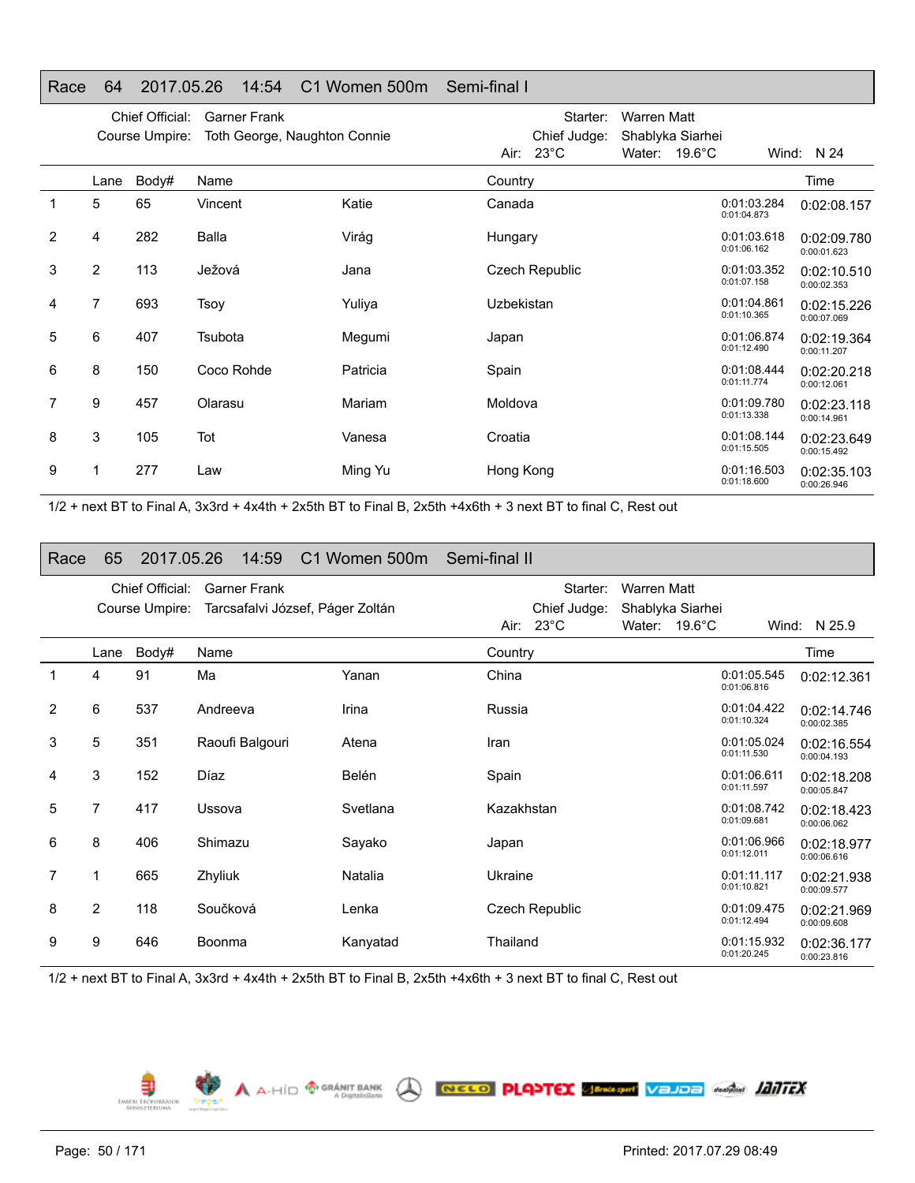## Race 64 2017.05.26 14:54 C1 Women 500m Semi-final I

Chief Official: Garner Frank
Course Umpire: Toth George, Naughton Connie
Starter: Warren Matt
Chief Judge: Shablyka Siarhei
Air: 23°C Water: 19.6°C Wind: N 24

| | Lane | Body# | Name | | Country | | Time |
|---|---|---|---|---|---|---|---|
| 1 | 5 | 65 | Vincent | Katie | Canada | 0:01:03.284 0:01:04.873 | 0:02:08.157 |
| 2 | 4 | 282 | Balla | Virág | Hungary | 0:01:03.618 0:01:06.162 | 0:02:09.780 0:00:01.623 |
| 3 | 2 | 113 | Ježová | Jana | Czech Republic | 0:01:03.352 0:01:07.158 | 0:02:10.510 0:00:02.353 |
| 4 | 7 | 693 | Tsoy | Yuliya | Uzbekistan | 0:01:04.861 0:01:10.365 | 0:02:15.226 0:00:07.069 |
| 5 | 6 | 407 | Tsubota | Megumi | Japan | 0:01:06.874 0:01:12.490 | 0:02:19.364 0:00:11.207 |
| 6 | 8 | 150 | Coco Rohde | Patricia | Spain | 0:01:08.444 0:01:11.774 | 0:02:20.218 0:00:12.061 |
| 7 | 9 | 457 | Olarasu | Mariam | Moldova | 0:01:09.780 0:01:13.338 | 0:02:23.118 0:00:14.961 |
| 8 | 3 | 105 | Tot | Vanesa | Croatia | 0:01:08.144 0:01:15.505 | 0:02:23.649 0:00:15.492 |
| 9 | 1 | 277 | Law | Ming Yu | Hong Kong | 0:01:16.503 0:01:18.600 | 0:02:35.103 0:00:26.946 |

1/2 + next BT to Final A, 3x3rd + 4x4th + 2x5th BT to Final B, 2x5th +4x6th + 3 next BT to final C, Rest out

## Race 65 2017.05.26 14:59 C1 Women 500m Semi-final II

Chief Official: Garner Frank
Course Umpire: Tarcsafalvi József, Páger Zoltán
Starter: Warren Matt
Chief Judge: Shablyka Siarhei
Air: 23°C Water: 19.6°C Wind: N 25.9

| | Lane | Body# | Name | | Country | | Time |
|---|---|---|---|---|---|---|---|
| 1 | 4 | 91 | Ma | Yanan | China | 0:01:05.545 0:01:06.816 | 0:02:12.361 |
| 2 | 6 | 537 | Andreeva | Irina | Russia | 0:01:04.422 0:01:10.324 | 0:02:14.746 0:00:02.385 |
| 3 | 5 | 351 | Raoufi Balgouri | Atena | Iran | 0:01:05.024 0:01:11.530 | 0:02:16.554 0:00:04.193 |
| 4 | 3 | 152 | Díaz | Belén | Spain | 0:01:06.611 0:01:11.597 | 0:02:18.208 0:00:05.847 |
| 5 | 7 | 417 | Ussova | Svetlana | Kazakhstan | 0:01:08.742 0:01:09.681 | 0:02:18.423 0:00:06.062 |
| 6 | 8 | 406 | Shimazu | Sayako | Japan | 0:01:06.966 0:01:12.011 | 0:02:18.977 0:00:06.616 |
| 7 | 1 | 665 | Zhyliuk | Natalia | Ukraine | 0:01:11.117 0:01:10.821 | 0:02:21.938 0:00:09.577 |
| 8 | 2 | 118 | Součková | Lenka | Czech Republic | 0:01:09.475 0:01:12.494 | 0:02:21.969 0:00:09.608 |
| 9 | 9 | 646 | Boonma | Kanyatad | Thailand | 0:01:15.932 0:01:20.245 | 0:02:36.177 0:00:23.816 |

1/2 + next BT to Final A, 3x3rd + 4x4th + 2x5th BT to Final B, 2x5th +4x6th + 3 next BT to final C, Rest out

Printed: 2017.07.29 08:49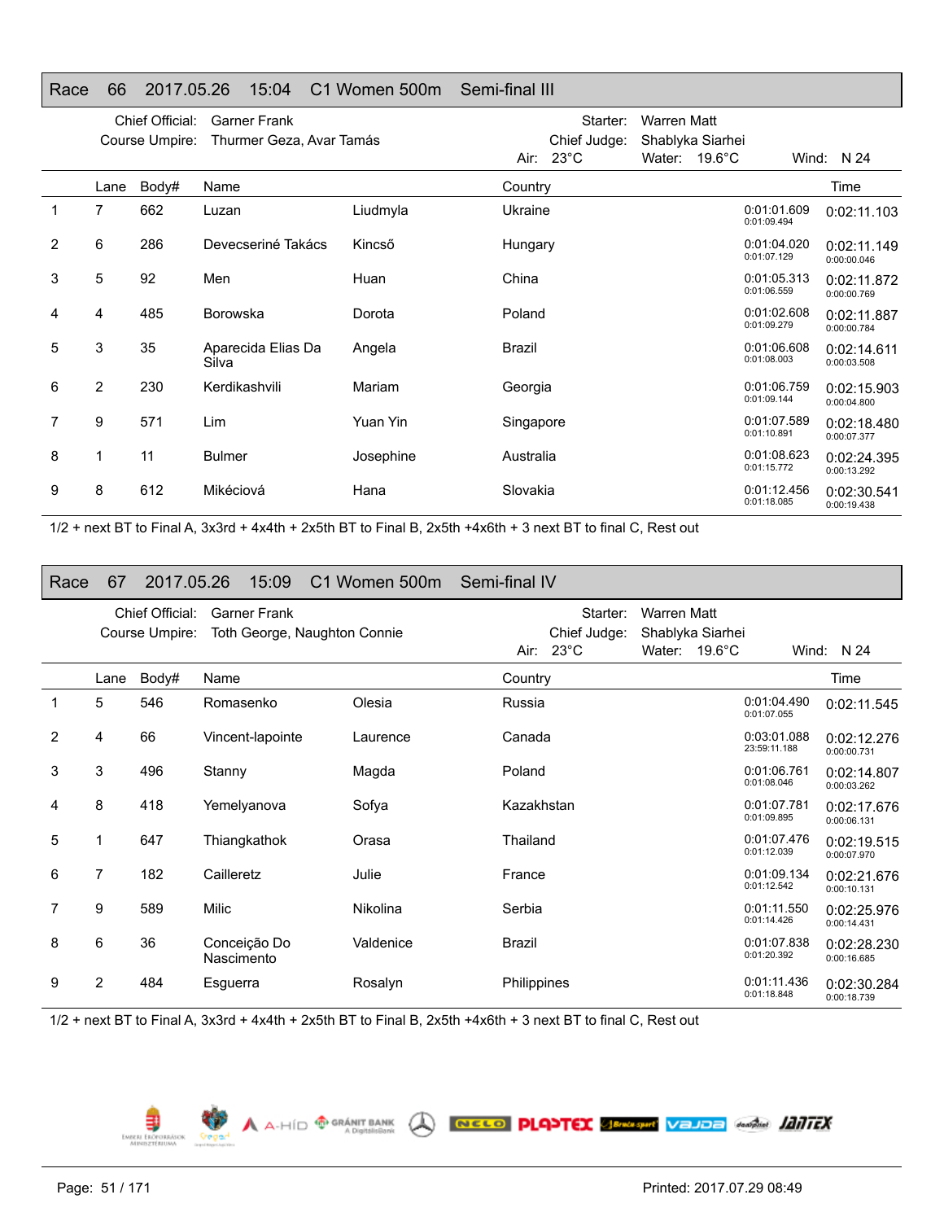## Race 66 2017.05.26 15:04 C1 Women 500m Semi-final III

Chief Official: Garner Frank
Course Umpire: Thurmer Geza, Avar Tamás

Starter: Warren Matt
Chief Judge: Shablyka Siarhei
Air: 23°C Water: 19.6°C Wind: N 24

| | Lane | Body# | Name | | Country | | Time |
|---|---|---|---|---|---|---|---|
| 1 | 7 | 662 | Luzan | Liudmyla | Ukraine | 0:01:01.609<br>0:01:09.494 | 0:02:11.103 |
| 2 | 6 | 286 | Devecseriné Takács | Kincső | Hungary | 0:01:04.020<br>0:01:07.129 | 0:02:11.149<br>0:00:00.046 |
| 3 | 5 | 92 | Men | Huan | China | 0:01:05.313<br>0:01:06.559 | 0:02:11.872<br>0:00:00.769 |
| 4 | 4 | 485 | Borowska | Dorota | Poland | 0:01:02.608<br>0:01:09.279 | 0:02:11.887<br>0:00:00.784 |
| 5 | 3 | 35 | Aparecida Elias Da Silva | Angela | Brazil | 0:01:06.608<br>0:01:08.003 | 0:02:14.611<br>0:00:03.508 |
| 6 | 2 | 230 | Kerdikashvili | Mariam | Georgia | 0:01:06.759<br>0:01:09.144 | 0:02:15.903<br>0:00:04.800 |
| 7 | 9 | 571 | Lim | Yuan Yin | Singapore | 0:01:07.589<br>0:01:10.891 | 0:02:18.480<br>0:00:07.377 |
| 8 | 1 | 11 | Bulmer | Josephine | Australia | 0:01:08.623<br>0:01:15.772 | 0:02:24.395<br>0:00:13.292 |
| 9 | 8 | 612 | Mikéciová | Hana | Slovakia | 0:01:12.456<br>0:01:18.085 | 0:02:30.541<br>0:00:19.438 |

1/2 + next BT to Final A, 3x3rd + 4x4th + 2x5th BT to Final B, 2x5th +4x6th + 3 next BT to final C, Rest out

## Race 67 2017.05.26 15:09 C1 Women 500m Semi-final IV

Chief Official: Garner Frank
Course Umpire: Toth George, Naughton Connie

Starter: Warren Matt
Chief Judge: Shablyka Siarhei
Air: 23°C Water: 19.6°C Wind: N 24

| | Lane | Body# | Name | | Country | | Time |
|---|---|---|---|---|---|---|---|
| 1 | 5 | 546 | Romasenko | Olesia | Russia | 0:01:04.490<br>0:01:07.055 | 0:02:11.545 |
| 2 | 4 | 66 | Vincent-lapointe | Laurence | Canada | 0:03:01.088<br>23:59:11.188 | 0:02:12.276<br>0:00:00.731 |
| 3 | 3 | 496 | Stanny | Magda | Poland | 0:01:06.761<br>0:01:08.046 | 0:02:14.807<br>0:00:03.262 |
| 4 | 8 | 418 | Yemelyanova | Sofya | Kazakhstan | 0:01:07.781<br>0:01:09.895 | 0:02:17.676<br>0:00:06.131 |
| 5 | 1 | 647 | Thiangkathok | Orasa | Thailand | 0:01:07.476<br>0:01:12.039 | 0:02:19.515<br>0:00:07.970 |
| 6 | 7 | 182 | Cailleretz | Julie | France | 0:01:09.134<br>0:01:12.542 | 0:02:21.676<br>0:00:10.131 |
| 7 | 9 | 589 | Milic | Nikolina | Serbia | 0:01:11.550<br>0:01:14.426 | 0:02:25.976<br>0:00:14.431 |
| 8 | 6 | 36 | Conceição Do Nascimento | Valdenice | Brazil | 0:01:07.838<br>0:01:20.392 | 0:02:28.230<br>0:00:16.685 |
| 9 | 2 | 484 | Esguerra | Rosalyn | Philippines | 0:01:11.436<br>0:01:18.848 | 0:02:30.284<br>0:00:18.739 |

1/2 + next BT to Final A, 3x3rd + 4x4th + 2x5th BT to Final B, 2x5th +4x6th + 3 next BT to final C, Rest out

Printed: 2017.07.29 08:49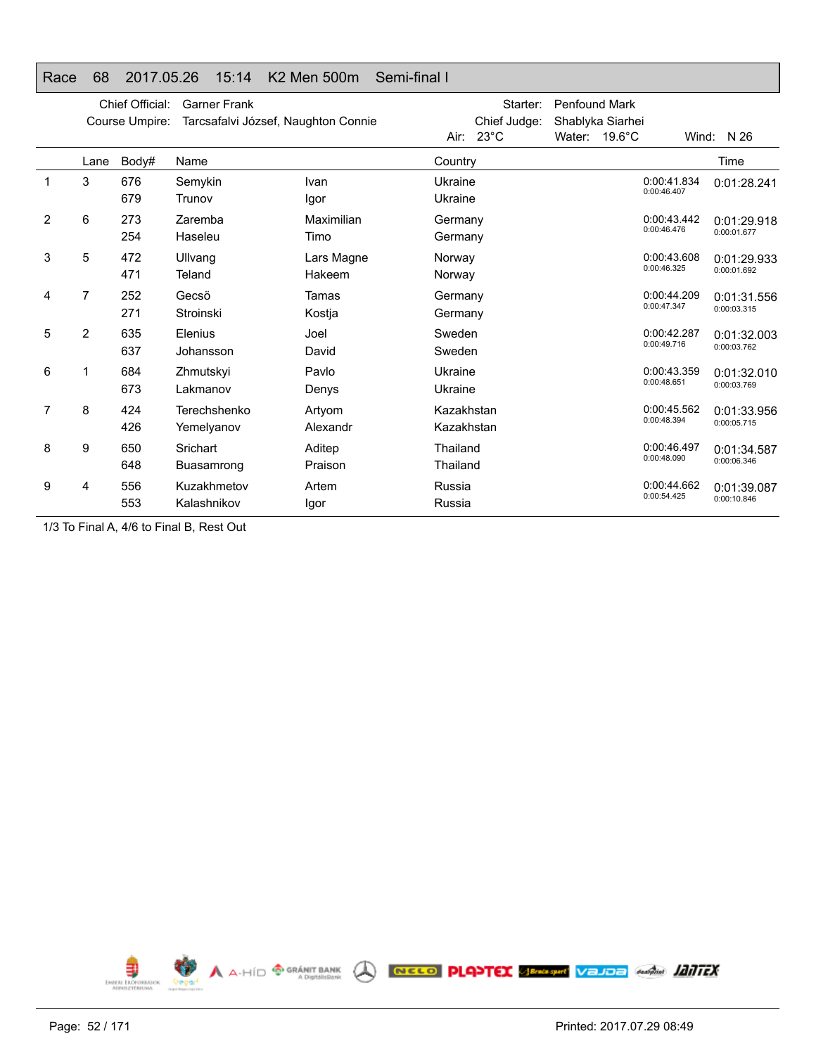# Race 68 2017.05.26 15:14 K2 Men 500m Semi-final I

Chief Official: Garner Frank
Course Umpire: Tarcsafalvi József, Naughton Connie
Starter: Penfound Mark
Chief Judge: Shablyka Siarhei
Air: 23°C Water: 19.6°C Wind: N 26

| | Lane | Body# | Name | | Country | | Time |
|---|---|---|---|---|---|---|---|
| 1 | 3 | 676 | Semykin | Ivan | Ukraine | 0:00:41.834 | 0:01:28.241 |
| | | 679 | Trunov | Igor | Ukraine | 0:00:46.407 | |
| 2 | 6 | 273 | Zaremba | Maximilian | Germany | 0:00:43.442 | 0:01:29.918 |
| | | 254 | Haseleu | Timo | Germany | 0:00:46.476 | 0:00:01.677 |
| 3 | 5 | 472 | Ullvang | Lars Magne | Norway | 0:00:43.608 | 0:01:29.933 |
| | | 471 | Teland | Hakeem | Norway | 0:00:46.325 | 0:00:01.692 |
| 4 | 7 | 252 | Gecsö | Tamas | Germany | 0:00:44.209 | 0:01:31.556 |
| | | 271 | Stroinski | Kostja | Germany | 0:00:47.347 | 0:00:03.315 |
| 5 | 2 | 635 | Elenius | Joel | Sweden | 0:00:42.287 | 0:01:32.003 |
| | | 637 | Johansson | David | Sweden | 0:00:49.716 | 0:00:03.762 |
| 6 | 1 | 684 | Zhmutskyi | Pavlo | Ukraine | 0:00:43.359 | 0:01:32.010 |
| | | 673 | Lakmanov | Denys | Ukraine | 0:00:48.651 | 0:00:03.769 |
| 7 | 8 | 424 | Terechshenko | Artyom | Kazakhstan | 0:00:45.562 | 0:01:33.956 |
| | | 426 | Yemelyanov | Alexandr | Kazakhstan | 0:00:48.394 | 0:00:05.715 |
| 8 | 9 | 650 | Srichart | Aditep | Thailand | 0:00:46.497 | 0:01:34.587 |
| | | 648 | Buasamrong | Praison | Thailand | 0:00:48.090 | 0:00:06.346 |
| 9 | 4 | 556 | Kuzakhmetov | Artem | Russia | 0:00:44.662 | 0:01:39.087 |
| | | 553 | Kalashnikov | Igor | Russia | 0:00:54.425 | 0:00:10.846 |

1/3 To Final A, 4/6 to Final B, Rest Out

Printed: 2017.07.29 08:49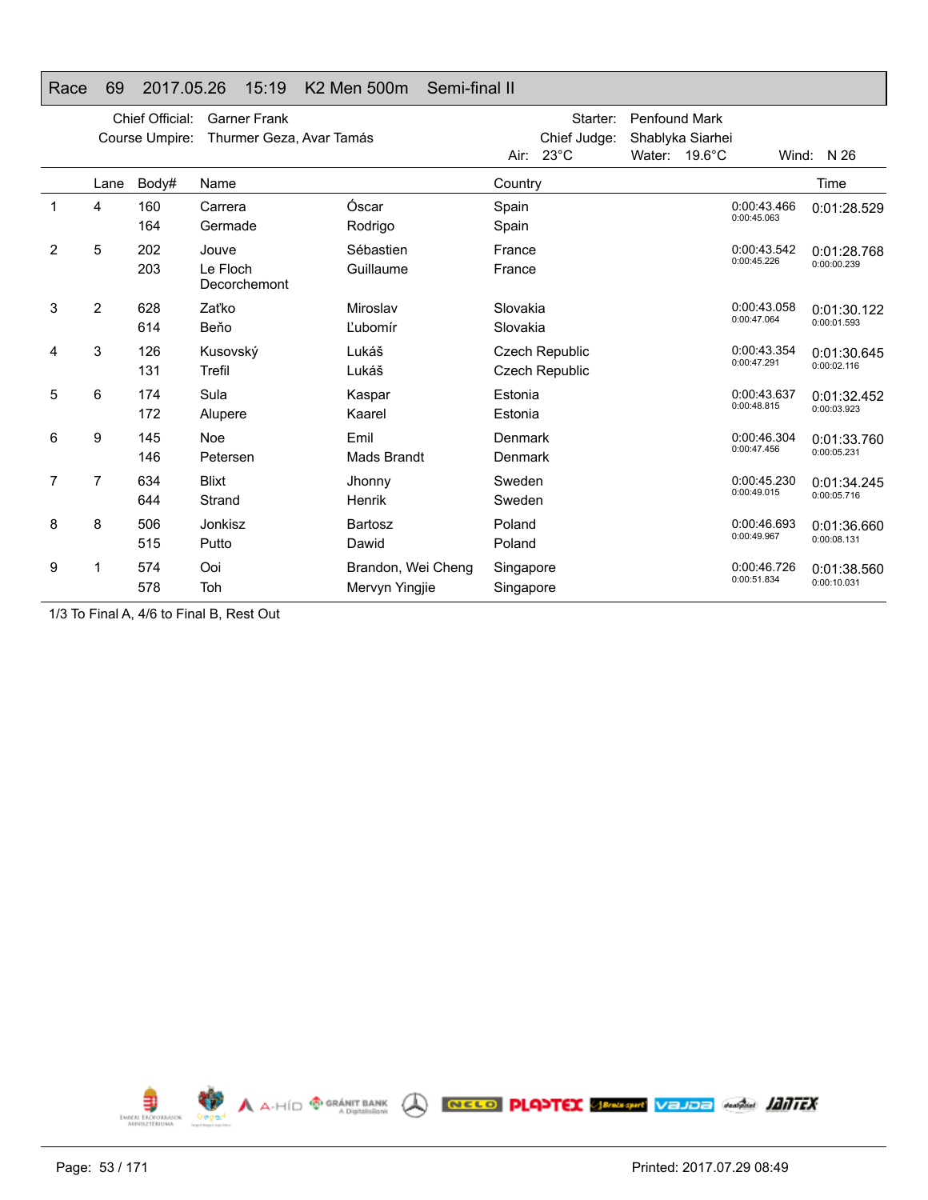# Race 69 2017.05.26 15:19 K2 Men 500m Semi-final II

Chief Official: Garner Frank
Course Umpire: Thurmer Geza, Avar Tamás
Starter: Penfound Mark
Chief Judge: Shablyka Siarhei
Air: 23°C Water: 19.6°C Wind: N 26

| | Lane | Body# | Name | | Country | | Time |
|---|---|---|---|---|---|---|---|
| 1 | 4 | 160 | Carrera | Óscar | Spain | 0:00:43.466 | 0:01:28.529 |
| | | 164 | Germade | Rodrigo | Spain | 0:00:45.063 | |
| 2 | 5 | 202 | Jouve | Sébastien | France | 0:00:43.542 | 0:01:28.768 |
| | | 203 | Le Floch Decorchemont | Guillaume | France | 0:00:45.226 | 0:00:00.239 |
| 3 | 2 | 628 | Zaťko | Miroslav | Slovakia | 0:00:43.058 | 0:01:30.122 |
| | | 614 | Beňo | Ľubomír | Slovakia | 0:00:47.064 | 0:00:01.593 |
| 4 | 3 | 126 | Kusovský | Lukáš | Czech Republic | 0:00:43.354 | 0:01:30.645 |
| | | 131 | Trefil | Lukáš | Czech Republic | 0:00:47.291 | 0:00:02.116 |
| 5 | 6 | 174 | Sula | Kaspar | Estonia | 0:00:43.637 | 0:01:32.452 |
| | | 172 | Alupere | Kaarel | Estonia | 0:00:48.815 | 0:00:03.923 |
| 6 | 9 | 145 | Noe | Emil | Denmark | 0:00:46.304 | 0:01:33.760 |
| | | 146 | Petersen | Mads Brandt | Denmark | 0:00:47.456 | 0:00:05.231 |
| 7 | 7 | 634 | Blixt | Jhonny | Sweden | 0:00:45.230 | 0:01:34.245 |
| | | 644 | Strand | Henrik | Sweden | 0:00:49.015 | 0:00:05.716 |
| 8 | 8 | 506 | Jonkisz | Bartosz | Poland | 0:00:46.693 | 0:01:36.660 |
| | | 515 | Putto | Dawid | Poland | 0:00:49.967 | 0:00:08.131 |
| 9 | 1 | 574 | Ooi | Brandon, Wei Cheng | Singapore | 0:00:46.726 | 0:01:38.560 |
| | | 578 | Toh | Mervyn Yingjie | Singapore | 0:00:51.834 | 0:00:10.031 |

1/3 To Final A, 4/6 to Final B, Rest Out

Printed: 2017.07.29 08:49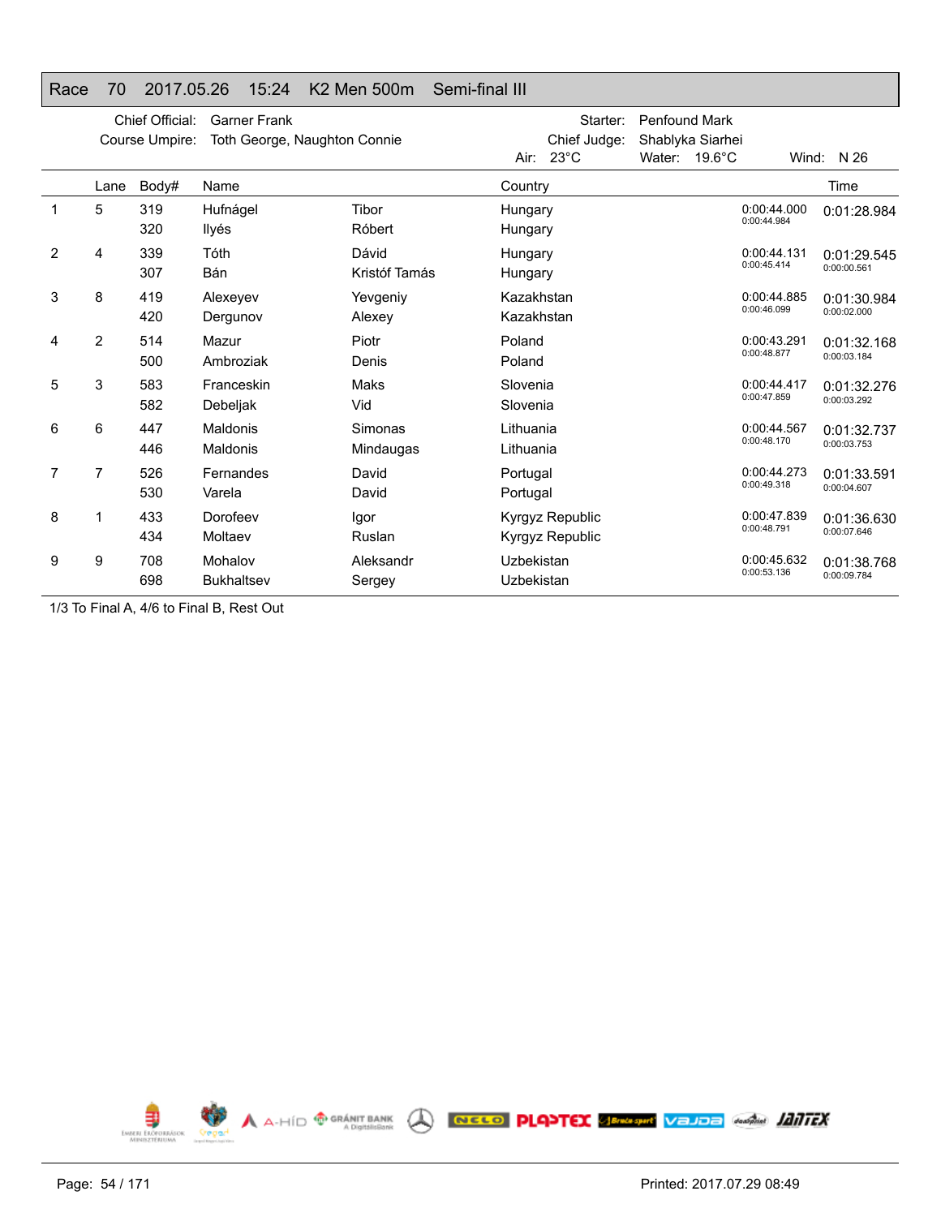## Race 70 2017.05.26 15:24 K2 Men 500m Semi-final III

Chief Official: Garner Frank
Course Umpire: Toth George, Naughton Connie

Starter: Penfound Mark
Chief Judge: Shablyka Siarhei
Air: 23°C Water: 19.6°C Wind: N 26

| | Lane | Body# | Name | | Country | | Time |
|---|---|---|---|---|---|---|---|
| 1 | 5 | 319 | Hufnágel | Tibor | Hungary | 0:00:44.000 | 0:01:28.984 |
| | | 320 | Ilyés | Róbert | Hungary | 0:00:44.984 | |
| 2 | 4 | 339 | Tóth | Dávid | Hungary | 0:00:44.131 | 0:01:29.545 |
| | | 307 | Bán | Kristóf Tamás | Hungary | 0:00:45.414 | 0:00:00.561 |
| 3 | 8 | 419 | Alexeyev | Yevgeniy | Kazakhstan | 0:00:44.885 | 0:01:30.984 |
| | | 420 | Dergunov | Alexey | Kazakhstan | 0:00:46.099 | 0:00:02.000 |
| 4 | 2 | 514 | Mazur | Piotr | Poland | 0:00:43.291 | 0:01:32.168 |
| | | 500 | Ambroziak | Denis | Poland | 0:00:48.877 | 0:00:03.184 |
| 5 | 3 | 583 | Franceskin | Maks | Slovenia | 0:00:44.417 | 0:01:32.276 |
| | | 582 | Debeljak | Vid | Slovenia | 0:00:47.859 | 0:00:03.292 |
| 6 | 6 | 447 | Maldonis | Simonas | Lithuania | 0:00:44.567 | 0:01:32.737 |
| | | 446 | Maldonis | Mindaugas | Lithuania | 0:00:48.170 | 0:00:03.753 |
| 7 | 7 | 526 | Fernandes | David | Portugal | 0:00:44.273 | 0:01:33.591 |
| | | 530 | Varela | David | Portugal | 0:00:49.318 | 0:00:04.607 |
| 8 | 1 | 433 | Dorofeev | Igor | Kyrgyz Republic | 0:00:47.839 | 0:01:36.630 |
| | | 434 | Moltaev | Ruslan | Kyrgyz Republic | 0:00:48.791 | 0:00:07.646 |
| 9 | 9 | 708 | Mohalov | Aleksandr | Uzbekistan | 0:00:45.632 | 0:01:38.768 |
| | | 698 | Bukhaltsev | Sergey | Uzbekistan | 0:00:53.136 | 0:00:09.784 |

1/3 To Final A, 4/6 to Final B, Rest Out

Printed: 2017.07.29 08:49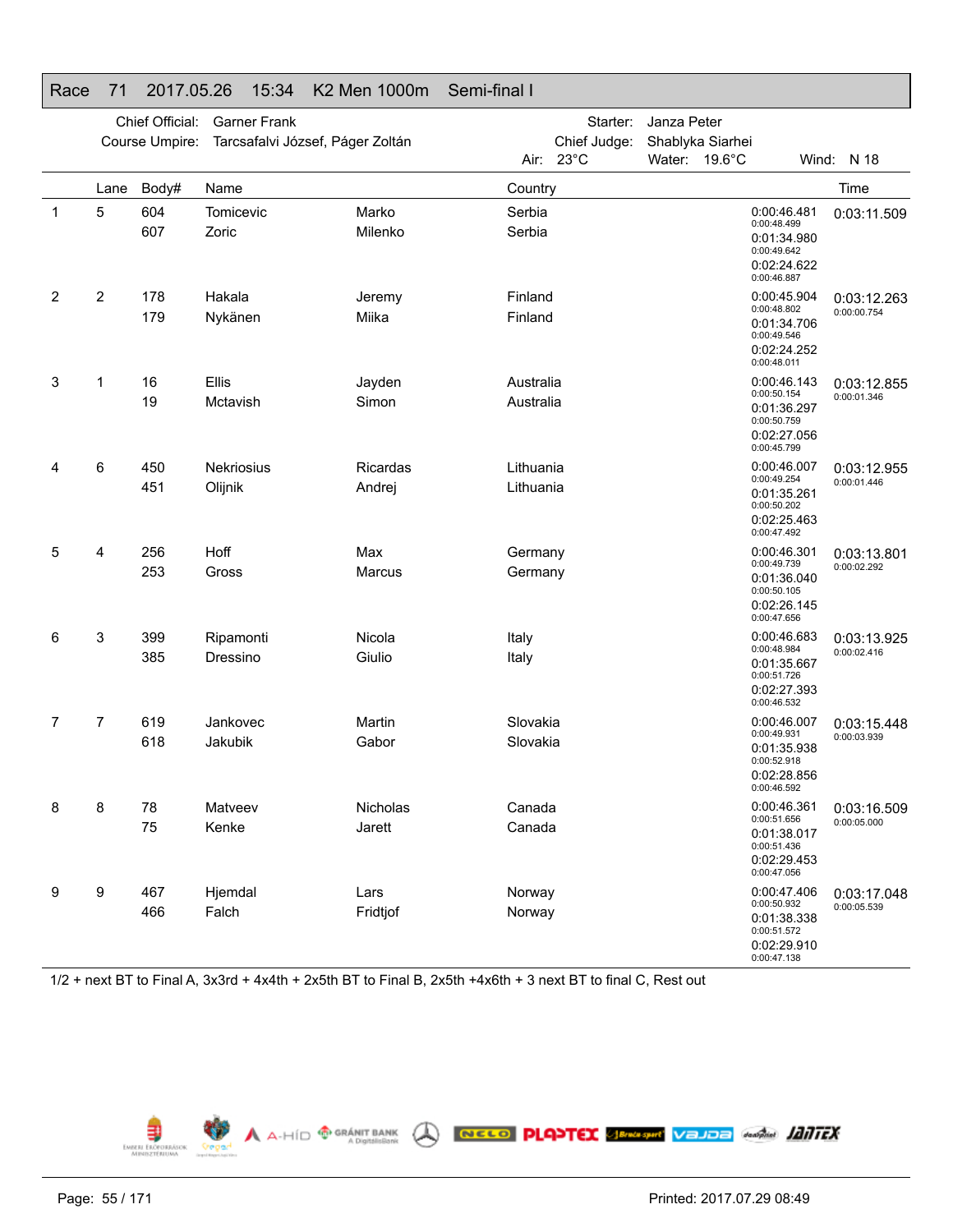## Race 71 2017.05.26 15:34 K2 Men 1000m Semi-final I

Chief Official: Garner Frank
Course Umpire: Tarcsafalvi József, Páger Zoltán

Starter: Janza Peter
Chief Judge: Shablyka Siarhei

Air: 23°C Water: 19.6°C Wind: N 18

| | Lane | Body# | Name | | Country | Splits | Time |
|---|---|---|---|---|---|---|---|
| 1 | 5 | 604<br>607 | Tomicevic<br>Zoric | Marko<br>Milenko | Serbia<br>Serbia | 0:00:46.481<br>0:00:48.499<br>0:01:34.980<br>0:00:49.642<br>0:02:24.622<br>0:00:46.887 | 0:03:11.509 |
| 2 | 2 | 178<br>179 | Hakala<br>Nykänen | Jeremy<br>Miika | Finland<br>Finland | 0:00:45.904<br>0:00:48.802<br>0:01:34.706<br>0:00:49.546<br>0:02:24.252<br>0:00:48.011 | 0:03:12.263<br>0:00:00.754 |
| 3 | 1 | 16<br>19 | Ellis<br>Mctavish | Jayden<br>Simon | Australia<br>Australia | 0:00:46.143<br>0:00:50.154<br>0:01:36.297<br>0:00:50.759<br>0:02:27.056<br>0:00:45.799 | 0:03:12.855<br>0:00:01.346 |
| 4 | 6 | 450<br>451 | Nekriosius<br>Olijnik | Ricardas<br>Andrej | Lithuania<br>Lithuania | 0:00:46.007<br>0:00:49.254<br>0:01:35.261<br>0:00:50.202<br>0:02:25.463<br>0:00:47.492 | 0:03:12.955<br>0:00:01.446 |
| 5 | 4 | 256<br>253 | Hoff<br>Gross | Max<br>Marcus | Germany<br>Germany | 0:00:46.301<br>0:00:49.739<br>0:01:36.040<br>0:00:50.105<br>0:02:26.145<br>0:00:47.656 | 0:03:13.801<br>0:00:02.292 |
| 6 | 3 | 399<br>385 | Ripamonti<br>Dressino | Nicola<br>Giulio | Italy<br>Italy | 0:00:46.683<br>0:00:48.984<br>0:01:35.667<br>0:00:51.726<br>0:02:27.393<br>0:00:46.532 | 0:03:13.925<br>0:00:02.416 |
| 7 | 7 | 619<br>618 | Jankovec<br>Jakubik | Martin<br>Gabor | Slovakia<br>Slovakia | 0:00:46.007<br>0:00:49.931<br>0:01:35.938<br>0:00:52.918<br>0:02:28.856<br>0:00:46.592 | 0:03:15.448<br>0:00:03.939 |
| 8 | 8 | 78<br>75 | Matveev<br>Kenke | Nicholas<br>Jarett | Canada<br>Canada | 0:00:46.361<br>0:00:51.656<br>0:01:38.017<br>0:00:51.436<br>0:02:29.453<br>0:00:47.056 | 0:03:16.509<br>0:00:05.000 |
| 9 | 9 | 467<br>466 | Hjemdal<br>Falch | Lars<br>Fridtjof | Norway<br>Norway | 0:00:47.406<br>0:00:50.932<br>0:01:38.338<br>0:00:51.572<br>0:02:29.910<br>0:00:47.138 | 0:03:17.048<br>0:00:05.539 |

1/2 + next BT to Final A, 3x3rd + 4x4th + 2x5th BT to Final B, 2x5th +4x6th + 3 next BT to final C, Rest out

Printed: 2017.07.29 08:49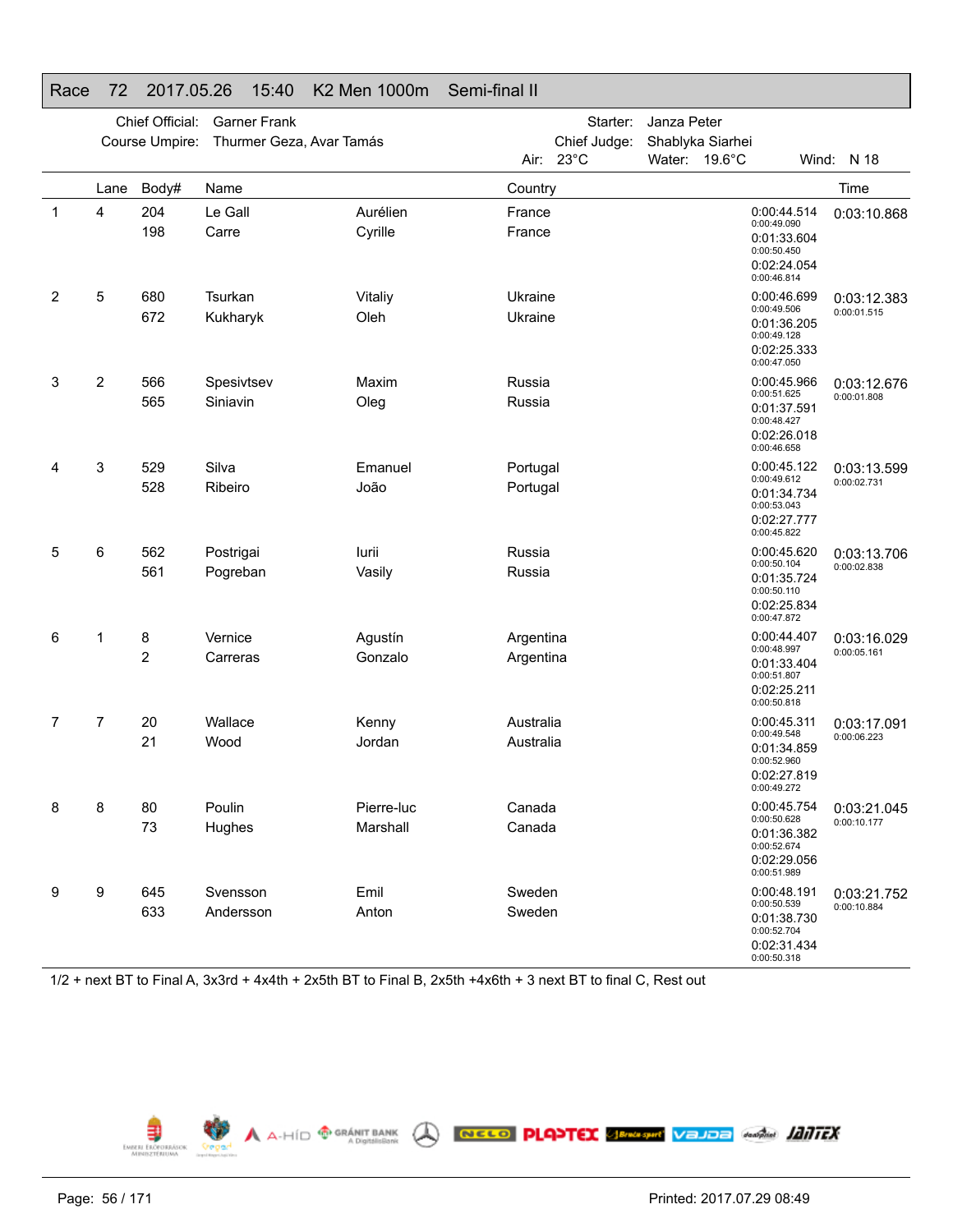## Race 72 2017.05.26 15:40 K2 Men 1000m Semi-final II

Chief Official: Garner Frank
Course Umpire: Thurmer Geza, Avar Tamás
Starter: Janza Peter
Chief Judge: Shablyka Siarhei
Air: 23°C Water: 19.6°C Wind: N 18

| | Lane | Body# | Name | | Country | Splits | Time |
|---|---|---|---|---|---|---|---|
| 1 | 4 | 204 | Le Gall | Aurélien | France | 0:00:44.514 | 0:03:10.868 |
| | | 198 | Carre | Cyrille | France | 0:00:49.090 | |
| | | | | | | 0:01:33.604 | |
| | | | | | | 0:00:50.450 | |
| | | | | | | 0:02:24.054 | |
| | | | | | | 0:00:46.814 | |
| 2 | 5 | 680 | Tsurkan | Vitaliy | Ukraine | 0:00:46.699 | 0:03:12.383 |
| | | 672 | Kukharyk | Oleh | Ukraine | 0:00:49.506 | 0:00:01.515 |
| | | | | | | 0:01:36.205 | |
| | | | | | | 0:00:49.128 | |
| | | | | | | 0:02:25.333 | |
| | | | | | | 0:00:47.050 | |
| 3 | 2 | 566 | Spesivtsev | Maxim | Russia | 0:00:45.966 | 0:03:12.676 |
| | | 565 | Siniavin | Oleg | Russia | 0:00:51.625 | 0:00:01.808 |
| | | | | | | 0:01:37.591 | |
| | | | | | | 0:00:48.427 | |
| | | | | | | 0:02:26.018 | |
| | | | | | | 0:00:46.658 | |
| 4 | 3 | 529 | Silva | Emanuel | Portugal | 0:00:45.122 | 0:03:13.599 |
| | | 528 | Ribeiro | João | Portugal | 0:00:49.612 | 0:00:02.731 |
| | | | | | | 0:01:34.734 | |
| | | | | | | 0:00:53.043 | |
| | | | | | | 0:02:27.777 | |
| | | | | | | 0:00:45.822 | |
| 5 | 6 | 562 | Postrigai | Iurii | Russia | 0:00:45.620 | 0:03:13.706 |
| | | 561 | Pogreban | Vasily | Russia | 0:00:50.104 | 0:00:02.838 |
| | | | | | | 0:01:35.724 | |
| | | | | | | 0:00:50.110 | |
| | | | | | | 0:02:25.834 | |
| | | | | | | 0:00:47.872 | |
| 6 | 1 | 8 | Vernice | Agustín | Argentina | 0:00:44.407 | 0:03:16.029 |
| | | 2 | Carreras | Gonzalo | Argentina | 0:00:48.997 | 0:00:05.161 |
| | | | | | | 0:01:33.404 | |
| | | | | | | 0:00:51.807 | |
| | | | | | | 0:02:25.211 | |
| | | | | | | 0:00:50.818 | |
| 7 | 7 | 20 | Wallace | Kenny | Australia | 0:00:45.311 | 0:03:17.091 |
| | | 21 | Wood | Jordan | Australia | 0:00:49.548 | 0:00:06.223 |
| | | | | | | 0:01:34.859 | |
| | | | | | | 0:00:52.960 | |
| | | | | | | 0:02:27.819 | |
| | | | | | | 0:00:49.272 | |
| 8 | 8 | 80 | Poulin | Pierre-luc | Canada | 0:00:45.754 | 0:03:21.045 |
| | | 73 | Hughes | Marshall | Canada | 0:00:50.628 | 0:00:10.177 |
| | | | | | | 0:01:36.382 | |
| | | | | | | 0:00:52.674 | |
| | | | | | | 0:02:29.056 | |
| | | | | | | 0:00:51.989 | |
| 9 | 9 | 645 | Svensson | Emil | Sweden | 0:00:48.191 | 0:03:21.752 |
| | | 633 | Andersson | Anton | Sweden | 0:00:50.539 | 0:00:10.884 |
| | | | | | | 0:01:38.730 | |
| | | | | | | 0:00:52.704 | |
| | | | | | | 0:02:31.434 | |
| | | | | | | 0:00:50.318 | |

1/2 + next BT to Final A, 3x3rd + 4x4th + 2x5th BT to Final B, 2x5th +4x6th + 3 next BT to final C, Rest out

Printed: 2017.07.29 08:49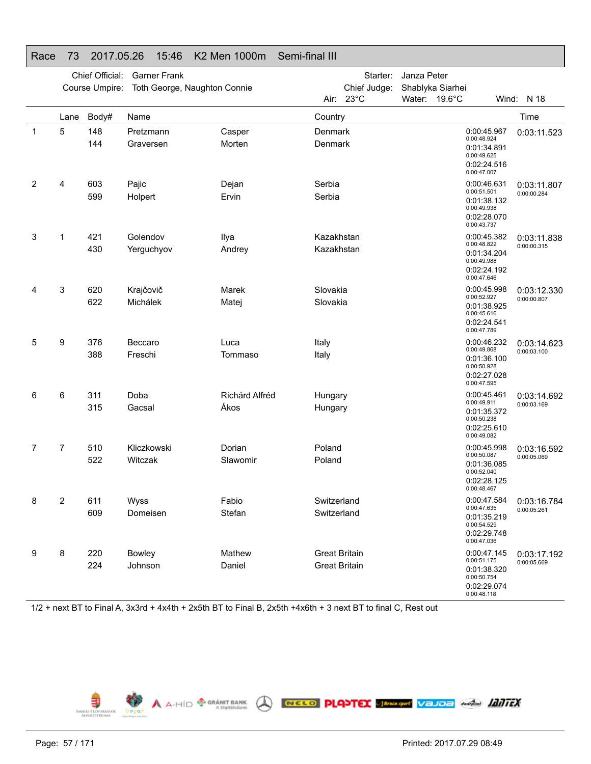## Race 73 2017.05.26 15:46 K2 Men 1000m Semi-final III

Chief Official: Garner Frank
Course Umpire: Toth George, Naughton Connie
Starter: Janza Peter
Chief Judge: Shablyka Siarhei
Air: 23°C Water: 19.6°C Wind: N 18

| | Lane | Body# | Name | | Country | Splits | Time |
|---|---|---|---|---|---|---|---|
| 1 | 5 | 148 | Pretzmann | Casper | Denmark | 0:00:45.967 | 0:03:11.523 |
| | | 144 | Graversen | Morten | Denmark | 0:00:48.924 | |
| | | | | | | 0:01:34.891 | |
| | | | | | | 0:00:49.625 | |
| | | | | | | 0:02:24.516 | |
| | | | | | | 0:00:47.007 | |
| 2 | 4 | 603 | Pajic | Dejan | Serbia | 0:00:46.631 | 0:03:11.807 |
| | | 599 | Holpert | Ervin | Serbia | 0:00:51.501 | 0:00:00.284 |
| | | | | | | 0:01:38.132 | |
| | | | | | | 0:00:49.938 | |
| | | | | | | 0:02:28.070 | |
| | | | | | | 0:00:43.737 | |
| 3 | 1 | 421 | Golendov | Ilya | Kazakhstan | 0:00:45.382 | 0:03:11.838 |
| | | 430 | Yerguchyov | Andrey | Kazakhstan | 0:00:48.822 | 0:00:00.315 |
| | | | | | | 0:01:34.204 | |
| | | | | | | 0:00:49.988 | |
| | | | | | | 0:02:24.192 | |
| | | | | | | 0:00:47.646 | |
| 4 | 3 | 620 | Krajčovič | Marek | Slovakia | 0:00:45.998 | 0:03:12.330 |
| | | 622 | Michálek | Matej | Slovakia | 0:00:52.927 | 0:00:00.807 |
| | | | | | | 0:01:38.925 | |
| | | | | | | 0:00:45.616 | |
| | | | | | | 0:02:24.541 | |
| | | | | | | 0:00:47.789 | |
| 5 | 9 | 376 | Beccaro | Luca | Italy | 0:00:46.232 | 0:03:14.623 |
| | | 388 | Freschi | Tommaso | Italy | 0:00:49.868 | 0:00:03.100 |
| | | | | | | 0:01:36.100 | |
| | | | | | | 0:00:50.928 | |
| | | | | | | 0:02:27.028 | |
| | | | | | | 0:00:47.595 | |
| 6 | 6 | 311 | Doba | Richárd Alfréd | Hungary | 0:00:45.461 | 0:03:14.692 |
| | | 315 | Gacsal | Ákos | Hungary | 0:00:49.911 | 0:00:03.169 |
| | | | | | | 0:01:35.372 | |
| | | | | | | 0:00:50.238 | |
| | | | | | | 0:02:25.610 | |
| | | | | | | 0:00:49.082 | |
| 7 | 7 | 510 | Kliczkowski | Dorian | Poland | 0:00:45.998 | 0:03:16.592 |
| | | 522 | Witczak | Slawomir | Poland | 0:00:50.087 | 0:00:05.069 |
| | | | | | | 0:01:36.085 | |
| | | | | | | 0:00:52.040 | |
| | | | | | | 0:02:28.125 | |
| | | | | | | 0:00:48.467 | |
| 8 | 2 | 611 | Wyss | Fabio | Switzerland | 0:00:47.584 | 0:03:16.784 |
| | | 609 | Domeisen | Stefan | Switzerland | 0:00:47.635 | 0:00:05.261 |
| | | | | | | 0:01:35.219 | |
| | | | | | | 0:00:54.529 | |
| | | | | | | 0:02:29.748 | |
| | | | | | | 0:00:47.036 | |
| 9 | 8 | 220 | Bowley | Mathew | Great Britain | 0:00:47.145 | 0:03:17.192 |
| | | 224 | Johnson | Daniel | Great Britain | 0:00:51.175 | 0:00:05.669 |
| | | | | | | 0:01:38.320 | |
| | | | | | | 0:00:50.754 | |
| | | | | | | 0:02:29.074 | |
| | | | | | | 0:00:48.118 | |

1/2 + next BT to Final A, 3x3rd + 4x4th + 2x5th BT to Final B, 2x5th +4x6th + 3 next BT to final C, Rest out

Printed: 2017.07.29 08:49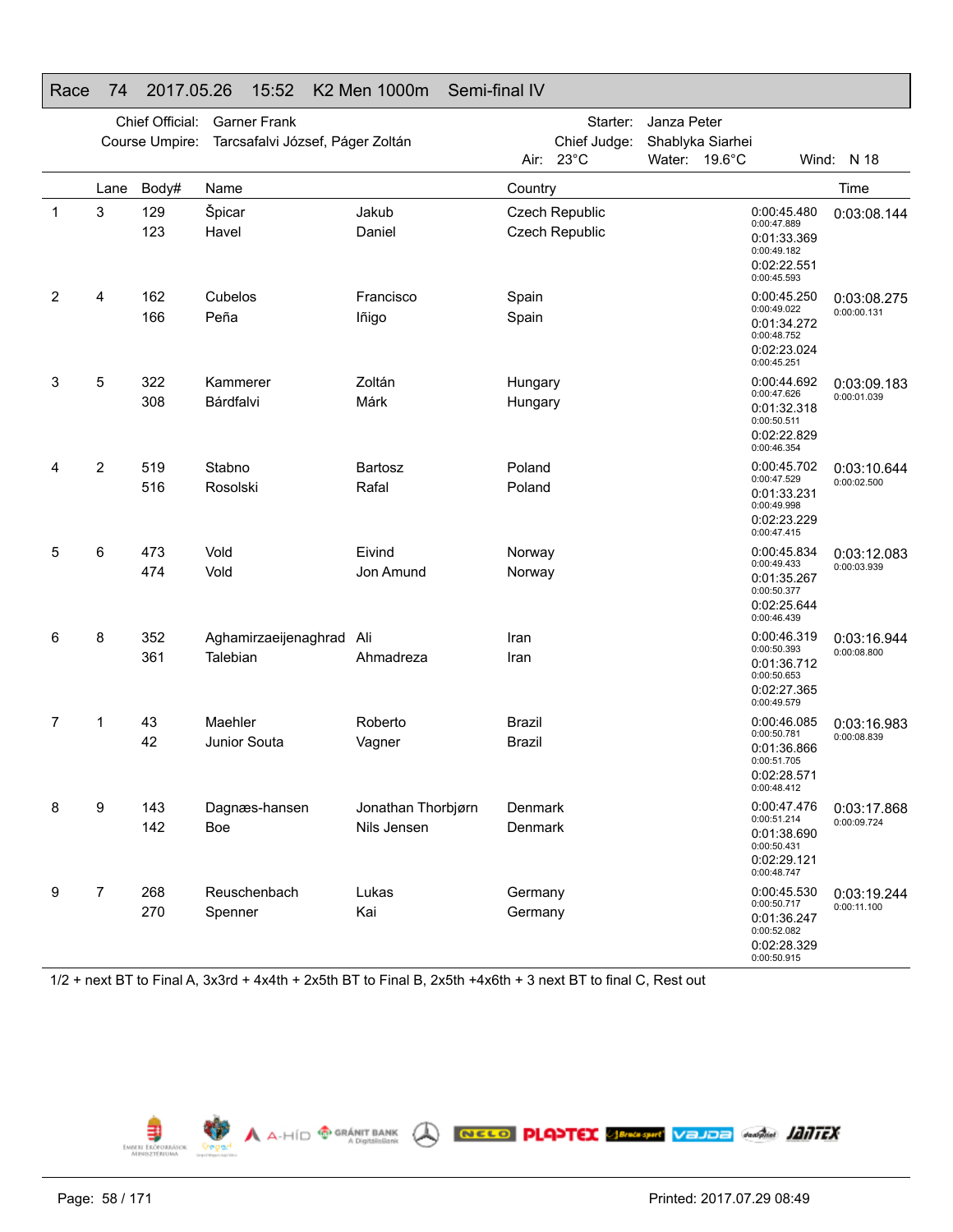# Race 74 2017.05.26 15:52 K2 Men 1000m Semi-final IV

Chief Official: Garner Frank
Course Umpire: Tarcsafalvi József, Páger Zoltán
Starter: Janza Peter
Chief Judge: Shablyka Siarhei
Air: 23°C Water: 19.6°C Wind: N 18

| | Lane | Body# | Name | | Country | Splits | Time |
|---|---|---|---|---|---|---|---|
| 1 | 3 | 129 | Špicar | Jakub | Czech Republic | 0:00:45.480 / 0:00:47.889 | 0:03:08.144 |
| | | 123 | Havel | Daniel | Czech Republic | 0:01:33.369 / 0:00:49.182 | |
| | | | | | | 0:02:22.551 / 0:00:45.593 | |
| 2 | 4 | 162 | Cubelos | Francisco | Spain | 0:00:45.250 / 0:00:49.022 | 0:03:08.275 / 0:00:00.131 |
| | | 166 | Peña | Iñigo | Spain | 0:01:34.272 / 0:00:48.752 | |
| | | | | | | 0:02:23.024 / 0:00:45.251 | |
| 3 | 5 | 322 | Kammerer | Zoltán | Hungary | 0:00:44.692 / 0:00:47.626 | 0:03:09.183 / 0:00:01.039 |
| | | 308 | Bárdfalvi | Márk | Hungary | 0:01:32.318 / 0:00:50.511 | |
| | | | | | | 0:02:22.829 / 0:00:46.354 | |
| 4 | 2 | 519 | Stabno | Bartosz | Poland | 0:00:45.702 / 0:00:47.529 | 0:03:10.644 / 0:00:02.500 |
| | | 516 | Rosolski | Rafal | Poland | 0:01:33.231 / 0:00:49.998 | |
| | | | | | | 0:02:23.229 / 0:00:47.415 | |
| 5 | 6 | 473 | Vold | Eivind | Norway | 0:00:45.834 / 0:00:49.433 | 0:03:12.083 / 0:00:03.939 |
| | | 474 | Vold | Jon Amund | Norway | 0:01:35.267 / 0:00:50.377 | |
| | | | | | | 0:02:25.644 / 0:00:46.439 | |
| 6 | 8 | 352 | Aghamirzaeijenaghrad | Ali | Iran | 0:00:46.319 / 0:00:50.393 | 0:03:16.944 / 0:00:08.800 |
| | | 361 | Talebian | Ahmadreza | Iran | 0:01:36.712 / 0:00:50.653 | |
| | | | | | | 0:02:27.365 / 0:00:49.579 | |
| 7 | 1 | 43 | Maehler | Roberto | Brazil | 0:00:46.085 / 0:00:50.781 | 0:03:16.983 / 0:00:08.839 |
| | | 42 | Junior Souta | Vagner | Brazil | 0:01:36.866 / 0:00:51.705 | |
| | | | | | | 0:02:28.571 / 0:00:48.412 | |
| 8 | 9 | 143 | Dagnæs-hansen | Jonathan Thorbjørn | Denmark | 0:00:47.476 / 0:00:51.214 | 0:03:17.868 / 0:00:09.724 |
| | | 142 | Boe | Nils Jensen | Denmark | 0:01:38.690 / 0:00:50.431 | |
| | | | | | | 0:02:29.121 / 0:00:48.747 | |
| 9 | 7 | 268 | Reuschenbach | Lukas | Germany | 0:00:45.530 / 0:00:50.717 | 0:03:19.244 / 0:00:11.100 |
| | | 270 | Spenner | Kai | Germany | 0:01:36.247 / 0:00:52.082 | |
| | | | | | | 0:02:28.329 / 0:00:50.915 | |

1/2 + next BT to Final A, 3x3rd + 4x4th + 2x5th BT to Final B, 2x5th +4x6th + 3 next BT to final C, Rest out

Printed: 2017.07.29 08:49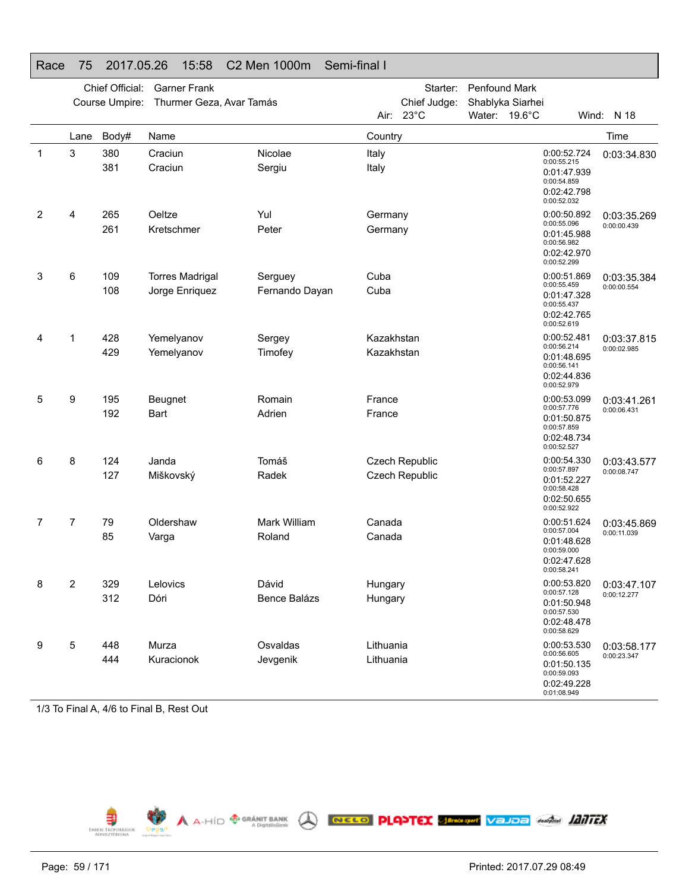# Race 75 2017.05.26 15:58 C2 Men 1000m Semi-final I

Chief Official: Garner Frank
Course Umpire: Thurmer Geza, Avar Tamás
Starter: Penfound Mark
Chief Judge: Shablyka Siarhei
Air: 23°C Water: 19.6°C Wind: N 18

| | Lane | Body# | Name | | Country | Splits | Time |
|---|---|---|---|---|---|---|---|
| 1 | 3 | 380<br>381 | Craciun<br>Craciun | Nicolae<br>Sergiu | Italy<br>Italy | 0:00:52.724<br>0:00:55.215<br>0:01:47.939<br>0:00:54.859<br>0:02:42.798<br>0:00:52.032 | 0:03:34.830 |
| 2 | 4 | 265<br>261 | Oeltze<br>Kretschmer | Yul<br>Peter | Germany<br>Germany | 0:00:50.892<br>0:00:55.096<br>0:01:45.988<br>0:00:56.982<br>0:02:42.970<br>0:00:52.299 | 0:03:35.269<br>0:00:00.439 |
| 3 | 6 | 109<br>108 | Torres Madrigal<br>Jorge Enriquez | Serguey<br>Fernando Dayan | Cuba<br>Cuba | 0:00:51.869<br>0:00:55.459<br>0:01:47.328<br>0:00:55.437<br>0:02:42.765<br>0:00:52.619 | 0:03:35.384<br>0:00:00.554 |
| 4 | 1 | 428<br>429 | Yemelyanov<br>Yemelyanov | Sergey<br>Timofey | Kazakhstan<br>Kazakhstan | 0:00:52.481<br>0:00:56.214<br>0:01:48.695<br>0:00:56.141<br>0:02:44.836<br>0:00:52.979 | 0:03:37.815<br>0:00:02.985 |
| 5 | 9 | 195<br>192 | Beugnet<br>Bart | Romain<br>Adrien | France<br>France | 0:00:53.099<br>0:00:57.776<br>0:01:50.875<br>0:00:57.859<br>0:02:48.734<br>0:00:52.527 | 0:03:41.261<br>0:00:06.431 |
| 6 | 8 | 124<br>127 | Janda<br>Miškovský | Tomáš<br>Radek | Czech Republic<br>Czech Republic | 0:00:54.330<br>0:00:57.897<br>0:01:52.227<br>0:00:58.428<br>0:02:50.655<br>0:00:52.922 | 0:03:43.577<br>0:00:08.747 |
| 7 | 7 | 79<br>85 | Oldershaw<br>Varga | Mark William<br>Roland | Canada<br>Canada | 0:00:51.624<br>0:00:57.004<br>0:01:48.628<br>0:00:59.000<br>0:02:47.628<br>0:00:58.241 | 0:03:45.869<br>0:00:11.039 |
| 8 | 2 | 329<br>312 | Lelovics<br>Dóri | Dávid<br>Bence Balázs | Hungary<br>Hungary | 0:00:53.820<br>0:00:57.128<br>0:01:50.948<br>0:00:57.530<br>0:02:48.478<br>0:00:58.629 | 0:03:47.107<br>0:00:12.277 |
| 9 | 5 | 448<br>444 | Murza<br>Kuracionok | Osvaldas<br>Jevgenik | Lithuania<br>Lithuania | 0:00:53.530<br>0:00:56.605<br>0:01:50.135<br>0:00:59.093<br>0:02:49.228<br>0:01:08.949 | 0:03:58.177<br>0:00:23.347 |

1/3 To Final A, 4/6 to Final B, Rest Out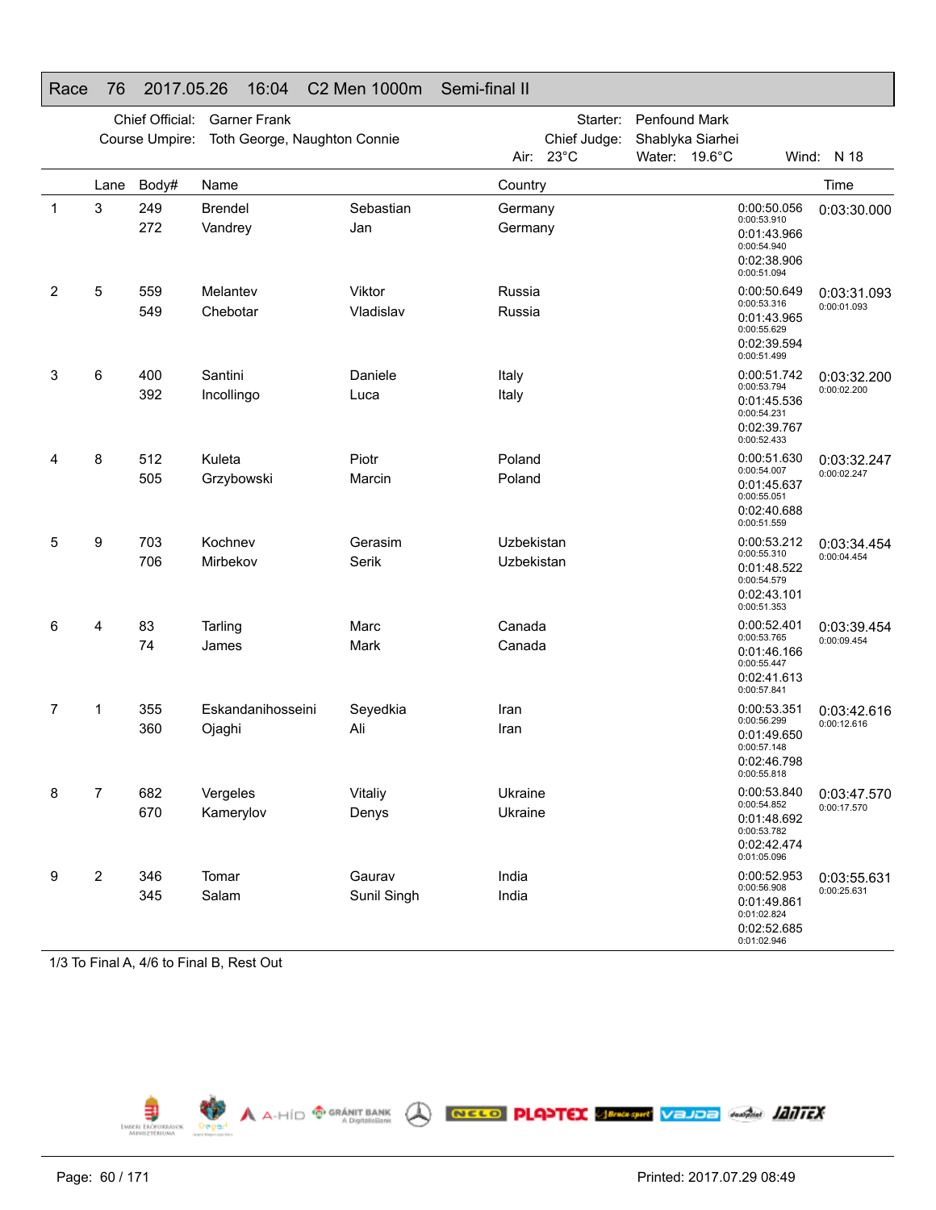# Race 76 2017.05.26 16:04 C2 Men 1000m Semi-final II

Chief Official: Garner Frank
Course Umpire: Toth George, Naughton Connie

Starter: Penfound Mark
Chief Judge: Shablyka Siarhei

Air: 23°C Water: 19.6°C Wind: N 18

| | Lane | Body# | Name | | Country | | Time |
|---|---|---|---|---|---|---|---|
| 1 | 3 | 249 | Brendel | Sebastian | Germany | 0:00:50.056<br>0:00:53.910<br>0:01:43.966<br>0:00:54.940<br>0:02:38.906<br>0:00:51.094 | 0:03:30.000 |
| | | 272 | Vandrey | Jan | Germany | | |
| 2 | 5 | 559 | Melantev | Viktor | Russia | 0:00:50.649<br>0:00:53.316<br>0:01:43.965<br>0:00:55.629<br>0:02:39.594<br>0:00:51.499 | 0:03:31.093<br>0:00:01.093 |
| | | 549 | Chebotar | Vladislav | Russia | | |
| 3 | 6 | 400 | Santini | Daniele | Italy | 0:00:51.742<br>0:00:53.794<br>0:01:45.536<br>0:00:54.231<br>0:02:39.767<br>0:00:52.433 | 0:03:32.200<br>0:00:02.200 |
| | | 392 | Incollingo | Luca | Italy | | |
| 4 | 8 | 512 | Kuleta | Piotr | Poland | 0:00:51.630<br>0:00:54.007<br>0:01:45.637<br>0:00:55.051<br>0:02:40.688<br>0:00:51.559 | 0:03:32.247<br>0:00:02.247 |
| | | 505 | Grzybowski | Marcin | Poland | | |
| 5 | 9 | 703 | Kochnev | Gerasim | Uzbekistan | 0:00:53.212<br>0:00:55.310<br>0:01:48.522<br>0:00:54.579<br>0:02:43.101<br>0:00:51.353 | 0:03:34.454<br>0:00:04.454 |
| | | 706 | Mirbekov | Serik | Uzbekistan | | |
| 6 | 4 | 83 | Tarling | Marc | Canada | 0:00:52.401<br>0:00:53.765<br>0:01:46.166<br>0:00:55.447<br>0:02:41.613<br>0:00:57.841 | 0:03:39.454<br>0:00:09.454 |
| | | 74 | James | Mark | Canada | | |
| 7 | 1 | 355 | Eskandanihosseini | Seyedkia | Iran | 0:00:53.351<br>0:00:56.299<br>0:01:49.650<br>0:00:57.148<br>0:02:46.798<br>0:00:55.818 | 0:03:42.616<br>0:00:12.616 |
| | | 360 | Ojaghi | Ali | Iran | | |
| 8 | 7 | 682 | Vergeles | Vitaliy | Ukraine | 0:00:53.840<br>0:00:54.852<br>0:01:48.692<br>0:00:53.782<br>0:02:42.474<br>0:01:05.096 | 0:03:47.570<br>0:00:17.570 |
| | | 670 | Kamerylov | Denys | Ukraine | | |
| 9 | 2 | 346 | Tomar | Gaurav | India | 0:00:52.953<br>0:00:56.908<br>0:01:49.861<br>0:01:02.824<br>0:02:52.685<br>0:01:02.946 | 0:03:55.631<br>0:00:25.631 |
| | | 345 | Salam | Sunil Singh | India | | |

1/3 To Final A, 4/6 to Final B, Rest Out

Printed: 2017.07.29 08:49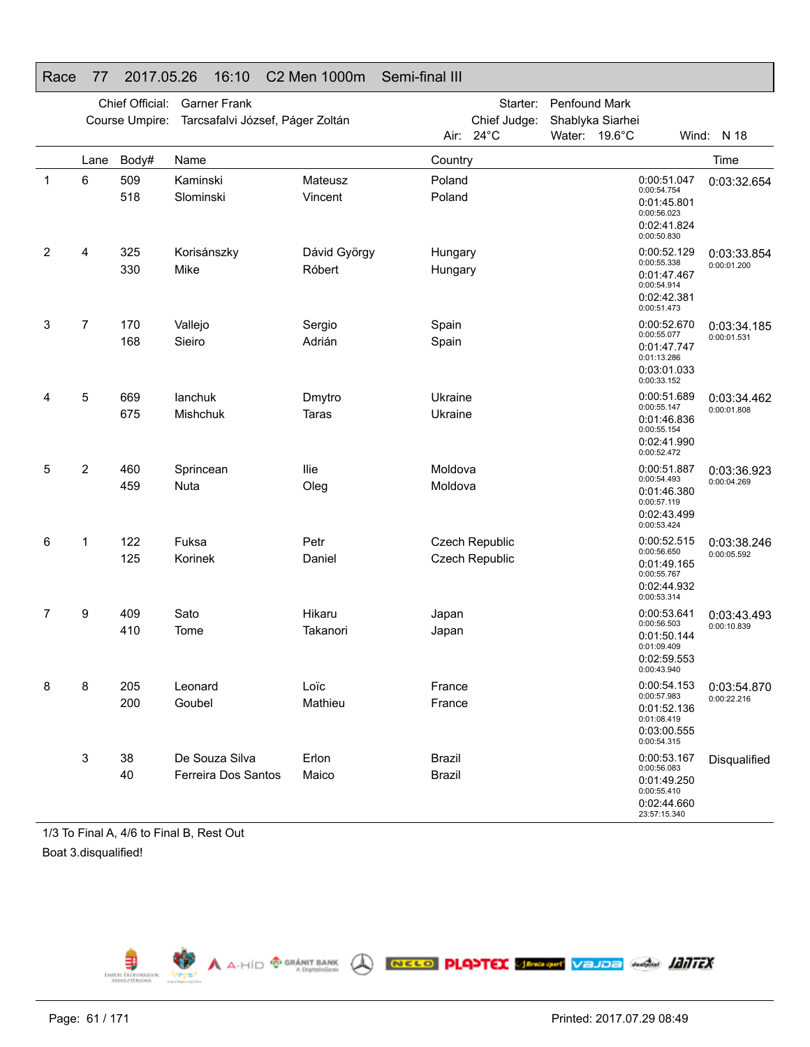# Race 77 2017.05.26 16:10 C2 Men 1000m Semi-final III

Chief Official: Garner Frank  
Course Umpire: Tarcsafalvi József, Páger Zoltán  
Starter: Penfound Mark  
Chief Judge: Shablyka Siarhei  
Air: 24°C  Water: 19.6°C  Wind: N 18

| | Lane | Body# | Name | | Country | | Time |
|---|---|---|---|---|---|---|---|
| 1 | 6 | 509 | Kaminski | Mateusz | Poland | 0:00:51.047 | 0:03:32.654 |
| | | 518 | Slominski | Vincent | Poland | 0:00:54.754 | |
| | | | | | | 0:01:45.801 | |
| | | | | | | 0:00:56.023 | |
| | | | | | | 0:02:41.824 | |
| | | | | | | 0:00:50.830 | |
| 2 | 4 | 325 | Korisánszky | Dávid György | Hungary | 0:00:52.129 | 0:03:33.854 |
| | | 330 | Mike | Róbert | Hungary | 0:00:55.338 | 0:00:01.200 |
| | | | | | | 0:01:47.467 | |
| | | | | | | 0:00:54.914 | |
| | | | | | | 0:02:42.381 | |
| | | | | | | 0:00:51.473 | |
| 3 | 7 | 170 | Vallejo | Sergio | Spain | 0:00:52.670 | 0:03:34.185 |
| | | 168 | Sieiro | Adrián | Spain | 0:00:55.077 | 0:00:01.531 |
| | | | | | | 0:01:47.747 | |
| | | | | | | 0:01:13.286 | |
| | | | | | | 0:03:01.033 | |
| | | | | | | 0:00:33.152 | |
| 4 | 5 | 669 | Ianchuk | Dmytro | Ukraine | 0:00:51.689 | 0:03:34.462 |
| | | 675 | Mishchuk | Taras | Ukraine | 0:00:55.147 | 0:00:01.808 |
| | | | | | | 0:01:46.836 | |
| | | | | | | 0:00:55.154 | |
| | | | | | | 0:02:41.990 | |
| | | | | | | 0:00:52.472 | |
| 5 | 2 | 460 | Sprincean | Ilie | Moldova | 0:00:51.887 | 0:03:36.923 |
| | | 459 | Nuta | Oleg | Moldova | 0:00:54.493 | 0:00:04.269 |
| | | | | | | 0:01:46.380 | |
| | | | | | | 0:00:57.119 | |
| | | | | | | 0:02:43.499 | |
| | | | | | | 0:00:53.424 | |
| 6 | 1 | 122 | Fuksa | Petr | Czech Republic | 0:00:52.515 | 0:03:38.246 |
| | | 125 | Korinek | Daniel | Czech Republic | 0:00:56.650 | 0:00:05.592 |
| | | | | | | 0:01:49.165 | |
| | | | | | | 0:00:55.767 | |
| | | | | | | 0:02:44.932 | |
| | | | | | | 0:00:53.314 | |
| 7 | 9 | 409 | Sato | Hikaru | Japan | 0:00:53.641 | 0:03:43.493 |
| | | 410 | Tome | Takanori | Japan | 0:00:56.503 | 0:00:10.839 |
| | | | | | | 0:01:50.144 | |
| | | | | | | 0:01:09.409 | |
| | | | | | | 0:02:59.553 | |
| | | | | | | 0:00:43.940 | |
| 8 | 8 | 205 | Leonard | Loïc | France | 0:00:54.153 | 0:03:54.870 |
| | | 200 | Goubel | Mathieu | France | 0:00:57.983 | 0:00:22.216 |
| | | | | | | 0:01:52.136 | |
| | | | | | | 0:01:08.419 | |
| | | | | | | 0:03:00.555 | |
| | | | | | | 0:00:54.315 | |
| | 3 | 38 | De Souza Silva | Erlon | Brazil | 0:00:53.167 | Disqualified |
| | | 40 | Ferreira Dos Santos | Maico | Brazil | 0:00:56.083 | |
| | | | | | | 0:01:49.250 | |
| | | | | | | 0:00:55.410 | |
| | | | | | | 0:02:44.660 | |
| | | | | | | 23:57:15.340 | |

1/3 To Final A, 4/6 to Final B, Rest Out

Boat 3.disqualified!

Printed: 2017.07.29 08:49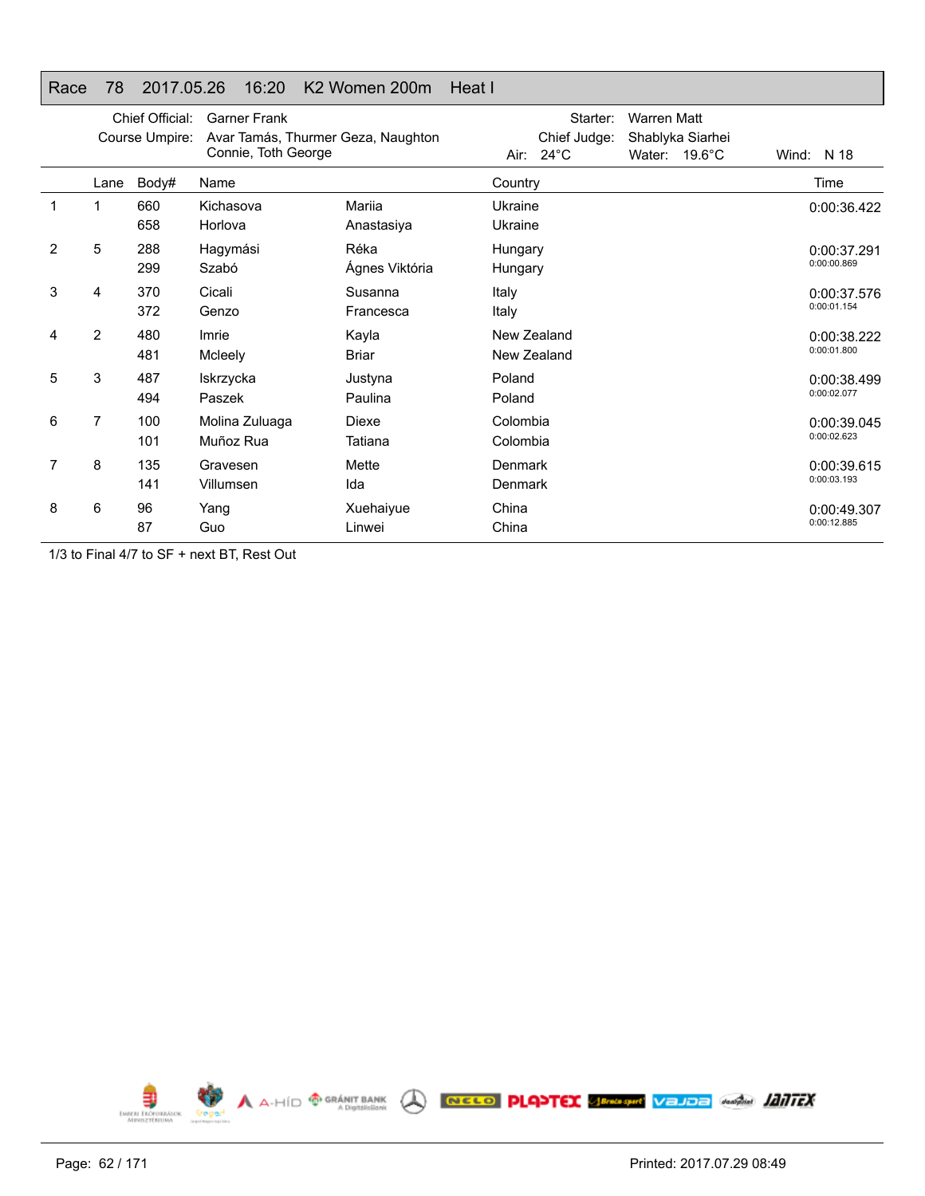## Race 78 2017.05.26 16:20 K2 Women 200m Heat I

Chief Official: Garner Frank
Course Umpire: Avar Tamás, Thurmer Geza, Naughton Connie, Toth George
Starter: Warren Matt
Chief Judge: Shablyka Siarhei
Air: 24°C Water: 19.6°C Wind: N 18

| | Lane | Body# | Name | | Country | Time |
|---|---|---|---|---|---|---|
| 1 | 1 | 660 | Kichasova | Mariia | Ukraine | 0:00:36.422 |
| | | 658 | Horlova | Anastasiya | Ukraine | |
| 2 | 5 | 288 | Hagymási | Réka | Hungary | 0:00:37.291 |
| | | 299 | Szabó | Ágnes Viktória | Hungary | 0:00:00.869 |
| 3 | 4 | 370 | Cicali | Susanna | Italy | 0:00:37.576 |
| | | 372 | Genzo | Francesca | Italy | 0:00:01.154 |
| 4 | 2 | 480 | Imrie | Kayla | New Zealand | 0:00:38.222 |
| | | 481 | Mcleely | Briar | New Zealand | 0:00:01.800 |
| 5 | 3 | 487 | Iskrzycka | Justyna | Poland | 0:00:38.499 |
| | | 494 | Paszek | Paulina | Poland | 0:00:02.077 |
| 6 | 7 | 100 | Molina Zuluaga | Diexe | Colombia | 0:00:39.045 |
| | | 101 | Muñoz Rua | Tatiana | Colombia | 0:00:02.623 |
| 7 | 8 | 135 | Gravesen | Mette | Denmark | 0:00:39.615 |
| | | 141 | Villumsen | Ida | Denmark | 0:00:03.193 |
| 8 | 6 | 96 | Yang | Xuehaiyue | China | 0:00:49.307 |
| | | 87 | Guo | Linwei | China | 0:00:12.885 |

1/3 to Final 4/7 to SF + next BT, Rest Out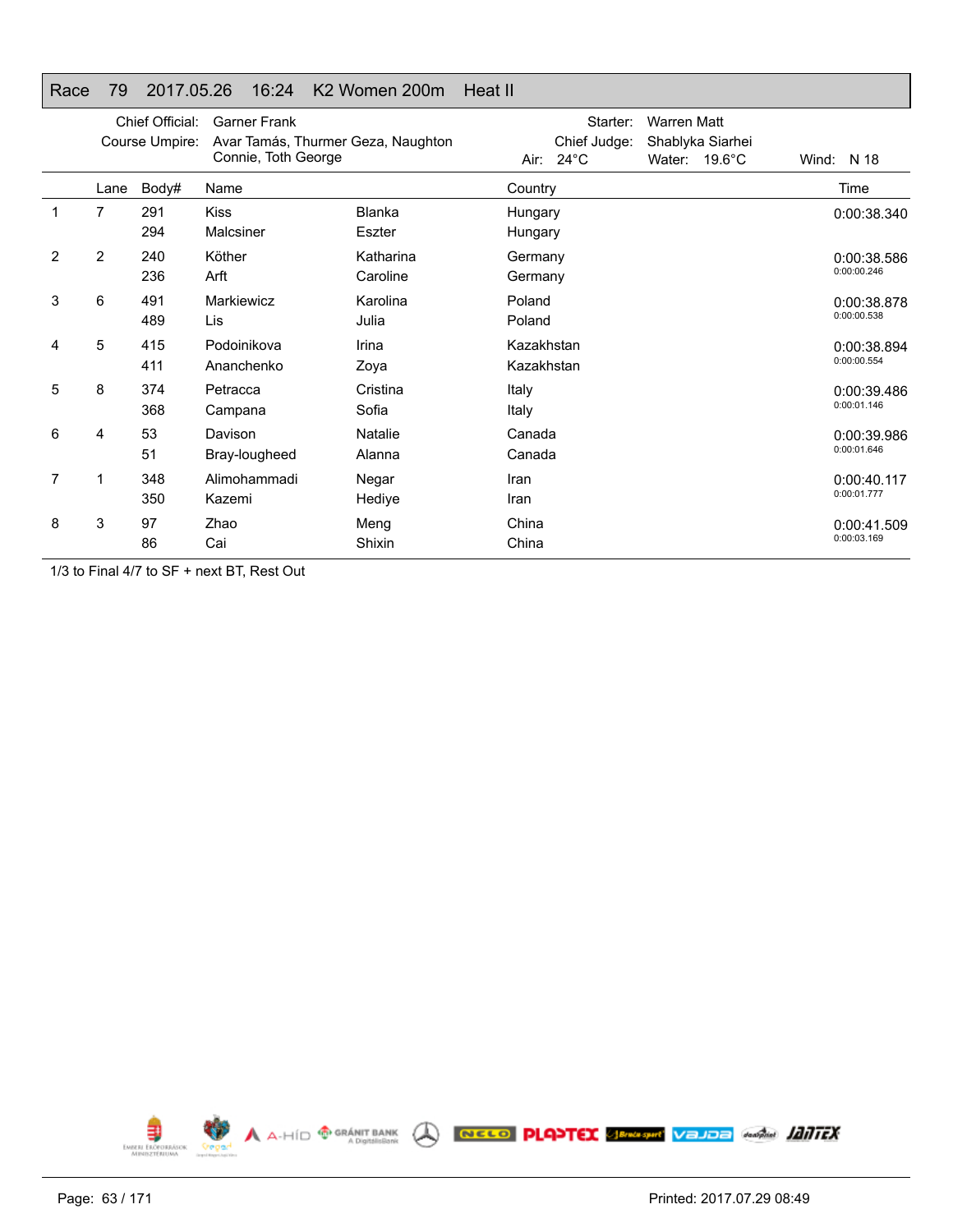## Race 79 2017.05.26 16:24 K2 Women 200m Heat II

Chief Official: Garner Frank
Course Umpire: Avar Tamás, Thurmer Geza, Naughton Connie, Toth George

Starter: Warren Matt
Chief Judge: Shablyka Siarhei

Air: 24°C Water: 19.6°C Wind: N 18

| | Lane | Body# | Name | | Country | Time |
|---|---|---|---|---|---|---|
| 1 | 7 | 291 | Kiss | Blanka | Hungary | 0:00:38.340 |
| | | 294 | Malcsiner | Eszter | Hungary | |
| 2 | 2 | 240 | Köther | Katharina | Germany | 0:00:38.586 |
| | | 236 | Arft | Caroline | Germany | 0:00:00.246 |
| 3 | 6 | 491 | Markiewicz | Karolina | Poland | 0:00:38.878 |
| | | 489 | Lis | Julia | Poland | 0:00:00.538 |
| 4 | 5 | 415 | Podoinikova | Irina | Kazakhstan | 0:00:38.894 |
| | | 411 | Ananchenko | Zoya | Kazakhstan | 0:00:00.554 |
| 5 | 8 | 374 | Petracca | Cristina | Italy | 0:00:39.486 |
| | | 368 | Campana | Sofia | Italy | 0:00:01.146 |
| 6 | 4 | 53 | Davison | Natalie | Canada | 0:00:39.986 |
| | | 51 | Bray-lougheed | Alanna | Canada | 0:00:01.646 |
| 7 | 1 | 348 | Alimohammadi | Negar | Iran | 0:00:40.117 |
| | | 350 | Kazemi | Hediye | Iran | 0:00:01.777 |
| 8 | 3 | 97 | Zhao | Meng | China | 0:00:41.509 |
| | | 86 | Cai | Shixin | China | 0:00:03.169 |

1/3 to Final 4/7 to SF + next BT, Rest Out

Printed: 2017.07.29 08:49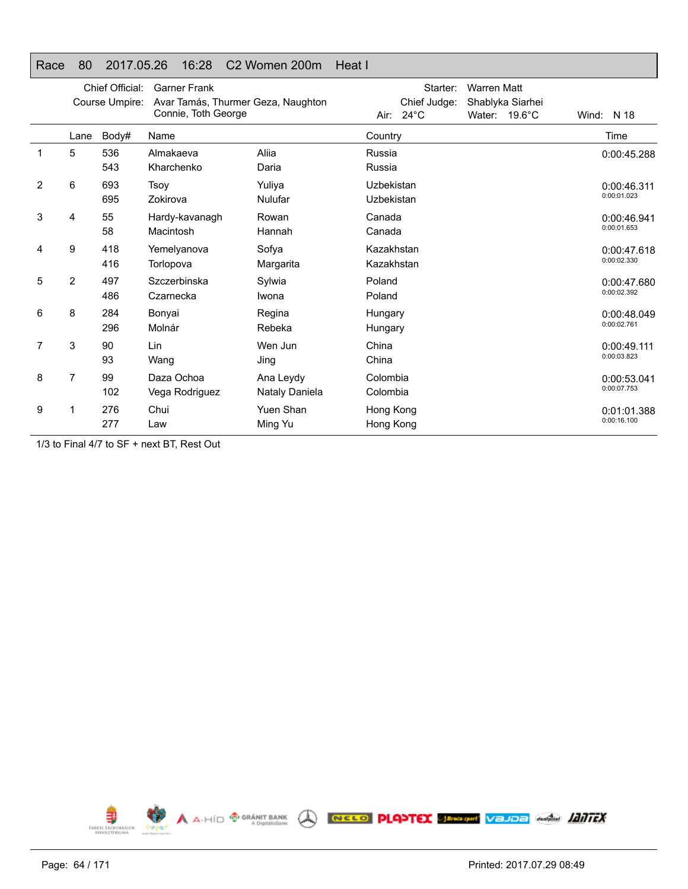# Race 80 2017.05.26 16:28 C2 Women 200m Heat I

Chief Official: Garner Frank
Course Umpire: Avar Tamás, Thurmer Geza, Naughton Connie, Toth George

Starter: Warren Matt
Chief Judge: Shablyka Siarhei
Air: 24°C Water: 19.6°C Wind: N 18

| | Lane | Body# | Name | | Country | Time |
|---|---|---|---|---|---|---|
| 1 | 5 | 536 | Almakaeva | Aliia | Russia | 0:00:45.288 |
| | | 543 | Kharchenko | Daria | Russia | |
| 2 | 6 | 693 | Tsoy | Yuliya | Uzbekistan | 0:00:46.311 |
| | | 695 | Zokirova | Nulufar | Uzbekistan | 0:00:01.023 |
| 3 | 4 | 55 | Hardy-kavanagh | Rowan | Canada | 0:00:46.941 |
| | | 58 | Macintosh | Hannah | Canada | 0:00:01.653 |
| 4 | 9 | 418 | Yemelyanova | Sofya | Kazakhstan | 0:00:47.618 |
| | | 416 | Torlopova | Margarita | Kazakhstan | 0:00:02.330 |
| 5 | 2 | 497 | Szczerbinska | Sylwia | Poland | 0:00:47.680 |
| | | 486 | Czarnecka | Iwona | Poland | 0:00:02.392 |
| 6 | 8 | 284 | Bonyai | Regina | Hungary | 0:00:48.049 |
| | | 296 | Molnár | Rebeka | Hungary | 0:00:02.761 |
| 7 | 3 | 90 | Lin | Wen Jun | China | 0:00:49.111 |
| | | 93 | Wang | Jing | China | 0:00:03.823 |
| 8 | 7 | 99 | Daza Ochoa | Ana Leydy | Colombia | 0:00:53.041 |
| | | 102 | Vega Rodriguez | Nataly Daniela | Colombia | 0:00:07.753 |
| 9 | 1 | 276 | Chui | Yuen Shan | Hong Kong | 0:01:01.388 |
| | | 277 | Law | Ming Yu | Hong Kong | 0:00:16.100 |

1/3 to Final 4/7 to SF + next BT, Rest Out

Printed: 2017.07.29 08:49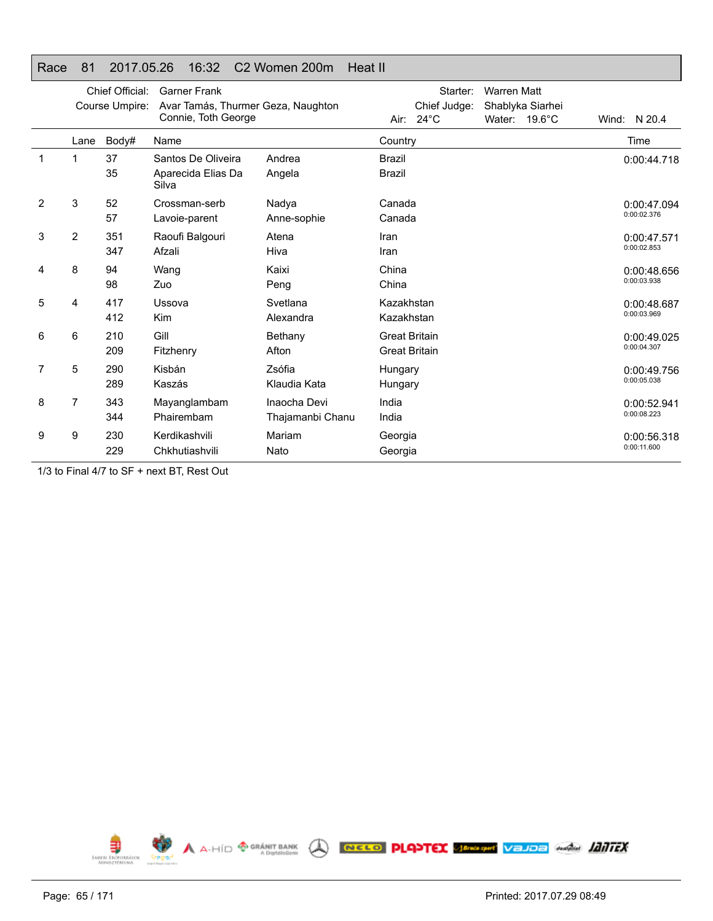# Race 81 2017.05.26 16:32 C2 Women 200m Heat II

Chief Official: Garner Frank
Course Umpire: Avar Tamás, Thurmer Geza, Naughton Connie, Toth George
Starter: Warren Matt
Chief Judge: Shablyka Siarhei
Air: 24°C Water: 19.6°C Wind: N 20.4

| | Lane | Body# | Name | | Country | Time |
|---|---|---|---|---|---|---|
| 1 | 1 | 37 | Santos De Oliveira | Andrea | Brazil | 0:00:44.718 |
| | | 35 | Aparecida Elias Da Silva | Angela | Brazil | |
| 2 | 3 | 52 | Crossman-serb | Nadya | Canada | 0:00:47.094 |
| | | 57 | Lavoie-parent | Anne-sophie | Canada | 0:00:02.376 |
| 3 | 2 | 351 | Raoufi Balgouri | Atena | Iran | 0:00:47.571 |
| | | 347 | Afzali | Hiva | Iran | 0:00:02.853 |
| 4 | 8 | 94 | Wang | Kaixi | China | 0:00:48.656 |
| | | 98 | Zuo | Peng | China | 0:00:03.938 |
| 5 | 4 | 417 | Ussova | Svetlana | Kazakhstan | 0:00:48.687 |
| | | 412 | Kim | Alexandra | Kazakhstan | 0:00:03.969 |
| 6 | 6 | 210 | Gill | Bethany | Great Britain | 0:00:49.025 |
| | | 209 | Fitzhenry | Afton | Great Britain | 0:00:04.307 |
| 7 | 5 | 290 | Kisbán | Zsófia | Hungary | 0:00:49.756 |
| | | 289 | Kaszás | Klaudia Kata | Hungary | 0:00:05.038 |
| 8 | 7 | 343 | Mayanglambam | Inaocha Devi | India | 0:00:52.941 |
| | | 344 | Phairembam | Thajamanbi Chanu | India | 0:00:08.223 |
| 9 | 9 | 230 | Kerdikashvili | Mariam | Georgia | 0:00:56.318 |
| | | 229 | Chkhutiashvili | Nato | Georgia | 0:00:11.600 |

1/3 to Final 4/7 to SF + next BT, Rest Out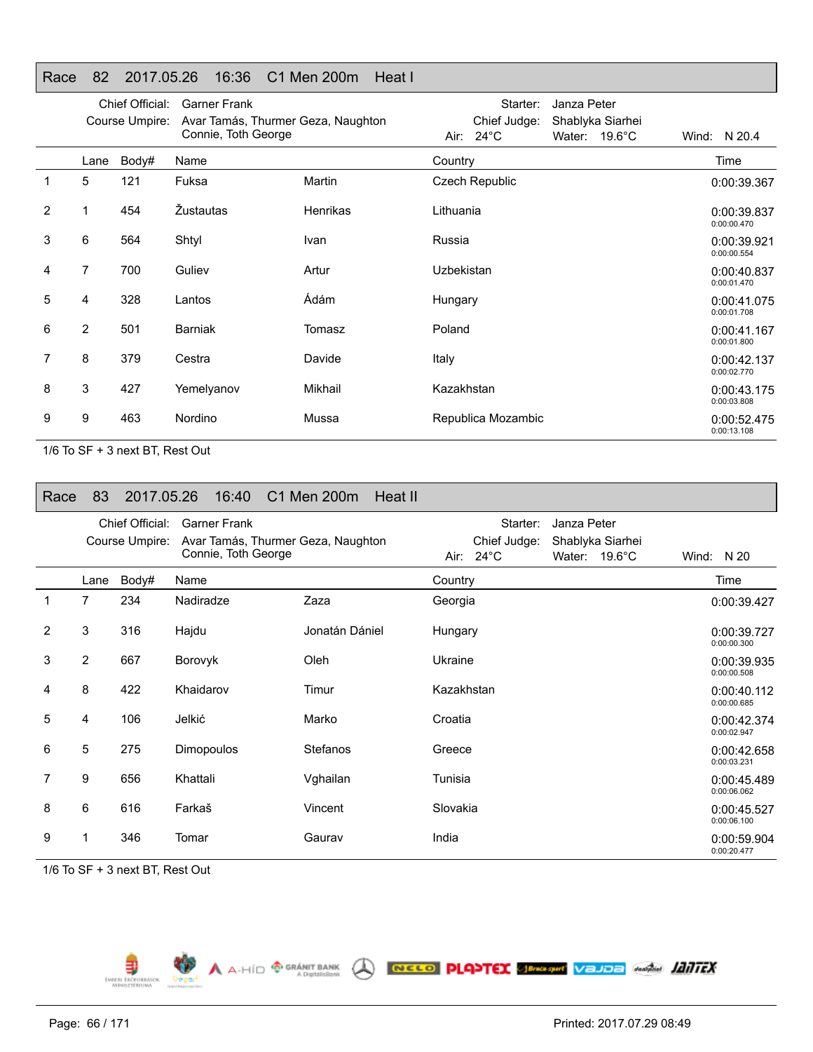## Race 82 2017.05.26 16:36 C1 Men 200m Heat I

Chief Official: Garner Frank
Course Umpire: Avar Tamás, Thurmer Geza, Naughton Connie, Toth George
Starter: Janza Peter
Chief Judge: Shablyka Siarhei
Air: 24°C Water: 19.6°C Wind: N 20.4

| | Lane | Body# | Name | | Country | Time |
|---|---|---|---|---|---|---|
| 1 | 5 | 121 | Fuksa | Martin | Czech Republic | 0:00:39.367 |
| 2 | 1 | 454 | Žustautas | Henrikas | Lithuania | 0:00:39.837 0:00:00.470 |
| 3 | 6 | 564 | Shtyl | Ivan | Russia | 0:00:39.921 0:00:00.554 |
| 4 | 7 | 700 | Guliev | Artur | Uzbekistan | 0:00:40.837 0:00:01.470 |
| 5 | 4 | 328 | Lantos | Ádám | Hungary | 0:00:41.075 0:00:01.708 |
| 6 | 2 | 501 | Barniak | Tomasz | Poland | 0:00:41.167 0:00:01.800 |
| 7 | 8 | 379 | Cestra | Davide | Italy | 0:00:42.137 0:00:02.770 |
| 8 | 3 | 427 | Yemelyanov | Mikhail | Kazakhstan | 0:00:43.175 0:00:03.808 |
| 9 | 9 | 463 | Nordino | Mussa | Republica Mozambic | 0:00:52.475 0:00:13.108 |

1/6 To SF + 3 next BT, Rest Out

## Race 83 2017.05.26 16:40 C1 Men 200m Heat II

Chief Official: Garner Frank
Course Umpire: Avar Tamás, Thurmer Geza, Naughton Connie, Toth George
Starter: Janza Peter
Chief Judge: Shablyka Siarhei
Air: 24°C Water: 19.6°C Wind: N 20

| | Lane | Body# | Name | | Country | Time |
|---|---|---|---|---|---|---|
| 1 | 7 | 234 | Nadiradze | Zaza | Georgia | 0:00:39.427 |
| 2 | 3 | 316 | Hajdu | Jonatán Dániel | Hungary | 0:00:39.727 0:00:00.300 |
| 3 | 2 | 667 | Borovyk | Oleh | Ukraine | 0:00:39.935 0:00:00.508 |
| 4 | 8 | 422 | Khaidarov | Timur | Kazakhstan | 0:00:40.112 0:00:00.685 |
| 5 | 4 | 106 | Jelkić | Marko | Croatia | 0:00:42.374 0:00:02.947 |
| 6 | 5 | 275 | Dimopoulos | Stefanos | Greece | 0:00:42.658 0:00:03.231 |
| 7 | 9 | 656 | Khattali | Vghailan | Tunisia | 0:00:45.489 0:00:06.062 |
| 8 | 6 | 616 | Farkaš | Vincent | Slovakia | 0:00:45.527 0:00:06.100 |
| 9 | 1 | 346 | Tomar | Gaurav | India | 0:00:59.904 0:00:20.477 |

1/6 To SF + 3 next BT, Rest Out

Printed: 2017.07.29 08:49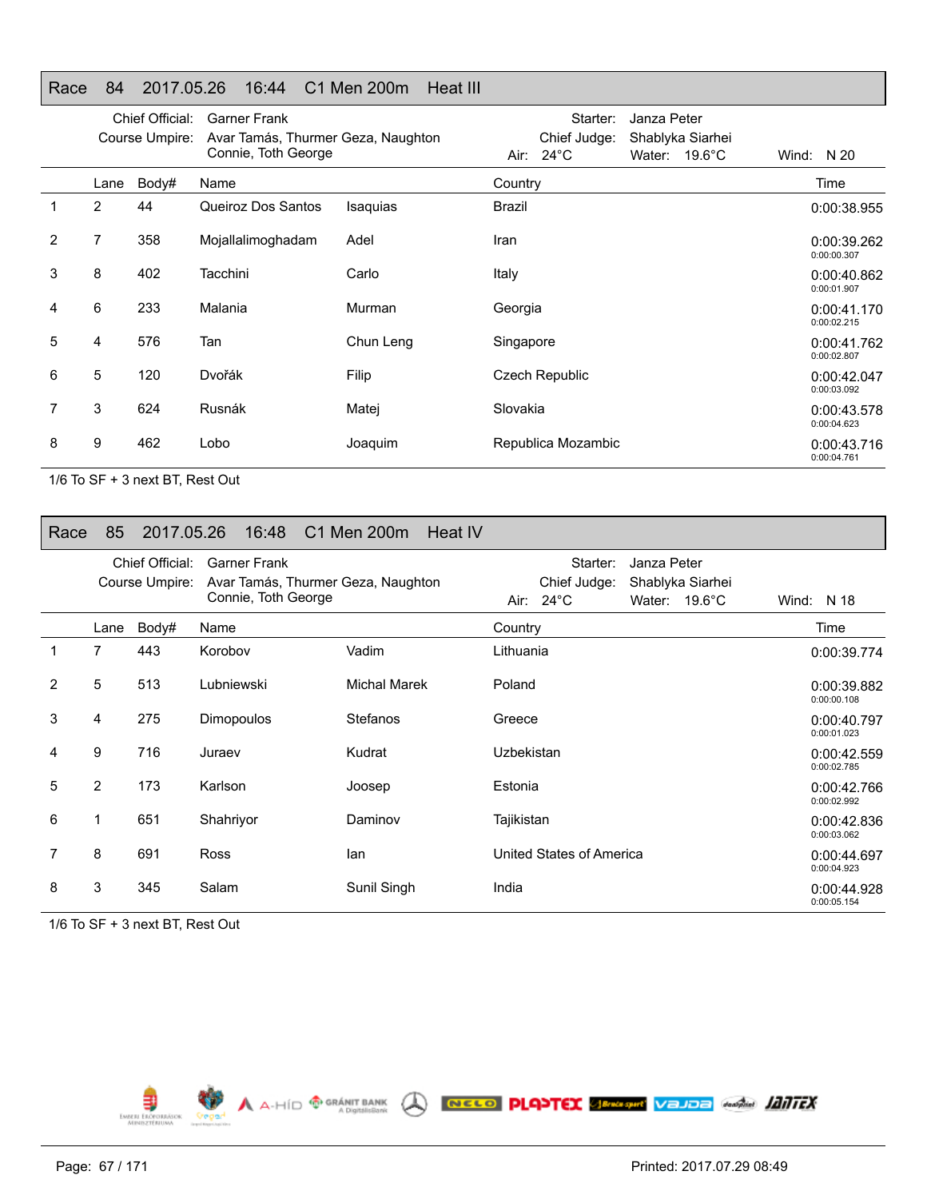## Race 84 2017.05.26 16:44 C1 Men 200m Heat III

Chief Official: Garner Frank
Course Umpire: Avar Tamás, Thurmer Geza, Naughton Connie, Toth George
Starter: Janza Peter
Chief Judge: Shablyka Siarhei
Air: 24°C Water: 19.6°C Wind: N 20

| | Lane | Body# | Name | | Country | Time |
|---|---|---|---|---|---|---|
| 1 | 2 | 44 | Queiroz Dos Santos | Isaquias | Brazil | 0:00:38.955 |
| 2 | 7 | 358 | Mojallalimoghadam | Adel | Iran | 0:00:39.262 0:00:00.307 |
| 3 | 8 | 402 | Tacchini | Carlo | Italy | 0:00:40.862 0:00:01.907 |
| 4 | 6 | 233 | Malania | Murman | Georgia | 0:00:41.170 0:00:02.215 |
| 5 | 4 | 576 | Tan | Chun Leng | Singapore | 0:00:41.762 0:00:02.807 |
| 6 | 5 | 120 | Dvořák | Filip | Czech Republic | 0:00:42.047 0:00:03.092 |
| 7 | 3 | 624 | Rusnák | Matej | Slovakia | 0:00:43.578 0:00:04.623 |
| 8 | 9 | 462 | Lobo | Joaquim | Republica Mozambic | 0:00:43.716 0:00:04.761 |

1/6 To SF + 3 next BT, Rest Out

## Race 85 2017.05.26 16:48 C1 Men 200m Heat IV

Chief Official: Garner Frank
Course Umpire: Avar Tamás, Thurmer Geza, Naughton Connie, Toth George
Starter: Janza Peter
Chief Judge: Shablyka Siarhei
Air: 24°C Water: 19.6°C Wind: N 18

| | Lane | Body# | Name | | Country | Time |
|---|---|---|---|---|---|---|
| 1 | 7 | 443 | Korobov | Vadim | Lithuania | 0:00:39.774 |
| 2 | 5 | 513 | Lubniewski | Michal Marek | Poland | 0:00:39.882 0:00:00.108 |
| 3 | 4 | 275 | Dimopoulos | Stefanos | Greece | 0:00:40.797 0:00:01.023 |
| 4 | 9 | 716 | Juraev | Kudrat | Uzbekistan | 0:00:42.559 0:00:02.785 |
| 5 | 2 | 173 | Karlson | Joosep | Estonia | 0:00:42.766 0:00:02.992 |
| 6 | 1 | 651 | Shahriyor | Daminov | Tajikistan | 0:00:42.836 0:00:03.062 |
| 7 | 8 | 691 | Ross | Ian | United States of America | 0:00:44.697 0:00:04.923 |
| 8 | 3 | 345 | Salam | Sunil Singh | India | 0:00:44.928 0:00:05.154 |

1/6 To SF + 3 next BT, Rest Out

Printed: 2017.07.29 08:49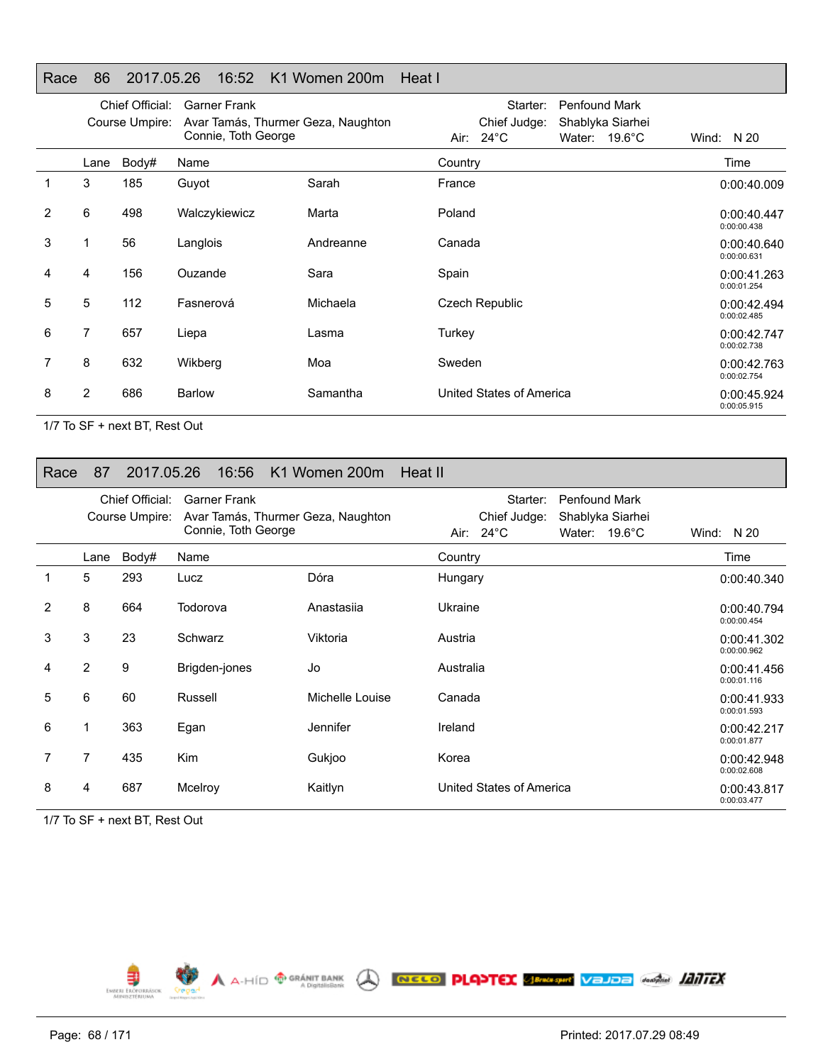## Race 86 2017.05.26 16:52 K1 Women 200m Heat I

Chief Official: Garner Frank
Course Umpire: Avar Tamás, Thurmer Geza, Naughton Connie, Toth George
Starter: Penfound Mark
Chief Judge: Shablyka Siarhei
Air: 24°C Water: 19.6°C Wind: N 20

| | Lane | Body# | Name | | Country | Time |
|---|---|---|---|---|---|---|
| 1 | 3 | 185 | Guyot | Sarah | France | 0:00:40.009 |
| 2 | 6 | 498 | Walczykiewicz | Marta | Poland | 0:00:40.447<br>0:00:00.438 |
| 3 | 1 | 56 | Langlois | Andreanne | Canada | 0:00:40.640<br>0:00:00.631 |
| 4 | 4 | 156 | Ouzande | Sara | Spain | 0:00:41.263<br>0:00:01.254 |
| 5 | 5 | 112 | Fasnerová | Michaela | Czech Republic | 0:00:42.494<br>0:00:02.485 |
| 6 | 7 | 657 | Liepa | Lasma | Turkey | 0:00:42.747<br>0:00:02.738 |
| 7 | 8 | 632 | Wikberg | Moa | Sweden | 0:00:42.763<br>0:00:02.754 |
| 8 | 2 | 686 | Barlow | Samantha | United States of America | 0:00:45.924<br>0:00:05.915 |

1/7 To SF + next BT, Rest Out

## Race 87 2017.05.26 16:56 K1 Women 200m Heat II

Chief Official: Garner Frank
Course Umpire: Avar Tamás, Thurmer Geza, Naughton Connie, Toth George
Starter: Penfound Mark
Chief Judge: Shablyka Siarhei
Air: 24°C Water: 19.6°C Wind: N 20

| | Lane | Body# | Name | | Country | Time |
|---|---|---|---|---|---|---|
| 1 | 5 | 293 | Lucz | Dóra | Hungary | 0:00:40.340 |
| 2 | 8 | 664 | Todorova | Anastasiia | Ukraine | 0:00:40.794<br>0:00:00.454 |
| 3 | 3 | 23 | Schwarz | Viktoria | Austria | 0:00:41.302<br>0:00:00.962 |
| 4 | 2 | 9 | Brigden-jones | Jo | Australia | 0:00:41.456<br>0:00:01.116 |
| 5 | 6 | 60 | Russell | Michelle Louise | Canada | 0:00:41.933<br>0:00:01.593 |
| 6 | 1 | 363 | Egan | Jennifer | Ireland | 0:00:42.217<br>0:00:01.877 |
| 7 | 7 | 435 | Kim | Gukjoo | Korea | 0:00:42.948<br>0:00:02.608 |
| 8 | 4 | 687 | Mcelroy | Kaitlyn | United States of America | 0:00:43.817<br>0:00:03.477 |

1/7 To SF + next BT, Rest Out

Printed: 2017.07.29 08:49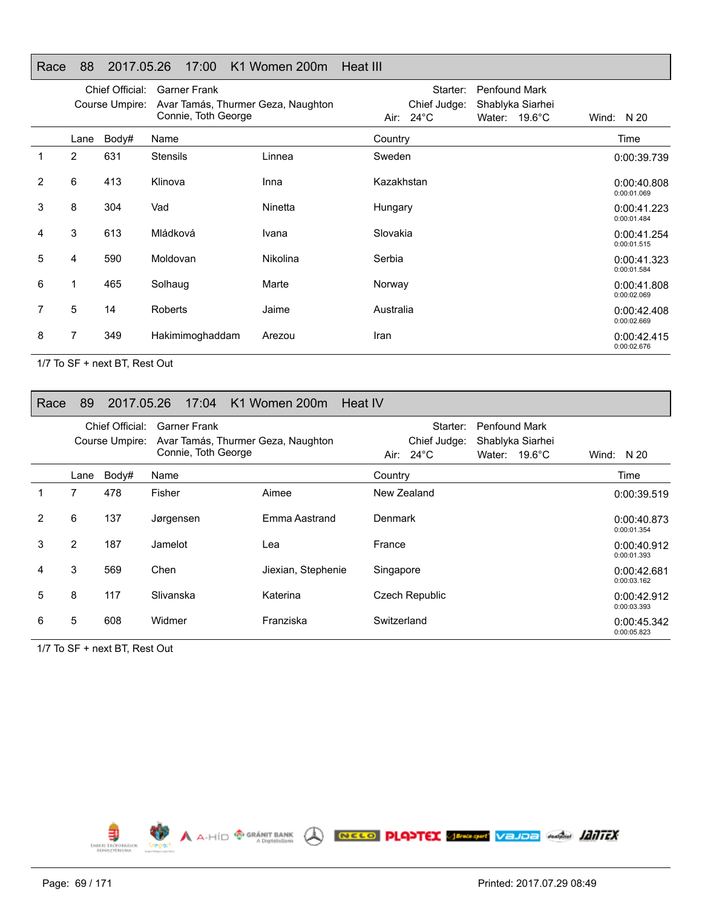## Race 88 2017.05.26 17:00 K1 Women 200m Heat III

Chief Official: Garner Frank
Course Umpire: Avar Tamás, Thurmer Geza, Naughton Connie, Toth George
Starter: Penfound Mark
Chief Judge: Shablyka Siarhei
Air: 24°C Water: 19.6°C Wind: N 20

| | Lane | Body# | Name | | Country | Time |
|---|---|---|---|---|---|---|
| 1 | 2 | 631 | Stensils | Linnea | Sweden | 0:00:39.739 |
| 2 | 6 | 413 | Klinova | Inna | Kazakhstan | 0:00:40.808 0:00:01.069 |
| 3 | 8 | 304 | Vad | Ninetta | Hungary | 0:00:41.223 0:00:01.484 |
| 4 | 3 | 613 | Mládková | Ivana | Slovakia | 0:00:41.254 0:00:01.515 |
| 5 | 4 | 590 | Moldovan | Nikolina | Serbia | 0:00:41.323 0:00:01.584 |
| 6 | 1 | 465 | Solhaug | Marte | Norway | 0:00:41.808 0:00:02.069 |
| 7 | 5 | 14 | Roberts | Jaime | Australia | 0:00:42.408 0:00:02.669 |
| 8 | 7 | 349 | Hakimimoghaddam | Arezou | Iran | 0:00:42.415 0:00:02.676 |

1/7 To SF + next BT, Rest Out

## Race 89 2017.05.26 17:04 K1 Women 200m Heat IV

Chief Official: Garner Frank
Course Umpire: Avar Tamás, Thurmer Geza, Naughton Connie, Toth George
Starter: Penfound Mark
Chief Judge: Shablyka Siarhei
Air: 24°C Water: 19.6°C Wind: N 20

| | Lane | Body# | Name | | Country | Time |
|---|---|---|---|---|---|---|
| 1 | 7 | 478 | Fisher | Aimee | New Zealand | 0:00:39.519 |
| 2 | 6 | 137 | Jørgensen | Emma Aastrand | Denmark | 0:00:40.873 0:00:01.354 |
| 3 | 2 | 187 | Jamelot | Lea | France | 0:00:40.912 0:00:01.393 |
| 4 | 3 | 569 | Chen | Jiexian, Stephenie | Singapore | 0:00:42.681 0:00:03.162 |
| 5 | 8 | 117 | Slivanska | Katerina | Czech Republic | 0:00:42.912 0:00:03.393 |
| 6 | 5 | 608 | Widmer | Franziska | Switzerland | 0:00:45.342 0:00:05.823 |

1/7 To SF + next BT, Rest Out

Printed: 2017.07.29 08:49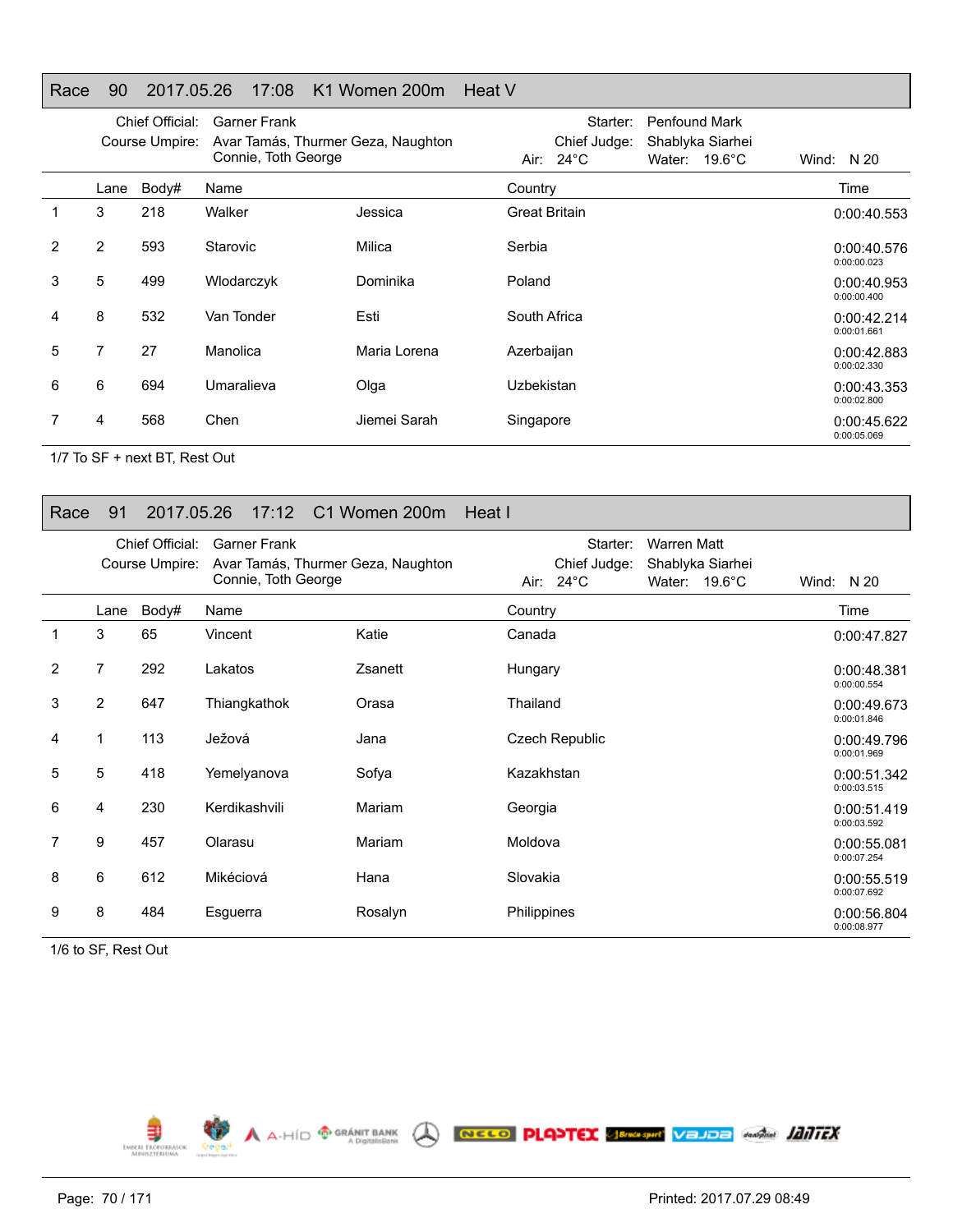## Race 90 2017.05.26 17:08 K1 Women 200m Heat V

Chief Official: Garner Frank
Course Umpire: Avar Tamás, Thurmer Geza, Naughton Connie, Toth George
Starter: Penfound Mark
Chief Judge: Shablyka Siarhei
Air: 24°C Water: 19.6°C Wind: N 20

| | Lane | Body# | Name | | Country | Time |
|---|---|---|---|---|---|---|
| 1 | 3 | 218 | Walker | Jessica | Great Britain | 0:00:40.553 |
| 2 | 2 | 593 | Starovic | Milica | Serbia | 0:00:40.576<br>0:00:00.023 |
| 3 | 5 | 499 | Wlodarczyk | Dominika | Poland | 0:00:40.953<br>0:00:00.400 |
| 4 | 8 | 532 | Van Tonder | Esti | South Africa | 0:00:42.214<br>0:00:01.661 |
| 5 | 7 | 27 | Manolica | Maria Lorena | Azerbaijan | 0:00:42.883<br>0:00:02.330 |
| 6 | 6 | 694 | Umaralieva | Olga | Uzbekistan | 0:00:43.353<br>0:00:02.800 |
| 7 | 4 | 568 | Chen | Jiemei Sarah | Singapore | 0:00:45.622<br>0:00:05.069 |

1/7 To SF + next BT, Rest Out

## Race 91 2017.05.26 17:12 C1 Women 200m Heat I

Chief Official: Garner Frank
Course Umpire: Avar Tamás, Thurmer Geza, Naughton Connie, Toth George
Starter: Warren Matt
Chief Judge: Shablyka Siarhei
Air: 24°C Water: 19.6°C Wind: N 20

| | Lane | Body# | Name | | Country | Time |
|---|---|---|---|---|---|---|
| 1 | 3 | 65 | Vincent | Katie | Canada | 0:00:47.827 |
| 2 | 7 | 292 | Lakatos | Zsanett | Hungary | 0:00:48.381<br>0:00:00.554 |
| 3 | 2 | 647 | Thiangkathok | Orasa | Thailand | 0:00:49.673<br>0:00:01.846 |
| 4 | 1 | 113 | Ježová | Jana | Czech Republic | 0:00:49.796<br>0:00:01.969 |
| 5 | 5 | 418 | Yemelyanova | Sofya | Kazakhstan | 0:00:51.342<br>0:00:03.515 |
| 6 | 4 | 230 | Kerdikashvili | Mariam | Georgia | 0:00:51.419<br>0:00:03.592 |
| 7 | 9 | 457 | Olarasu | Mariam | Moldova | 0:00:55.081<br>0:00:07.254 |
| 8 | 6 | 612 | Mikéciová | Hana | Slovakia | 0:00:55.519<br>0:00:07.692 |
| 9 | 8 | 484 | Esguerra | Rosalyn | Philippines | 0:00:56.804<br>0:00:08.977 |

1/6 to SF, Rest Out

Printed: 2017.07.29 08:49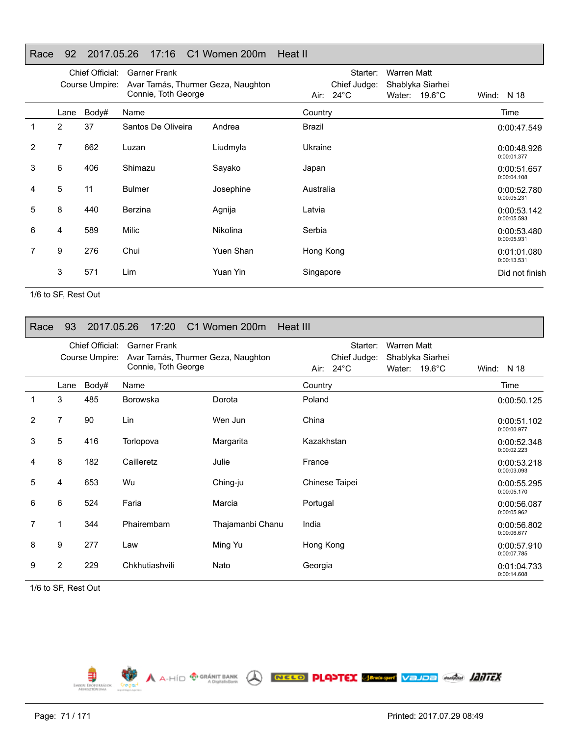## Race 92 2017.05.26 17:16 C1 Women 200m Heat II

Chief Official: Garner Frank
Course Umpire: Avar Tamás, Thurmer Geza, Naughton Connie, Toth George
Starter: Warren Matt
Chief Judge: Shablyka Siarhei
Air: 24°C Water: 19.6°C Wind: N 18

| | Lane | Body# | Name | | Country | Time |
|---|---|---|---|---|---|---|
| 1 | 2 | 37 | Santos De Oliveira | Andrea | Brazil | 0:00:47.549 |
| 2 | 7 | 662 | Luzan | Liudmyla | Ukraine | 0:00:48.926<br>0:00:01.377 |
| 3 | 6 | 406 | Shimazu | Sayako | Japan | 0:00:51.657<br>0:00:04.108 |
| 4 | 5 | 11 | Bulmer | Josephine | Australia | 0:00:52.780<br>0:00:05.231 |
| 5 | 8 | 440 | Berzina | Agnija | Latvia | 0:00:53.142<br>0:00:05.593 |
| 6 | 4 | 589 | Milic | Nikolina | Serbia | 0:00:53.480<br>0:00:05.931 |
| 7 | 9 | 276 | Chui | Yuen Shan | Hong Kong | 0:01:01.080<br>0:00:13.531 |
| | 3 | 571 | Lim | Yuan Yin | Singapore | Did not finish |

1/6 to SF, Rest Out

## Race 93 2017.05.26 17:20 C1 Women 200m Heat III

Chief Official: Garner Frank
Course Umpire: Avar Tamás, Thurmer Geza, Naughton Connie, Toth George
Starter: Warren Matt
Chief Judge: Shablyka Siarhei
Air: 24°C Water: 19.6°C Wind: N 18

| | Lane | Body# | Name | | Country | Time |
|---|---|---|---|---|---|---|
| 1 | 3 | 485 | Borowska | Dorota | Poland | 0:00:50.125 |
| 2 | 7 | 90 | Lin | Wen Jun | China | 0:00:51.102<br>0:00:00.977 |
| 3 | 5 | 416 | Torlopova | Margarita | Kazakhstan | 0:00:52.348<br>0:00:02.223 |
| 4 | 8 | 182 | Cailleretz | Julie | France | 0:00:53.218<br>0:00:03.093 |
| 5 | 4 | 653 | Wu | Ching-ju | Chinese Taipei | 0:00:55.295<br>0:00:05.170 |
| 6 | 6 | 524 | Faria | Marcia | Portugal | 0:00:56.087<br>0:00:05.962 |
| 7 | 1 | 344 | Phairembam | Thajamanbi Chanu | India | 0:00:56.802<br>0:00:06.677 |
| 8 | 9 | 277 | Law | Ming Yu | Hong Kong | 0:00:57.910<br>0:00:07.785 |
| 9 | 2 | 229 | Chkhutiashvili | Nato | Georgia | 0:01:04.733<br>0:00:14.608 |

1/6 to SF, Rest Out

Printed: 2017.07.29 08:49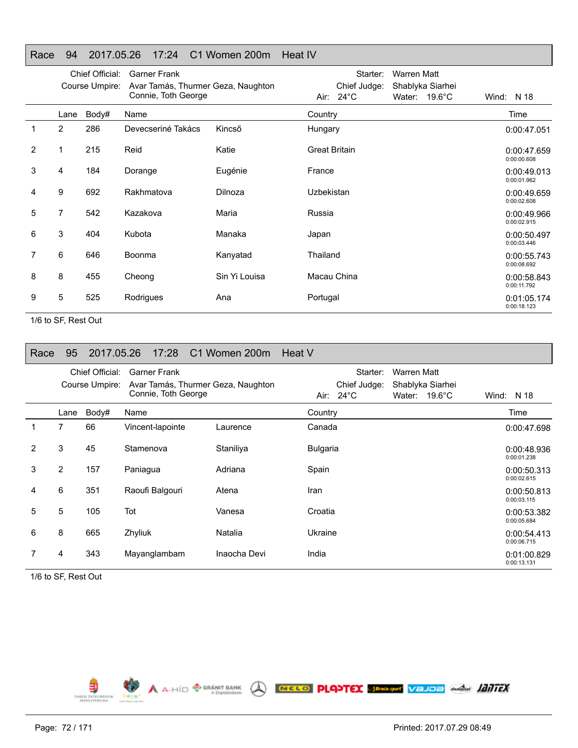## Race 94 2017.05.26 17:24 C1 Women 200m Heat IV

Chief Official: Garner Frank
Course Umpire: Avar Tamás, Thurmer Geza, Naughton Connie, Toth George
Starter: Warren Matt
Chief Judge: Shablyka Siarhei
Air: 24°C Water: 19.6°C Wind: N 18

| | Lane | Body# | Name | | Country | Time |
|---|---|---|---|---|---|---|
| 1 | 2 | 286 | Devecseriné Takács | Kincső | Hungary | 0:00:47.051 |
| 2 | 1 | 215 | Reid | Katie | Great Britain | 0:00:47.659<br>0:00:00.608 |
| 3 | 4 | 184 | Dorange | Eugénie | France | 0:00:49.013<br>0:00:01.962 |
| 4 | 9 | 692 | Rakhmatova | Dilnoza | Uzbekistan | 0:00:49.659<br>0:00:02.608 |
| 5 | 7 | 542 | Kazakova | Maria | Russia | 0:00:49.966<br>0:00:02.915 |
| 6 | 3 | 404 | Kubota | Manaka | Japan | 0:00:50.497<br>0:00:03.446 |
| 7 | 6 | 646 | Boonma | Kanyatad | Thailand | 0:00:55.743<br>0:00:08.692 |
| 8 | 8 | 455 | Cheong | Sin Yi Louisa | Macau China | 0:00:58.843<br>0:00:11.792 |
| 9 | 5 | 525 | Rodrigues | Ana | Portugal | 0:01:05.174<br>0:00:18.123 |

1/6 to SF, Rest Out

## Race 95 2017.05.26 17:28 C1 Women 200m Heat V

Chief Official: Garner Frank
Course Umpire: Avar Tamás, Thurmer Geza, Naughton Connie, Toth George
Starter: Warren Matt
Chief Judge: Shablyka Siarhei
Air: 24°C Water: 19.6°C Wind: N 18

| | Lane | Body# | Name | | Country | Time |
|---|---|---|---|---|---|---|
| 1 | 7 | 66 | Vincent-lapointe | Laurence | Canada | 0:00:47.698 |
| 2 | 3 | 45 | Stamenova | Staniliya | Bulgaria | 0:00:48.936<br>0:00:01.238 |
| 3 | 2 | 157 | Paniagua | Adriana | Spain | 0:00:50.313<br>0:00:02.615 |
| 4 | 6 | 351 | Raoufi Balgouri | Atena | Iran | 0:00:50.813<br>0:00:03.115 |
| 5 | 5 | 105 | Tot | Vanesa | Croatia | 0:00:53.382<br>0:00:05.684 |
| 6 | 8 | 665 | Zhyliuk | Natalia | Ukraine | 0:00:54.413<br>0:00:06.715 |
| 7 | 4 | 343 | Mayanglambam | Inaocha Devi | India | 0:01:00.829<br>0:00:13.131 |

1/6 to SF, Rest Out

Printed: 2017.07.29 08:49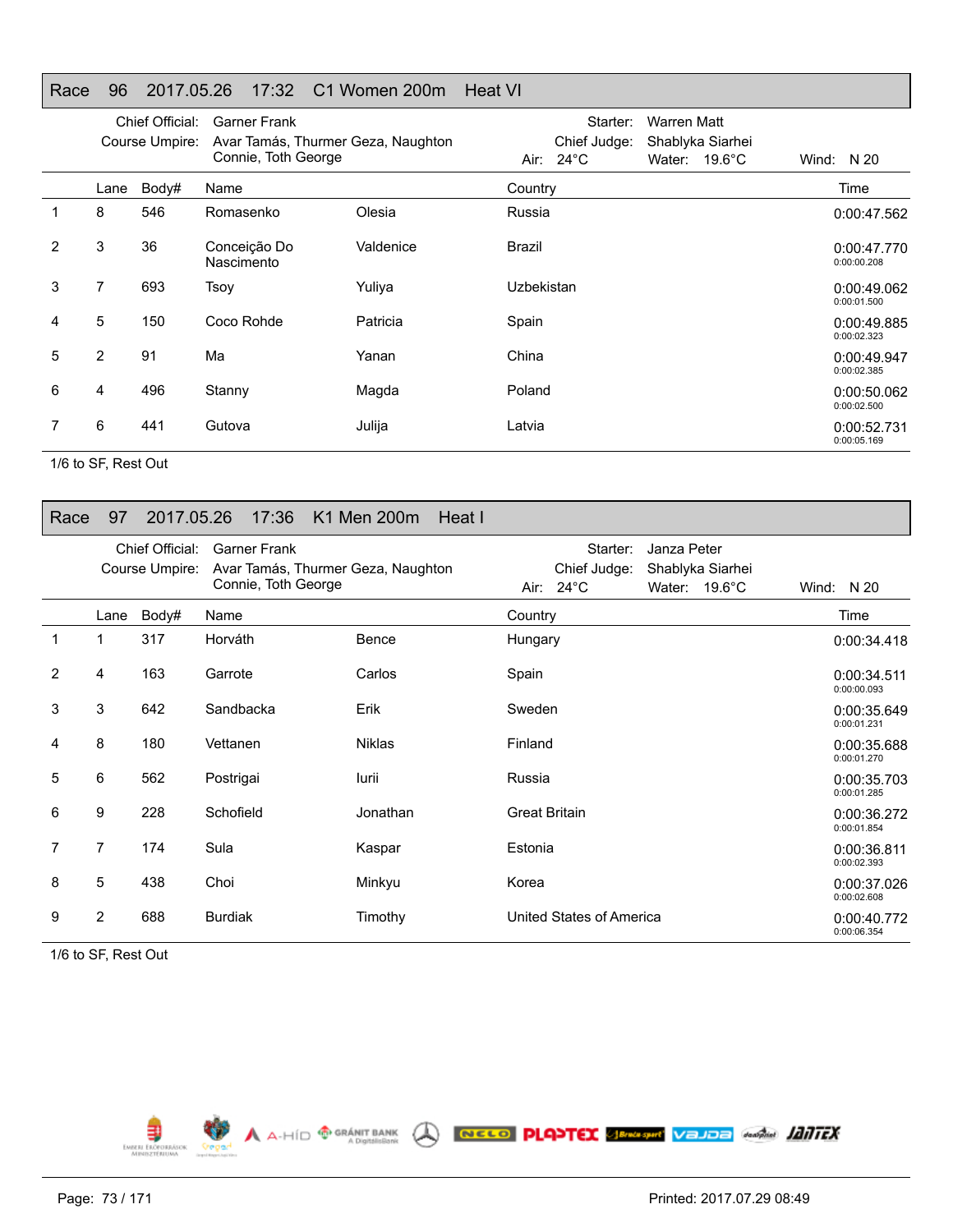## Race 96 2017.05.26 17:32 C1 Women 200m Heat VI

Chief Official: Garner Frank
Course Umpire: Avar Tamás, Thurmer Geza, Naughton Connie, Toth George
Starter: Warren Matt
Chief Judge: Shablyka Siarhei
Air: 24°C Water: 19.6°C Wind: N 20

| | Lane | Body# | Name | | Country | Time |
|---|---|---|---|---|---|---|
| 1 | 8 | 546 | Romasenko | Olesia | Russia | 0:00:47.562 |
| 2 | 3 | 36 | Conceição Do Nascimento | Valdenice | Brazil | 0:00:47.770 0:00:00.208 |
| 3 | 7 | 693 | Tsoy | Yuliya | Uzbekistan | 0:00:49.062 0:00:01.500 |
| 4 | 5 | 150 | Coco Rohde | Patricia | Spain | 0:00:49.885 0:00:02.323 |
| 5 | 2 | 91 | Ma | Yanan | China | 0:00:49.947 0:00:02.385 |
| 6 | 4 | 496 | Stanny | Magda | Poland | 0:00:50.062 0:00:02.500 |
| 7 | 6 | 441 | Gutova | Julija | Latvia | 0:00:52.731 0:00:05.169 |

1/6 to SF, Rest Out

## Race 97 2017.05.26 17:36 K1 Men 200m Heat I

Chief Official: Garner Frank
Course Umpire: Avar Tamás, Thurmer Geza, Naughton Connie, Toth George
Starter: Janza Peter
Chief Judge: Shablyka Siarhei
Air: 24°C Water: 19.6°C Wind: N 20

| | Lane | Body# | Name | | Country | Time |
|---|---|---|---|---|---|---|
| 1 | 1 | 317 | Horváth | Bence | Hungary | 0:00:34.418 |
| 2 | 4 | 163 | Garrote | Carlos | Spain | 0:00:34.511 0:00:00.093 |
| 3 | 3 | 642 | Sandbacka | Erik | Sweden | 0:00:35.649 0:00:01.231 |
| 4 | 8 | 180 | Vettanen | Niklas | Finland | 0:00:35.688 0:00:01.270 |
| 5 | 6 | 562 | Postrigai | Iurii | Russia | 0:00:35.703 0:00:01.285 |
| 6 | 9 | 228 | Schofield | Jonathan | Great Britain | 0:00:36.272 0:00:01.854 |
| 7 | 7 | 174 | Sula | Kaspar | Estonia | 0:00:36.811 0:00:02.393 |
| 8 | 5 | 438 | Choi | Minkyu | Korea | 0:00:37.026 0:00:02.608 |
| 9 | 2 | 688 | Burdiak | Timothy | United States of America | 0:00:40.772 0:00:06.354 |

1/6 to SF, Rest Out

Printed: 2017.07.29 08:49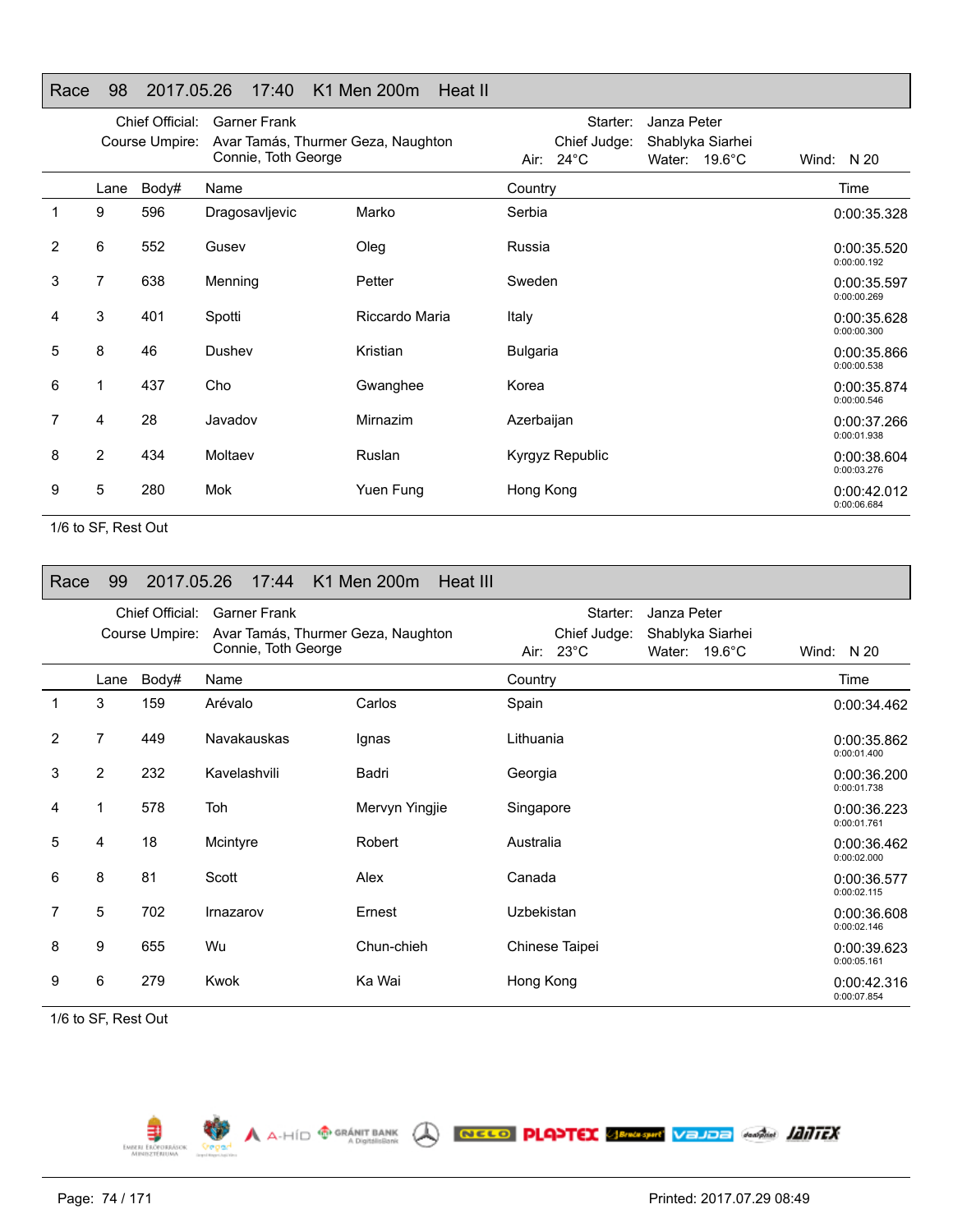## Race 98 2017.05.26 17:40 K1 Men 200m Heat II

Chief Official: Garner Frank
Course Umpire: Avar Tamás, Thurmer Geza, Naughton Connie, Toth George
Starter: Janza Peter
Chief Judge: Shablyka Siarhei
Air: 24°C Water: 19.6°C Wind: N 20

| | Lane | Body# | Name | | Country | Time |
|---|---|---|---|---|---|---|
| 1 | 9 | 596 | Dragosavljevic | Marko | Serbia | 0:00:35.328 |
| 2 | 6 | 552 | Gusev | Oleg | Russia | 0:00:35.520<br>0:00:00.192 |
| 3 | 7 | 638 | Menning | Petter | Sweden | 0:00:35.597<br>0:00:00.269 |
| 4 | 3 | 401 | Spotti | Riccardo Maria | Italy | 0:00:35.628<br>0:00:00.300 |
| 5 | 8 | 46 | Dushev | Kristian | Bulgaria | 0:00:35.866<br>0:00:00.538 |
| 6 | 1 | 437 | Cho | Gwanghee | Korea | 0:00:35.874<br>0:00:00.546 |
| 7 | 4 | 28 | Javadov | Mirnazim | Azerbaijan | 0:00:37.266<br>0:00:01.938 |
| 8 | 2 | 434 | Moltaev | Ruslan | Kyrgyz Republic | 0:00:38.604<br>0:00:03.276 |
| 9 | 5 | 280 | Mok | Yuen Fung | Hong Kong | 0:00:42.012<br>0:00:06.684 |

1/6 to SF, Rest Out

## Race 99 2017.05.26 17:44 K1 Men 200m Heat III

Chief Official: Garner Frank
Course Umpire: Avar Tamás, Thurmer Geza, Naughton Connie, Toth George
Starter: Janza Peter
Chief Judge: Shablyka Siarhei
Air: 23°C Water: 19.6°C Wind: N 20

| | Lane | Body# | Name | | Country | Time |
|---|---|---|---|---|---|---|
| 1 | 3 | 159 | Arévalo | Carlos | Spain | 0:00:34.462 |
| 2 | 7 | 449 | Navakauskas | Ignas | Lithuania | 0:00:35.862<br>0:00:01.400 |
| 3 | 2 | 232 | Kavelashvili | Badri | Georgia | 0:00:36.200<br>0:00:01.738 |
| 4 | 1 | 578 | Toh | Mervyn Yingjie | Singapore | 0:00:36.223<br>0:00:01.761 |
| 5 | 4 | 18 | Mcintyre | Robert | Australia | 0:00:36.462<br>0:00:02.000 |
| 6 | 8 | 81 | Scott | Alex | Canada | 0:00:36.577<br>0:00:02.115 |
| 7 | 5 | 702 | Irnazarov | Ernest | Uzbekistan | 0:00:36.608<br>0:00:02.146 |
| 8 | 9 | 655 | Wu | Chun-chieh | Chinese Taipei | 0:00:39.623<br>0:00:05.161 |
| 9 | 6 | 279 | Kwok | Ka Wai | Hong Kong | 0:00:42.316<br>0:00:07.854 |

1/6 to SF, Rest Out

Printed: 2017.07.29 08:49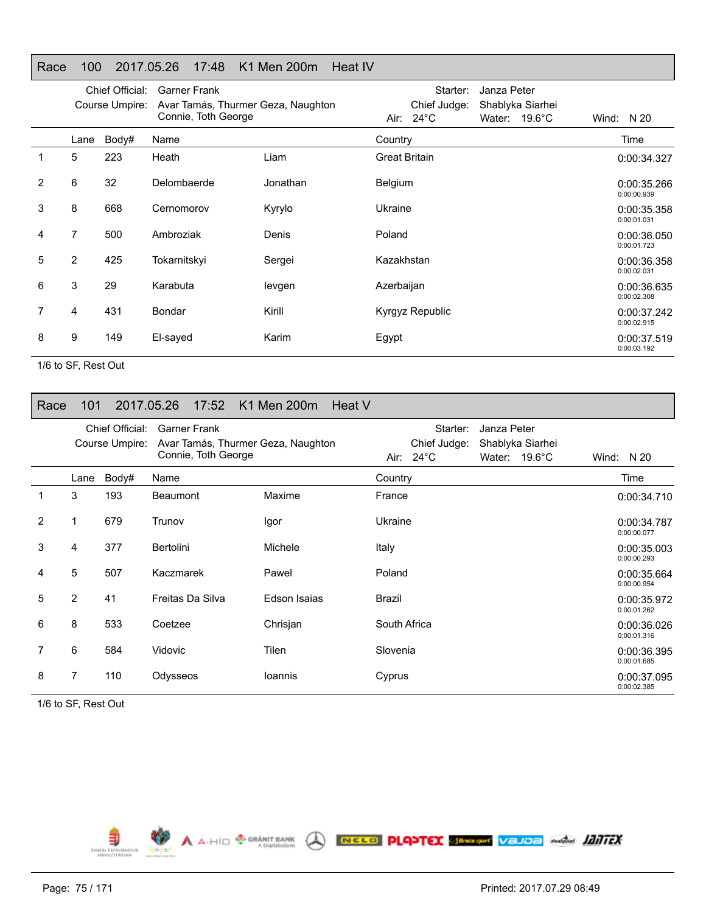## Race 100 2017.05.26 17:48 K1 Men 200m Heat IV

Chief Official: Garner Frank
Course Umpire: Avar Tamás, Thurmer Geza, Naughton Connie, Toth George
Starter: Janza Peter
Chief Judge: Shablyka Siarhei
Air: 24°C Water: 19.6°C Wind: N 20

| | Lane | Body# | Name | | Country | Time |
|---|---|---|---|---|---|---|
| 1 | 5 | 223 | Heath | Liam | Great Britain | 0:00:34.327 |
| 2 | 6 | 32 | Delombaerde | Jonathan | Belgium | 0:00:35.266<br>0:00:00.939 |
| 3 | 8 | 668 | Cernomorov | Kyrylo | Ukraine | 0:00:35.358<br>0:00:01.031 |
| 4 | 7 | 500 | Ambroziak | Denis | Poland | 0:00:36.050<br>0:00:01.723 |
| 5 | 2 | 425 | Tokarnitskyi | Sergei | Kazakhstan | 0:00:36.358<br>0:00:02.031 |
| 6 | 3 | 29 | Karabuta | Ievgen | Azerbaijan | 0:00:36.635<br>0:00:02.308 |
| 7 | 4 | 431 | Bondar | Kirill | Kyrgyz Republic | 0:00:37.242<br>0:00:02.915 |
| 8 | 9 | 149 | El-sayed | Karim | Egypt | 0:00:37.519<br>0:00:03.192 |

1/6 to SF, Rest Out

## Race 101 2017.05.26 17:52 K1 Men 200m Heat V

Chief Official: Garner Frank
Course Umpire: Avar Tamás, Thurmer Geza, Naughton Connie, Toth George
Starter: Janza Peter
Chief Judge: Shablyka Siarhei
Air: 24°C Water: 19.6°C Wind: N 20

| | Lane | Body# | Name | | Country | Time |
|---|---|---|---|---|---|---|
| 1 | 3 | 193 | Beaumont | Maxime | France | 0:00:34.710 |
| 2 | 1 | 679 | Trunov | Igor | Ukraine | 0:00:34.787<br>0:00:00.077 |
| 3 | 4 | 377 | Bertolini | Michele | Italy | 0:00:35.003<br>0:00:00.293 |
| 4 | 5 | 507 | Kaczmarek | Pawel | Poland | 0:00:35.664<br>0:00:00.954 |
| 5 | 2 | 41 | Freitas Da Silva | Edson Isaias | Brazil | 0:00:35.972<br>0:00:01.262 |
| 6 | 8 | 533 | Coetzee | Chrisjan | South Africa | 0:00:36.026<br>0:00:01.316 |
| 7 | 6 | 584 | Vidovic | Tilen | Slovenia | 0:00:36.395<br>0:00:01.685 |
| 8 | 7 | 110 | Odysseos | Ioannis | Cyprus | 0:00:37.095<br>0:00:02.385 |

1/6 to SF, Rest Out

Printed: 2017.07.29 08:49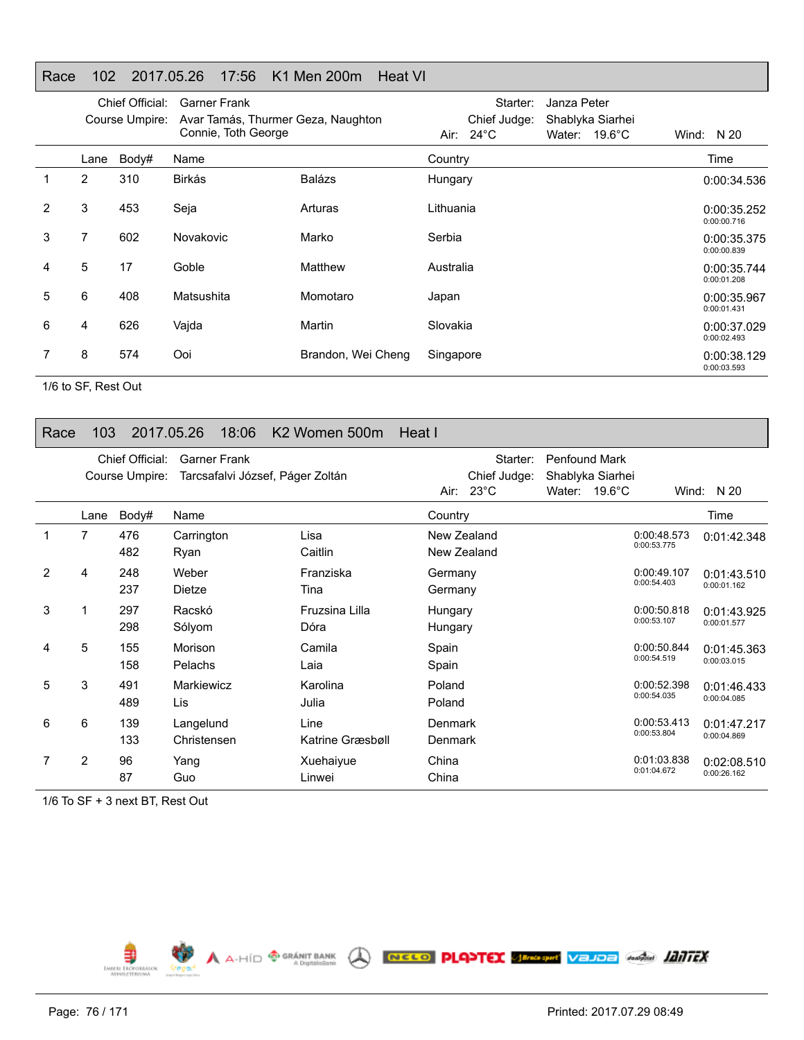## Race 102 2017.05.26 17:56 K1 Men 200m Heat VI

Chief Official: Garner Frank
Course Umpire: Avar Tamás, Thurmer Geza, Naughton Connie, Toth George
Starter: Janza Peter
Chief Judge: Shablyka Siarhei
Air: 24°C Water: 19.6°C Wind: N 20

| | Lane | Body# | Name | | Country | Time |
|---|---|---|---|---|---|---|
| 1 | 2 | 310 | Birkás | Balázs | Hungary | 0:00:34.536 |
| 2 | 3 | 453 | Seja | Arturas | Lithuania | 0:00:35.252<br>0:00:00.716 |
| 3 | 7 | 602 | Novakovic | Marko | Serbia | 0:00:35.375<br>0:00:00.839 |
| 4 | 5 | 17 | Goble | Matthew | Australia | 0:00:35.744<br>0:00:01.208 |
| 5 | 6 | 408 | Matsushita | Momotaro | Japan | 0:00:35.967<br>0:00:01.431 |
| 6 | 4 | 626 | Vajda | Martin | Slovakia | 0:00:37.029<br>0:00:02.493 |
| 7 | 8 | 574 | Ooi | Brandon, Wei Cheng | Singapore | 0:00:38.129<br>0:00:03.593 |

1/6 to SF, Rest Out

## Race 103 2017.05.26 18:06 K2 Women 500m Heat I

Chief Official: Garner Frank
Course Umpire: Tarcsafalvi József, Páger Zoltán
Starter: Penfound Mark
Chief Judge: Shablyka Siarhei
Air: 23°C Water: 19.6°C Wind: N 20

| | Lane | Body# | Name | | Country | | Time |
|---|---|---|---|---|---|---|---|
| 1 | 7 | 476<br>482 | Carrington<br>Ryan | Lisa<br>Caitlin | New Zealand<br>New Zealand | 0:00:48.573<br>0:00:53.775 | 0:01:42.348 |
| 2 | 4 | 248<br>237 | Weber<br>Dietze | Franziska<br>Tina | Germany<br>Germany | 0:00:49.107<br>0:00:54.403 | 0:01:43.510<br>0:00:01.162 |
| 3 | 1 | 297<br>298 | Racskó<br>Sólyom | Fruzsina Lilla<br>Dóra | Hungary<br>Hungary | 0:00:50.818<br>0:00:53.107 | 0:01:43.925<br>0:00:01.577 |
| 4 | 5 | 155<br>158 | Morison<br>Pelachs | Camila<br>Laia | Spain<br>Spain | 0:00:50.844<br>0:00:54.519 | 0:01:45.363<br>0:00:03.015 |
| 5 | 3 | 491<br>489 | Markiewicz<br>Lis | Karolina<br>Julia | Poland<br>Poland | 0:00:52.398<br>0:00:54.035 | 0:01:46.433<br>0:00:04.085 |
| 6 | 6 | 139<br>133 | Langelund<br>Christensen | Line<br>Katrine Græsbøll | Denmark<br>Denmark | 0:00:53.413<br>0:00:53.804 | 0:01:47.217<br>0:00:04.869 |
| 7 | 2 | 96<br>87 | Yang<br>Guo | Xuehaiyue<br>Linwei | China<br>China | 0:01:03.838<br>0:01:04.672 | 0:02:08.510<br>0:00:26.162 |

1/6 To SF + 3 next BT, Rest Out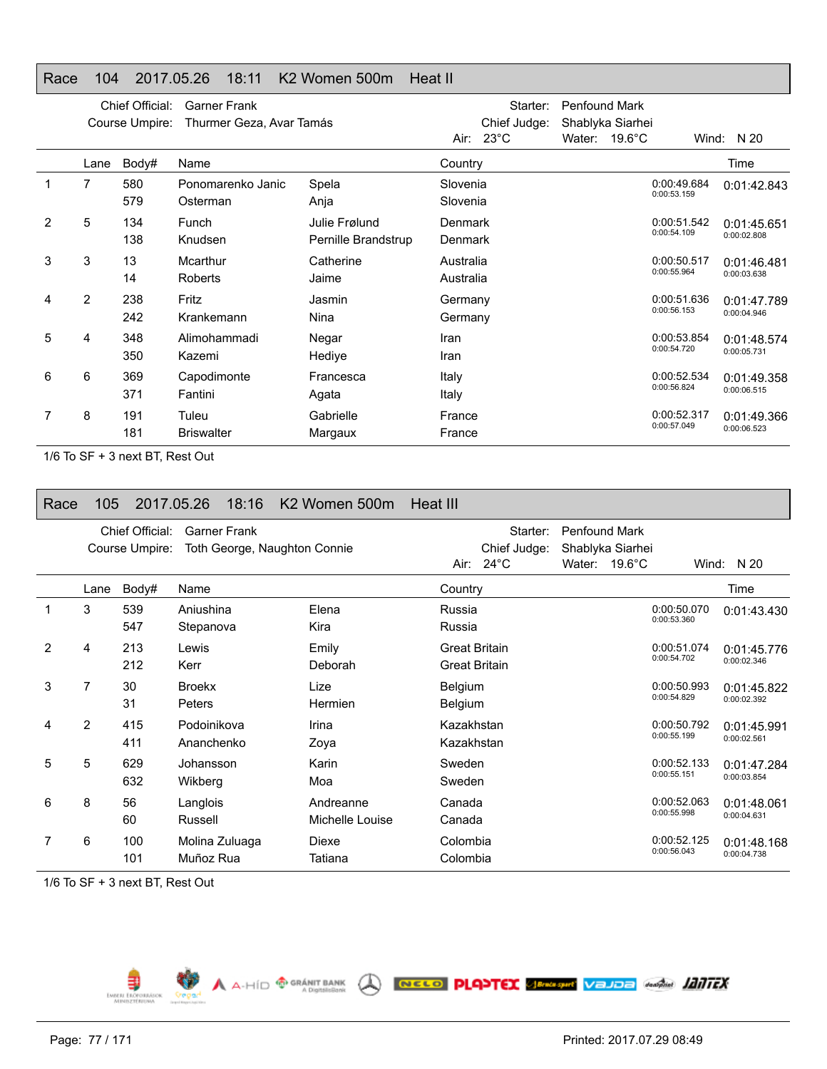## Race 104 2017.05.26 18:11 K2 Women 500m Heat II

Chief Official: Garner Frank
Course Umpire: Thurmer Geza, Avar Tamás
Starter: Penfound Mark
Chief Judge: Shablyka Siarhei
Air: 23°C Water: 19.6°C Wind: N 20

| | Lane | Body# | Name | | Country | | Time |
|---|---|---|---|---|---|---|---|
| 1 | 7 | 580 | Ponomarenko Janic | Spela | Slovenia | 0:00:49.684 | 0:01:42.843 |
| | | 579 | Osterman | Anja | Slovenia | 0:00:53.159 | |
| 2 | 5 | 134 | Funch | Julie Frølund | Denmark | 0:00:51.542 | 0:01:45.651 |
| | | 138 | Knudsen | Pernille Brandstrup | Denmark | 0:00:54.109 | 0:00:02.808 |
| 3 | 3 | 13 | Mcarthur | Catherine | Australia | 0:00:50.517 | 0:01:46.481 |
| | | 14 | Roberts | Jaime | Australia | 0:00:55.964 | 0:00:03.638 |
| 4 | 2 | 238 | Fritz | Jasmin | Germany | 0:00:51.636 | 0:01:47.789 |
| | | 242 | Krankemann | Nina | Germany | 0:00:56.153 | 0:00:04.946 |
| 5 | 4 | 348 | Alimohammadi | Negar | Iran | 0:00:53.854 | 0:01:48.574 |
| | | 350 | Kazemi | Hediye | Iran | 0:00:54.720 | 0:00:05.731 |
| 6 | 6 | 369 | Capodimonte | Francesca | Italy | 0:00:52.534 | 0:01:49.358 |
| | | 371 | Fantini | Agata | Italy | 0:00:56.824 | 0:00:06.515 |
| 7 | 8 | 191 | Tuleu | Gabrielle | France | 0:00:52.317 | 0:01:49.366 |
| | | 181 | Briswalter | Margaux | France | 0:00:57.049 | 0:00:06.523 |

1/6 To SF + 3 next BT, Rest Out

## Race 105 2017.05.26 18:16 K2 Women 500m Heat III

Chief Official: Garner Frank
Course Umpire: Toth George, Naughton Connie
Starter: Penfound Mark
Chief Judge: Shablyka Siarhei
Air: 24°C Water: 19.6°C Wind: N 20

| | Lane | Body# | Name | | Country | | Time |
|---|---|---|---|---|---|---|---|
| 1 | 3 | 539 | Aniushina | Elena | Russia | 0:00:50.070 | 0:01:43.430 |
| | | 547 | Stepanova | Kira | Russia | 0:00:53.360 | |
| 2 | 4 | 213 | Lewis | Emily | Great Britain | 0:00:51.074 | 0:01:45.776 |
| | | 212 | Kerr | Deborah | Great Britain | 0:00:54.702 | 0:00:02.346 |
| 3 | 7 | 30 | Broekx | Lize | Belgium | 0:00:50.993 | 0:01:45.822 |
| | | 31 | Peters | Hermien | Belgium | 0:00:54.829 | 0:00:02.392 |
| 4 | 2 | 415 | Podoinikova | Irina | Kazakhstan | 0:00:50.792 | 0:01:45.991 |
| | | 411 | Ananchenko | Zoya | Kazakhstan | 0:00:55.199 | 0:00:02.561 |
| 5 | 5 | 629 | Johansson | Karin | Sweden | 0:00:52.133 | 0:01:47.284 |
| | | 632 | Wikberg | Moa | Sweden | 0:00:55.151 | 0:00:03.854 |
| 6 | 8 | 56 | Langlois | Andreanne | Canada | 0:00:52.063 | 0:01:48.061 |
| | | 60 | Russell | Michelle Louise | Canada | 0:00:55.998 | 0:00:04.631 |
| 7 | 6 | 100 | Molina Zuluaga | Diexe | Colombia | 0:00:52.125 | 0:01:48.168 |
| | | 101 | Muñoz Rua | Tatiana | Colombia | 0:00:56.043 | 0:00:04.738 |

1/6 To SF + 3 next BT, Rest Out

Printed: 2017.07.29 08:49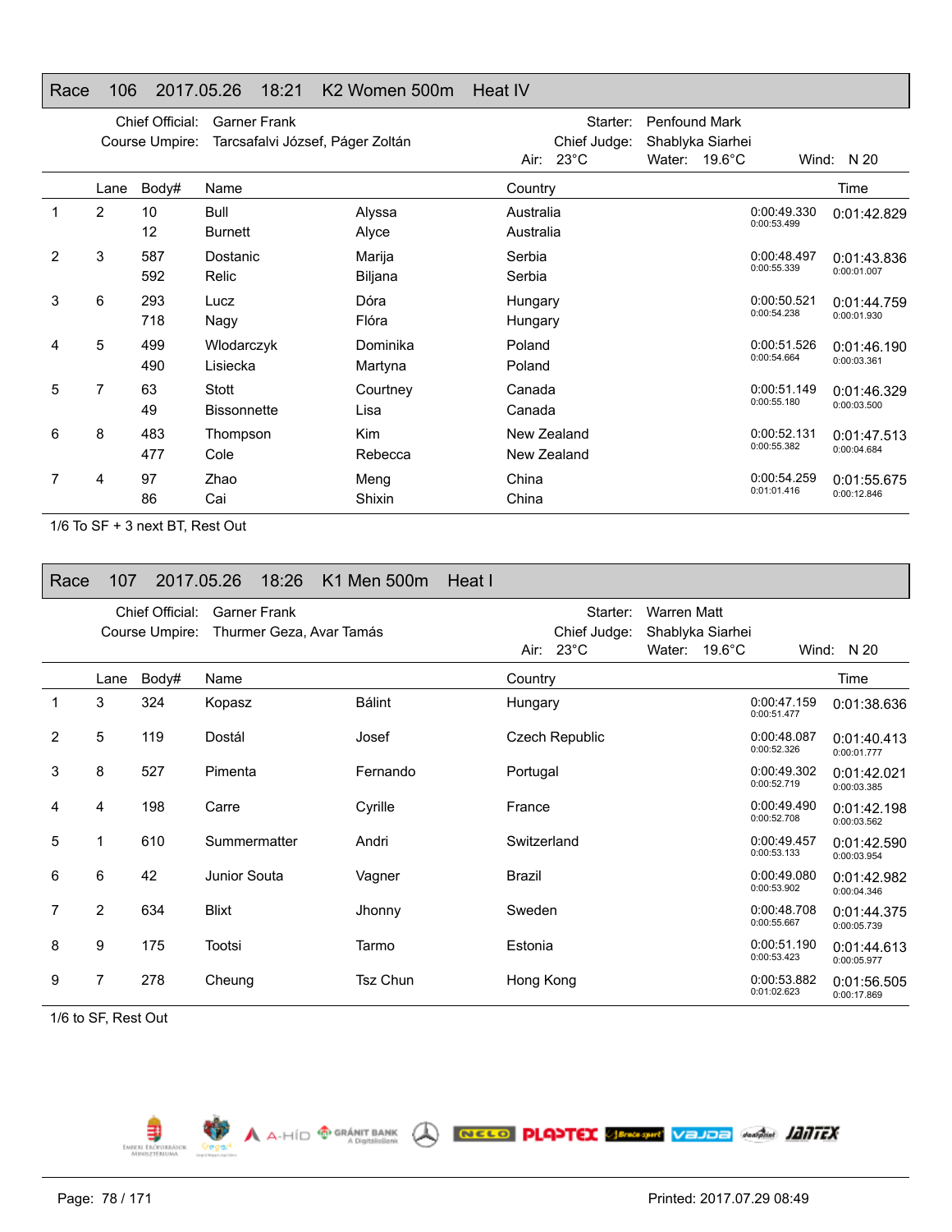## Race 106 2017.05.26 18:21 K2 Women 500m Heat IV

Chief Official: Garner Frank
Course Umpire: Tarcsafalvi József, Páger Zoltán
Starter: Penfound Mark
Chief Judge: Shablyka Siarhei
Air: 23°C Water: 19.6°C Wind: N 20

| | Lane | Body# | Name | | Country | | Time |
|---|---|---|---|---|---|---|---|
| 1 | 2 | 10 | Bull | Alyssa | Australia | 0:00:49.330 | 0:01:42.829 |
| | | 12 | Burnett | Alyce | Australia | 0:00:53.499 | |
| 2 | 3 | 587 | Dostanic | Marija | Serbia | 0:00:48.497 | 0:01:43.836 |
| | | 592 | Relic | Biljana | Serbia | 0:00:55.339 | 0:00:01.007 |
| 3 | 6 | 293 | Lucz | Dóra | Hungary | 0:00:50.521 | 0:01:44.759 |
| | | 718 | Nagy | Flóra | Hungary | 0:00:54.238 | 0:00:01.930 |
| 4 | 5 | 499 | Wlodarczyk | Dominika | Poland | 0:00:51.526 | 0:01:46.190 |
| | | 490 | Lisiecka | Martyna | Poland | 0:00:54.664 | 0:00:03.361 |
| 5 | 7 | 63 | Stott | Courtney | Canada | 0:00:51.149 | 0:01:46.329 |
| | | 49 | Bissonnette | Lisa | Canada | 0:00:55.180 | 0:00:03.500 |
| 6 | 8 | 483 | Thompson | Kim | New Zealand | 0:00:52.131 | 0:01:47.513 |
| | | 477 | Cole | Rebecca | New Zealand | 0:00:55.382 | 0:00:04.684 |
| 7 | 4 | 97 | Zhao | Meng | China | 0:00:54.259 | 0:01:55.675 |
| | | 86 | Cai | Shixin | China | 0:01:01.416 | 0:00:12.846 |

1/6 To SF + 3 next BT, Rest Out

## Race 107 2017.05.26 18:26 K1 Men 500m Heat I

Chief Official: Garner Frank
Course Umpire: Thurmer Geza, Avar Tamás
Starter: Warren Matt
Chief Judge: Shablyka Siarhei
Air: 23°C Water: 19.6°C Wind: N 20

| | Lane | Body# | Name | | Country | | Time |
|---|---|---|---|---|---|---|---|
| 1 | 3 | 324 | Kopasz | Bálint | Hungary | 0:00:47.159<br>0:00:51.477 | 0:01:38.636 |
| 2 | 5 | 119 | Dostál | Josef | Czech Republic | 0:00:48.087<br>0:00:52.326 | 0:01:40.413<br>0:00:01.777 |
| 3 | 8 | 527 | Pimenta | Fernando | Portugal | 0:00:49.302<br>0:00:52.719 | 0:01:42.021<br>0:00:03.385 |
| 4 | 4 | 198 | Carre | Cyrille | France | 0:00:49.490<br>0:00:52.708 | 0:01:42.198<br>0:00:03.562 |
| 5 | 1 | 610 | Summermatter | Andri | Switzerland | 0:00:49.457<br>0:00:53.133 | 0:01:42.590<br>0:00:03.954 |
| 6 | 6 | 42 | Junior Souta | Vagner | Brazil | 0:00:49.080<br>0:00:53.902 | 0:01:42.982<br>0:00:04.346 |
| 7 | 2 | 634 | Blixt | Jhonny | Sweden | 0:00:48.708<br>0:00:55.667 | 0:01:44.375<br>0:00:05.739 |
| 8 | 9 | 175 | Tootsi | Tarmo | Estonia | 0:00:51.190<br>0:00:53.423 | 0:01:44.613<br>0:00:05.977 |
| 9 | 7 | 278 | Cheung | Tsz Chun | Hong Kong | 0:00:53.882<br>0:01:02.623 | 0:01:56.505<br>0:00:17.869 |

1/6 to SF, Rest Out

Printed: 2017.07.29 08:49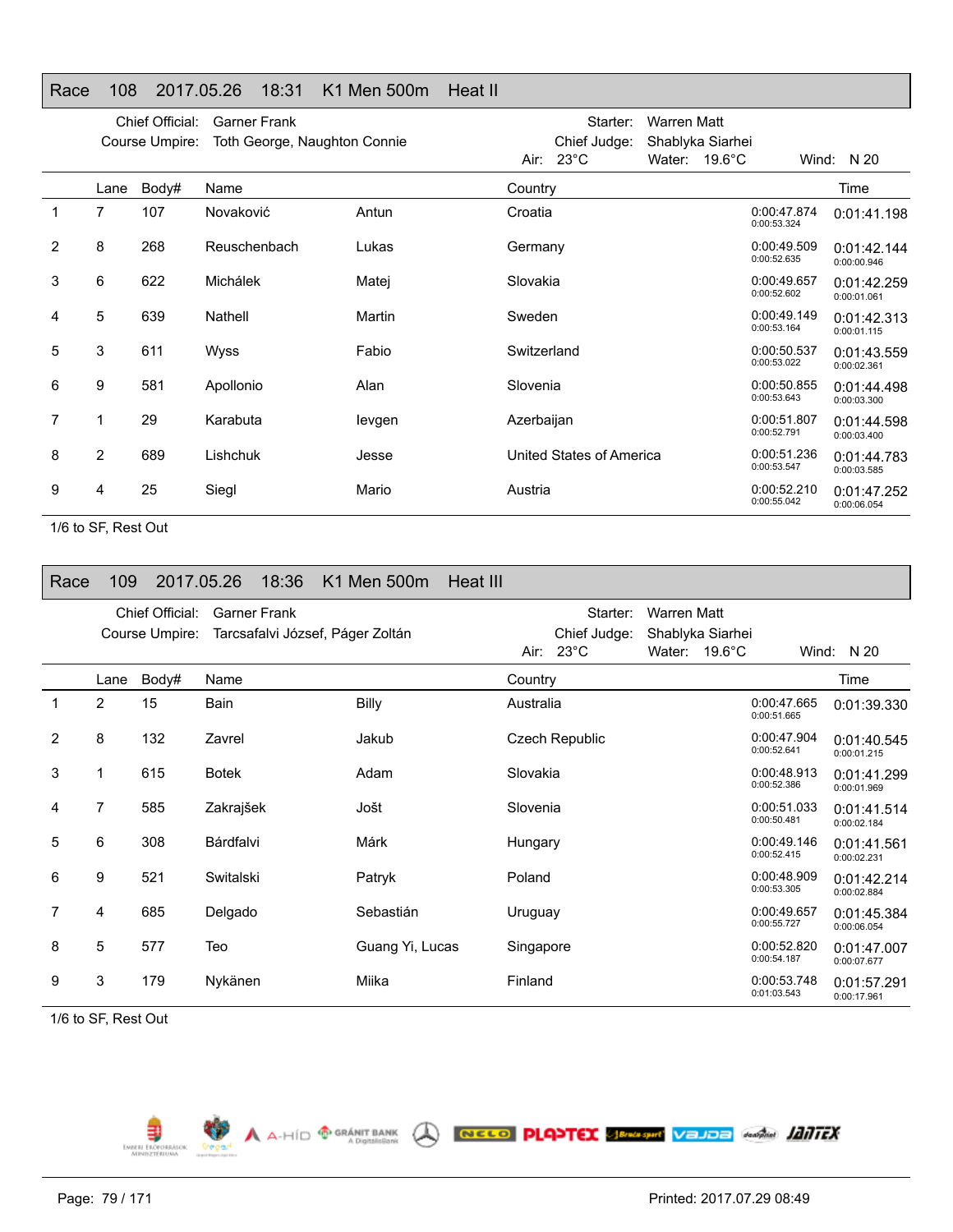## Race 108 2017.05.26 18:31 K1 Men 500m Heat II

Chief Official: Garner Frank
Course Umpire: Toth George, Naughton Connie
Starter: Warren Matt
Chief Judge: Shablyka Siarhei
Air: 23°C Water: 19.6°C Wind: N 20

| | Lane | Body# | Name | | Country | | Time |
|---|---|---|---|---|---|---|---|
| 1 | 7 | 107 | Novaković | Antun | Croatia | 0:00:47.874 0:00:53.324 | 0:01:41.198 |
| 2 | 8 | 268 | Reuschenbach | Lukas | Germany | 0:00:49.509 0:00:52.635 | 0:01:42.144 0:00:00.946 |
| 3 | 6 | 622 | Michálek | Matej | Slovakia | 0:00:49.657 0:00:52.602 | 0:01:42.259 0:00:01.061 |
| 4 | 5 | 639 | Nathell | Martin | Sweden | 0:00:49.149 0:00:53.164 | 0:01:42.313 0:00:01.115 |
| 5 | 3 | 611 | Wyss | Fabio | Switzerland | 0:00:50.537 0:00:53.022 | 0:01:43.559 0:00:02.361 |
| 6 | 9 | 581 | Apollonio | Alan | Slovenia | 0:00:50.855 0:00:53.643 | 0:01:44.498 0:00:03.300 |
| 7 | 1 | 29 | Karabuta | Ievgen | Azerbaijan | 0:00:51.807 0:00:52.791 | 0:01:44.598 0:00:03.400 |
| 8 | 2 | 689 | Lishchuk | Jesse | United States of America | 0:00:51.236 0:00:53.547 | 0:01:44.783 0:00:03.585 |
| 9 | 4 | 25 | Siegl | Mario | Austria | 0:00:52.210 0:00:55.042 | 0:01:47.252 0:00:06.054 |

1/6 to SF, Rest Out

## Race 109 2017.05.26 18:36 K1 Men 500m Heat III

Chief Official: Garner Frank
Course Umpire: Tarcsafalvi József, Páger Zoltán
Starter: Warren Matt
Chief Judge: Shablyka Siarhei
Air: 23°C Water: 19.6°C Wind: N 20

| | Lane | Body# | Name | | Country | | Time |
|---|---|---|---|---|---|---|---|
| 1 | 2 | 15 | Bain | Billy | Australia | 0:00:47.665 0:00:51.665 | 0:01:39.330 |
| 2 | 8 | 132 | Zavrel | Jakub | Czech Republic | 0:00:47.904 0:00:52.641 | 0:01:40.545 0:00:01.215 |
| 3 | 1 | 615 | Botek | Adam | Slovakia | 0:00:48.913 0:00:52.386 | 0:01:41.299 0:00:01.969 |
| 4 | 7 | 585 | Zakrajšek | Jošt | Slovenia | 0:00:51.033 0:00:50.481 | 0:01:41.514 0:00:02.184 |
| 5 | 6 | 308 | Bárdfalvi | Márk | Hungary | 0:00:49.146 0:00:52.415 | 0:01:41.561 0:00:02.231 |
| 6 | 9 | 521 | Switalski | Patryk | Poland | 0:00:48.909 0:00:53.305 | 0:01:42.214 0:00:02.884 |
| 7 | 4 | 685 | Delgado | Sebastián | Uruguay | 0:00:49.657 0:00:55.727 | 0:01:45.384 0:00:06.054 |
| 8 | 5 | 577 | Teo | Guang Yi, Lucas | Singapore | 0:00:52.820 0:00:54.187 | 0:01:47.007 0:00:07.677 |
| 9 | 3 | 179 | Nykänen | Miika | Finland | 0:00:53.748 0:01:03.543 | 0:01:57.291 0:00:17.961 |

1/6 to SF, Rest Out

Printed: 2017.07.29 08:49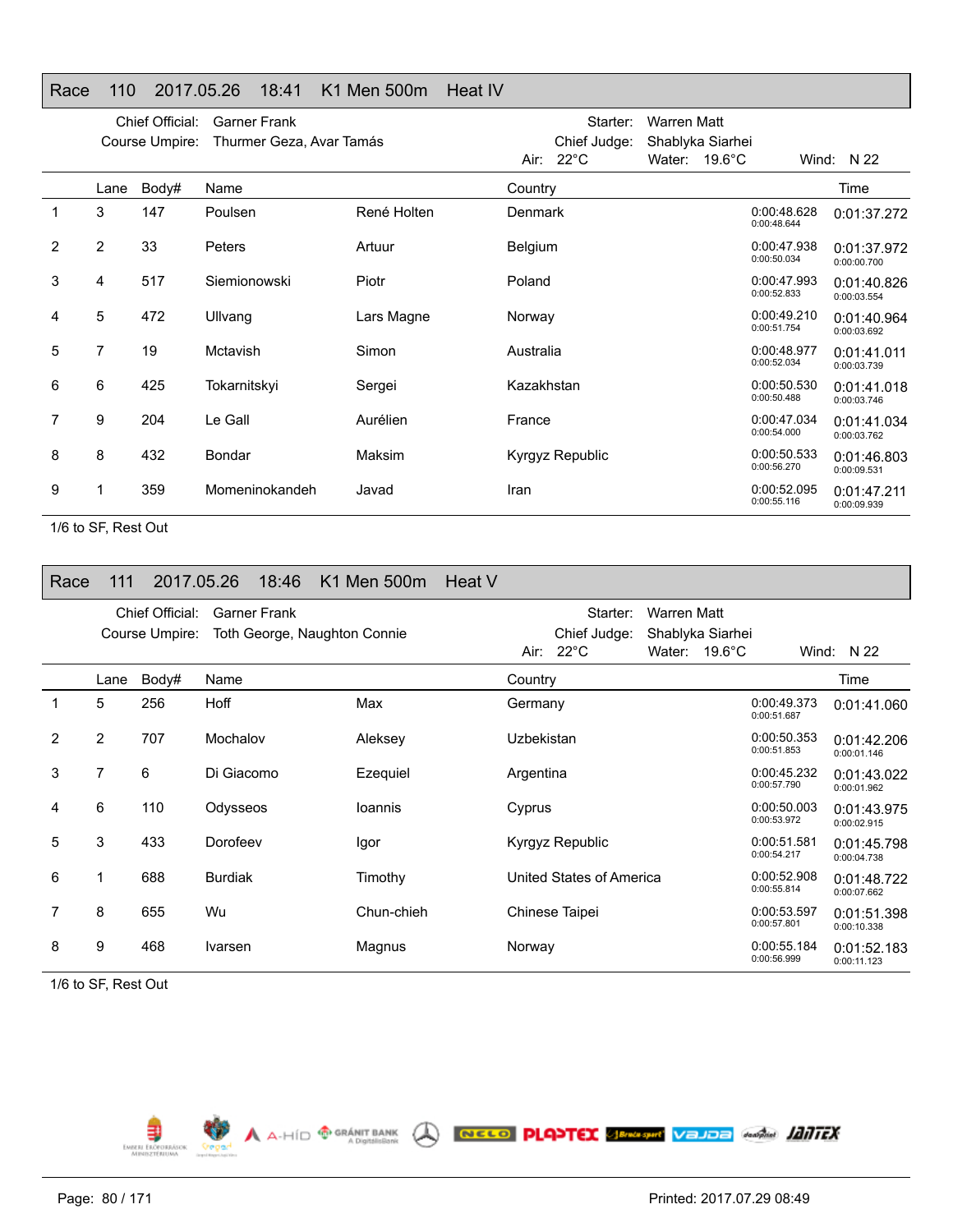## Race 110 2017.05.26 18:41 K1 Men 500m Heat IV

Chief Official: Garner Frank
Course Umpire: Thurmer Geza, Avar Tamás

Starter: Warren Matt
Chief Judge: Shablyka Siarhei
Air: 22°C Water: 19.6°C Wind: N 22

| | Lane | Body# | Name | | Country | | Time |
|---|---|---|---|---|---|---|---|
| 1 | 3 | 147 | Poulsen | René Holten | Denmark | 0:00:48.628<br>0:00:48.644 | 0:01:37.272 |
| 2 | 2 | 33 | Peters | Artuur | Belgium | 0:00:47.938<br>0:00:50.034 | 0:01:37.972<br>0:00:00.700 |
| 3 | 4 | 517 | Siemionowski | Piotr | Poland | 0:00:47.993<br>0:00:52.833 | 0:01:40.826<br>0:00:03.554 |
| 4 | 5 | 472 | Ullvang | Lars Magne | Norway | 0:00:49.210<br>0:00:51.754 | 0:01:40.964<br>0:00:03.692 |
| 5 | 7 | 19 | Mctavish | Simon | Australia | 0:00:48.977<br>0:00:52.034 | 0:01:41.011<br>0:00:03.739 |
| 6 | 6 | 425 | Tokarnitskyi | Sergei | Kazakhstan | 0:00:50.530<br>0:00:50.488 | 0:01:41.018<br>0:00:03.746 |
| 7 | 9 | 204 | Le Gall | Aurélien | France | 0:00:47.034<br>0:00:54.000 | 0:01:41.034<br>0:00:03.762 |
| 8 | 8 | 432 | Bondar | Maksim | Kyrgyz Republic | 0:00:50.533<br>0:00:56.270 | 0:01:46.803<br>0:00:09.531 |
| 9 | 1 | 359 | Momeninokandeh | Javad | Iran | 0:00:52.095<br>0:00:55.116 | 0:01:47.211<br>0:00:09.939 |

1/6 to SF, Rest Out

## Race 111 2017.05.26 18:46 K1 Men 500m Heat V

Chief Official: Garner Frank
Course Umpire: Toth George, Naughton Connie

Starter: Warren Matt
Chief Judge: Shablyka Siarhei
Air: 22°C Water: 19.6°C Wind: N 22

| | Lane | Body# | Name | | Country | | Time |
|---|---|---|---|---|---|---|---|
| 1 | 5 | 256 | Hoff | Max | Germany | 0:00:49.373<br>0:00:51.687 | 0:01:41.060 |
| 2 | 2 | 707 | Mochalov | Aleksey | Uzbekistan | 0:00:50.353<br>0:00:51.853 | 0:01:42.206<br>0:00:01.146 |
| 3 | 7 | 6 | Di Giacomo | Ezequiel | Argentina | 0:00:45.232<br>0:00:57.790 | 0:01:43.022<br>0:00:01.962 |
| 4 | 6 | 110 | Odysseos | Ioannis | Cyprus | 0:00:50.003<br>0:00:53.972 | 0:01:43.975<br>0:00:02.915 |
| 5 | 3 | 433 | Dorofeev | Igor | Kyrgyz Republic | 0:00:51.581<br>0:00:54.217 | 0:01:45.798<br>0:00:04.738 |
| 6 | 1 | 688 | Burdiak | Timothy | United States of America | 0:00:52.908<br>0:00:55.814 | 0:01:48.722<br>0:00:07.662 |
| 7 | 8 | 655 | Wu | Chun-chieh | Chinese Taipei | 0:00:53.597<br>0:00:57.801 | 0:01:51.398<br>0:00:10.338 |
| 8 | 9 | 468 | Ivarsen | Magnus | Norway | 0:00:55.184<br>0:00:56.999 | 0:01:52.183<br>0:00:11.123 |

1/6 to SF, Rest Out

Printed: 2017.07.29 08:49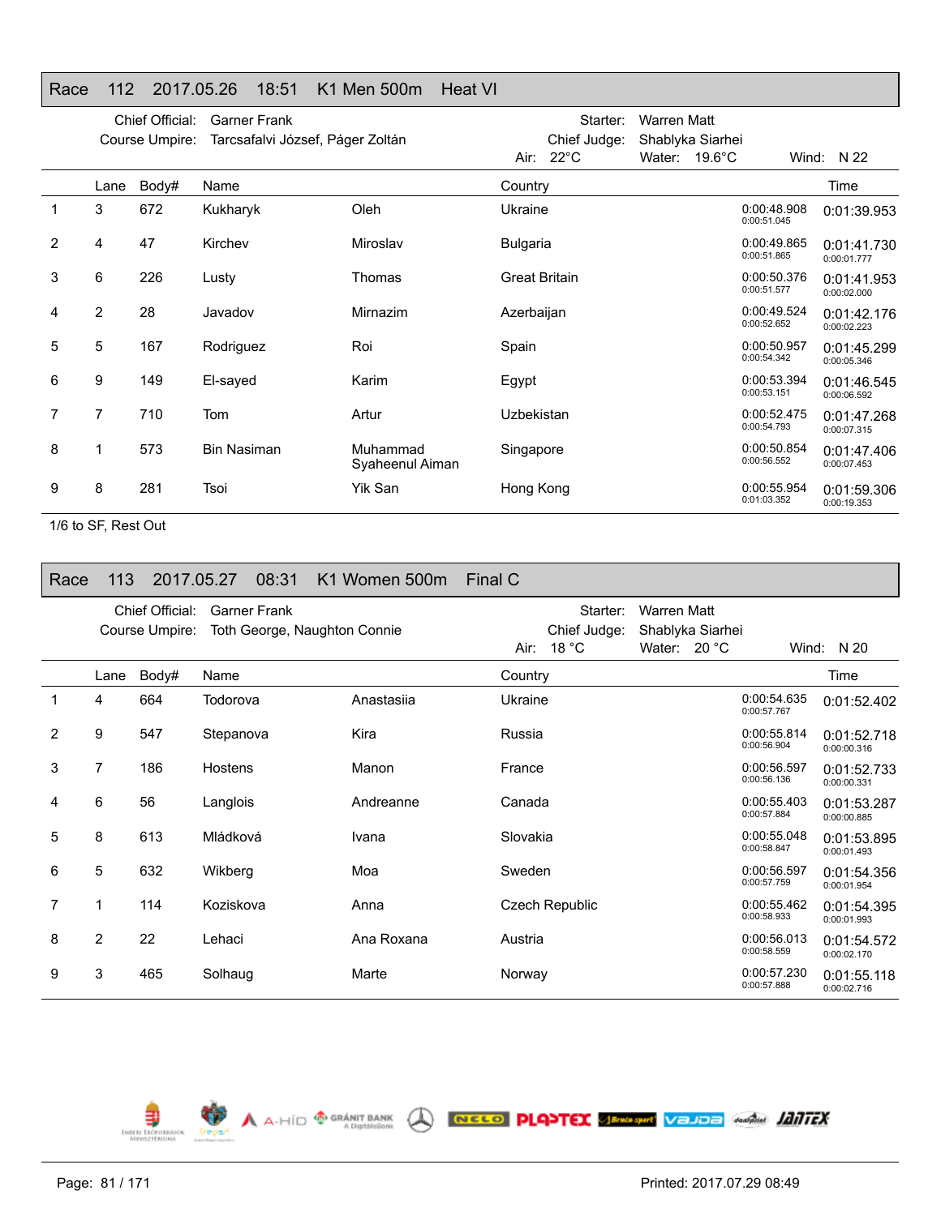## Race 112 2017.05.26 18:51 K1 Men 500m Heat VI

Chief Official: Garner Frank
Course Umpire: Tarcsafalvi József, Páger Zoltán
Starter: Warren Matt
Chief Judge: Shablyka Siarhei
Air: 22°C Water: 19.6°C Wind: N 22

| | Lane | Body# | Name | | Country | | Time |
|---|---|---|---|---|---|---|---|
| 1 | 3 | 672 | Kukharyk | Oleh | Ukraine | 0:00:48.908<br>0:00:51.045 | 0:01:39.953 |
| 2 | 4 | 47 | Kirchev | Miroslav | Bulgaria | 0:00:49.865<br>0:00:51.865 | 0:01:41.730<br>0:00:01.777 |
| 3 | 6 | 226 | Lusty | Thomas | Great Britain | 0:00:50.376<br>0:00:51.577 | 0:01:41.953<br>0:00:02.000 |
| 4 | 2 | 28 | Javadov | Mirnazim | Azerbaijan | 0:00:49.524<br>0:00:52.652 | 0:01:42.176<br>0:00:02.223 |
| 5 | 5 | 167 | Rodriguez | Roi | Spain | 0:00:50.957<br>0:00:54.342 | 0:01:45.299<br>0:00:05.346 |
| 6 | 9 | 149 | El-sayed | Karim | Egypt | 0:00:53.394<br>0:00:53.151 | 0:01:46.545<br>0:00:06.592 |
| 7 | 7 | 710 | Tom | Artur | Uzbekistan | 0:00:52.475<br>0:00:54.793 | 0:01:47.268<br>0:00:07.315 |
| 8 | 1 | 573 | Bin Nasiman | Muhammad Syaheenul Aiman | Singapore | 0:00:50.854<br>0:00:56.552 | 0:01:47.406<br>0:00:07.453 |
| 9 | 8 | 281 | Tsoi | Yik San | Hong Kong | 0:00:55.954<br>0:01:03.352 | 0:01:59.306<br>0:00:19.353 |

1/6 to SF, Rest Out

## Race 113 2017.05.27 08:31 K1 Women 500m Final C

Chief Official: Garner Frank
Course Umpire: Toth George, Naughton Connie
Starter: Warren Matt
Chief Judge: Shablyka Siarhei
Air: 18 °C Water: 20 °C Wind: N 20

| | Lane | Body# | Name | | Country | | Time |
|---|---|---|---|---|---|---|---|
| 1 | 4 | 664 | Todorova | Anastasiia | Ukraine | 0:00:54.635<br>0:00:57.767 | 0:01:52.402 |
| 2 | 9 | 547 | Stepanova | Kira | Russia | 0:00:55.814<br>0:00:56.904 | 0:01:52.718<br>0:00:00.316 |
| 3 | 7 | 186 | Hostens | Manon | France | 0:00:56.597<br>0:00:56.136 | 0:01:52.733<br>0:00:00.331 |
| 4 | 6 | 56 | Langlois | Andreanne | Canada | 0:00:55.403<br>0:00:57.884 | 0:01:53.287<br>0:00:00.885 |
| 5 | 8 | 613 | Mládková | Ivana | Slovakia | 0:00:55.048<br>0:00:58.847 | 0:01:53.895<br>0:00:01.493 |
| 6 | 5 | 632 | Wikberg | Moa | Sweden | 0:00:56.597<br>0:00:57.759 | 0:01:54.356<br>0:00:01.954 |
| 7 | 1 | 114 | Koziskova | Anna | Czech Republic | 0:00:55.462<br>0:00:58.933 | 0:01:54.395<br>0:00:01.993 |
| 8 | 2 | 22 | Lehaci | Ana Roxana | Austria | 0:00:56.013<br>0:00:58.559 | 0:01:54.572<br>0:00:02.170 |
| 9 | 3 | 465 | Solhaug | Marte | Norway | 0:00:57.230<br>0:00:57.888 | 0:01:55.118<br>0:00:02.716 |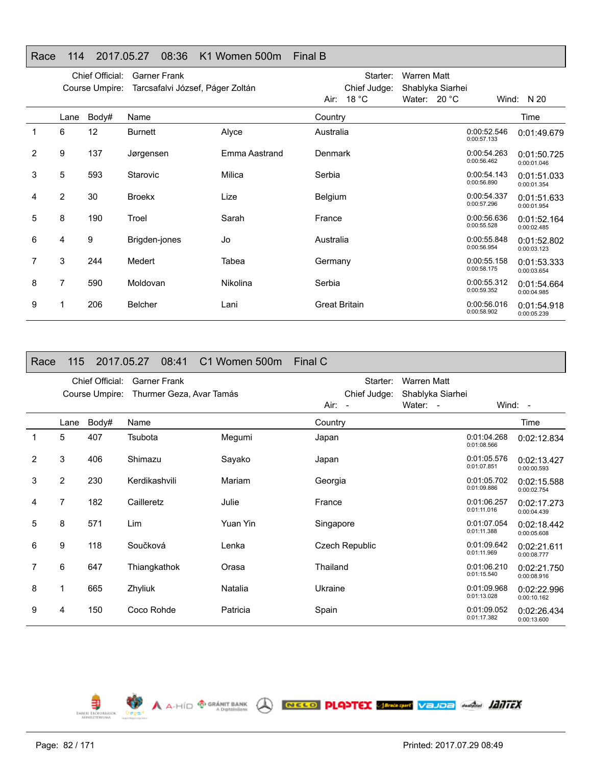## Race 114 2017.05.27 08:36 K1 Women 500m Final B

Chief Official: Garner Frank
Course Umpire: Tarcsafalvi József, Páger Zoltán
Starter: Warren Matt
Chief Judge: Shablyka Siarhei
Air: 18 °C Water: 20 °C Wind: N 20

| | Lane | Body# | Name | | Country | | Time |
|---|---|---|---|---|---|---|---|
| 1 | 6 | 12 | Burnett | Alyce | Australia | 0:00:52.546 0:00:57.133 | 0:01:49.679 |
| 2 | 9 | 137 | Jørgensen | Emma Aastrand | Denmark | 0:00:54.263 0:00:56.462 | 0:01:50.725 0:00:01.046 |
| 3 | 5 | 593 | Starovic | Milica | Serbia | 0:00:54.143 0:00:56.890 | 0:01:51.033 0:00:01.354 |
| 4 | 2 | 30 | Broekx | Lize | Belgium | 0:00:54.337 0:00:57.296 | 0:01:51.633 0:00:01.954 |
| 5 | 8 | 190 | Troel | Sarah | France | 0:00:56.636 0:00:55.528 | 0:01:52.164 0:00:02.485 |
| 6 | 4 | 9 | Brigden-jones | Jo | Australia | 0:00:55.848 0:00:56.954 | 0:01:52.802 0:00:03.123 |
| 7 | 3 | 244 | Medert | Tabea | Germany | 0:00:55.158 0:00:58.175 | 0:01:53.333 0:00:03.654 |
| 8 | 7 | 590 | Moldovan | Nikolina | Serbia | 0:00:55.312 0:00:59.352 | 0:01:54.664 0:00:04.985 |
| 9 | 1 | 206 | Belcher | Lani | Great Britain | 0:00:56.016 0:00:58.902 | 0:01:54.918 0:00:05.239 |

## Race 115 2017.05.27 08:41 C1 Women 500m Final C

Chief Official: Garner Frank
Course Umpire: Thurmer Geza, Avar Tamás
Starter: Warren Matt
Chief Judge: Shablyka Siarhei
Air: - Water: - Wind: -

| | Lane | Body# | Name | | Country | | Time |
|---|---|---|---|---|---|---|---|
| 1 | 5 | 407 | Tsubota | Megumi | Japan | 0:01:04.268 0:01:08.566 | 0:02:12.834 |
| 2 | 3 | 406 | Shimazu | Sayako | Japan | 0:01:05.576 0:01:07.851 | 0:02:13.427 0:00:00.593 |
| 3 | 2 | 230 | Kerdikashvili | Mariam | Georgia | 0:01:05.702 0:01:09.886 | 0:02:15.588 0:00:02.754 |
| 4 | 7 | 182 | Cailleretz | Julie | France | 0:01:06.257 0:01:11.016 | 0:02:17.273 0:00:04.439 |
| 5 | 8 | 571 | Lim | Yuan Yin | Singapore | 0:01:07.054 0:01:11.388 | 0:02:18.442 0:00:05.608 |
| 6 | 9 | 118 | Součková | Lenka | Czech Republic | 0:01:09.642 0:01:11.969 | 0:02:21.611 0:00:08.777 |
| 7 | 6 | 647 | Thiangkathok | Orasa | Thailand | 0:01:06.210 0:01:15.540 | 0:02:21.750 0:00:08.916 |
| 8 | 1 | 665 | Zhyliuk | Natalia | Ukraine | 0:01:09.968 0:01:13.028 | 0:02:22.996 0:00:10.162 |
| 9 | 4 | 150 | Coco Rohde | Patricia | Spain | 0:01:09.052 0:01:17.382 | 0:02:26.434 0:00:13.600 |

Printed: 2017.07.29 08:49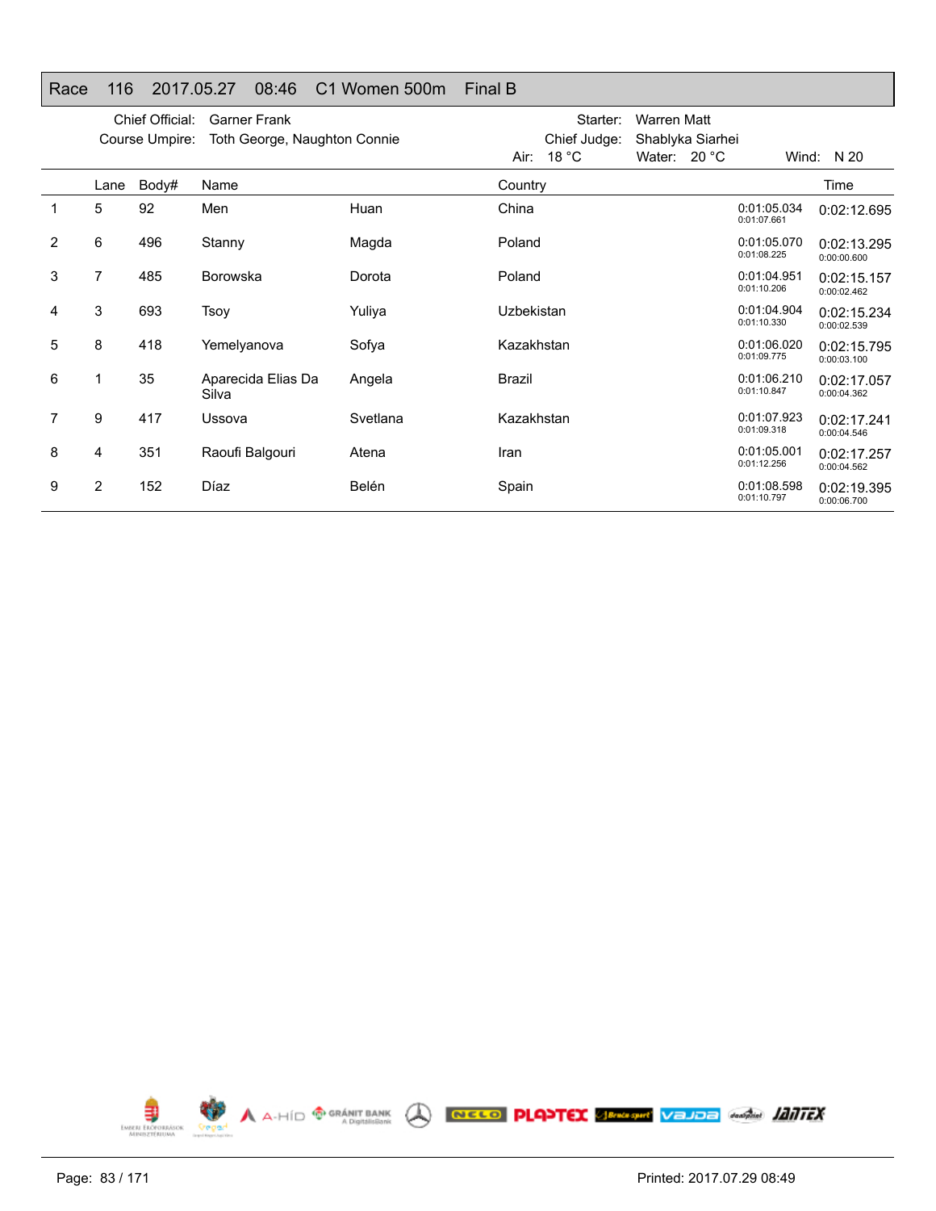## Race 116 2017.05.27 08:46 C1 Women 500m Final B

Chief Official: Garner Frank  
Course Umpire: Toth George, Naughton Connie  
Starter: Warren Matt  
Chief Judge: Shablyka Siarhei  
Air: 18 °C Water: 20 °C Wind: N 20

| | Lane | Body# | Name | | Country | | Time |
|---|---|---|---|---|---|---|---|
| 1 | 5 | 92 | Men | Huan | China | 0:01:05.034<br>0:01:07.661 | 0:02:12.695 |
| 2 | 6 | 496 | Stanny | Magda | Poland | 0:01:05.070<br>0:01:08.225 | 0:02:13.295<br>0:00:00.600 |
| 3 | 7 | 485 | Borowska | Dorota | Poland | 0:01:04.951<br>0:01:10.206 | 0:02:15.157<br>0:00:02.462 |
| 4 | 3 | 693 | Tsoy | Yuliya | Uzbekistan | 0:01:04.904<br>0:01:10.330 | 0:02:15.234<br>0:00:02.539 |
| 5 | 8 | 418 | Yemelyanova | Sofya | Kazakhstan | 0:01:06.020<br>0:01:09.775 | 0:02:15.795<br>0:00:03.100 |
| 6 | 1 | 35 | Aparecida Elias Da Silva | Angela | Brazil | 0:01:06.210<br>0:01:10.847 | 0:02:17.057<br>0:00:04.362 |
| 7 | 9 | 417 | Ussova | Svetlana | Kazakhstan | 0:01:07.923<br>0:01:09.318 | 0:02:17.241<br>0:00:04.546 |
| 8 | 4 | 351 | Raoufi Balgouri | Atena | Iran | 0:01:05.001<br>0:01:12.256 | 0:02:17.257<br>0:00:04.562 |
| 9 | 2 | 152 | Díaz | Belén | Spain | 0:01:08.598<br>0:01:10.797 | 0:02:19.395<br>0:00:06.700 |

Printed: 2017.07.29 08:49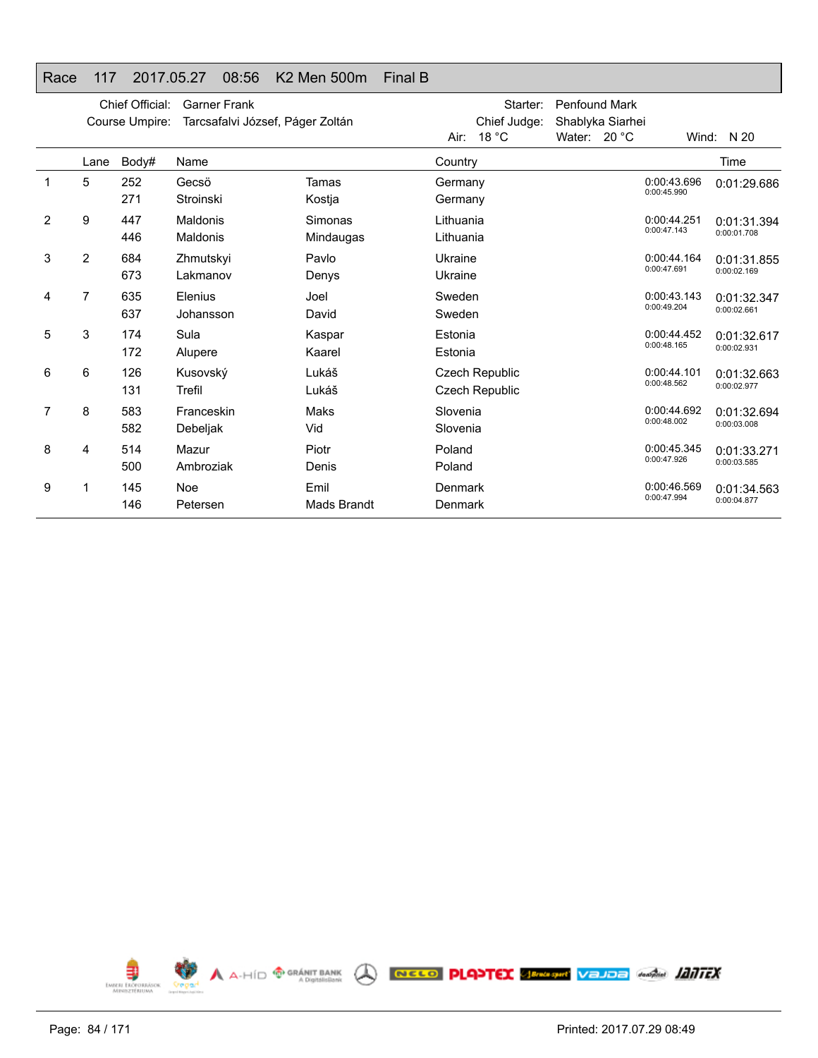# Race 117 2017.05.27 08:56 K2 Men 500m Final B

Chief Official: Garner Frank
Course Umpire: Tarcsafalvi József, Páger Zoltán
Starter: Penfound Mark
Chief Judge: Shablyka Siarhei
Air: 18 °C Water: 20 °C Wind: N 20

| | Lane | Body# | Name | | Country | | Time |
|---|---|---|---|---|---|---|---|
| 1 | 5 | 252 | Gecsö | Tamas | Germany | 0:00:43.696 | 0:01:29.686 |
| | | 271 | Stroinski | Kostja | Germany | 0:00:45.990 | |
| 2 | 9 | 447 | Maldonis | Simonas | Lithuania | 0:00:44.251 | 0:01:31.394 |
| | | 446 | Maldonis | Mindaugas | Lithuania | 0:00:47.143 | 0:00:01.708 |
| 3 | 2 | 684 | Zhmutskyi | Pavlo | Ukraine | 0:00:44.164 | 0:01:31.855 |
| | | 673 | Lakmanov | Denys | Ukraine | 0:00:47.691 | 0:00:02.169 |
| 4 | 7 | 635 | Elenius | Joel | Sweden | 0:00:43.143 | 0:01:32.347 |
| | | 637 | Johansson | David | Sweden | 0:00:49.204 | 0:00:02.661 |
| 5 | 3 | 174 | Sula | Kaspar | Estonia | 0:00:44.452 | 0:01:32.617 |
| | | 172 | Alupere | Kaarel | Estonia | 0:00:48.165 | 0:00:02.931 |
| 6 | 6 | 126 | Kusovský | Lukáš | Czech Republic | 0:00:44.101 | 0:01:32.663 |
| | | 131 | Trefil | Lukáš | Czech Republic | 0:00:48.562 | 0:00:02.977 |
| 7 | 8 | 583 | Franceskin | Maks | Slovenia | 0:00:44.692 | 0:01:32.694 |
| | | 582 | Debeljak | Vid | Slovenia | 0:00:48.002 | 0:00:03.008 |
| 8 | 4 | 514 | Mazur | Piotr | Poland | 0:00:45.345 | 0:01:33.271 |
| | | 500 | Ambroziak | Denis | Poland | 0:00:47.926 | 0:00:03.585 |
| 9 | 1 | 145 | Noe | Emil | Denmark | 0:00:46.569 | 0:01:34.563 |
| | | 146 | Petersen | Mads Brandt | Denmark | 0:00:47.994 | 0:00:04.877 |

Printed: 2017.07.29 08:49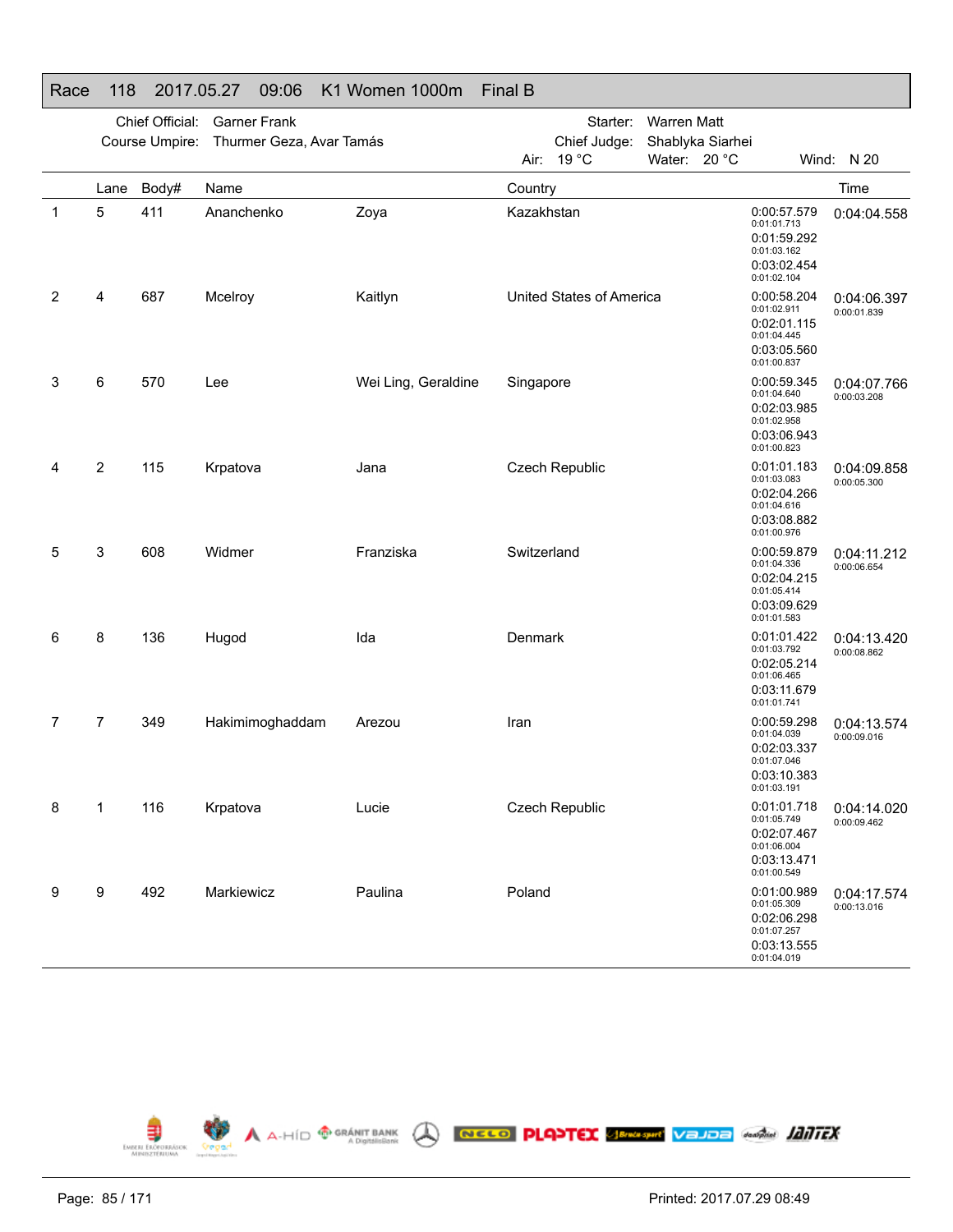## Race 118 2017.05.27 09:06 K1 Women 1000m Final B

Chief Official: Garner Frank
Course Umpire: Thurmer Geza, Avar Tamás

Starter: Warren Matt
Chief Judge: Shablyka Siarhei
Air: 19 °C Water: 20 °C Wind: N 20

| | Lane | Body# | Name | | Country | Splits | Time |
|---|---|---|---|---|---|---|---|
| 1 | 5 | 411 | Ananchenko | Zoya | Kazakhstan | 0:00:57.579 / 0:01:01.713 / 0:01:59.292 / 0:01:03.162 / 0:03:02.454 / 0:01:02.104 | 0:04:04.558 |
| 2 | 4 | 687 | Mcelroy | Kaitlyn | United States of America | 0:00:58.204 / 0:01:02.911 / 0:02:01.115 / 0:01:04.445 / 0:03:05.560 / 0:01:00.837 | 0:04:06.397 / 0:00:01.839 |
| 3 | 6 | 570 | Lee | Wei Ling, Geraldine | Singapore | 0:00:59.345 / 0:01:04.640 / 0:02:03.985 / 0:01:02.958 / 0:03:06.943 / 0:01:00.823 | 0:04:07.766 / 0:00:03.208 |
| 4 | 2 | 115 | Krpatova | Jana | Czech Republic | 0:01:01.183 / 0:01:03.083 / 0:02:04.266 / 0:01:04.616 / 0:03:08.882 / 0:01:00.976 | 0:04:09.858 / 0:00:05.300 |
| 5 | 3 | 608 | Widmer | Franziska | Switzerland | 0:00:59.879 / 0:01:04.336 / 0:02:04.215 / 0:01:05.414 / 0:03:09.629 / 0:01:01.583 | 0:04:11.212 / 0:00:06.654 |
| 6 | 8 | 136 | Hugod | Ida | Denmark | 0:01:01.422 / 0:01:03.792 / 0:02:05.214 / 0:01:06.465 / 0:03:11.679 / 0:01:01.741 | 0:04:13.420 / 0:00:08.862 |
| 7 | 7 | 349 | Hakimimoghaddam | Arezou | Iran | 0:00:59.298 / 0:01:04.039 / 0:02:03.337 / 0:01:07.046 / 0:03:10.383 / 0:01:03.191 | 0:04:13.574 / 0:00:09.016 |
| 8 | 1 | 116 | Krpatova | Lucie | Czech Republic | 0:01:01.718 / 0:01:05.749 / 0:02:07.467 / 0:01:06.004 / 0:03:13.471 / 0:01:00.549 | 0:04:14.020 / 0:00:09.462 |
| 9 | 9 | 492 | Markiewicz | Paulina | Poland | 0:01:00.989 / 0:01:05.309 / 0:02:06.298 / 0:01:07.257 / 0:03:13.555 / 0:01:04.019 | 0:04:17.574 / 0:00:13.016 |

Printed: 2017.07.29 08:49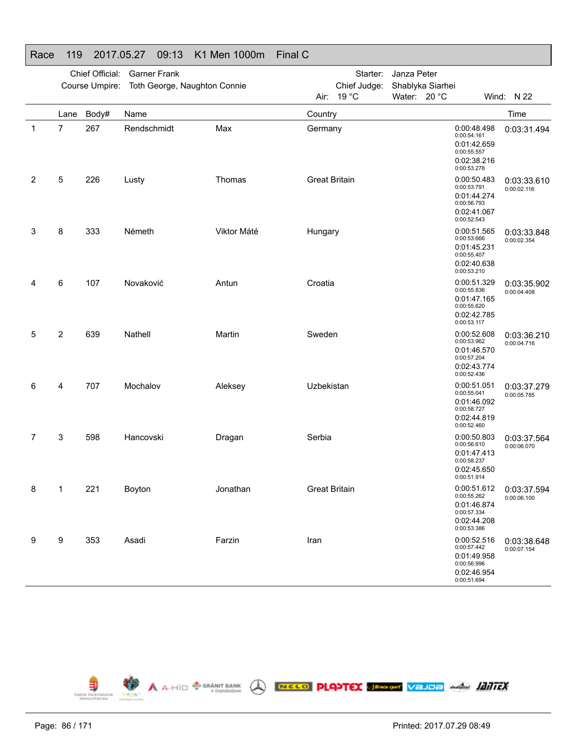# Race 119 2017.05.27 09:13 K1 Men 1000m Final C

Chief Official: Garner Frank
Course Umpire: Toth George, Naughton Connie

Starter: Janza Peter
Chief Judge: Shablyka Siarhei
Air: 19 °C Water: 20 °C Wind: N 22

| | Lane | Body# | Name | | Country | Splits | Time |
|---|---|---|---|---|---|---|---|
| 1 | 7 | 267 | Rendschmidt | Max | Germany | 0:00:48.498<br>0:00:54.161<br>0:01:42.659<br>0:00:55.557<br>0:02:38.216<br>0:00:53.278 | 0:03:31.494 |
| 2 | 5 | 226 | Lusty | Thomas | Great Britain | 0:00:50.483<br>0:00:53.791<br>0:01:44.274<br>0:00:56.793<br>0:02:41.067<br>0:00:52.543 | 0:03:33.610<br>0:00:02.116 |
| 3 | 8 | 333 | Németh | Viktor Máté | Hungary | 0:00:51.565<br>0:00:53.666<br>0:01:45.231<br>0:00:55.407<br>0:02:40.638<br>0:00:53.210 | 0:03:33.848<br>0:00:02.354 |
| 4 | 6 | 107 | Novaković | Antun | Croatia | 0:00:51.329<br>0:00:55.836<br>0:01:47.165<br>0:00:55.620<br>0:02:42.785<br>0:00:53.117 | 0:03:35.902<br>0:00:04.408 |
| 5 | 2 | 639 | Nathell | Martin | Sweden | 0:00:52.608<br>0:00:53.962<br>0:01:46.570<br>0:00:57.204<br>0:02:43.774<br>0:00:52.436 | 0:03:36.210<br>0:00:04.716 |
| 6 | 4 | 707 | Mochalov | Aleksey | Uzbekistan | 0:00:51.051<br>0:00:55.041<br>0:01:46.092<br>0:00:58.727<br>0:02:44.819<br>0:00:52.460 | 0:03:37.279<br>0:00:05.785 |
| 7 | 3 | 598 | Hancovski | Dragan | Serbia | 0:00:50.803<br>0:00:56.610<br>0:01:47.413<br>0:00:58.237<br>0:02:45.650<br>0:00:51.914 | 0:03:37.564<br>0:00:06.070 |
| 8 | 1 | 221 | Boyton | Jonathan | Great Britain | 0:00:51.612<br>0:00:55.262<br>0:01:46.874<br>0:00:57.334<br>0:02:44.208<br>0:00:53.386 | 0:03:37.594<br>0:00:06.100 |
| 9 | 9 | 353 | Asadi | Farzin | Iran | 0:00:52.516<br>0:00:57.442<br>0:01:49.958<br>0:00:56.996<br>0:02:46.954<br>0:00:51.694 | 0:03:38.648<br>0:00:07.154 |

Printed: 2017.07.29 08:49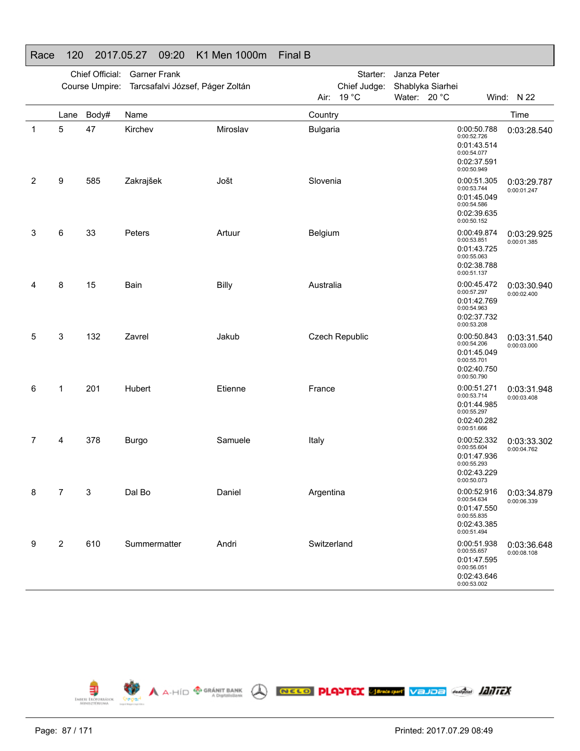## Race 120 2017.05.27 09:20 K1 Men 1000m Final B

Chief Official: Garner Frank
Course Umpire: Tarcsafalvi József, Páger Zoltán

Starter: Janza Peter
Chief Judge: Shablyka Siarhei
Air: 19 °C Water: 20 °C Wind: N 22

| | Lane | Body# | Name | | Country | Splits | Time |
|---|---|---|---|---|---|---|---|
| 1 | 5 | 47 | Kirchev | Miroslav | Bulgaria | 0:00:50.788 / 0:00:52.726 / 0:01:43.514 / 0:00:54.077 / 0:02:37.591 / 0:00:50.949 | 0:03:28.540 |
| 2 | 9 | 585 | Zakrajšek | Jošt | Slovenia | 0:00:51.305 / 0:00:53.744 / 0:01:45.049 / 0:00:54.586 / 0:02:39.635 / 0:00:50.152 | 0:03:29.787 / 0:00:01.247 |
| 3 | 6 | 33 | Peters | Artuur | Belgium | 0:00:49.874 / 0:00:53.851 / 0:01:43.725 / 0:00:55.063 / 0:02:38.788 / 0:00:51.137 | 0:03:29.925 / 0:00:01.385 |
| 4 | 8 | 15 | Bain | Billy | Australia | 0:00:45.472 / 0:00:57.297 / 0:01:42.769 / 0:00:54.963 / 0:02:37.732 / 0:00:53.208 | 0:03:30.940 / 0:00:02.400 |
| 5 | 3 | 132 | Zavrel | Jakub | Czech Republic | 0:00:50.843 / 0:00:54.206 / 0:01:45.049 / 0:00:55.701 / 0:02:40.750 / 0:00:50.790 | 0:03:31.540 / 0:00:03.000 |
| 6 | 1 | 201 | Hubert | Etienne | France | 0:00:51.271 / 0:00:53.714 / 0:01:44.985 / 0:00:55.297 / 0:02:40.282 / 0:00:51.666 | 0:03:31.948 / 0:00:03.408 |
| 7 | 4 | 378 | Burgo | Samuele | Italy | 0:00:52.332 / 0:00:55.604 / 0:01:47.936 / 0:00:55.293 / 0:02:43.229 / 0:00:50.073 | 0:03:33.302 / 0:00:04.762 |
| 8 | 7 | 3 | Dal Bo | Daniel | Argentina | 0:00:52.916 / 0:00:54.634 / 0:01:47.550 / 0:00:55.835 / 0:02:43.385 / 0:00:51.494 | 0:03:34.879 / 0:00:06.339 |
| 9 | 2 | 610 | Summermatter | Andri | Switzerland | 0:00:51.938 / 0:00:55.657 / 0:01:47.595 / 0:00:56.051 / 0:02:43.646 / 0:00:53.002 | 0:03:36.648 / 0:00:08.108 |

Printed: 2017.07.29 08:49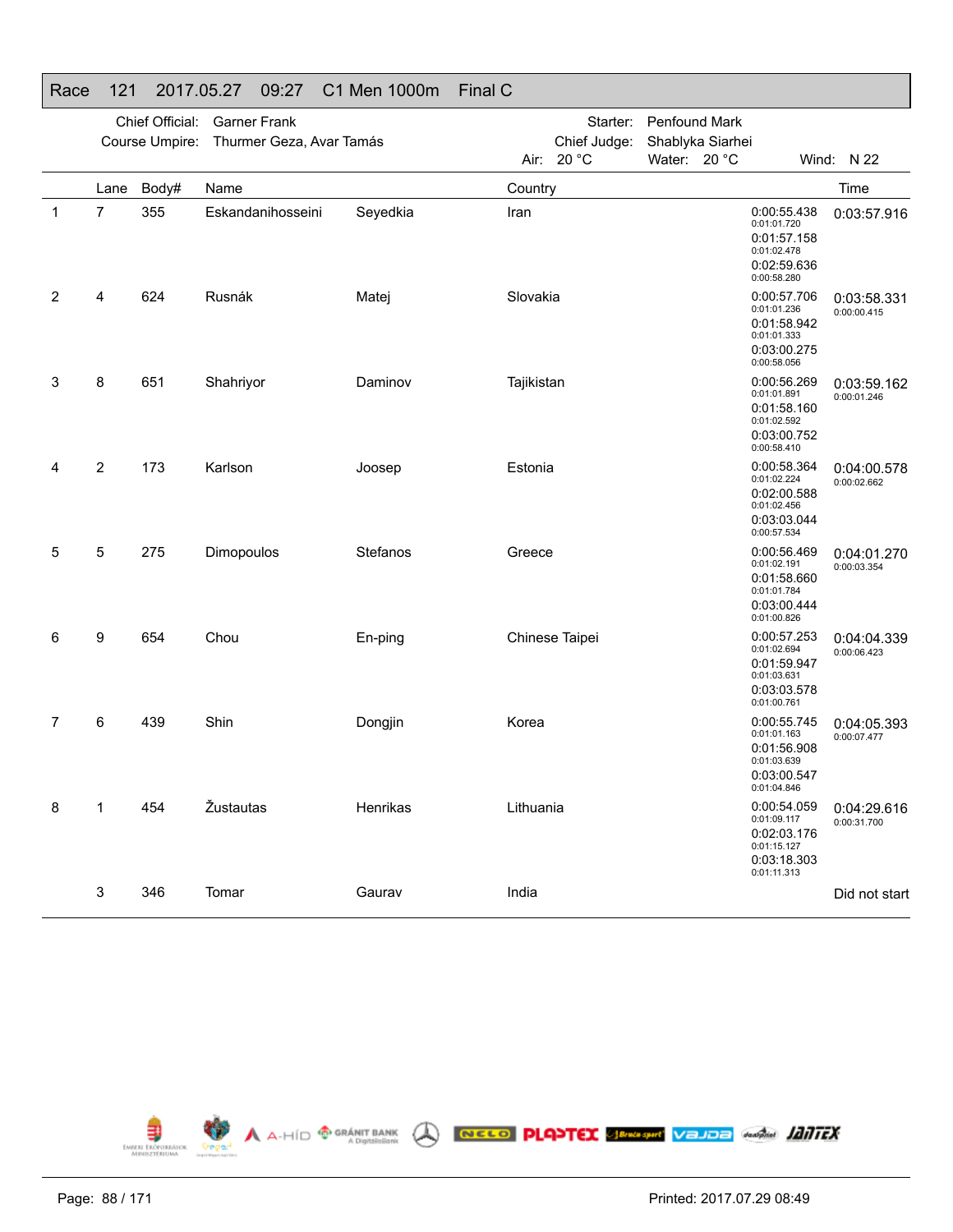# Race 121 2017.05.27 09:27 C1 Men 1000m Final C

Chief Official: Garner Frank
Course Umpire: Thurmer Geza, Avar Tamás
Starter: Penfound Mark
Chief Judge: Shablyka Siarhei
Air: 20 °C Water: 20 °C Wind: N 22

| | Lane | Body# | Name | | Country | | Time |
|---|---|---|---|---|---|---|---|
| 1 | 7 | 355 | Eskandanihosseini | Seyedkia | Iran | 0:00:55.438<br>0:01:01.720<br>0:01:57.158<br>0:01:02.478<br>0:02:59.636<br>0:00:58.280 | 0:03:57.916 |
| 2 | 4 | 624 | Rusnák | Matej | Slovakia | 0:00:57.706<br>0:01:01.236<br>0:01:58.942<br>0:01:01.333<br>0:03:00.275<br>0:00:58.056 | 0:03:58.331<br>0:00:00.415 |
| 3 | 8 | 651 | Shahriyor | Daminov | Tajikistan | 0:00:56.269<br>0:01:01.891<br>0:01:58.160<br>0:01:02.592<br>0:03:00.752<br>0:00:58.410 | 0:03:59.162<br>0:00:01.246 |
| 4 | 2 | 173 | Karlson | Joosep | Estonia | 0:00:58.364<br>0:01:02.224<br>0:02:00.588<br>0:01:02.456<br>0:03:03.044<br>0:00:57.534 | 0:04:00.578<br>0:00:02.662 |
| 5 | 5 | 275 | Dimopoulos | Stefanos | Greece | 0:00:56.469<br>0:01:02.191<br>0:01:58.660<br>0:01:01.784<br>0:03:00.444<br>0:01:00.826 | 0:04:01.270<br>0:00:03.354 |
| 6 | 9 | 654 | Chou | En-ping | Chinese Taipei | 0:00:57.253<br>0:01:02.694<br>0:01:59.947<br>0:01:03.631<br>0:03:03.578<br>0:01:00.761 | 0:04:04.339<br>0:00:06.423 |
| 7 | 6 | 439 | Shin | Dongjin | Korea | 0:00:55.745<br>0:01:01.163<br>0:01:56.908<br>0:01:03.639<br>0:03:00.547<br>0:01:04.846 | 0:04:05.393<br>0:00:07.477 |
| 8 | 1 | 454 | Žustautas | Henrikas | Lithuania | 0:00:54.059<br>0:01:09.117<br>0:02:03.176<br>0:01:15.127<br>0:03:18.303<br>0:01:11.313 | 0:04:29.616<br>0:00:31.700 |
| | 3 | 346 | Tomar | Gaurav | India | | Did not start |

Printed: 2017.07.29 08:49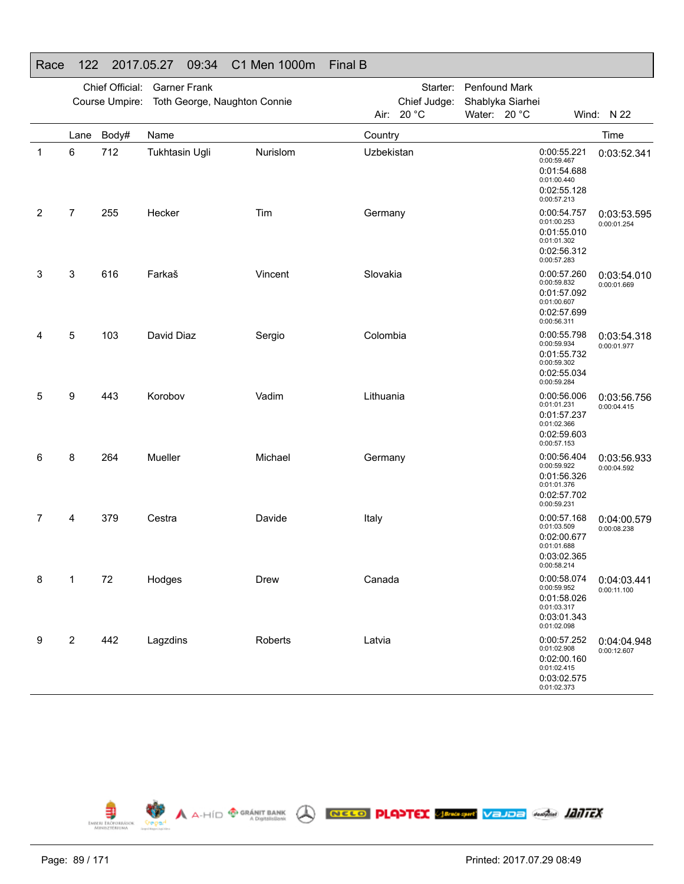# Race 122 2017.05.27 09:34 C1 Men 1000m Final B

Chief Official: Garner Frank
Course Umpire: Toth George, Naughton Connie

Starter: Penfound Mark
Chief Judge: Shablyka Siarhei

Air: 20 °C Water: 20 °C Wind: N 22

| | Lane | Body# | Name | | Country | Splits | Time |
|---|---|---|---|---|---|---|---|
| 1 | 6 | 712 | Tukhtasin Ugli | Nurislom | Uzbekistan | 0:00:55.221 / 0:00:59.467 / 0:01:54.688 / 0:01:00.440 / 0:02:55.128 / 0:00:57.213 | 0:03:52.341 |
| 2 | 7 | 255 | Hecker | Tim | Germany | 0:00:54.757 / 0:01:00.253 / 0:01:55.010 / 0:01:01.302 / 0:02:56.312 / 0:00:57.283 | 0:03:53.595 / 0:00:01.254 |
| 3 | 3 | 616 | Farkaš | Vincent | Slovakia | 0:00:57.260 / 0:00:59.832 / 0:01:57.092 / 0:01:00.607 / 0:02:57.699 / 0:00:56.311 | 0:03:54.010 / 0:00:01.669 |
| 4 | 5 | 103 | David Diaz | Sergio | Colombia | 0:00:55.798 / 0:00:59.934 / 0:01:55.732 / 0:00:59.302 / 0:02:55.034 / 0:00:59.284 | 0:03:54.318 / 0:00:01.977 |
| 5 | 9 | 443 | Korobov | Vadim | Lithuania | 0:00:56.006 / 0:01:01.231 / 0:01:57.237 / 0:01:02.366 / 0:02:59.603 / 0:00:57.153 | 0:03:56.756 / 0:00:04.415 |
| 6 | 8 | 264 | Mueller | Michael | Germany | 0:00:56.404 / 0:00:59.922 / 0:01:56.326 / 0:01:01.376 / 0:02:57.702 / 0:00:59.231 | 0:03:56.933 / 0:00:04.592 |
| 7 | 4 | 379 | Cestra | Davide | Italy | 0:00:57.168 / 0:01:03.509 / 0:02:00.677 / 0:01:01.688 / 0:03:02.365 / 0:00:58.214 | 0:04:00.579 / 0:00:08.238 |
| 8 | 1 | 72 | Hodges | Drew | Canada | 0:00:58.074 / 0:00:59.952 / 0:01:58.026 / 0:01:03.317 / 0:03:01.343 / 0:01:02.098 | 0:04:03.441 / 0:00:11.100 |
| 9 | 2 | 442 | Lagzdins | Roberts | Latvia | 0:00:57.252 / 0:01:02.908 / 0:02:00.160 / 0:01:02.415 / 0:03:02.575 / 0:01:02.373 | 0:04:04.948 / 0:00:12.607 |

Printed: 2017.07.29 08:49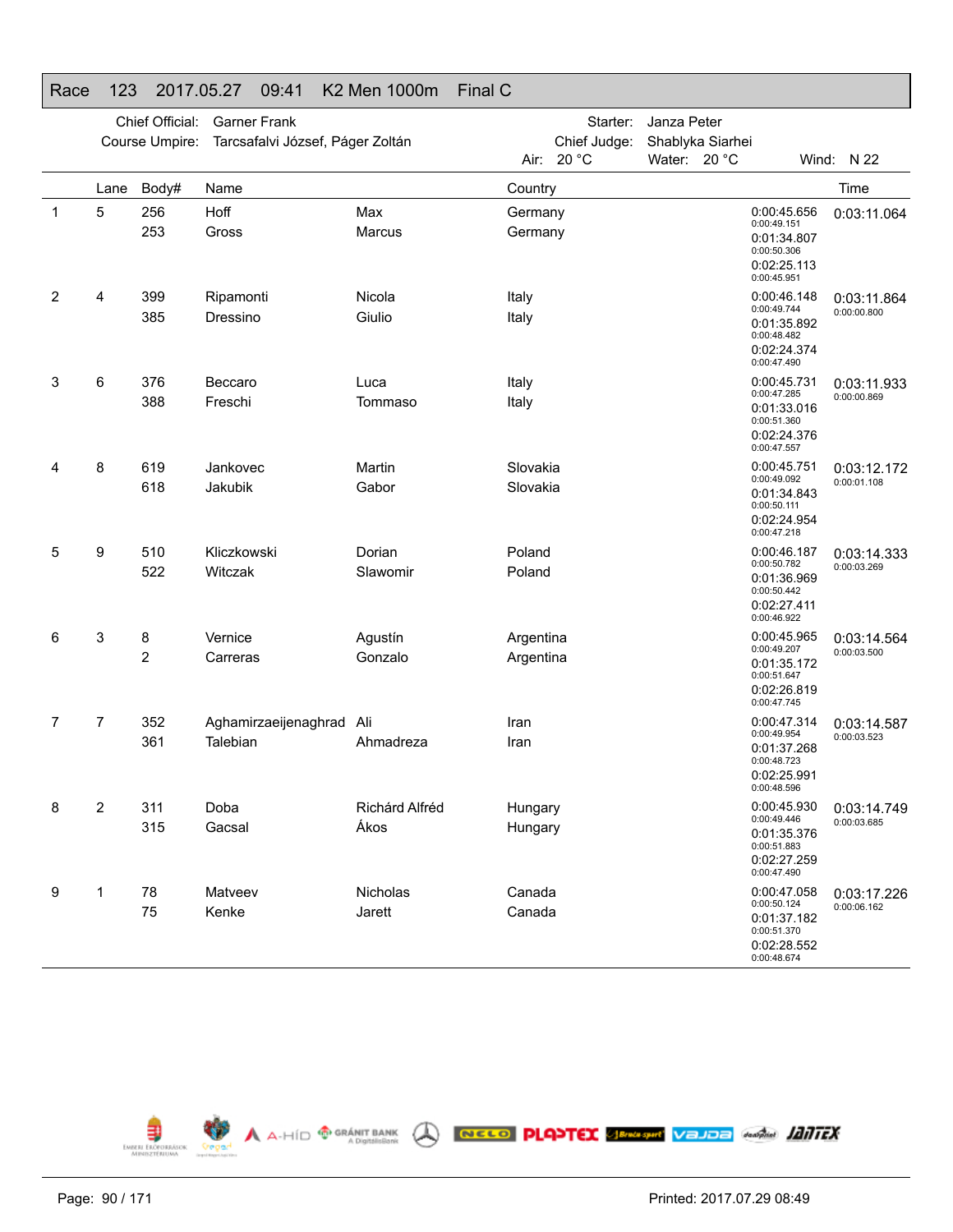# Race 123 2017.05.27 09:41 K2 Men 1000m Final C

| | | | |
|---|---|---|---|
| Chief Official: | Garner Frank | Starter: | Janza Peter |
| Course Umpire: | Tarcsafalvi József, Páger Zoltán | Chief Judge: | Shablyka Siarhei |

Air: 20 °C Water: 20 °C Wind: N 22

| | Lane | Body# | Name | | Country | Splits | Time |
|---|---|---|---|---|---|---|---|
| 1 | 5 | 256 | Hoff | Max | Germany | 0:00:45.656 / 0:00:49.151 | 0:03:11.064 |
| | | 253 | Gross | Marcus | Germany | 0:01:34.807 / 0:00:50.306 | |
| | | | | | | 0:02:25.113 / 0:00:45.951 | |
| 2 | 4 | 399 | Ripamonti | Nicola | Italy | 0:00:46.148 / 0:00:49.744 | 0:03:11.864 / 0:00:00.800 |
| | | 385 | Dressino | Giulio | Italy | 0:01:35.892 / 0:00:48.482 | |
| | | | | | | 0:02:24.374 / 0:00:47.490 | |
| 3 | 6 | 376 | Beccaro | Luca | Italy | 0:00:45.731 / 0:00:47.285 | 0:03:11.933 / 0:00:00.869 |
| | | 388 | Freschi | Tommaso | Italy | 0:01:33.016 / 0:00:51.360 | |
| | | | | | | 0:02:24.376 / 0:00:47.557 | |
| 4 | 8 | 619 | Jankovec | Martin | Slovakia | 0:00:45.751 / 0:00:49.092 | 0:03:12.172 / 0:00:01.108 |
| | | 618 | Jakubik | Gabor | Slovakia | 0:01:34.843 / 0:00:50.111 | |
| | | | | | | 0:02:24.954 / 0:00:47.218 | |
| 5 | 9 | 510 | Kliczkowski | Dorian | Poland | 0:00:46.187 / 0:00:50.782 | 0:03:14.333 / 0:00:03.269 |
| | | 522 | Witczak | Slawomir | Poland | 0:01:36.969 / 0:00:50.442 | |
| | | | | | | 0:02:27.411 / 0:00:46.922 | |
| 6 | 3 | 8 | Vernice | Agustín | Argentina | 0:00:45.965 / 0:00:49.207 | 0:03:14.564 / 0:00:03.500 |
| | | 2 | Carreras | Gonzalo | Argentina | 0:01:35.172 / 0:00:51.647 | |
| | | | | | | 0:02:26.819 / 0:00:47.745 | |
| 7 | 7 | 352 | Aghamirzaeijenaghrad | Ali | Iran | 0:00:47.314 / 0:00:49.954 | 0:03:14.587 / 0:00:03.523 |
| | | 361 | Talebian | Ahmadreza | Iran | 0:01:37.268 / 0:00:48.723 | |
| | | | | | | 0:02:25.991 / 0:00:48.596 | |
| 8 | 2 | 311 | Doba | Richárd Alfréd | Hungary | 0:00:45.930 / 0:00:49.446 | 0:03:14.749 / 0:00:03.685 |
| | | 315 | Gacsal | Ákos | Hungary | 0:01:35.376 / 0:00:51.883 | |
| | | | | | | 0:02:27.259 / 0:00:47.490 | |
| 9 | 1 | 78 | Matveev | Nicholas | Canada | 0:00:47.058 / 0:00:50.124 | 0:03:17.226 / 0:00:06.162 |
| | | 75 | Kenke | Jarett | Canada | 0:01:37.182 / 0:00:51.370 | |
| | | | | | | 0:02:28.552 / 0:00:48.674 | |

Printed: 2017.07.29 08:49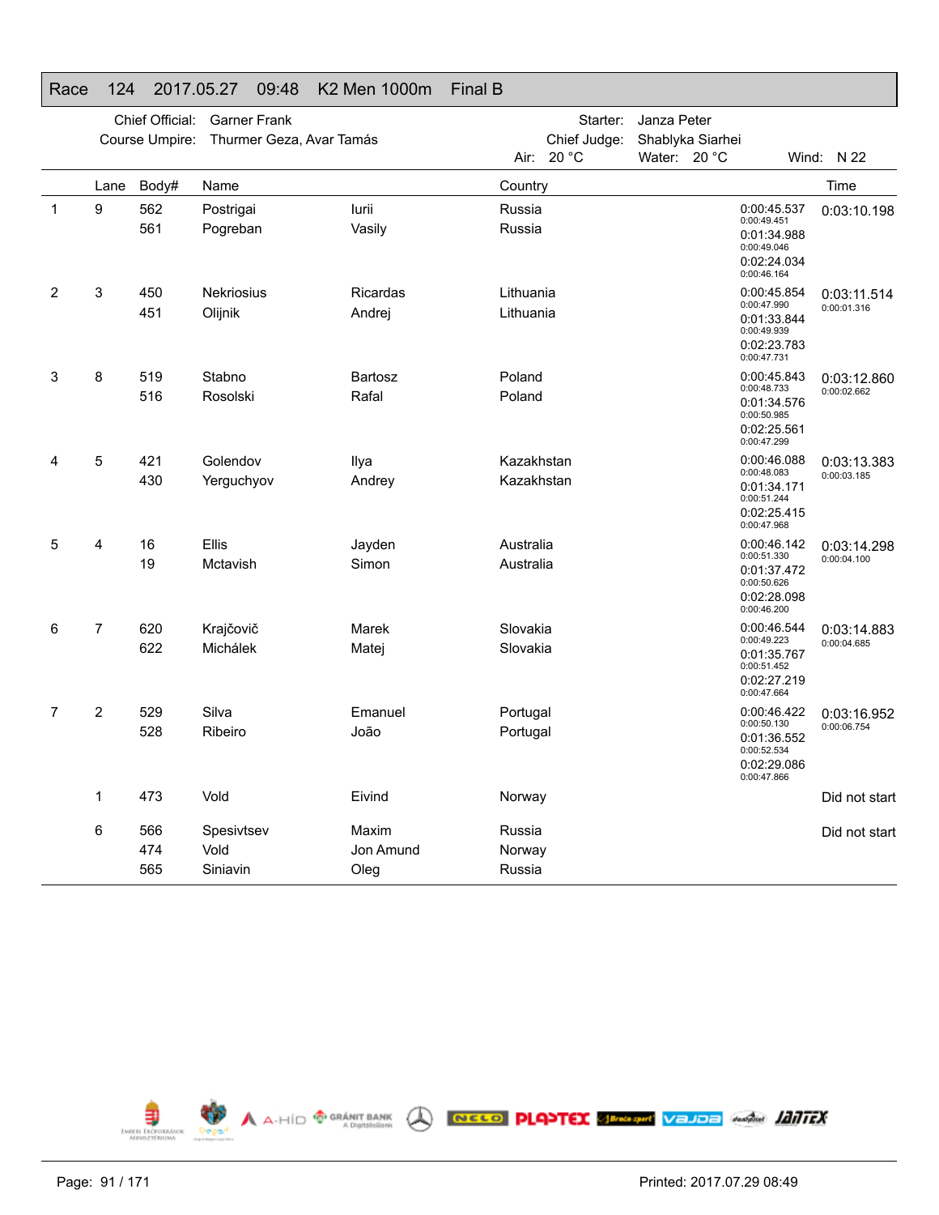# Race 124 2017.05.27 09:48 K2 Men 1000m Final B

Chief Official: Garner Frank
Course Umpire: Thurmer Geza, Avar Tamás

Starter: Janza Peter
Chief Judge: Shablyka Siarhei
Air: 20 °C Water: 20 °C Wind: N 22

| | Lane | Body# | Name | | Country | Splits | Time |
|---|---|---|---|---|---|---|---|
| 1 | 9 | 562 | Postrigai | Iurii | Russia | 0:00:45.537 | 0:03:10.198 |
| | | 561 | Pogreban | Vasily | Russia | 0:00:49.451 | |
| | | | | | | 0:01:34.988 | |
| | | | | | | 0:00:49.046 | |
| | | | | | | 0:02:24.034 | |
| | | | | | | 0:00:46.164 | |
| 2 | 3 | 450 | Nekriosius | Ricardas | Lithuania | 0:00:45.854 | 0:03:11.514 |
| | | 451 | Olijnik | Andrej | Lithuania | 0:00:47.990 | 0:00:01.316 |
| | | | | | | 0:01:33.844 | |
| | | | | | | 0:00:49.939 | |
| | | | | | | 0:02:23.783 | |
| | | | | | | 0:00:47.731 | |
| 3 | 8 | 519 | Stabno | Bartosz | Poland | 0:00:45.843 | 0:03:12.860 |
| | | 516 | Rosolski | Rafal | Poland | 0:00:48.733 | 0:00:02.662 |
| | | | | | | 0:01:34.576 | |
| | | | | | | 0:00:50.985 | |
| | | | | | | 0:02:25.561 | |
| | | | | | | 0:00:47.299 | |
| 4 | 5 | 421 | Golendov | Ilya | Kazakhstan | 0:00:46.088 | 0:03:13.383 |
| | | 430 | Yerguchyov | Andrey | Kazakhstan | 0:00:48.083 | 0:00:03.185 |
| | | | | | | 0:01:34.171 | |
| | | | | | | 0:00:51.244 | |
| | | | | | | 0:02:25.415 | |
| | | | | | | 0:00:47.968 | |
| 5 | 4 | 16 | Ellis | Jayden | Australia | 0:00:46.142 | 0:03:14.298 |
| | | 19 | Mctavish | Simon | Australia | 0:00:51.330 | 0:00:04.100 |
| | | | | | | 0:01:37.472 | |
| | | | | | | 0:00:50.626 | |
| | | | | | | 0:02:28.098 | |
| | | | | | | 0:00:46.200 | |
| 6 | 7 | 620 | Krajčovič | Marek | Slovakia | 0:00:46.544 | 0:03:14.883 |
| | | 622 | Michálek | Matej | Slovakia | 0:00:49.223 | 0:00:04.685 |
| | | | | | | 0:01:35.767 | |
| | | | | | | 0:00:51.452 | |
| | | | | | | 0:02:27.219 | |
| | | | | | | 0:00:47.664 | |
| 7 | 2 | 529 | Silva | Emanuel | Portugal | 0:00:46.422 | 0:03:16.952 |
| | | 528 | Ribeiro | João | Portugal | 0:00:50.130 | 0:00:06.754 |
| | | | | | | 0:01:36.552 | |
| | | | | | | 0:00:52.534 | |
| | | | | | | 0:02:29.086 | |
| | | | | | | 0:00:47.866 | |
| | 1 | 473 | Vold | Eivind | Norway | | Did not start |
| | 6 | 566 | Spesivtsev | Maxim | Russia | | Did not start |
| | | 474 | Vold | Jon Amund | Norway | | |
| | | 565 | Siniavin | Oleg | Russia | | |

Printed: 2017.07.29 08:49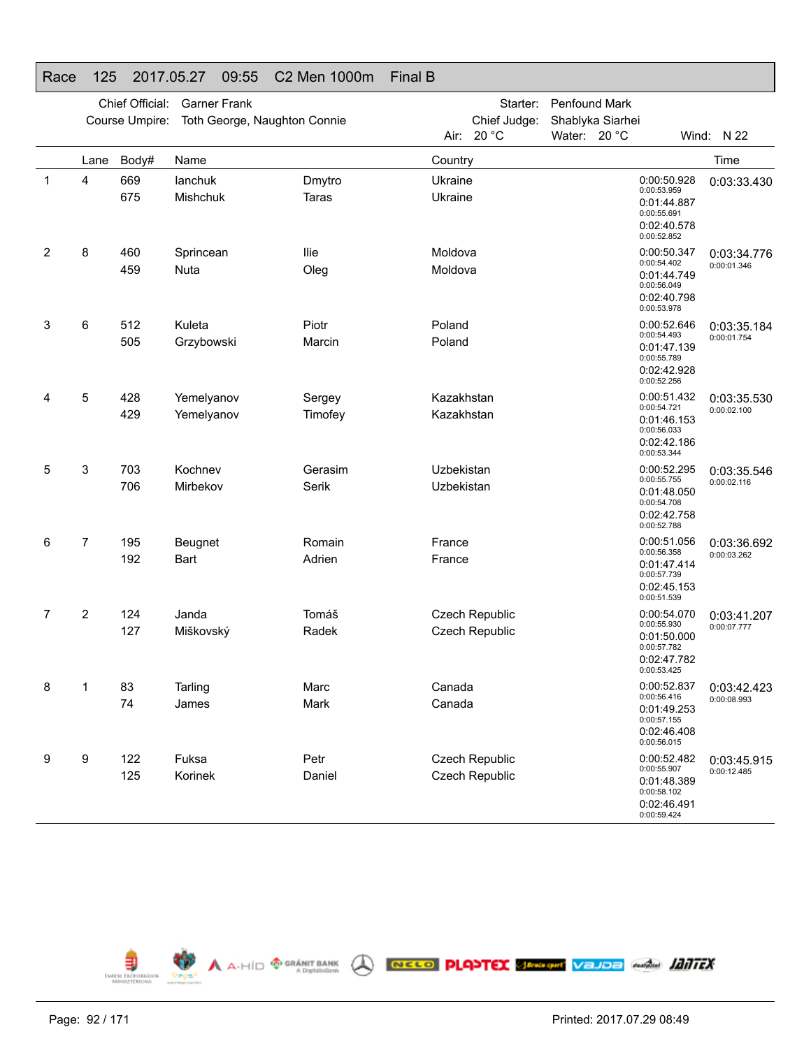## Race 125 2017.05.27 09:55 C2 Men 1000m Final B

Chief Official: Garner Frank
Course Umpire: Toth George, Naughton Connie
Starter: Penfound Mark
Chief Judge: Shablyka Siarhei
Air: 20 °C Water: 20 °C Wind: N 22

| | Lane | Body# | Name | | Country | Splits | Time |
|---|---|---|---|---|---|---|---|
| 1 | 4 | 669 | Ianchuk | Dmytro | Ukraine | 0:00:50.928 | 0:03:33.430 |
| | | 675 | Mishchuk | Taras | Ukraine | 0:00:53.959 | |
| | | | | | | 0:01:44.887 | |
| | | | | | | 0:00:55.691 | |
| | | | | | | 0:02:40.578 | |
| | | | | | | 0:00:52.852 | |
| 2 | 8 | 460 | Sprincean | Ilie | Moldova | 0:00:50.347 | 0:03:34.776 |
| | | 459 | Nuta | Oleg | Moldova | 0:00:54.402 | 0:00:01.346 |
| | | | | | | 0:01:44.749 | |
| | | | | | | 0:00:56.049 | |
| | | | | | | 0:02:40.798 | |
| | | | | | | 0:00:53.978 | |
| 3 | 6 | 512 | Kuleta | Piotr | Poland | 0:00:52.646 | 0:03:35.184 |
| | | 505 | Grzybowski | Marcin | Poland | 0:00:54.493 | 0:00:01.754 |
| | | | | | | 0:01:47.139 | |
| | | | | | | 0:00:55.789 | |
| | | | | | | 0:02:42.928 | |
| | | | | | | 0:00:52.256 | |
| 4 | 5 | 428 | Yemelyanov | Sergey | Kazakhstan | 0:00:51.432 | 0:03:35.530 |
| | | 429 | Yemelyanov | Timofey | Kazakhstan | 0:00:54.721 | 0:00:02.100 |
| | | | | | | 0:01:46.153 | |
| | | | | | | 0:00:56.033 | |
| | | | | | | 0:02:42.186 | |
| | | | | | | 0:00:53.344 | |
| 5 | 3 | 703 | Kochnev | Gerasim | Uzbekistan | 0:00:52.295 | 0:03:35.546 |
| | | 706 | Mirbekov | Serik | Uzbekistan | 0:00:55.755 | 0:00:02.116 |
| | | | | | | 0:01:48.050 | |
| | | | | | | 0:00:54.708 | |
| | | | | | | 0:02:42.758 | |
| | | | | | | 0:00:52.788 | |
| 6 | 7 | 195 | Beugnet | Romain | France | 0:00:51.056 | 0:03:36.692 |
| | | 192 | Bart | Adrien | France | 0:00:56.358 | 0:00:03.262 |
| | | | | | | 0:01:47.414 | |
| | | | | | | 0:00:57.739 | |
| | | | | | | 0:02:45.153 | |
| | | | | | | 0:00:51.539 | |
| 7 | 2 | 124 | Janda | Tomáš | Czech Republic | 0:00:54.070 | 0:03:41.207 |
| | | 127 | Miškovský | Radek | Czech Republic | 0:00:55.930 | 0:00:07.777 |
| | | | | | | 0:01:50.000 | |
| | | | | | | 0:00:57.782 | |
| | | | | | | 0:02:47.782 | |
| | | | | | | 0:00:53.425 | |
| 8 | 1 | 83 | Tarling | Marc | Canada | 0:00:52.837 | 0:03:42.423 |
| | | 74 | James | Mark | Canada | 0:00:56.416 | 0:00:08.993 |
| | | | | | | 0:01:49.253 | |
| | | | | | | 0:00:57.155 | |
| | | | | | | 0:02:46.408 | |
| | | | | | | 0:00:56.015 | |
| 9 | 9 | 122 | Fuksa | Petr | Czech Republic | 0:00:52.482 | 0:03:45.915 |
| | | 125 | Korinek | Daniel | Czech Republic | 0:00:55.907 | 0:00:12.485 |
| | | | | | | 0:01:48.389 | |
| | | | | | | 0:00:58.102 | |
| | | | | | | 0:02:46.491 | |
| | | | | | | 0:00:59.424 | |

Printed: 2017.07.29 08:49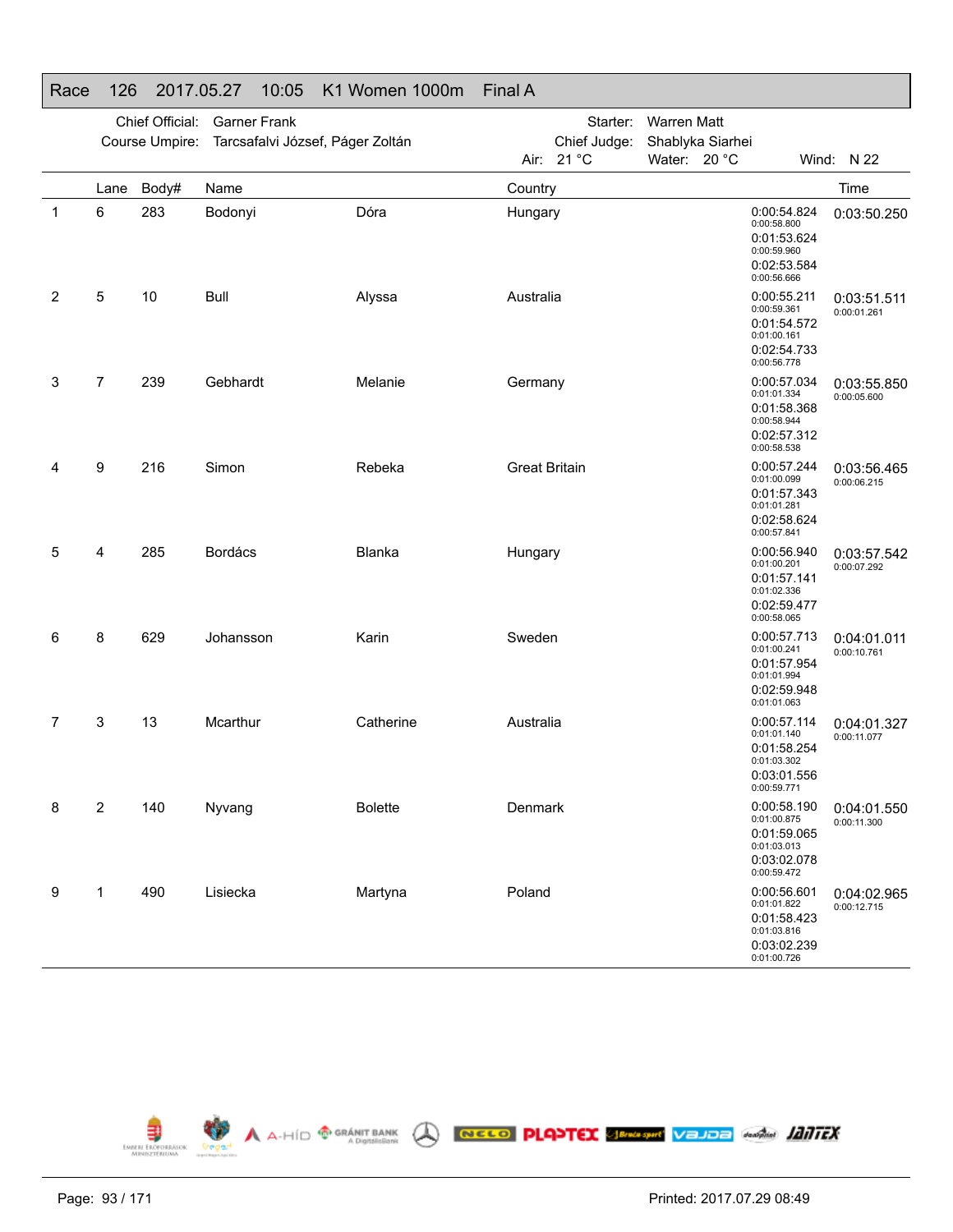## Race 126 2017.05.27 10:05 K1 Women 1000m Final A

Chief Official: Garner Frank
Course Umpire: Tarcsafalvi József, Páger Zoltán

Starter: Warren Matt
Chief Judge: Shablyka Siarhei
Air: 21 °C Water: 20 °C Wind: N 22

| | Lane | Body# | Name | | Country | Splits | Time |
|---|---|---|---|---|---|---|---|
| 1 | 6 | 283 | Bodonyi | Dóra | Hungary | 0:00:54.824 (0:00:58.800)<br>0:01:53.624 (0:00:59.960)<br>0:02:53.584 (0:00:56.666) | 0:03:50.250 |
| 2 | 5 | 10 | Bull | Alyssa | Australia | 0:00:55.211 (0:00:59.361)<br>0:01:54.572 (0:01:00.161)<br>0:02:54.733 (0:00:56.778) | 0:03:51.511<br>0:00:01.261 |
| 3 | 7 | 239 | Gebhardt | Melanie | Germany | 0:00:57.034 (0:01:01.334)<br>0:01:58.368 (0:00:58.944)<br>0:02:57.312 (0:00:58.538) | 0:03:55.850<br>0:00:05.600 |
| 4 | 9 | 216 | Simon | Rebeka | Great Britain | 0:00:57.244 (0:01:00.099)<br>0:01:57.343 (0:01:01.281)<br>0:02:58.624 (0:00:57.841) | 0:03:56.465<br>0:00:06.215 |
| 5 | 4 | 285 | Bordács | Blanka | Hungary | 0:00:56.940 (0:01:00.201)<br>0:01:57.141 (0:01:02.336)<br>0:02:59.477 (0:00:58.065) | 0:03:57.542<br>0:00:07.292 |
| 6 | 8 | 629 | Johansson | Karin | Sweden | 0:00:57.713 (0:01:00.241)<br>0:01:57.954 (0:01:01.994)<br>0:02:59.948 (0:01:01.063) | 0:04:01.011<br>0:00:10.761 |
| 7 | 3 | 13 | Mcarthur | Catherine | Australia | 0:00:57.114 (0:01:01.140)<br>0:01:58.254 (0:01:03.302)<br>0:03:01.556 (0:00:59.771) | 0:04:01.327<br>0:00:11.077 |
| 8 | 2 | 140 | Nyvang | Bolette | Denmark | 0:00:58.190 (0:01:00.875)<br>0:01:59.065 (0:01:03.013)<br>0:03:02.078 (0:00:59.472) | 0:04:01.550<br>0:00:11.300 |
| 9 | 1 | 490 | Lisiecka | Martyna | Poland | 0:00:56.601 (0:01:01.822)<br>0:01:58.423 (0:01:03.816)<br>0:03:02.239 (0:01:00.726) | 0:04:02.965<br>0:00:12.715 |

Printed: 2017.07.29 08:49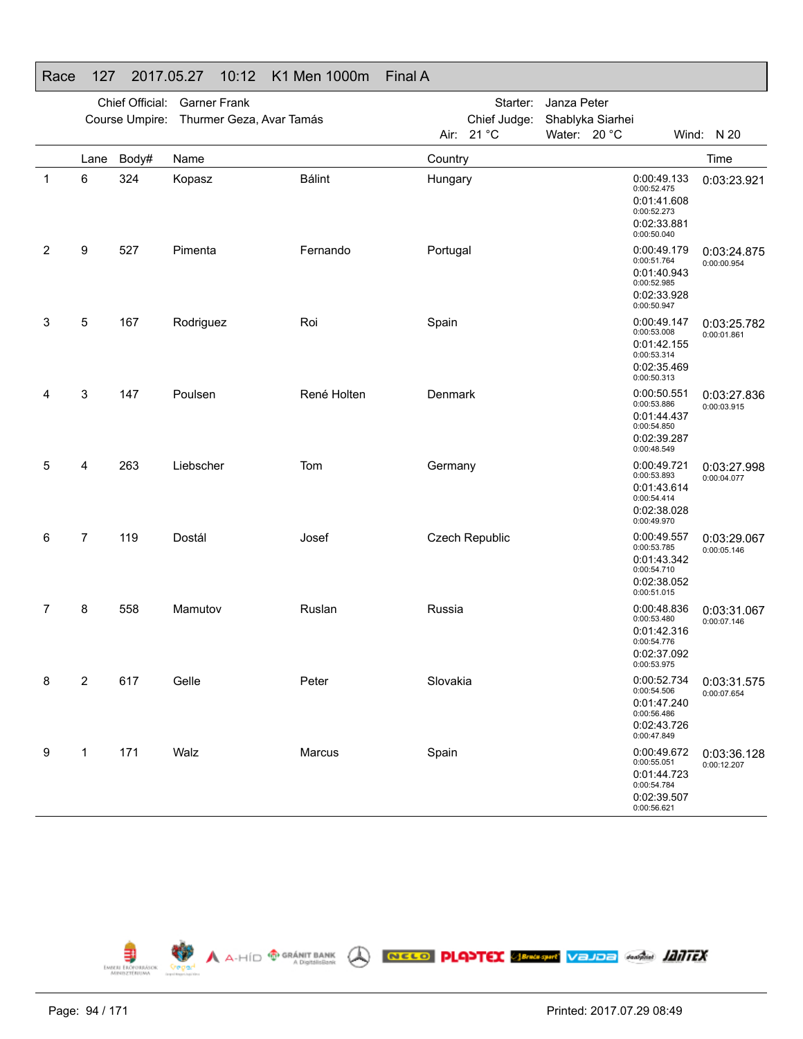## Race 127 2017.05.27 10:12 K1 Men 1000m Final A

Chief Official: Garner Frank
Course Umpire: Thurmer Geza, Avar Tamás

Starter: Janza Peter
Chief Judge: Shablyka Siarhei
Air: 21 °C Water: 20 °C Wind: N 20

| | Lane | Body# | Name | | Country | Splits | Time |
|---|---|---|---|---|---|---|---|
| 1 | 6 | 324 | Kopasz | Bálint | Hungary | 0:00:49.133<br>0:00:52.475<br>0:01:41.608<br>0:00:52.273<br>0:02:33.881<br>0:00:50.040 | 0:03:23.921 |
| 2 | 9 | 527 | Pimenta | Fernando | Portugal | 0:00:49.179<br>0:00:51.764<br>0:01:40.943<br>0:00:52.985<br>0:02:33.928<br>0:00:50.947 | 0:03:24.875<br>0:00:00.954 |
| 3 | 5 | 167 | Rodriguez | Roi | Spain | 0:00:49.147<br>0:00:53.008<br>0:01:42.155<br>0:00:53.314<br>0:02:35.469<br>0:00:50.313 | 0:03:25.782<br>0:00:01.861 |
| 4 | 3 | 147 | Poulsen | René Holten | Denmark | 0:00:50.551<br>0:00:53.886<br>0:01:44.437<br>0:00:54.850<br>0:02:39.287<br>0:00:48.549 | 0:03:27.836<br>0:00:03.915 |
| 5 | 4 | 263 | Liebscher | Tom | Germany | 0:00:49.721<br>0:00:53.893<br>0:01:43.614<br>0:00:54.414<br>0:02:38.028<br>0:00:49.970 | 0:03:27.998<br>0:00:04.077 |
| 6 | 7 | 119 | Dostál | Josef | Czech Republic | 0:00:49.557<br>0:00:53.785<br>0:01:43.342<br>0:00:54.710<br>0:02:38.052<br>0:00:51.015 | 0:03:29.067<br>0:00:05.146 |
| 7 | 8 | 558 | Mamutov | Ruslan | Russia | 0:00:48.836<br>0:00:53.480<br>0:01:42.316<br>0:00:54.776<br>0:02:37.092<br>0:00:53.975 | 0:03:31.067<br>0:00:07.146 |
| 8 | 2 | 617 | Gelle | Peter | Slovakia | 0:00:52.734<br>0:00:54.506<br>0:01:47.240<br>0:00:56.486<br>0:02:43.726<br>0:00:47.849 | 0:03:31.575<br>0:00:07.654 |
| 9 | 1 | 171 | Walz | Marcus | Spain | 0:00:49.672<br>0:00:55.051<br>0:01:44.723<br>0:00:54.784<br>0:02:39.507<br>0:00:56.621 | 0:03:36.128<br>0:00:12.207 |

Printed: 2017.07.29 08:49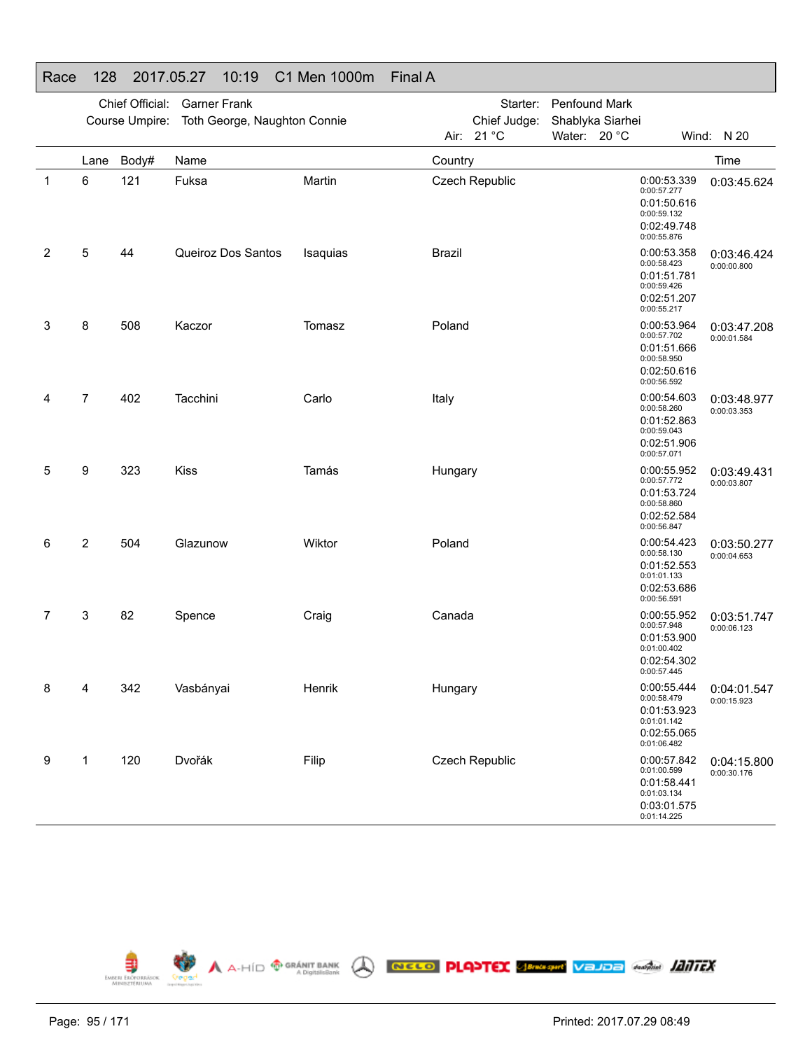## Race 128 2017.05.27 10:19 C1 Men 1000m Final A

Chief Official: Garner Frank
Course Umpire: Toth George, Naughton Connie

Starter: Penfound Mark
Chief Judge: Shablyka Siarhei

Air: 21 °C Water: 20 °C Wind: N 20

| | Lane | Body# | Name | | Country | Splits | Time |
|---|---|---|---|---|---|---|---|
| 1 | 6 | 121 | Fuksa | Martin | Czech Republic | 0:00:53.339 / 0:00:57.277 / 0:01:50.616 / 0:00:59.132 / 0:02:49.748 / 0:00:55.876 | 0:03:45.624 |
| 2 | 5 | 44 | Queiroz Dos Santos | Isaquias | Brazil | 0:00:53.358 / 0:00:58.423 / 0:01:51.781 / 0:00:59.426 / 0:02:51.207 / 0:00:55.217 | 0:03:46.424 / 0:00:00.800 |
| 3 | 8 | 508 | Kaczor | Tomasz | Poland | 0:00:53.964 / 0:00:57.702 / 0:01:51.666 / 0:00:58.950 / 0:02:50.616 / 0:00:56.592 | 0:03:47.208 / 0:00:01.584 |
| 4 | 7 | 402 | Tacchini | Carlo | Italy | 0:00:54.603 / 0:00:58.260 / 0:01:52.863 / 0:00:59.043 / 0:02:51.906 / 0:00:57.071 | 0:03:48.977 / 0:00:03.353 |
| 5 | 9 | 323 | Kiss | Tamás | Hungary | 0:00:55.952 / 0:00:57.772 / 0:01:53.724 / 0:00:58.860 / 0:02:52.584 / 0:00:56.847 | 0:03:49.431 / 0:00:03.807 |
| 6 | 2 | 504 | Glazunow | Wiktor | Poland | 0:00:54.423 / 0:00:58.130 / 0:01:52.553 / 0:01:01.133 / 0:02:53.686 / 0:00:56.591 | 0:03:50.277 / 0:00:04.653 |
| 7 | 3 | 82 | Spence | Craig | Canada | 0:00:55.952 / 0:00:57.948 / 0:01:53.900 / 0:01:00.402 / 0:02:54.302 / 0:00:57.445 | 0:03:51.747 / 0:00:06.123 |
| 8 | 4 | 342 | Vasbányai | Henrik | Hungary | 0:00:55.444 / 0:00:58.479 / 0:01:53.923 / 0:01:01.142 / 0:02:55.065 / 0:01:06.482 | 0:04:01.547 / 0:00:15.923 |
| 9 | 1 | 120 | Dvořák | Filip | Czech Republic | 0:00:57.842 / 0:01:00.599 / 0:01:58.441 / 0:01:03.134 / 0:03:01.575 / 0:01:14.225 | 0:04:15.800 / 0:00:30.176 |

Printed: 2017.07.29 08:49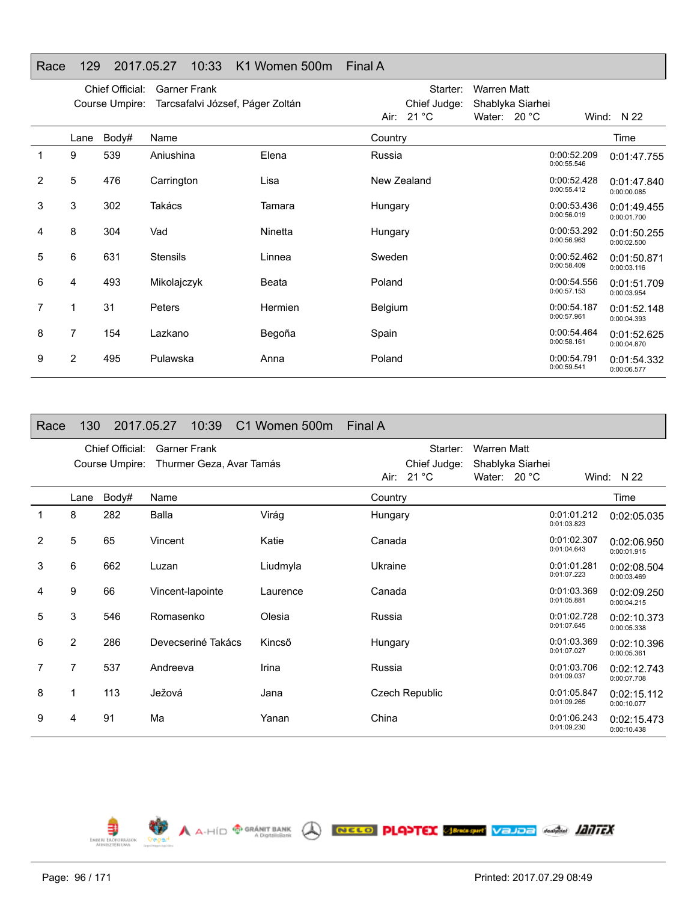## Race 129 2017.05.27 10:33 K1 Women 500m Final A

Chief Official: Garner Frank
Course Umpire: Tarcsafalvi József, Páger Zoltán

Starter: Warren Matt
Chief Judge: Shablyka Siarhei
Air: 21 °C Water: 20 °C Wind: N 22

| | Lane | Body# | Name | | Country | | Time |
|---|---|---|---|---|---|---|---|
| 1 | 9 | 539 | Aniushina | Elena | Russia | 0:00:52.209<br>0:00:55.546 | 0:01:47.755 |
| 2 | 5 | 476 | Carrington | Lisa | New Zealand | 0:00:52.428<br>0:00:55.412 | 0:01:47.840<br>0:00:00.085 |
| 3 | 3 | 302 | Takács | Tamara | Hungary | 0:00:53.436<br>0:00:56.019 | 0:01:49.455<br>0:00:01.700 |
| 4 | 8 | 304 | Vad | Ninetta | Hungary | 0:00:53.292<br>0:00:56.963 | 0:01:50.255<br>0:00:02.500 |
| 5 | 6 | 631 | Stensils | Linnea | Sweden | 0:00:52.462<br>0:00:58.409 | 0:01:50.871<br>0:00:03.116 |
| 6 | 4 | 493 | Mikolajczyk | Beata | Poland | 0:00:54.556<br>0:00:57.153 | 0:01:51.709<br>0:00:03.954 |
| 7 | 1 | 31 | Peters | Hermien | Belgium | 0:00:54.187<br>0:00:57.961 | 0:01:52.148<br>0:00:04.393 |
| 8 | 7 | 154 | Lazkano | Begoña | Spain | 0:00:54.464<br>0:00:58.161 | 0:01:52.625<br>0:00:04.870 |
| 9 | 2 | 495 | Pulawska | Anna | Poland | 0:00:54.791<br>0:00:59.541 | 0:01:54.332<br>0:00:06.577 |

## Race 130 2017.05.27 10:39 C1 Women 500m Final A

Chief Official: Garner Frank
Course Umpire: Thurmer Geza, Avar Tamás

Starter: Warren Matt
Chief Judge: Shablyka Siarhei
Air: 21 °C Water: 20 °C Wind: N 22

| | Lane | Body# | Name | | Country | | Time |
|---|---|---|---|---|---|---|---|
| 1 | 8 | 282 | Balla | Virág | Hungary | 0:01:01.212<br>0:01:03.823 | 0:02:05.035 |
| 2 | 5 | 65 | Vincent | Katie | Canada | 0:01:02.307<br>0:01:04.643 | 0:02:06.950<br>0:00:01.915 |
| 3 | 6 | 662 | Luzan | Liudmyla | Ukraine | 0:01:01.281<br>0:01:07.223 | 0:02:08.504<br>0:00:03.469 |
| 4 | 9 | 66 | Vincent-lapointe | Laurence | Canada | 0:01:03.369<br>0:01:05.881 | 0:02:09.250<br>0:00:04.215 |
| 5 | 3 | 546 | Romasenko | Olesia | Russia | 0:01:02.728<br>0:01:07.645 | 0:02:10.373<br>0:00:05.338 |
| 6 | 2 | 286 | Devecseriné Takács | Kincső | Hungary | 0:01:03.369<br>0:01:07.027 | 0:02:10.396<br>0:00:05.361 |
| 7 | 7 | 537 | Andreeva | Irina | Russia | 0:01:03.706<br>0:01:09.037 | 0:02:12.743<br>0:00:07.708 |
| 8 | 1 | 113 | Ježová | Jana | Czech Republic | 0:01:05.847<br>0:01:09.265 | 0:02:15.112<br>0:00:10.077 |
| 9 | 4 | 91 | Ma | Yanan | China | 0:01:06.243<br>0:01:09.230 | 0:02:15.473<br>0:00:10.438 |

Printed: 2017.07.29 08:49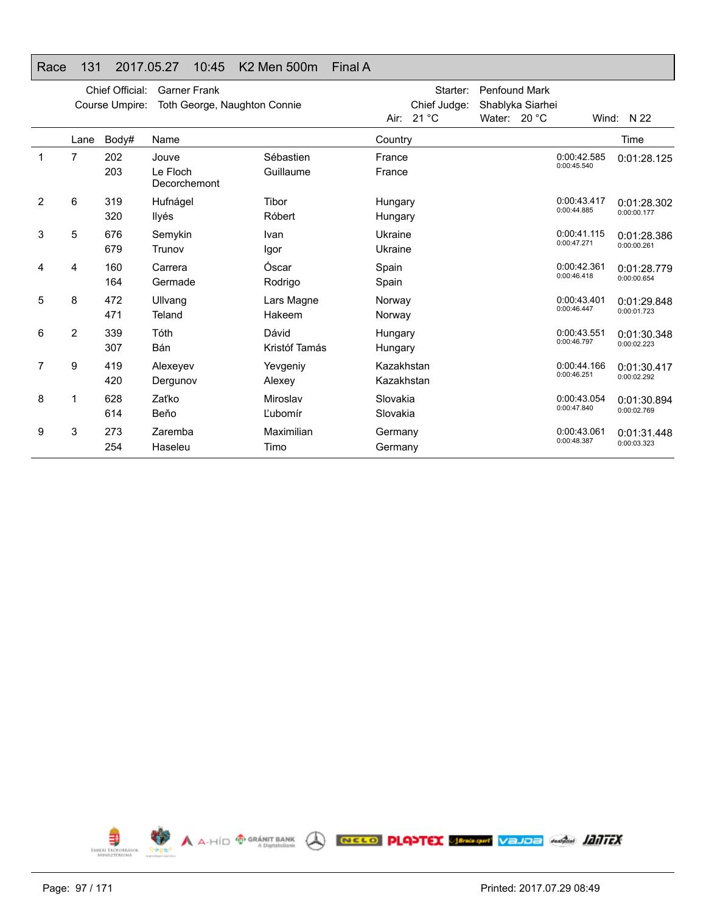# Race 131 2017.05.27 10:45 K2 Men 500m Final A

Chief Official: Garner Frank
Course Umpire: Toth George, Naughton Connie
Starter: Penfound Mark
Chief Judge: Shablyka Siarhei
Air: 21 °C
Water: 20 °C
Wind: N 22

| | Lane | Body# | Name | | Country | | Time |
|---|---|---|---|---|---|---|---|
| 1 | 7 | 202 | Jouve | Sébastien | France | 0:00:42.585 | 0:01:28.125 |
| | | 203 | Le Floch Decorchemont | Guillaume | France | 0:00:45.540 | |
| 2 | 6 | 319 | Hufnágel | Tibor | Hungary | 0:00:43.417 | 0:01:28.302 |
| | | 320 | Ilyés | Róbert | Hungary | 0:00:44.885 | 0:00:00.177 |
| 3 | 5 | 676 | Semykin | Ivan | Ukraine | 0:00:41.115 | 0:01:28.386 |
| | | 679 | Trunov | Igor | Ukraine | 0:00:47.271 | 0:00:00.261 |
| 4 | 4 | 160 | Carrera | Óscar | Spain | 0:00:42.361 | 0:01:28.779 |
| | | 164 | Germade | Rodrigo | Spain | 0:00:46.418 | 0:00:00.654 |
| 5 | 8 | 472 | Ullvang | Lars Magne | Norway | 0:00:43.401 | 0:01:29.848 |
| | | 471 | Teland | Hakeem | Norway | 0:00:46.447 | 0:00:01.723 |
| 6 | 2 | 339 | Tóth | Dávid | Hungary | 0:00:43.551 | 0:01:30.348 |
| | | 307 | Bán | Kristóf Tamás | Hungary | 0:00:46.797 | 0:00:02.223 |
| 7 | 9 | 419 | Alexeyev | Yevgeniy | Kazakhstan | 0:00:44.166 | 0:01:30.417 |
| | | 420 | Dergunov | Alexey | Kazakhstan | 0:00:46.251 | 0:00:02.292 |
| 8 | 1 | 628 | Zaťko | Miroslav | Slovakia | 0:00:43.054 | 0:01:30.894 |
| | | 614 | Beňo | Ľubomír | Slovakia | 0:00:47.840 | 0:00:02.769 |
| 9 | 3 | 273 | Zaremba | Maximilian | Germany | 0:00:43.061 | 0:01:31.448 |
| | | 254 | Haseleu | Timo | Germany | 0:00:48.387 | 0:00:03.323 |

Printed: 2017.07.29 08:49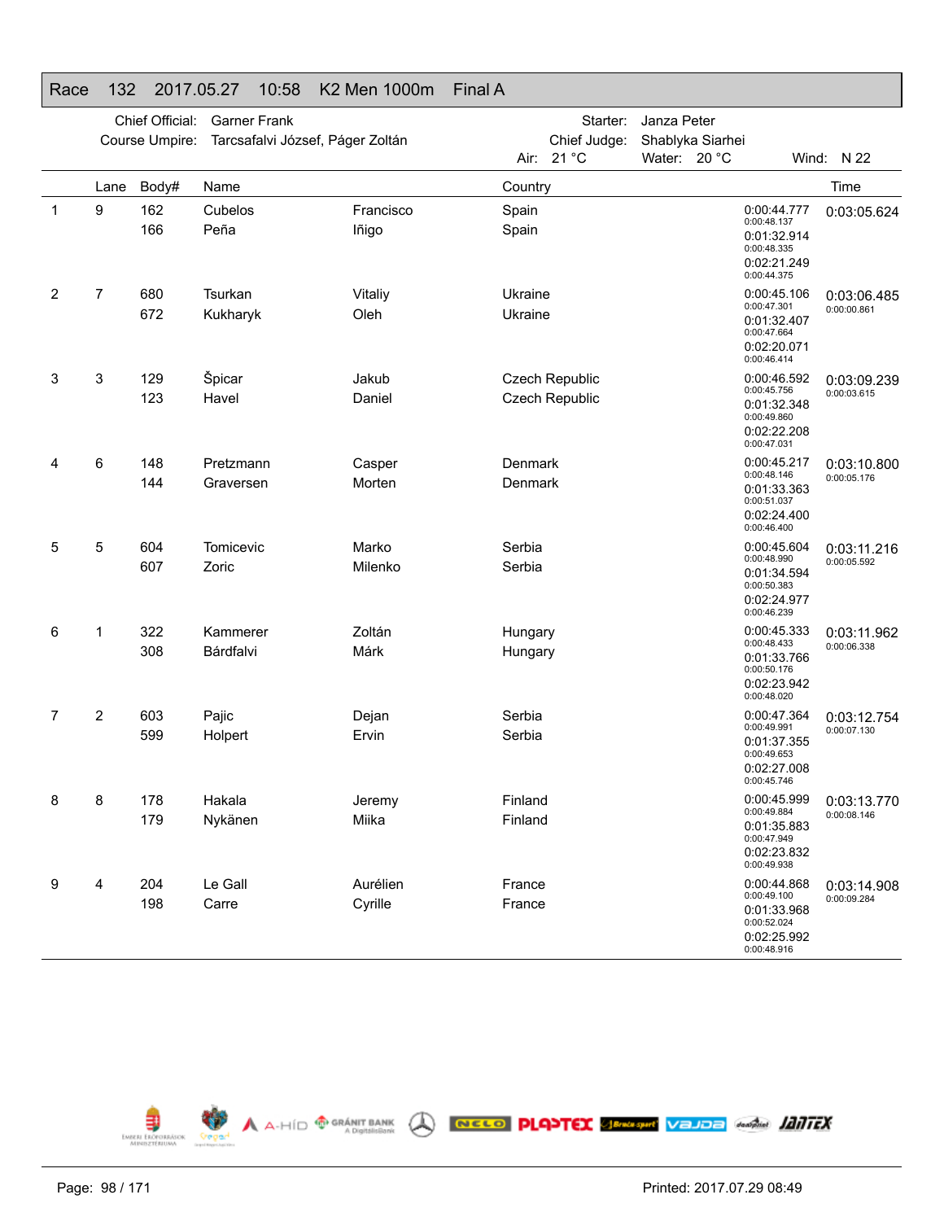# Race 132 2017.05.27 10:58 K2 Men 1000m Final A

Chief Official: Garner Frank
Course Umpire: Tarcsafalvi József, Páger Zoltán
Starter: Janza Peter
Chief Judge: Shablyka Siarhei
Air: 21 °C
Water: 20 °C
Wind: N 22

| | Lane | Body# | Name | | Country | Splits | Time |
|---|---|---|---|---|---|---|---|
| 1 | 9 | 162 | Cubelos | Francisco | Spain | 0:00:44.777 / 0:00:48.137 | 0:03:05.624 |
| | | 166 | Peña | Iñigo | Spain | 0:01:32.914 / 0:00:48.335 | |
| | | | | | | 0:02:21.249 / 0:00:44.375 | |
| 2 | 7 | 680 | Tsurkan | Vitaliy | Ukraine | 0:00:45.106 / 0:00:47.301 | 0:03:06.485 / 0:00:00.861 |
| | | 672 | Kukharyk | Oleh | Ukraine | 0:01:32.407 / 0:00:47.664 | |
| | | | | | | 0:02:20.071 / 0:00:46.414 | |
| 3 | 3 | 129 | Špicar | Jakub | Czech Republic | 0:00:46.592 / 0:00:45.756 | 0:03:09.239 / 0:00:03.615 |
| | | 123 | Havel | Daniel | Czech Republic | 0:01:32.348 / 0:00:49.860 | |
| | | | | | | 0:02:22.208 / 0:00:47.031 | |
| 4 | 6 | 148 | Pretzmann | Casper | Denmark | 0:00:45.217 / 0:00:48.146 | 0:03:10.800 / 0:00:05.176 |
| | | 144 | Graversen | Morten | Denmark | 0:01:33.363 / 0:00:51.037 | |
| | | | | | | 0:02:24.400 / 0:00:46.400 | |
| 5 | 5 | 604 | Tomicevic | Marko | Serbia | 0:00:45.604 / 0:00:48.990 | 0:03:11.216 / 0:00:05.592 |
| | | 607 | Zoric | Milenko | Serbia | 0:01:34.594 / 0:00:50.383 | |
| | | | | | | 0:02:24.977 / 0:00:46.239 | |
| 6 | 1 | 322 | Kammerer | Zoltán | Hungary | 0:00:45.333 / 0:00:48.433 | 0:03:11.962 / 0:00:06.338 |
| | | 308 | Bárdfalvi | Márk | Hungary | 0:01:33.766 / 0:00:50.176 | |
| | | | | | | 0:02:23.942 / 0:00:48.020 | |
| 7 | 2 | 603 | Pajic | Dejan | Serbia | 0:00:47.364 / 0:00:49.991 | 0:03:12.754 / 0:00:07.130 |
| | | 599 | Holpert | Ervin | Serbia | 0:01:37.355 / 0:00:49.653 | |
| | | | | | | 0:02:27.008 / 0:00:45.746 | |
| 8 | 8 | 178 | Hakala | Jeremy | Finland | 0:00:45.999 / 0:00:49.884 | 0:03:13.770 / 0:00:08.146 |
| | | 179 | Nykänen | Miika | Finland | 0:01:35.883 / 0:00:47.949 | |
| | | | | | | 0:02:23.832 / 0:00:49.938 | |
| 9 | 4 | 204 | Le Gall | Aurélien | France | 0:00:44.868 / 0:00:49.100 | 0:03:14.908 / 0:00:09.284 |
| | | 198 | Carre | Cyrille | France | 0:01:33.968 / 0:00:52.024 | |
| | | | | | | 0:02:25.992 / 0:00:48.916 | |

Printed: 2017.07.29 08:49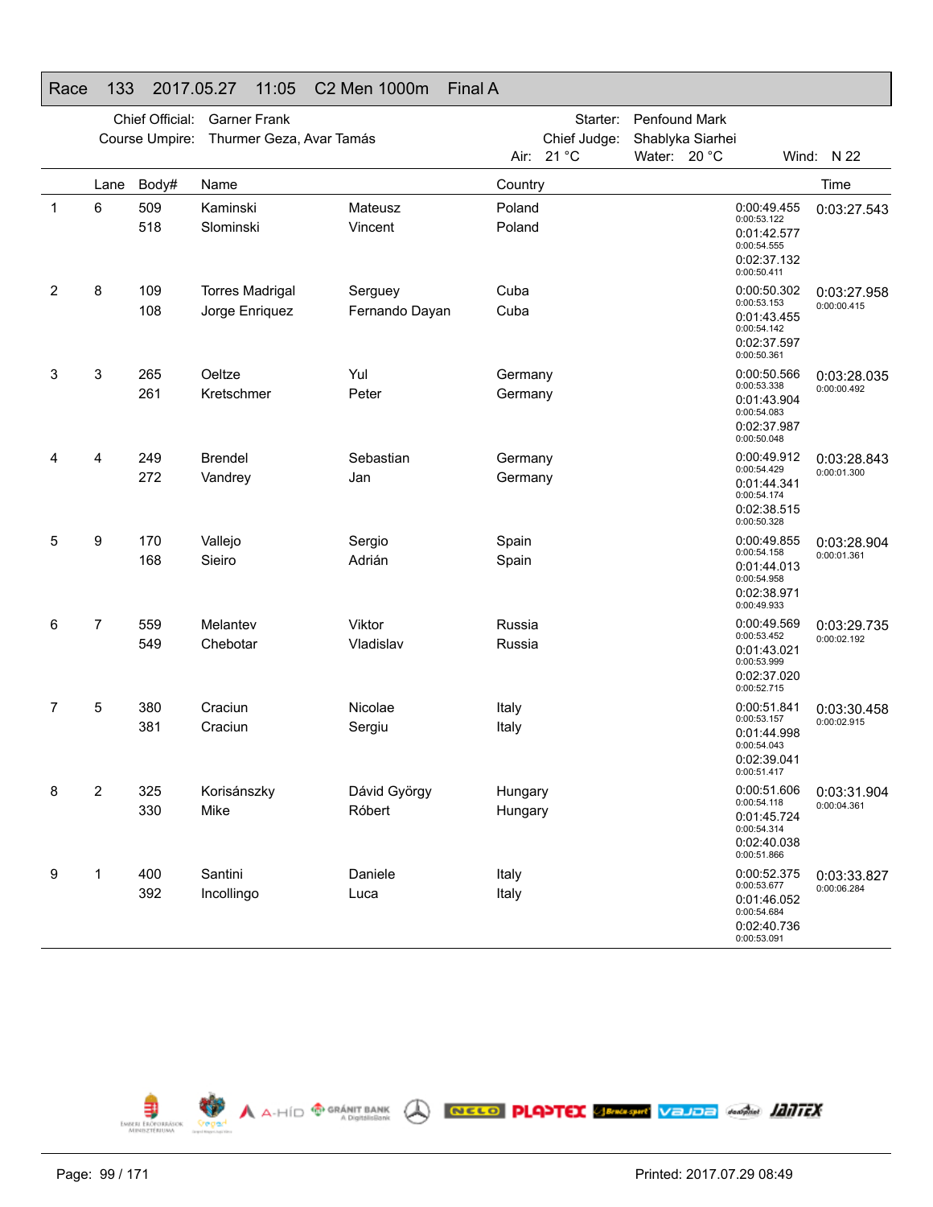## Race 133 2017.05.27 11:05 C2 Men 1000m Final A

Chief Official: Garner Frank
Course Umpire: Thurmer Geza, Avar Tamás
Starter: Penfound Mark
Chief Judge: Shablyka Siarhei
Air: 21 °C Water: 20 °C Wind: N 22

| | Lane | Body# | Name | | Country | Splits | Time |
|---|---|---|---|---|---|---|---|
| 1 | 6 | 509 | Kaminski | Mateusz | Poland | 0:00:49.455 | 0:03:27.543 |
| | | 518 | Slominski | Vincent | Poland | 0:00:53.122 | |
| | | | | | | 0:01:42.577 | |
| | | | | | | 0:00:54.555 | |
| | | | | | | 0:02:37.132 | |
| | | | | | | 0:00:50.411 | |
| 2 | 8 | 109 | Torres Madrigal | Serguey | Cuba | 0:00:50.302 | 0:03:27.958 |
| | | 108 | Jorge Enriquez | Fernando Dayan | Cuba | 0:00:53.153 | 0:00:00.415 |
| | | | | | | 0:01:43.455 | |
| | | | | | | 0:00:54.142 | |
| | | | | | | 0:02:37.597 | |
| | | | | | | 0:00:50.361 | |
| 3 | 3 | 265 | Oeltze | Yul | Germany | 0:00:50.566 | 0:03:28.035 |
| | | 261 | Kretschmer | Peter | Germany | 0:00:53.338 | 0:00:00.492 |
| | | | | | | 0:01:43.904 | |
| | | | | | | 0:00:54.083 | |
| | | | | | | 0:02:37.987 | |
| | | | | | | 0:00:50.048 | |
| 4 | 4 | 249 | Brendel | Sebastian | Germany | 0:00:49.912 | 0:03:28.843 |
| | | 272 | Vandrey | Jan | Germany | 0:00:54.429 | 0:00:01.300 |
| | | | | | | 0:01:44.341 | |
| | | | | | | 0:00:54.174 | |
| | | | | | | 0:02:38.515 | |
| | | | | | | 0:00:50.328 | |
| 5 | 9 | 170 | Vallejo | Sergio | Spain | 0:00:49.855 | 0:03:28.904 |
| | | 168 | Sieiro | Adrián | Spain | 0:00:54.158 | 0:00:01.361 |
| | | | | | | 0:01:44.013 | |
| | | | | | | 0:00:54.958 | |
| | | | | | | 0:02:38.971 | |
| | | | | | | 0:00:49.933 | |
| 6 | 7 | 559 | Melantev | Viktor | Russia | 0:00:49.569 | 0:03:29.735 |
| | | 549 | Chebotar | Vladislav | Russia | 0:00:53.452 | 0:00:02.192 |
| | | | | | | 0:01:43.021 | |
| | | | | | | 0:00:53.999 | |
| | | | | | | 0:02:37.020 | |
| | | | | | | 0:00:52.715 | |
| 7 | 5 | 380 | Craciun | Nicolae | Italy | 0:00:51.841 | 0:03:30.458 |
| | | 381 | Craciun | Sergiu | Italy | 0:00:53.157 | 0:00:02.915 |
| | | | | | | 0:01:44.998 | |
| | | | | | | 0:00:54.043 | |
| | | | | | | 0:02:39.041 | |
| | | | | | | 0:00:51.417 | |
| 8 | 2 | 325 | Korisánszky | Dávid György | Hungary | 0:00:51.606 | 0:03:31.904 |
| | | 330 | Mike | Róbert | Hungary | 0:00:54.118 | 0:00:04.361 |
| | | | | | | 0:01:45.724 | |
| | | | | | | 0:00:54.314 | |
| | | | | | | 0:02:40.038 | |
| | | | | | | 0:00:51.866 | |
| 9 | 1 | 400 | Santini | Daniele | Italy | 0:00:52.375 | 0:03:33.827 |
| | | 392 | Incollingo | Luca | Italy | 0:00:53.677 | 0:00:06.284 |
| | | | | | | 0:01:46.052 | |
| | | | | | | 0:00:54.684 | |
| | | | | | | 0:02:40.736 | |
| | | | | | | 0:00:53.091 | |

Printed: 2017.07.29 08:49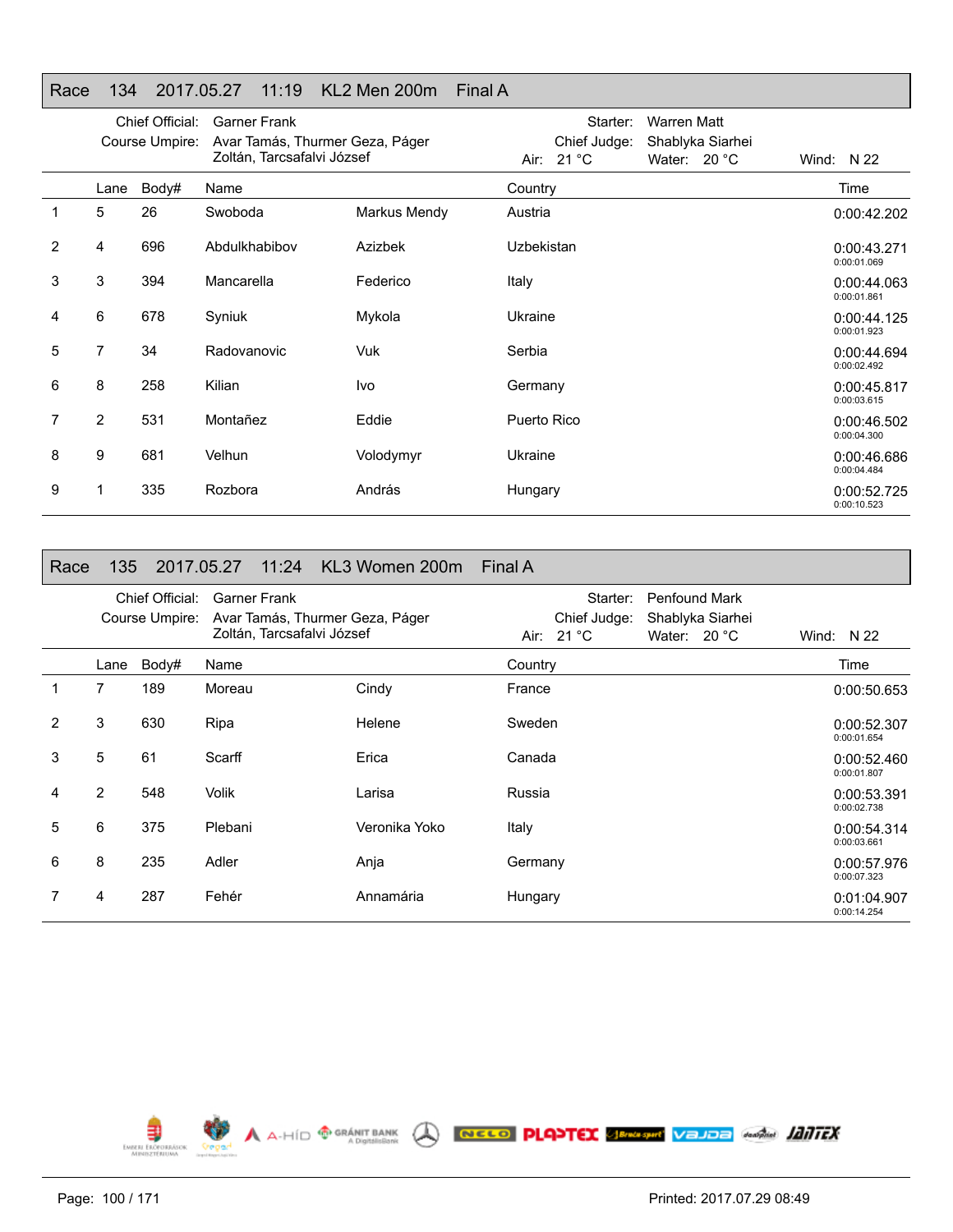## Race 134 2017.05.27 11:19 KL2 Men 200m Final A

Chief Official: Garner Frank
Course Umpire: Avar Tamás, Thurmer Geza, Págger Zoltán, Tarcsafalvi József
Starter: Warren Matt
Chief Judge: Shablyka Siarhei
Air: 21 °C
Water: 20 °C
Wind: N 22

| | Lane | Body# | Name | | Country | Time |
|---|---|---|---|---|---|---|
| 1 | 5 | 26 | Swoboda | Markus Mendy | Austria | 0:00:42.202 |
| 2 | 4 | 696 | Abdulkhabibov | Azizbek | Uzbekistan | 0:00:43.271<br>0:00:01.069 |
| 3 | 3 | 394 | Mancarella | Federico | Italy | 0:00:44.063<br>0:00:01.861 |
| 4 | 6 | 678 | Syniuk | Mykola | Ukraine | 0:00:44.125<br>0:00:01.923 |
| 5 | 7 | 34 | Radovanovic | Vuk | Serbia | 0:00:44.694<br>0:00:02.492 |
| 6 | 8 | 258 | Kilian | Ivo | Germany | 0:00:45.817<br>0:00:03.615 |
| 7 | 2 | 531 | Montañez | Eddie | Puerto Rico | 0:00:46.502<br>0:00:04.300 |
| 8 | 9 | 681 | Velhun | Volodymyr | Ukraine | 0:00:46.686<br>0:00:04.484 |
| 9 | 1 | 335 | Rozbora | András | Hungary | 0:00:52.725<br>0:00:10.523 |

## Race 135 2017.05.27 11:24 KL3 Women 200m Final A

Chief Official: Garner Frank
Course Umpire: Avar Tamás, Thurmer Geza, Págger Zoltán, Tarcsafalvi József
Starter: Penfound Mark
Chief Judge: Shablyka Siarhei
Air: 21 °C
Water: 20 °C
Wind: N 22

| | Lane | Body# | Name | | Country | Time |
|---|---|---|---|---|---|---|
| 1 | 7 | 189 | Moreau | Cindy | France | 0:00:50.653 |
| 2 | 3 | 630 | Ripa | Helene | Sweden | 0:00:52.307<br>0:00:01.654 |
| 3 | 5 | 61 | Scarff | Erica | Canada | 0:00:52.460<br>0:00:01.807 |
| 4 | 2 | 548 | Volik | Larisa | Russia | 0:00:53.391<br>0:00:02.738 |
| 5 | 6 | 375 | Plebani | Veronika Yoko | Italy | 0:00:54.314<br>0:00:03.661 |
| 6 | 8 | 235 | Adler | Anja | Germany | 0:00:57.976<br>0:00:07.323 |
| 7 | 4 | 287 | Fehér | Annamária | Hungary | 0:01:04.907<br>0:00:14.254 |

Printed: 2017.07.29 08:49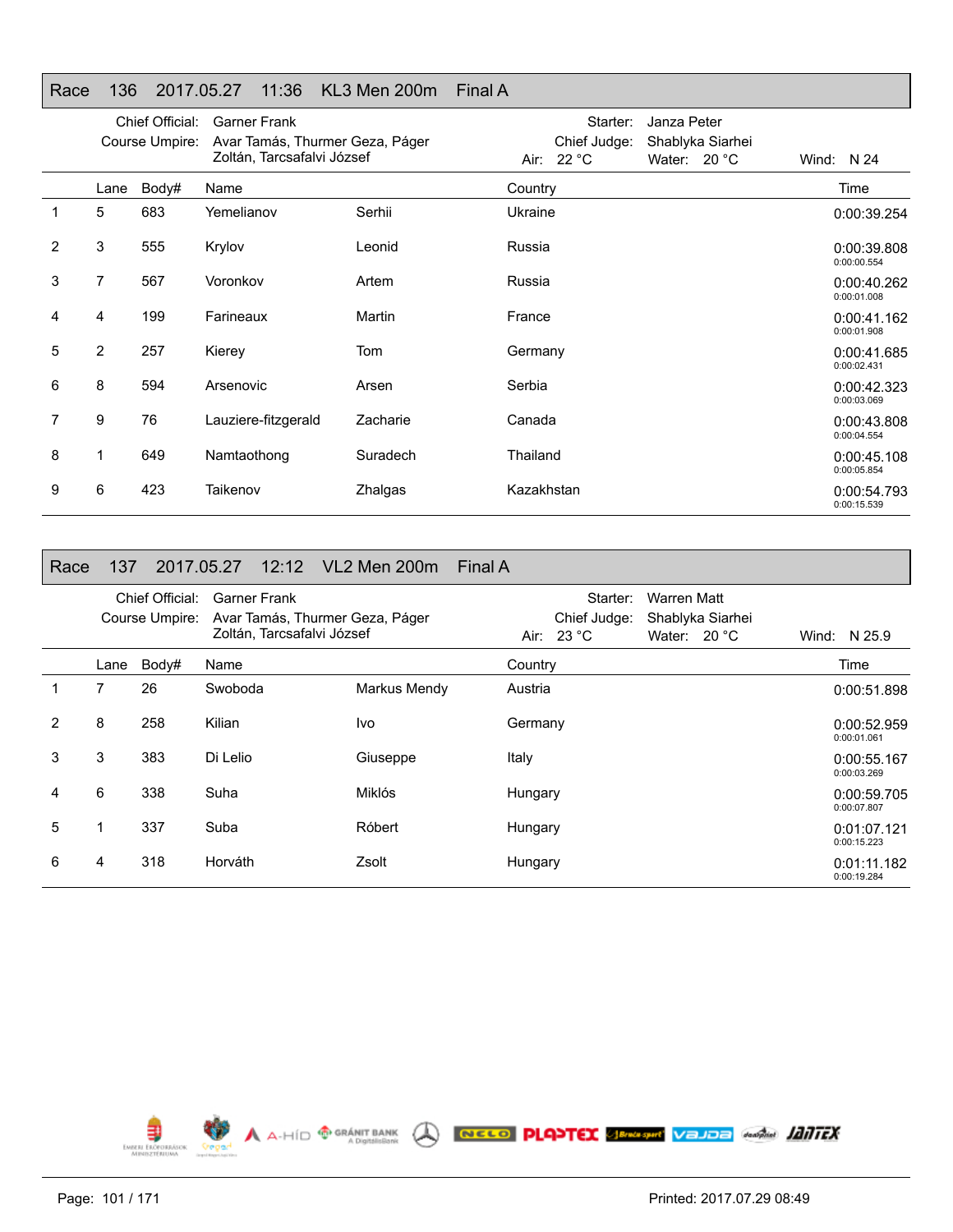## Race 136 2017.05.27 11:36 KL3 Men 200m Final A

Chief Official: Garner Frank
Course Umpire: Avar Tamás, Thurmer Geza, Páger Zoltán, Tarcsafalvi József
Starter: Janza Peter
Chief Judge: Shablyka Siarhei
Air: 22 °C Water: 20 °C Wind: N 24

| | Lane | Body# | Name | | Country | Time |
|---|---|---|---|---|---|---|
| 1 | 5 | 683 | Yemelianov | Serhii | Ukraine | 0:00:39.254 |
| 2 | 3 | 555 | Krylov | Leonid | Russia | 0:00:39.808 0:00:00.554 |
| 3 | 7 | 567 | Voronkov | Artem | Russia | 0:00:40.262 0:00:01.008 |
| 4 | 4 | 199 | Farineaux | Martin | France | 0:00:41.162 0:00:01.908 |
| 5 | 2 | 257 | Kierey | Tom | Germany | 0:00:41.685 0:00:02.431 |
| 6 | 8 | 594 | Arsenovic | Arsen | Serbia | 0:00:42.323 0:00:03.069 |
| 7 | 9 | 76 | Lauziere-fitzgerald | Zacharie | Canada | 0:00:43.808 0:00:04.554 |
| 8 | 1 | 649 | Namtaothong | Suradech | Thailand | 0:00:45.108 0:00:05.854 |
| 9 | 6 | 423 | Taikenov | Zhalgas | Kazakhstan | 0:00:54.793 0:00:15.539 |

## Race 137 2017.05.27 12:12 VL2 Men 200m Final A

Chief Official: Garner Frank
Course Umpire: Avar Tamás, Thurmer Geza, Páger Zoltán, Tarcsafalvi József
Starter: Warren Matt
Chief Judge: Shablyka Siarhei
Air: 23 °C Water: 20 °C Wind: N 25.9

| | Lane | Body# | Name | | Country | Time |
|---|---|---|---|---|---|---|
| 1 | 7 | 26 | Swoboda | Markus Mendy | Austria | 0:00:51.898 |
| 2 | 8 | 258 | Kilian | Ivo | Germany | 0:00:52.959 0:00:01.061 |
| 3 | 3 | 383 | Di Lelio | Giuseppe | Italy | 0:00:55.167 0:00:03.269 |
| 4 | 6 | 338 | Suha | Miklós | Hungary | 0:00:59.705 0:00:07.807 |
| 5 | 1 | 337 | Suba | Róbert | Hungary | 0:01:07.121 0:00:15.223 |
| 6 | 4 | 318 | Horváth | Zsolt | Hungary | 0:01:11.182 0:00:19.284 |

Printed: 2017.07.29 08:49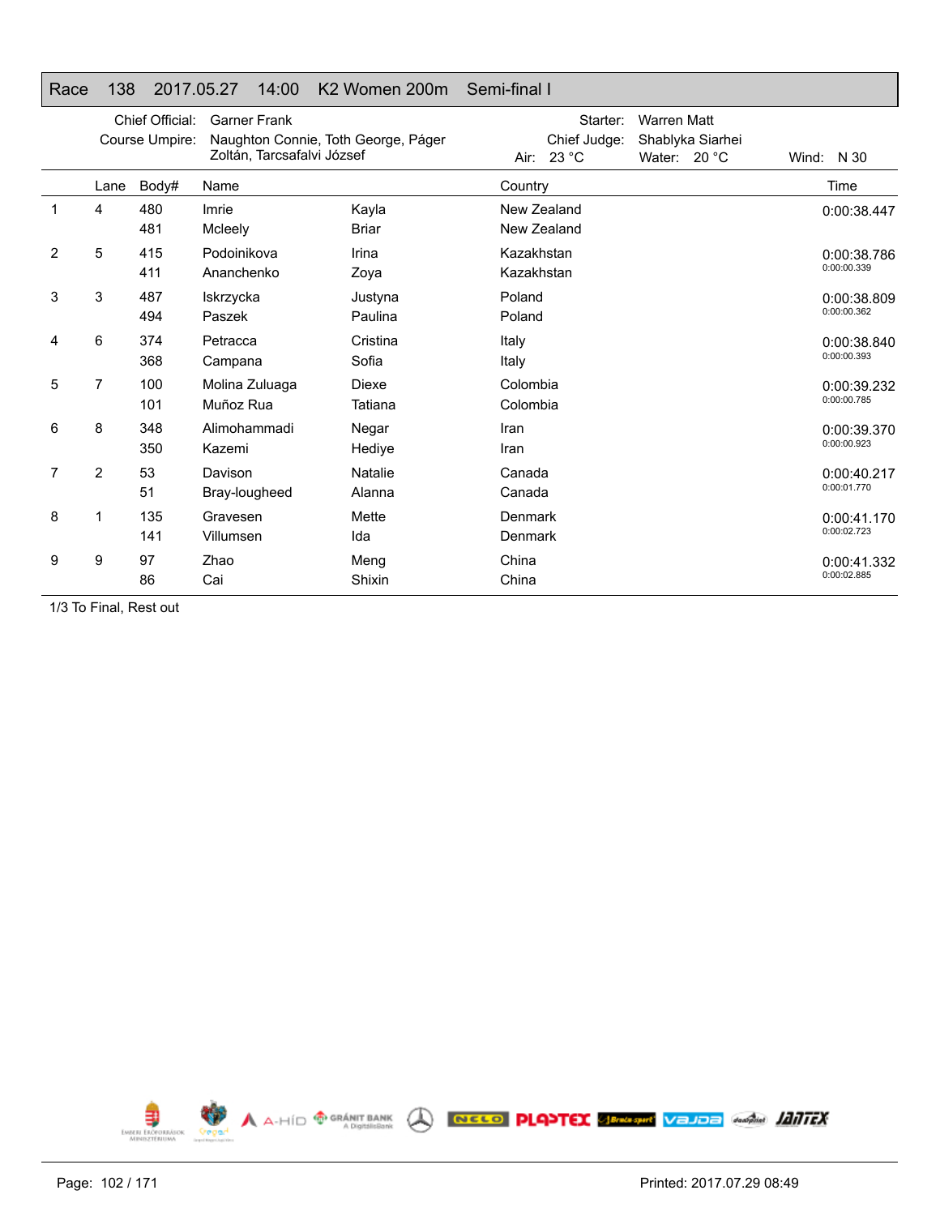## Race 138 2017.05.27 14:00 K2 Women 200m Semi-final I

| | | | |
|---|---|---|---|
| Chief Official: | Garner Frank | Starter: | Warren Matt |
| Course Umpire: | Naughton Connie, Toth George, Páger Zoltán, Tarcsafalvi József | Chief Judge: | Shablyka Siarhei |
| | | Air: 23 °C | Water: 20 °C | 

Wind: N 30

| | Lane | Body# | Name | | Country | Time |
|---|---|---|---|---|---|---|
| 1 | 4 | 480 | Imrie | Kayla | New Zealand | 0:00:38.447 |
| | | 481 | Mcleely | Briar | New Zealand | |
| 2 | 5 | 415 | Podoinikova | Irina | Kazakhstan | 0:00:38.786 |
| | | 411 | Ananchenko | Zoya | Kazakhstan | 0:00:00.339 |
| 3 | 3 | 487 | Iskrzycka | Justyna | Poland | 0:00:38.809 |
| | | 494 | Paszek | Paulina | Poland | 0:00:00.362 |
| 4 | 6 | 374 | Petracca | Cristina | Italy | 0:00:38.840 |
| | | 368 | Campana | Sofia | Italy | 0:00:00.393 |
| 5 | 7 | 100 | Molina Zuluaga | Diexe | Colombia | 0:00:39.232 |
| | | 101 | Muñoz Rua | Tatiana | Colombia | 0:00:00.785 |
| 6 | 8 | 348 | Alimohammadi | Negar | Iran | 0:00:39.370 |
| | | 350 | Kazemi | Hediye | Iran | 0:00:00.923 |
| 7 | 2 | 53 | Davison | Natalie | Canada | 0:00:40.217 |
| | | 51 | Bray-lougheed | Alanna | Canada | 0:00:01.770 |
| 8 | 1 | 135 | Gravesen | Mette | Denmark | 0:00:41.170 |
| | | 141 | Villumsen | Ida | Denmark | 0:00:02.723 |
| 9 | 9 | 97 | Zhao | Meng | China | 0:00:41.332 |
| | | 86 | Cai | Shixin | China | 0:00:02.885 |

1/3 To Final, Rest out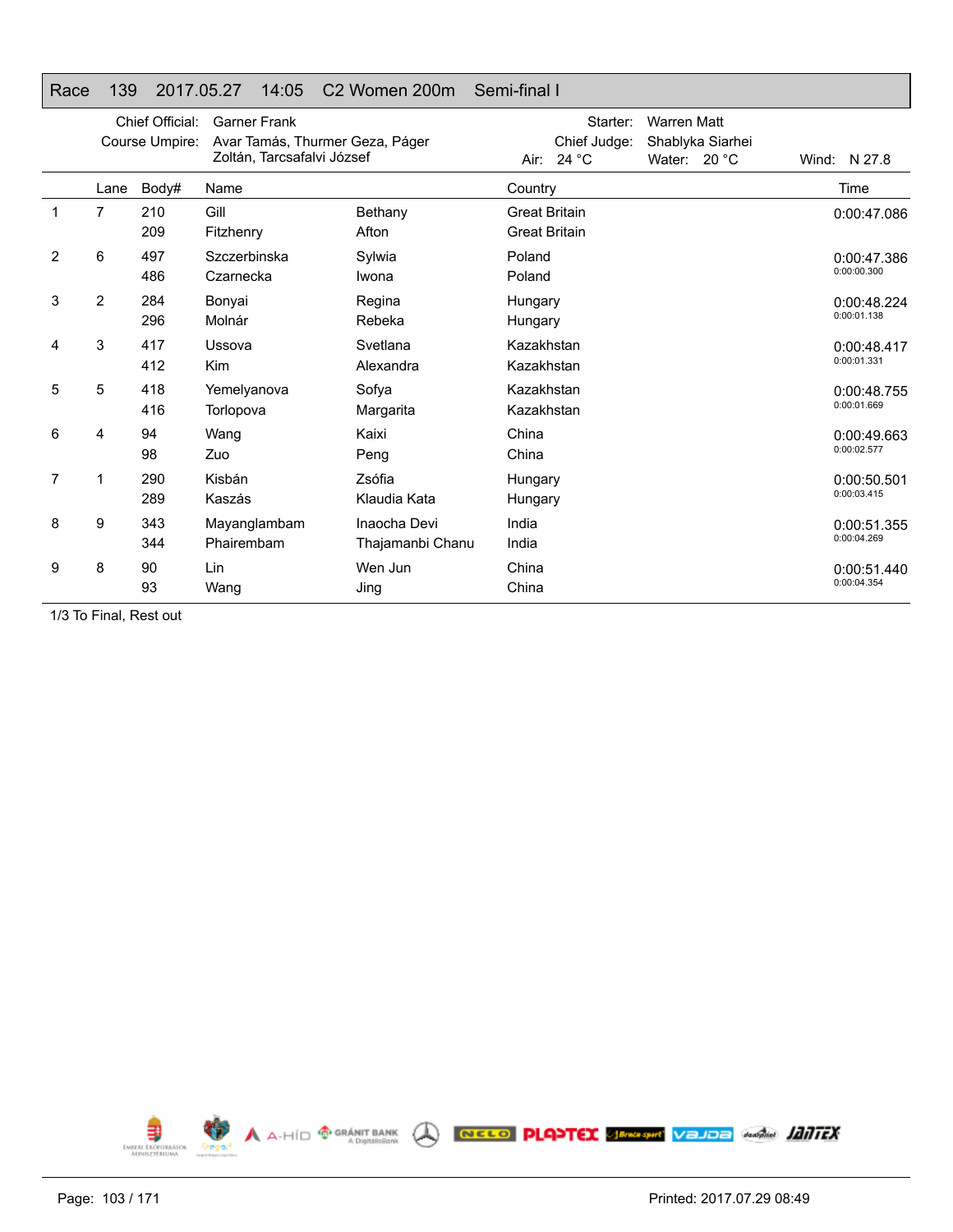# Race 139 2017.05.27 14:05 C2 Women 200m Semi-final I

Chief Official: Garner Frank
Course Umpire: Avar Tamás, Thurmer Geza, Páger Zoltán, Tarcsafalvi József

Starter: Warren Matt
Chief Judge: Shablyka Siarhei
Air: 24 °C Water: 20 °C Wind: N 27.8

| | Lane | Body# | Name | | Country | Time |
|---|---|---|---|---|---|---|
| 1 | 7 | 210 | Gill | Bethany | Great Britain | 0:00:47.086 |
| | | 209 | Fitzhenry | Afton | Great Britain | |
| 2 | 6 | 497 | Szczerbinska | Sylwia | Poland | 0:00:47.386 |
| | | 486 | Czarnecka | Iwona | Poland | 0:00:00.300 |
| 3 | 2 | 284 | Bonyai | Regina | Hungary | 0:00:48.224 |
| | | 296 | Molnár | Rebeka | Hungary | 0:00:01.138 |
| 4 | 3 | 417 | Ussova | Svetlana | Kazakhstan | 0:00:48.417 |
| | | 412 | Kim | Alexandra | Kazakhstan | 0:00:01.331 |
| 5 | 5 | 418 | Yemelyanova | Sofya | Kazakhstan | 0:00:48.755 |
| | | 416 | Torlopova | Margarita | Kazakhstan | 0:00:01.669 |
| 6 | 4 | 94 | Wang | Kaixi | China | 0:00:49.663 |
| | | 98 | Zuo | Peng | China | 0:00:02.577 |
| 7 | 1 | 290 | Kisbán | Zsófia | Hungary | 0:00:50.501 |
| | | 289 | Kaszás | Klaudia Kata | Hungary | 0:00:03.415 |
| 8 | 9 | 343 | Mayanglambam | Inaocha Devi | India | 0:00:51.355 |
| | | 344 | Phairembam | Thajamanbi Chanu | India | 0:00:04.269 |
| 9 | 8 | 90 | Lin | Wen Jun | China | 0:00:51.440 |
| | | 93 | Wang | Jing | China | 0:00:04.354 |

1/3 To Final, Rest out

Printed: 2017.07.29 08:49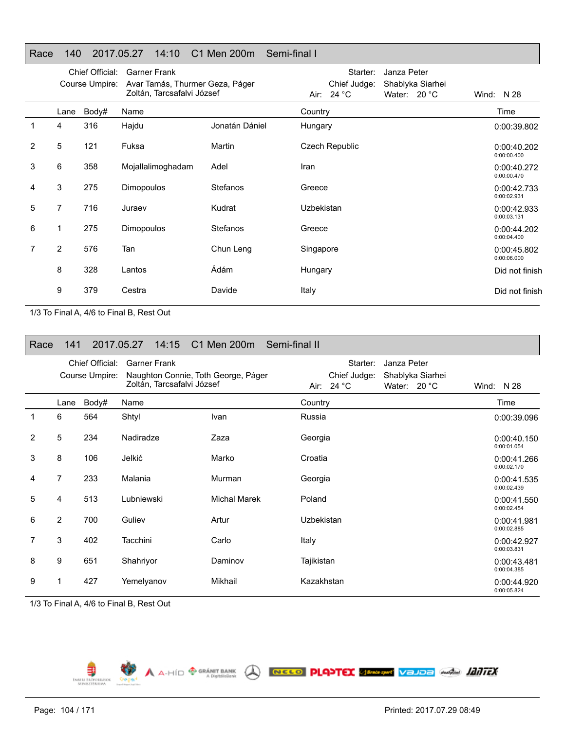## Race 140 2017.05.27 14:10 C1 Men 200m Semi-final I

Chief Official: Garner Frank
Course Umpire: Avar Tamás, Thurmer Geza, Páger Zoltán, Tarcsafalvi József
Starter: Janza Peter
Chief Judge: Shablyka Siarhei
Air: 24 °C Water: 20 °C Wind: N 28

| | Lane | Body# | Name | | Country | Time |
|---|---|---|---|---|---|---|
| 1 | 4 | 316 | Hajdu | Jonatán Dániel | Hungary | 0:00:39.802 |
| 2 | 5 | 121 | Fuksa | Martin | Czech Republic | 0:00:40.202<br>0:00:00.400 |
| 3 | 6 | 358 | Mojallalimoghadam | Adel | Iran | 0:00:40.272<br>0:00:00.470 |
| 4 | 3 | 275 | Dimopoulos | Stefanos | Greece | 0:00:42.733<br>0:00:02.931 |
| 5 | 7 | 716 | Juraev | Kudrat | Uzbekistan | 0:00:42.933<br>0:00:03.131 |
| 6 | 1 | 275 | Dimopoulos | Stefanos | Greece | 0:00:44.202<br>0:00:04.400 |
| 7 | 2 | 576 | Tan | Chun Leng | Singapore | 0:00:45.802<br>0:00:06.000 |
| | 8 | 328 | Lantos | Ádám | Hungary | Did not finish |
| | 9 | 379 | Cestra | Davide | Italy | Did not finish |

1/3 To Final A, 4/6 to Final B, Rest Out

## Race 141 2017.05.27 14:15 C1 Men 200m Semi-final II

Chief Official: Garner Frank
Course Umpire: Naughton Connie, Toth George, Páger Zoltán, Tarcsafalvi József
Starter: Janza Peter
Chief Judge: Shablyka Siarhei
Air: 24 °C Water: 20 °C Wind: N 28

| | Lane | Body# | Name | | Country | Time |
|---|---|---|---|---|---|---|
| 1 | 6 | 564 | Shtyl | Ivan | Russia | 0:00:39.096 |
| 2 | 5 | 234 | Nadiradze | Zaza | Georgia | 0:00:40.150<br>0:00:01.054 |
| 3 | 8 | 106 | Jelkić | Marko | Croatia | 0:00:41.266<br>0:00:02.170 |
| 4 | 7 | 233 | Malania | Murman | Georgia | 0:00:41.535<br>0:00:02.439 |
| 5 | 4 | 513 | Lubniewski | Michal Marek | Poland | 0:00:41.550<br>0:00:02.454 |
| 6 | 2 | 700 | Guliev | Artur | Uzbekistan | 0:00:41.981<br>0:00:02.885 |
| 7 | 3 | 402 | Tacchini | Carlo | Italy | 0:00:42.927<br>0:00:03.831 |
| 8 | 9 | 651 | Shahriyor | Daminov | Tajikistan | 0:00:43.481<br>0:00:04.385 |
| 9 | 1 | 427 | Yemelyanov | Mikhail | Kazakhstan | 0:00:44.920<br>0:00:05.824 |

1/3 To Final A, 4/6 to Final B, Rest Out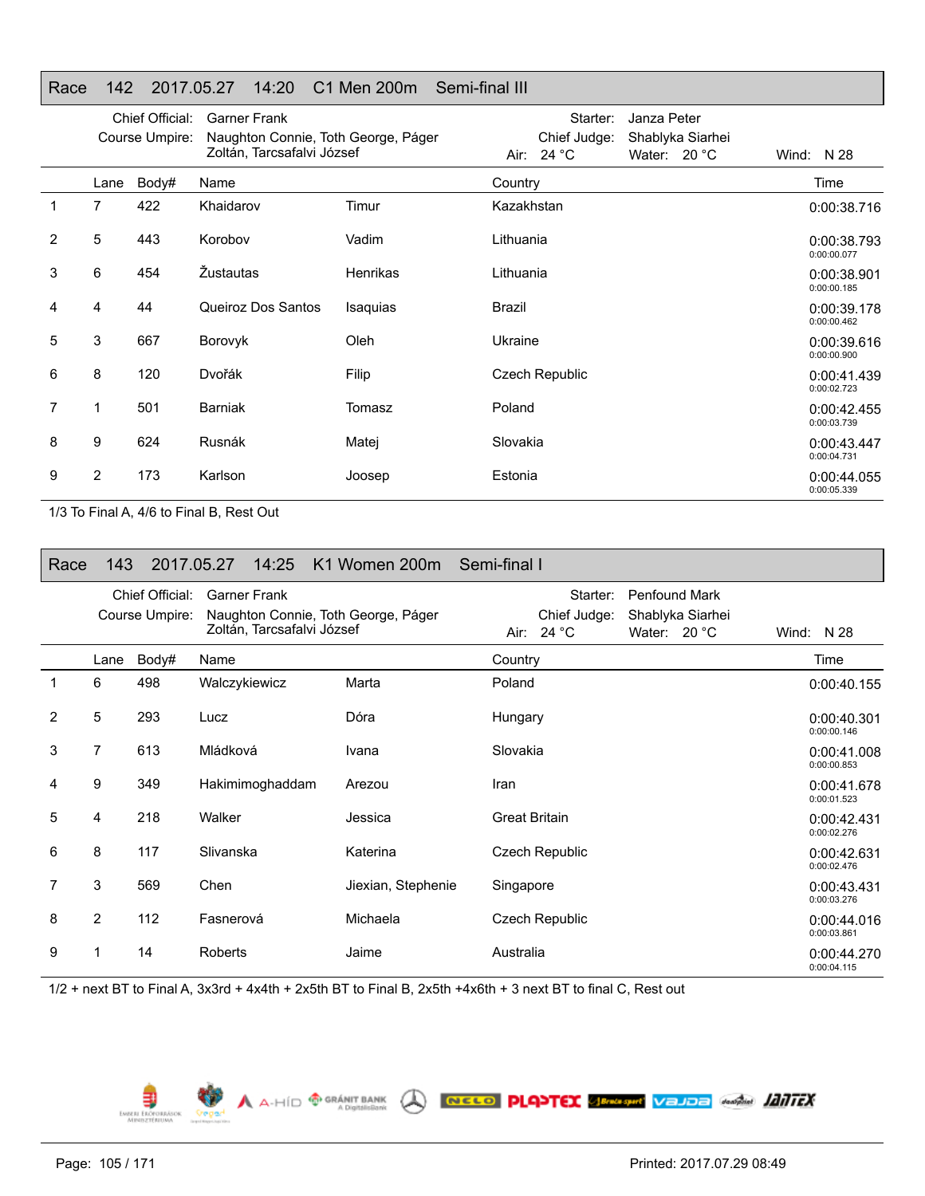## Race 142 2017.05.27 14:20 C1 Men 200m Semi-final III

Chief Official: Garner Frank
Course Umpire: Naughton Connie, Toth George, Páger Zoltán, Tarcsafalvi József
Starter: Janza Peter
Chief Judge: Shablyka Siarhei
Air: 24 °C Water: 20 °C Wind: N 28

| | Lane | Body# | Name | | Country | Time |
|---|---|---|---|---|---|---|
| 1 | 7 | 422 | Khaidarov | Timur | Kazakhstan | 0:00:38.716 |
| 2 | 5 | 443 | Korobov | Vadim | Lithuania | 0:00:38.793<br>0:00:00.077 |
| 3 | 6 | 454 | Žustautas | Henrikas | Lithuania | 0:00:38.901<br>0:00:00.185 |
| 4 | 4 | 44 | Queiroz Dos Santos | Isaquias | Brazil | 0:00:39.178<br>0:00:00.462 |
| 5 | 3 | 667 | Borovyk | Oleh | Ukraine | 0:00:39.616<br>0:00:00.900 |
| 6 | 8 | 120 | Dvořák | Filip | Czech Republic | 0:00:41.439<br>0:00:02.723 |
| 7 | 1 | 501 | Barniak | Tomasz | Poland | 0:00:42.455<br>0:00:03.739 |
| 8 | 9 | 624 | Rusnák | Matej | Slovakia | 0:00:43.447<br>0:00:04.731 |
| 9 | 2 | 173 | Karlson | Joosep | Estonia | 0:00:44.055<br>0:00:05.339 |

1/3 To Final A, 4/6 to Final B, Rest Out

## Race 143 2017.05.27 14:25 K1 Women 200m Semi-final I

Chief Official: Garner Frank
Course Umpire: Naughton Connie, Toth George, Páger Zoltán, Tarcsafalvi József
Starter: Penfound Mark
Chief Judge: Shablyka Siarhei
Air: 24 °C Water: 20 °C Wind: N 28

| | Lane | Body# | Name | | Country | Time |
|---|---|---|---|---|---|---|
| 1 | 6 | 498 | Walczykiewicz | Marta | Poland | 0:00:40.155 |
| 2 | 5 | 293 | Lucz | Dóra | Hungary | 0:00:40.301<br>0:00:00.146 |
| 3 | 7 | 613 | Mládková | Ivana | Slovakia | 0:00:41.008<br>0:00:00.853 |
| 4 | 9 | 349 | Hakimimoghaddam | Arezou | Iran | 0:00:41.678<br>0:00:01.523 |
| 5 | 4 | 218 | Walker | Jessica | Great Britain | 0:00:42.431<br>0:00:02.276 |
| 6 | 8 | 117 | Slivanska | Katerina | Czech Republic | 0:00:42.631<br>0:00:02.476 |
| 7 | 3 | 569 | Chen | Jiexian, Stephenie | Singapore | 0:00:43.431<br>0:00:03.276 |
| 8 | 2 | 112 | Fasnerová | Michaela | Czech Republic | 0:00:44.016<br>0:00:03.861 |
| 9 | 1 | 14 | Roberts | Jaime | Australia | 0:00:44.270<br>0:00:04.115 |

1/2 + next BT to Final A, 3x3rd + 4x4th + 2x5th BT to Final B, 2x5th +4x6th + 3 next BT to final C, Rest out

Printed: 2017.07.29 08:49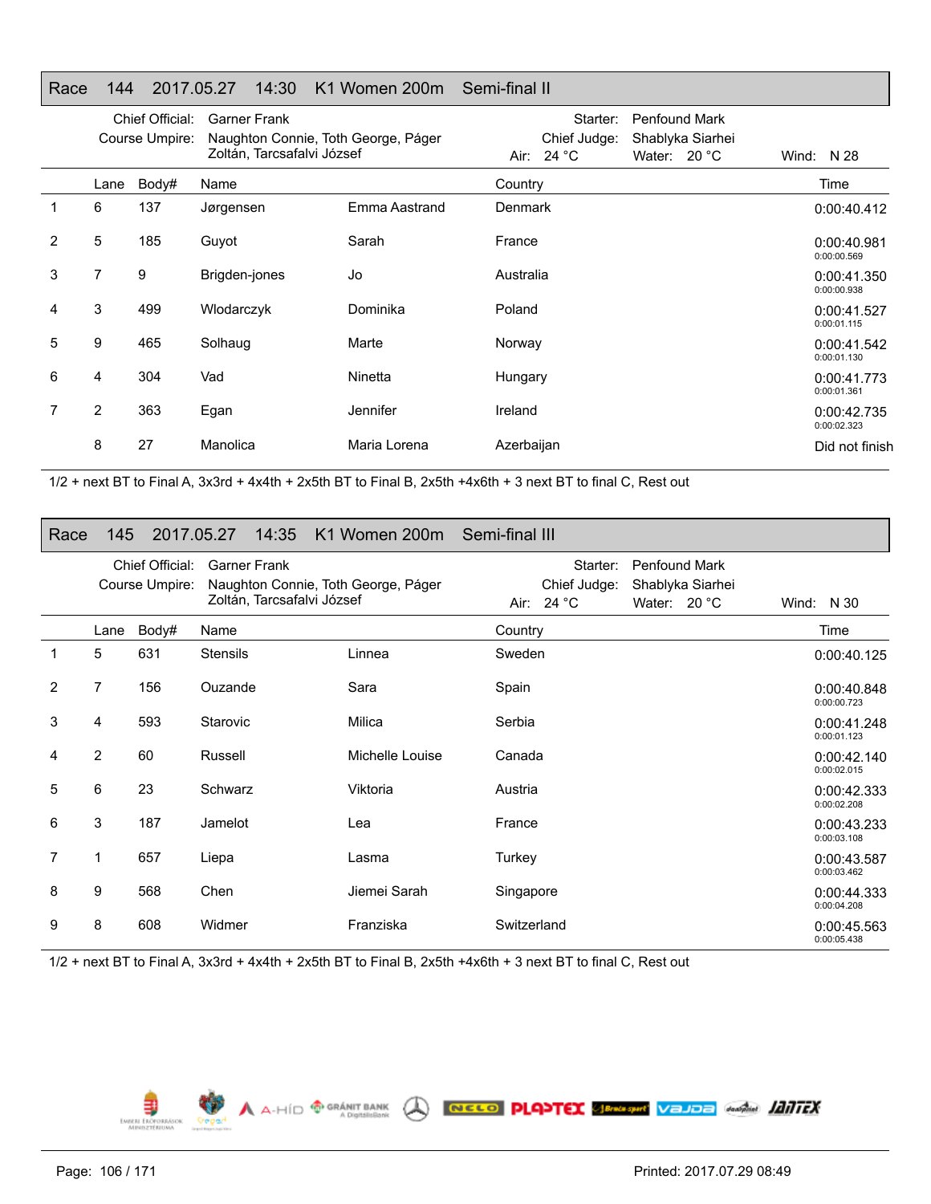## Race 144 2017.05.27 14:30 K1 Women 200m Semi-final II

Chief Official: Garner Frank
Course Umpire: Naughton Connie, Toth George, Páger Zoltán, Tarcsafalvi József
Starter: Penfound Mark
Chief Judge: Shablyka Siarhei
Air: 24 °C Water: 20 °C Wind: N 28

| | Lane | Body# | Name | | Country | Time |
|---|---|---|---|---|---|---|
| 1 | 6 | 137 | Jørgensen | Emma Aastrand | Denmark | 0:00:40.412 |
| 2 | 5 | 185 | Guyot | Sarah | France | 0:00:40.981<br>0:00:00.569 |
| 3 | 7 | 9 | Brigden-jones | Jo | Australia | 0:00:41.350<br>0:00:00.938 |
| 4 | 3 | 499 | Wlodarczyk | Dominika | Poland | 0:00:41.527<br>0:00:01.115 |
| 5 | 9 | 465 | Solhaug | Marte | Norway | 0:00:41.542<br>0:00:01.130 |
| 6 | 4 | 304 | Vad | Ninetta | Hungary | 0:00:41.773<br>0:00:01.361 |
| 7 | 2 | 363 | Egan | Jennifer | Ireland | 0:00:42.735<br>0:00:02.323 |
| | 8 | 27 | Manolica | Maria Lorena | Azerbaijan | Did not finish |

1/2 + next BT to Final A, 3x3rd + 4x4th + 2x5th BT to Final B, 2x5th +4x6th + 3 next BT to final C, Rest out

## Race 145 2017.05.27 14:35 K1 Women 200m Semi-final III

Chief Official: Garner Frank
Course Umpire: Naughton Connie, Toth George, Páger Zoltán, Tarcsafalvi József
Starter: Penfound Mark
Chief Judge: Shablyka Siarhei
Air: 24 °C Water: 20 °C Wind: N 30

| | Lane | Body# | Name | | Country | Time |
|---|---|---|---|---|---|---|
| 1 | 5 | 631 | Stensils | Linnea | Sweden | 0:00:40.125 |
| 2 | 7 | 156 | Ouzande | Sara | Spain | 0:00:40.848<br>0:00:00.723 |
| 3 | 4 | 593 | Starovic | Milica | Serbia | 0:00:41.248<br>0:00:01.123 |
| 4 | 2 | 60 | Russell | Michelle Louise | Canada | 0:00:42.140<br>0:00:02.015 |
| 5 | 6 | 23 | Schwarz | Viktoria | Austria | 0:00:42.333<br>0:00:02.208 |
| 6 | 3 | 187 | Jamelot | Lea | France | 0:00:43.233<br>0:00:03.108 |
| 7 | 1 | 657 | Liepa | Lasma | Turkey | 0:00:43.587<br>0:00:03.462 |
| 8 | 9 | 568 | Chen | Jiemei Sarah | Singapore | 0:00:44.333<br>0:00:04.208 |
| 9 | 8 | 608 | Widmer | Franziska | Switzerland | 0:00:45.563<br>0:00:05.438 |

1/2 + next BT to Final A, 3x3rd + 4x4th + 2x5th BT to Final B, 2x5th +4x6th + 3 next BT to final C, Rest out

Printed: 2017.07.29 08:49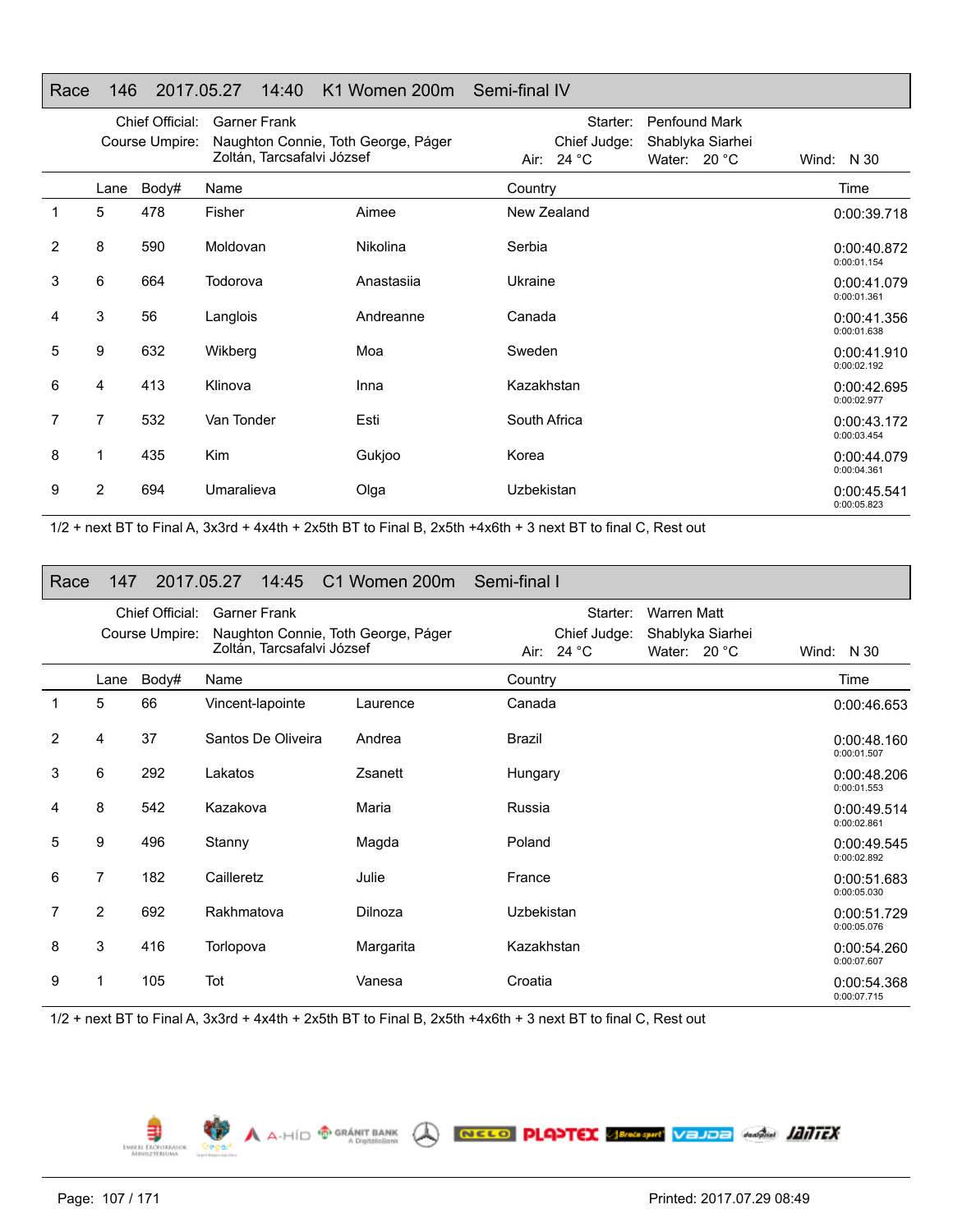## Race 146 2017.05.27 14:40 K1 Women 200m Semi-final IV

Chief Official: Garner Frank
Course Umpire: Naughton Connie, Toth George, Páger Zoltán, Tarcsafalvi József

Starter: Penfound Mark
Chief Judge: Shablyka Siarhei
Air: 24 °C Water: 20 °C Wind: N 30

| | Lane | Body# | Name | | Country | Time |
|---|---|---|---|---|---|---|
| 1 | 5 | 478 | Fisher | Aimee | New Zealand | 0:00:39.718 |
| 2 | 8 | 590 | Moldovan | Nikolina | Serbia | 0:00:40.872 0:00:01.154 |
| 3 | 6 | 664 | Todorova | Anastasiia | Ukraine | 0:00:41.079 0:00:01.361 |
| 4 | 3 | 56 | Langlois | Andreanne | Canada | 0:00:41.356 0:00:01.638 |
| 5 | 9 | 632 | Wikberg | Moa | Sweden | 0:00:41.910 0:00:02.192 |
| 6 | 4 | 413 | Klinova | Inna | Kazakhstan | 0:00:42.695 0:00:02.977 |
| 7 | 7 | 532 | Van Tonder | Esti | South Africa | 0:00:43.172 0:00:03.454 |
| 8 | 1 | 435 | Kim | Gukjoo | Korea | 0:00:44.079 0:00:04.361 |
| 9 | 2 | 694 | Umaralieva | Olga | Uzbekistan | 0:00:45.541 0:00:05.823 |

1/2 + next BT to Final A, 3x3rd + 4x4th + 2x5th BT to Final B, 2x5th +4x6th + 3 next BT to final C, Rest out

## Race 147 2017.05.27 14:45 C1 Women 200m Semi-final I

Chief Official: Garner Frank
Course Umpire: Naughton Connie, Toth George, Páger Zoltán, Tarcsafalvi József

Starter: Warren Matt
Chief Judge: Shablyka Siarhei
Air: 24 °C Water: 20 °C Wind: N 30

| | Lane | Body# | Name | | Country | Time |
|---|---|---|---|---|---|---|
| 1 | 5 | 66 | Vincent-lapointe | Laurence | Canada | 0:00:46.653 |
| 2 | 4 | 37 | Santos De Oliveira | Andrea | Brazil | 0:00:48.160 0:00:01.507 |
| 3 | 6 | 292 | Lakatos | Zsanett | Hungary | 0:00:48.206 0:00:01.553 |
| 4 | 8 | 542 | Kazakova | Maria | Russia | 0:00:49.514 0:00:02.861 |
| 5 | 9 | 496 | Stanny | Magda | Poland | 0:00:49.545 0:00:02.892 |
| 6 | 7 | 182 | Cailleretz | Julie | France | 0:00:51.683 0:00:05.030 |
| 7 | 2 | 692 | Rakhmatova | Dilnoza | Uzbekistan | 0:00:51.729 0:00:05.076 |
| 8 | 3 | 416 | Torlopova | Margarita | Kazakhstan | 0:00:54.260 0:00:07.607 |
| 9 | 1 | 105 | Tot | Vanesa | Croatia | 0:00:54.368 0:00:07.715 |

1/2 + next BT to Final A, 3x3rd + 4x4th + 2x5th BT to Final B, 2x5th +4x6th + 3 next BT to final C, Rest out

Printed: 2017.07.29 08:49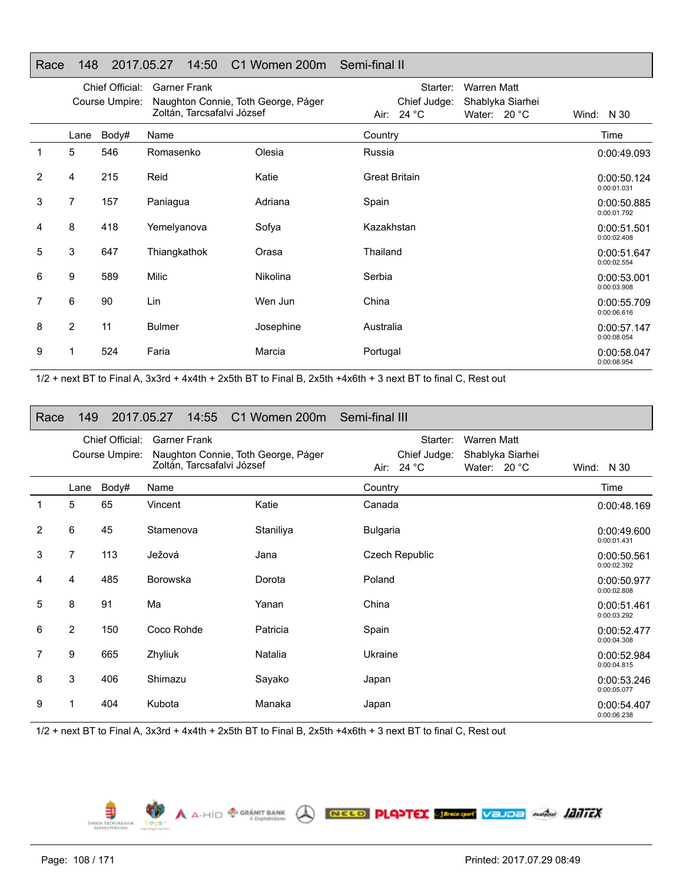## Race 148 2017.05.27 14:50 C1 Women 200m Semi-final II

Chief Official: Garner Frank
Course Umpire: Naughton Connie, Toth George, Páger Zoltán, Tarcsafalvi József
Starter: Warren Matt
Chief Judge: Shablyka Siarhei
Air: 24 °C Water: 20 °C Wind: N 30

| | Lane | Body# | Name | | Country | Time |
|---|---|---|---|---|---|---|
| 1 | 5 | 546 | Romasenko | Olesia | Russia | 0:00:49.093 |
| 2 | 4 | 215 | Reid | Katie | Great Britain | 0:00:50.124<br>0:00:01.031 |
| 3 | 7 | 157 | Paniagua | Adriana | Spain | 0:00:50.885<br>0:00:01.792 |
| 4 | 8 | 418 | Yemelyanova | Sofya | Kazakhstan | 0:00:51.501<br>0:00:02.408 |
| 5 | 3 | 647 | Thiangkathok | Orasa | Thailand | 0:00:51.647<br>0:00:02.554 |
| 6 | 9 | 589 | Milic | Nikolina | Serbia | 0:00:53.001<br>0:00:03.908 |
| 7 | 6 | 90 | Lin | Wen Jun | China | 0:00:55.709<br>0:00:06.616 |
| 8 | 2 | 11 | Bulmer | Josephine | Australia | 0:00:57.147<br>0:00:08.054 |
| 9 | 1 | 524 | Faria | Marcia | Portugal | 0:00:58.047<br>0:00:08.954 |

1/2 + next BT to Final A, 3x3rd + 4x4th + 2x5th BT to Final B, 2x5th +4x6th + 3 next BT to final C, Rest out

## Race 149 2017.05.27 14:55 C1 Women 200m Semi-final III

Chief Official: Garner Frank
Course Umpire: Naughton Connie, Toth George, Páger Zoltán, Tarcsafalvi József
Starter: Warren Matt
Chief Judge: Shablyka Siarhei
Air: 24 °C Water: 20 °C Wind: N 30

| | Lane | Body# | Name | | Country | Time |
|---|---|---|---|---|---|---|
| 1 | 5 | 65 | Vincent | Katie | Canada | 0:00:48.169 |
| 2 | 6 | 45 | Stamenova | Staniliya | Bulgaria | 0:00:49.600<br>0:00:01.431 |
| 3 | 7 | 113 | Ježová | Jana | Czech Republic | 0:00:50.561<br>0:00:02.392 |
| 4 | 4 | 485 | Borowska | Dorota | Poland | 0:00:50.977<br>0:00:02.808 |
| 5 | 8 | 91 | Ma | Yanan | China | 0:00:51.461<br>0:00:03.292 |
| 6 | 2 | 150 | Coco Rohde | Patricia | Spain | 0:00:52.477<br>0:00:04.308 |
| 7 | 9 | 665 | Zhyliuk | Natalia | Ukraine | 0:00:52.984<br>0:00:04.815 |
| 8 | 3 | 406 | Shimazu | Sayako | Japan | 0:00:53.246<br>0:00:05.077 |
| 9 | 1 | 404 | Kubota | Manaka | Japan | 0:00:54.407<br>0:00:06.238 |

1/2 + next BT to Final A, 3x3rd + 4x4th + 2x5th BT to Final B, 2x5th +4x6th + 3 next BT to final C, Rest out

Printed: 2017.07.29 08:49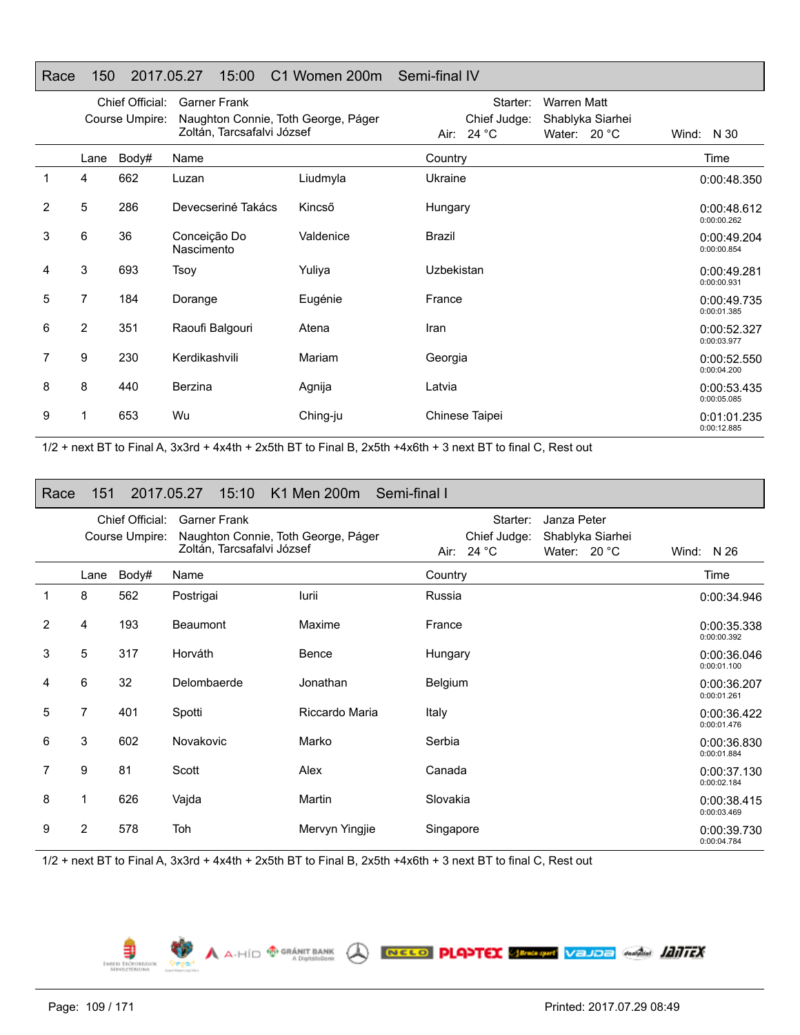## Race 150 2017.05.27 15:00 C1 Women 200m Semi-final IV

Chief Official: Garner Frank
Course Umpire: Naughton Connie, Toth George, Páger Zoltán, Tarcsafalvi József
Starter: Warren Matt
Chief Judge: Shablyka Siarhei
Air: 24 °C Water: 20 °C Wind: N 30

| | Lane | Body# | Name | | Country | Time |
|---|---|---|---|---|---|---|
| 1 | 4 | 662 | Luzan | Liudmyla | Ukraine | 0:00:48.350 |
| 2 | 5 | 286 | Devecseriné Takács | Kincső | Hungary | 0:00:48.612<br>0:00:00.262 |
| 3 | 6 | 36 | Conceição Do Nascimento | Valdenice | Brazil | 0:00:49.204<br>0:00:00.854 |
| 4 | 3 | 693 | Tsoy | Yuliya | Uzbekistan | 0:00:49.281<br>0:00:00.931 |
| 5 | 7 | 184 | Dorange | Eugénie | France | 0:00:49.735<br>0:00:01.385 |
| 6 | 2 | 351 | Raoufi Balgouri | Atena | Iran | 0:00:52.327<br>0:00:03.977 |
| 7 | 9 | 230 | Kerdikashvili | Mariam | Georgia | 0:00:52.550<br>0:00:04.200 |
| 8 | 8 | 440 | Berzina | Agnija | Latvia | 0:00:53.435<br>0:00:05.085 |
| 9 | 1 | 653 | Wu | Ching-ju | Chinese Taipei | 0:01:01.235<br>0:00:12.885 |

1/2 + next BT to Final A, 3x3rd + 4x4th + 2x5th BT to Final B, 2x5th +4x6th + 3 next BT to final C, Rest out

## Race 151 2017.05.27 15:10 K1 Men 200m Semi-final I

Chief Official: Garner Frank
Course Umpire: Naughton Connie, Toth George, Páger Zoltán, Tarcsafalvi József
Starter: Janza Peter
Chief Judge: Shablyka Siarhei
Air: 24 °C Water: 20 °C Wind: N 26

| | Lane | Body# | Name | | Country | Time |
|---|---|---|---|---|---|---|
| 1 | 8 | 562 | Postrigai | Iurii | Russia | 0:00:34.946 |
| 2 | 4 | 193 | Beaumont | Maxime | France | 0:00:35.338<br>0:00:00.392 |
| 3 | 5 | 317 | Horváth | Bence | Hungary | 0:00:36.046<br>0:00:01.100 |
| 4 | 6 | 32 | Delombaerde | Jonathan | Belgium | 0:00:36.207<br>0:00:01.261 |
| 5 | 7 | 401 | Spotti | Riccardo Maria | Italy | 0:00:36.422<br>0:00:01.476 |
| 6 | 3 | 602 | Novakovic | Marko | Serbia | 0:00:36.830<br>0:00:01.884 |
| 7 | 9 | 81 | Scott | Alex | Canada | 0:00:37.130<br>0:00:02.184 |
| 8 | 1 | 626 | Vajda | Martin | Slovakia | 0:00:38.415<br>0:00:03.469 |
| 9 | 2 | 578 | Toh | Mervyn Yingjie | Singapore | 0:00:39.730<br>0:00:04.784 |

1/2 + next BT to Final A, 3x3rd + 4x4th + 2x5th BT to Final B, 2x5th +4x6th + 3 next BT to final C, Rest out

Printed: 2017.07.29 08:49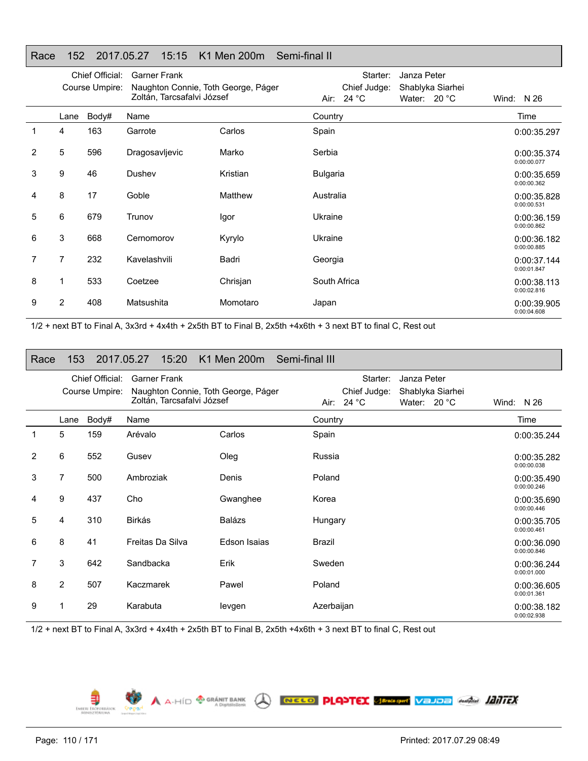## Race 152 2017.05.27 15:15 K1 Men 200m Semi-final II

Chief Official: Garner Frank
Course Umpire: Naughton Connie, Toth George, Páger Zoltán, Tarcsafalvi József

Starter: Janza Peter
Chief Judge: Shablyka Siarhei
Air: 24 °C Water: 20 °C Wind: N 26

| | Lane | Body# | Name | | Country | Time |
|---|---|---|---|---|---|---|
| 1 | 4 | 163 | Garrote | Carlos | Spain | 0:00:35.297 |
| 2 | 5 | 596 | Dragosavljevic | Marko | Serbia | 0:00:35.374<br>0:00:00.077 |
| 3 | 9 | 46 | Dushev | Kristian | Bulgaria | 0:00:35.659<br>0:00:00.362 |
| 4 | 8 | 17 | Goble | Matthew | Australia | 0:00:35.828<br>0:00:00.531 |
| 5 | 6 | 679 | Trunov | Igor | Ukraine | 0:00:36.159<br>0:00:00.862 |
| 6 | 3 | 668 | Cernomorov | Kyrylo | Ukraine | 0:00:36.182<br>0:00:00.885 |
| 7 | 7 | 232 | Kavelashvili | Badri | Georgia | 0:00:37.144<br>0:00:01.847 |
| 8 | 1 | 533 | Coetzee | Chrisjan | South Africa | 0:00:38.113<br>0:00:02.816 |
| 9 | 2 | 408 | Matsushita | Momotaro | Japan | 0:00:39.905<br>0:00:04.608 |

1/2 + next BT to Final A, 3x3rd + 4x4th + 2x5th BT to Final B, 2x5th +4x6th + 3 next BT to final C, Rest out

## Race 153 2017.05.27 15:20 K1 Men 200m Semi-final III

Chief Official: Garner Frank
Course Umpire: Naughton Connie, Toth George, Páger Zoltán, Tarcsafalvi József

Starter: Janza Peter
Chief Judge: Shablyka Siarhei
Air: 24 °C Water: 20 °C Wind: N 26

| | Lane | Body# | Name | | Country | Time |
|---|---|---|---|---|---|---|
| 1 | 5 | 159 | Arévalo | Carlos | Spain | 0:00:35.244 |
| 2 | 6 | 552 | Gusev | Oleg | Russia | 0:00:35.282<br>0:00:00.038 |
| 3 | 7 | 500 | Ambroziak | Denis | Poland | 0:00:35.490<br>0:00:00.246 |
| 4 | 9 | 437 | Cho | Gwanghee | Korea | 0:00:35.690<br>0:00:00.446 |
| 5 | 4 | 310 | Birkás | Balázs | Hungary | 0:00:35.705<br>0:00:00.461 |
| 6 | 8 | 41 | Freitas Da Silva | Edson Isaias | Brazil | 0:00:36.090<br>0:00:00.846 |
| 7 | 3 | 642 | Sandbacka | Erik | Sweden | 0:00:36.244<br>0:00:01.000 |
| 8 | 2 | 507 | Kaczmarek | Pawel | Poland | 0:00:36.605<br>0:00:01.361 |
| 9 | 1 | 29 | Karabuta | Ievgen | Azerbaijan | 0:00:38.182<br>0:00:02.938 |

1/2 + next BT to Final A, 3x3rd + 4x4th + 2x5th BT to Final B, 2x5th +4x6th + 3 next BT to final C, Rest out

Printed: 2017.07.29 08:49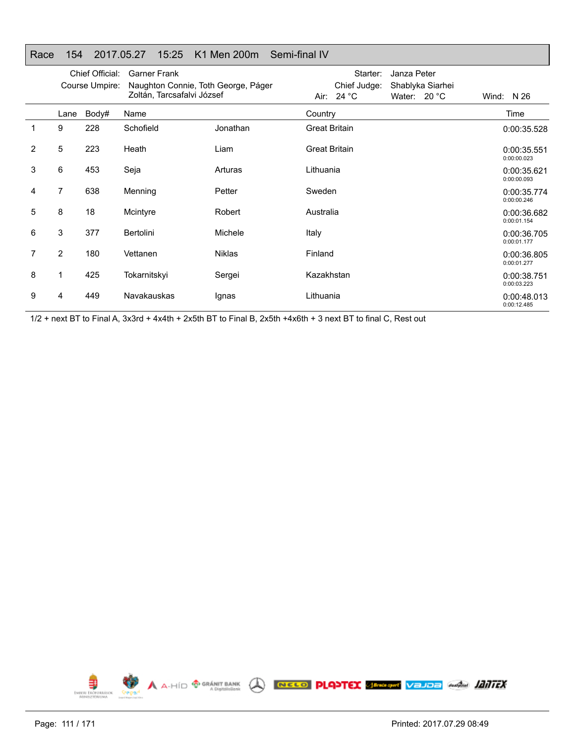## Race 154 2017.05.27 15:25 K1 Men 200m Semi-final IV

Chief Official: Garner Frank
Course Umpire: Naughton Connie, Toth George, Páger Zoltán, Tarcsafalvi József
Starter: Janza Peter
Chief Judge: Shablyka Siarhei
Air: 24 °C Water: 20 °C Wind: N 26

| | Lane | Body# | Name | | Country | Time |
|---|---|---|---|---|---|---|
| 1 | 9 | 228 | Schofield | Jonathan | Great Britain | 0:00:35.528 |
| 2 | 5 | 223 | Heath | Liam | Great Britain | 0:00:35.551<br>0:00:00.023 |
| 3 | 6 | 453 | Seja | Arturas | Lithuania | 0:00:35.621<br>0:00:00.093 |
| 4 | 7 | 638 | Menning | Petter | Sweden | 0:00:35.774<br>0:00:00.246 |
| 5 | 8 | 18 | Mcintyre | Robert | Australia | 0:00:36.682<br>0:00:01.154 |
| 6 | 3 | 377 | Bertolini | Michele | Italy | 0:00:36.705<br>0:00:01.177 |
| 7 | 2 | 180 | Vettanen | Niklas | Finland | 0:00:36.805<br>0:00:01.277 |
| 8 | 1 | 425 | Tokarnitskyi | Sergei | Kazakhstan | 0:00:38.751<br>0:00:03.223 |
| 9 | 4 | 449 | Navakauskas | Ignas | Lithuania | 0:00:48.013<br>0:00:12.485 |

1/2 + next BT to Final A, 3x3rd + 4x4th + 2x5th BT to Final B, 2x5th +4x6th + 3 next BT to final C, Rest out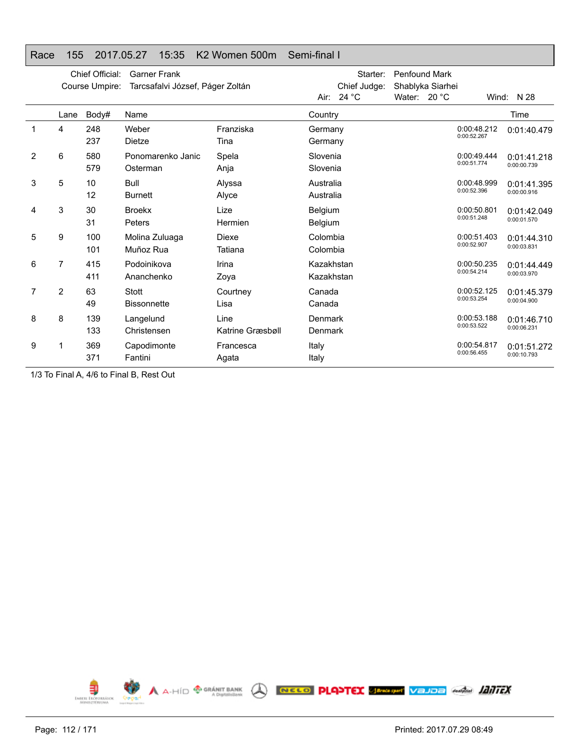# Race 155 2017.05.27 15:35 K2 Women 500m Semi-final I

Chief Official: Garner Frank
Course Umpire: Tarcsafalvi József, Páger Zoltán
Starter: Penfound Mark
Chief Judge: Shablyka Siarhei
Air: 24 °C Water: 20 °C Wind: N 28

| | Lane | Body# | Name | | Country | | Time |
|---|---|---|---|---|---|---|---|
| 1 | 4 | 248 | Weber | Franziska | Germany | 0:00:48.212 | 0:01:40.479 |
| | | 237 | Dietze | Tina | Germany | 0:00:52.267 | |
| 2 | 6 | 580 | Ponomarenko Janic | Spela | Slovenia | 0:00:49.444 | 0:01:41.218 |
| | | 579 | Osterman | Anja | Slovenia | 0:00:51.774 | 0:00:00.739 |
| 3 | 5 | 10 | Bull | Alyssa | Australia | 0:00:48.999 | 0:01:41.395 |
| | | 12 | Burnett | Alyce | Australia | 0:00:52.396 | 0:00:00.916 |
| 4 | 3 | 30 | Broekx | Lize | Belgium | 0:00:50.801 | 0:01:42.049 |
| | | 31 | Peters | Hermien | Belgium | 0:00:51.248 | 0:00:01.570 |
| 5 | 9 | 100 | Molina Zuluaga | Diexe | Colombia | 0:00:51.403 | 0:01:44.310 |
| | | 101 | Muñoz Rua | Tatiana | Colombia | 0:00:52.907 | 0:00:03.831 |
| 6 | 7 | 415 | Podoinikova | Irina | Kazakhstan | 0:00:50.235 | 0:01:44.449 |
| | | 411 | Ananchenko | Zoya | Kazakhstan | 0:00:54.214 | 0:00:03.970 |
| 7 | 2 | 63 | Stott | Courtney | Canada | 0:00:52.125 | 0:01:45.379 |
| | | 49 | Bissonnette | Lisa | Canada | 0:00:53.254 | 0:00:04.900 |
| 8 | 8 | 139 | Langelund | Line | Denmark | 0:00:53.188 | 0:01:46.710 |
| | | 133 | Christensen | Katrine Græsbøll | Denmark | 0:00:53.522 | 0:00:06.231 |
| 9 | 1 | 369 | Capodimonte | Francesca | Italy | 0:00:54.817 | 0:01:51.272 |
| | | 371 | Fantini | Agata | Italy | 0:00:56.455 | 0:00:10.793 |

1/3 To Final A, 4/6 to Final B, Rest Out

Printed: 2017.07.29 08:49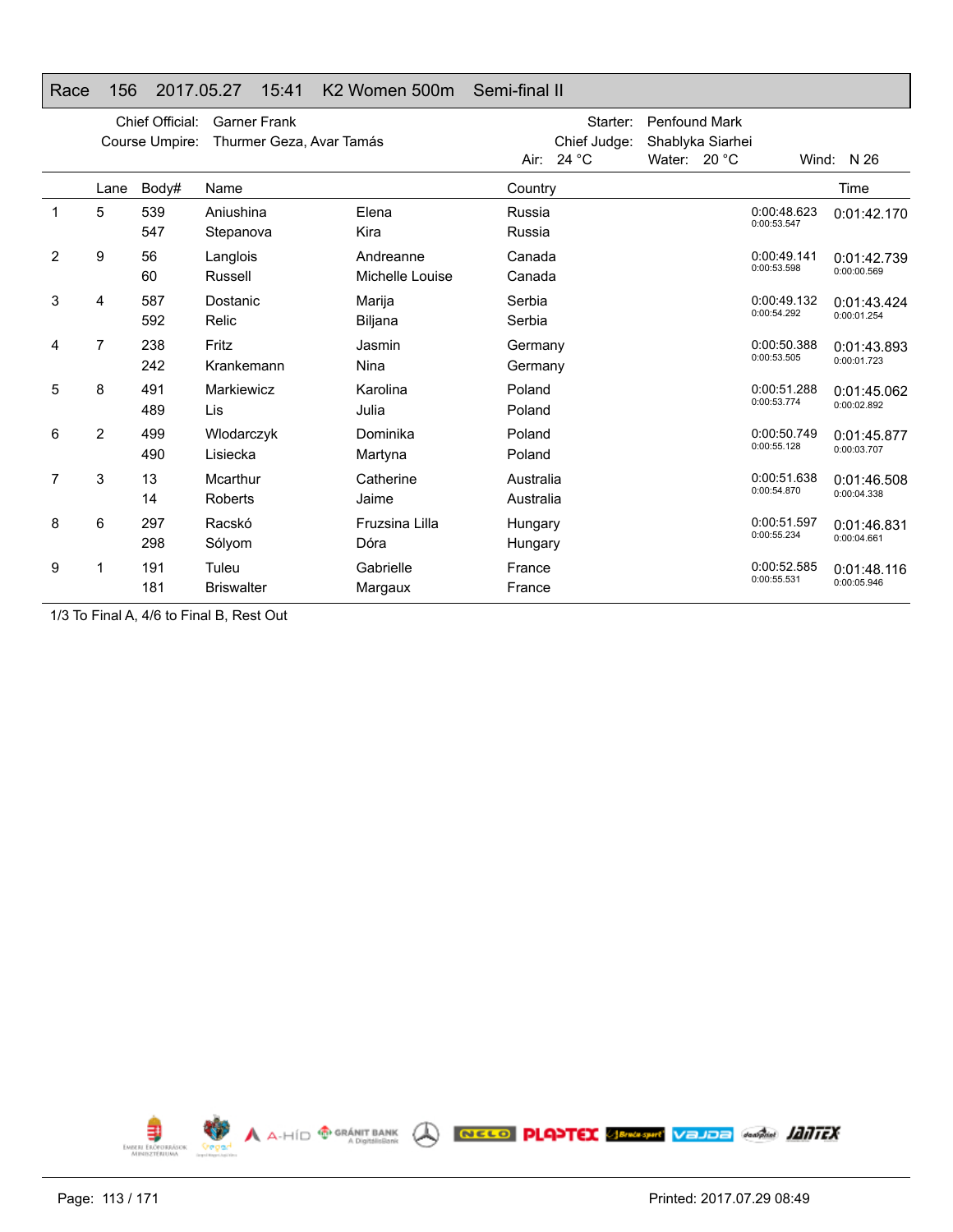## Race 156 2017.05.27 15:41 K2 Women 500m Semi-final II

Chief Official: Garner Frank
Course Umpire: Thurmer Geza, Avar Tamás
Starter: Penfound Mark
Chief Judge: Shablyka Siarhei
Air: 24 °C Water: 20 °C Wind: N 26

| | Lane | Body# | Name | | Country | | Time |
|---|---|---|---|---|---|---|---|
| 1 | 5 | 539 | Aniushina | Elena | Russia | 0:00:48.623 | 0:01:42.170 |
| | | 547 | Stepanova | Kira | Russia | 0:00:53.547 | |
| 2 | 9 | 56 | Langlois | Andreanne | Canada | 0:00:49.141 | 0:01:42.739 |
| | | 60 | Russell | Michelle Louise | Canada | 0:00:53.598 | 0:00:00.569 |
| 3 | 4 | 587 | Dostanic | Marija | Serbia | 0:00:49.132 | 0:01:43.424 |
| | | 592 | Relic | Biljana | Serbia | 0:00:54.292 | 0:00:01.254 |
| 4 | 7 | 238 | Fritz | Jasmin | Germany | 0:00:50.388 | 0:01:43.893 |
| | | 242 | Krankemann | Nina | Germany | 0:00:53.505 | 0:00:01.723 |
| 5 | 8 | 491 | Markiewicz | Karolina | Poland | 0:00:51.288 | 0:01:45.062 |
| | | 489 | Lis | Julia | Poland | 0:00:53.774 | 0:00:02.892 |
| 6 | 2 | 499 | Wlodarczyk | Dominika | Poland | 0:00:50.749 | 0:01:45.877 |
| | | 490 | Lisiecka | Martyna | Poland | 0:00:55.128 | 0:00:03.707 |
| 7 | 3 | 13 | Mcarthur | Catherine | Australia | 0:00:51.638 | 0:01:46.508 |
| | | 14 | Roberts | Jaime | Australia | 0:00:54.870 | 0:00:04.338 |
| 8 | 6 | 297 | Racskó | Fruzsina Lilla | Hungary | 0:00:51.597 | 0:01:46.831 |
| | | 298 | Sólyom | Dóra | Hungary | 0:00:55.234 | 0:00:04.661 |
| 9 | 1 | 191 | Tuleu | Gabrielle | France | 0:00:52.585 | 0:01:48.116 |
| | | 181 | Briswalter | Margaux | France | 0:00:55.531 | 0:00:05.946 |

1/3 To Final A, 4/6 to Final B, Rest Out

Printed: 2017.07.29 08:49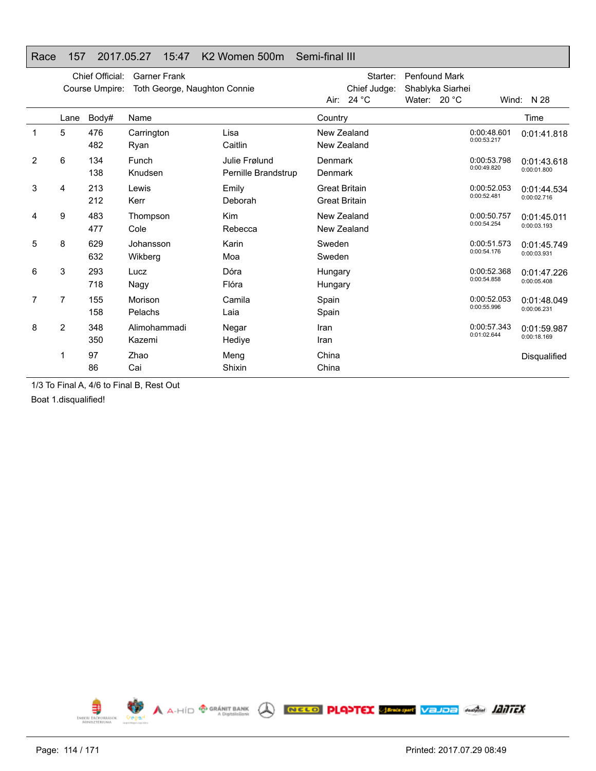## Race 157 2017.05.27 15:47 K2 Women 500m Semi-final III

Chief Official: Garner Frank
Course Umpire: Toth George, Naughton Connie

Starter: Penfound Mark
Chief Judge: Shablyka Siarhei
Air: 24 °C Water: 20 °C Wind: N 28

| | Lane | Body# | Name | | Country | | Time |
|---|---|---|---|---|---|---|---|
| 1 | 5 | 476 | Carrington | Lisa | New Zealand | 0:00:48.601 | 0:01:41.818 |
| | | 482 | Ryan | Caitlin | New Zealand | 0:00:53.217 | |
| 2 | 6 | 134 | Funch | Julie Frølund | Denmark | 0:00:53.798 | 0:01:43.618 |
| | | 138 | Knudsen | Pernille Brandstrup | Denmark | 0:00:49.820 | 0:00:01.800 |
| 3 | 4 | 213 | Lewis | Emily | Great Britain | 0:00:52.053 | 0:01:44.534 |
| | | 212 | Kerr | Deborah | Great Britain | 0:00:52.481 | 0:00:02.716 |
| 4 | 9 | 483 | Thompson | Kim | New Zealand | 0:00:50.757 | 0:01:45.011 |
| | | 477 | Cole | Rebecca | New Zealand | 0:00:54.254 | 0:00:03.193 |
| 5 | 8 | 629 | Johansson | Karin | Sweden | 0:00:51.573 | 0:01:45.749 |
| | | 632 | Wikberg | Moa | Sweden | 0:00:54.176 | 0:00:03.931 |
| 6 | 3 | 293 | Lucz | Dóra | Hungary | 0:00:52.368 | 0:01:47.226 |
| | | 718 | Nagy | Flóra | Hungary | 0:00:54.858 | 0:00:05.408 |
| 7 | 7 | 155 | Morison | Camila | Spain | 0:00:52.053 | 0:01:48.049 |
| | | 158 | Pelachs | Laia | Spain | 0:00:55.996 | 0:00:06.231 |
| 8 | 2 | 348 | Alimohammadi | Negar | Iran | 0:00:57.343 | 0:01:59.987 |
| | | 350 | Kazemi | Hediye | Iran | 0:01:02.644 | 0:00:18.169 |
| | 1 | 97 | Zhao | Meng | China | | Disqualified |
| | | 86 | Cai | Shixin | China | | |

1/3 To Final A, 4/6 to Final B, Rest Out

Boat 1.disqualified!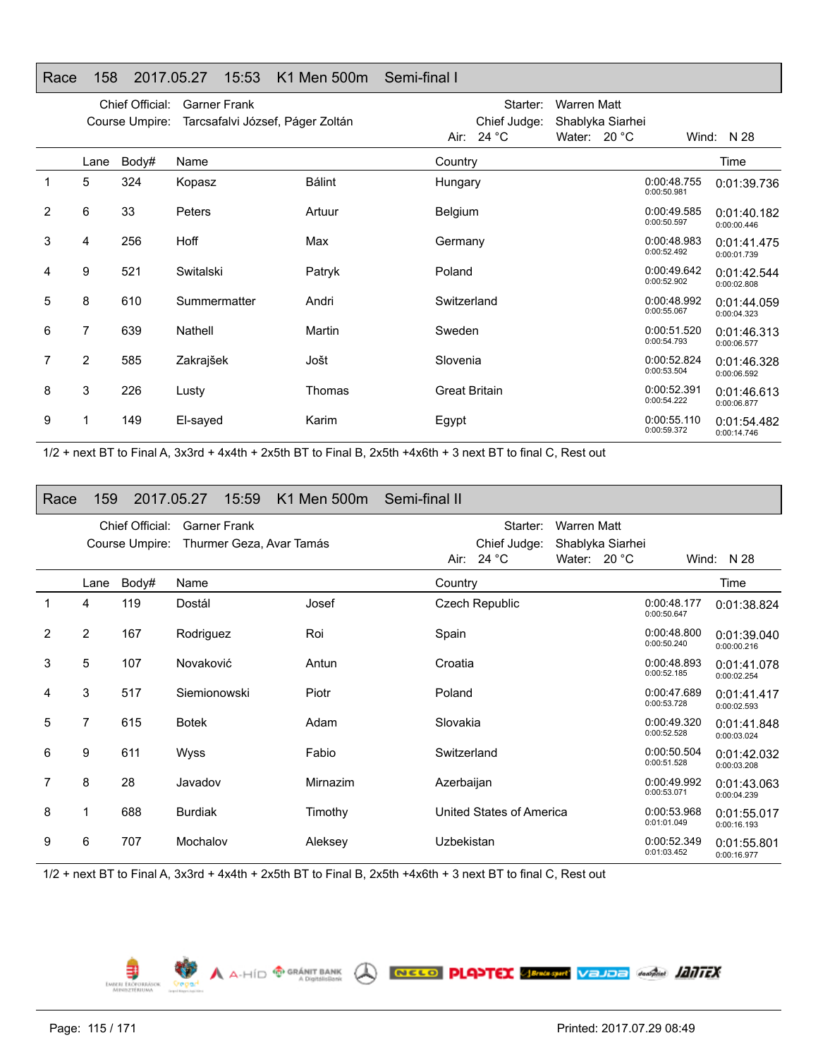## Race 158 2017.05.27 15:53 K1 Men 500m Semi-final I

Chief Official: Garner Frank
Course Umpire: Tarcsafalvi József, Páger Zoltán
Starter: Warren Matt
Chief Judge: Shablyka Siarhei
Air: 24 °C Water: 20 °C Wind: N 28

| | Lane | Body# | Name | | Country | | Time |
|---|---|---|---|---|---|---|---|
| 1 | 5 | 324 | Kopasz | Bálint | Hungary | 0:00:48.755 0:00:50.981 | 0:01:39.736 |
| 2 | 6 | 33 | Peters | Artuur | Belgium | 0:00:49.585 0:00:50.597 | 0:01:40.182 0:00:00.446 |
| 3 | 4 | 256 | Hoff | Max | Germany | 0:00:48.983 0:00:52.492 | 0:01:41.475 0:00:01.739 |
| 4 | 9 | 521 | Switalski | Patryk | Poland | 0:00:49.642 0:00:52.902 | 0:01:42.544 0:00:02.808 |
| 5 | 8 | 610 | Summermatter | Andri | Switzerland | 0:00:48.992 0:00:55.067 | 0:01:44.059 0:00:04.323 |
| 6 | 7 | 639 | Nathell | Martin | Sweden | 0:00:51.520 0:00:54.793 | 0:01:46.313 0:00:06.577 |
| 7 | 2 | 585 | Zakrajšek | Jošt | Slovenia | 0:00:52.824 0:00:53.504 | 0:01:46.328 0:00:06.592 |
| 8 | 3 | 226 | Lusty | Thomas | Great Britain | 0:00:52.391 0:00:54.222 | 0:01:46.613 0:00:06.877 |
| 9 | 1 | 149 | El-sayed | Karim | Egypt | 0:00:55.110 0:00:59.372 | 0:01:54.482 0:00:14.746 |

1/2 + next BT to Final A, 3x3rd + 4x4th + 2x5th BT to Final B, 2x5th +4x6th + 3 next BT to final C, Rest out

## Race 159 2017.05.27 15:59 K1 Men 500m Semi-final II

Chief Official: Garner Frank
Course Umpire: Thurmer Geza, Avar Tamás
Starter: Warren Matt
Chief Judge: Shablyka Siarhei
Air: 24 °C Water: 20 °C Wind: N 28

| | Lane | Body# | Name | | Country | | Time |
|---|---|---|---|---|---|---|---|
| 1 | 4 | 119 | Dostál | Josef | Czech Republic | 0:00:48.177 0:00:50.647 | 0:01:38.824 |
| 2 | 2 | 167 | Rodriguez | Roi | Spain | 0:00:48.800 0:00:50.240 | 0:01:39.040 0:00:00.216 |
| 3 | 5 | 107 | Novaković | Antun | Croatia | 0:00:48.893 0:00:52.185 | 0:01:41.078 0:00:02.254 |
| 4 | 3 | 517 | Siemionowski | Piotr | Poland | 0:00:47.689 0:00:53.728 | 0:01:41.417 0:00:02.593 |
| 5 | 7 | 615 | Botek | Adam | Slovakia | 0:00:49.320 0:00:52.528 | 0:01:41.848 0:00:03.024 |
| 6 | 9 | 611 | Wyss | Fabio | Switzerland | 0:00:50.504 0:00:51.528 | 0:01:42.032 0:00:03.208 |
| 7 | 8 | 28 | Javadov | Mirnazim | Azerbaijan | 0:00:49.992 0:00:53.071 | 0:01:43.063 0:00:04.239 |
| 8 | 1 | 688 | Burdiak | Timothy | United States of America | 0:00:53.968 0:01:01.049 | 0:01:55.017 0:00:16.193 |
| 9 | 6 | 707 | Mochalov | Aleksey | Uzbekistan | 0:00:52.349 0:01:03.452 | 0:01:55.801 0:00:16.977 |

1/2 + next BT to Final A, 3x3rd + 4x4th + 2x5th BT to Final B, 2x5th +4x6th + 3 next BT to final C, Rest out

Printed: 2017.07.29 08:49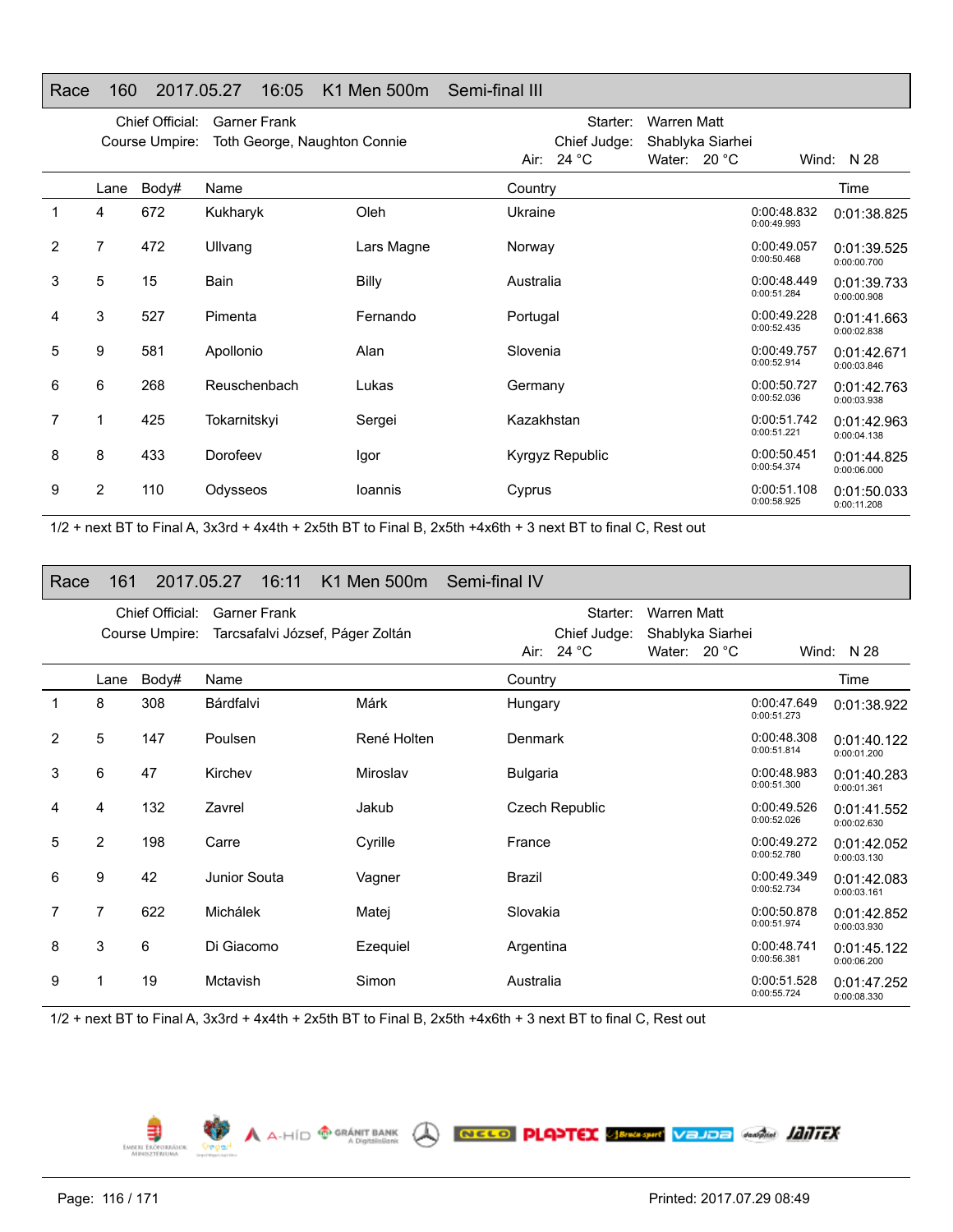## Race 160 2017.05.27 16:05 K1 Men 500m Semi-final III

Chief Official: Garner Frank
Course Umpire: Toth George, Naughton Connie
Starter: Warren Matt
Chief Judge: Shablyka Siarhei
Air: 24 °C Water: 20 °C Wind: N 28

| | Lane | Body# | Name | | Country | | Time |
|---|---|---|---|---|---|---|---|
| 1 | 4 | 672 | Kukharyk | Oleh | Ukraine | 0:00:48.832 / 0:00:49.993 | 0:01:38.825 |
| 2 | 7 | 472 | Ullvang | Lars Magne | Norway | 0:00:49.057 / 0:00:50.468 | 0:01:39.525 / 0:00:00.700 |
| 3 | 5 | 15 | Bain | Billy | Australia | 0:00:48.449 / 0:00:51.284 | 0:01:39.733 / 0:00:00.908 |
| 4 | 3 | 527 | Pimenta | Fernando | Portugal | 0:00:49.228 / 0:00:52.435 | 0:01:41.663 / 0:00:02.838 |
| 5 | 9 | 581 | Apollonio | Alan | Slovenia | 0:00:49.757 / 0:00:52.914 | 0:01:42.671 / 0:00:03.846 |
| 6 | 6 | 268 | Reuschenbach | Lukas | Germany | 0:00:50.727 / 0:00:52.036 | 0:01:42.763 / 0:00:03.938 |
| 7 | 1 | 425 | Tokarnitskyi | Sergei | Kazakhstan | 0:00:51.742 / 0:00:51.221 | 0:01:42.963 / 0:00:04.138 |
| 8 | 8 | 433 | Dorofeev | Igor | Kyrgyz Republic | 0:00:50.451 / 0:00:54.374 | 0:01:44.825 / 0:00:06.000 |
| 9 | 2 | 110 | Odysseos | Ioannis | Cyprus | 0:00:51.108 / 0:00:58.925 | 0:01:50.033 / 0:00:11.208 |

1/2 + next BT to Final A, 3x3rd + 4x4th + 2x5th BT to Final B, 2x5th +4x6th + 3 next BT to final C, Rest out

## Race 161 2017.05.27 16:11 K1 Men 500m Semi-final IV

Chief Official: Garner Frank
Course Umpire: Tarcsafalvi József, Páger Zoltán
Starter: Warren Matt
Chief Judge: Shablyka Siarhei
Air: 24 °C Water: 20 °C Wind: N 28

| | Lane | Body# | Name | | Country | | Time |
|---|---|---|---|---|---|---|---|
| 1 | 8 | 308 | Bárdfalvi | Márk | Hungary | 0:00:47.649 / 0:00:51.273 | 0:01:38.922 |
| 2 | 5 | 147 | Poulsen | René Holten | Denmark | 0:00:48.308 / 0:00:51.814 | 0:01:40.122 / 0:00:01.200 |
| 3 | 6 | 47 | Kirchev | Miroslav | Bulgaria | 0:00:48.983 / 0:00:51.300 | 0:01:40.283 / 0:00:01.361 |
| 4 | 4 | 132 | Zavrel | Jakub | Czech Republic | 0:00:49.526 / 0:00:52.026 | 0:01:41.552 / 0:00:02.630 |
| 5 | 2 | 198 | Carre | Cyrille | France | 0:00:49.272 / 0:00:52.780 | 0:01:42.052 / 0:00:03.130 |
| 6 | 9 | 42 | Junior Souta | Vagner | Brazil | 0:00:49.349 / 0:00:52.734 | 0:01:42.083 / 0:00:03.161 |
| 7 | 7 | 622 | Michálek | Matej | Slovakia | 0:00:50.878 / 0:00:51.974 | 0:01:42.852 / 0:00:03.930 |
| 8 | 3 | 6 | Di Giacomo | Ezequiel | Argentina | 0:00:48.741 / 0:00:56.381 | 0:01:45.122 / 0:00:06.200 |
| 9 | 1 | 19 | Mctavish | Simon | Australia | 0:00:51.528 / 0:00:55.724 | 0:01:47.252 / 0:00:08.330 |

1/2 + next BT to Final A, 3x3rd + 4x4th + 2x5th BT to Final B, 2x5th +4x6th + 3 next BT to final C, Rest out

Printed: 2017.07.29 08:49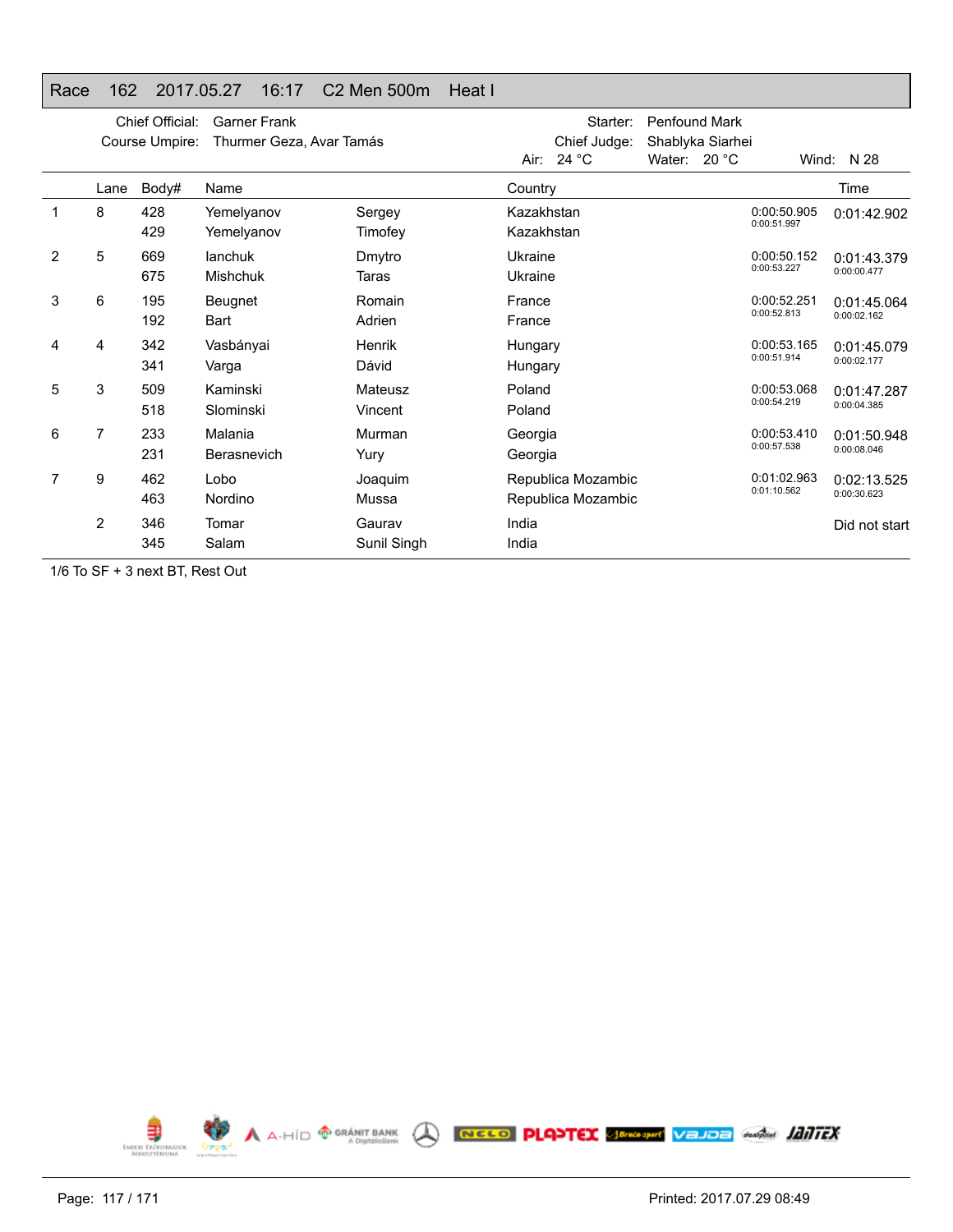# Race 162 2017.05.27 16:17 C2 Men 500m Heat I

Chief Official: Garner Frank
Course Umpire: Thurmer Geza, Avar Tamás

Starter: Penfound Mark
Chief Judge: Shablyka Siarhei
Air: 24 °C Water: 20 °C Wind: N 28

| | Lane | Body# | Name | | Country | | Time |
|---|---|---|---|---|---|---|---|
| 1 | 8 | 428 | Yemelyanov | Sergey | Kazakhstan | 0:00:50.905 | 0:01:42.902 |
| | | 429 | Yemelyanov | Timofey | Kazakhstan | 0:00:51.997 | |
| 2 | 5 | 669 | Ianchuk | Dmytro | Ukraine | 0:00:50.152 | 0:01:43.379 |
| | | 675 | Mishchuk | Taras | Ukraine | 0:00:53.227 | 0:00:00.477 |
| 3 | 6 | 195 | Beugnet | Romain | France | 0:00:52.251 | 0:01:45.064 |
| | | 192 | Bart | Adrien | France | 0:00:52.813 | 0:00:02.162 |
| 4 | 4 | 342 | Vasbányai | Henrik | Hungary | 0:00:53.165 | 0:01:45.079 |
| | | 341 | Varga | Dávid | Hungary | 0:00:51.914 | 0:00:02.177 |
| 5 | 3 | 509 | Kaminski | Mateusz | Poland | 0:00:53.068 | 0:01:47.287 |
| | | 518 | Slominski | Vincent | Poland | 0:00:54.219 | 0:00:04.385 |
| 6 | 7 | 233 | Malania | Murman | Georgia | 0:00:53.410 | 0:01:50.948 |
| | | 231 | Berasnevich | Yury | Georgia | 0:00:57.538 | 0:00:08.046 |
| 7 | 9 | 462 | Lobo | Joaquim | Republica Mozambic | 0:01:02.963 | 0:02:13.525 |
| | | 463 | Nordino | Mussa | Republica Mozambic | 0:01:10.562 | 0:00:30.623 |
| | 2 | 346 | Tomar | Gaurav | India | | Did not start |
| | | 345 | Salam | Sunil Singh | India | | |

1/6 To SF + 3 next BT, Rest Out

Printed: 2017.07.29 08:49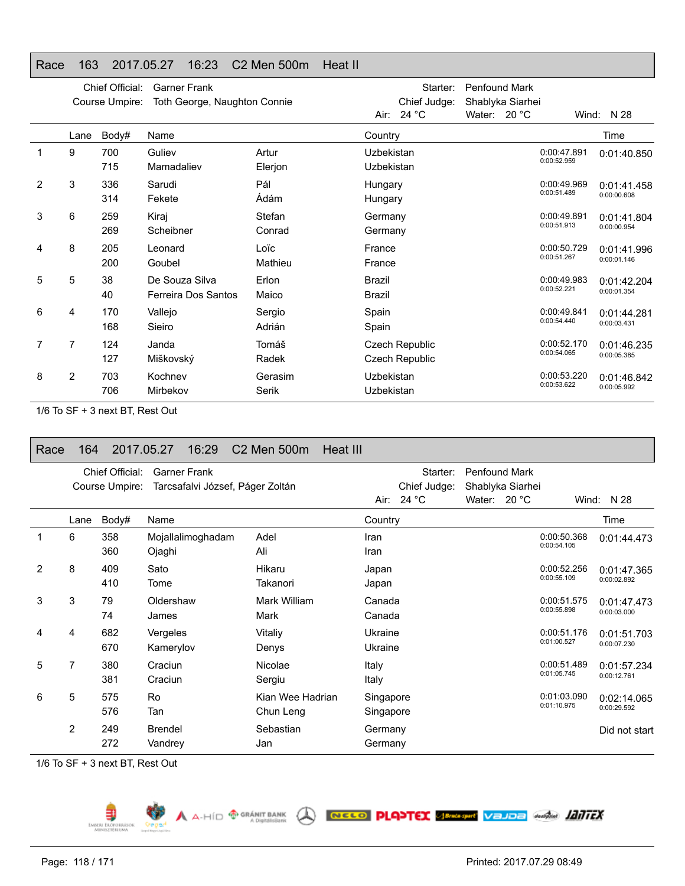## Race 163 2017.05.27 16:23 C2 Men 500m Heat II

Chief Official: Garner Frank
Course Umpire: Toth George, Naughton Connie
Starter: Penfound Mark
Chief Judge: Shablyka Siarhei
Air: 24 °C Water: 20 °C Wind: N 28

| | Lane | Body# | Name | | Country | | Time |
|---|---|---|---|---|---|---|---|
| 1 | 9 | 700 | Guliev | Artur | Uzbekistan | 0:00:47.891 | 0:01:40.850 |
| | | 715 | Mamadaliev | Elerjon | Uzbekistan | 0:00:52.959 | |
| 2 | 3 | 336 | Sarudi | Pál | Hungary | 0:00:49.969 | 0:01:41.458 |
| | | 314 | Fekete | Ádám | Hungary | 0:00:51.489 | 0:00:00.608 |
| 3 | 6 | 259 | Kiraj | Stefan | Germany | 0:00:49.891 | 0:01:41.804 |
| | | 269 | Scheibner | Conrad | Germany | 0:00:51.913 | 0:00:00.954 |
| 4 | 8 | 205 | Leonard | Loïc | France | 0:00:50.729 | 0:01:41.996 |
| | | 200 | Goubel | Mathieu | France | 0:00:51.267 | 0:00:01.146 |
| 5 | 5 | 38 | De Souza Silva | Erlon | Brazil | 0:00:49.983 | 0:01:42.204 |
| | | 40 | Ferreira Dos Santos | Maico | Brazil | 0:00:52.221 | 0:00:01.354 |
| 6 | 4 | 170 | Vallejo | Sergio | Spain | 0:00:49.841 | 0:01:44.281 |
| | | 168 | Sieiro | Adrián | Spain | 0:00:54.440 | 0:00:03.431 |
| 7 | 7 | 124 | Janda | Tomáš | Czech Republic | 0:00:52.170 | 0:01:46.235 |
| | | 127 | Miškovský | Radek | Czech Republic | 0:00:54.065 | 0:00:05.385 |
| 8 | 2 | 703 | Kochnev | Gerasim | Uzbekistan | 0:00:53.220 | 0:01:46.842 |
| | | 706 | Mirbekov | Serik | Uzbekistan | 0:00:53.622 | 0:00:05.992 |

1/6 To SF + 3 next BT, Rest Out

## Race 164 2017.05.27 16:29 C2 Men 500m Heat III

Chief Official: Garner Frank
Course Umpire: Tarcsafalvi József, Páger Zoltán
Starter: Penfound Mark
Chief Judge: Shablyka Siarhei
Air: 24 °C Water: 20 °C Wind: N 28

| | Lane | Body# | Name | | Country | | Time |
|---|---|---|---|---|---|---|---|
| 1 | 6 | 358 | Mojallalimoghadam | Adel | Iran | 0:00:50.368 | 0:01:44.473 |
| | | 360 | Ojaghi | Ali | Iran | 0:00:54.105 | |
| 2 | 8 | 409 | Sato | Hikaru | Japan | 0:00:52.256 | 0:01:47.365 |
| | | 410 | Tome | Takanori | Japan | 0:00:55.109 | 0:00:02.892 |
| 3 | 3 | 79 | Oldershaw | Mark William | Canada | 0:00:51.575 | 0:01:47.473 |
| | | 74 | James | Mark | Canada | 0:00:55.898 | 0:00:03.000 |
| 4 | 4 | 682 | Vergeles | Vitaliy | Ukraine | 0:00:51.176 | 0:01:51.703 |
| | | 670 | Kamerylov | Denys | Ukraine | 0:01:00.527 | 0:00:07.230 |
| 5 | 7 | 380 | Craciun | Nicolae | Italy | 0:00:51.489 | 0:01:57.234 |
| | | 381 | Craciun | Sergiu | Italy | 0:01:05.745 | 0:00:12.761 |
| 6 | 5 | 575 | Ro | Kian Wee Hadrian | Singapore | 0:01:03.090 | 0:02:14.065 |
| | | 576 | Tan | Chun Leng | Singapore | 0:01:10.975 | 0:00:29.592 |
| | 2 | 249 | Brendel | Sebastian | Germany | | Did not start |
| | | 272 | Vandrey | Jan | Germany | | |

1/6 To SF + 3 next BT, Rest Out

Printed: 2017.07.29 08:49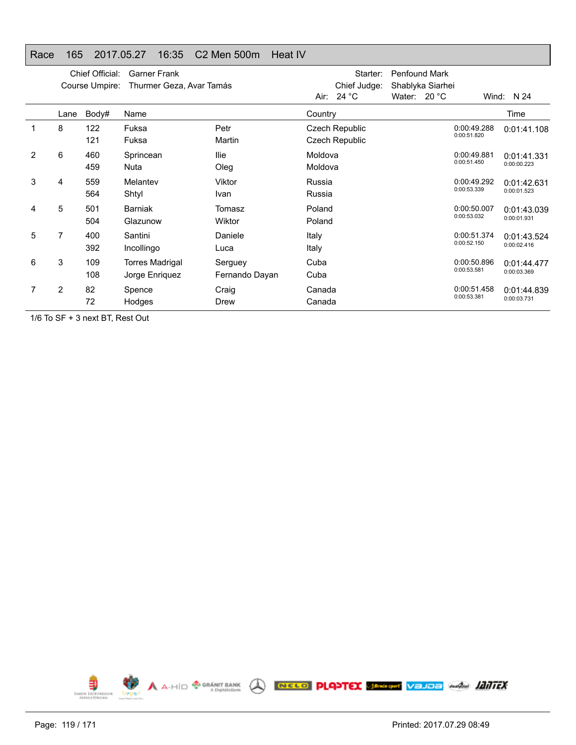# Race 165 2017.05.27 16:35 C2 Men 500m Heat IV

Chief Official: Garner Frank
Course Umpire: Thurmer Geza, Avar Tamás
Starter: Penfound Mark
Chief Judge: Shablyka Siarhei
Air: 24 °C Water: 20 °C Wind: N 24

| | Lane | Body# | Name | | Country | | Time |
|---|---|---|---|---|---|---|---|
| 1 | 8 | 122 | Fuksa | Petr | Czech Republic | 0:00:49.288 | 0:01:41.108 |
| | | 121 | Fuksa | Martin | Czech Republic | 0:00:51.820 | |
| 2 | 6 | 460 | Sprincean | Ilie | Moldova | 0:00:49.881 | 0:01:41.331 |
| | | 459 | Nuta | Oleg | Moldova | 0:00:51.450 | 0:00:00.223 |
| 3 | 4 | 559 | Melantev | Viktor | Russia | 0:00:49.292 | 0:01:42.631 |
| | | 564 | Shtyl | Ivan | Russia | 0:00:53.339 | 0:00:01.523 |
| 4 | 5 | 501 | Barniak | Tomasz | Poland | 0:00:50.007 | 0:01:43.039 |
| | | 504 | Glazunow | Wiktor | Poland | 0:00:53.032 | 0:00:01.931 |
| 5 | 7 | 400 | Santini | Daniele | Italy | 0:00:51.374 | 0:01:43.524 |
| | | 392 | Incollingo | Luca | Italy | 0:00:52.150 | 0:00:02.416 |
| 6 | 3 | 109 | Torres Madrigal | Serguey | Cuba | 0:00:50.896 | 0:01:44.477 |
| | | 108 | Jorge Enriquez | Fernando Dayan | Cuba | 0:00:53.581 | 0:00:03.369 |
| 7 | 2 | 82 | Spence | Craig | Canada | 0:00:51.458 | 0:01:44.839 |
| | | 72 | Hodges | Drew | Canada | 0:00:53.381 | 0:00:03.731 |

1/6 To SF + 3 next BT, Rest Out

Printed: 2017.07.29 08:49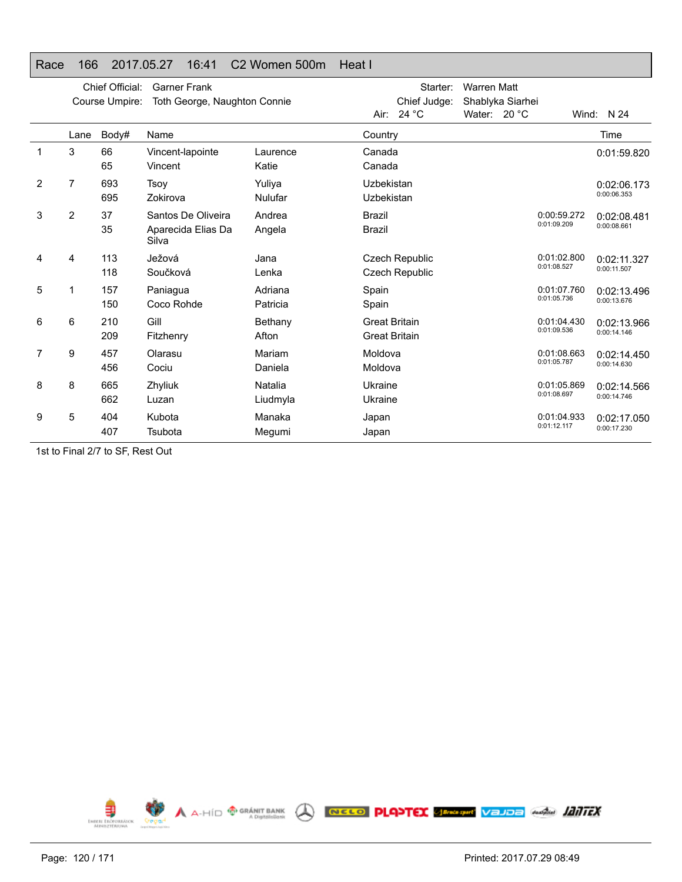# Race 166 2017.05.27 16:41 C2 Women 500m Heat I

Chief Official: Garner Frank
Course Umpire: Toth George, Naughton Connie

Starter: Warren Matt
Chief Judge: Shablyka Siarhei

Air: 24 °C Water: 20 °C Wind: N 24

| | Lane | Body# | Name | | Country | | Time |
|---|---|---|---|---|---|---|---|
| 1 | 3 | 66 | Vincent-lapointe | Laurence | Canada | | 0:01:59.820 |
| | | 65 | Vincent | Katie | Canada | | |
| 2 | 7 | 693 | Tsoy | Yuliya | Uzbekistan | | 0:02:06.173 |
| | | 695 | Zokirova | Nulufar | Uzbekistan | | 0:00:06.353 |
| 3 | 2 | 37 | Santos De Oliveira | Andrea | Brazil | 0:00:59.272 | 0:02:08.481 |
| | | 35 | Aparecida Elias Da Silva | Angela | Brazil | 0:01:09.209 | 0:00:08.661 |
| 4 | 4 | 113 | Ježová | Jana | Czech Republic | 0:01:02.800 | 0:02:11.327 |
| | | 118 | Součková | Lenka | Czech Republic | 0:01:08.527 | 0:00:11.507 |
| 5 | 1 | 157 | Paniagua | Adriana | Spain | 0:01:07.760 | 0:02:13.496 |
| | | 150 | Coco Rohde | Patricia | Spain | 0:01:05.736 | 0:00:13.676 |
| 6 | 6 | 210 | Gill | Bethany | Great Britain | 0:01:04.430 | 0:02:13.966 |
| | | 209 | Fitzhenry | Afton | Great Britain | 0:01:09.536 | 0:00:14.146 |
| 7 | 9 | 457 | Olarasu | Mariam | Moldova | 0:01:08.663 | 0:02:14.450 |
| | | 456 | Cociu | Daniela | Moldova | 0:01:05.787 | 0:00:14.630 |
| 8 | 8 | 665 | Zhyliuk | Natalia | Ukraine | 0:01:05.869 | 0:02:14.566 |
| | | 662 | Luzan | Liudmyla | Ukraine | 0:01:08.697 | 0:00:14.746 |
| 9 | 5 | 404 | Kubota | Manaka | Japan | 0:01:04.933 | 0:02:17.050 |
| | | 407 | Tsubota | Megumi | Japan | 0:01:12.117 | 0:00:17.230 |

1st to Final 2/7 to SF, Rest Out

Printed: 2017.07.29 08:49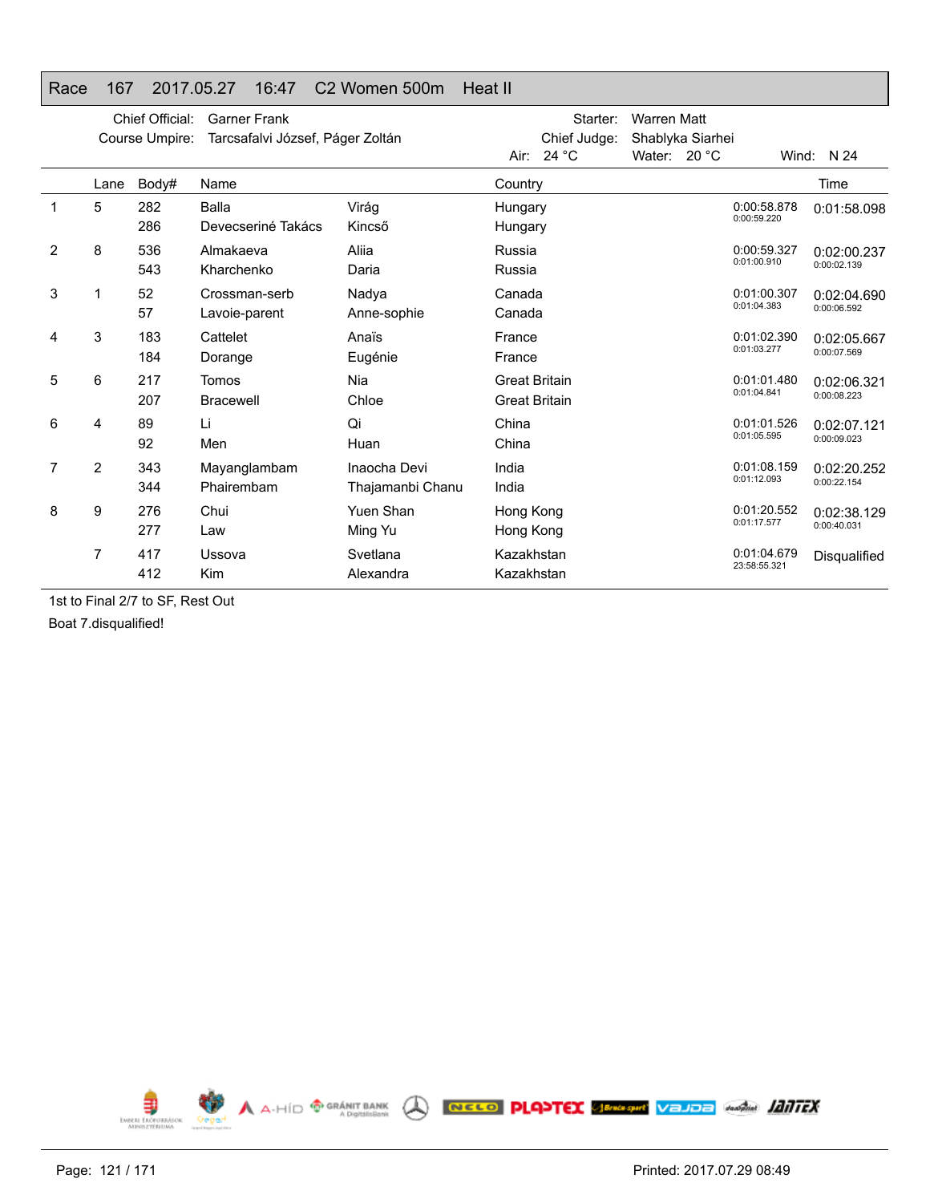## Race 167 2017.05.27 16:47 C2 Women 500m Heat II

Chief Official: Garner Frank
Course Umpire: Tarcsafalvi József, Páger Zoltán
Starter: Warren Matt
Chief Judge: Shablyka Siarhei
Air: 24 °C Water: 20 °C Wind: N 24

| | Lane | Body# | Name | | Country | | Time |
|---|---|---|---|---|---|---|---|
| 1 | 5 | 282 | Balla | Virág | Hungary | 0:00:58.878 | 0:01:58.098 |
| | | 286 | Devecseriné Takács | Kincső | Hungary | 0:00:59.220 | |
| 2 | 8 | 536 | Almakaeva | Aliia | Russia | 0:00:59.327 | 0:02:00.237 |
| | | 543 | Kharchenko | Daria | Russia | 0:01:00.910 | 0:00:02.139 |
| 3 | 1 | 52 | Crossman-serb | Nadya | Canada | 0:01:00.307 | 0:02:04.690 |
| | | 57 | Lavoie-parent | Anne-sophie | Canada | 0:01:04.383 | 0:00:06.592 |
| 4 | 3 | 183 | Cattelet | Anaïs | France | 0:01:02.390 | 0:02:05.667 |
| | | 184 | Dorange | Eugénie | France | 0:01:03.277 | 0:00:07.569 |
| 5 | 6 | 217 | Tomos | Nia | Great Britain | 0:01:01.480 | 0:02:06.321 |
| | | 207 | Bracewell | Chloe | Great Britain | 0:01:04.841 | 0:00:08.223 |
| 6 | 4 | 89 | Li | Qi | China | 0:01:01.526 | 0:02:07.121 |
| | | 92 | Men | Huan | China | 0:01:05.595 | 0:00:09.023 |
| 7 | 2 | 343 | Mayanglambam | Inaocha Devi | India | 0:01:08.159 | 0:02:20.252 |
| | | 344 | Phairembam | Thajamanbi Chanu | India | 0:01:12.093 | 0:00:22.154 |
| 8 | 9 | 276 | Chui | Yuen Shan | Hong Kong | 0:01:20.552 | 0:02:38.129 |
| | | 277 | Law | Ming Yu | Hong Kong | 0:01:17.577 | 0:00:40.031 |
| | 7 | 417 | Ussova | Svetlana | Kazakhstan | 0:01:04.679 | Disqualified |
| | | 412 | Kim | Alexandra | Kazakhstan | 23:58:55.321 | |

1st to Final 2/7 to SF, Rest Out

Boat 7.disqualified!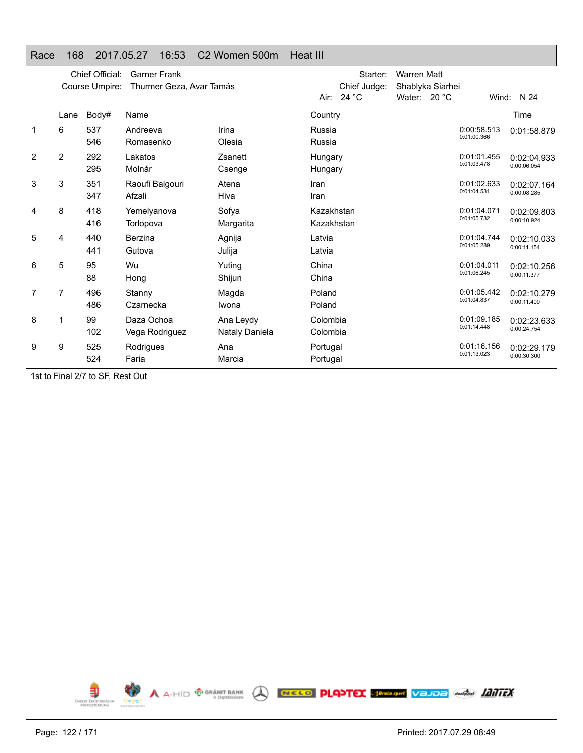## Race 168 2017.05.27 16:53 C2 Women 500m Heat III

Chief Official: Garner Frank
Course Umpire: Thurmer Geza, Avar Tamás
Starter: Warren Matt
Chief Judge: Shablyka Siarhei
Air: 24 °C Water: 20 °C Wind: N 24

| | Lane | Body# | Name | | Country | | Time |
|---|---|---|---|---|---|---|---|
| 1 | 6 | 537 | Andreeva | Irina | Russia | 0:00:58.513 | 0:01:58.879 |
| | | 546 | Romasenko | Olesia | Russia | 0:01:00.366 | |
| 2 | 2 | 292 | Lakatos | Zsanett | Hungary | 0:01:01.455 | 0:02:04.933 |
| | | 295 | Molnár | Csenge | Hungary | 0:01:03.478 | 0:00:06.054 |
| 3 | 3 | 351 | Raoufi Balgouri | Atena | Iran | 0:01:02.633 | 0:02:07.164 |
| | | 347 | Afzali | Hiva | Iran | 0:01:04.531 | 0:00:08.285 |
| 4 | 8 | 418 | Yemelyanova | Sofya | Kazakhstan | 0:01:04.071 | 0:02:09.803 |
| | | 416 | Torlopova | Margarita | Kazakhstan | 0:01:05.732 | 0:00:10.924 |
| 5 | 4 | 440 | Berzina | Agnija | Latvia | 0:01:04.744 | 0:02:10.033 |
| | | 441 | Gutova | Julija | Latvia | 0:01:05.289 | 0:00:11.154 |
| 6 | 5 | 95 | Wu | Yuting | China | 0:01:04.011 | 0:02:10.256 |
| | | 88 | Hong | Shijun | China | 0:01:06.245 | 0:00:11.377 |
| 7 | 7 | 496 | Stanny | Magda | Poland | 0:01:05.442 | 0:02:10.279 |
| | | 486 | Czarnecka | Iwona | Poland | 0:01:04.837 | 0:00:11.400 |
| 8 | 1 | 99 | Daza Ochoa | Ana Leydy | Colombia | 0:01:09.185 | 0:02:23.633 |
| | | 102 | Vega Rodriguez | Nataly Daniela | Colombia | 0:01:14.448 | 0:00:24.754 |
| 9 | 9 | 525 | Rodrigues | Ana | Portugal | 0:01:16.156 | 0:02:29.179 |
| | | 524 | Faria | Marcia | Portugal | 0:01:13.023 | 0:00:30.300 |

1st to Final 2/7 to SF, Rest Out

Printed: 2017.07.29 08:49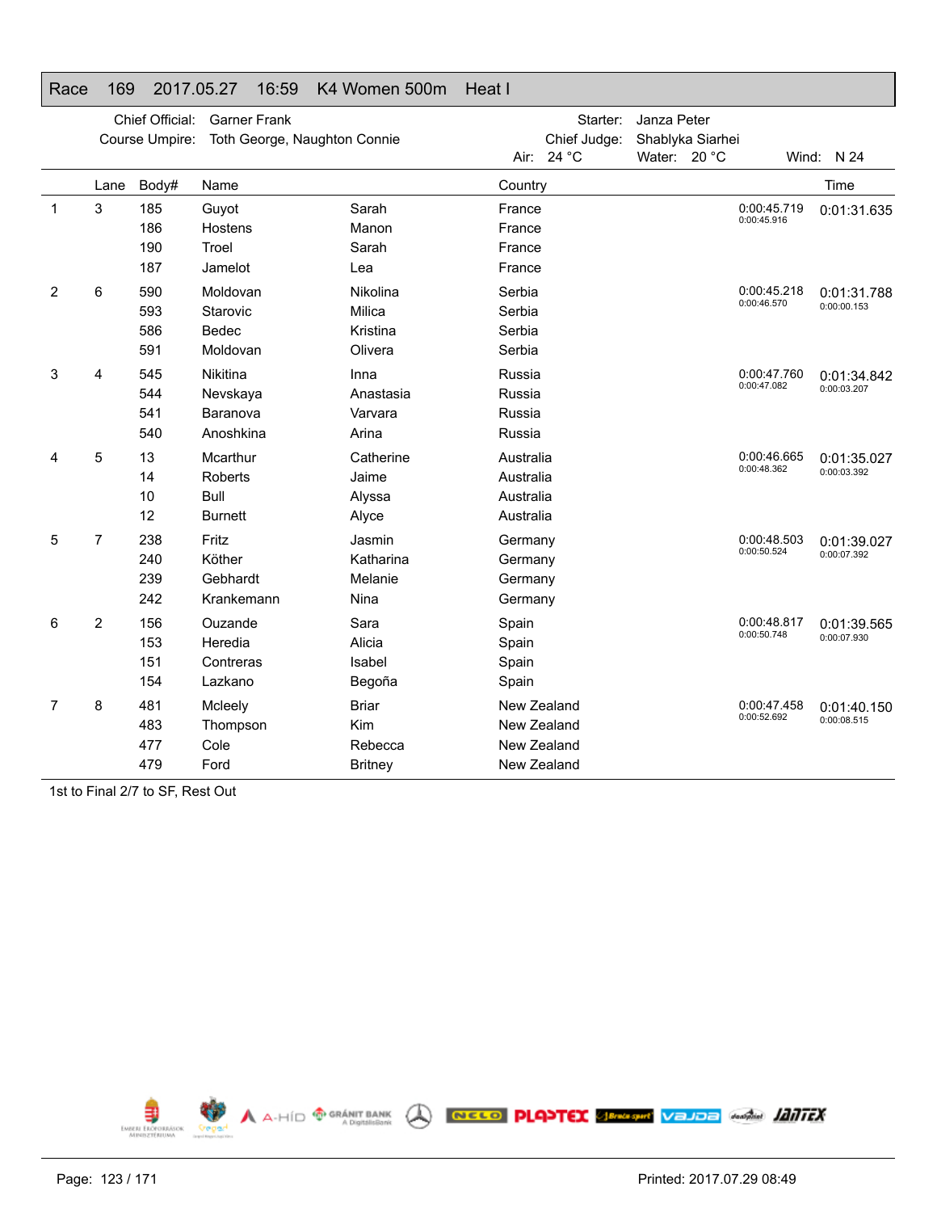## Race 169 2017.05.27 16:59 K4 Women 500m Heat I

Chief Official: Garner Frank  
Course Umpire: Toth George, Naughton Connie  
Starter: Janza Peter  
Chief Judge: Shablyka Siarhei  
Air: 24 °C Water: 20 °C Wind: N 24

| | Lane | Body# | Name | | Country | | Time |
|---|---|---|---|---|---|---|---|
| 1 | 3 | 185 | Guyot | Sarah | France | 0:00:45.719<br>0:00:45.916 | 0:01:31.635 |
| | | 186 | Hostens | Manon | France | | |
| | | 190 | Troel | Sarah | France | | |
| | | 187 | Jamelot | Lea | France | | |
| 2 | 6 | 590 | Moldovan | Nikolina | Serbia | 0:00:45.218<br>0:00:46.570 | 0:01:31.788<br>0:00:00.153 |
| | | 593 | Starovic | Milica | Serbia | | |
| | | 586 | Bedec | Kristina | Serbia | | |
| | | 591 | Moldovan | Olivera | Serbia | | |
| 3 | 4 | 545 | Nikitina | Inna | Russia | 0:00:47.760<br>0:00:47.082 | 0:01:34.842<br>0:00:03.207 |
| | | 544 | Nevskaya | Anastasia | Russia | | |
| | | 541 | Baranova | Varvara | Russia | | |
| | | 540 | Anoshkina | Arina | Russia | | |
| 4 | 5 | 13 | Mcarthur | Catherine | Australia | 0:00:46.665<br>0:00:48.362 | 0:01:35.027<br>0:00:03.392 |
| | | 14 | Roberts | Jaime | Australia | | |
| | | 10 | Bull | Alyssa | Australia | | |
| | | 12 | Burnett | Alyce | Australia | | |
| 5 | 7 | 238 | Fritz | Jasmin | Germany | 0:00:48.503<br>0:00:50.524 | 0:01:39.027<br>0:00:07.392 |
| | | 240 | Köther | Katharina | Germany | | |
| | | 239 | Gebhardt | Melanie | Germany | | |
| | | 242 | Krankemann | Nina | Germany | | |
| 6 | 2 | 156 | Ouzande | Sara | Spain | 0:00:48.817<br>0:00:50.748 | 0:01:39.565<br>0:00:07.930 |
| | | 153 | Heredia | Alicia | Spain | | |
| | | 151 | Contreras | Isabel | Spain | | |
| | | 154 | Lazkano | Begoña | Spain | | |
| 7 | 8 | 481 | Mcleely | Briar | New Zealand | 0:00:47.458<br>0:00:52.692 | 0:01:40.150<br>0:00:08.515 |
| | | 483 | Thompson | Kim | New Zealand | | |
| | | 477 | Cole | Rebecca | New Zealand | | |
| | | 479 | Ford | Britney | New Zealand | | |

1st to Final 2/7 to SF, Rest Out

Printed: 2017.07.29 08:49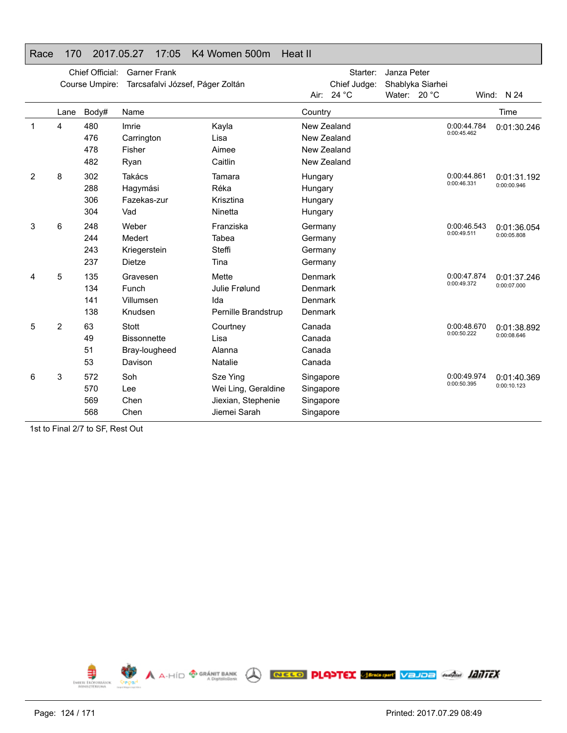## Race 170 2017.05.27 17:05 K4 Women 500m Heat II

Chief Official: Garner Frank
Course Umpire: Tarcsafalvi József, Páger Zoltán
Starter: Janza Peter
Chief Judge: Shablyka Siarhei
Air: 24 °C Water: 20 °C Wind: N 24

| | Lane | Body# | Name | | Country | | Time |
|---|---|---|---|---|---|---|---|
| 1 | 4 | 480 | Imrie | Kayla | New Zealand | 0:00:44.784 0:00:45.462 | 0:01:30.246 |
| | | 476 | Carrington | Lisa | New Zealand | | |
| | | 478 | Fisher | Aimee | New Zealand | | |
| | | 482 | Ryan | Caitlin | New Zealand | | |
| 2 | 8 | 302 | Takács | Tamara | Hungary | 0:00:44.861 0:00:46.331 | 0:01:31.192 0:00:00.946 |
| | | 288 | Hagymási | Réka | Hungary | | |
| | | 306 | Fazekas-zur | Krisztina | Hungary | | |
| | | 304 | Vad | Ninetta | Hungary | | |
| 3 | 6 | 248 | Weber | Franziska | Germany | 0:00:46.543 0:00:49.511 | 0:01:36.054 0:00:05.808 |
| | | 244 | Medert | Tabea | Germany | | |
| | | 243 | Kriegerstein | Steffi | Germany | | |
| | | 237 | Dietze | Tina | Germany | | |
| 4 | 5 | 135 | Gravesen | Mette | Denmark | 0:00:47.874 0:00:49.372 | 0:01:37.246 0:00:07.000 |
| | | 134 | Funch | Julie Frølund | Denmark | | |
| | | 141 | Villumsen | Ida | Denmark | | |
| | | 138 | Knudsen | Pernille Brandstrup | Denmark | | |
| 5 | 2 | 63 | Stott | Courtney | Canada | 0:00:48.670 0:00:50.222 | 0:01:38.892 0:00:08.646 |
| | | 49 | Bissonnette | Lisa | Canada | | |
| | | 51 | Bray-lougheed | Alanna | Canada | | |
| | | 53 | Davison | Natalie | Canada | | |
| 6 | 3 | 572 | Soh | Sze Ying | Singapore | 0:00:49.974 0:00:50.395 | 0:01:40.369 0:00:10.123 |
| | | 570 | Lee | Wei Ling, Geraldine | Singapore | | |
| | | 569 | Chen | Jiexian, Stephenie | Singapore | | |
| | | 568 | Chen | Jiemei Sarah | Singapore | | |

1st to Final 2/7 to SF, Rest Out

Printed: 2017.07.29 08:49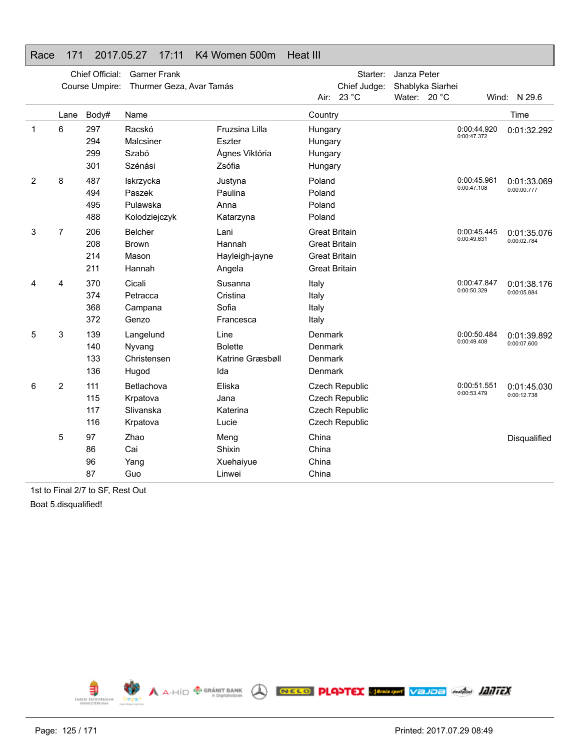## Race 171 2017.05.27 17:11 K4 Women 500m Heat III

Chief Official: Garner Frank
Course Umpire: Thurmer Geza, Avar Tamás
Starter: Janza Peter
Chief Judge: Shablyka Siarhei
Air: 23 °C Water: 20 °C Wind: N 29.6

| | Lane | Body# | Name | | Country | | Time |
|---|---|---|---|---|---|---|---|
| 1 | 6 | 297 | Racskó | Fruzsina Lilla | Hungary | 0:00:44.920 | 0:01:32.292 |
| | | 294 | Malcsiner | Eszter | Hungary | 0:00:47.372 | |
| | | 299 | Szabó | Ágnes Viktória | Hungary | | |
| | | 301 | Szénási | Zsófia | Hungary | | |
| 2 | 8 | 487 | Iskrzycka | Justyna | Poland | 0:00:45.961 | 0:01:33.069 |
| | | 494 | Paszek | Paulina | Poland | 0:00:47.108 | 0:00:00.777 |
| | | 495 | Pulawska | Anna | Poland | | |
| | | 488 | Kolodziejczyk | Katarzyna | Poland | | |
| 3 | 7 | 206 | Belcher | Lani | Great Britain | 0:00:45.445 | 0:01:35.076 |
| | | 208 | Brown | Hannah | Great Britain | 0:00:49.631 | 0:00:02.784 |
| | | 214 | Mason | Hayleigh-jayne | Great Britain | | |
| | | 211 | Hannah | Angela | Great Britain | | |
| 4 | 4 | 370 | Cicali | Susanna | Italy | 0:00:47.847 | 0:01:38.176 |
| | | 374 | Petracca | Cristina | Italy | 0:00:50.329 | 0:00:05.884 |
| | | 368 | Campana | Sofia | Italy | | |
| | | 372 | Genzo | Francesca | Italy | | |
| 5 | 3 | 139 | Langelund | Line | Denmark | 0:00:50.484 | 0:01:39.892 |
| | | 140 | Nyvang | Bolette | Denmark | 0:00:49.408 | 0:00:07.600 |
| | | 133 | Christensen | Katrine Græsbøll | Denmark | | |
| | | 136 | Hugod | Ida | Denmark | | |
| 6 | 2 | 111 | Betlachova | Eliska | Czech Republic | 0:00:51.551 | 0:01:45.030 |
| | | 115 | Krpatova | Jana | Czech Republic | 0:00:53.479 | 0:00:12.738 |
| | | 117 | Slivanska | Katerina | Czech Republic | | |
| | | 116 | Krpatova | Lucie | Czech Republic | | |
| | 5 | 97 | Zhao | Meng | China | | Disqualified |
| | | 86 | Cai | Shixin | China | | |
| | | 96 | Yang | Xuehaiyue | China | | |
| | | 87 | Guo | Linwei | China | | |

1st to Final 2/7 to SF, Rest Out

Boat 5.disqualified!

Printed: 2017.07.29 08:49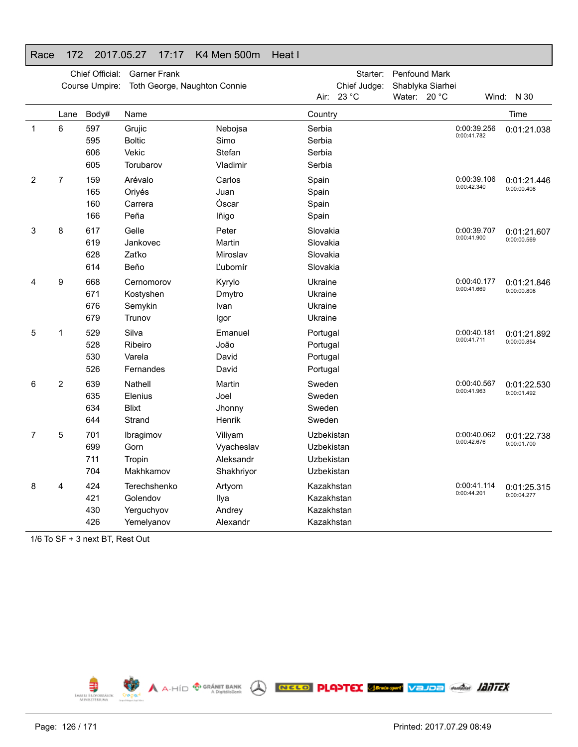# Race 172 2017.05.27 17:17 K4 Men 500m Heat I

Chief Official: Garner Frank
Course Umpire: Toth George, Naughton Connie
Starter: Penfound Mark
Chief Judge: Shablyka Siarhei
Air: 23 °C Water: 20 °C Wind: N 30

| | Lane | Body# | Name | | Country | | Time |
|---|---|---|---|---|---|---|---|
| 1 | 6 | 597 | Grujic | Nebojsa | Serbia | 0:00:39.256 | 0:01:21.038 |
| | | | | | | 0:00:41.782 | |
| | | 595 | Boltic | Simo | Serbia | | |
| | | 606 | Vekic | Stefan | Serbia | | |
| | | 605 | Torubarov | Vladimir | Serbia | | |
| 2 | 7 | 159 | Arévalo | Carlos | Spain | 0:00:39.106 | 0:01:21.446 |
| | | | | | | 0:00:42.340 | 0:00:00.408 |
| | | 165 | Oriyés | Juan | Spain | | |
| | | 160 | Carrera | Óscar | Spain | | |
| | | 166 | Peña | Iñigo | Spain | | |
| 3 | 8 | 617 | Gelle | Peter | Slovakia | 0:00:39.707 | 0:01:21.607 |
| | | | | | | 0:00:41.900 | 0:00:00.569 |
| | | 619 | Jankovec | Martin | Slovakia | | |
| | | 628 | Zaťko | Miroslav | Slovakia | | |
| | | 614 | Beňo | Ľubomír | Slovakia | | |
| 4 | 9 | 668 | Cernomorov | Kyrylo | Ukraine | 0:00:40.177 | 0:01:21.846 |
| | | | | | | 0:00:41.669 | 0:00:00.808 |
| | | 671 | Kostyshen | Dmytro | Ukraine | | |
| | | 676 | Semykin | Ivan | Ukraine | | |
| | | 679 | Trunov | Igor | Ukraine | | |
| 5 | 1 | 529 | Silva | Emanuel | Portugal | 0:00:40.181 | 0:01:21.892 |
| | | | | | | 0:00:41.711 | 0:00:00.854 |
| | | 528 | Ribeiro | João | Portugal | | |
| | | 530 | Varela | David | Portugal | | |
| | | 526 | Fernandes | David | Portugal | | |
| 6 | 2 | 639 | Nathell | Martin | Sweden | 0:00:40.567 | 0:01:22.530 |
| | | | | | | 0:00:41.963 | 0:00:01.492 |
| | | 635 | Elenius | Joel | Sweden | | |
| | | 634 | Blixt | Jhonny | Sweden | | |
| | | 644 | Strand | Henrik | Sweden | | |
| 7 | 5 | 701 | Ibragimov | Viliyam | Uzbekistan | 0:00:40.062 | 0:01:22.738 |
| | | | | | | 0:00:42.676 | 0:00:01.700 |
| | | 699 | Gorn | Vyacheslav | Uzbekistan | | |
| | | 711 | Tropin | Aleksandr | Uzbekistan | | |
| | | 704 | Makhkamov | Shakhriyor | Uzbekistan | | |
| 8 | 4 | 424 | Terechshenko | Artyom | Kazakhstan | 0:00:41.114 | 0:01:25.315 |
| | | | | | | 0:00:44.201 | 0:00:04.277 |
| | | 421 | Golendov | Ilya | Kazakhstan | | |
| | | 430 | Yerguchyov | Andrey | Kazakhstan | | |
| | | 426 | Yemelyanov | Alexandr | Kazakhstan | | |

1/6 To SF + 3 next BT, Rest Out

Printed: 2017.07.29 08:49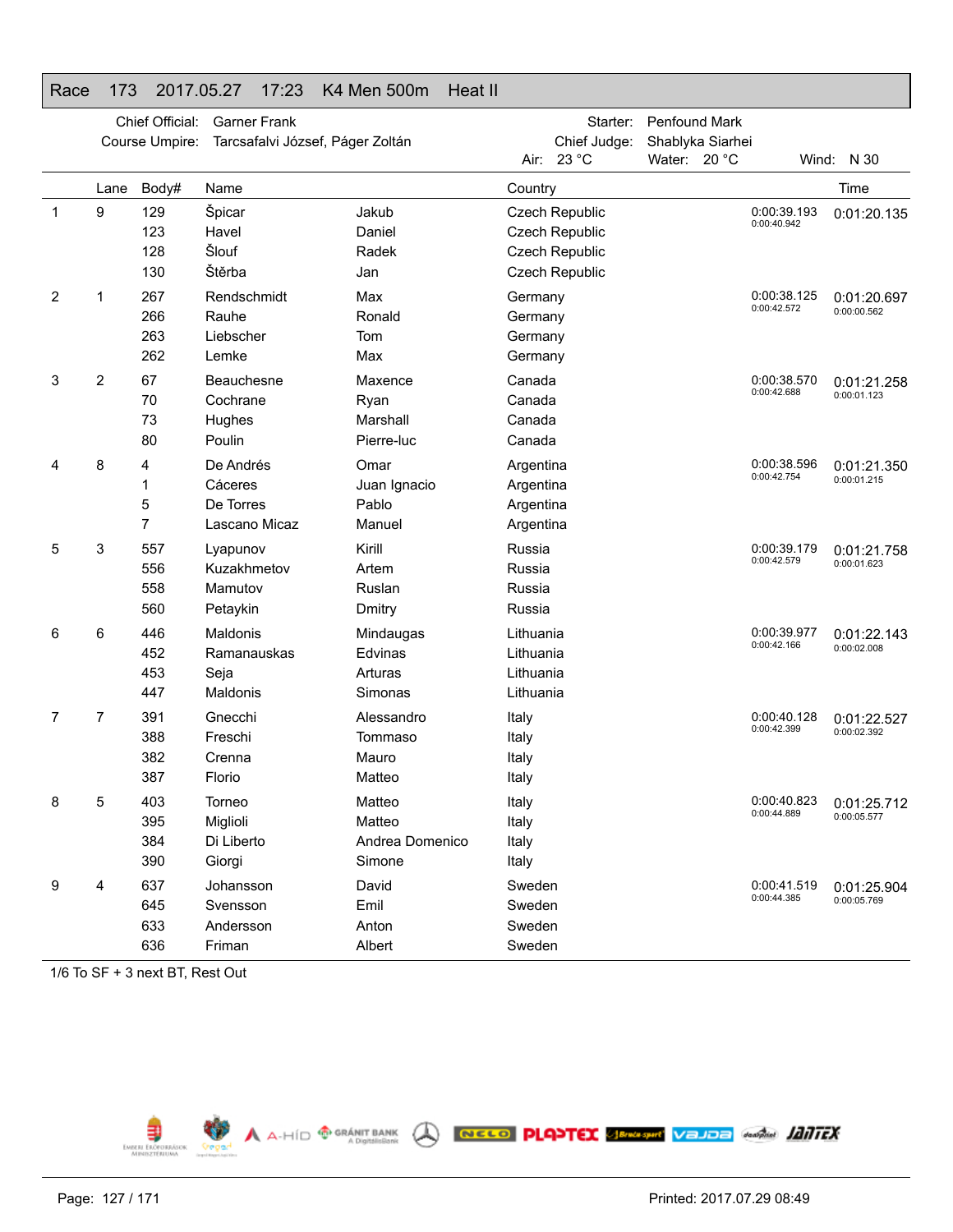# Race 173 2017.05.27 17:23 K4 Men 500m Heat II

Chief Official: Garner Frank
Course Umpire: Tarcsafalvi József, Páger Zoltán
Starter: Penfound Mark
Chief Judge: Shablyka Siarhei
Air: 23 °C Water: 20 °C Wind: N 30

| | Lane | Body# | Name | | Country | | Time |
|---|---|---|---|---|---|---|---|
| 1 | 9 | 129 | Špicar | Jakub | Czech Republic | 0:00:39.193 / 0:00:40.942 | 0:01:20.135 |
| | | 123 | Havel | Daniel | Czech Republic | | |
| | | 128 | Šlouf | Radek | Czech Republic | | |
| | | 130 | Štěrba | Jan | Czech Republic | | |
| 2 | 1 | 267 | Rendschmidt | Max | Germany | 0:00:38.125 / 0:00:42.572 | 0:01:20.697 / 0:00:00.562 |
| | | 266 | Rauhe | Ronald | Germany | | |
| | | 263 | Liebscher | Tom | Germany | | |
| | | 262 | Lemke | Max | Germany | | |
| 3 | 2 | 67 | Beauchesne | Maxence | Canada | 0:00:38.570 / 0:00:42.688 | 0:01:21.258 / 0:00:01.123 |
| | | 70 | Cochrane | Ryan | Canada | | |
| | | 73 | Hughes | Marshall | Canada | | |
| | | 80 | Poulin | Pierre-luc | Canada | | |
| 4 | 8 | 4 | De Andrés | Omar | Argentina | 0:00:38.596 / 0:00:42.754 | 0:01:21.350 / 0:00:01.215 |
| | | 1 | Cáceres | Juan Ignacio | Argentina | | |
| | | 5 | De Torres | Pablo | Argentina | | |
| | | 7 | Lascano Micaz | Manuel | Argentina | | |
| 5 | 3 | 557 | Lyapunov | Kirill | Russia | 0:00:39.179 / 0:00:42.579 | 0:01:21.758 / 0:00:01.623 |
| | | 556 | Kuzakhmetov | Artem | Russia | | |
| | | 558 | Mamutov | Ruslan | Russia | | |
| | | 560 | Petaykin | Dmitry | Russia | | |
| 6 | 6 | 446 | Maldonis | Mindaugas | Lithuania | 0:00:39.977 / 0:00:42.166 | 0:01:22.143 / 0:00:02.008 |
| | | 452 | Ramanauskas | Edvinas | Lithuania | | |
| | | 453 | Seja | Arturas | Lithuania | | |
| | | 447 | Maldonis | Simonas | Lithuania | | |
| 7 | 7 | 391 | Gnecchi | Alessandro | Italy | 0:00:40.128 / 0:00:42.399 | 0:01:22.527 / 0:00:02.392 |
| | | 388 | Freschi | Tommaso | Italy | | |
| | | 382 | Crenna | Mauro | Italy | | |
| | | 387 | Florio | Matteo | Italy | | |
| 8 | 5 | 403 | Torneo | Matteo | Italy | 0:00:40.823 / 0:00:44.889 | 0:01:25.712 / 0:00:05.577 |
| | | 395 | Miglioli | Matteo | Italy | | |
| | | 384 | Di Liberto | Andrea Domenico | Italy | | |
| | | 390 | Giorgi | Simone | Italy | | |
| 9 | 4 | 637 | Johansson | David | Sweden | 0:00:41.519 / 0:00:44.385 | 0:01:25.904 / 0:00:05.769 |
| | | 645 | Svensson | Emil | Sweden | | |
| | | 633 | Andersson | Anton | Sweden | | |
| | | 636 | Friman | Albert | Sweden | | |

1/6 To SF + 3 next BT, Rest Out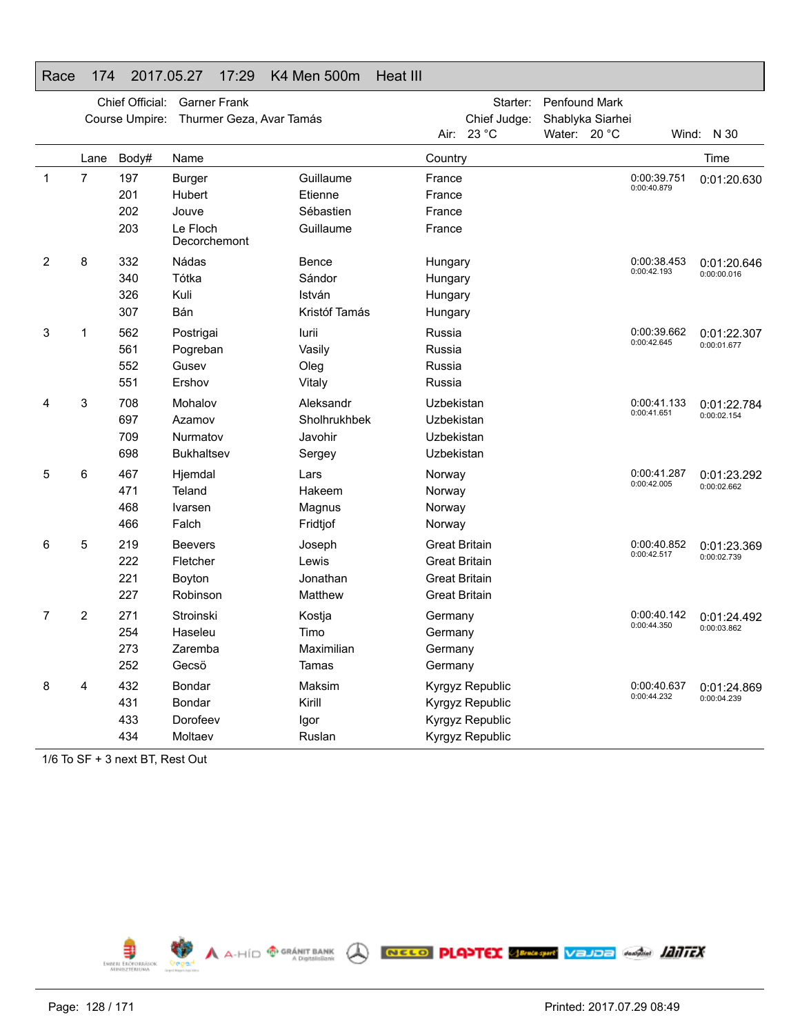# Race 174 2017.05.27 17:29 K4 Men 500m Heat III

Chief Official: Garner Frank
Course Umpire: Thurmer Geza, Avar Tamás
Starter: Penfound Mark
Chief Judge: Shablyka Siarhei
Air: 23 °C Water: 20 °C Wind: N 30

| | Lane | Body# | Name | | Country | | Time |
|---|---|---|---|---|---|---|---|
| 1 | 7 | 197 | Burger | Guillaume | France | 0:00:39.751 / 0:00:40.879 | 0:01:20.630 |
| | | 201 | Hubert | Etienne | France | | |
| | | 202 | Jouve | Sébastien | France | | |
| | | 203 | Le Floch Decorchemont | Guillaume | France | | |
| 2 | 8 | 332 | Nádas | Bence | Hungary | 0:00:38.453 / 0:00:42.193 | 0:01:20.646 / 0:00:00.016 |
| | | 340 | Tótka | Sándor | Hungary | | |
| | | 326 | Kuli | István | Hungary | | |
| | | 307 | Bán | Kristóf Tamás | Hungary | | |
| 3 | 1 | 562 | Postrigai | Iurii | Russia | 0:00:39.662 / 0:00:42.645 | 0:01:22.307 / 0:00:01.677 |
| | | 561 | Pogreban | Vasily | Russia | | |
| | | 552 | Gusev | Oleg | Russia | | |
| | | 551 | Ershov | Vitaly | Russia | | |
| 4 | 3 | 708 | Mohalov | Aleksandr | Uzbekistan | 0:00:41.133 / 0:00:41.651 | 0:01:22.784 / 0:00:02.154 |
| | | 697 | Azamov | Sholhrukhbek | Uzbekistan | | |
| | | 709 | Nurmatov | Javohir | Uzbekistan | | |
| | | 698 | Bukhaltsev | Sergey | Uzbekistan | | |
| 5 | 6 | 467 | Hjemdal | Lars | Norway | 0:00:41.287 / 0:00:42.005 | 0:01:23.292 / 0:00:02.662 |
| | | 471 | Teland | Hakeem | Norway | | |
| | | 468 | Ivarsen | Magnus | Norway | | |
| | | 466 | Falch | Fridtjof | Norway | | |
| 6 | 5 | 219 | Beevers | Joseph | Great Britain | 0:00:40.852 / 0:00:42.517 | 0:01:23.369 / 0:00:02.739 |
| | | 222 | Fletcher | Lewis | Great Britain | | |
| | | 221 | Boyton | Jonathan | Great Britain | | |
| | | 227 | Robinson | Matthew | Great Britain | | |
| 7 | 2 | 271 | Stroinski | Kostja | Germany | 0:00:40.142 / 0:00:44.350 | 0:01:24.492 / 0:00:03.862 |
| | | 254 | Haseleu | Timo | Germany | | |
| | | 273 | Zaremba | Maximilian | Germany | | |
| | | 252 | Gecsö | Tamas | Germany | | |
| 8 | 4 | 432 | Bondar | Maksim | Kyrgyz Republic | 0:00:40.637 / 0:00:44.232 | 0:01:24.869 / 0:00:04.239 |
| | | 431 | Bondar | Kirill | Kyrgyz Republic | | |
| | | 433 | Dorofeev | Igor | Kyrgyz Republic | | |
| | | 434 | Moltaev | Ruslan | Kyrgyz Republic | | |

1/6 To SF + 3 next BT, Rest Out

Printed: 2017.07.29 08:49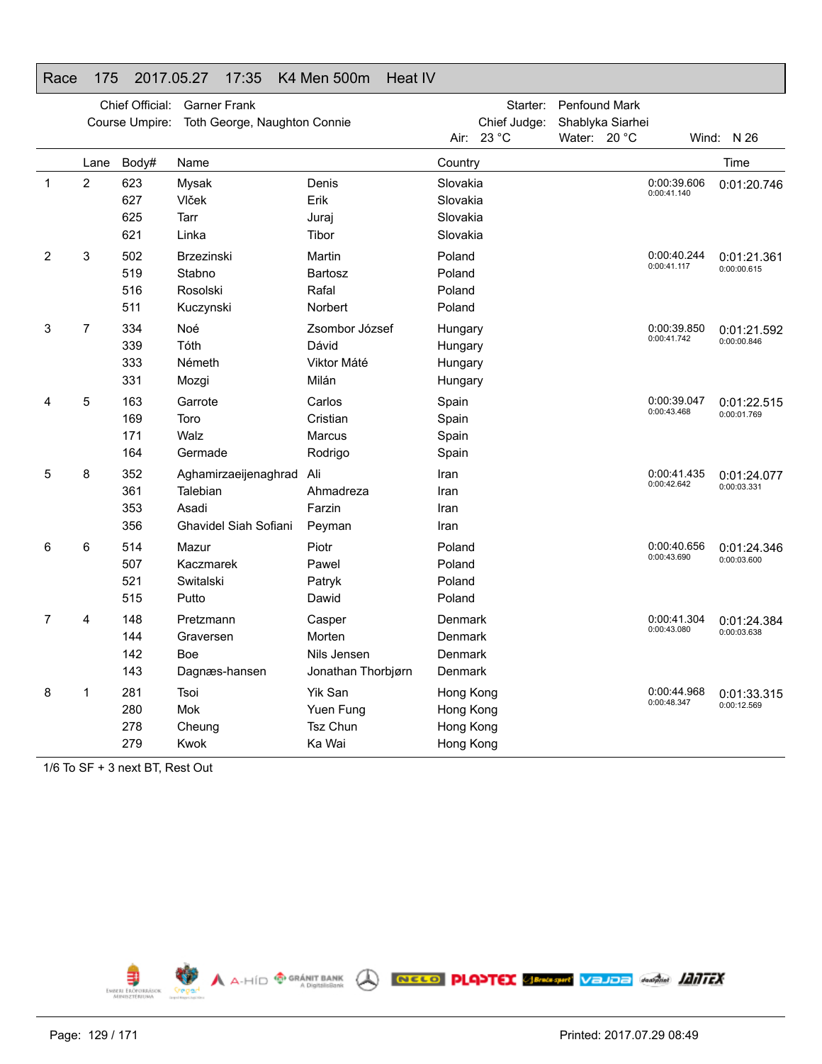## Race 175 2017.05.27 17:35 K4 Men 500m Heat IV

Chief Official: Garner Frank
Course Umpire: Toth George, Naughton Connie
Starter: Penfound Mark
Chief Judge: Shablyka Siarhei
Air: 23 °C  Water: 20 °C  Wind: N 26

| | Lane | Body# | Name | | Country | Split | Time |
|---|---|---|---|---|---|---|---|
| 1 | 2 | 623 | Mysak | Denis | Slovakia | 0:00:39.606 | 0:01:20.746 |
| | | 627 | Vlček | Erik | Slovakia | 0:00:41.140 | |
| | | 625 | Tarr | Juraj | Slovakia | | |
| | | 621 | Linka | Tibor | Slovakia | | |
| 2 | 3 | 502 | Brzezinski | Martin | Poland | 0:00:40.244 | 0:01:21.361 |
| | | 519 | Stabno | Bartosz | Poland | 0:00:41.117 | 0:00:00.615 |
| | | 516 | Rosolski | Rafal | Poland | | |
| | | 511 | Kuczynski | Norbert | Poland | | |
| 3 | 7 | 334 | Noé | Zsombor József | Hungary | 0:00:39.850 | 0:01:21.592 |
| | | 339 | Tóth | Dávid | Hungary | 0:00:41.742 | 0:00:00.846 |
| | | 333 | Németh | Viktor Máté | Hungary | | |
| | | 331 | Mozgi | Milán | Hungary | | |
| 4 | 5 | 163 | Garrote | Carlos | Spain | 0:00:39.047 | 0:01:22.515 |
| | | 169 | Toro | Cristian | Spain | 0:00:43.468 | 0:00:01.769 |
| | | 171 | Walz | Marcus | Spain | | |
| | | 164 | Germade | Rodrigo | Spain | | |
| 5 | 8 | 352 | Aghamirzaeijenaghrad | Ali | Iran | 0:00:41.435 | 0:01:24.077 |
| | | 361 | Talebian | Ahmadreza | Iran | 0:00:42.642 | 0:00:03.331 |
| | | 353 | Asadi | Farzin | Iran | | |
| | | 356 | Ghavidel Siah Sofiani | Peyman | Iran | | |
| 6 | 6 | 514 | Mazur | Piotr | Poland | 0:00:40.656 | 0:01:24.346 |
| | | 507 | Kaczmarek | Pawel | Poland | 0:00:43.690 | 0:00:03.600 |
| | | 521 | Switalski | Patryk | Poland | | |
| | | 515 | Putto | Dawid | Poland | | |
| 7 | 4 | 148 | Pretzmann | Casper | Denmark | 0:00:41.304 | 0:01:24.384 |
| | | 144 | Graversen | Morten | Denmark | 0:00:43.080 | 0:00:03.638 |
| | | 142 | Boe | Nils Jensen | Denmark | | |
| | | 143 | Dagnæs-hansen | Jonathan Thorbjørn | Denmark | | |
| 8 | 1 | 281 | Tsoi | Yik San | Hong Kong | 0:00:44.968 | 0:01:33.315 |
| | | 280 | Mok | Yuen Fung | Hong Kong | 0:00:48.347 | 0:00:12.569 |
| | | 278 | Cheung | Tsz Chun | Hong Kong | | |
| | | 279 | Kwok | Ka Wai | Hong Kong | | |

1/6 To SF + 3 next BT, Rest Out

Printed: 2017.07.29 08:49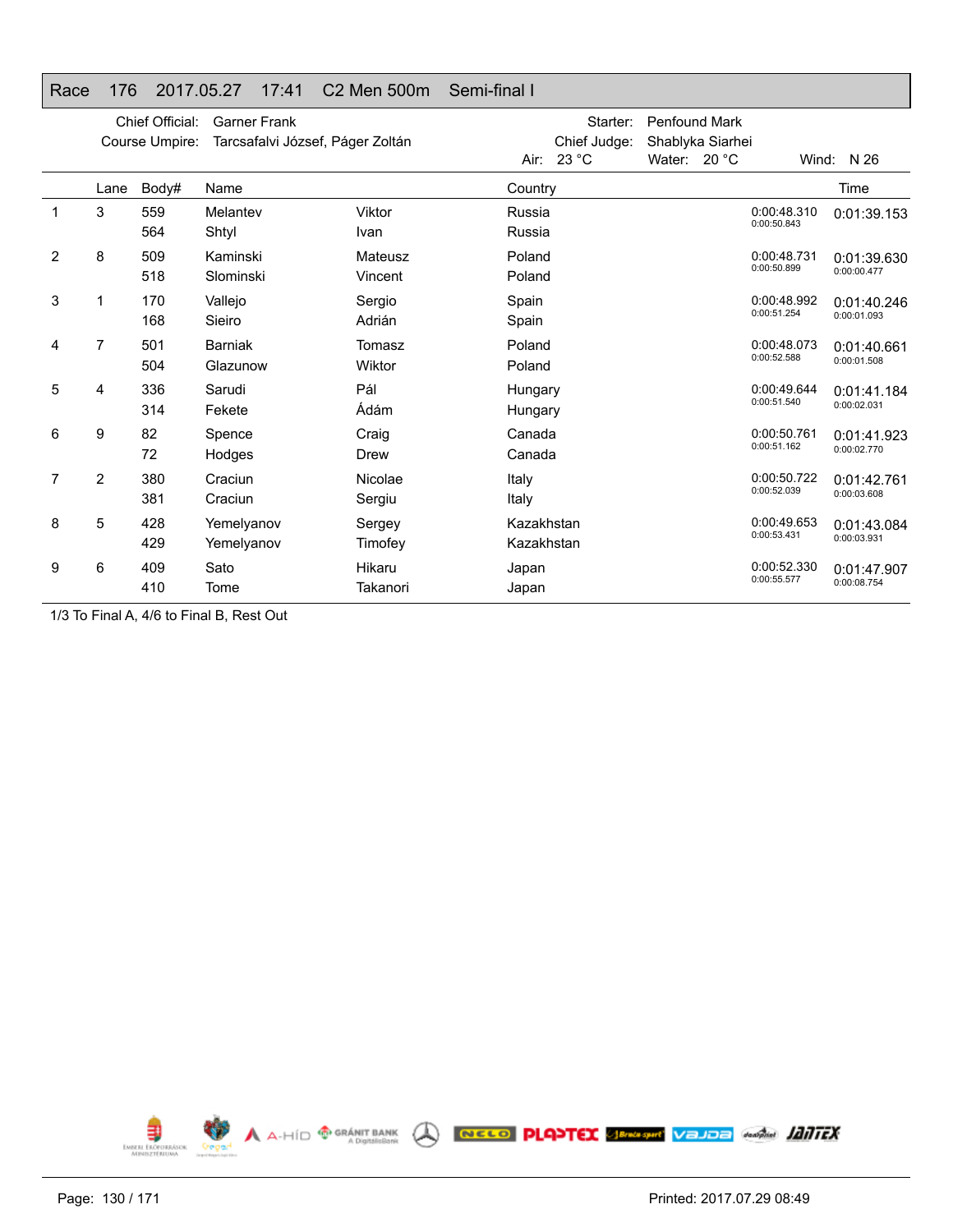# Race 176 2017.05.27 17:41 C2 Men 500m Semi-final I

Chief Official: Garner Frank
Course Umpire: Tarcsafalvi József, Páger Zoltán
Starter: Penfound Mark
Chief Judge: Shablyka Siarhei
Air: 23 °C Water: 20 °C Wind: N 26

| | Lane | Body# | Name | | Country | | Time |
|---|---|---|---|---|---|---|---|
| 1 | 3 | 559 | Melantev | Viktor | Russia | 0:00:48.310 | 0:01:39.153 |
| | | 564 | Shtyl | Ivan | Russia | 0:00:50.843 | |
| 2 | 8 | 509 | Kaminski | Mateusz | Poland | 0:00:48.731 | 0:01:39.630 |
| | | 518 | Slominski | Vincent | Poland | 0:00:50.899 | 0:00:00.477 |
| 3 | 1 | 170 | Vallejo | Sergio | Spain | 0:00:48.992 | 0:01:40.246 |
| | | 168 | Sieiro | Adrián | Spain | 0:00:51.254 | 0:00:01.093 |
| 4 | 7 | 501 | Barniak | Tomasz | Poland | 0:00:48.073 | 0:01:40.661 |
| | | 504 | Glazunow | Wiktor | Poland | 0:00:52.588 | 0:00:01.508 |
| 5 | 4 | 336 | Sarudi | Pál | Hungary | 0:00:49.644 | 0:01:41.184 |
| | | 314 | Fekete | Ádám | Hungary | 0:00:51.540 | 0:00:02.031 |
| 6 | 9 | 82 | Spence | Craig | Canada | 0:00:50.761 | 0:01:41.923 |
| | | 72 | Hodges | Drew | Canada | 0:00:51.162 | 0:00:02.770 |
| 7 | 2 | 380 | Craciun | Nicolae | Italy | 0:00:50.722 | 0:01:42.761 |
| | | 381 | Craciun | Sergiu | Italy | 0:00:52.039 | 0:00:03.608 |
| 8 | 5 | 428 | Yemelyanov | Sergey | Kazakhstan | 0:00:49.653 | 0:01:43.084 |
| | | 429 | Yemelyanov | Timofey | Kazakhstan | 0:00:53.431 | 0:00:03.931 |
| 9 | 6 | 409 | Sato | Hikaru | Japan | 0:00:52.330 | 0:01:47.907 |
| | | 410 | Tome | Takanori | Japan | 0:00:55.577 | 0:00:08.754 |

1/3 To Final A, 4/6 to Final B, Rest Out

Printed: 2017.07.29 08:49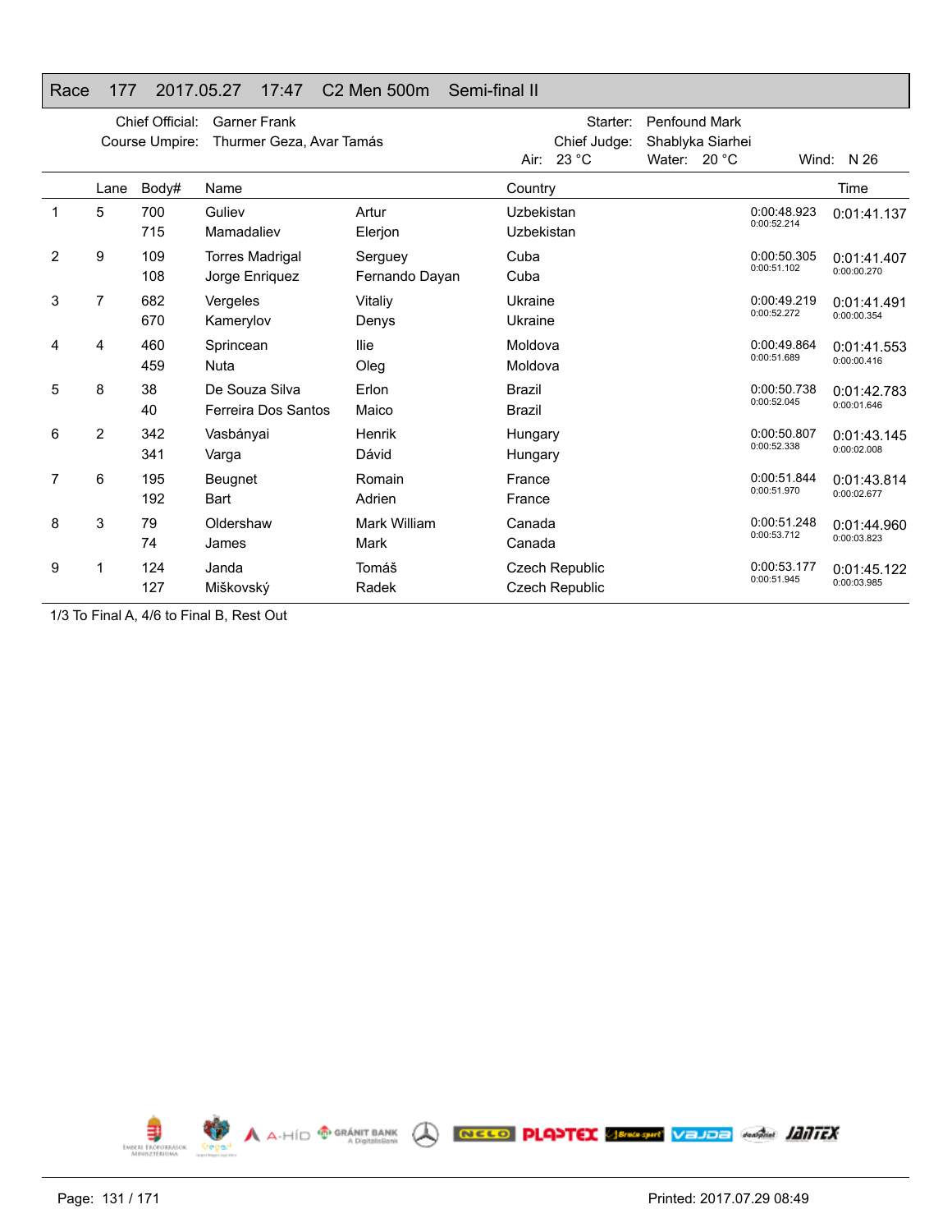## Race 177 2017.05.27 17:47 C2 Men 500m Semi-final II

Chief Official: Garner Frank
Course Umpire: Thurmer Geza, Avar Tamás
Starter: Penfound Mark
Chief Judge: Shablyka Siarhei
Air: 23 °C Water: 20 °C Wind: N 26

| | Lane | Body# | Name | | Country | | Time |
|---|---|---|---|---|---|---|---|
| 1 | 5 | 700 | Guliev | Artur | Uzbekistan | 0:00:48.923 | 0:01:41.137 |
| | | 715 | Mamadaliev | Elerjon | Uzbekistan | 0:00:52.214 | |
| 2 | 9 | 109 | Torres Madrigal | Serguey | Cuba | 0:00:50.305 | 0:01:41.407 |
| | | 108 | Jorge Enriquez | Fernando Dayan | Cuba | 0:00:51.102 | 0:00:00.270 |
| 3 | 7 | 682 | Vergeles | Vitaliy | Ukraine | 0:00:49.219 | 0:01:41.491 |
| | | 670 | Kamerylov | Denys | Ukraine | 0:00:52.272 | 0:00:00.354 |
| 4 | 4 | 460 | Sprincean | Ilie | Moldova | 0:00:49.864 | 0:01:41.553 |
| | | 459 | Nuta | Oleg | Moldova | 0:00:51.689 | 0:00:00.416 |
| 5 | 8 | 38 | De Souza Silva | Erlon | Brazil | 0:00:50.738 | 0:01:42.783 |
| | | 40 | Ferreira Dos Santos | Maico | Brazil | 0:00:52.045 | 0:00:01.646 |
| 6 | 2 | 342 | Vasbányai | Henrik | Hungary | 0:00:50.807 | 0:01:43.145 |
| | | 341 | Varga | Dávid | Hungary | 0:00:52.338 | 0:00:02.008 |
| 7 | 6 | 195 | Beugnet | Romain | France | 0:00:51.844 | 0:01:43.814 |
| | | 192 | Bart | Adrien | France | 0:00:51.970 | 0:00:02.677 |
| 8 | 3 | 79 | Oldershaw | Mark William | Canada | 0:00:51.248 | 0:01:44.960 |
| | | 74 | James | Mark | Canada | 0:00:53.712 | 0:00:03.823 |
| 9 | 1 | 124 | Janda | Tomáš | Czech Republic | 0:00:53.177 | 0:01:45.122 |
| | | 127 | Miškovský | Radek | Czech Republic | 0:00:51.945 | 0:00:03.985 |

1/3 To Final A, 4/6 to Final B, Rest Out

Printed: 2017.07.29 08:49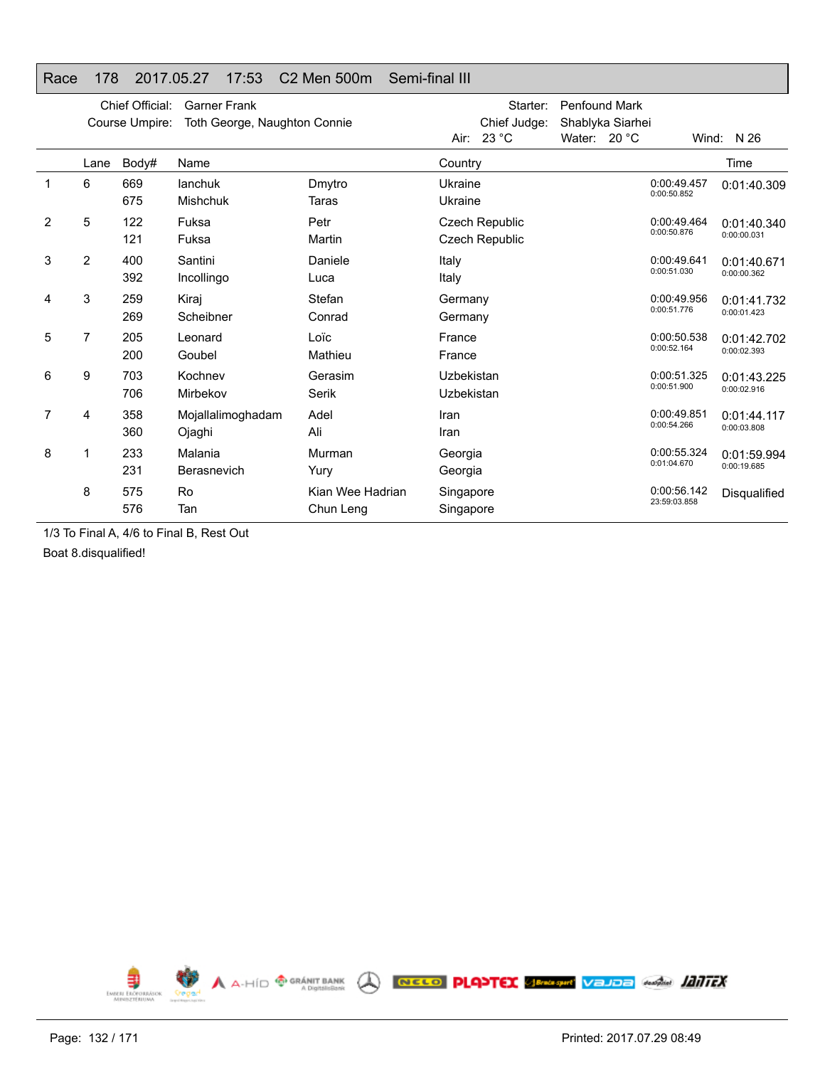## Race 178 2017.05.27 17:53 C2 Men 500m Semi-final III

Chief Official: Garner Frank
Course Umpire: Toth George, Naughton Connie
Starter: Penfound Mark
Chief Judge: Shablyka Siarhei
Air: 23 °C Water: 20 °C Wind: N 26

| | Lane | Body# | Name | | Country | | Time |
|---|---|---|---|---|---|---|---|
| 1 | 6 | 669 | Ianchuk | Dmytro | Ukraine | 0:00:49.457 | 0:01:40.309 |
| | | 675 | Mishchuk | Taras | Ukraine | 0:00:50.852 | |
| 2 | 5 | 122 | Fuksa | Petr | Czech Republic | 0:00:49.464 | 0:01:40.340 |
| | | 121 | Fuksa | Martin | Czech Republic | 0:00:50.876 | 0:00:00.031 |
| 3 | 2 | 400 | Santini | Daniele | Italy | 0:00:49.641 | 0:01:40.671 |
| | | 392 | Incollingo | Luca | Italy | 0:00:51.030 | 0:00:00.362 |
| 4 | 3 | 259 | Kiraj | Stefan | Germany | 0:00:49.956 | 0:01:41.732 |
| | | 269 | Scheibner | Conrad | Germany | 0:00:51.776 | 0:00:01.423 |
| 5 | 7 | 205 | Leonard | Loïc | France | 0:00:50.538 | 0:01:42.702 |
| | | 200 | Goubel | Mathieu | France | 0:00:52.164 | 0:00:02.393 |
| 6 | 9 | 703 | Kochnev | Gerasim | Uzbekistan | 0:00:51.325 | 0:01:43.225 |
| | | 706 | Mirbekov | Serik | Uzbekistan | 0:00:51.900 | 0:00:02.916 |
| 7 | 4 | 358 | Mojallalimoghadam | Adel | Iran | 0:00:49.851 | 0:01:44.117 |
| | | 360 | Ojaghi | Ali | Iran | 0:00:54.266 | 0:00:03.808 |
| 8 | 1 | 233 | Malania | Murman | Georgia | 0:00:55.324 | 0:01:59.994 |
| | | 231 | Berasnevich | Yury | Georgia | 0:01:04.670 | 0:00:19.685 |
| | 8 | 575 | Ro | Kian Wee Hadrian | Singapore | 0:00:56.142 | Disqualified |
| | | 576 | Tan | Chun Leng | Singapore | 23:59:03.858 | |

1/3 To Final A, 4/6 to Final B, Rest Out

Boat 8.disqualified!

Printed: 2017.07.29 08:49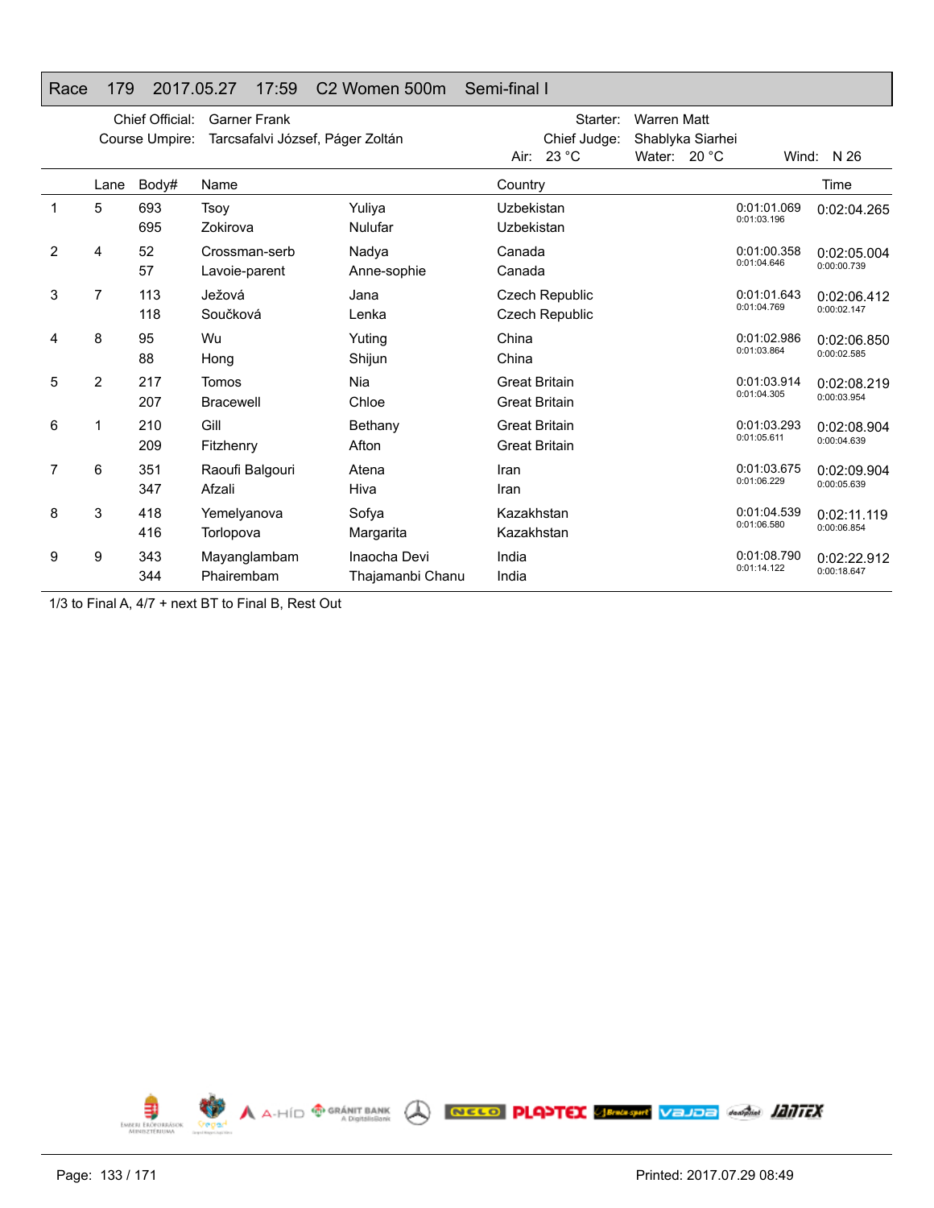## Race 179 2017.05.27 17:59 C2 Women 500m Semi-final I

Chief Official: Garner Frank
Course Umpire: Tarcsafalvi József, Páger Zoltán
Starter: Warren Matt
Chief Judge: Shablyka Siarhei
Air: 23 °C Water: 20 °C Wind: N 26

| | Lane | Body# | Name | | Country | | Time |
|---|---|---|---|---|---|---|---|
| 1 | 5 | 693 | Tsoy | Yuliya | Uzbekistan | 0:01:01.069 | 0:02:04.265 |
| | | 695 | Zokirova | Nulufar | Uzbekistan | 0:01:03.196 | |
| 2 | 4 | 52 | Crossman-serb | Nadya | Canada | 0:01:00.358 | 0:02:05.004 |
| | | 57 | Lavoie-parent | Anne-sophie | Canada | 0:01:04.646 | 0:00:00.739 |
| 3 | 7 | 113 | Ježová | Jana | Czech Republic | 0:01:01.643 | 0:02:06.412 |
| | | 118 | Součková | Lenka | Czech Republic | 0:01:04.769 | 0:00:02.147 |
| 4 | 8 | 95 | Wu | Yuting | China | 0:01:02.986 | 0:02:06.850 |
| | | 88 | Hong | Shijun | China | 0:01:03.864 | 0:00:02.585 |
| 5 | 2 | 217 | Tomos | Nia | Great Britain | 0:01:03.914 | 0:02:08.219 |
| | | 207 | Bracewell | Chloe | Great Britain | 0:01:04.305 | 0:00:03.954 |
| 6 | 1 | 210 | Gill | Bethany | Great Britain | 0:01:03.293 | 0:02:08.904 |
| | | 209 | Fitzhenry | Afton | Great Britain | 0:01:05.611 | 0:00:04.639 |
| 7 | 6 | 351 | Raoufi Balgouri | Atena | Iran | 0:01:03.675 | 0:02:09.904 |
| | | 347 | Afzali | Hiva | Iran | 0:01:06.229 | 0:00:05.639 |
| 8 | 3 | 418 | Yemelyanova | Sofya | Kazakhstan | 0:01:04.539 | 0:02:11.119 |
| | | 416 | Torlopova | Margarita | Kazakhstan | 0:01:06.580 | 0:00:06.854 |
| 9 | 9 | 343 | Mayanglambam | Inaocha Devi | India | 0:01:08.790 | 0:02:22.912 |
| | | 344 | Phairembam | Thajamanbi Chanu | India | 0:01:14.122 | 0:00:18.647 |

1/3 to Final A, 4/7 + next BT to Final B, Rest Out

Printed: 2017.07.29 08:49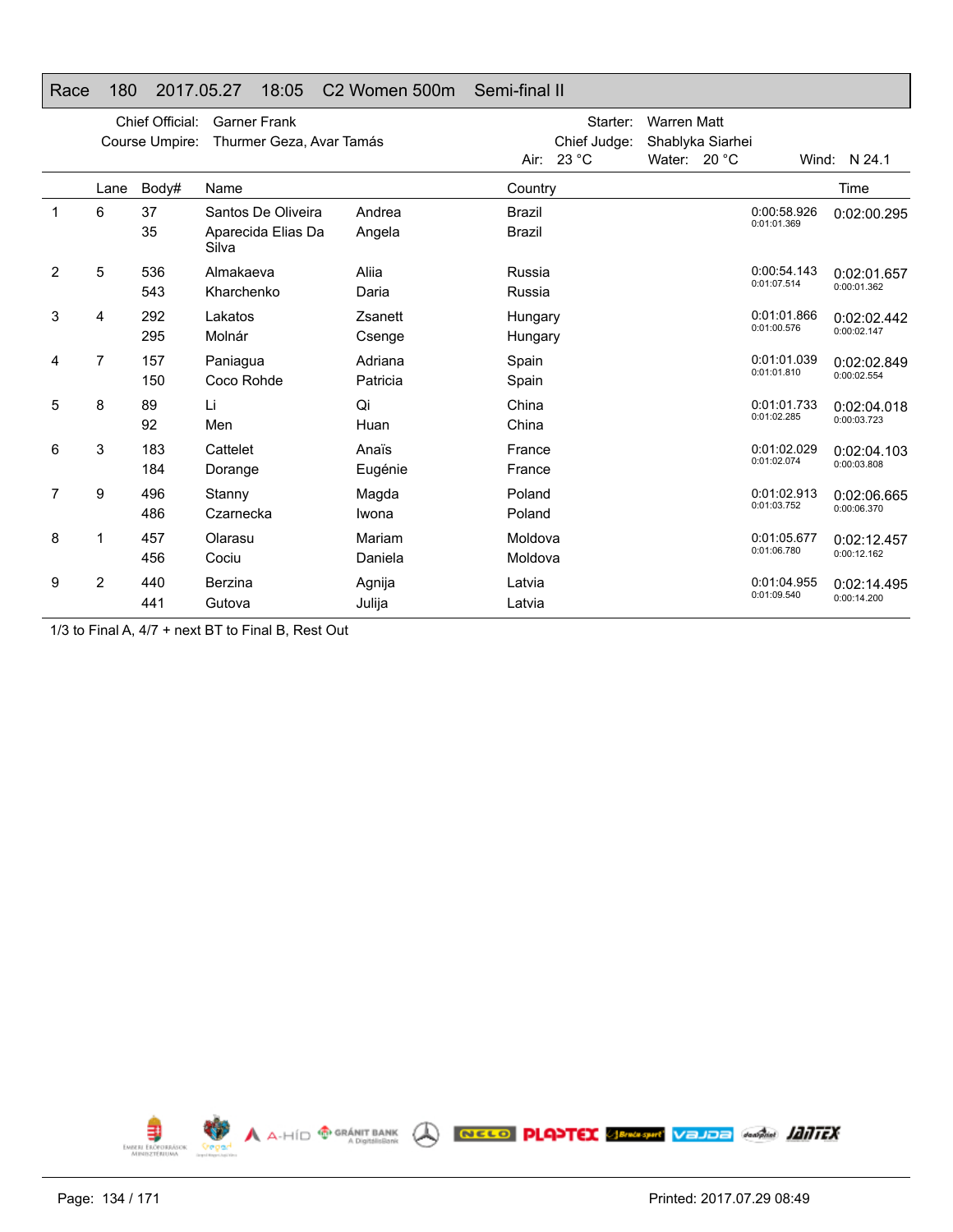## Race 180 2017.05.27 18:05 C2 Women 500m Semi-final II

Chief Official: Garner Frank
Course Umpire: Thurmer Geza, Avar Tamás

Starter: Warren Matt
Chief Judge: Shablyka Siarhei

Air: 23 °C Water: 20 °C Wind: N 24.1

| | Lane | Body# | Name | | Country | | Time |
|---|---|---|---|---|---|---|---|
| 1 | 6 | 37 | Santos De Oliveira | Andrea | Brazil | 0:00:58.926 | 0:02:00.295 |
| | | 35 | Aparecida Elias Da Silva | Angela | Brazil | 0:01:01.369 | |
| 2 | 5 | 536 | Almakaeva | Aliia | Russia | 0:00:54.143 | 0:02:01.657 |
| | | 543 | Kharchenko | Daria | Russia | 0:01:07.514 | 0:00:01.362 |
| 3 | 4 | 292 | Lakatos | Zsanett | Hungary | 0:01:01.866 | 0:02:02.442 |
| | | 295 | Molnár | Csenge | Hungary | 0:01:00.576 | 0:00:02.147 |
| 4 | 7 | 157 | Paniagua | Adriana | Spain | 0:01:01.039 | 0:02:02.849 |
| | | 150 | Coco Rohde | Patricia | Spain | 0:01:01.810 | 0:00:02.554 |
| 5 | 8 | 89 | Li | Qi | China | 0:01:01.733 | 0:02:04.018 |
| | | 92 | Men | Huan | China | 0:01:02.285 | 0:00:03.723 |
| 6 | 3 | 183 | Cattelet | Anaïs | France | 0:01:02.029 | 0:02:04.103 |
| | | 184 | Dorange | Eugénie | France | 0:01:02.074 | 0:00:03.808 |
| 7 | 9 | 496 | Stanny | Magda | Poland | 0:01:02.913 | 0:02:06.665 |
| | | 486 | Czarnecka | Iwona | Poland | 0:01:03.752 | 0:00:06.370 |
| 8 | 1 | 457 | Olarasu | Mariam | Moldova | 0:01:05.677 | 0:02:12.457 |
| | | 456 | Cociu | Daniela | Moldova | 0:01:06.780 | 0:00:12.162 |
| 9 | 2 | 440 | Berzina | Agnija | Latvia | 0:01:04.955 | 0:02:14.495 |
| | | 441 | Gutova | Julija | Latvia | 0:01:09.540 | 0:00:14.200 |

1/3 to Final A, 4/7 + next BT to Final B, Rest Out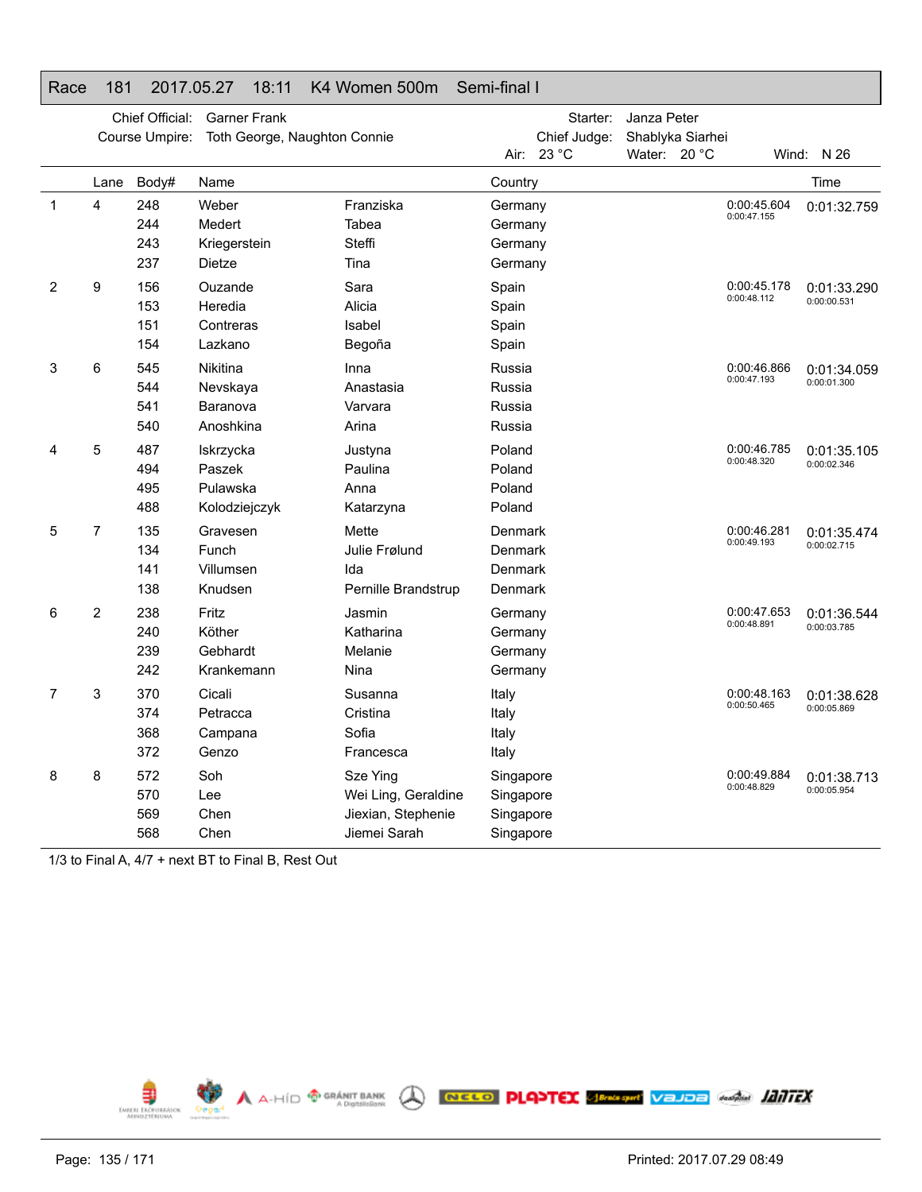## Race 181 2017.05.27 18:11 K4 Women 500m Semi-final I

Chief Official: Garner Frank
Course Umpire: Toth George, Naughton Connie
Starter: Janza Peter
Chief Judge: Shablyka Siarhei
Air: 23 °C Water: 20 °C Wind: N 26

| | Lane | Body# | Name | | Country | | Time |
|---|---|---|---|---|---|---|---|
| 1 | 4 | 248 | Weber | Franziska | Germany | 0:00:45.604<br>0:00:47.155 | 0:01:32.759 |
| | | 244 | Medert | Tabea | Germany | | |
| | | 243 | Kriegerstein | Steffi | Germany | | |
| | | 237 | Dietze | Tina | Germany | | |
| 2 | 9 | 156 | Ouzande | Sara | Spain | 0:00:45.178<br>0:00:48.112 | 0:01:33.290<br>0:00:00.531 |
| | | 153 | Heredia | Alicia | Spain | | |
| | | 151 | Contreras | Isabel | Spain | | |
| | | 154 | Lazkano | Begoña | Spain | | |
| 3 | 6 | 545 | Nikitina | Inna | Russia | 0:00:46.866<br>0:00:47.193 | 0:01:34.059<br>0:00:01.300 |
| | | 544 | Nevskaya | Anastasia | Russia | | |
| | | 541 | Baranova | Varvara | Russia | | |
| | | 540 | Anoshkina | Arina | Russia | | |
| 4 | 5 | 487 | Iskrzycka | Justyna | Poland | 0:00:46.785<br>0:00:48.320 | 0:01:35.105<br>0:00:02.346 |
| | | 494 | Paszek | Paulina | Poland | | |
| | | 495 | Pulawska | Anna | Poland | | |
| | | 488 | Kolodziejczyk | Katarzyna | Poland | | |
| 5 | 7 | 135 | Gravesen | Mette | Denmark | 0:00:46.281<br>0:00:49.193 | 0:01:35.474<br>0:00:02.715 |
| | | 134 | Funch | Julie Frølund | Denmark | | |
| | | 141 | Villumsen | Ida | Denmark | | |
| | | 138 | Knudsen | Pernille Brandstrup | Denmark | | |
| 6 | 2 | 238 | Fritz | Jasmin | Germany | 0:00:47.653<br>0:00:48.891 | 0:01:36.544<br>0:00:03.785 |
| | | 240 | Köther | Katharina | Germany | | |
| | | 239 | Gebhardt | Melanie | Germany | | |
| | | 242 | Krankemann | Nina | Germany | | |
| 7 | 3 | 370 | Cicali | Susanna | Italy | 0:00:48.163<br>0:00:50.465 | 0:01:38.628<br>0:00:05.869 |
| | | 374 | Petracca | Cristina | Italy | | |
| | | 368 | Campana | Sofia | Italy | | |
| | | 372 | Genzo | Francesca | Italy | | |
| 8 | 8 | 572 | Soh | Sze Ying | Singapore | 0:00:49.884<br>0:00:48.829 | 0:01:38.713<br>0:00:05.954 |
| | | 570 | Lee | Wei Ling, Geraldine | Singapore | | |
| | | 569 | Chen | Jiexian, Stephenie | Singapore | | |
| | | 568 | Chen | Jiemei Sarah | Singapore | | |

1/3 to Final A, 4/7 + next BT to Final B, Rest Out

Printed: 2017.07.29 08:49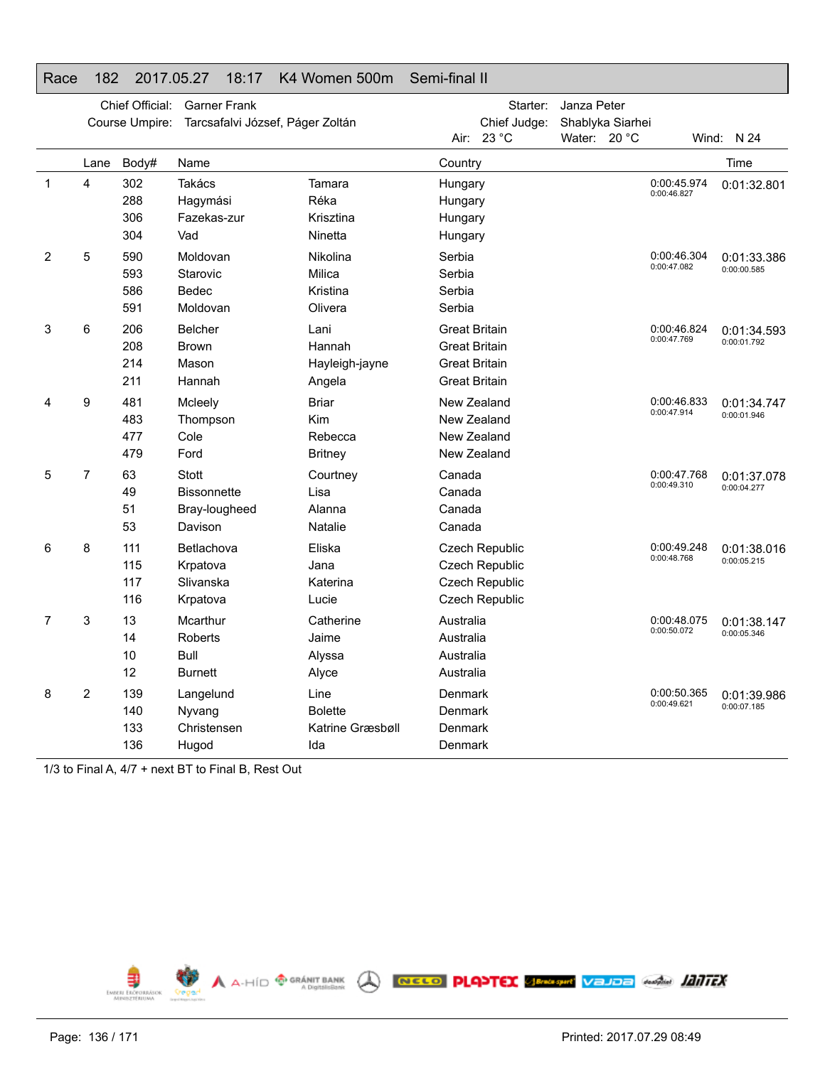## Race 182 2017.05.27 18:17 K4 Women 500m Semi-final II

Chief Official: Garner Frank
Course Umpire: Tarcsafalvi József, Páger Zoltán

Starter: Janza Peter
Chief Judge: Shablyka Siarhei
Air: 23 °C Water: 20 °C Wind: N 24

| | Lane | Body# | Name | | Country | | Time |
|---|---|---|---|---|---|---|---|
| 1 | 4 | 302 | Takács | Tamara | Hungary | 0:00:45.974 / 0:00:46.827 | 0:01:32.801 |
| | | 288 | Hagymási | Réka | Hungary | | |
| | | 306 | Fazekas-zur | Krisztina | Hungary | | |
| | | 304 | Vad | Ninetta | Hungary | | |
| 2 | 5 | 590 | Moldovan | Nikolina | Serbia | 0:00:46.304 / 0:00:47.082 | 0:01:33.386 / 0:00:00.585 |
| | | 593 | Starovic | Milica | Serbia | | |
| | | 586 | Bedec | Kristina | Serbia | | |
| | | 591 | Moldovan | Olivera | Serbia | | |
| 3 | 6 | 206 | Belcher | Lani | Great Britain | 0:00:46.824 / 0:00:47.769 | 0:01:34.593 / 0:00:01.792 |
| | | 208 | Brown | Hannah | Great Britain | | |
| | | 214 | Mason | Hayleigh-jayne | Great Britain | | |
| | | 211 | Hannah | Angela | Great Britain | | |
| 4 | 9 | 481 | Mcleely | Briar | New Zealand | 0:00:46.833 / 0:00:47.914 | 0:01:34.747 / 0:00:01.946 |
| | | 483 | Thompson | Kim | New Zealand | | |
| | | 477 | Cole | Rebecca | New Zealand | | |
| | | 479 | Ford | Britney | New Zealand | | |
| 5 | 7 | 63 | Stott | Courtney | Canada | 0:00:47.768 / 0:00:49.310 | 0:01:37.078 / 0:00:04.277 |
| | | 49 | Bissonnette | Lisa | Canada | | |
| | | 51 | Bray-lougheed | Alanna | Canada | | |
| | | 53 | Davison | Natalie | Canada | | |
| 6 | 8 | 111 | Betlachova | Eliska | Czech Republic | 0:00:49.248 / 0:00:48.768 | 0:01:38.016 / 0:00:05.215 |
| | | 115 | Krpatova | Jana | Czech Republic | | |
| | | 117 | Slivanska | Katerina | Czech Republic | | |
| | | 116 | Krpatova | Lucie | Czech Republic | | |
| 7 | 3 | 13 | Mcarthur | Catherine | Australia | 0:00:48.075 / 0:00:50.072 | 0:01:38.147 / 0:00:05.346 |
| | | 14 | Roberts | Jaime | Australia | | |
| | | 10 | Bull | Alyssa | Australia | | |
| | | 12 | Burnett | Alyce | Australia | | |
| 8 | 2 | 139 | Langelund | Line | Denmark | 0:00:50.365 / 0:00:49.621 | 0:01:39.986 / 0:00:07.185 |
| | | 140 | Nyvang | Bolette | Denmark | | |
| | | 133 | Christensen | Katrine Græsbøll | Denmark | | |
| | | 136 | Hugod | Ida | Denmark | | |

1/3 to Final A, 4/7 + next BT to Final B, Rest Out

Printed: 2017.07.29 08:49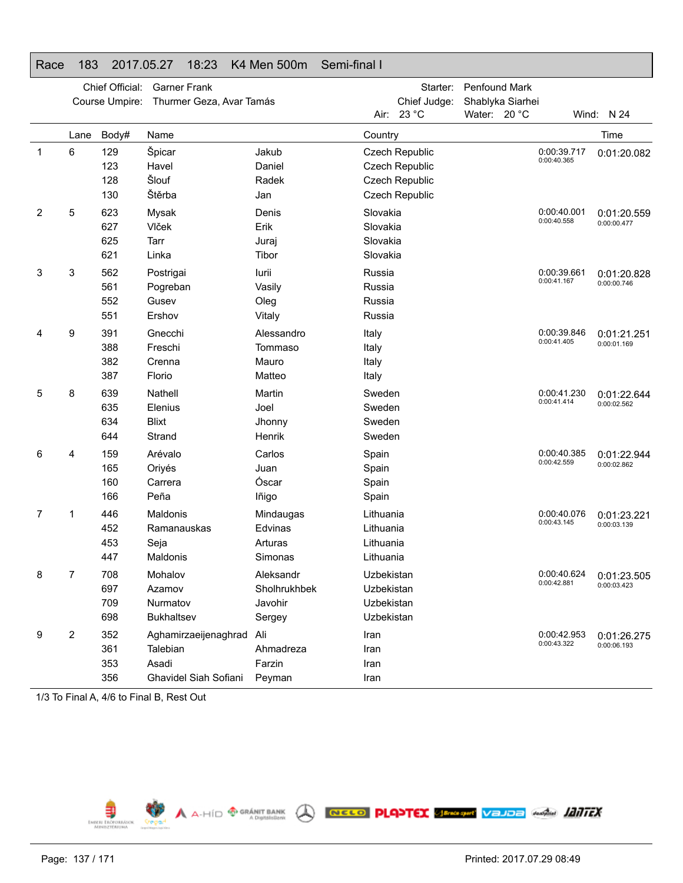## Race 183 2017.05.27 18:23 K4 Men 500m Semi-final I

Chief Official: Garner Frank  
Course Umpire: Thurmer Geza, Avar Tamás  
Starter: Penfound Mark  
Chief Judge: Shablyka Siarhei  
Air: 23 °C Water: 20 °C Wind: N 24

| | Lane | Body# | Name | | Country | Split | Time |
|---|---|---|---|---|---|---|---|
| 1 | 6 | 129 | Špicar | Jakub | Czech Republic | 0:00:39.717 | 0:01:20.082 |
| | | 123 | Havel | Daniel | Czech Republic | 0:00:40.365 | |
| | | 128 | Šlouf | Radek | Czech Republic | | |
| | | 130 | Štěrba | Jan | Czech Republic | | |
| 2 | 5 | 623 | Mysak | Denis | Slovakia | 0:00:40.001 | 0:01:20.559 |
| | | 627 | Vlček | Erik | Slovakia | 0:00:40.558 | 0:00:00.477 |
| | | 625 | Tarr | Juraj | Slovakia | | |
| | | 621 | Linka | Tibor | Slovakia | | |
| 3 | 3 | 562 | Postrigai | Iurii | Russia | 0:00:39.661 | 0:01:20.828 |
| | | 561 | Pogreban | Vasily | Russia | 0:00:41.167 | 0:00:00.746 |
| | | 552 | Gusev | Oleg | Russia | | |
| | | 551 | Ershov | Vitaly | Russia | | |
| 4 | 9 | 391 | Gnecchi | Alessandro | Italy | 0:00:39.846 | 0:01:21.251 |
| | | 388 | Freschi | Tommaso | Italy | 0:00:41.405 | 0:00:01.169 |
| | | 382 | Crenna | Mauro | Italy | | |
| | | 387 | Florio | Matteo | Italy | | |
| 5 | 8 | 639 | Nathell | Martin | Sweden | 0:00:41.230 | 0:01:22.644 |
| | | 635 | Elenius | Joel | Sweden | 0:00:41.414 | 0:00:02.562 |
| | | 634 | Blixt | Jhonny | Sweden | | |
| | | 644 | Strand | Henrik | Sweden | | |
| 6 | 4 | 159 | Arévalo | Carlos | Spain | 0:00:40.385 | 0:01:22.944 |
| | | 165 | Oriyés | Juan | Spain | 0:00:42.559 | 0:00:02.862 |
| | | 160 | Carrera | Óscar | Spain | | |
| | | 166 | Peña | Iñigo | Spain | | |
| 7 | 1 | 446 | Maldonis | Mindaugas | Lithuania | 0:00:40.076 | 0:01:23.221 |
| | | 452 | Ramanauskas | Edvinas | Lithuania | 0:00:43.145 | 0:00:03.139 |
| | | 453 | Seja | Arturas | Lithuania | | |
| | | 447 | Maldonis | Simonas | Lithuania | | |
| 8 | 7 | 708 | Mohalov | Aleksandr | Uzbekistan | 0:00:40.624 | 0:01:23.505 |
| | | 697 | Azamov | Sholhrukhbek | Uzbekistan | 0:00:42.881 | 0:00:03.423 |
| | | 709 | Nurmatov | Javohir | Uzbekistan | | |
| | | 698 | Bukhaltsev | Sergey | Uzbekistan | | |
| 9 | 2 | 352 | Aghamirzaeijenaghrad | Ali | Iran | 0:00:42.953 | 0:01:26.275 |
| | | 361 | Talebian | Ahmadreza | Iran | 0:00:43.322 | 0:00:06.193 |
| | | 353 | Asadi | Farzin | Iran | | |
| | | 356 | Ghavidel Siah Sofiani | Peyman | Iran | | |

1/3 To Final A, 4/6 to Final B, Rest Out

Printed: 2017.07.29 08:49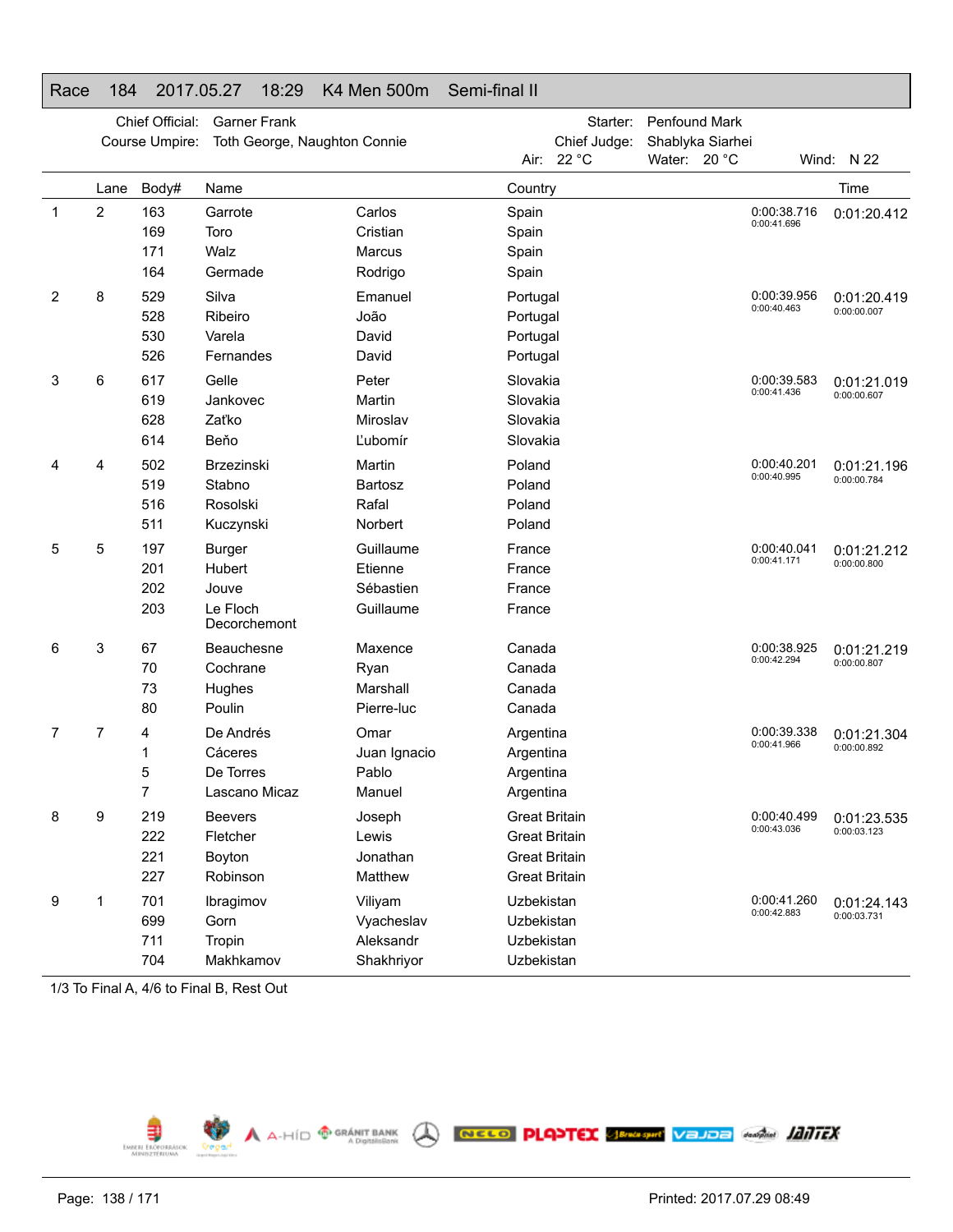## Race 184 2017.05.27 18:29 K4 Men 500m Semi-final II

Chief Official: Garner Frank
Course Umpire: Toth George, Naughton Connie
Starter: Penfound Mark
Chief Judge: Shablyka Siarhei
Air: 22 °C Water: 20 °C Wind: N 22

| | Lane | Body# | Name | | Country | | Time |
|---|---|---|---|---|---|---|---|
| 1 | 2 | 163 | Garrote | Carlos | Spain | 0:00:38.716 | 0:01:20.412 |
| | | 169 | Toro | Cristian | Spain | 0:00:41.696 | |
| | | 171 | Walz | Marcus | Spain | | |
| | | 164 | Germade | Rodrigo | Spain | | |
| 2 | 8 | 529 | Silva | Emanuel | Portugal | 0:00:39.956 | 0:01:20.419 |
| | | 528 | Ribeiro | João | Portugal | 0:00:40.463 | 0:00:00.007 |
| | | 530 | Varela | David | Portugal | | |
| | | 526 | Fernandes | David | Portugal | | |
| 3 | 6 | 617 | Gelle | Peter | Slovakia | 0:00:39.583 | 0:01:21.019 |
| | | 619 | Jankovec | Martin | Slovakia | 0:00:41.436 | 0:00:00.607 |
| | | 628 | Zaťko | Miroslav | Slovakia | | |
| | | 614 | Beňo | Ľubomír | Slovakia | | |
| 4 | 4 | 502 | Brzezinski | Martin | Poland | 0:00:40.201 | 0:01:21.196 |
| | | 519 | Stabno | Bartosz | Poland | 0:00:40.995 | 0:00:00.784 |
| | | 516 | Rosolski | Rafal | Poland | | |
| | | 511 | Kuczynski | Norbert | Poland | | |
| 5 | 5 | 197 | Burger | Guillaume | France | 0:00:40.041 | 0:01:21.212 |
| | | 201 | Hubert | Etienne | France | 0:00:41.171 | 0:00:00.800 |
| | | 202 | Jouve | Sébastien | France | | |
| | | 203 | Le Floch Decorchemont | Guillaume | France | | |
| 6 | 3 | 67 | Beauchesne | Maxence | Canada | 0:00:38.925 | 0:01:21.219 |
| | | 70 | Cochrane | Ryan | Canada | 0:00:42.294 | 0:00:00.807 |
| | | 73 | Hughes | Marshall | Canada | | |
| | | 80 | Poulin | Pierre-luc | Canada | | |
| 7 | 7 | 4 | De Andrés | Omar | Argentina | 0:00:39.338 | 0:01:21.304 |
| | | 1 | Cáceres | Juan Ignacio | Argentina | 0:00:41.966 | 0:00:00.892 |
| | | 5 | De Torres | Pablo | Argentina | | |
| | | 7 | Lascano Micaz | Manuel | Argentina | | |
| 8 | 9 | 219 | Beevers | Joseph | Great Britain | 0:00:40.499 | 0:01:23.535 |
| | | 222 | Fletcher | Lewis | Great Britain | 0:00:43.036 | 0:00:03.123 |
| | | 221 | Boyton | Jonathan | Great Britain | | |
| | | 227 | Robinson | Matthew | Great Britain | | |
| 9 | 1 | 701 | Ibragimov | Viliyam | Uzbekistan | 0:00:41.260 | 0:01:24.143 |
| | | 699 | Gorn | Vyacheslav | Uzbekistan | 0:00:42.883 | 0:00:03.731 |
| | | 711 | Tropin | Aleksandr | Uzbekistan | | |
| | | 704 | Makhkamov | Shakhriyor | Uzbekistan | | |

1/3 To Final A, 4/6 to Final B, Rest Out

Printed: 2017.07.29 08:49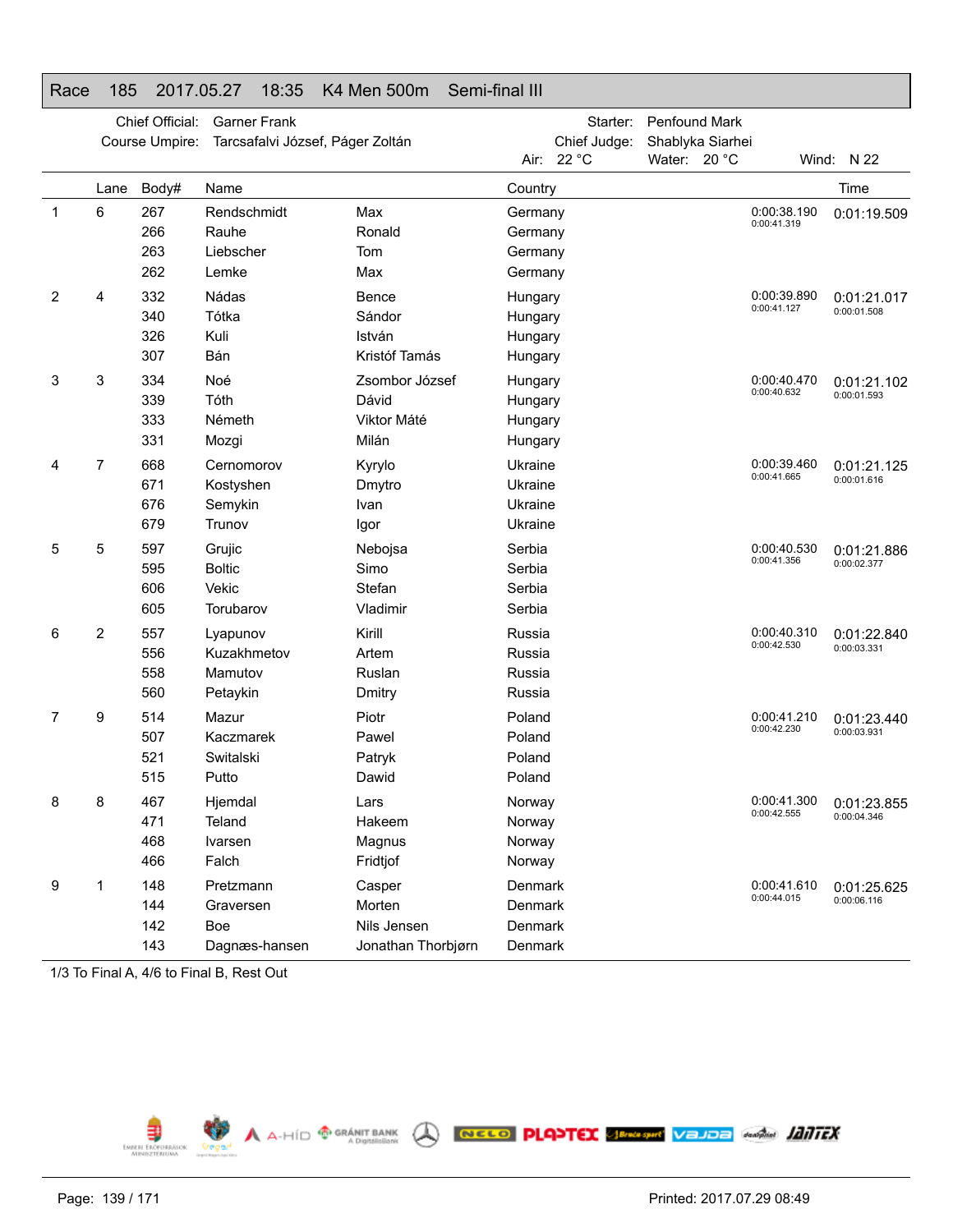# Race 185 2017.05.27 18:35 K4 Men 500m Semi-final III

Chief Official: Garner Frank
Course Umpire: Tarcsafalvi József, Páger Zoltán

Starter: Penfound Mark
Chief Judge: Shablyka Siarhei

Air: 22 °C Water: 20 °C Wind: N 22

| | Lane | Body# | Name | | Country | | Time |
|---|---|---|---|---|---|---|---|
| 1 | 6 | 267 | Rendschmidt | Max | Germany | 0:00:38.190<br>0:00:41.319 | 0:01:19.509 |
| | | 266 | Rauhe | Ronald | Germany | | |
| | | 263 | Liebscher | Tom | Germany | | |
| | | 262 | Lemke | Max | Germany | | |
| 2 | 4 | 332 | Nádas | Bence | Hungary | 0:00:39.890<br>0:00:41.127 | 0:01:21.017<br>0:00:01.508 |
| | | 340 | Tótka | Sándor | Hungary | | |
| | | 326 | Kuli | István | Hungary | | |
| | | 307 | Bán | Kristóf Tamás | Hungary | | |
| 3 | 3 | 334 | Noé | Zsombor József | Hungary | 0:00:40.470<br>0:00:40.632 | 0:01:21.102<br>0:00:01.593 |
| | | 339 | Tóth | Dávid | Hungary | | |
| | | 333 | Németh | Viktor Máté | Hungary | | |
| | | 331 | Mozgi | Milán | Hungary | | |
| 4 | 7 | 668 | Cernomorov | Kyrylo | Ukraine | 0:00:39.460<br>0:00:41.665 | 0:01:21.125<br>0:00:01.616 |
| | | 671 | Kostyshen | Dmytro | Ukraine | | |
| | | 676 | Semykin | Ivan | Ukraine | | |
| | | 679 | Trunov | Igor | Ukraine | | |
| 5 | 5 | 597 | Grujic | Nebojsa | Serbia | 0:00:40.530<br>0:00:41.356 | 0:01:21.886<br>0:00:02.377 |
| | | 595 | Boltic | Simo | Serbia | | |
| | | 606 | Vekic | Stefan | Serbia | | |
| | | 605 | Torubarov | Vladimir | Serbia | | |
| 6 | 2 | 557 | Lyapunov | Kirill | Russia | 0:00:40.310<br>0:00:42.530 | 0:01:22.840<br>0:00:03.331 |
| | | 556 | Kuzakhmetov | Artem | Russia | | |
| | | 558 | Mamutov | Ruslan | Russia | | |
| | | 560 | Petaykin | Dmitry | Russia | | |
| 7 | 9 | 514 | Mazur | Piotr | Poland | 0:00:41.210<br>0:00:42.230 | 0:01:23.440<br>0:00:03.931 |
| | | 507 | Kaczmarek | Pawel | Poland | | |
| | | 521 | Switalski | Patryk | Poland | | |
| | | 515 | Putto | Dawid | Poland | | |
| 8 | 8 | 467 | Hjemdal | Lars | Norway | 0:00:41.300<br>0:00:42.555 | 0:01:23.855<br>0:00:04.346 |
| | | 471 | Teland | Hakeem | Norway | | |
| | | 468 | Ivarsen | Magnus | Norway | | |
| | | 466 | Falch | Fridtjof | Norway | | |
| 9 | 1 | 148 | Pretzmann | Casper | Denmark | 0:00:41.610<br>0:00:44.015 | 0:01:25.625<br>0:00:06.116 |
| | | 144 | Graversen | Morten | Denmark | | |
| | | 142 | Boe | Nils Jensen | Denmark | | |
| | | 143 | Dagnæs-hansen | Jonathan Thorbjørn | Denmark | | |

1/3 To Final A, 4/6 to Final B, Rest Out

Printed: 2017.07.29 08:49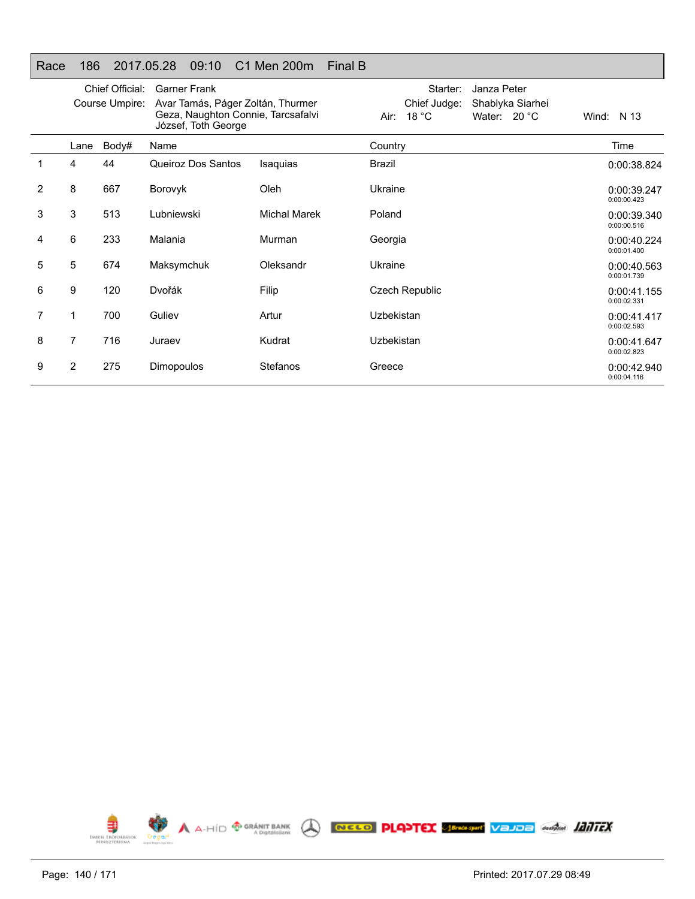## Race 186 2017.05.28 09:10 C1 Men 200m Final B

Chief Official: Garner Frank
Course Umpire: Avar Tamás, Páger Zoltán, Thurmer Geza, Naughton Connie, Tarcsafalvi József, Toth George

Starter: Janza Peter
Chief Judge: Shablyka Siarhei
Air: 18 °C Water: 20 °C Wind: N 13

| | Lane | Body# | Name | | Country | Time |
|---|---|---|---|---|---|---|
| 1 | 4 | 44 | Queiroz Dos Santos | Isaquias | Brazil | 0:00:38.824 |
| 2 | 8 | 667 | Borovyk | Oleh | Ukraine | 0:00:39.247<br>0:00:00.423 |
| 3 | 3 | 513 | Lubniewski | Michal Marek | Poland | 0:00:39.340<br>0:00:00.516 |
| 4 | 6 | 233 | Malania | Murman | Georgia | 0:00:40.224<br>0:00:01.400 |
| 5 | 5 | 674 | Maksymchuk | Oleksandr | Ukraine | 0:00:40.563<br>0:00:01.739 |
| 6 | 9 | 120 | Dvořák | Filip | Czech Republic | 0:00:41.155<br>0:00:02.331 |
| 7 | 1 | 700 | Guliev | Artur | Uzbekistan | 0:00:41.417<br>0:00:02.593 |
| 8 | 7 | 716 | Juraev | Kudrat | Uzbekistan | 0:00:41.647<br>0:00:02.823 |
| 9 | 2 | 275 | Dimopoulos | Stefanos | Greece | 0:00:42.940<br>0:00:04.116 |

Printed: 2017.07.29 08:49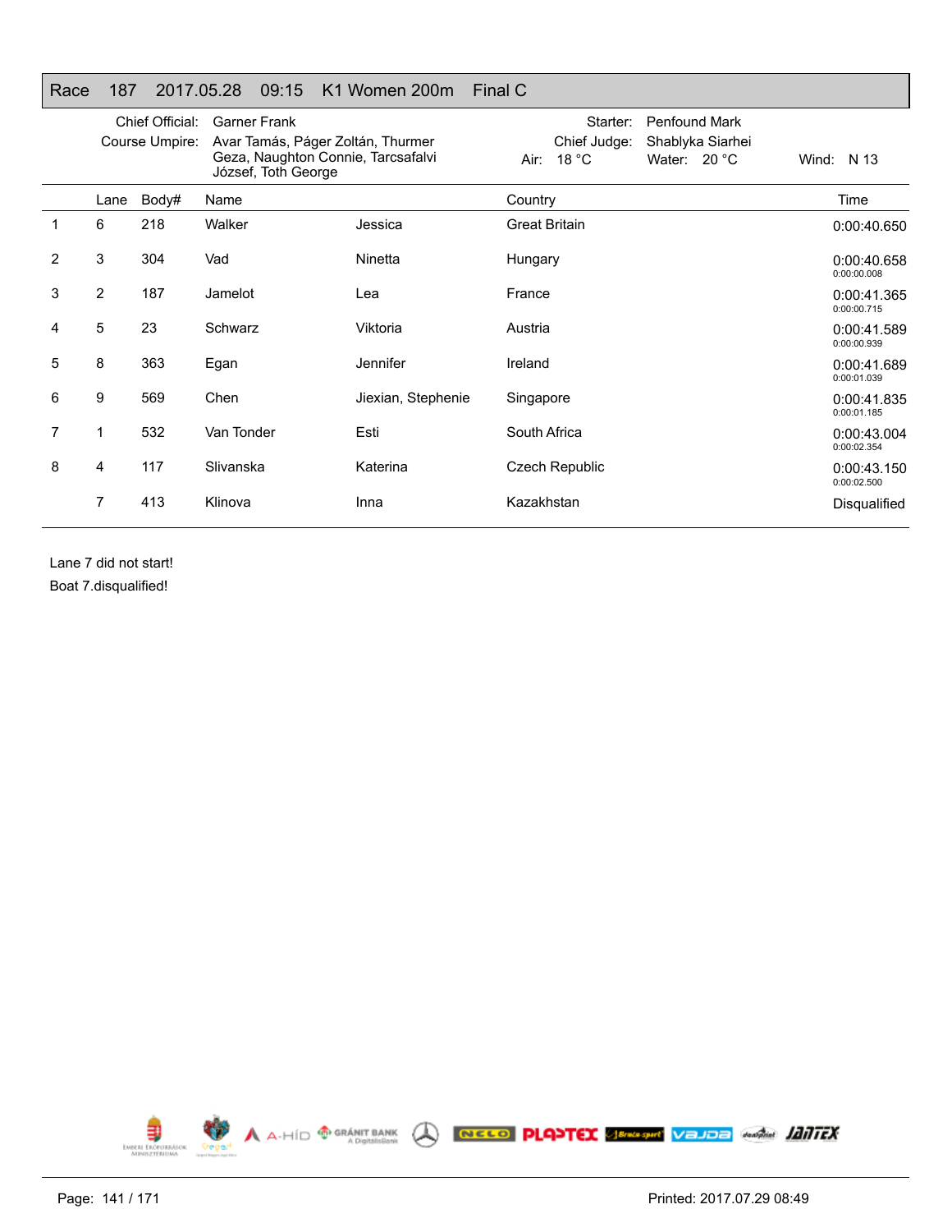# Race 187 2017.05.28 09:15 K1 Women 200m Final C

| | | | | | |
|---|---|---|---|---|---|
| Chief Official: | Garner Frank | Starter: | Penfound Mark | | |
| Course Umpire: | Avar Tamás, Páger Zoltán, Thurmer Geza, Naughton Connie, Tarcsafalvi József, Toth George | Chief Judge: | Shablyka Siarhei | | |
| | | Air: 18 °C | Water: 20 °C | Wind: | N 13 |

| | Lane | Body# | Name | | Country | Time |
|---|---|---|---|---|---|---|
| 1 | 6 | 218 | Walker | Jessica | Great Britain | 0:00:40.650 |
| 2 | 3 | 304 | Vad | Ninetta | Hungary | 0:00:40.658<br>0:00:00.008 |
| 3 | 2 | 187 | Jamelot | Lea | France | 0:00:41.365<br>0:00:00.715 |
| 4 | 5 | 23 | Schwarz | Viktoria | Austria | 0:00:41.589<br>0:00:00.939 |
| 5 | 8 | 363 | Egan | Jennifer | Ireland | 0:00:41.689<br>0:00:01.039 |
| 6 | 9 | 569 | Chen | Jiexian, Stephenie | Singapore | 0:00:41.835<br>0:00:01.185 |
| 7 | 1 | 532 | Van Tonder | Esti | South Africa | 0:00:43.004<br>0:00:02.354 |
| 8 | 4 | 117 | Slivanska | Katerina | Czech Republic | 0:00:43.150<br>0:00:02.500 |
| | 7 | 413 | Klinova | Inna | Kazakhstan | Disqualified |

Lane 7 did not start!

Boat 7.disqualified!

Printed: 2017.07.29 08:49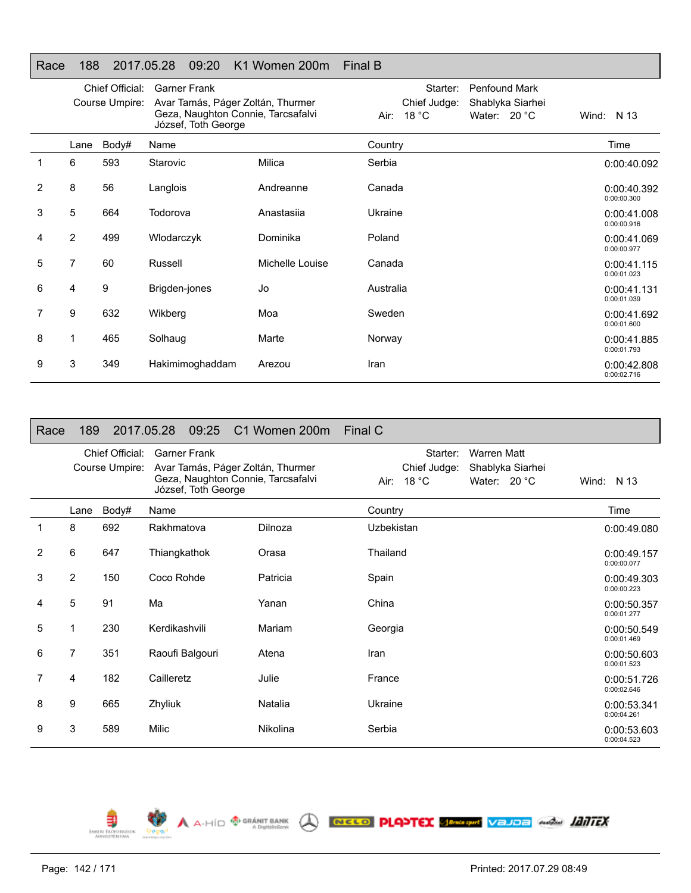## Race 188 2017.05.28 09:20 K1 Women 200m Final B

Chief Official: Garner Frank
Course Umpire: Avar Tamás, Páger Zoltán, Thurmer Geza, Naughton Connie, Tarcsafalvi József, Toth George

Starter: Penfound Mark
Chief Judge: Shablyka Siarhei
Air: 18 °C Water: 20 °C Wind: N 13

| | Lane | Body# | Name | | Country | Time |
|---|---|---|---|---|---|---|
| 1 | 6 | 593 | Starovic | Milica | Serbia | 0:00:40.092 |
| 2 | 8 | 56 | Langlois | Andreanne | Canada | 0:00:40.392<br>0:00:00.300 |
| 3 | 5 | 664 | Todorova | Anastasiia | Ukraine | 0:00:41.008<br>0:00:00.916 |
| 4 | 2 | 499 | Wlodarczyk | Dominika | Poland | 0:00:41.069<br>0:00:00.977 |
| 5 | 7 | 60 | Russell | Michelle Louise | Canada | 0:00:41.115<br>0:00:01.023 |
| 6 | 4 | 9 | Brigden-jones | Jo | Australia | 0:00:41.131<br>0:00:01.039 |
| 7 | 9 | 632 | Wikberg | Moa | Sweden | 0:00:41.692<br>0:00:01.600 |
| 8 | 1 | 465 | Solhaug | Marte | Norway | 0:00:41.885<br>0:00:01.793 |
| 9 | 3 | 349 | Hakimimoghaddam | Arezou | Iran | 0:00:42.808<br>0:00:02.716 |

## Race 189 2017.05.28 09:25 C1 Women 200m Final C

Chief Official: Garner Frank
Course Umpire: Avar Tamás, Páger Zoltán, Thurmer Geza, Naughton Connie, Tarcsafalvi József, Toth George

Starter: Warren Matt
Chief Judge: Shablyka Siarhei
Air: 18 °C Water: 20 °C Wind: N 13

| | Lane | Body# | Name | | Country | Time |
|---|---|---|---|---|---|---|
| 1 | 8 | 692 | Rakhmatova | Dilnoza | Uzbekistan | 0:00:49.080 |
| 2 | 6 | 647 | Thiangkathok | Orasa | Thailand | 0:00:49.157<br>0:00:00.077 |
| 3 | 2 | 150 | Coco Rohde | Patricia | Spain | 0:00:49.303<br>0:00:00.223 |
| 4 | 5 | 91 | Ma | Yanan | China | 0:00:50.357<br>0:00:01.277 |
| 5 | 1 | 230 | Kerdikashvili | Mariam | Georgia | 0:00:50.549<br>0:00:01.469 |
| 6 | 7 | 351 | Raoufi Balgouri | Atena | Iran | 0:00:50.603<br>0:00:01.523 |
| 7 | 4 | 182 | Cailleretz | Julie | France | 0:00:51.726<br>0:00:02.646 |
| 8 | 9 | 665 | Zhyliuk | Natalia | Ukraine | 0:00:53.341<br>0:00:04.261 |
| 9 | 3 | 589 | Milic | Nikolina | Serbia | 0:00:53.603<br>0:00:04.523 |

Printed: 2017.07.29 08:49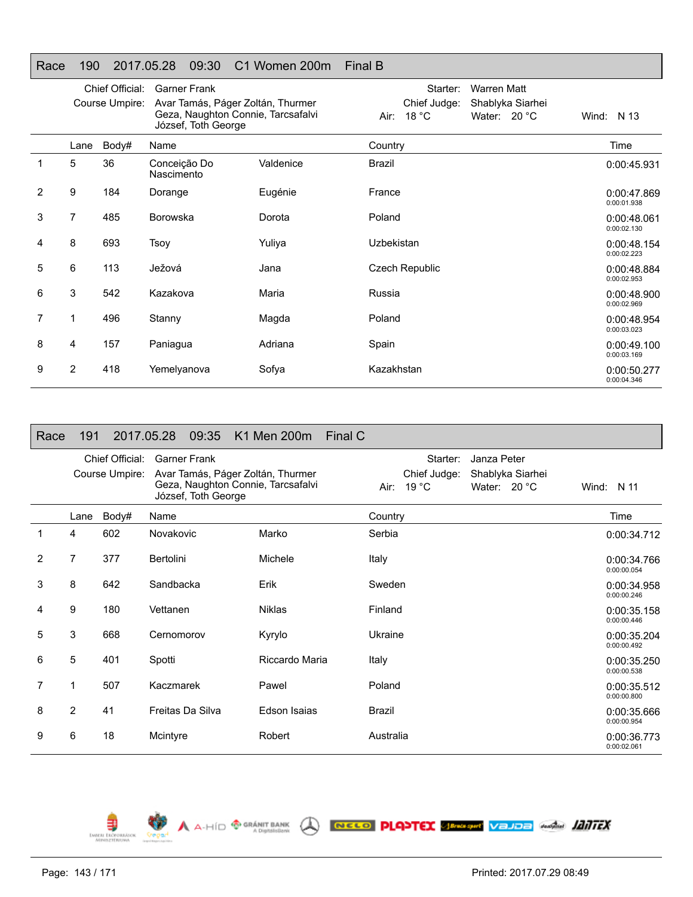## Race 190 2017.05.28 09:30 C1 Women 200m Final B

Chief Official: Garner Frank
Course Umpire: Avar Tamás, Páger Zoltán, Thurmer Geza, Naughton Connie, Tarcsafalvi József, Toth George

Starter: Warren Matt
Chief Judge: Shablyka Siarhei
Air: 18 °C Water: 20 °C Wind: N 13

| | Lane | Body# | Name | | Country | Time |
|---|---|---|---|---|---|---|
| 1 | 5 | 36 | Conceição Do Nascimento | Valdenice | Brazil | 0:00:45.931 |
| 2 | 9 | 184 | Dorange | Eugénie | France | 0:00:47.869<br>0:00:01.938 |
| 3 | 7 | 485 | Borowska | Dorota | Poland | 0:00:48.061<br>0:00:02.130 |
| 4 | 8 | 693 | Tsoy | Yuliya | Uzbekistan | 0:00:48.154<br>0:00:02.223 |
| 5 | 6 | 113 | Ježová | Jana | Czech Republic | 0:00:48.884<br>0:00:02.953 |
| 6 | 3 | 542 | Kazakova | Maria | Russia | 0:00:48.900<br>0:00:02.969 |
| 7 | 1 | 496 | Stanny | Magda | Poland | 0:00:48.954<br>0:00:03.023 |
| 8 | 4 | 157 | Paniagua | Adriana | Spain | 0:00:49.100<br>0:00:03.169 |
| 9 | 2 | 418 | Yemelyanova | Sofya | Kazakhstan | 0:00:50.277<br>0:00:04.346 |

## Race 191 2017.05.28 09:35 K1 Men 200m Final C

Chief Official: Garner Frank
Course Umpire: Avar Tamás, Páger Zoltán, Thurmer Geza, Naughton Connie, Tarcsafalvi József, Toth George

Starter: Janza Peter
Chief Judge: Shablyka Siarhei
Air: 19 °C Water: 20 °C Wind: N 11

| | Lane | Body# | Name | | Country | Time |
|---|---|---|---|---|---|---|
| 1 | 4 | 602 | Novakovic | Marko | Serbia | 0:00:34.712 |
| 2 | 7 | 377 | Bertolini | Michele | Italy | 0:00:34.766<br>0:00:00.054 |
| 3 | 8 | 642 | Sandbacka | Erik | Sweden | 0:00:34.958<br>0:00:00.246 |
| 4 | 9 | 180 | Vettanen | Niklas | Finland | 0:00:35.158<br>0:00:00.446 |
| 5 | 3 | 668 | Cernomorov | Kyrylo | Ukraine | 0:00:35.204<br>0:00:00.492 |
| 6 | 5 | 401 | Spotti | Riccardo Maria | Italy | 0:00:35.250<br>0:00:00.538 |
| 7 | 1 | 507 | Kaczmarek | Pawel | Poland | 0:00:35.512<br>0:00:00.800 |
| 8 | 2 | 41 | Freitas Da Silva | Edson Isaias | Brazil | 0:00:35.666<br>0:00:00.954 |
| 9 | 6 | 18 | Mcintyre | Robert | Australia | 0:00:36.773<br>0:00:02.061 |

Printed: 2017.07.29 08:49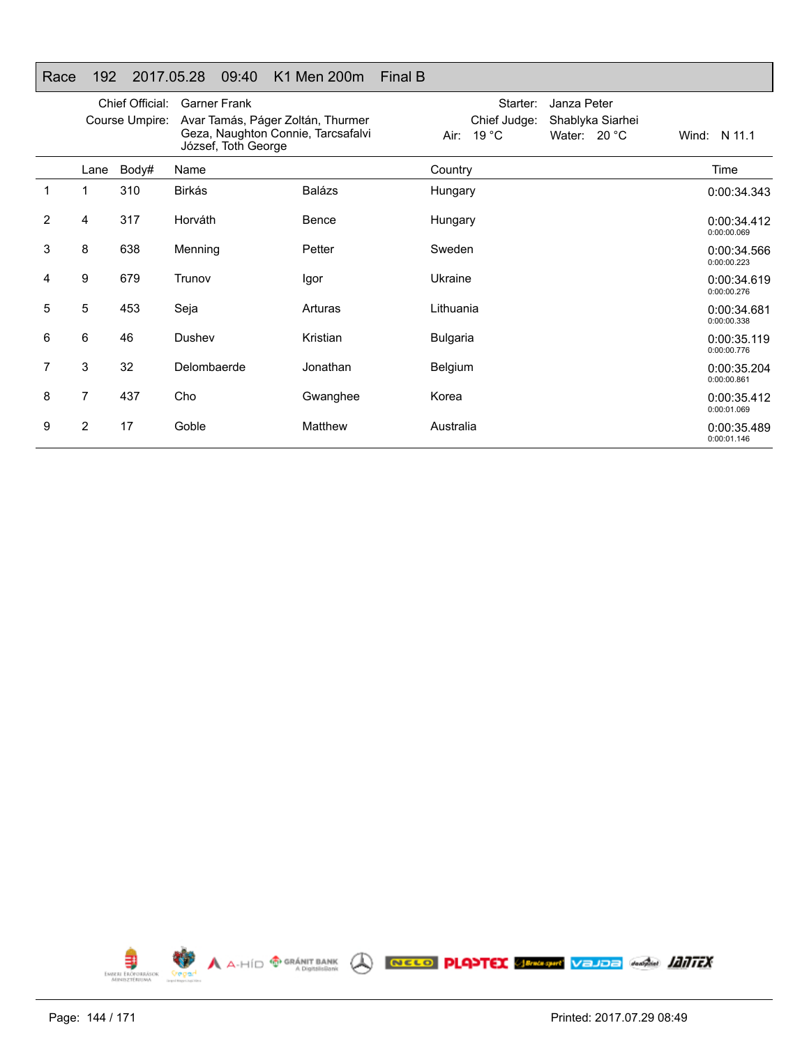## Race 192 2017.05.28 09:40 K1 Men 200m Final B

Chief Official: Garner Frank
Course Umpire: Avar Tamás, Páger Zoltán, Thurmer Geza, Naughton Connie, Tarcsafalvi József, Toth George

Starter: Janza Peter
Chief Judge: Shablyka Siarhei
Air: 19 °C Water: 20 °C Wind: N 11.1

| | Lane | Body# | Name | | Country | Time |
|---|---|---|---|---|---|---|
| 1 | 1 | 310 | Birkás | Balázs | Hungary | 0:00:34.343 |
| 2 | 4 | 317 | Horváth | Bence | Hungary | 0:00:34.412<br>0:00:00.069 |
| 3 | 8 | 638 | Menning | Petter | Sweden | 0:00:34.566<br>0:00:00.223 |
| 4 | 9 | 679 | Trunov | Igor | Ukraine | 0:00:34.619<br>0:00:00.276 |
| 5 | 5 | 453 | Seja | Arturas | Lithuania | 0:00:34.681<br>0:00:00.338 |
| 6 | 6 | 46 | Dushev | Kristian | Bulgaria | 0:00:35.119<br>0:00:00.776 |
| 7 | 3 | 32 | Delombaerde | Jonathan | Belgium | 0:00:35.204<br>0:00:00.861 |
| 8 | 7 | 437 | Cho | Gwanghee | Korea | 0:00:35.412<br>0:00:01.069 |
| 9 | 2 | 17 | Goble | Matthew | Australia | 0:00:35.489<br>0:00:01.146 |

Printed: 2017.07.29 08:49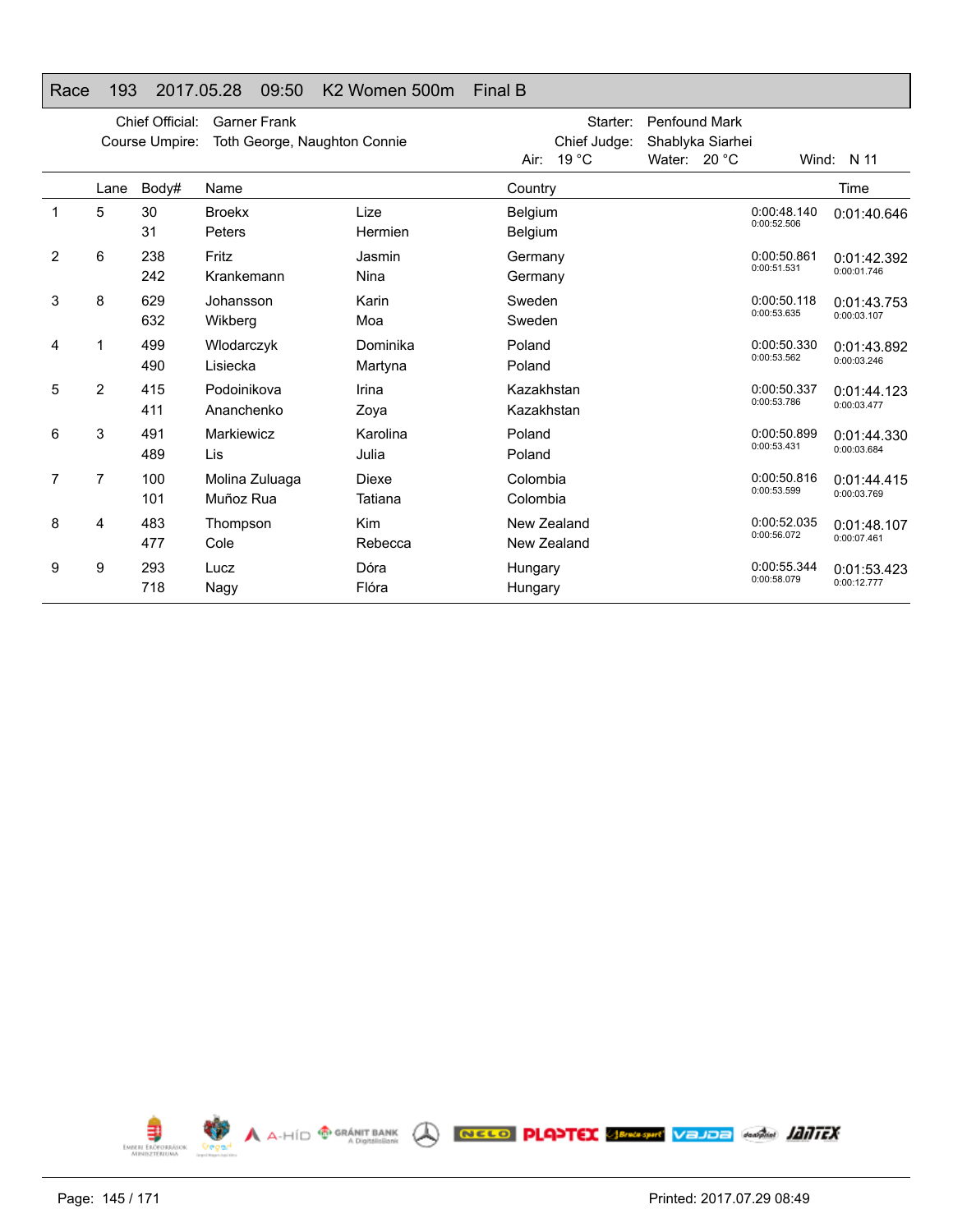## Race 193 2017.05.28 09:50 K2 Women 500m Final B

Chief Official: Garner Frank
Course Umpire: Toth George, Naughton Connie

Starter: Penfound Mark
Chief Judge: Shablyka Siarhei
Air: 19 °C Water: 20 °C Wind: N 11

| | Lane | Body# | Name | | Country | | Time |
|---|---|---|---|---|---|---|---|
| 1 | 5 | 30 | Broekx | Lize | Belgium | 0:00:48.140 | 0:01:40.646 |
| | | 31 | Peters | Hermien | Belgium | 0:00:52.506 | |
| 2 | 6 | 238 | Fritz | Jasmin | Germany | 0:00:50.861 | 0:01:42.392 |
| | | 242 | Krankemann | Nina | Germany | 0:00:51.531 | 0:00:01.746 |
| 3 | 8 | 629 | Johansson | Karin | Sweden | 0:00:50.118 | 0:01:43.753 |
| | | 632 | Wikberg | Moa | Sweden | 0:00:53.635 | 0:00:03.107 |
| 4 | 1 | 499 | Wlodarczyk | Dominika | Poland | 0:00:50.330 | 0:01:43.892 |
| | | 490 | Lisiecka | Martyna | Poland | 0:00:53.562 | 0:00:03.246 |
| 5 | 2 | 415 | Podoinikova | Irina | Kazakhstan | 0:00:50.337 | 0:01:44.123 |
| | | 411 | Ananchenko | Zoya | Kazakhstan | 0:00:53.786 | 0:00:03.477 |
| 6 | 3 | 491 | Markiewicz | Karolina | Poland | 0:00:50.899 | 0:01:44.330 |
| | | 489 | Lis | Julia | Poland | 0:00:53.431 | 0:00:03.684 |
| 7 | 7 | 100 | Molina Zuluaga | Diexe | Colombia | 0:00:50.816 | 0:01:44.415 |
| | | 101 | Muñoz Rua | Tatiana | Colombia | 0:00:53.599 | 0:00:03.769 |
| 8 | 4 | 483 | Thompson | Kim | New Zealand | 0:00:52.035 | 0:01:48.107 |
| | | 477 | Cole | Rebecca | New Zealand | 0:00:56.072 | 0:00:07.461 |
| 9 | 9 | 293 | Lucz | Dóra | Hungary | 0:00:55.344 | 0:01:53.423 |
| | | 718 | Nagy | Flóra | Hungary | 0:00:58.079 | 0:00:12.777 |

Printed: 2017.07.29 08:49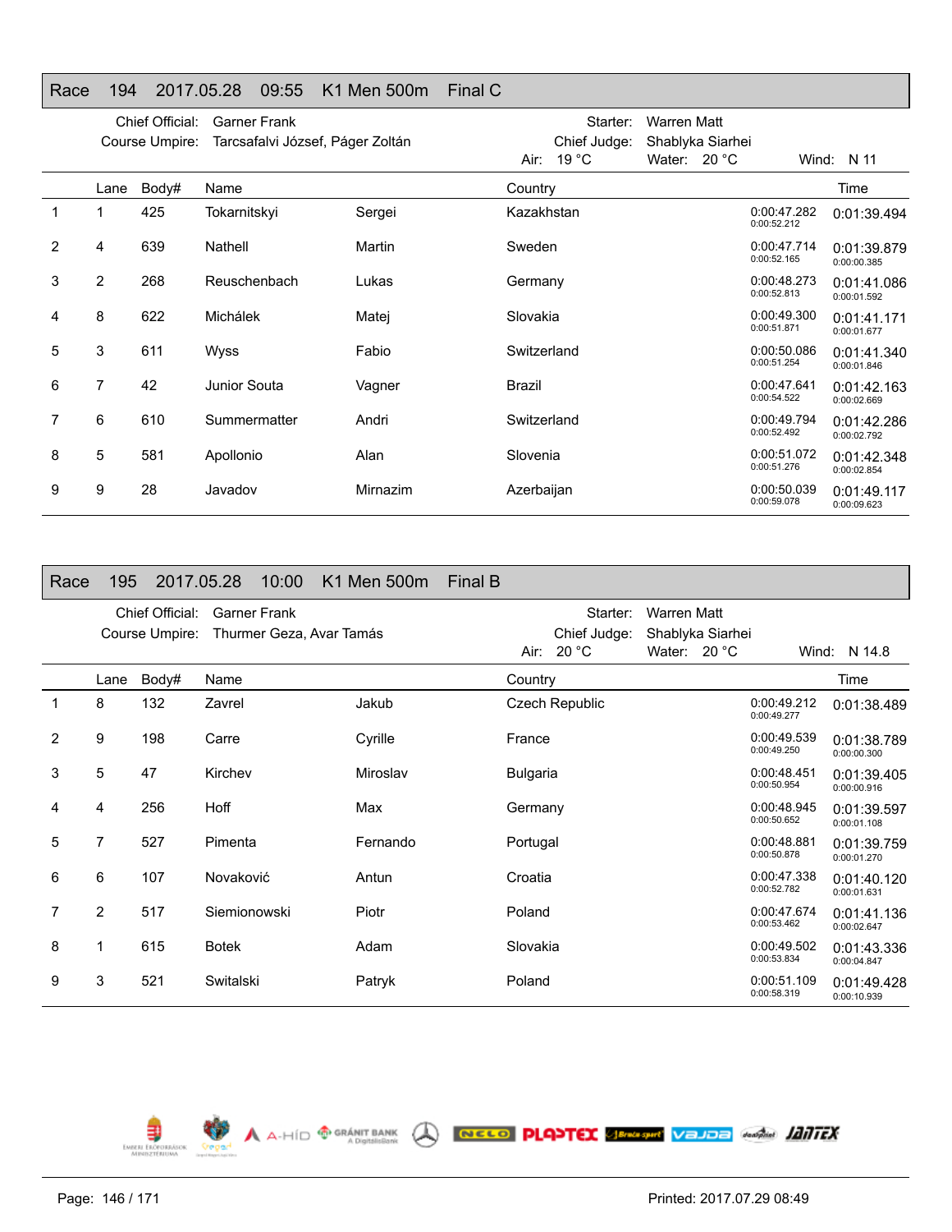## Race 194 2017.05.28 09:55 K1 Men 500m Final C

Chief Official: Garner Frank
Course Umpire: Tarcsafalvi József, Páger Zoltán
Starter: Warren Matt
Chief Judge: Shablyka Siarhei
Air: 19 °C Water: 20 °C Wind: N 11

| | Lane | Body# | Name | | Country | | Time |
|---|---|---|---|---|---|---|---|
| 1 | 1 | 425 | Tokarnitskyi | Sergei | Kazakhstan | 0:00:47.282<br>0:00:52.212 | 0:01:39.494 |
| 2 | 4 | 639 | Nathell | Martin | Sweden | 0:00:47.714<br>0:00:52.165 | 0:01:39.879<br>0:00:00.385 |
| 3 | 2 | 268 | Reuschenbach | Lukas | Germany | 0:00:48.273<br>0:00:52.813 | 0:01:41.086<br>0:00:01.592 |
| 4 | 8 | 622 | Michálek | Matej | Slovakia | 0:00:49.300<br>0:00:51.871 | 0:01:41.171<br>0:00:01.677 |
| 5 | 3 | 611 | Wyss | Fabio | Switzerland | 0:00:50.086<br>0:00:51.254 | 0:01:41.340<br>0:00:01.846 |
| 6 | 7 | 42 | Junior Souta | Vagner | Brazil | 0:00:47.641<br>0:00:54.522 | 0:01:42.163<br>0:00:02.669 |
| 7 | 6 | 610 | Summermatter | Andri | Switzerland | 0:00:49.794<br>0:00:52.492 | 0:01:42.286<br>0:00:02.792 |
| 8 | 5 | 581 | Apollonio | Alan | Slovenia | 0:00:51.072<br>0:00:51.276 | 0:01:42.348<br>0:00:02.854 |
| 9 | 9 | 28 | Javadov | Mirnazim | Azerbaijan | 0:00:50.039<br>0:00:59.078 | 0:01:49.117<br>0:00:09.623 |

## Race 195 2017.05.28 10:00 K1 Men 500m Final B

Chief Official: Garner Frank
Course Umpire: Thurmer Geza, Avar Tamás
Starter: Warren Matt
Chief Judge: Shablyka Siarhei
Air: 20 °C Water: 20 °C Wind: N 14.8

| | Lane | Body# | Name | | Country | | Time |
|---|---|---|---|---|---|---|---|
| 1 | 8 | 132 | Zavrel | Jakub | Czech Republic | 0:00:49.212<br>0:00:49.277 | 0:01:38.489 |
| 2 | 9 | 198 | Carre | Cyrille | France | 0:00:49.539<br>0:00:49.250 | 0:01:38.789<br>0:00:00.300 |
| 3 | 5 | 47 | Kirchev | Miroslav | Bulgaria | 0:00:48.451<br>0:00:50.954 | 0:01:39.405<br>0:00:00.916 |
| 4 | 4 | 256 | Hoff | Max | Germany | 0:00:48.945<br>0:00:50.652 | 0:01:39.597<br>0:00:01.108 |
| 5 | 7 | 527 | Pimenta | Fernando | Portugal | 0:00:48.881<br>0:00:50.878 | 0:01:39.759<br>0:00:01.270 |
| 6 | 6 | 107 | Novaković | Antun | Croatia | 0:00:47.338<br>0:00:52.782 | 0:01:40.120<br>0:00:01.631 |
| 7 | 2 | 517 | Siemionowski | Piotr | Poland | 0:00:47.674<br>0:00:53.462 | 0:01:41.136<br>0:00:02.647 |
| 8 | 1 | 615 | Botek | Adam | Slovakia | 0:00:49.502<br>0:00:53.834 | 0:01:43.336<br>0:00:04.847 |
| 9 | 3 | 521 | Switalski | Patryk | Poland | 0:00:51.109<br>0:00:58.319 | 0:01:49.428<br>0:00:10.939 |

Printed: 2017.07.29 08:49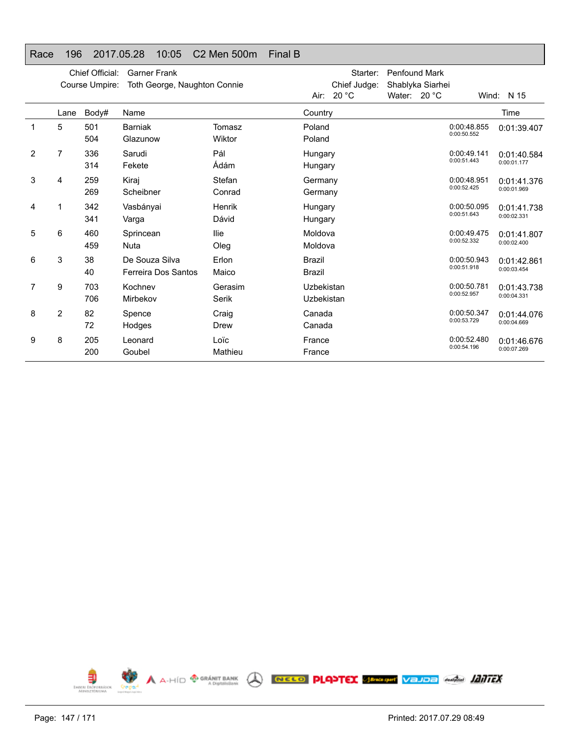# Race 196 2017.05.28 10:05 C2 Men 500m Final B

Chief Official: Garner Frank
Course Umpire: Toth George, Naughton Connie
Starter: Penfound Mark
Chief Judge: Shablyka Siarhei
Air: 20 °C Water: 20 °C Wind: N 15

| | Lane | Body# | Name | | Country | | Time |
|---|---|---|---|---|---|---|---|
| 1 | 5 | 501 | Barniak | Tomasz | Poland | 0:00:48.855 | 0:01:39.407 |
| | | 504 | Glazunow | Wiktor | Poland | 0:00:50.552 | |
| 2 | 7 | 336 | Sarudi | Pál | Hungary | 0:00:49.141 | 0:01:40.584 |
| | | 314 | Fekete | Ádám | Hungary | 0:00:51.443 | 0:00:01.177 |
| 3 | 4 | 259 | Kiraj | Stefan | Germany | 0:00:48.951 | 0:01:41.376 |
| | | 269 | Scheibner | Conrad | Germany | 0:00:52.425 | 0:00:01.969 |
| 4 | 1 | 342 | Vasbányai | Henrik | Hungary | 0:00:50.095 | 0:01:41.738 |
| | | 341 | Varga | Dávid | Hungary | 0:00:51.643 | 0:00:02.331 |
| 5 | 6 | 460 | Sprincean | Ilie | Moldova | 0:00:49.475 | 0:01:41.807 |
| | | 459 | Nuta | Oleg | Moldova | 0:00:52.332 | 0:00:02.400 |
| 6 | 3 | 38 | De Souza Silva | Erlon | Brazil | 0:00:50.943 | 0:01:42.861 |
| | | 40 | Ferreira Dos Santos | Maico | Brazil | 0:00:51.918 | 0:00:03.454 |
| 7 | 9 | 703 | Kochnev | Gerasim | Uzbekistan | 0:00:50.781 | 0:01:43.738 |
| | | 706 | Mirbekov | Serik | Uzbekistan | 0:00:52.957 | 0:00:04.331 |
| 8 | 2 | 82 | Spence | Craig | Canada | 0:00:50.347 | 0:01:44.076 |
| | | 72 | Hodges | Drew | Canada | 0:00:53.729 | 0:00:04.669 |
| 9 | 8 | 205 | Leonard | Loïc | France | 0:00:52.480 | 0:01:46.676 |
| | | 200 | Goubel | Mathieu | France | 0:00:54.196 | 0:00:07.269 |

Printed: 2017.07.29 08:49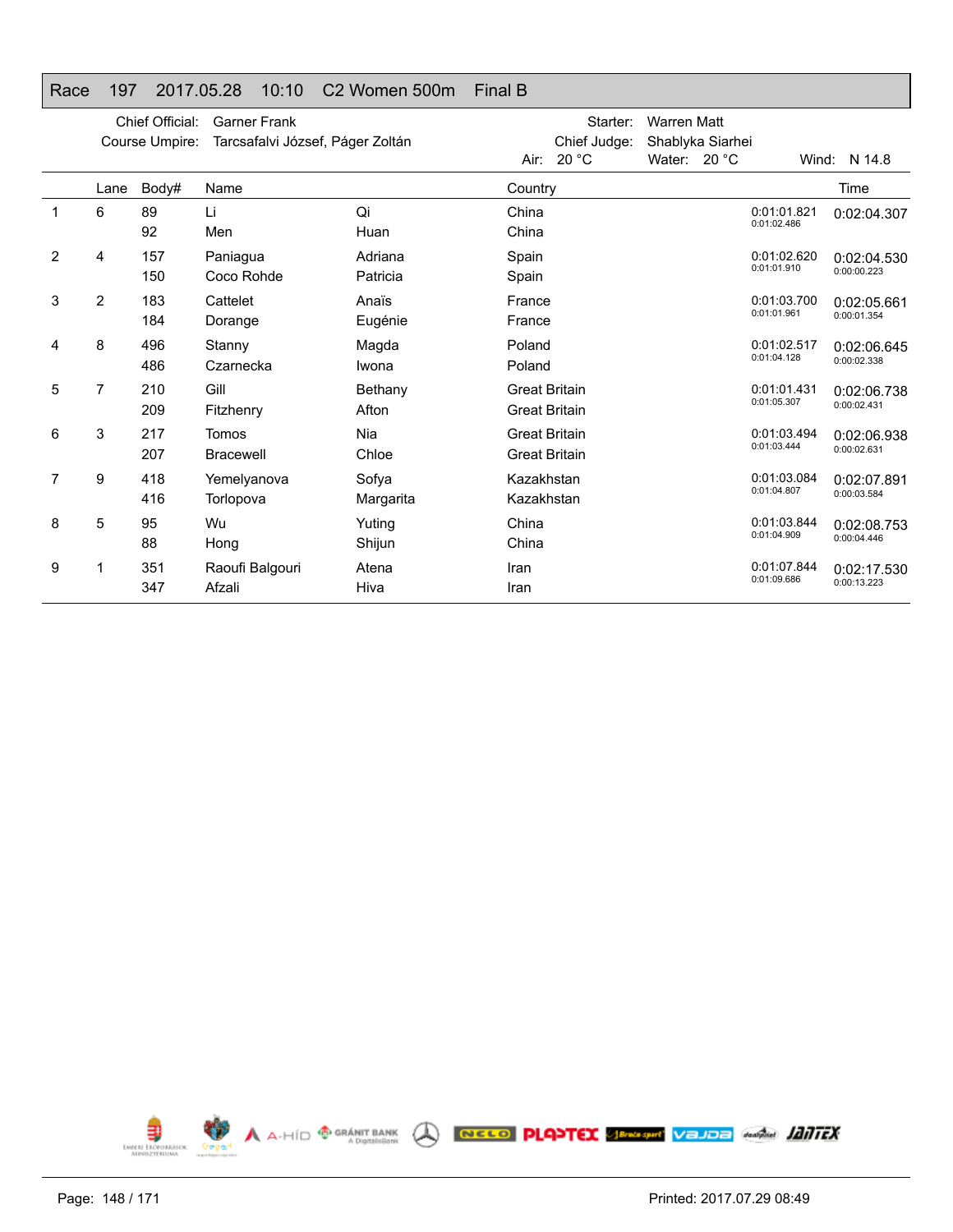## Race 197 2017.05.28 10:10 C2 Women 500m Final B

Chief Official: Garner Frank
Course Umpire: Tarcsafalvi József, Páger Zoltán

Starter: Warren Matt
Chief Judge: Shablyka Siarhei
Air: 20 °C Water: 20 °C Wind: N 14.8

| | Lane | Body# | Name | | Country | | Time |
|---|---|---|---|---|---|---|---|
| 1 | 6 | 89 | Li | Qi | China | 0:01:01.821 | 0:02:04.307 |
| | | 92 | Men | Huan | China | 0:01:02.486 | |
| 2 | 4 | 157 | Paniagua | Adriana | Spain | 0:01:02.620 | 0:02:04.530 |
| | | 150 | Coco Rohde | Patricia | Spain | 0:01:01.910 | 0:00:00.223 |
| 3 | 2 | 183 | Cattelet | Anaïs | France | 0:01:03.700 | 0:02:05.661 |
| | | 184 | Dorange | Eugénie | France | 0:01:01.961 | 0:00:01.354 |
| 4 | 8 | 496 | Stanny | Magda | Poland | 0:01:02.517 | 0:02:06.645 |
| | | 486 | Czarnecka | Iwona | Poland | 0:01:04.128 | 0:00:02.338 |
| 5 | 7 | 210 | Gill | Bethany | Great Britain | 0:01:01.431 | 0:02:06.738 |
| | | 209 | Fitzhenry | Afton | Great Britain | 0:01:05.307 | 0:00:02.431 |
| 6 | 3 | 217 | Tomos | Nia | Great Britain | 0:01:03.494 | 0:02:06.938 |
| | | 207 | Bracewell | Chloe | Great Britain | 0:01:03.444 | 0:00:02.631 |
| 7 | 9 | 418 | Yemelyanova | Sofya | Kazakhstan | 0:01:03.084 | 0:02:07.891 |
| | | 416 | Torlopova | Margarita | Kazakhstan | 0:01:04.807 | 0:00:03.584 |
| 8 | 5 | 95 | Wu | Yuting | China | 0:01:03.844 | 0:02:08.753 |
| | | 88 | Hong | Shijun | China | 0:01:04.909 | 0:00:04.446 |
| 9 | 1 | 351 | Raoufi Balgouri | Atena | Iran | 0:01:07.844 | 0:02:17.530 |
| | | 347 | Afzali | Hiva | Iran | 0:01:09.686 | 0:00:13.223 |

Printed: 2017.07.29 08:49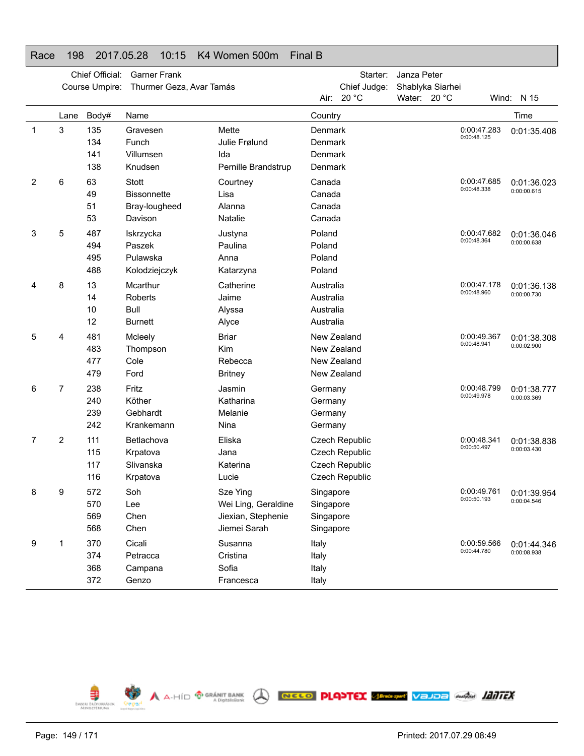# Race 198 2017.05.28 10:15 K4 Women 500m Final B

Chief Official: Garner Frank
Course Umpire: Thurmer Geza, Avar Tamás

Starter: Janza Peter
Chief Judge: Shablyka Siarhei
Air: 20 °C Water: 20 °C Wind: N 15

| | Lane | Body# | Name | | Country | | Time |
|---|---|---|---|---|---|---|---|
| 1 | 3 | 135 | Gravesen | Mette | Denmark | 0:00:47.283 / 0:00:48.125 | 0:01:35.408 |
| | | 134 | Funch | Julie Frølund | Denmark | | |
| | | 141 | Villumsen | Ida | Denmark | | |
| | | 138 | Knudsen | Pernille Brandstrup | Denmark | | |
| 2 | 6 | 63 | Stott | Courtney | Canada | 0:00:47.685 / 0:00:48.338 | 0:01:36.023 / 0:00:00.615 |
| | | 49 | Bissonnette | Lisa | Canada | | |
| | | 51 | Bray-lougheed | Alanna | Canada | | |
| | | 53 | Davison | Natalie | Canada | | |
| 3 | 5 | 487 | Iskrzycka | Justyna | Poland | 0:00:47.682 / 0:00:48.364 | 0:01:36.046 / 0:00:00.638 |
| | | 494 | Paszek | Paulina | Poland | | |
| | | 495 | Pulawska | Anna | Poland | | |
| | | 488 | Kolodziejczyk | Katarzyna | Poland | | |
| 4 | 8 | 13 | Mcarthur | Catherine | Australia | 0:00:47.178 / 0:00:48.960 | 0:01:36.138 / 0:00:00.730 |
| | | 14 | Roberts | Jaime | Australia | | |
| | | 10 | Bull | Alyssa | Australia | | |
| | | 12 | Burnett | Alyce | Australia | | |
| 5 | 4 | 481 | Mcleely | Briar | New Zealand | 0:00:49.367 / 0:00:48.941 | 0:01:38.308 / 0:00:02.900 |
| | | 483 | Thompson | Kim | New Zealand | | |
| | | 477 | Cole | Rebecca | New Zealand | | |
| | | 479 | Ford | Britney | New Zealand | | |
| 6 | 7 | 238 | Fritz | Jasmin | Germany | 0:00:48.799 / 0:00:49.978 | 0:01:38.777 / 0:00:03.369 |
| | | 240 | Köther | Katharina | Germany | | |
| | | 239 | Gebhardt | Melanie | Germany | | |
| | | 242 | Krankemann | Nina | Germany | | |
| 7 | 2 | 111 | Betlachova | Eliska | Czech Republic | 0:00:48.341 / 0:00:50.497 | 0:01:38.838 / 0:00:03.430 |
| | | 115 | Krpatova | Jana | Czech Republic | | |
| | | 117 | Slivanska | Katerina | Czech Republic | | |
| | | 116 | Krpatova | Lucie | Czech Republic | | |
| 8 | 9 | 572 | Soh | Sze Ying | Singapore | 0:00:49.761 / 0:00:50.193 | 0:01:39.954 / 0:00:04.546 |
| | | 570 | Lee | Wei Ling, Geraldine | Singapore | | |
| | | 569 | Chen | Jiexian, Stephenie | Singapore | | |
| | | 568 | Chen | Jiemei Sarah | Singapore | | |
| 9 | 1 | 370 | Cicali | Susanna | Italy | 0:00:59.566 / 0:00:44.780 | 0:01:44.346 / 0:00:08.938 |
| | | 374 | Petracca | Cristina | Italy | | |
| | | 368 | Campana | Sofia | Italy | | |
| | | 372 | Genzo | Francesca | Italy | | |

Printed: 2017.07.29 08:49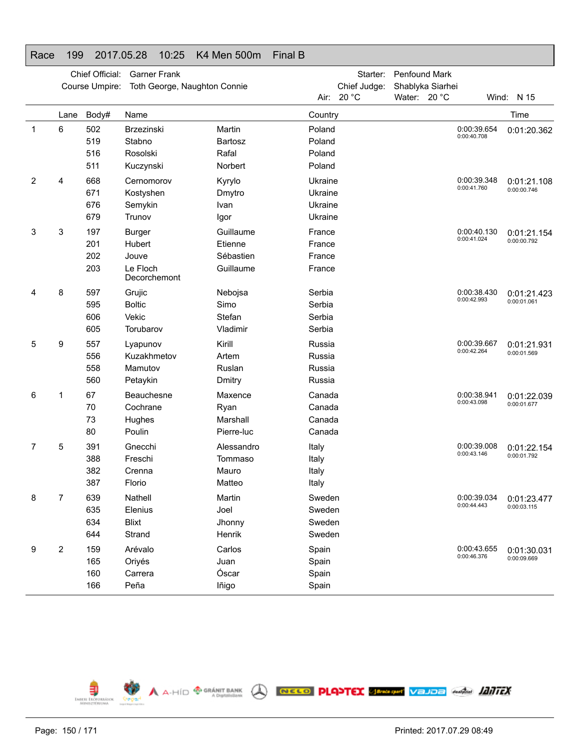# Race 199 2017.05.28 10:25 K4 Men 500m Final B

Chief Official: Garner Frank
Course Umpire: Toth George, Naughton Connie

Starter: Penfound Mark
Chief Judge: Shablyka Siarhei

Air: 20 °C Water: 20 °C Wind: N 15

| | Lane | Body# | Name | | Country | Splits | Time |
|---|---|---|---|---|---|---|---|
| 1 | 6 | 502 | Brzezinski | Martin | Poland | 0:00:39.654 | 0:01:20.362 |
| | | 519 | Stabno | Bartosz | Poland | 0:00:40.708 | |
| | | 516 | Rosolski | Rafal | Poland | | |
| | | 511 | Kuczynski | Norbert | Poland | | |
| 2 | 4 | 668 | Cernomorov | Kyrylo | Ukraine | 0:00:39.348 | 0:01:21.108 |
| | | 671 | Kostyshen | Dmytro | Ukraine | 0:00:41.760 | 0:00:00.746 |
| | | 676 | Semykin | Ivan | Ukraine | | |
| | | 679 | Trunov | Igor | Ukraine | | |
| 3 | 3 | 197 | Burger | Guillaume | France | 0:00:40.130 | 0:01:21.154 |
| | | 201 | Hubert | Etienne | France | 0:00:41.024 | 0:00:00.792 |
| | | 202 | Jouve | Sébastien | France | | |
| | | 203 | Le Floch Decorchemont | Guillaume | France | | |
| 4 | 8 | 597 | Grujic | Nebojsa | Serbia | 0:00:38.430 | 0:01:21.423 |
| | | 595 | Boltic | Simo | Serbia | 0:00:42.993 | 0:00:01.061 |
| | | 606 | Vekic | Stefan | Serbia | | |
| | | 605 | Torubarov | Vladimir | Serbia | | |
| 5 | 9 | 557 | Lyapunov | Kirill | Russia | 0:00:39.667 | 0:01:21.931 |
| | | 556 | Kuzakhmetov | Artem | Russia | 0:00:42.264 | 0:00:01.569 |
| | | 558 | Mamutov | Ruslan | Russia | | |
| | | 560 | Petaykin | Dmitry | Russia | | |
| 6 | 1 | 67 | Beauchesne | Maxence | Canada | 0:00:38.941 | 0:01:22.039 |
| | | 70 | Cochrane | Ryan | Canada | 0:00:43.098 | 0:00:01.677 |
| | | 73 | Hughes | Marshall | Canada | | |
| | | 80 | Poulin | Pierre-luc | Canada | | |
| 7 | 5 | 391 | Gnecchi | Alessandro | Italy | 0:00:39.008 | 0:01:22.154 |
| | | 388 | Freschi | Tommaso | Italy | 0:00:43.146 | 0:00:01.792 |
| | | 382 | Crenna | Mauro | Italy | | |
| | | 387 | Florio | Matteo | Italy | | |
| 8 | 7 | 639 | Nathell | Martin | Sweden | 0:00:39.034 | 0:01:23.477 |
| | | 635 | Elenius | Joel | Sweden | 0:00:44.443 | 0:00:03.115 |
| | | 634 | Blixt | Jhonny | Sweden | | |
| | | 644 | Strand | Henrik | Sweden | | |
| 9 | 2 | 159 | Arévalo | Carlos | Spain | 0:00:43.655 | 0:01:30.031 |
| | | 165 | Oriyés | Juan | Spain | 0:00:46.376 | 0:00:09.669 |
| | | 160 | Carrera | Óscar | Spain | | |
| | | 166 | Peña | Iñigo | Spain | | |

Printed: 2017.07.29 08:49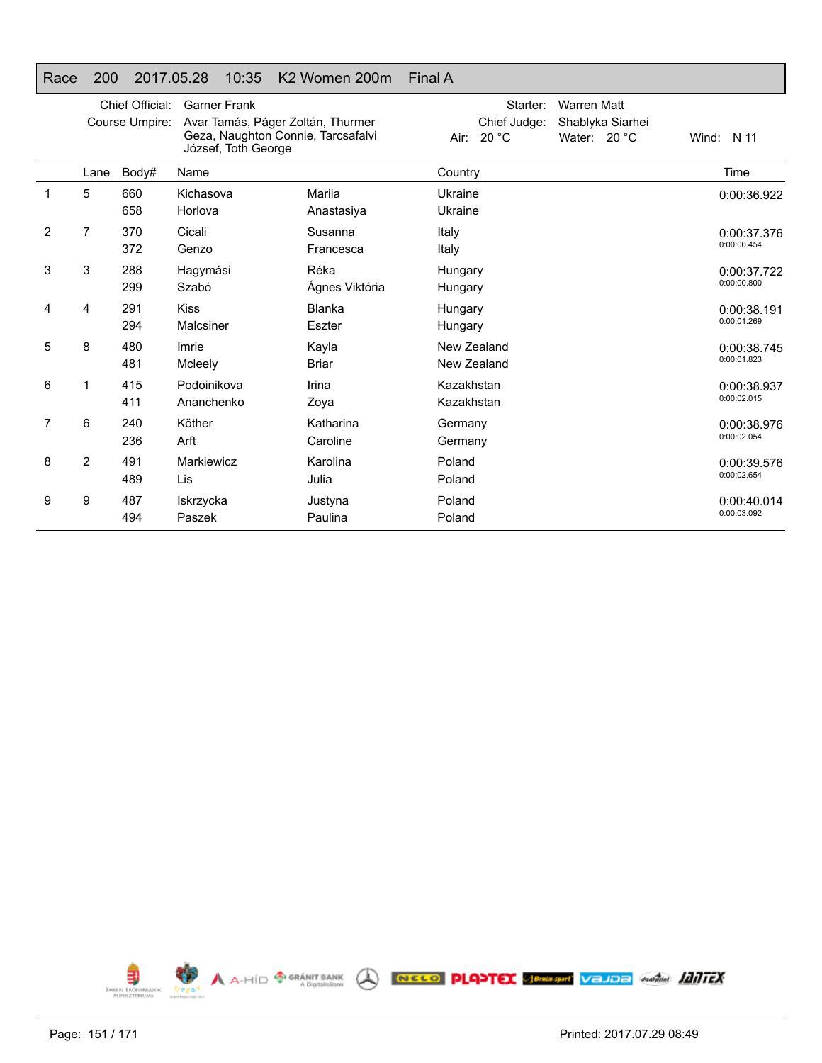## Race 200 2017.05.28 10:35 K2 Women 200m Final A

Chief Official: Garner Frank
Course Umpire: Avar Tamás, Páger Zoltán, Thurmer Geza, Naughton Connie, Tarcsafalvi József, Toth George

Starter: Warren Matt
Chief Judge: Shablyka Siarhei
Air: 20 °C Water: 20 °C Wind: N 11

| | Lane | Body# | Name | | Country | Time |
|---|---|---|---|---|---|---|
| 1 | 5 | 660 | Kichasova | Mariia | Ukraine | 0:00:36.922 |
| | | 658 | Horlova | Anastasiya | Ukraine | |
| 2 | 7 | 370 | Cicali | Susanna | Italy | 0:00:37.376 |
| | | 372 | Genzo | Francesca | Italy | 0:00:00.454 |
| 3 | 3 | 288 | Hagymási | Réka | Hungary | 0:00:37.722 |
| | | 299 | Szabó | Ágnes Viktória | Hungary | 0:00:00.800 |
| 4 | 4 | 291 | Kiss | Blanka | Hungary | 0:00:38.191 |
| | | 294 | Malcsiner | Eszter | Hungary | 0:00:01.269 |
| 5 | 8 | 480 | Imrie | Kayla | New Zealand | 0:00:38.745 |
| | | 481 | Mcleely | Briar | New Zealand | 0:00:01.823 |
| 6 | 1 | 415 | Podoinikova | Irina | Kazakhstan | 0:00:38.937 |
| | | 411 | Ananchenko | Zoya | Kazakhstan | 0:00:02.015 |
| 7 | 6 | 240 | Köther | Katharina | Germany | 0:00:38.976 |
| | | 236 | Arft | Caroline | Germany | 0:00:02.054 |
| 8 | 2 | 491 | Markiewicz | Karolina | Poland | 0:00:39.576 |
| | | 489 | Lis | Julia | Poland | 0:00:02.654 |
| 9 | 9 | 487 | Iskrzycka | Justyna | Poland | 0:00:40.014 |
| | | 494 | Paszek | Paulina | Poland | 0:00:03.092 |

Printed: 2017.07.29 08:49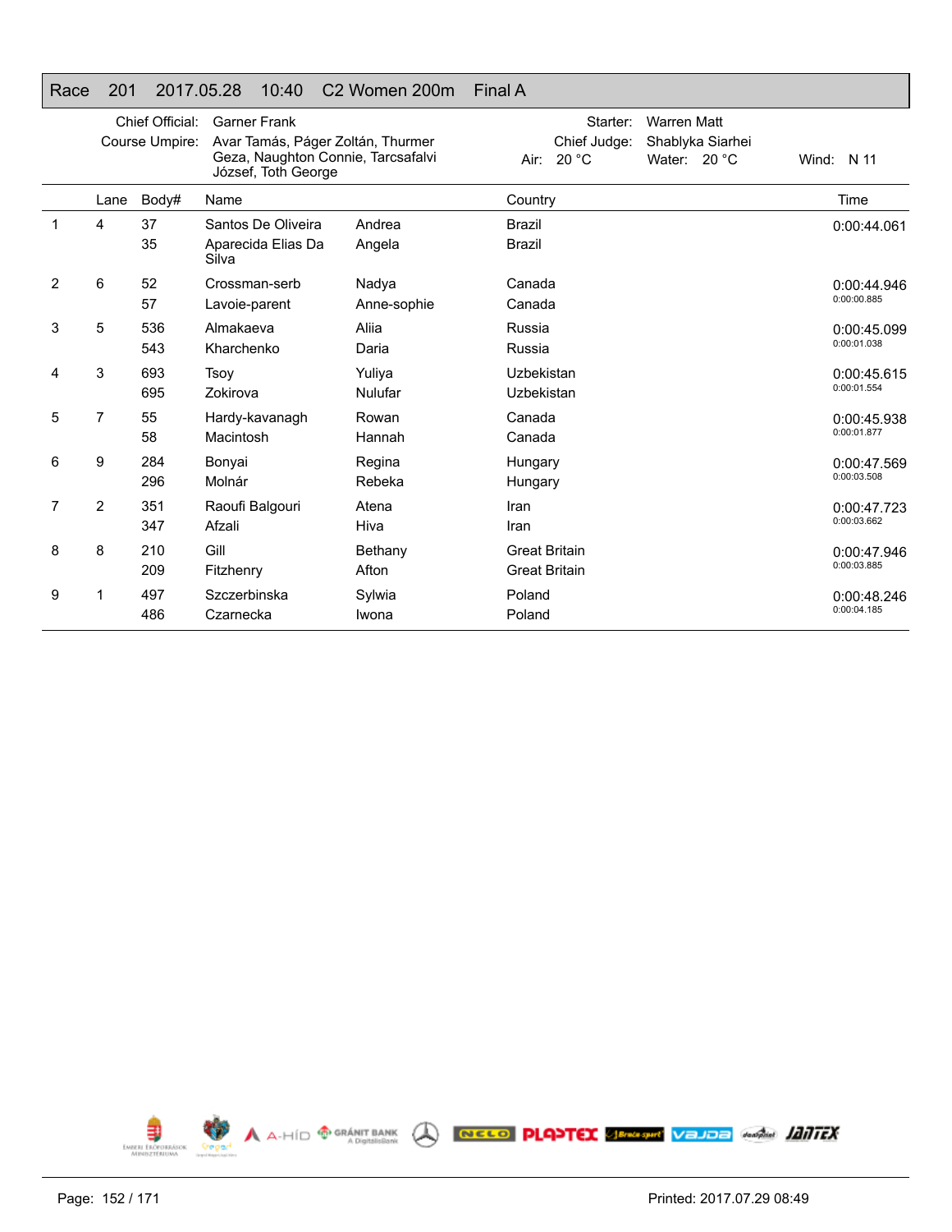## Race 201 2017.05.28 10:40 C2 Women 200m Final A

Chief Official: Garner Frank
Course Umpire: Avar Tamás, Páger Zoltán, Thurmer Geza, Naughton Connie, Tarcsafalvi József, Toth George

Starter: Warren Matt
Chief Judge: Shablyka Siarhei
Air: 20 °C Water: 20 °C Wind: N 11

| | Lane | Body# | Name | | Country | Time |
|---|---|---|---|---|---|---|
| 1 | 4 | 37 | Santos De Oliveira | Andrea | Brazil | 0:00:44.061 |
| | | 35 | Aparecida Elias Da Silva | Angela | Brazil | |
| 2 | 6 | 52 | Crossman-serb | Nadya | Canada | 0:00:44.946 |
| | | 57 | Lavoie-parent | Anne-sophie | Canada | 0:00:00.885 |
| 3 | 5 | 536 | Almakaeva | Aliia | Russia | 0:00:45.099 |
| | | 543 | Kharchenko | Daria | Russia | 0:00:01.038 |
| 4 | 3 | 693 | Tsoy | Yuliya | Uzbekistan | 0:00:45.615 |
| | | 695 | Zokirova | Nulufar | Uzbekistan | 0:00:01.554 |
| 5 | 7 | 55 | Hardy-kavanagh | Rowan | Canada | 0:00:45.938 |
| | | 58 | Macintosh | Hannah | Canada | 0:00:01.877 |
| 6 | 9 | 284 | Bonyai | Regina | Hungary | 0:00:47.569 |
| | | 296 | Molnár | Rebeka | Hungary | 0:00:03.508 |
| 7 | 2 | 351 | Raoufi Balgouri | Atena | Iran | 0:00:47.723 |
| | | 347 | Afzali | Hiva | Iran | 0:00:03.662 |
| 8 | 8 | 210 | Gill | Bethany | Great Britain | 0:00:47.946 |
| | | 209 | Fitzhenry | Afton | Great Britain | 0:00:03.885 |
| 9 | 1 | 497 | Szczerbinska | Sylwia | Poland | 0:00:48.246 |
| | | 486 | Czarnecka | Iwona | Poland | 0:00:04.185 |

Printed: 2017.07.29 08:49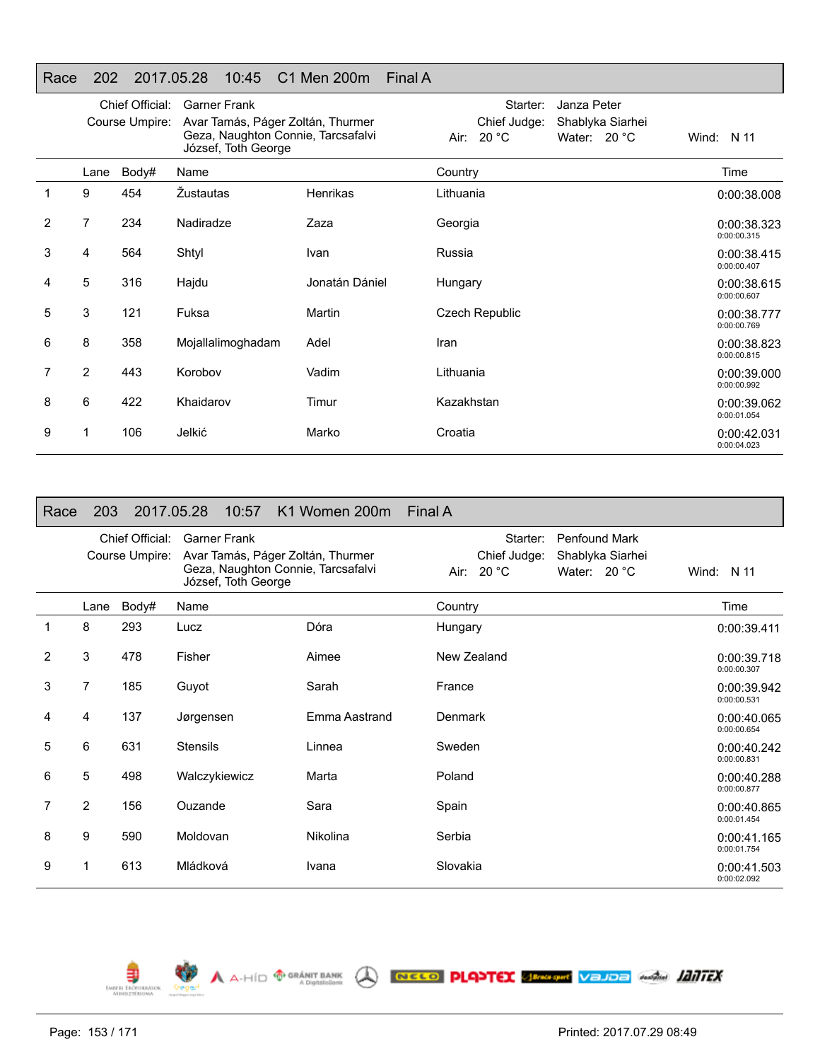## Race 202 2017.05.28 10:45 C1 Men 200m Final A

Chief Official: Garner Frank
Course Umpire: Avar Tamás, Páger Zoltán, Thurmer Geza, Naughton Connie, Tarcsafalvi József, Toth George

Starter: Janza Peter
Chief Judge: Shablyka Siarhei
Air: 20 °C Water: 20 °C Wind: N 11

| | Lane | Body# | Name | | Country | Time |
|---|---|---|---|---|---|---|
| 1 | 9 | 454 | Žustautas | Henrikas | Lithuania | 0:00:38.008 |
| 2 | 7 | 234 | Nadiradze | Zaza | Georgia | 0:00:38.323<br>0:00:00.315 |
| 3 | 4 | 564 | Shtyl | Ivan | Russia | 0:00:38.415<br>0:00:00.407 |
| 4 | 5 | 316 | Hajdu | Jonatán Dániel | Hungary | 0:00:38.615<br>0:00:00.607 |
| 5 | 3 | 121 | Fuksa | Martin | Czech Republic | 0:00:38.777<br>0:00:00.769 |
| 6 | 8 | 358 | Mojallalimoghadam | Adel | Iran | 0:00:38.823<br>0:00:00.815 |
| 7 | 2 | 443 | Korobov | Vadim | Lithuania | 0:00:39.000<br>0:00:00.992 |
| 8 | 6 | 422 | Khaidarov | Timur | Kazakhstan | 0:00:39.062<br>0:00:01.054 |
| 9 | 1 | 106 | Jelkić | Marko | Croatia | 0:00:42.031<br>0:00:04.023 |

## Race 203 2017.05.28 10:57 K1 Women 200m Final A

Chief Official: Garner Frank
Course Umpire: Avar Tamás, Páger Zoltán, Thurmer Geza, Naughton Connie, Tarcsafalvi József, Toth George

Starter: Penfound Mark
Chief Judge: Shablyka Siarhei
Air: 20 °C Water: 20 °C Wind: N 11

| | Lane | Body# | Name | | Country | Time |
|---|---|---|---|---|---|---|
| 1 | 8 | 293 | Lucz | Dóra | Hungary | 0:00:39.411 |
| 2 | 3 | 478 | Fisher | Aimee | New Zealand | 0:00:39.718<br>0:00:00.307 |
| 3 | 7 | 185 | Guyot | Sarah | France | 0:00:39.942<br>0:00:00.531 |
| 4 | 4 | 137 | Jørgensen | Emma Aastrand | Denmark | 0:00:40.065<br>0:00:00.654 |
| 5 | 6 | 631 | Stensils | Linnea | Sweden | 0:00:40.242<br>0:00:00.831 |
| 6 | 5 | 498 | Walczykiewicz | Marta | Poland | 0:00:40.288<br>0:00:00.877 |
| 7 | 2 | 156 | Ouzande | Sara | Spain | 0:00:40.865<br>0:00:01.454 |
| 8 | 9 | 590 | Moldovan | Nikolina | Serbia | 0:00:41.165<br>0:00:01.754 |
| 9 | 1 | 613 | Mládková | Ivana | Slovakia | 0:00:41.503<br>0:00:02.092 |

Printed: 2017.07.29 08:49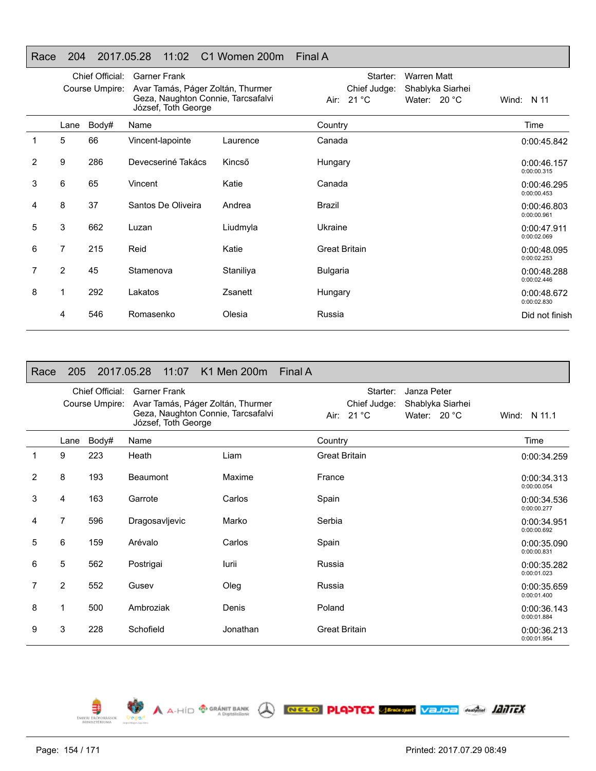## Race 204 2017.05.28 11:02 C1 Women 200m Final A

Chief Official: Garner Frank
Course Umpire: Avar Tamás, Páger Zoltán, Thurmer Geza, Naughton Connie, Tarcsafalvi József, Toth George

Starter: Warren Matt
Chief Judge: Shablyka Siarhei
Air: 21 °C Water: 20 °C Wind: N 11

| | Lane | Body# | Name | | Country | Time |
|---|---|---|---|---|---|---|
| 1 | 5 | 66 | Vincent-lapointe | Laurence | Canada | 0:00:45.842 |
| 2 | 9 | 286 | Devecseriné Takács | Kincső | Hungary | 0:00:46.157<br>0:00:00.315 |
| 3 | 6 | 65 | Vincent | Katie | Canada | 0:00:46.295<br>0:00:00.453 |
| 4 | 8 | 37 | Santos De Oliveira | Andrea | Brazil | 0:00:46.803<br>0:00:00.961 |
| 5 | 3 | 662 | Luzan | Liudmyla | Ukraine | 0:00:47.911<br>0:00:02.069 |
| 6 | 7 | 215 | Reid | Katie | Great Britain | 0:00:48.095<br>0:00:02.253 |
| 7 | 2 | 45 | Stamenova | Staniliya | Bulgaria | 0:00:48.288<br>0:00:02.446 |
| 8 | 1 | 292 | Lakatos | Zsanett | Hungary | 0:00:48.672<br>0:00:02.830 |
| | 4 | 546 | Romasenko | Olesia | Russia | Did not finish |

## Race 205 2017.05.28 11:07 K1 Men 200m Final A

Chief Official: Garner Frank
Course Umpire: Avar Tamás, Páger Zoltán, Thurmer Geza, Naughton Connie, Tarcsafalvi József, Toth George

Starter: Janza Peter
Chief Judge: Shablyka Siarhei
Air: 21 °C Water: 20 °C Wind: N 11.1

| | Lane | Body# | Name | | Country | Time |
|---|---|---|---|---|---|---|
| 1 | 9 | 223 | Heath | Liam | Great Britain | 0:00:34.259 |
| 2 | 8 | 193 | Beaumont | Maxime | France | 0:00:34.313<br>0:00:00.054 |
| 3 | 4 | 163 | Garrote | Carlos | Spain | 0:00:34.536<br>0:00:00.277 |
| 4 | 7 | 596 | Dragosavljevic | Marko | Serbia | 0:00:34.951<br>0:00:00.692 |
| 5 | 6 | 159 | Arévalo | Carlos | Spain | 0:00:35.090<br>0:00:00.831 |
| 6 | 5 | 562 | Postrigai | Iurii | Russia | 0:00:35.282<br>0:00:01.023 |
| 7 | 2 | 552 | Gusev | Oleg | Russia | 0:00:35.659<br>0:00:01.400 |
| 8 | 1 | 500 | Ambroziak | Denis | Poland | 0:00:36.143<br>0:00:01.884 |
| 9 | 3 | 228 | Schofield | Jonathan | Great Britain | 0:00:36.213<br>0:00:01.954 |

Printed: 2017.07.29 08:49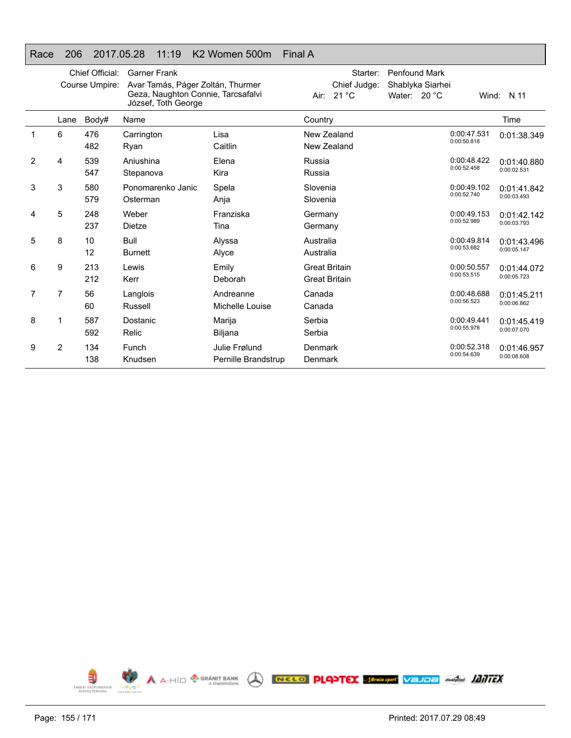## Race 206 2017.05.28 11:19 K2 Women 500m Final A

Chief Official: Garner Frank
Course Umpire: Avar Tamás, Páger Zoltán, Thurmer Geza, Naughton Connie, Tarcsafalvi József, Toth George

Starter: Penfound Mark
Chief Judge: Shablyka Siarhei
Air: 21 °C Water: 20 °C Wind: N 11

| | Lane | Body# | Name | | Country | | Time |
|---|---|---|---|---|---|---|---|
| 1 | 6 | 476 | Carrington | Lisa | New Zealand | 0:00:47.531 | 0:01:38.349 |
| | | 482 | Ryan | Caitlin | New Zealand | 0:00:50.818 | |
| 2 | 4 | 539 | Aniushina | Elena | Russia | 0:00:48.422 | 0:01:40.880 |
| | | 547 | Stepanova | Kira | Russia | 0:00:52.458 | 0:00:02.531 |
| 3 | 3 | 580 | Ponomarenko Janic | Spela | Slovenia | 0:00:49.102 | 0:01:41.842 |
| | | 579 | Osterman | Anja | Slovenia | 0:00:52.740 | 0:00:03.493 |
| 4 | 5 | 248 | Weber | Franziska | Germany | 0:00:49.153 | 0:01:42.142 |
| | | 237 | Dietze | Tina | Germany | 0:00:52.989 | 0:00:03.793 |
| 5 | 8 | 10 | Bull | Alyssa | Australia | 0:00:49.814 | 0:01:43.496 |
| | | 12 | Burnett | Alyce | Australia | 0:00:53.682 | 0:00:05.147 |
| 6 | 9 | 213 | Lewis | Emily | Great Britain | 0:00:50.557 | 0:01:44.072 |
| | | 212 | Kerr | Deborah | Great Britain | 0:00:53.515 | 0:00:05.723 |
| 7 | 7 | 56 | Langlois | Andreanne | Canada | 0:00:48.688 | 0:01:45.211 |
| | | 60 | Russell | Michelle Louise | Canada | 0:00:56.523 | 0:00:06.862 |
| 8 | 1 | 587 | Dostanic | Marija | Serbia | 0:00:49.441 | 0:01:45.419 |
| | | 592 | Relic | Biljana | Serbia | 0:00:55.978 | 0:00:07.070 |
| 9 | 2 | 134 | Funch | Julie Frølund | Denmark | 0:00:52.318 | 0:01:46.957 |
| | | 138 | Knudsen | Pernille Brandstrup | Denmark | 0:00:54.639 | 0:00:08.608 |

Printed: 2017.07.29 08:49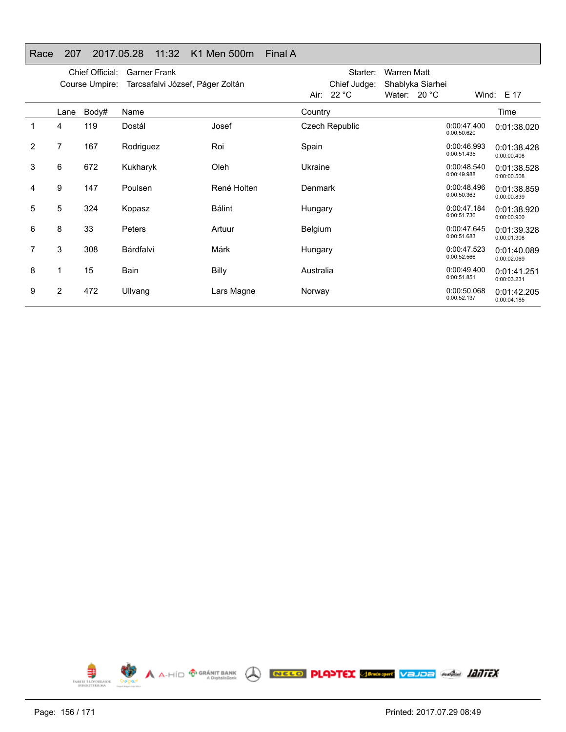# Race 207 2017.05.28 11:32 K1 Men 500m Final A

Chief Official: Garner Frank
Course Umpire: Tarcsafalvi József, Páger Zoltán

Starter: Warren Matt
Chief Judge: Shablyka Siarhei

Air: 22 °C  Water: 20 °C  Wind: E 17

| | Lane | Body# | Name | | Country | | Time |
|---|---|---|---|---|---|---|---|
| 1 | 4 | 119 | Dostál | Josef | Czech Republic | 0:00:47.400<br>0:00:50.620 | 0:01:38.020 |
| 2 | 7 | 167 | Rodriguez | Roi | Spain | 0:00:46.993<br>0:00:51.435 | 0:01:38.428<br>0:00:00.408 |
| 3 | 6 | 672 | Kukharyk | Oleh | Ukraine | 0:00:48.540<br>0:00:49.988 | 0:01:38.528<br>0:00:00.508 |
| 4 | 9 | 147 | Poulsen | René Holten | Denmark | 0:00:48.496<br>0:00:50.363 | 0:01:38.859<br>0:00:00.839 |
| 5 | 5 | 324 | Kopasz | Bálint | Hungary | 0:00:47.184<br>0:00:51.736 | 0:01:38.920<br>0:00:00.900 |
| 6 | 8 | 33 | Peters | Artuur | Belgium | 0:00:47.645<br>0:00:51.683 | 0:01:39.328<br>0:00:01.308 |
| 7 | 3 | 308 | Bárdfalvi | Márk | Hungary | 0:00:47.523<br>0:00:52.566 | 0:01:40.089<br>0:00:02.069 |
| 8 | 1 | 15 | Bain | Billy | Australia | 0:00:49.400<br>0:00:51.851 | 0:01:41.251<br>0:00:03.231 |
| 9 | 2 | 472 | Ullvang | Lars Magne | Norway | 0:00:50.068<br>0:00:52.137 | 0:01:42.205<br>0:00:04.185 |

Printed: 2017.07.29 08:49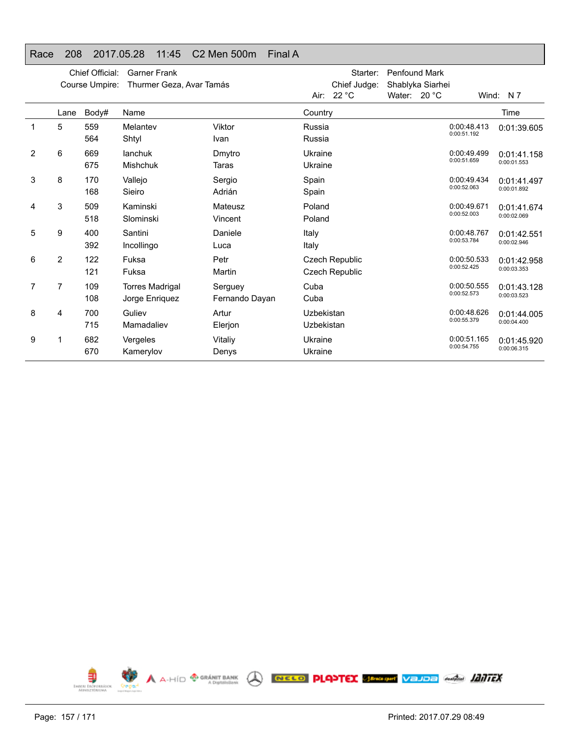# Race 208 2017.05.28 11:45 C2 Men 500m Final A

Chief Official: Garner Frank
Course Umpire: Thurmer Geza, Avar Tamás

Starter: Penfound Mark
Chief Judge: Shablyka Siarhei

Air: 22 °C Water: 20 °C Wind: N 7

| | Lane | Body# | Name | | Country | | Time |
|---|---|---|---|---|---|---|---|
| 1 | 5 | 559 | Melantev | Viktor | Russia | 0:00:48.413 | 0:01:39.605 |
| | | 564 | Shtyl | Ivan | Russia | 0:00:51.192 | |
| 2 | 6 | 669 | Ianchuk | Dmytro | Ukraine | 0:00:49.499 | 0:01:41.158 |
| | | 675 | Mishchuk | Taras | Ukraine | 0:00:51.659 | 0:00:01.553 |
| 3 | 8 | 170 | Vallejo | Sergio | Spain | 0:00:49.434 | 0:01:41.497 |
| | | 168 | Sieiro | Adrián | Spain | 0:00:52.063 | 0:00:01.892 |
| 4 | 3 | 509 | Kaminski | Mateusz | Poland | 0:00:49.671 | 0:01:41.674 |
| | | 518 | Slominski | Vincent | Poland | 0:00:52.003 | 0:00:02.069 |
| 5 | 9 | 400 | Santini | Daniele | Italy | 0:00:48.767 | 0:01:42.551 |
| | | 392 | Incollingo | Luca | Italy | 0:00:53.784 | 0:00:02.946 |
| 6 | 2 | 122 | Fuksa | Petr | Czech Republic | 0:00:50.533 | 0:01:42.958 |
| | | 121 | Fuksa | Martin | Czech Republic | 0:00:52.425 | 0:00:03.353 |
| 7 | 7 | 109 | Torres Madrigal | Serguey | Cuba | 0:00:50.555 | 0:01:43.128 |
| | | 108 | Jorge Enriquez | Fernando Dayan | Cuba | 0:00:52.573 | 0:00:03.523 |
| 8 | 4 | 700 | Guliev | Artur | Uzbekistan | 0:00:48.626 | 0:01:44.005 |
| | | 715 | Mamadaliev | Elerjon | Uzbekistan | 0:00:55.379 | 0:00:04.400 |
| 9 | 1 | 682 | Vergeles | Vitaliy | Ukraine | 0:00:51.165 | 0:01:45.920 |
| | | 670 | Kamerylov | Denys | Ukraine | 0:00:54.755 | 0:00:06.315 |

Printed: 2017.07.29 08:49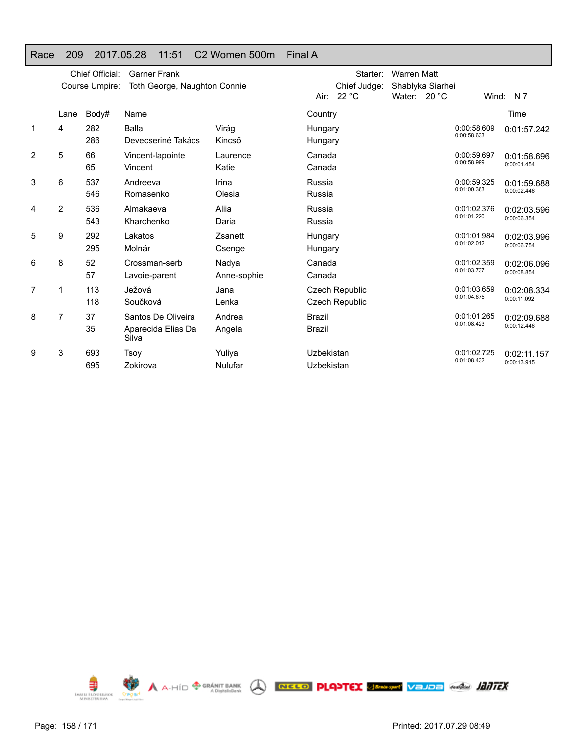# Race 209 2017.05.28 11:51 C2 Women 500m Final A

Chief Official: Garner Frank
Course Umpire: Toth George, Naughton Connie

Starter: Warren Matt
Chief Judge: Shablyka Siarhei
Air: 22 °C Water: 20 °C Wind: N 7

| | Lane | Body# | Name | | Country | | Time |
|---|---|---|---|---|---|---|---|
| 1 | 4 | 282 | Balla | Virág | Hungary | 0:00:58.609 | 0:01:57.242 |
| | | 286 | Devecseriné Takács | Kincső | Hungary | 0:00:58.633 | |
| 2 | 5 | 66 | Vincent-lapointe | Laurence | Canada | 0:00:59.697 | 0:01:58.696 |
| | | 65 | Vincent | Katie | Canada | 0:00:58.999 | 0:00:01.454 |
| 3 | 6 | 537 | Andreeva | Irina | Russia | 0:00:59.325 | 0:01:59.688 |
| | | 546 | Romasenko | Olesia | Russia | 0:01:00.363 | 0:00:02.446 |
| 4 | 2 | 536 | Almakaeva | Aliia | Russia | 0:01:02.376 | 0:02:03.596 |
| | | 543 | Kharchenko | Daria | Russia | 0:01:01.220 | 0:00:06.354 |
| 5 | 9 | 292 | Lakatos | Zsanett | Hungary | 0:01:01.984 | 0:02:03.996 |
| | | 295 | Molnár | Csenge | Hungary | 0:01:02.012 | 0:00:06.754 |
| 6 | 8 | 52 | Crossman-serb | Nadya | Canada | 0:01:02.359 | 0:02:06.096 |
| | | 57 | Lavoie-parent | Anne-sophie | Canada | 0:01:03.737 | 0:00:08.854 |
| 7 | 1 | 113 | Ježová | Jana | Czech Republic | 0:01:03.659 | 0:02:08.334 |
| | | 118 | Součková | Lenka | Czech Republic | 0:01:04.675 | 0:00:11.092 |
| 8 | 7 | 37 | Santos De Oliveira | Andrea | Brazil | 0:01:01.265 | 0:02:09.688 |
| | | 35 | Aparecida Elias Da Silva | Angela | Brazil | 0:01:08.423 | 0:00:12.446 |
| 9 | 3 | 693 | Tsoy | Yuliya | Uzbekistan | 0:01:02.725 | 0:02:11.157 |
| | | 695 | Zokirova | Nulufar | Uzbekistan | 0:01:08.432 | 0:00:13.915 |

Printed: 2017.07.29 08:49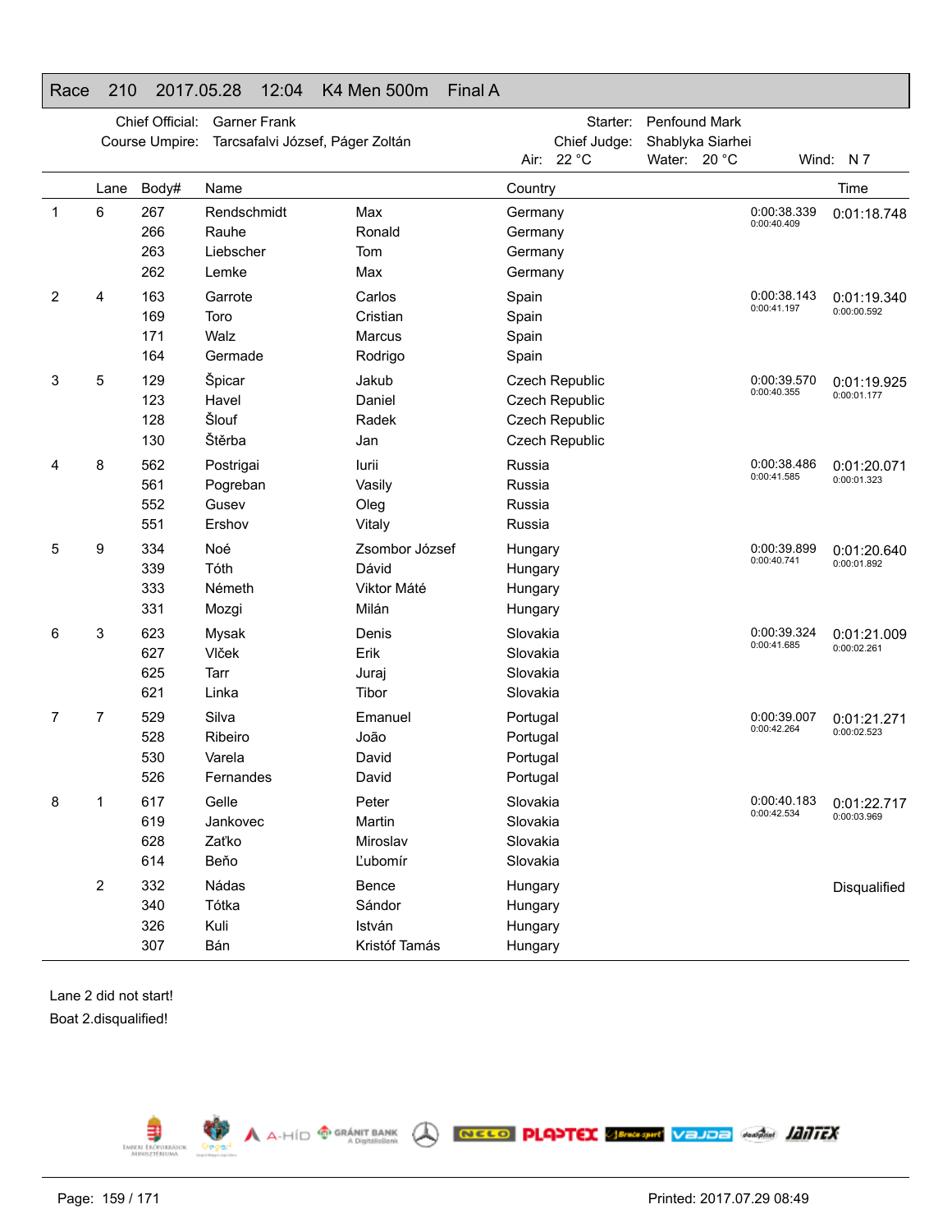## Race 210 2017.05.28 12:04 K4 Men 500m Final A

Chief Official: Garner Frank
Course Umpire: Tarcsafalvi József, Páger Zoltán
Starter: Penfound Mark
Chief Judge: Shablyka Siarhei
Air: 22 °C Water: 20 °C Wind: N 7

| | Lane | Body# | Name | | Country | | Time |
|---|---|---|---|---|---|---|---|
| 1 | 6 | 267 | Rendschmidt | Max | Germany | 0:00:38.339 | 0:01:18.748 |
| | | 266 | Rauhe | Ronald | Germany | 0:00:40.409 | |
| | | 263 | Liebscher | Tom | Germany | | |
| | | 262 | Lemke | Max | Germany | | |
| 2 | 4 | 163 | Garrote | Carlos | Spain | 0:00:38.143 | 0:01:19.340 |
| | | 169 | Toro | Cristian | Spain | 0:00:41.197 | 0:00:00.592 |
| | | 171 | Walz | Marcus | Spain | | |
| | | 164 | Germade | Rodrigo | Spain | | |
| 3 | 5 | 129 | Špicar | Jakub | Czech Republic | 0:00:39.570 | 0:01:19.925 |
| | | 123 | Havel | Daniel | Czech Republic | 0:00:40.355 | 0:00:01.177 |
| | | 128 | Šlouf | Radek | Czech Republic | | |
| | | 130 | Štěrba | Jan | Czech Republic | | |
| 4 | 8 | 562 | Postrigai | Iurii | Russia | 0:00:38.486 | 0:01:20.071 |
| | | 561 | Pogreban | Vasily | Russia | 0:00:41.585 | 0:00:01.323 |
| | | 552 | Gusev | Oleg | Russia | | |
| | | 551 | Ershov | Vitaly | Russia | | |
| 5 | 9 | 334 | Noé | Zsombor József | Hungary | 0:00:39.899 | 0:01:20.640 |
| | | 339 | Tóth | Dávid | Hungary | 0:00:40.741 | 0:00:01.892 |
| | | 333 | Németh | Viktor Máté | Hungary | | |
| | | 331 | Mozgi | Milán | Hungary | | |
| 6 | 3 | 623 | Mysak | Denis | Slovakia | 0:00:39.324 | 0:01:21.009 |
| | | 627 | Vlček | Erik | Slovakia | 0:00:41.685 | 0:00:02.261 |
| | | 625 | Tarr | Juraj | Slovakia | | |
| | | 621 | Linka | Tibor | Slovakia | | |
| 7 | 7 | 529 | Silva | Emanuel | Portugal | 0:00:39.007 | 0:01:21.271 |
| | | 528 | Ribeiro | João | Portugal | 0:00:42.264 | 0:00:02.523 |
| | | 530 | Varela | David | Portugal | | |
| | | 526 | Fernandes | David | Portugal | | |
| 8 | 1 | 617 | Gelle | Peter | Slovakia | 0:00:40.183 | 0:01:22.717 |
| | | 619 | Jankovec | Martin | Slovakia | 0:00:42.534 | 0:00:03.969 |
| | | 628 | Zaťko | Miroslav | Slovakia | | |
| | | 614 | Beňo | Ľubomír | Slovakia | | |
| | 2 | 332 | Nádas | Bence | Hungary | | Disqualified |
| | | 340 | Tótka | Sándor | Hungary | | |
| | | 326 | Kuli | István | Hungary | | |
| | | 307 | Bán | Kristóf Tamás | Hungary | | |

Lane 2 did not start!
Boat 2.disqualified!

Printed: 2017.07.29 08:49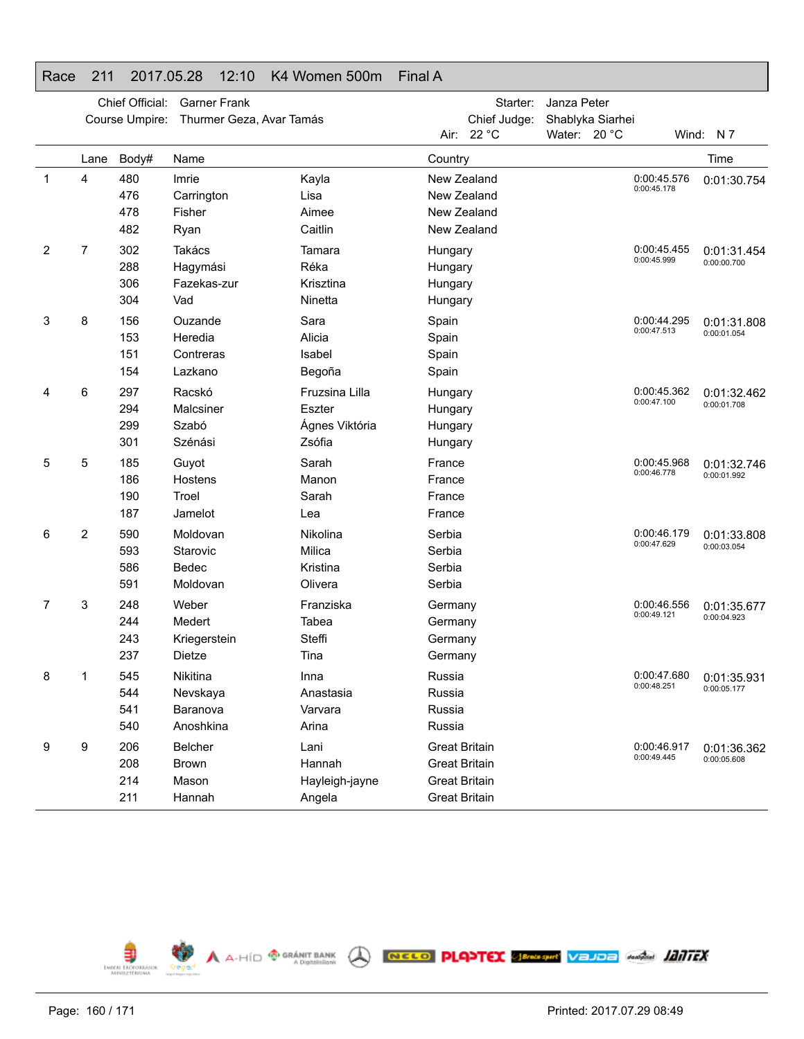# Race 211 2017.05.28 12:10 K4 Women 500m Final A

Chief Official: Garner Frank
Course Umpire: Thurmer Geza, Avar Tamás
Starter: Janza Peter
Chief Judge: Shablyka Siarhei
Air: 22 °C   Water: 20 °C   Wind: N 7

| | Lane | Body# | Name | | Country | Split | Time |
|---|---|---|---|---|---|---|---|
| 1 | 4 | 480 | Imrie | Kayla | New Zealand | 0:00:45.576 / 0:00:45.178 | 0:01:30.754 |
| | | 476 | Carrington | Lisa | New Zealand | | |
| | | 478 | Fisher | Aimee | New Zealand | | |
| | | 482 | Ryan | Caitlin | New Zealand | | |
| 2 | 7 | 302 | Takács | Tamara | Hungary | 0:00:45.455 / 0:00:45.999 | 0:01:31.454 / 0:00:00.700 |
| | | 288 | Hagymási | Réka | Hungary | | |
| | | 306 | Fazekas-zur | Krisztina | Hungary | | |
| | | 304 | Vad | Ninetta | Hungary | | |
| 3 | 8 | 156 | Ouzande | Sara | Spain | 0:00:44.295 / 0:00:47.513 | 0:01:31.808 / 0:00:01.054 |
| | | 153 | Heredia | Alicia | Spain | | |
| | | 151 | Contreras | Isabel | Spain | | |
| | | 154 | Lazkano | Begoña | Spain | | |
| 4 | 6 | 297 | Racskó | Fruzsina Lilla | Hungary | 0:00:45.362 / 0:00:47.100 | 0:01:32.462 / 0:00:01.708 |
| | | 294 | Malcsiner | Eszter | Hungary | | |
| | | 299 | Szabó | Ágnes Viktória | Hungary | | |
| | | 301 | Szénási | Zsófia | Hungary | | |
| 5 | 5 | 185 | Guyot | Sarah | France | 0:00:45.968 / 0:00:46.778 | 0:01:32.746 / 0:00:01.992 |
| | | 186 | Hostens | Manon | France | | |
| | | 190 | Troel | Sarah | France | | |
| | | 187 | Jamelot | Lea | France | | |
| 6 | 2 | 590 | Moldovan | Nikolina | Serbia | 0:00:46.179 / 0:00:47.629 | 0:01:33.808 / 0:00:03.054 |
| | | 593 | Starovic | Milica | Serbia | | |
| | | 586 | Bedec | Kristina | Serbia | | |
| | | 591 | Moldovan | Olivera | Serbia | | |
| 7 | 3 | 248 | Weber | Franziska | Germany | 0:00:46.556 / 0:00:49.121 | 0:01:35.677 / 0:00:04.923 |
| | | 244 | Medert | Tabea | Germany | | |
| | | 243 | Kriegerstein | Steffi | Germany | | |
| | | 237 | Dietze | Tina | Germany | | |
| 8 | 1 | 545 | Nikitina | Inna | Russia | 0:00:47.680 / 0:00:48.251 | 0:01:35.931 / 0:00:05.177 |
| | | 544 | Nevskaya | Anastasia | Russia | | |
| | | 541 | Baranova | Varvara | Russia | | |
| | | 540 | Anoshkina | Arina | Russia | | |
| 9 | 9 | 206 | Belcher | Lani | Great Britain | 0:00:46.917 / 0:00:49.445 | 0:01:36.362 / 0:00:05.608 |
| | | 208 | Brown | Hannah | Great Britain | | |
| | | 214 | Mason | Hayleigh-jayne | Great Britain | | |
| | | 211 | Hannah | Angela | Great Britain | | |

Printed: 2017.07.29 08:49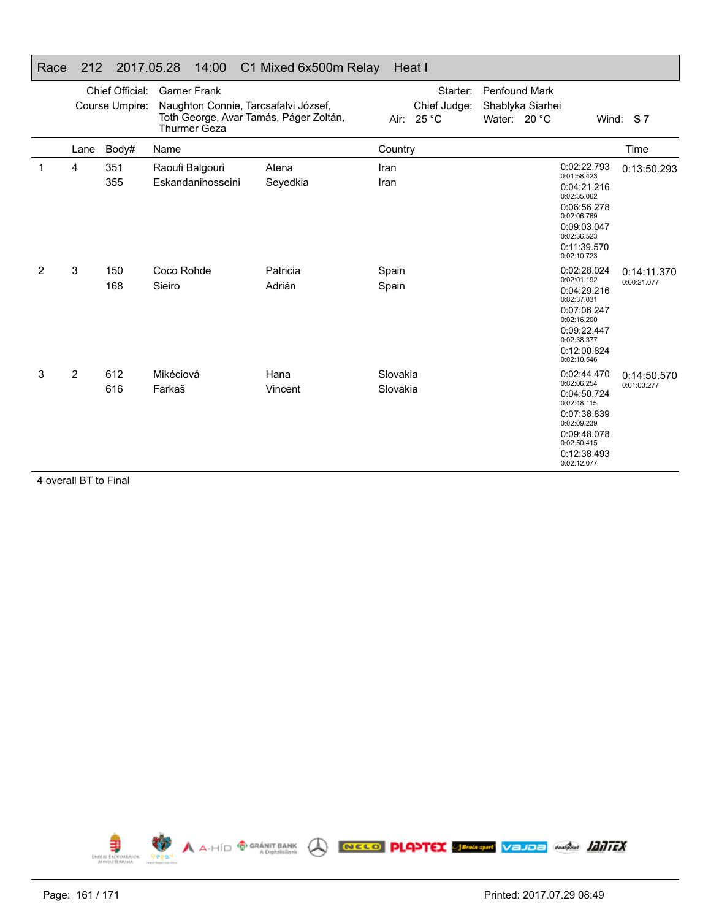## Race 212 2017.05.28 14:00 C1 Mixed 6x500m Relay Heat I

Chief Official: Garner Frank

Course Umpire: Naughton Connie, Tarcsafalvi József, Toth George, Avar Tamás, Páger Zoltán, Thurmer Geza

Starter: Penfound Mark

Chief Judge: Shablyka Siarhei

Air: 25 °C Water: 20 °C Wind: S 7

| | Lane | Body# | Name | | Country | | Time |
|---|---|---|---|---|---|---|---|
| 1 | 4 | 351 | Raoufi Balgouri | Atena | Iran | 0:02:22.793<br>0:01:58.423 | 0:13:50.293 |
| | | 355 | Eskandanihosseini | Seyedkia | Iran | 0:04:21.216<br>0:02:35.062 | |
| | | | | | | 0:06:56.278<br>0:02:06.769 | |
| | | | | | | 0:09:03.047<br>0:02:36.523 | |
| | | | | | | 0:11:39.570<br>0:02:10.723 | |
| 2 | 3 | 150 | Coco Rohde | Patricia | Spain | 0:02:28.024<br>0:02:01.192 | 0:14:11.370<br>0:00:21.077 |
| | | 168 | Sieiro | Adrián | Spain | 0:04:29.216<br>0:02:37.031 | |
| | | | | | | 0:07:06.247<br>0:02:16.200 | |
| | | | | | | 0:09:22.447<br>0:02:38.377 | |
| | | | | | | 0:12:00.824<br>0:02:10.546 | |
| 3 | 2 | 612 | Mikéciová | Hana | Slovakia | 0:02:44.470<br>0:02:06.254 | 0:14:50.570<br>0:01:00.277 |
| | | 616 | Farkaš | Vincent | Slovakia | 0:04:50.724<br>0:02:48.115 | |
| | | | | | | 0:07:38.839<br>0:02:09.239 | |
| | | | | | | 0:09:48.078<br>0:02:50.415 | |
| | | | | | | 0:12:38.493<br>0:02:12.077 | |

4 overall BT to Final

Printed: 2017.07.29 08:49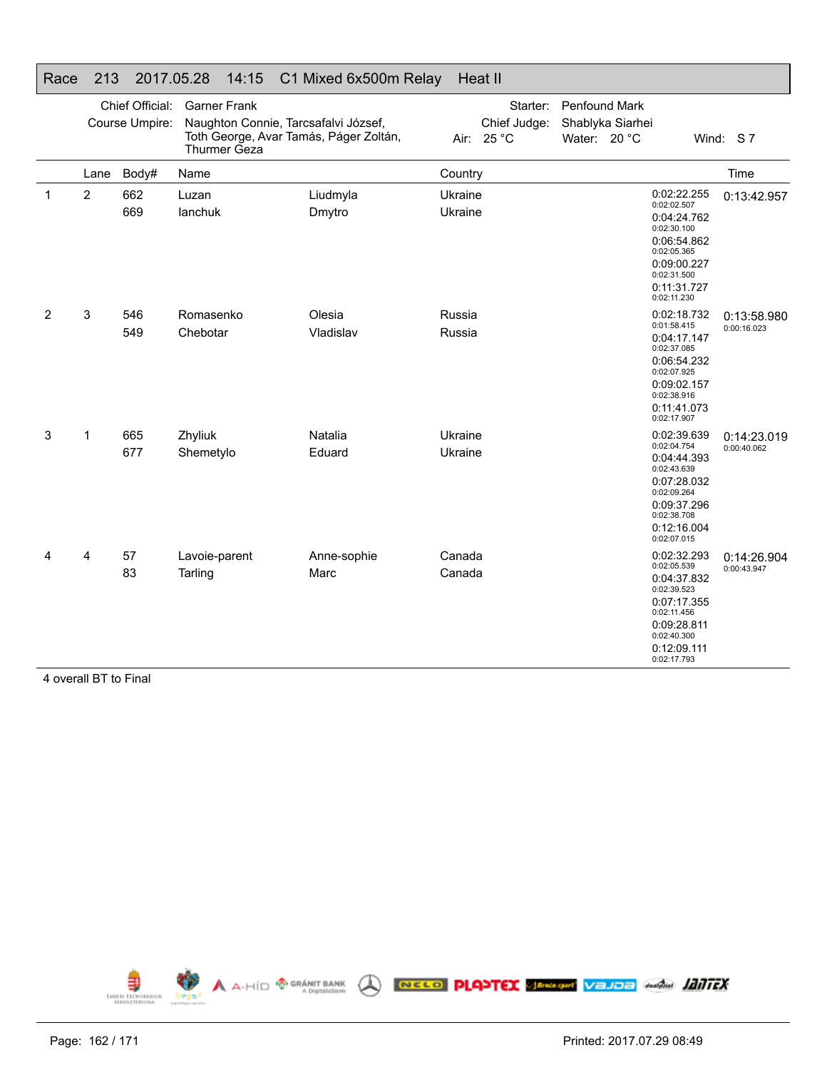## Race 213 2017.05.28 14:15 C1 Mixed 6x500m Relay Heat II

| | | | | |
|---|---|---|---|---|
| Chief Official: | Garner Frank | Starter: | Penfound Mark | |
| Course Umpire: | Naughton Connie, Tarcsafalvi József, Toth George, Avar Tamás, Páger Zoltán, Thurmer Geza | Chief Judge: | Shablyka Siarhei | |
| | | Air: 25 °C | Water: 20 °C | Wind: S 7 |

| | Lane | Body# | Name | | Country | Splits | Time |
|---|---|---|---|---|---|---|---|
| 1 | 2 | 662 | Luzan | Liudmyla | Ukraine | 0:02:22.255 (0:02:02.507) | 0:13:42.957 |
| | | 669 | Ianchuk | Dmytro | Ukraine | 0:04:24.762 (0:02:30.100) | |
| | | | | | | 0:06:54.862 (0:02:05.365) | |
| | | | | | | 0:09:00.227 (0:02:31.500) | |
| | | | | | | 0:11:31.727 (0:02:11.230) | |
| 2 | 3 | 546 | Romasenko | Olesia | Russia | 0:02:18.732 (0:01:58.415) | 0:13:58.980 (0:00:16.023) |
| | | 549 | Chebotar | Vladislav | Russia | 0:04:17.147 (0:02:37.085) | |
| | | | | | | 0:06:54.232 (0:02:07.925) | |
| | | | | | | 0:09:02.157 (0:02:38.916) | |
| | | | | | | 0:11:41.073 (0:02:17.907) | |
| 3 | 1 | 665 | Zhyliuk | Natalia | Ukraine | 0:02:39.639 (0:02:04.754) | 0:14:23.019 (0:00:40.062) |
| | | 677 | Shemetylo | Eduard | Ukraine | 0:04:44.393 (0:02:43.639) | |
| | | | | | | 0:07:28.032 (0:02:09.264) | |
| | | | | | | 0:09:37.296 (0:02:38.708) | |
| | | | | | | 0:12:16.004 (0:02:07.015) | |
| 4 | 4 | 57 | Lavoie-parent | Anne-sophie | Canada | 0:02:32.293 (0:02:05.539) | 0:14:26.904 (0:00:43.947) |
| | | 83 | Tarling | Marc | Canada | 0:04:37.832 (0:02:39.523) | |
| | | | | | | 0:07:17.355 (0:02:11.456) | |
| | | | | | | 0:09:28.811 (0:02:40.300) | |
| | | | | | | 0:12:09.111 (0:02:17.793) | |

4 overall BT to Final

Printed: 2017.07.29 08:49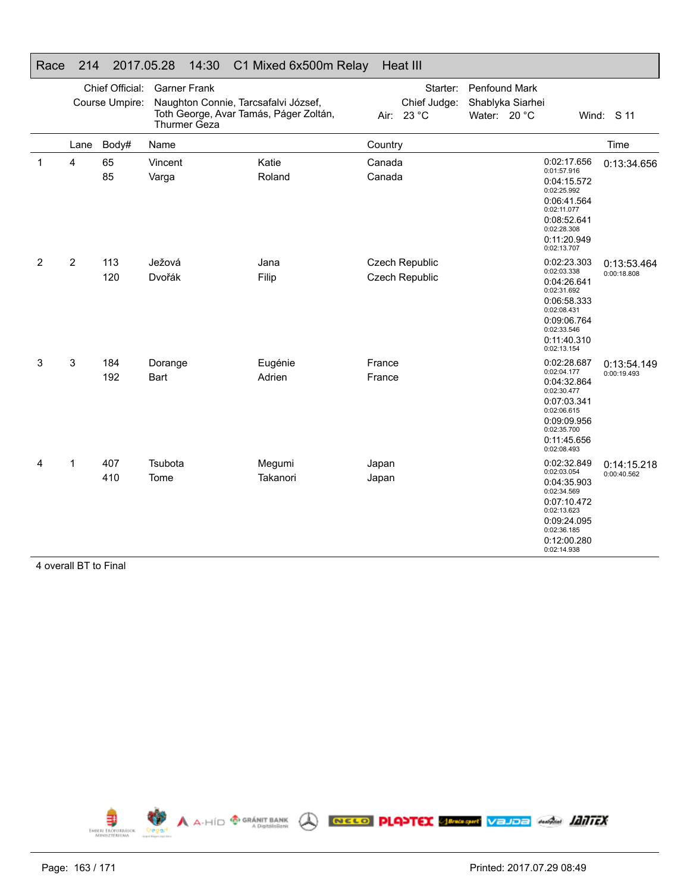# Race 214 2017.05.28 14:30 C1 Mixed 6x500m Relay Heat III

Chief Official: Garner Frank
Course Umpire: Naughton Connie, Tarcsafalvi József, Toth George, Avar Tamás, Páger Zoltán, Thurmer Geza
Starter: Penfound Mark
Chief Judge: Shablyka Siarhei
Air: 23 °C Water: 20 °C Wind: S 11

| | Lane | Body# | Name | | Country | | Time |
|---|---|---|---|---|---|---|---|
| 1 | 4 | 65 | Vincent | Katie | Canada | 0:02:17.656<br>0:01:57.916<br>0:04:15.572<br>0:02:25.992<br>0:06:41.564<br>0:02:11.077<br>0:08:52.641<br>0:02:28.308<br>0:11:20.949<br>0:02:13.707 | 0:13:34.656 |
| | | 85 | Varga | Roland | Canada | | |
| 2 | 2 | 113 | Ježová | Jana | Czech Republic | 0:02:23.303<br>0:02:03.338<br>0:04:26.641<br>0:02:31.692<br>0:06:58.333<br>0:02:08.431<br>0:09:06.764<br>0:02:33.546<br>0:11:40.310<br>0:02:13.154 | 0:13:53.464<br>0:00:18.808 |
| | | 120 | Dvořák | Filip | Czech Republic | | |
| 3 | 3 | 184 | Dorange | Eugénie | France | 0:02:28.687<br>0:02:04.177<br>0:04:32.864<br>0:02:30.477<br>0:07:03.341<br>0:02:06.615<br>0:09:09.956<br>0:02:35.700<br>0:11:45.656<br>0:02:08.493 | 0:13:54.149<br>0:00:19.493 |
| | | 192 | Bart | Adrien | France | | |
| 4 | 1 | 407 | Tsubota | Megumi | Japan | 0:02:32.849<br>0:02:03.054<br>0:04:35.903<br>0:02:34.569<br>0:07:10.472<br>0:02:13.623<br>0:09:24.095<br>0:02:36.185<br>0:12:00.280<br>0:02:14.938 | 0:14:15.218<br>0:00:40.562 |
| | | 410 | Tome | Takanori | Japan | | |

4 overall BT to Final

Printed: 2017.07.29 08:49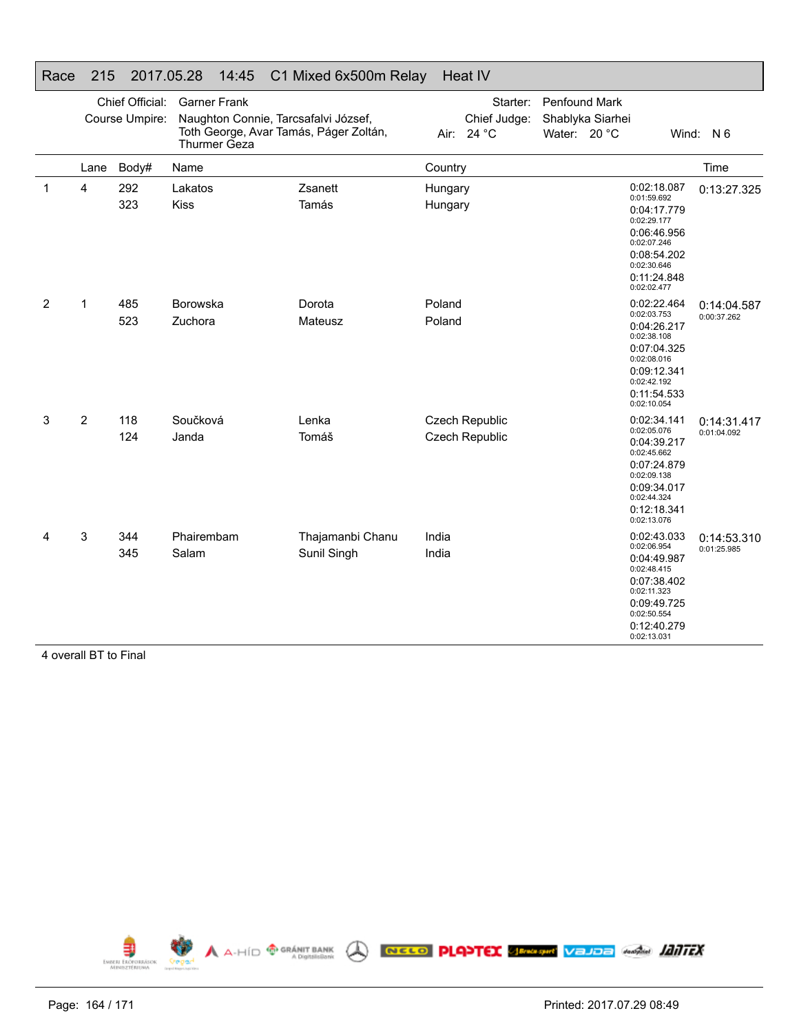# Race 215 2017.05.28 14:45 C1 Mixed 6x500m Relay Heat IV

Chief Official: Garner Frank
Course Umpire: Naughton Connie, Tarcsafalvi József, Toth George, Avar Tamás, Páger Zoltán, Thurmer Geza

Starter: Penfound Mark
Chief Judge: Shablyka Siarhei
Air: 24 °C Water: 20 °C Wind: N 6

| | Lane | Body# | Name | | Country | Splits | Time |
|---|---|---|---|---|---|---|---|
| 1 | 4 | 292 | Lakatos | Zsanett | Hungary | 0:02:18.087 (0:01:59.692) | 0:13:27.325 |
| | | 323 | Kiss | Tamás | Hungary | 0:04:17.779 (0:02:29.177) | |
| | | | | | | 0:06:46.956 (0:02:07.246) | |
| | | | | | | 0:08:54.202 (0:02:30.646) | |
| | | | | | | 0:11:24.848 (0:02:02.477) | |
| 2 | 1 | 485 | Borowska | Dorota | Poland | 0:02:22.464 (0:02:03.753) | 0:14:04.587 (0:00:37.262) |
| | | 523 | Zuchora | Mateusz | Poland | 0:04:26.217 (0:02:38.108) | |
| | | | | | | 0:07:04.325 (0:02:08.016) | |
| | | | | | | 0:09:12.341 (0:02:42.192) | |
| | | | | | | 0:11:54.533 (0:02:10.054) | |
| 3 | 2 | 118 | Součková | Lenka | Czech Republic | 0:02:34.141 (0:02:05.076) | 0:14:31.417 (0:01:04.092) |
| | | 124 | Janda | Tomáš | Czech Republic | 0:04:39.217 (0:02:45.662) | |
| | | | | | | 0:07:24.879 (0:02:09.138) | |
| | | | | | | 0:09:34.017 (0:02:44.324) | |
| | | | | | | 0:12:18.341 (0:02:13.076) | |
| 4 | 3 | 344 | Phairembam | Thajamanbi Chanu | India | 0:02:43.033 (0:02:06.954) | 0:14:53.310 (0:01:25.985) |
| | | 345 | Salam | Sunil Singh | India | 0:04:49.987 (0:02:48.415) | |
| | | | | | | 0:07:38.402 (0:02:11.323) | |
| | | | | | | 0:09:49.725 (0:02:50.554) | |
| | | | | | | 0:12:40.279 (0:02:13.031) | |

4 overall BT to Final

Printed: 2017.07.29 08:49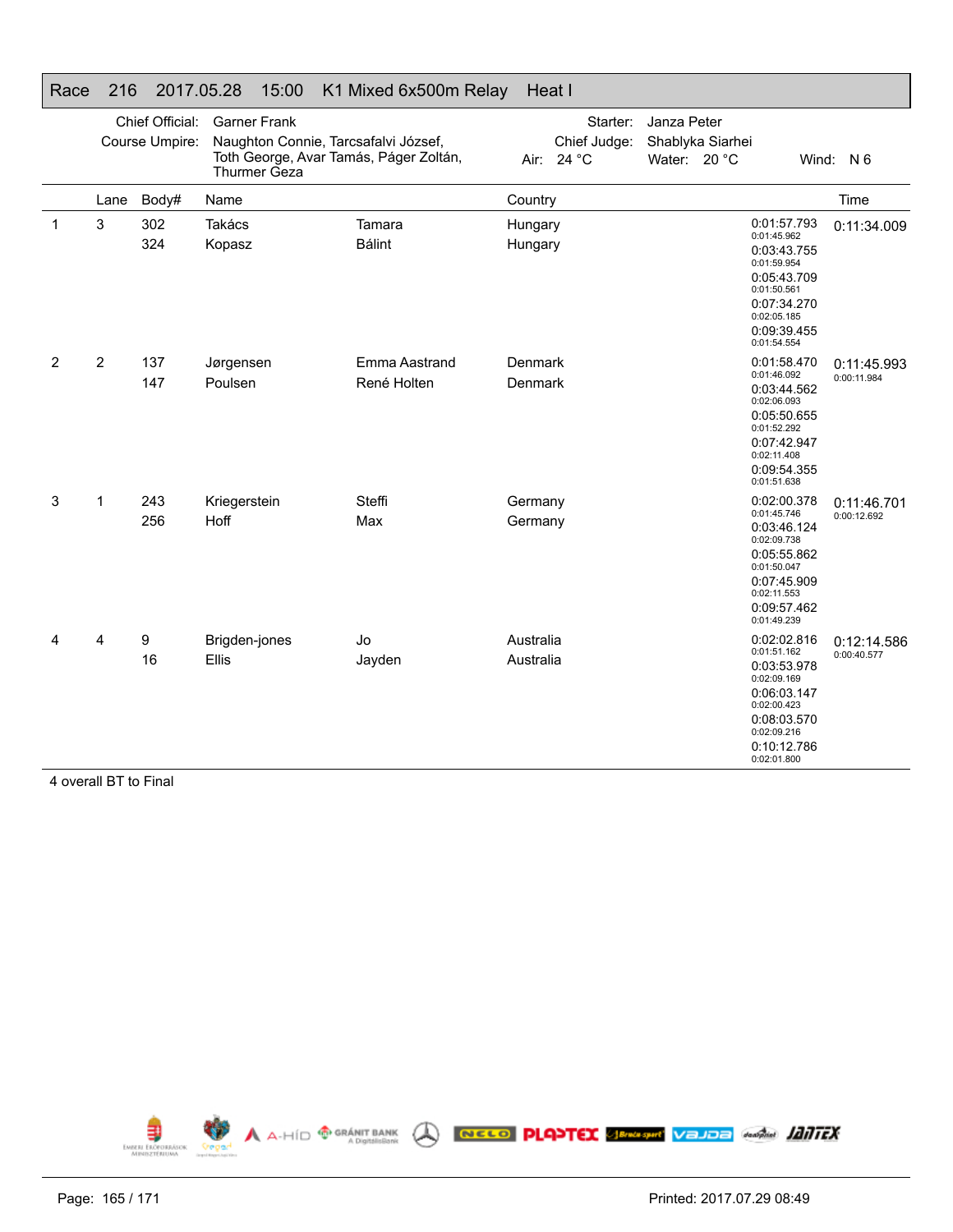## Race 216 2017.05.28 15:00 K1 Mixed 6x500m Relay Heat I

Chief Official: Garner Frank
Course Umpire: Naughton Connie, Tarcsafalvi József, Toth George, Avar Tamás, Páger Zoltán, Thurmer Geza

Starter: Janza Peter
Chief Judge: Shablyka Siarhei
Air: 24 °C Water: 20 °C Wind: N 6

| | Lane | Body# | Name | | Country | Splits | Time |
|---|---|---|---|---|---|---|---|
| 1 | 3 | 302 | Takács | Tamara | Hungary | 0:01:57.793 (0:01:45.962) | 0:11:34.009 |
| | | 324 | Kopasz | Bálint | Hungary | 0:03:43.755 (0:01:59.954) | |
| | | | | | | 0:05:43.709 (0:01:50.561) | |
| | | | | | | 0:07:34.270 (0:02:05.185) | |
| | | | | | | 0:09:39.455 (0:01:54.554) | |
| 2 | 2 | 137 | Jørgensen | Emma Aastrand | Denmark | 0:01:58.470 (0:01:46.092) | 0:11:45.993 (0:00:11.984) |
| | | 147 | Poulsen | René Holten | Denmark | 0:03:44.562 (0:02:06.093) | |
| | | | | | | 0:05:50.655 (0:01:52.292) | |
| | | | | | | 0:07:42.947 (0:02:11.408) | |
| | | | | | | 0:09:54.355 (0:01:51.638) | |
| 3 | 1 | 243 | Kriegerstein | Steffi | Germany | 0:02:00.378 (0:01:45.746) | 0:11:46.701 (0:00:12.692) |
| | | 256 | Hoff | Max | Germany | 0:03:46.124 (0:02:09.738) | |
| | | | | | | 0:05:55.862 (0:01:50.047) | |
| | | | | | | 0:07:45.909 (0:02:11.553) | |
| | | | | | | 0:09:57.462 (0:01:49.239) | |
| 4 | 4 | 9 | Brigden-jones | Jo | Australia | 0:02:02.816 (0:01:51.162) | 0:12:14.586 (0:00:40.577) |
| | | 16 | Ellis | Jayden | Australia | 0:03:53.978 (0:02:09.169) | |
| | | | | | | 0:06:03.147 (0:02:00.423) | |
| | | | | | | 0:08:03.570 (0:02:09.216) | |
| | | | | | | 0:10:12.786 (0:02:01.800) | |

4 overall BT to Final

Printed: 2017.07.29 08:49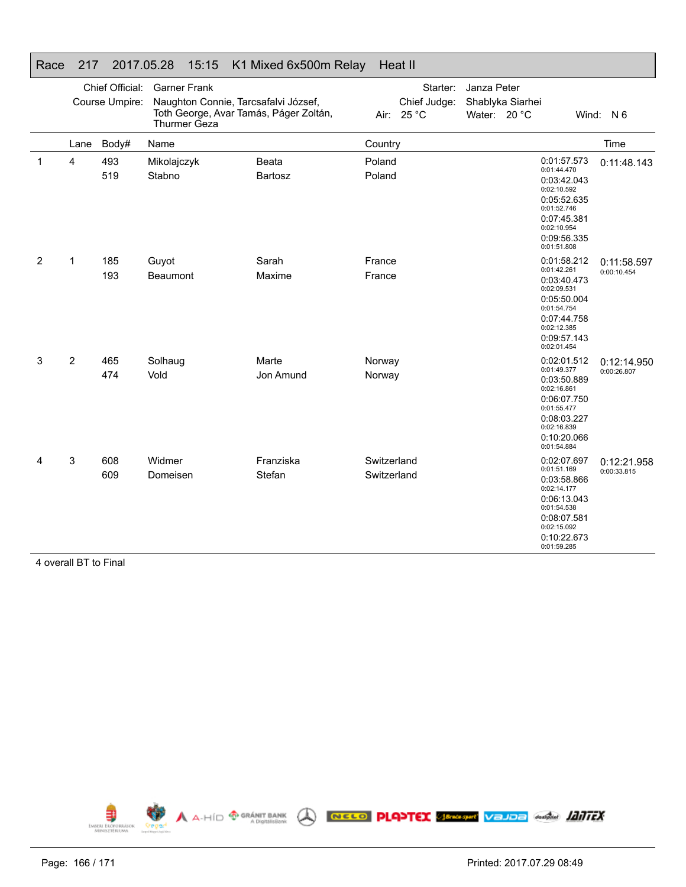# Race 217 2017.05.28 15:15 K1 Mixed 6x500m Relay Heat II

Chief Official: Garner Frank
Course Umpire: Naughton Connie, Tarcsafalvi József, Toth George, Avar Tamás, Páger Zoltán, Thurmer Geza

Starter: Janza Peter
Chief Judge: Shablyka Siarhei
Air: 25 °C Water: 20 °C Wind: N 6

| | Lane | Body# | Name | | Country | Splits | Time |
|---|---|---|---|---|---|---|---|
| 1 | 4 | 493 | Mikolajczyk | Beata | Poland | 0:01:57.573 (0:01:44.470) | 0:11:48.143 |
| | | 519 | Stabno | Bartosz | Poland | 0:03:42.043 (0:02:10.592) | |
| | | | | | | 0:05:52.635 (0:01:52.746) | |
| | | | | | | 0:07:45.381 (0:02:10.954) | |
| | | | | | | 0:09:56.335 (0:01:51.808) | |
| 2 | 1 | 185 | Guyot | Sarah | France | 0:01:58.212 (0:01:42.261) | 0:11:58.597 (0:00:10.454) |
| | | 193 | Beaumont | Maxime | France | 0:03:40.473 (0:02:09.531) | |
| | | | | | | 0:05:50.004 (0:01:54.754) | |
| | | | | | | 0:07:44.758 (0:02:12.385) | |
| | | | | | | 0:09:57.143 (0:02:01.454) | |
| 3 | 2 | 465 | Solhaug | Marte | Norway | 0:02:01.512 (0:01:49.377) | 0:12:14.950 (0:00:26.807) |
| | | 474 | Vold | Jon Amund | Norway | 0:03:50.889 (0:02:16.861) | |
| | | | | | | 0:06:07.750 (0:01:55.477) | |
| | | | | | | 0:08:03.227 (0:02:16.839) | |
| | | | | | | 0:10:20.066 (0:01:54.884) | |
| 4 | 3 | 608 | Widmer | Franziska | Switzerland | 0:02:07.697 (0:01:51.169) | 0:12:21.958 (0:00:33.815) |
| | | 609 | Domeisen | Stefan | Switzerland | 0:03:58.866 (0:02:14.177) | |
| | | | | | | 0:06:13.043 (0:01:54.538) | |
| | | | | | | 0:08:07.581 (0:02:15.092) | |
| | | | | | | 0:10:22.673 (0:01:59.285) | |

4 overall BT to Final

Printed: 2017.07.29 08:49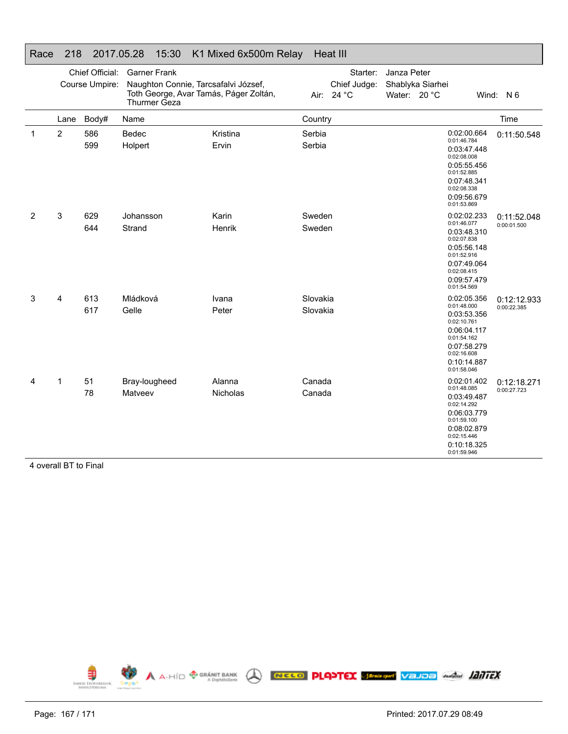# Race 218 2017.05.28 15:30 K1 Mixed 6x500m Relay Heat III

Chief Official: Garner Frank
Course Umpire: Naughton Connie, Tarcsafalvi József, Toth George, Avar Tamás, Páger Zoltán, Thurmer Geza

Starter: Janza Peter
Chief Judge: Shablyka Siarhei
Air: 24 °C Water: 20 °C Wind: N 6

| | Lane | Body# | Name | | Country | Splits | Time |
|---|---|---|---|---|---|---|---|
| 1 | 2 | 586 | Bedec | Kristina | Serbia | 0:02:00.664 / 0:01:46.784 | 0:11:50.548 |
| | | 599 | Holpert | Ervin | Serbia | 0:03:47.448 / 0:02:08.008 | |
| | | | | | | 0:05:55.456 / 0:01:52.885 | |
| | | | | | | 0:07:48.341 / 0:02:08.338 | |
| | | | | | | 0:09:56.679 / 0:01:53.869 | |
| 2 | 3 | 629 | Johansson | Karin | Sweden | 0:02:02.233 / 0:01:46.077 | 0:11:52.048 / 0:00:01.500 |
| | | 644 | Strand | Henrik | Sweden | 0:03:48.310 / 0:02:07.838 | |
| | | | | | | 0:05:56.148 / 0:01:52.916 | |
| | | | | | | 0:07:49.064 / 0:02:08.415 | |
| | | | | | | 0:09:57.479 / 0:01:54.569 | |
| 3 | 4 | 613 | Mládková | Ivana | Slovakia | 0:02:05.356 / 0:01:48.000 | 0:12:12.933 / 0:00:22.385 |
| | | 617 | Gelle | Peter | Slovakia | 0:03:53.356 / 0:02:10.761 | |
| | | | | | | 0:06:04.117 / 0:01:54.162 | |
| | | | | | | 0:07:58.279 / 0:02:16.608 | |
| | | | | | | 0:10:14.887 / 0:01:58.046 | |
| 4 | 1 | 51 | Bray-lougheed | Alanna | Canada | 0:02:01.402 / 0:01:48.085 | 0:12:18.271 / 0:00:27.723 |
| | | 78 | Matveev | Nicholas | Canada | 0:03:49.487 / 0:02:14.292 | |
| | | | | | | 0:06:03.779 / 0:01:59.100 | |
| | | | | | | 0:08:02.879 / 0:02:15.446 | |
| | | | | | | 0:10:18.325 / 0:01:59.946 | |

4 overall BT to Final

Printed: 2017.07.29 08:49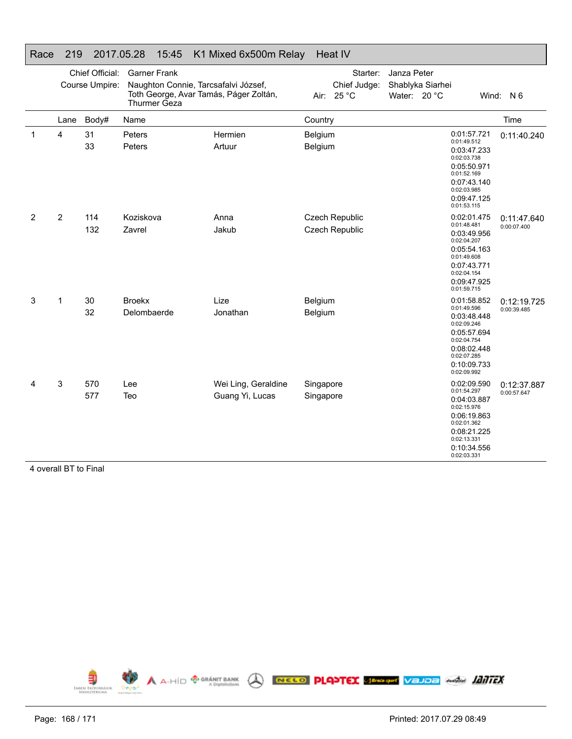## Race 219 2017.05.28 15:45 K1 Mixed 6x500m Relay Heat IV

Chief Official: Garner Frank
Course Umpire: Naughton Connie, Tarcsafalvi József, Toth George, Avar Tamás, Páger Zoltán, Thurmer Geza

Starter: Janza Peter
Chief Judge: Shablyka Siarhei
Air: 25 °C   Water: 20 °C   Wind: N 6

| | Lane | Body# | Name | | Country | Splits | Time |
|---|---|---|---|---|---|---|---|
| 1 | 4 | 31 | Peters | Hermien | Belgium | 0:01:57.721 | 0:11:40.240 |
| | | 33 | Peters | Artuur | Belgium | 0:01:49.512 | |
| | | | | | | 0:03:47.233 | |
| | | | | | | 0:02:03.738 | |
| | | | | | | 0:05:50.971 | |
| | | | | | | 0:01:52.169 | |
| | | | | | | 0:07:43.140 | |
| | | | | | | 0:02:03.985 | |
| | | | | | | 0:09:47.125 | |
| | | | | | | 0:01:53.115 | |
| 2 | 2 | 114 | Koziskova | Anna | Czech Republic | 0:02:01.475 | 0:11:47.640 |
| | | 132 | Zavrel | Jakub | Czech Republic | 0:01:48.481 | 0:00:07.400 |
| | | | | | | 0:03:49.956 | |
| | | | | | | 0:02:04.207 | |
| | | | | | | 0:05:54.163 | |
| | | | | | | 0:01:49.608 | |
| | | | | | | 0:07:43.771 | |
| | | | | | | 0:02:04.154 | |
| | | | | | | 0:09:47.925 | |
| | | | | | | 0:01:59.715 | |
| 3 | 1 | 30 | Broekx | Lize | Belgium | 0:01:58.852 | 0:12:19.725 |
| | | 32 | Delombaerde | Jonathan | Belgium | 0:01:49.596 | 0:00:39.485 |
| | | | | | | 0:03:48.448 | |
| | | | | | | 0:02:09.246 | |
| | | | | | | 0:05:57.694 | |
| | | | | | | 0:02:04.754 | |
| | | | | | | 0:08:02.448 | |
| | | | | | | 0:02:07.285 | |
| | | | | | | 0:10:09.733 | |
| | | | | | | 0:02:09.992 | |
| 4 | 3 | 570 | Lee | Wei Ling, Geraldine | Singapore | 0:02:09.590 | 0:12:37.887 |
| | | 577 | Teo | Guang Yi, Lucas | Singapore | 0:01:54.297 | 0:00:57.647 |
| | | | | | | 0:04:03.887 | |
| | | | | | | 0:02:15.976 | |
| | | | | | | 0:06:19.863 | |
| | | | | | | 0:02:01.362 | |
| | | | | | | 0:08:21.225 | |
| | | | | | | 0:02:13.331 | |
| | | | | | | 0:10:34.556 | |
| | | | | | | 0:02:03.331 | |

4 overall BT to Final

Printed: 2017.07.29 08:49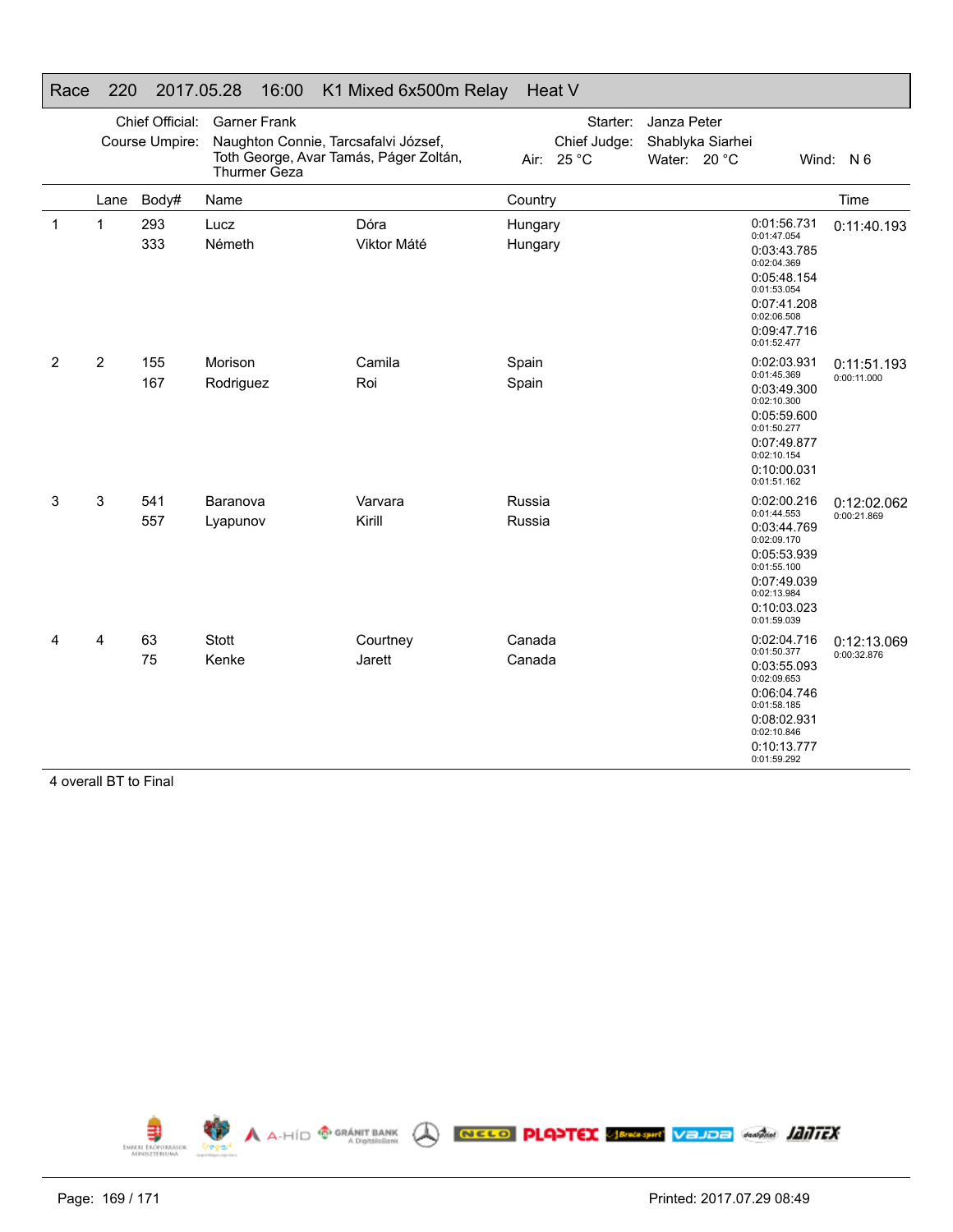# Race 220 2017.05.28 16:00 K1 Mixed 6x500m Relay Heat V

Chief Official: Garner Frank
Course Umpire: Naughton Connie, Tarcsafalvi József, Toth George, Avar Tamás, Páger Zoltán, Thurmer Geza

Starter: Janza Peter
Chief Judge: Shablyka Siarhei
Air: 25 °C Water: 20 °C Wind: N 6

| | Lane | Body# | Name | | Country | Splits | Time |
|---|---|---|---|---|---|---|---|
| 1 | 1 | 293 | Lucz | Dóra | Hungary | 0:01:56.731 (0:01:47.054) | 0:11:40.193 |
| | | 333 | Németh | Viktor Máté | Hungary | 0:03:43.785 (0:02:04.369) | |
| | | | | | | 0:05:48.154 (0:01:53.054) | |
| | | | | | | 0:07:41.208 (0:02:06.508) | |
| | | | | | | 0:09:47.716 (0:01:52.477) | |
| 2 | 2 | 155 | Morison | Camila | Spain | 0:02:03.931 (0:01:45.369) | 0:11:51.193 (0:00:11.000) |
| | | 167 | Rodriguez | Roi | Spain | 0:03:49.300 (0:02:10.300) | |
| | | | | | | 0:05:59.600 (0:01:50.277) | |
| | | | | | | 0:07:49.877 (0:02:10.154) | |
| | | | | | | 0:10:00.031 (0:01:51.162) | |
| 3 | 3 | 541 | Baranova | Varvara | Russia | 0:02:00.216 (0:01:44.553) | 0:12:02.062 (0:00:21.869) |
| | | 557 | Lyapunov | Kirill | Russia | 0:03:44.769 (0:02:09.170) | |
| | | | | | | 0:05:53.939 (0:01:55.100) | |
| | | | | | | 0:07:49.039 (0:02:13.984) | |
| | | | | | | 0:10:03.023 (0:01:59.039) | |
| 4 | 4 | 63 | Stott | Courtney | Canada | 0:02:04.716 (0:01:50.377) | 0:12:13.069 (0:00:32.876) |
| | | 75 | Kenke | Jarett | Canada | 0:03:55.093 (0:02:09.653) | |
| | | | | | | 0:06:04.746 (0:01:58.185) | |
| | | | | | | 0:08:02.931 (0:02:10.846) | |
| | | | | | | 0:10:13.777 (0:01:59.292) | |

4 overall BT to Final

Printed: 2017.07.29 08:49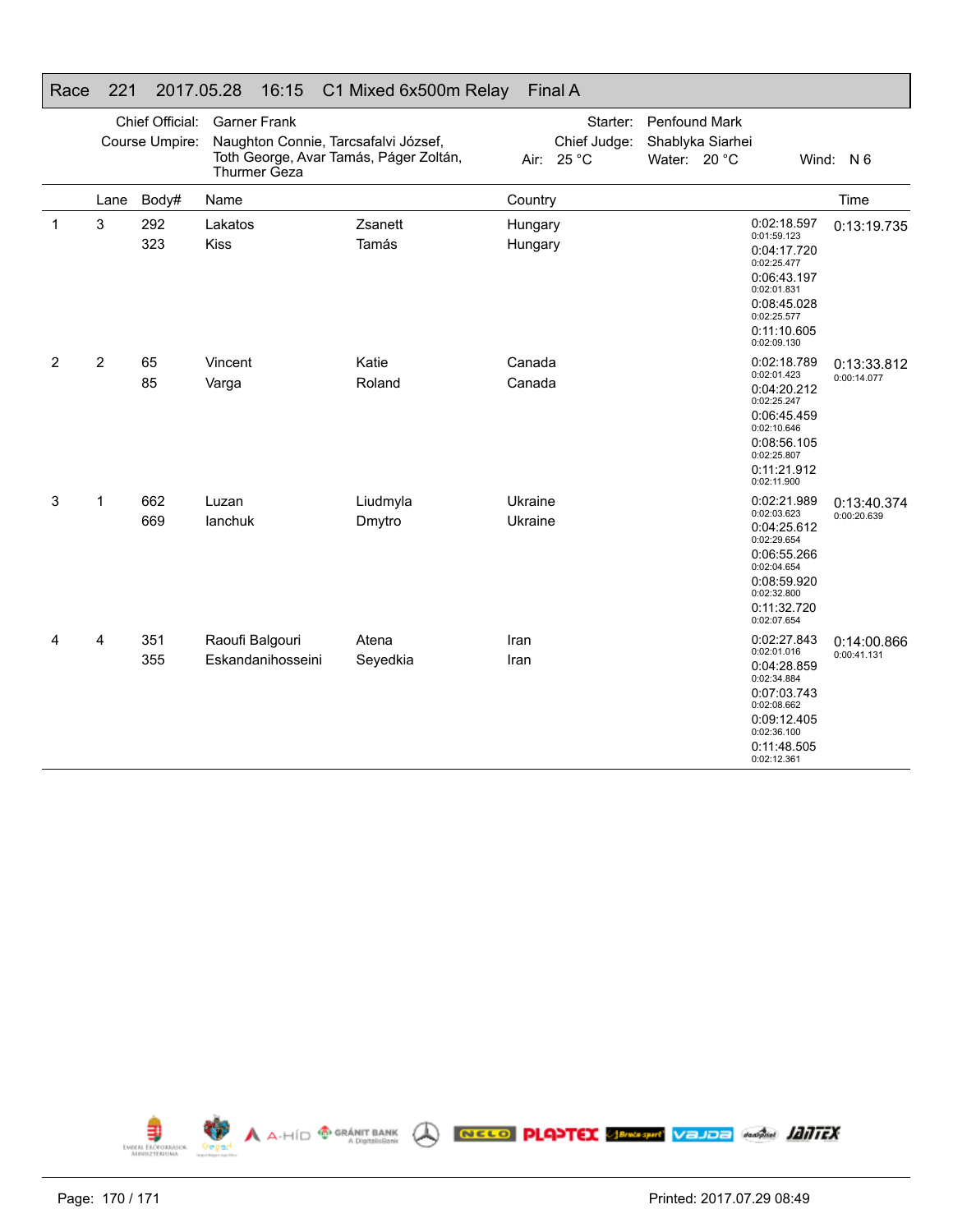## Race 221 2017.05.28 16:15 C1 Mixed 6x500m Relay Final A

Chief Official: Garner Frank
Course Umpire: Naughton Connie, Tarcsafalvi József, Toth George, Avar Tamás, Páger Zoltán, Thurmer Geza

Starter: Penfound Mark
Chief Judge: Shablyka Siarhei
Air: 25 °C Water: 20 °C Wind: N 6

| | Lane | Body# | Name | | Country | | Time |
|---|---|---|---|---|---|---|---|
| 1 | 3 | 292 | Lakatos | Zsanett | Hungary | 0:02:18.597<br>0:01:59.123<br>0:04:17.720<br>0:02:25.477<br>0:06:43.197<br>0:02:01.831<br>0:08:45.028<br>0:02:25.577<br>0:11:10.605<br>0:02:09.130 | 0:13:19.735 |
| | | 323 | Kiss | Tamás | Hungary | | |
| 2 | 2 | 65 | Vincent | Katie | Canada | 0:02:18.789<br>0:02:01.423<br>0:04:20.212<br>0:02:25.247<br>0:06:45.459<br>0:02:10.646<br>0:08:56.105<br>0:02:25.807<br>0:11:21.912<br>0:02:11.900 | 0:13:33.812<br>0:00:14.077 |
| | | 85 | Varga | Roland | Canada | | |
| 3 | 1 | 662 | Luzan | Liudmyla | Ukraine | 0:02:21.989<br>0:02:03.623<br>0:04:25.612<br>0:02:29.654<br>0:06:55.266<br>0:02:04.654<br>0:08:59.920<br>0:02:32.800<br>0:11:32.720<br>0:02:07.654 | 0:13:40.374<br>0:00:20.639 |
| | | 669 | Ianchuk | Dmytro | Ukraine | | |
| 4 | 4 | 351 | Raoufi Balgouri | Atena | Iran | 0:02:27.843<br>0:02:01.016<br>0:04:28.859<br>0:02:34.884<br>0:07:03.743<br>0:02:08.662<br>0:09:12.405<br>0:02:36.100<br>0:11:48.505<br>0:02:12.361 | 0:14:00.866<br>0:00:41.131 |
| | | 355 | Eskandanihosseini | Seyedkia | Iran | | |

Printed: 2017.07.29 08:49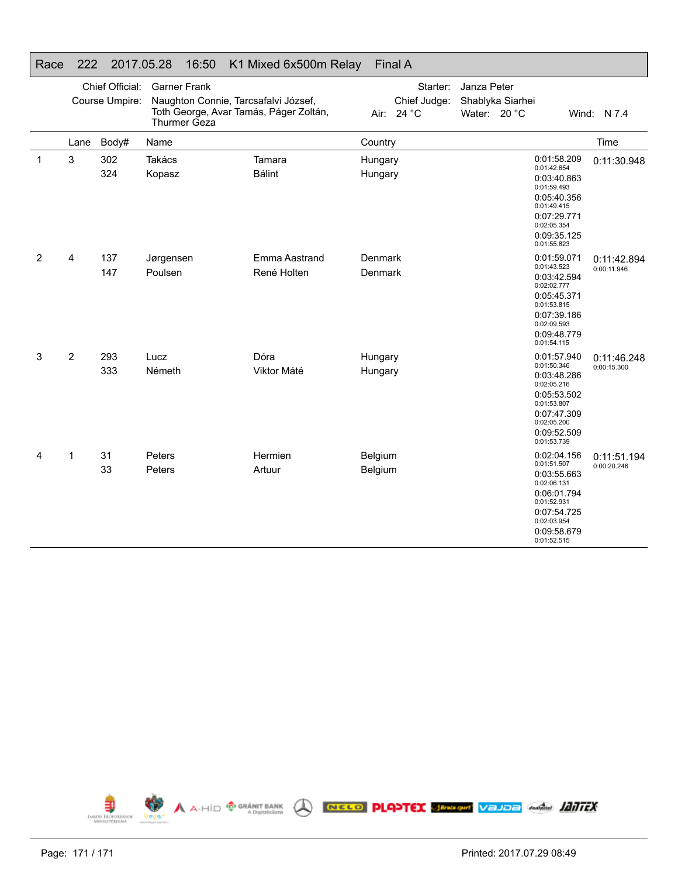| Race | 222 | 2017.05.28 | 16:50 | K1 Mixed 6x500m Relay | Final A |
|---|---|---|---|---|---|

Chief Official: Garner Frank
Course Umpire: Naughton Connie, Tarcsafalvi József, Toth George, Avar Tamás, Páger Zoltán, Thurmer Geza
Starter: Janza Peter
Chief Judge: Shablyka Siarhei
Air: 24 °C Water: 20 °C Wind: N 7.4

| | Lane | Body# | Name | | Country | | Time |
|---|---|---|---|---|---|---|---|
| 1 | 3 | 302 | Takács | Tamara | Hungary | 0:01:58.209 | 0:11:30.948 |
| | | 324 | Kopasz | Bálint | Hungary | 0:01:42.654 | |
| | | | | | | 0:03:40.863 | |
| | | | | | | 0:01:59.493 | |
| | | | | | | 0:05:40.356 | |
| | | | | | | 0:01:49.415 | |
| | | | | | | 0:07:29.771 | |
| | | | | | | 0:02:05.354 | |
| | | | | | | 0:09:35.125 | |
| | | | | | | 0:01:55.823 | |
| 2 | 4 | 137 | Jørgensen | Emma Aastrand | Denmark | 0:01:59.071 | 0:11:42.894 |
| | | 147 | Poulsen | René Holten | Denmark | 0:01:43.523 | 0:00:11.946 |
| | | | | | | 0:03:42.594 | |
| | | | | | | 0:02:02.777 | |
| | | | | | | 0:05:45.371 | |
| | | | | | | 0:01:53.815 | |
| | | | | | | 0:07:39.186 | |
| | | | | | | 0:02:09.593 | |
| | | | | | | 0:09:48.779 | |
| | | | | | | 0:01:54.115 | |
| 3 | 2 | 293 | Lucz | Dóra | Hungary | 0:01:57.940 | 0:11:46.248 |
| | | 333 | Németh | Viktor Máté | Hungary | 0:01:50.346 | 0:00:15.300 |
| | | | | | | 0:03:48.286 | |
| | | | | | | 0:02:05.216 | |
| | | | | | | 0:05:53.502 | |
| | | | | | | 0:01:53.807 | |
| | | | | | | 0:07:47.309 | |
| | | | | | | 0:02:05.200 | |
| | | | | | | 0:09:52.509 | |
| | | | | | | 0:01:53.739 | |
| 4 | 1 | 31 | Peters | Hermien | Belgium | 0:02:04.156 | 0:11:51.194 |
| | | 33 | Peters | Artuur | Belgium | 0:01:51.507 | 0:00:20.246 |
| | | | | | | 0:03:55.663 | |
| | | | | | | 0:02:06.131 | |
| | | | | | | 0:06:01.794 | |
| | | | | | | 0:01:52.931 | |
| | | | | | | 0:07:54.725 | |
| | | | | | | 0:02:03.954 | |
| | | | | | | 0:09:58.679 | |
| | | | | | | 0:01:52.515 | |

Printed: 2017.07.29 08:49